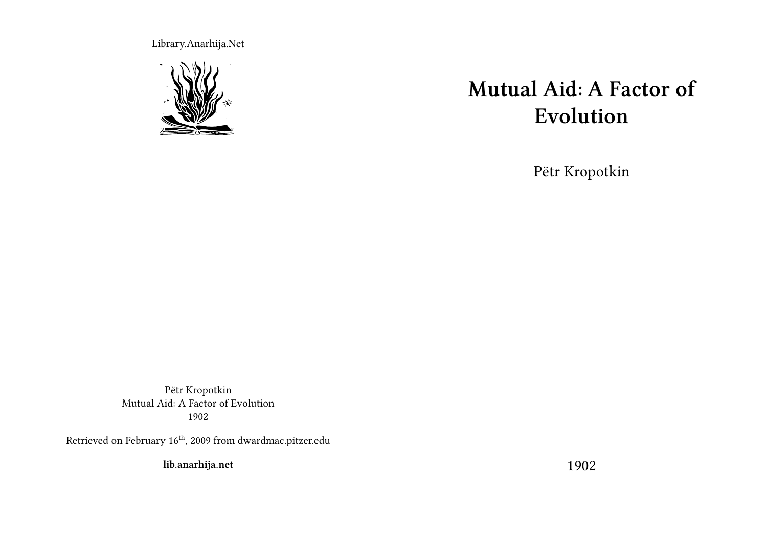Library.Anarhija.Net

Pëtr Kropotkin
Mutual Aid: A Factor of Evolution
1902

Retrieved on February 16th, 2009 from dwardmac.pitzer.edu

**lib.anarhija.net**

# Mutual Aid: A Factor of Evolution

Pëtr Kropotkin

1902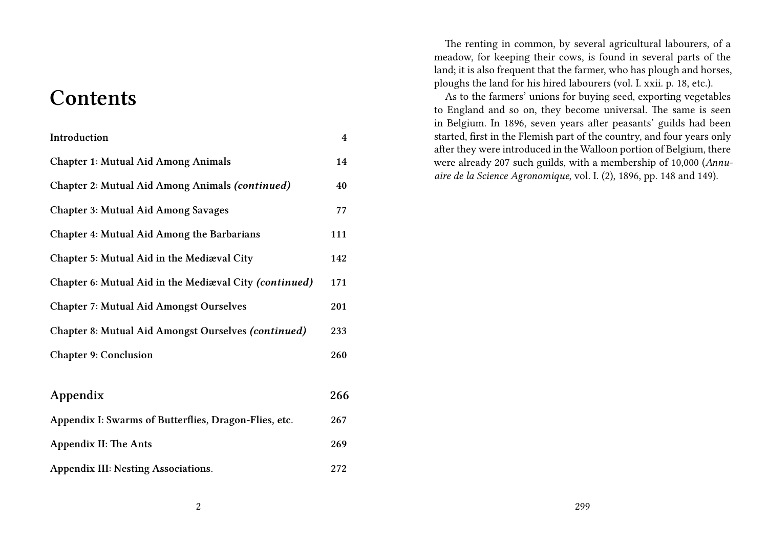# Contents

| | |
|---|---|
| **Introduction** | **4** |
| **Chapter 1: Mutual Aid Among Animals** | **14** |
| **Chapter 2: Mutual Aid Among Animals *(continued)*** | **40** |
| **Chapter 3: Mutual Aid Among Savages** | **77** |
| **Chapter 4: Mutual Aid Among the Barbarians** | **111** |
| **Chapter 5: Mutual Aid in the Mediæval City** | **142** |
| **Chapter 6: Mutual Aid in the Mediæval City *(continued)*** | **171** |
| **Chapter 7: Mutual Aid Amongst Ourselves** | **201** |
| **Chapter 8: Mutual Aid Amongst Ourselves *(continued)*** | **233** |
| **Chapter 9: Conclusion** | **260** |
| **Appendix** | **266** |
| **Appendix I: Swarms of Butterflies, Dragon-Flies, etc.** | **267** |
| **Appendix II: The Ants** | **269** |
| **Appendix III: Nesting Associations.** | **272** |

The renting in common, by several agricultural labourers, of a meadow, for keeping their cows, is found in several parts of the land; it is also frequent that the farmer, who has plough and horses, ploughs the land for his hired labourers (vol. I. xxii. p. 18, etc.).

As to the farmers' unions for buying seed, exporting vegetables to England and so on, they become universal. The same is seen in Belgium. In 1896, seven years after peasants' guilds had been started, first in the Flemish part of the country, and four years only after they were introduced in the Walloon portion of Belgium, there were already 207 such guilds, with a membership of 10,000 (*Annuaire de la Science Agronomique*, vol. I. (2), 1896, pp. 148 and 149).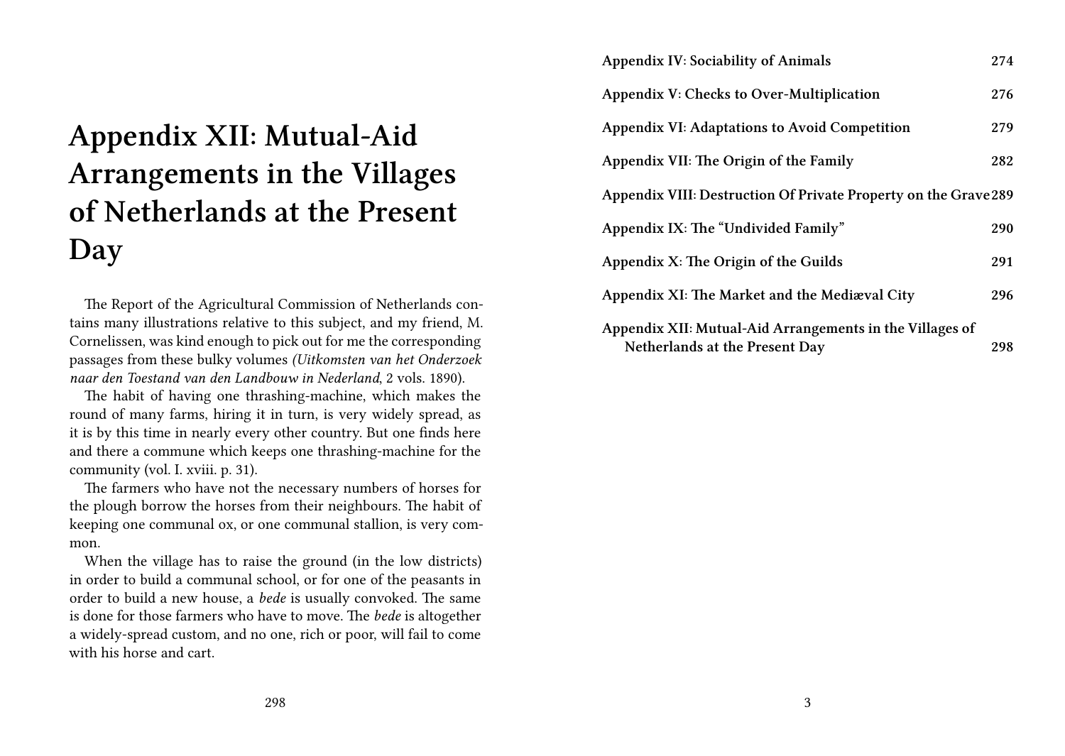# Appendix XII: Mutual-Aid Arrangements in the Villages of Netherlands at the Present Day

The Report of the Agricultural Commission of Netherlands contains many illustrations relative to this subject, and my friend, M. Cornelissen, was kind enough to pick out for me the corresponding passages from these bulky volumes *(Uitkomsten van het Onderzoek naar den Toestand van den Landbouw in Nederland*, 2 vols. 1890).

The habit of having one thrashing-machine, which makes the round of many farms, hiring it in turn, is very widely spread, as it is by this time in nearly every other country. But one finds here and there a commune which keeps one thrashing-machine for the community (vol. I. xviii. p. 31).

The farmers who have not the necessary numbers of horses for the plough borrow the horses from their neighbours. The habit of keeping one communal ox, or one communal stallion, is very common.

When the village has to raise the ground (in the low districts) in order to build a communal school, or for one of the peasants in order to build a new house, a *bede* is usually convoked. The same is done for those farmers who have to move. The *bede* is altogether a widely-spread custom, and no one, rich or poor, will fail to come with his horse and cart.

| | |
|---|---|
| **Appendix IV: Sociability of Animals** | **274** |
| **Appendix V: Checks to Over-Multiplication** | **276** |
| **Appendix VI: Adaptations to Avoid Competition** | **279** |
| **Appendix VII: The Origin of the Family** | **282** |
| **Appendix VIII: Destruction Of Private Property on the Grave** | **289** |
| **Appendix IX: The "Undivided Family"** | **290** |
| **Appendix X: The Origin of the Guilds** | **291** |
| **Appendix XI: The Market and the Mediæval City** | **296** |
| **Appendix XII: Mutual-Aid Arrangements in the Villages of Netherlands at the Present Day** | **298** |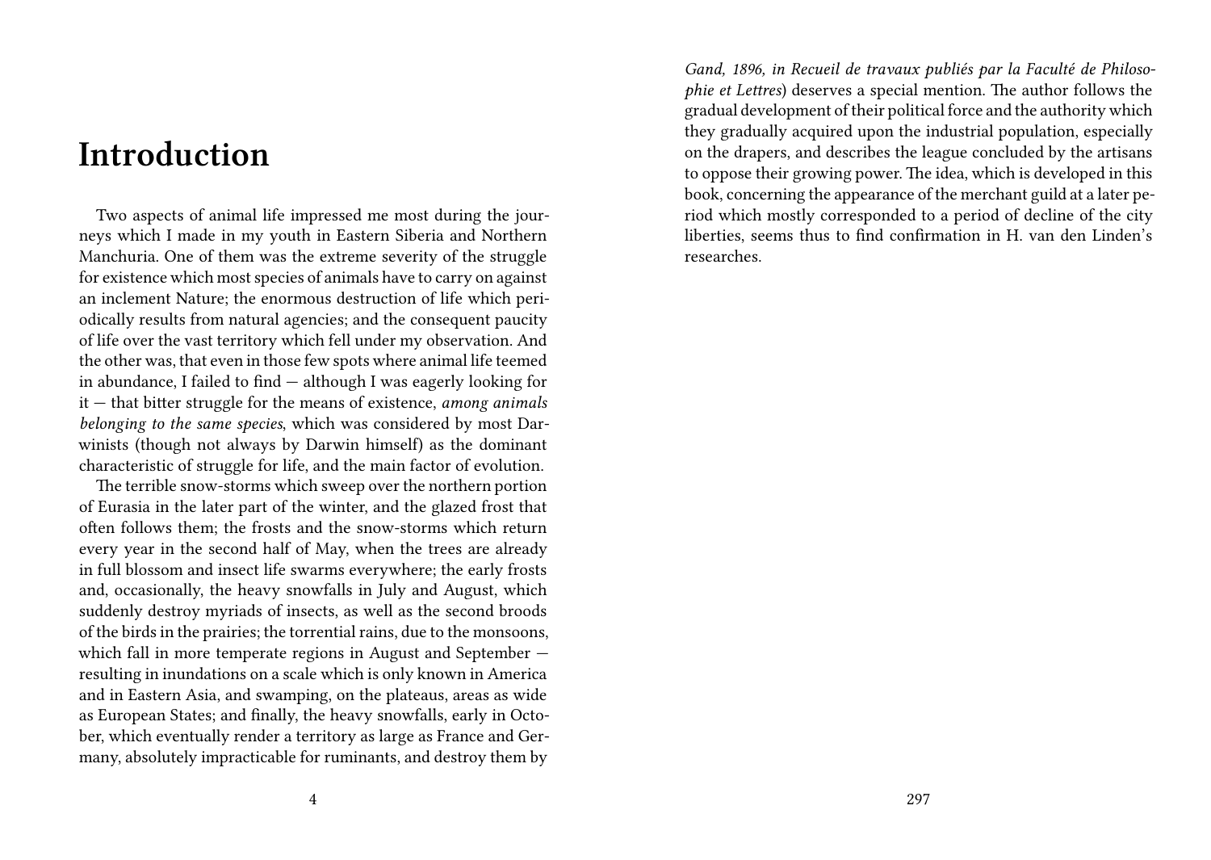# Introduction

Two aspects of animal life impressed me most during the journeys which I made in my youth in Eastern Siberia and Northern Manchuria. One of them was the extreme severity of the struggle for existence which most species of animals have to carry on against an inclement Nature; the enormous destruction of life which periodically results from natural agencies; and the consequent paucity of life over the vast territory which fell under my observation. And the other was, that even in those few spots where animal life teemed in abundance, I failed to find — although I was eagerly looking for it — that bitter struggle for the means of existence, *among animals belonging to the same species*, which was considered by most Darwinists (though not always by Darwin himself) as the dominant characteristic of struggle for life, and the main factor of evolution.

The terrible snow-storms which sweep over the northern portion of Eurasia in the later part of the winter, and the glazed frost that often follows them; the frosts and the snow-storms which return every year in the second half of May, when the trees are already in full blossom and insect life swarms everywhere; the early frosts and, occasionally, the heavy snowfalls in July and August, which suddenly destroy myriads of insects, as well as the second broods of the birds in the prairies; the torrential rains, due to the monsoons, which fall in more temperate regions in August and September — resulting in inundations on a scale which is only known in America and in Eastern Asia, and swamping, on the plateaus, areas as wide as European States; and finally, the heavy snowfalls, early in October, which eventually render a territory as large as France and Germany, absolutely impracticable for ruminants, and destroy them by

*Gand, 1896, in Recueil de travaux publiés par la Faculté de Philosophie et Lettres*) deserves a special mention. The author follows the gradual development of their political force and the authority which they gradually acquired upon the industrial population, especially on the drapers, and describes the league concluded by the artisans to oppose their growing power. The idea, which is developed in this book, concerning the appearance of the merchant guild at a later period which mostly corresponded to a period of decline of the city liberties, seems thus to find confirmation in H. van den Linden's researches.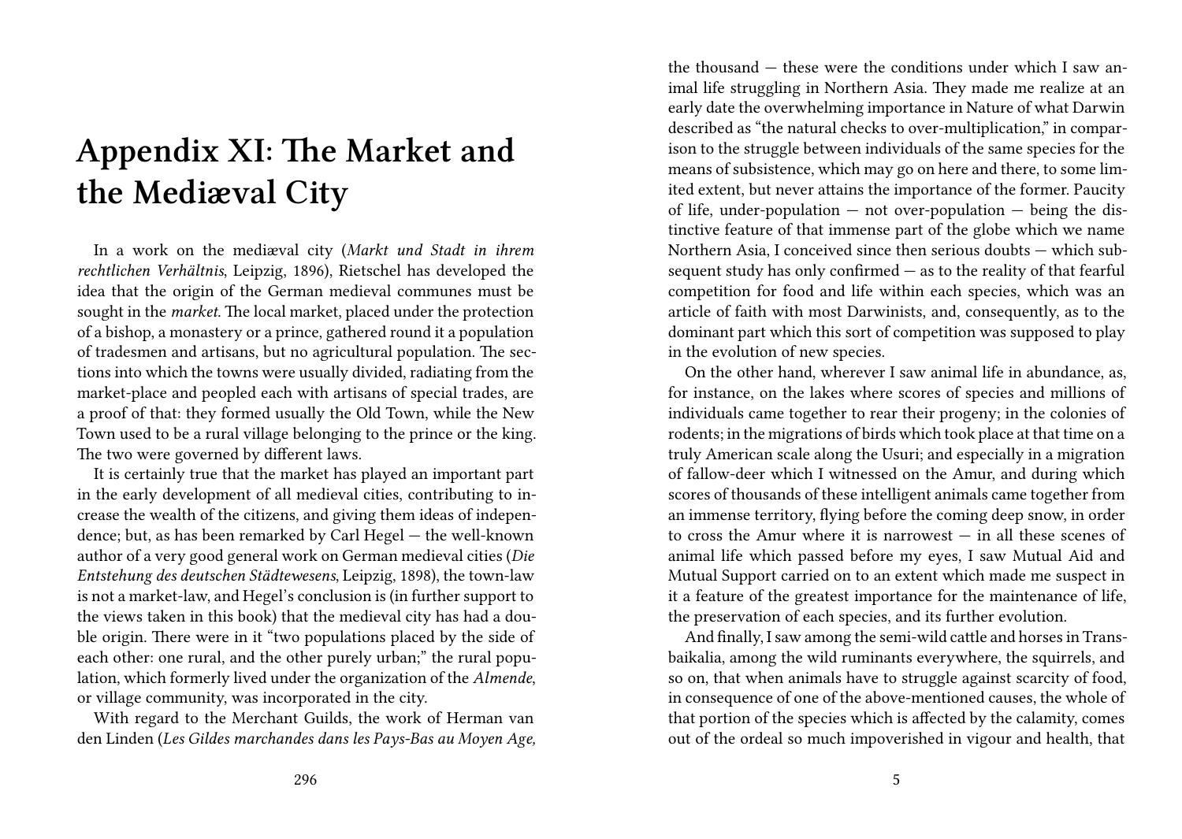# Appendix XI: The Market and the Mediæval City

In a work on the mediæval city (*Markt und Stadt in ihrem rechtlichen Verhältnis*, Leipzig, 1896), Rietschel has developed the idea that the origin of the German medieval communes must be sought in the *market*. The local market, placed under the protection of a bishop, a monastery or a prince, gathered round it a population of tradesmen and artisans, but no agricultural population. The sections into which the towns were usually divided, radiating from the market-place and peopled each with artisans of special trades, are a proof of that: they formed usually the Old Town, while the New Town used to be a rural village belonging to the prince or the king. The two were governed by different laws.

It is certainly true that the market has played an important part in the early development of all medieval cities, contributing to increase the wealth of the citizens, and giving them ideas of independence; but, as has been remarked by Carl Hegel — the well-known author of a very good general work on German medieval cities (*Die Entstehung des deutschen Städtewesens*, Leipzig, 1898), the town-law is not a market-law, and Hegel's conclusion is (in further support to the views taken in this book) that the medieval city has had a double origin. There were in it "two populations placed by the side of each other: one rural, and the other purely urban;" the rural population, which formerly lived under the organization of the *Almende*, or village community, was incorporated in the city.

With regard to the Merchant Guilds, the work of Herman van den Linden (*Les Gildes marchandes dans les Pays-Bas au Moyen Age,*

the thousand — these were the conditions under which I saw animal life struggling in Northern Asia. They made me realize at an early date the overwhelming importance in Nature of what Darwin described as "the natural checks to over-multiplication," in comparison to the struggle between individuals of the same species for the means of subsistence, which may go on here and there, to some limited extent, but never attains the importance of the former. Paucity of life, under-population — not over-population — being the distinctive feature of that immense part of the globe which we name Northern Asia, I conceived since then serious doubts — which subsequent study has only confirmed — as to the reality of that fearful competition for food and life within each species, which was an article of faith with most Darwinists, and, consequently, as to the dominant part which this sort of competition was supposed to play in the evolution of new species.

On the other hand, wherever I saw animal life in abundance, as, for instance, on the lakes where scores of species and millions of individuals came together to rear their progeny; in the colonies of rodents; in the migrations of birds which took place at that time on a truly American scale along the Usuri; and especially in a migration of fallow-deer which I witnessed on the Amur, and during which scores of thousands of these intelligent animals came together from an immense territory, flying before the coming deep snow, in order to cross the Amur where it is narrowest — in all these scenes of animal life which passed before my eyes, I saw Mutual Aid and Mutual Support carried on to an extent which made me suspect in it a feature of the greatest importance for the maintenance of life, the preservation of each species, and its further evolution.

And finally, I saw among the semi-wild cattle and horses in Transbaikalia, among the wild ruminants everywhere, the squirrels, and so on, that when animals have to struggle against scarcity of food, in consequence of one of the above-mentioned causes, the whole of that portion of the species which is affected by the calamity, comes out of the ordeal so much impoverished in vigour and health, that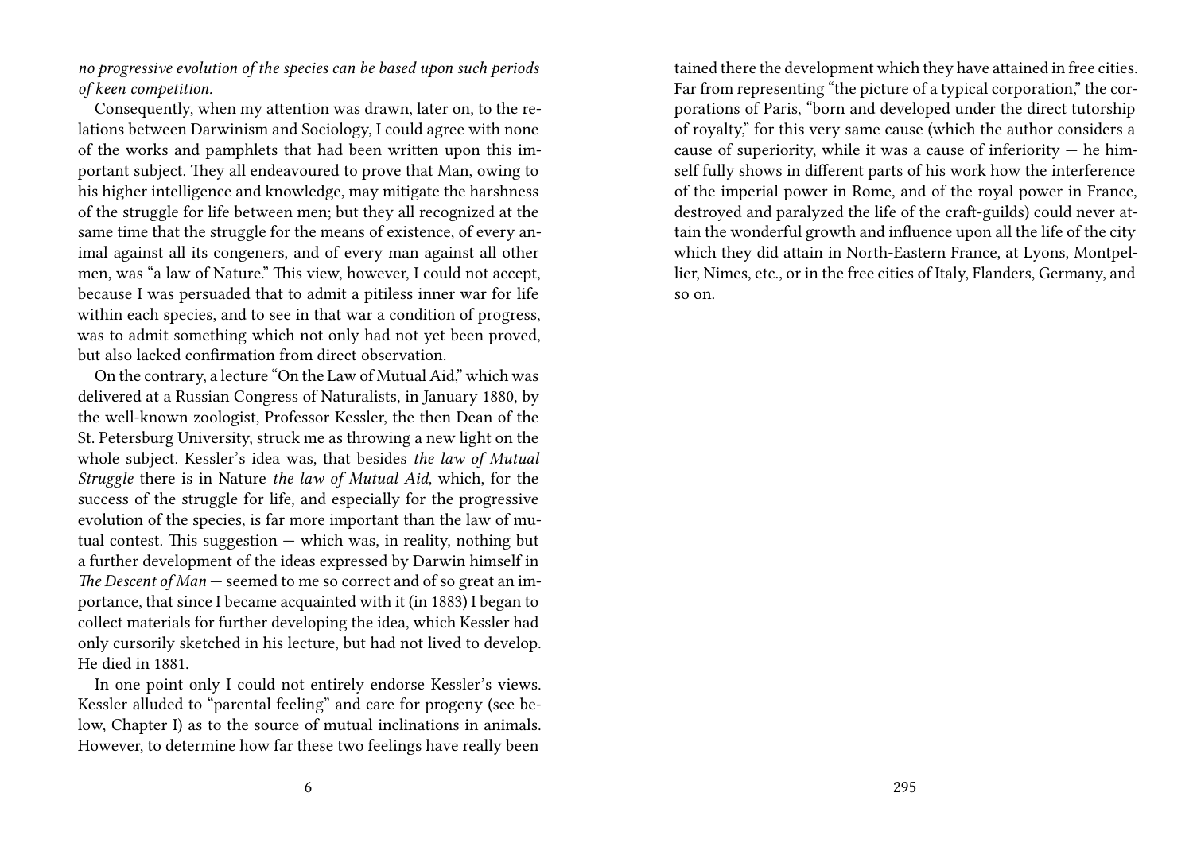*no progressive evolution of the species can be based upon such periods of keen competition.*

Consequently, when my attention was drawn, later on, to the relations between Darwinism and Sociology, I could agree with none of the works and pamphlets that had been written upon this important subject. They all endeavoured to prove that Man, owing to his higher intelligence and knowledge, may mitigate the harshness of the struggle for life between men; but they all recognized at the same time that the struggle for the means of existence, of every animal against all its congeners, and of every man against all other men, was "a law of Nature." This view, however, I could not accept, because I was persuaded that to admit a pitiless inner war for life within each species, and to see in that war a condition of progress, was to admit something which not only had not yet been proved, but also lacked confirmation from direct observation.

On the contrary, a lecture "On the Law of Mutual Aid," which was delivered at a Russian Congress of Naturalists, in January 1880, by the well-known zoologist, Professor Kessler, the then Dean of the St. Petersburg University, struck me as throwing a new light on the whole subject. Kessler's idea was, that besides *the law of Mutual Struggle* there is in Nature *the law of Mutual Aid,* which, for the success of the struggle for life, and especially for the progressive evolution of the species, is far more important than the law of mutual contest. This suggestion — which was, in reality, nothing but a further development of the ideas expressed by Darwin himself in *The Descent of Man* — seemed to me so correct and of so great an importance, that since I became acquainted with it (in 1883) I began to collect materials for further developing the idea, which Kessler had only cursorily sketched in his lecture, but had not lived to develop. He died in 1881.

In one point only I could not entirely endorse Kessler's views. Kessler alluded to "parental feeling" and care for progeny (see below, Chapter I) as to the source of mutual inclinations in animals. However, to determine how far these two feelings have really been

tained there the development which they have attained in free cities. Far from representing "the picture of a typical corporation," the corporations of Paris, "born and developed under the direct tutorship of royalty," for this very same cause (which the author considers a cause of superiority, while it was a cause of inferiority — he himself fully shows in different parts of his work how the interference of the imperial power in Rome, and of the royal power in France, destroyed and paralyzed the life of the craft-guilds) could never attain the wonderful growth and influence upon all the life of the city which they did attain in North-Eastern France, at Lyons, Montpellier, Nimes, etc., or in the free cities of Italy, Flanders, Germany, and so on.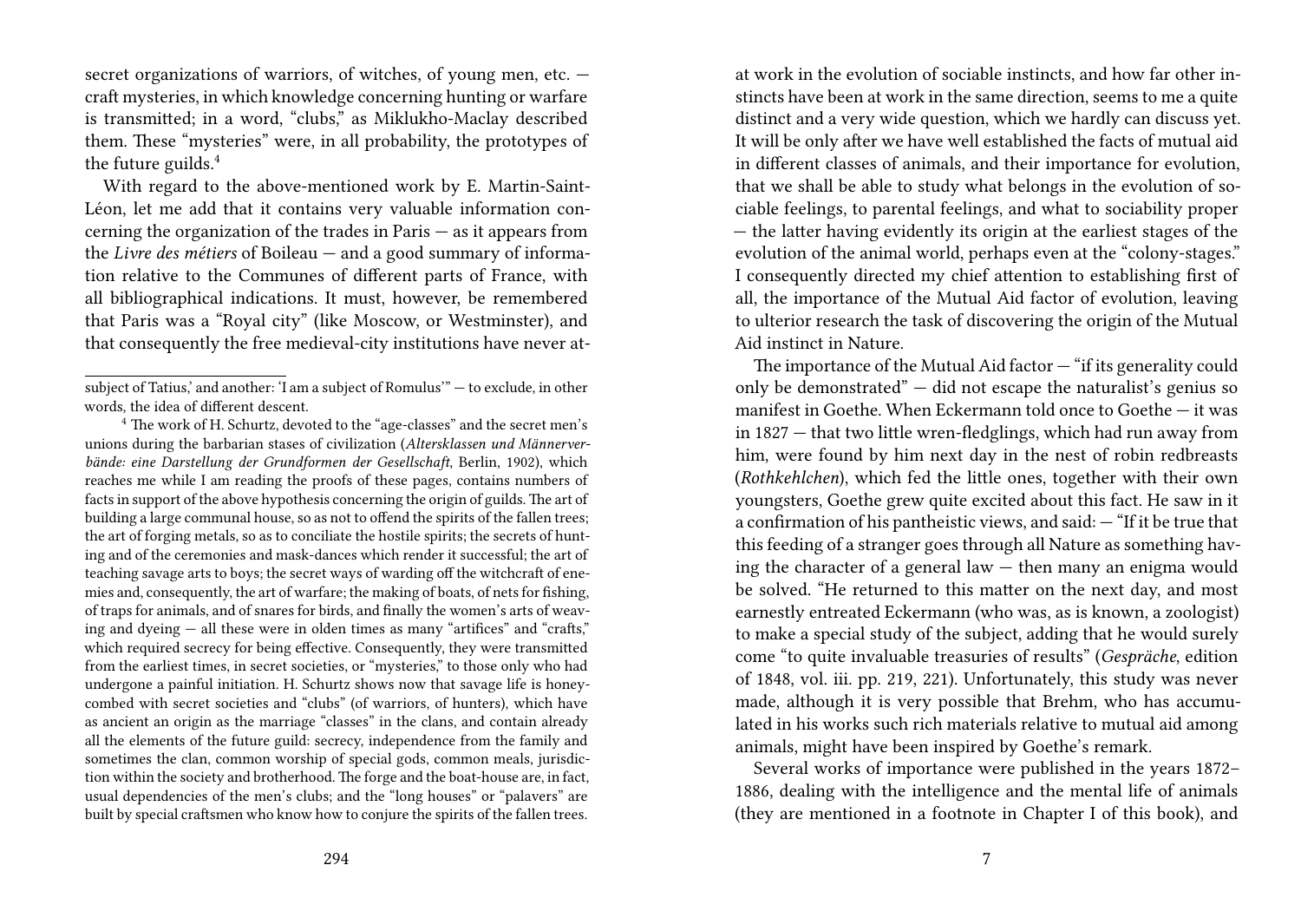secret organizations of warriors, of witches, of young men, etc. — craft mysteries, in which knowledge concerning hunting or warfare is transmitted; in a word, "clubs," as Miklukho-Maclay described them. These "mysteries" were, in all probability, the prototypes of the future guilds.[4]

With regard to the above-mentioned work by E. Martin-Saint-Léon, let me add that it contains very valuable information concerning the organization of the trades in Paris — as it appears from the *Livre des métiers* of Boileau — and a good summary of information relative to the Communes of different parts of France, with all bibliographical indications. It must, however, be remembered that Paris was a "Royal city" (like Moscow, or Westminster), and that consequently the free medieval-city institutions have never at-

subject of Tatius,' and another: 'I am a subject of Romulus'" — to exclude, in other words, the idea of different descent.

[4] The work of H. Schurtz, devoted to the "age-classes" and the secret men's unions during the barbarian stases of civilization (*Altersklassen und Männerverbände: eine Darstellung der Grundformen der Gesellschaft*, Berlin, 1902), which reaches me while I am reading the proofs of these pages, contains numbers of facts in support of the above hypothesis concerning the origin of guilds. The art of building a large communal house, so as not to offend the spirits of the fallen trees; the art of forging metals, so as to conciliate the hostile spirits; the secrets of hunting and of the ceremonies and mask-dances which render it successful; the art of teaching savage arts to boys; the secret ways of warding off the witchcraft of enemies and, consequently, the art of warfare; the making of boats, of nets for fishing, of traps for animals, and of snares for birds, and finally the women's arts of weaving and dyeing — all these were in olden times as many "artifices" and "crafts," which required secrecy for being effective. Consequently, they were transmitted from the earliest times, in secret societies, or "mysteries," to those only who had undergone a painful initiation. H. Schurtz shows now that savage life is honeycombed with secret societies and "clubs" (of warriors, of hunters), which have as ancient an origin as the marriage "classes" in the clans, and contain already all the elements of the future guild: secrecy, independence from the family and sometimes the clan, common worship of special gods, common meals, jurisdiction within the society and brotherhood. The forge and the boat-house are, in fact, usual dependencies of the men's clubs; and the "long houses" or "palavers" are built by special craftsmen who know how to conjure the spirits of the fallen trees.

at work in the evolution of sociable instincts, and how far other instincts have been at work in the same direction, seems to me a quite distinct and a very wide question, which we hardly can discuss yet. It will be only after we have well established the facts of mutual aid in different classes of animals, and their importance for evolution, that we shall be able to study what belongs in the evolution of sociable feelings, to parental feelings, and what to sociability proper — the latter having evidently its origin at the earliest stages of the evolution of the animal world, perhaps even at the "colony-stages." I consequently directed my chief attention to establishing first of all, the importance of the Mutual Aid factor of evolution, leaving to ulterior research the task of discovering the origin of the Mutual Aid instinct in Nature.

The importance of the Mutual Aid factor — "if its generality could only be demonstrated" — did not escape the naturalist's genius so manifest in Goethe. When Eckermann told once to Goethe — it was in 1827 — that two little wren-fledglings, which had run away from him, were found by him next day in the nest of robin redbreasts (*Rothkehlchen*), which fed the little ones, together with their own youngsters, Goethe grew quite excited about this fact. He saw in it a confirmation of his pantheistic views, and said: — "If it be true that this feeding of a stranger goes through all Nature as something having the character of a general law — then many an enigma would be solved. "He returned to this matter on the next day, and most earnestly entreated Eckermann (who was, as is known, a zoologist) to make a special study of the subject, adding that he would surely come "to quite invaluable treasuries of results" (*Gespräche*, edition of 1848, vol. iii. pp. 219, 221). Unfortunately, this study was never made, although it is very possible that Brehm, who has accumulated in his works such rich materials relative to mutual aid among animals, might have been inspired by Goethe's remark.

Several works of importance were published in the years 1872–1886, dealing with the intelligence and the mental life of animals (they are mentioned in a footnote in Chapter I of this book), and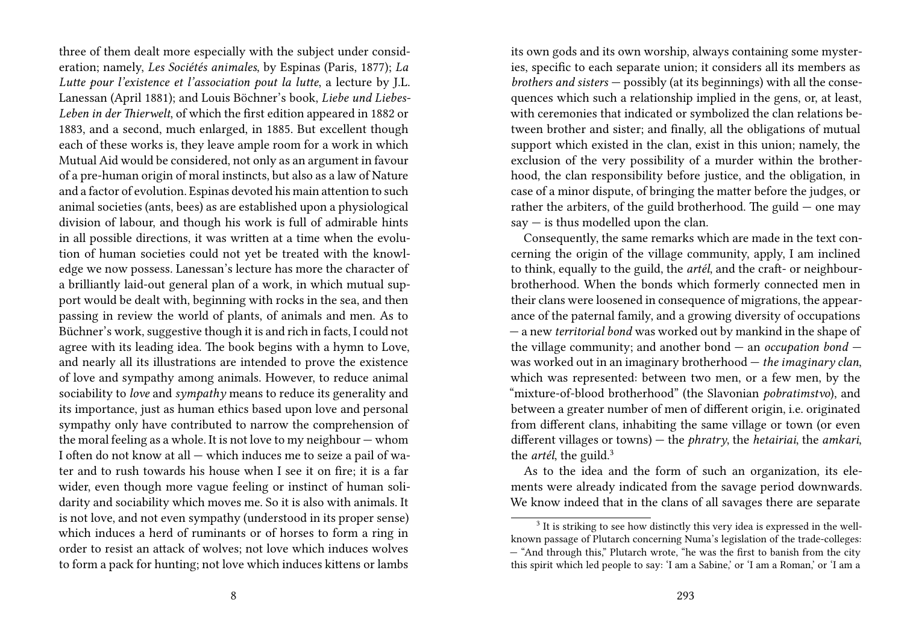three of them dealt more especially with the subject under consideration; namely, *Les Sociétés animales*, by Espinas (Paris, 1877); *La Lutte pour l'existence et l'association pout la lutte*, a lecture by J.L. Lanessan (April 1881); and Louis Böchner's book, *Liebe und Liebes-Leben in der Thierwelt*, of which the first edition appeared in 1882 or 1883, and a second, much enlarged, in 1885. But excellent though each of these works is, they leave ample room for a work in which Mutual Aid would be considered, not only as an argument in favour of a pre-human origin of moral instincts, but also as a law of Nature and a factor of evolution. Espinas devoted his main attention to such animal societies (ants, bees) as are established upon a physiological division of labour, and though his work is full of admirable hints in all possible directions, it was written at a time when the evolution of human societies could not yet be treated with the knowledge we now possess. Lanessan's lecture has more the character of a brilliantly laid-out general plan of a work, in which mutual support would be dealt with, beginning with rocks in the sea, and then passing in review the world of plants, of animals and men. As to Büchner's work, suggestive though it is and rich in facts, I could not agree with its leading idea. The book begins with a hymn to Love, and nearly all its illustrations are intended to prove the existence of love and sympathy among animals. However, to reduce animal sociability to *love* and *sympathy* means to reduce its generality and its importance, just as human ethics based upon love and personal sympathy only have contributed to narrow the comprehension of the moral feeling as a whole. It is not love to my neighbour — whom I often do not know at all — which induces me to seize a pail of water and to rush towards his house when I see it on fire; it is a far wider, even though more vague feeling or instinct of human solidarity and sociability which moves me. So it is also with animals. It is not love, and not even sympathy (understood in its proper sense) which induces a herd of ruminants or of horses to form a ring in order to resist an attack of wolves; not love which induces wolves to form a pack for hunting; not love which induces kittens or lambs

its own gods and its own worship, always containing some mysteries, specific to each separate union; it considers all its members as *brothers and sisters* — possibly (at its beginnings) with all the consequences which such a relationship implied in the gens, or, at least, with ceremonies that indicated or symbolized the clan relations between brother and sister; and finally, all the obligations of mutual support which existed in the clan, exist in this union; namely, the exclusion of the very possibility of a murder within the brotherhood, the clan responsibility before justice, and the obligation, in case of a minor dispute, of bringing the matter before the judges, or rather the arbiters, of the guild brotherhood. The guild — one may say — is thus modelled upon the clan.

Consequently, the same remarks which are made in the text concerning the origin of the village community, apply, I am inclined to think, equally to the guild, the *artél*, and the craft- or neighbour-brotherhood. When the bonds which formerly connected men in their clans were loosened in consequence of migrations, the appearance of the paternal family, and a growing diversity of occupations — a new *territorial bond* was worked out by mankind in the shape of the village community; and another bond — an *occupation bond* — was worked out in an imaginary brotherhood — *the imaginary clan*, which was represented: between two men, or a few men, by the "mixture-of-blood brotherhood" (the Slavonian *pobratimstvo*), and between a greater number of men of different origin, i.e. originated from different clans, inhabiting the same village or town (or even different villages or towns) — the *phratry*, the *hetairiai*, the *amkari*, the *artél*, the guild.[3]

As to the idea and the form of such an organization, its elements were already indicated from the savage period downwards. We know indeed that in the clans of all savages there are separate

[3] It is striking to see how distinctly this very idea is expressed in the well-known passage of Plutarch concerning Numa's legislation of the trade-colleges: — "And through this," Plutarch wrote, "he was the first to banish from the city this spirit which led people to say: 'I am a Sabine,' or 'I am a Roman,' or 'I am a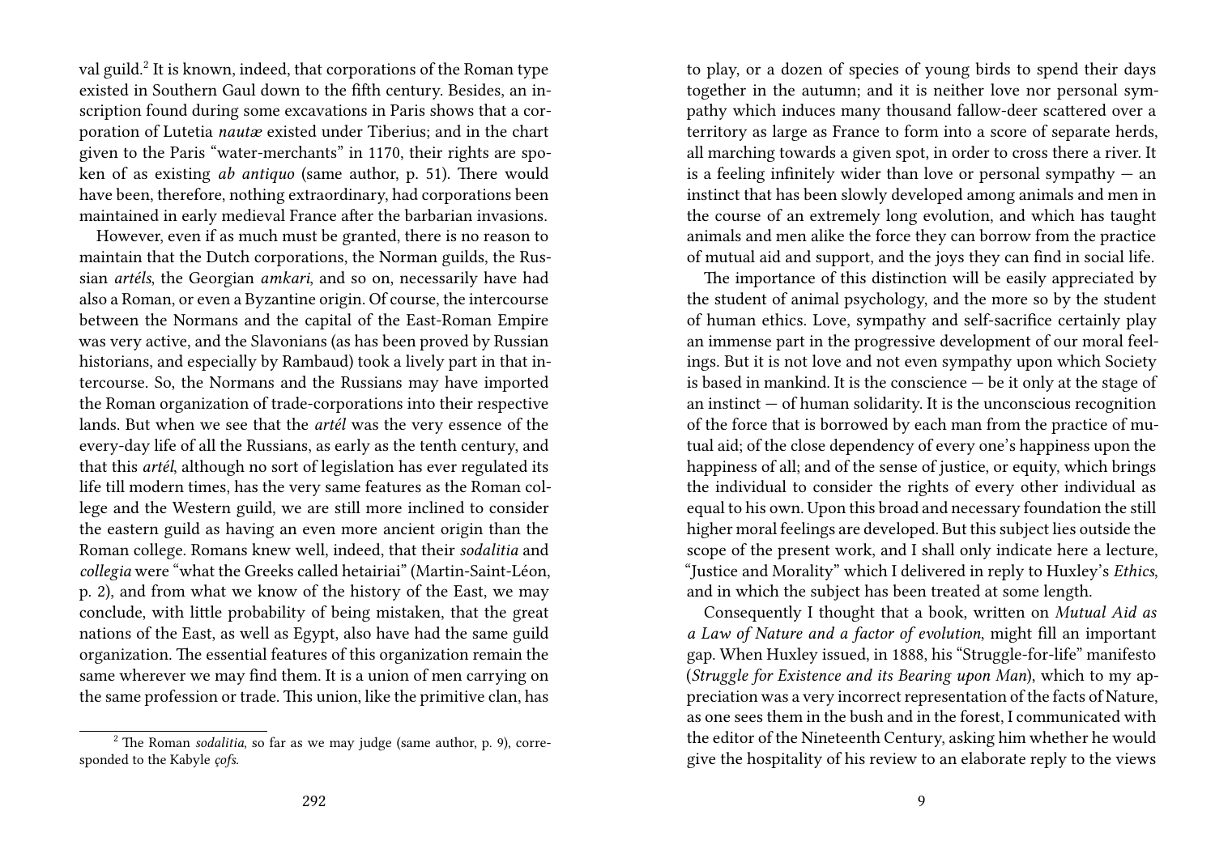val guild.[2] It is known, indeed, that corporations of the Roman type existed in Southern Gaul down to the fifth century. Besides, an inscription found during some excavations in Paris shows that a corporation of Lutetia *nautæ* existed under Tiberius; and in the chart given to the Paris "water-merchants" in 1170, their rights are spoken of as existing *ab antiquo* (same author, p. 51). There would have been, therefore, nothing extraordinary, had corporations been maintained in early medieval France after the barbarian invasions.

However, even if as much must be granted, there is no reason to maintain that the Dutch corporations, the Norman guilds, the Russian *artéls*, the Georgian *amkari*, and so on, necessarily have had also a Roman, or even a Byzantine origin. Of course, the intercourse between the Normans and the capital of the East-Roman Empire was very active, and the Slavonians (as has been proved by Russian historians, and especially by Rambaud) took a lively part in that intercourse. So, the Normans and the Russians may have imported the Roman organization of trade-corporations into their respective lands. But when we see that the *artél* was the very essence of the every-day life of all the Russians, as early as the tenth century, and that this *artél*, although no sort of legislation has ever regulated its life till modern times, has the very same features as the Roman college and the Western guild, we are still more inclined to consider the eastern guild as having an even more ancient origin than the Roman college. Romans knew well, indeed, that their *sodalitia* and *collegia* were "what the Greeks called hetairiai" (Martin-Saint-Léon, p. 2), and from what we know of the history of the East, we may conclude, with little probability of being mistaken, that the great nations of the East, as well as Egypt, also have had the same guild organization. The essential features of this organization remain the same wherever we may find them. It is a union of men carrying on the same profession or trade. This union, like the primitive clan, has

[2] The Roman *sodalitia*, so far as we may judge (same author, p. 9), corresponded to the Kabyle *çofs*.

to play, or a dozen of species of young birds to spend their days together in the autumn; and it is neither love nor personal sympathy which induces many thousand fallow-deer scattered over a territory as large as France to form into a score of separate herds, all marching towards a given spot, in order to cross there a river. It is a feeling infinitely wider than love or personal sympathy — an instinct that has been slowly developed among animals and men in the course of an extremely long evolution, and which has taught animals and men alike the force they can borrow from the practice of mutual aid and support, and the joys they can find in social life.

The importance of this distinction will be easily appreciated by the student of animal psychology, and the more so by the student of human ethics. Love, sympathy and self-sacrifice certainly play an immense part in the progressive development of our moral feelings. But it is not love and not even sympathy upon which Society is based in mankind. It is the conscience — be it only at the stage of an instinct — of human solidarity. It is the unconscious recognition of the force that is borrowed by each man from the practice of mutual aid; of the close dependency of every one's happiness upon the happiness of all; and of the sense of justice, or equity, which brings the individual to consider the rights of every other individual as equal to his own. Upon this broad and necessary foundation the still higher moral feelings are developed. But this subject lies outside the scope of the present work, and I shall only indicate here a lecture, "Justice and Morality" which I delivered in reply to Huxley's *Ethics*, and in which the subject has been treated at some length.

Consequently I thought that a book, written on *Mutual Aid as a Law of Nature and a factor of evolution*, might fill an important gap. When Huxley issued, in 1888, his "Struggle-for-life" manifesto (*Struggle for Existence and its Bearing upon Man*), which to my appreciation was a very incorrect representation of the facts of Nature, as one sees them in the bush and in the forest, I communicated with the editor of the Nineteenth Century, asking him whether he would give the hospitality of his review to an elaborate reply to the views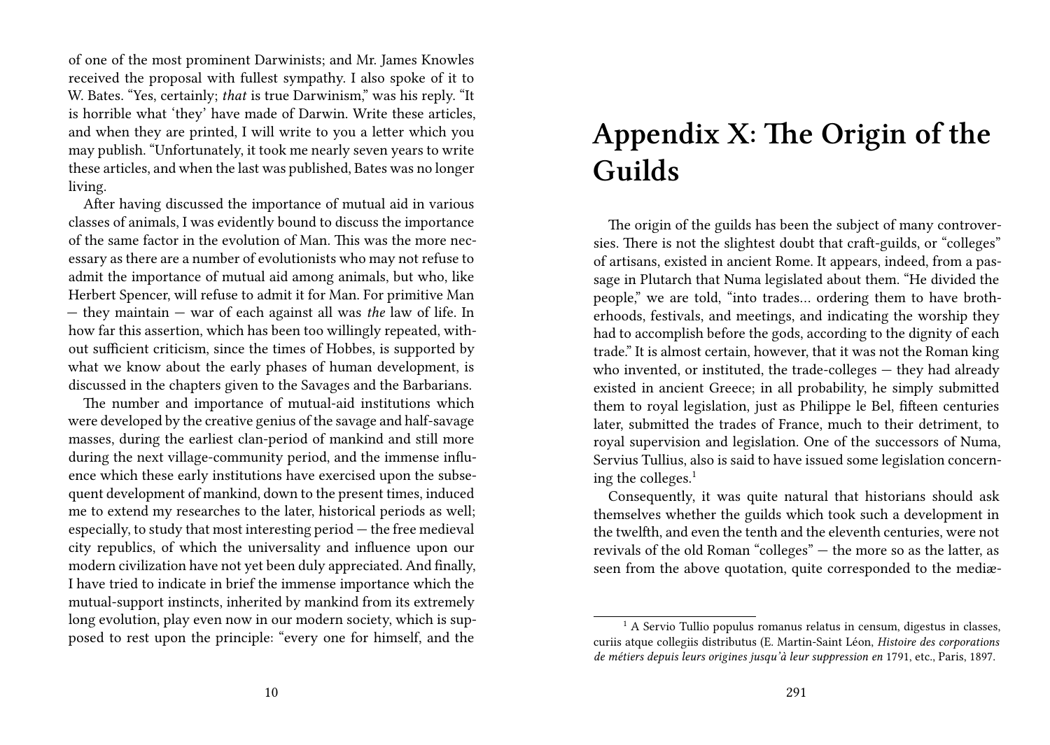of one of the most prominent Darwinists; and Mr. James Knowles received the proposal with fullest sympathy. I also spoke of it to W. Bates. "Yes, certainly; *that* is true Darwinism," was his reply. "It is horrible what 'they' have made of Darwin. Write these articles, and when they are printed, I will write to you a letter which you may publish. "Unfortunately, it took me nearly seven years to write these articles, and when the last was published, Bates was no longer living.

After having discussed the importance of mutual aid in various classes of animals, I was evidently bound to discuss the importance of the same factor in the evolution of Man. This was the more necessary as there are a number of evolutionists who may not refuse to admit the importance of mutual aid among animals, but who, like Herbert Spencer, will refuse to admit it for Man. For primitive Man — they maintain — war of each against all was *the* law of life. In how far this assertion, which has been too willingly repeated, without sufficient criticism, since the times of Hobbes, is supported by what we know about the early phases of human development, is discussed in the chapters given to the Savages and the Barbarians.

The number and importance of mutual-aid institutions which were developed by the creative genius of the savage and half-savage masses, during the earliest clan-period of mankind and still more during the next village-community period, and the immense influence which these early institutions have exercised upon the subsequent development of mankind, down to the present times, induced me to extend my researches to the later, historical periods as well; especially, to study that most interesting period — the free medieval city republics, of which the universality and influence upon our modern civilization have not yet been duly appreciated. And finally, I have tried to indicate in brief the immense importance which the mutual-support instincts, inherited by mankind from its extremely long evolution, play even now in our modern society, which is supposed to rest upon the principle: "every one for himself, and the

# Appendix X: The Origin of the Guilds

The origin of the guilds has been the subject of many controversies. There is not the slightest doubt that craft-guilds, or "colleges" of artisans, existed in ancient Rome. It appears, indeed, from a passage in Plutarch that Numa legislated about them. "He divided the people," we are told, "into trades... ordering them to have brotherhoods, festivals, and meetings, and indicating the worship they had to accomplish before the gods, according to the dignity of each trade." It is almost certain, however, that it was not the Roman king who invented, or instituted, the trade-colleges — they had already existed in ancient Greece; in all probability, he simply submitted them to royal legislation, just as Philippe le Bel, fifteen centuries later, submitted the trades of France, much to their detriment, to royal supervision and legislation. One of the successors of Numa, Servius Tullius, also is said to have issued some legislation concerning the colleges.[1]

Consequently, it was quite natural that historians should ask themselves whether the guilds which took such a development in the twelfth, and even the tenth and the eleventh centuries, were not revivals of the old Roman "colleges" — the more so as the latter, as seen from the above quotation, quite corresponded to the mediæ-

[1] A Servio Tullio populus romanus relatus in censum, digestus in classes, curiis atque collegiis distributus (E. Martin-Saint Léon, *Histoire des corporations de métiers depuis leurs origines jusqu'à leur suppression en* 1791, etc., Paris, 1897.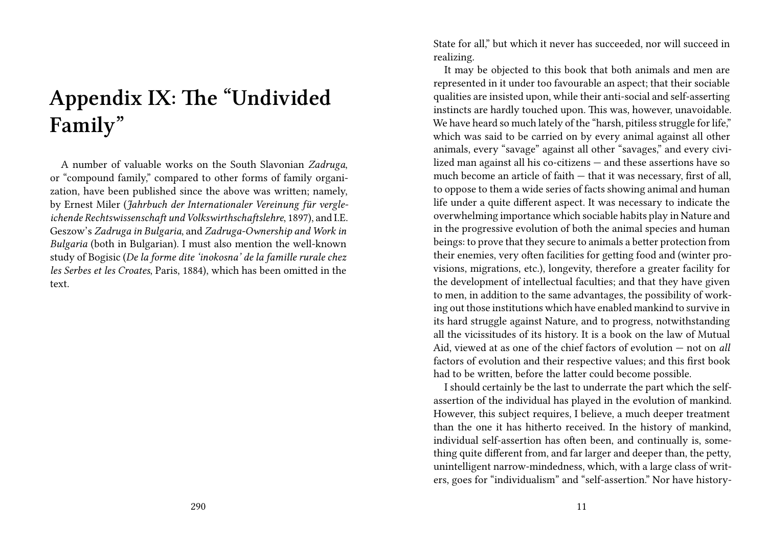# Appendix IX: The "Undivided Family"

A number of valuable works on the South Slavonian *Zadruga*, or "compound family," compared to other forms of family organization, have been published since the above was written; namely, by Ernest Miler (*Jahrbuch der Internationaler Vereinung für vergleichende Rechtswissenschaft und Volkswirthschaftslehre*, 1897), and I.E. Geszow's *Zadruga in Bulgaria*, and *Zadruga-Ownership and Work in Bulgaria* (both in Bulgarian). I must also mention the well-known study of Bogisic (*De la forme dite 'inokosna' de la famille rurale chez les Serbes et les Croates*, Paris, 1884), which has been omitted in the text.

State for all," but which it never has succeeded, nor will succeed in realizing.

It may be objected to this book that both animals and men are represented in it under too favourable an aspect; that their sociable qualities are insisted upon, while their anti-social and self-asserting instincts are hardly touched upon. This was, however, unavoidable. We have heard so much lately of the "harsh, pitiless struggle for life," which was said to be carried on by every animal against all other animals, every "savage" against all other "savages," and every civilized man against all his co-citizens — and these assertions have so much become an article of faith — that it was necessary, first of all, to oppose to them a wide series of facts showing animal and human life under a quite different aspect. It was necessary to indicate the overwhelming importance which sociable habits play in Nature and in the progressive evolution of both the animal species and human beings: to prove that they secure to animals a better protection from their enemies, very often facilities for getting food and (winter provisions, migrations, etc.), longevity, therefore a greater facility for the development of intellectual faculties; and that they have given to men, in addition to the same advantages, the possibility of working out those institutions which have enabled mankind to survive in its hard struggle against Nature, and to progress, notwithstanding all the vicissitudes of its history. It is a book on the law of Mutual Aid, viewed at as one of the chief factors of evolution — not on *all* factors of evolution and their respective values; and this first book had to be written, before the latter could become possible.

I should certainly be the last to underrate the part which the self-assertion of the individual has played in the evolution of mankind. However, this subject requires, I believe, a much deeper treatment than the one it has hitherto received. In the history of mankind, individual self-assertion has often been, and continually is, something quite different from, and far larger and deeper than, the petty, unintelligent narrow-mindedness, which, with a large class of writers, goes for "individualism" and "self-assertion." Nor have history-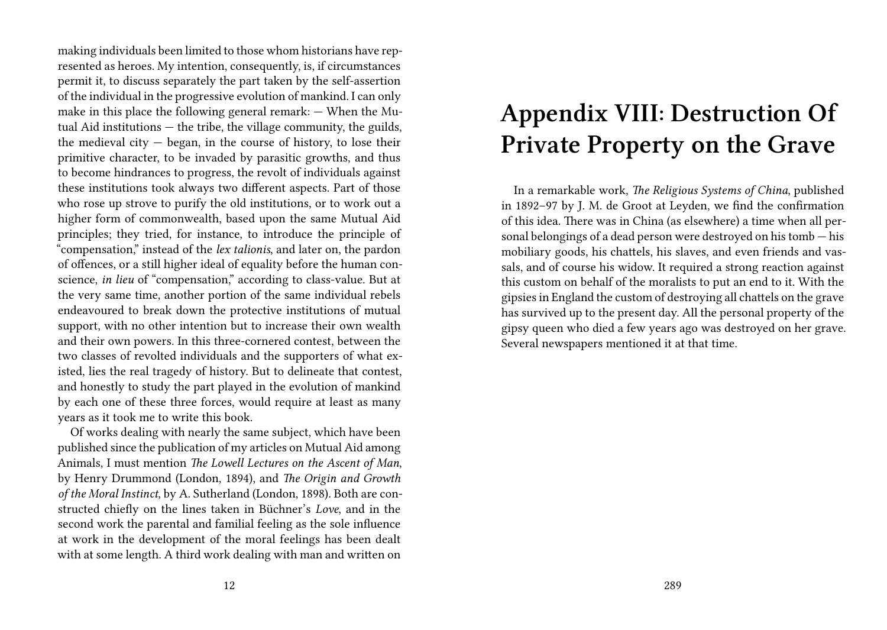making individuals been limited to those whom historians have represented as heroes. My intention, consequently, is, if circumstances permit it, to discuss separately the part taken by the self-assertion of the individual in the progressive evolution of mankind. I can only make in this place the following general remark: — When the Mutual Aid institutions — the tribe, the village community, the guilds, the medieval city — began, in the course of history, to lose their primitive character, to be invaded by parasitic growths, and thus to become hindrances to progress, the revolt of individuals against these institutions took always two different aspects. Part of those who rose up strove to purify the old institutions, or to work out a higher form of commonwealth, based upon the same Mutual Aid principles; they tried, for instance, to introduce the principle of "compensation," instead of the *lex talionis*, and later on, the pardon of offences, or a still higher ideal of equality before the human conscience, *in lieu* of "compensation," according to class-value. But at the very same time, another portion of the same individual rebels endeavoured to break down the protective institutions of mutual support, with no other intention but to increase their own wealth and their own powers. In this three-cornered contest, between the two classes of revolted individuals and the supporters of what existed, lies the real tragedy of history. But to delineate that contest, and honestly to study the part played in the evolution of mankind by each one of these three forces, would require at least as many years as it took me to write this book.

Of works dealing with nearly the same subject, which have been published since the publication of my articles on Mutual Aid among Animals, I must mention *The Lowell Lectures on the Ascent of Man*, by Henry Drummond (London, 1894), and *The Origin and Growth of the Moral Instinct*, by A. Sutherland (London, 1898). Both are constructed chiefly on the lines taken in Büchner's *Love*, and in the second work the parental and familial feeling as the sole influence at work in the development of the moral feelings has been dealt with at some length. A third work dealing with man and written on

# Appendix VIII: Destruction Of Private Property on the Grave

In a remarkable work, *The Religious Systems of China*, published in 1892–97 by J. M. de Groot at Leyden, we find the confirmation of this idea. There was in China (as elsewhere) a time when all personal belongings of a dead person were destroyed on his tomb — his mobiliary goods, his chattels, his slaves, and even friends and vassals, and of course his widow. It required a strong reaction against this custom on behalf of the moralists to put an end to it. With the gipsies in England the custom of destroying all chattels on the grave has survived up to the present day. All the personal property of the gipsy queen who died a few years ago was destroyed on her grave. Several newspapers mentioned it at that time.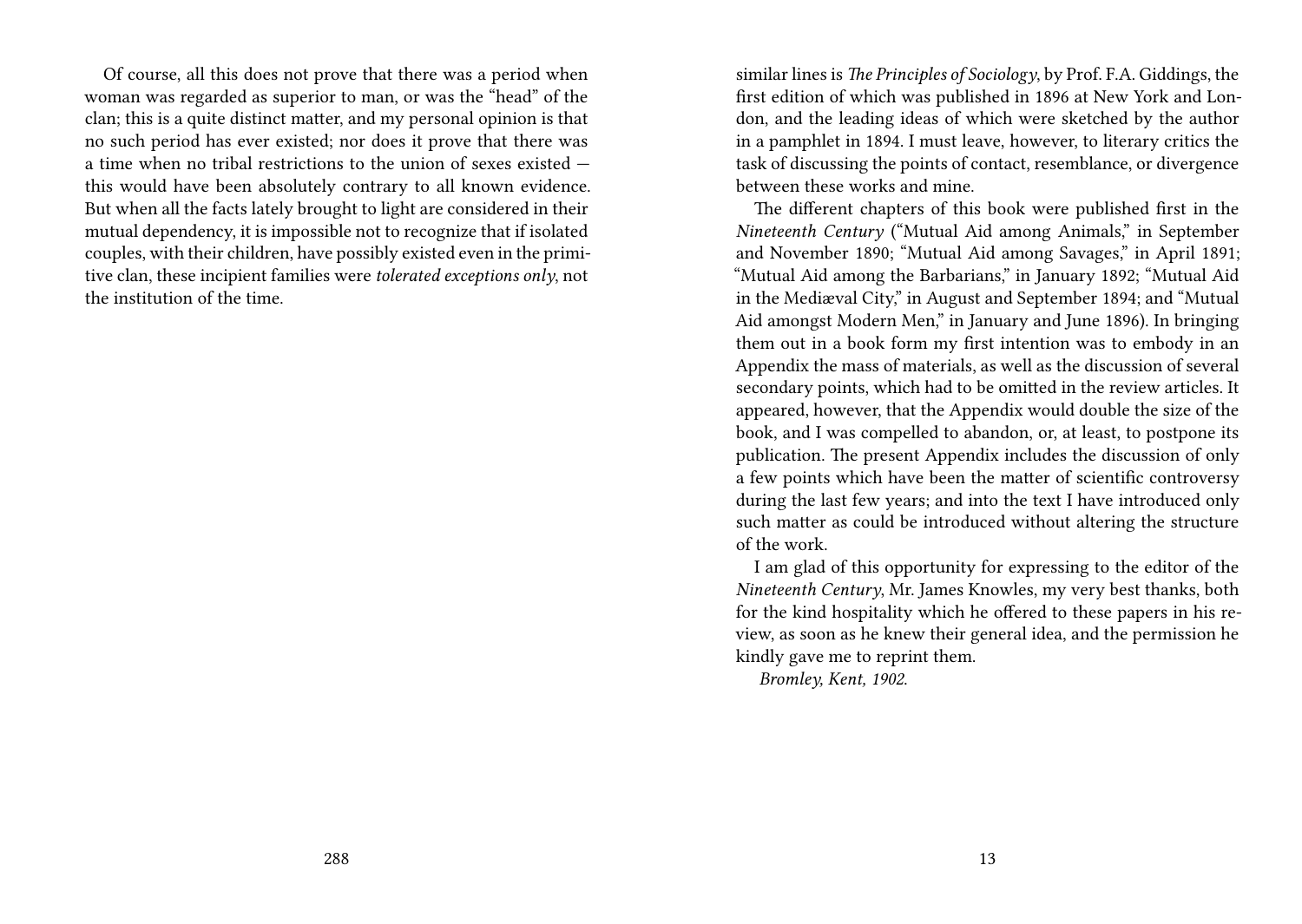Of course, all this does not prove that there was a period when woman was regarded as superior to man, or was the "head" of the clan; this is a quite distinct matter, and my personal opinion is that no such period has ever existed; nor does it prove that there was a time when no tribal restrictions to the union of sexes existed — this would have been absolutely contrary to all known evidence. But when all the facts lately brought to light are considered in their mutual dependency, it is impossible not to recognize that if isolated couples, with their children, have possibly existed even in the primitive clan, these incipient families were *tolerated exceptions only*, not the institution of the time.

similar lines is *The Principles of Sociology*, by Prof. F.A. Giddings, the first edition of which was published in 1896 at New York and London, and the leading ideas of which were sketched by the author in a pamphlet in 1894. I must leave, however, to literary critics the task of discussing the points of contact, resemblance, or divergence between these works and mine.

The different chapters of this book were published first in the *Nineteenth Century* ("Mutual Aid among Animals," in September and November 1890; "Mutual Aid among Savages," in April 1891; "Mutual Aid among the Barbarians," in January 1892; "Mutual Aid in the Mediæval City," in August and September 1894; and "Mutual Aid amongst Modern Men," in January and June 1896). In bringing them out in a book form my first intention was to embody in an Appendix the mass of materials, as well as the discussion of several secondary points, which had to be omitted in the review articles. It appeared, however, that the Appendix would double the size of the book, and I was compelled to abandon, or, at least, to postpone its publication. The present Appendix includes the discussion of only a few points which have been the matter of scientific controversy during the last few years; and into the text I have introduced only such matter as could be introduced without altering the structure of the work.

I am glad of this opportunity for expressing to the editor of the *Nineteenth Century*, Mr. James Knowles, my very best thanks, both for the kind hospitality which he offered to these papers in his review, as soon as he knew their general idea, and the permission he kindly gave me to reprint them.

*Bromley, Kent, 1902.*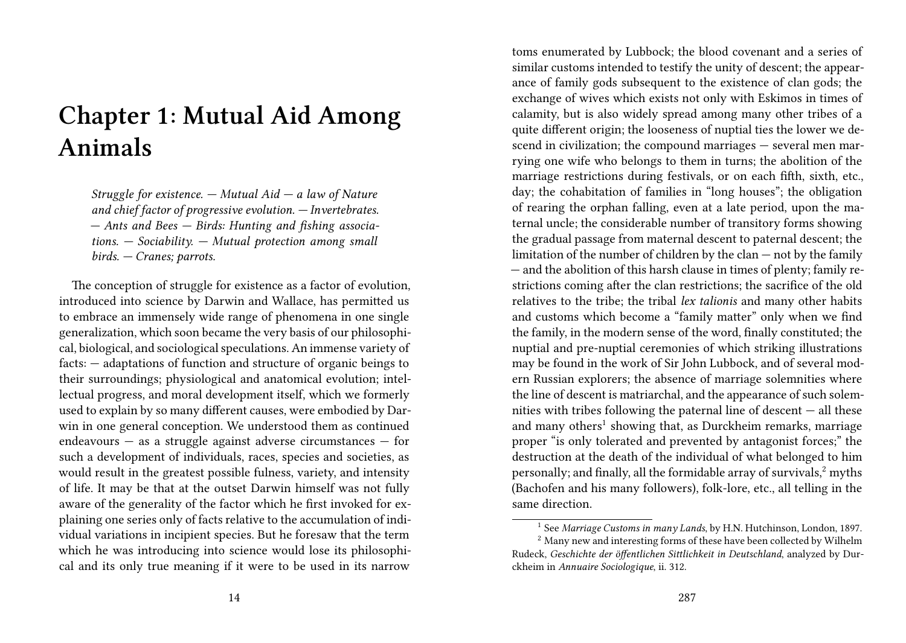# Chapter 1: Mutual Aid Among Animals

*Struggle for existence. — Mutual Aid — a law of Nature and chief factor of progressive evolution. — Invertebrates. — Ants and Bees — Birds: Hunting and fishing associations. — Sociability. — Mutual protection among small birds. — Cranes; parrots.*

The conception of struggle for existence as a factor of evolution, introduced into science by Darwin and Wallace, has permitted us to embrace an immensely wide range of phenomena in one single generalization, which soon became the very basis of our philosophical, biological, and sociological speculations. An immense variety of facts: — adaptations of function and structure of organic beings to their surroundings; physiological and anatomical evolution; intellectual progress, and moral development itself, which we formerly used to explain by so many different causes, were embodied by Darwin in one general conception. We understood them as continued endeavours — as a struggle against adverse circumstances — for such a development of individuals, races, species and societies, as would result in the greatest possible fulness, variety, and intensity of life. It may be that at the outset Darwin himself was not fully aware of the generality of the factor which he first invoked for explaining one series only of facts relative to the accumulation of individual variations in incipient species. But he foresaw that the term which he was introducing into science would lose its philosophical and its only true meaning if it were to be used in its narrow

toms enumerated by Lubbock; the blood covenant and a series of similar customs intended to testify the unity of descent; the appearance of family gods subsequent to the existence of clan gods; the exchange of wives which exists not only with Eskimos in times of calamity, but is also widely spread among many other tribes of a quite different origin; the looseness of nuptial ties the lower we descend in civilization; the compound marriages — several men marrying one wife who belongs to them in turns; the abolition of the marriage restrictions during festivals, or on each fifth, sixth, etc., day; the cohabitation of families in "long houses"; the obligation of rearing the orphan falling, even at a late period, upon the maternal uncle; the considerable number of transitory forms showing the gradual passage from maternal descent to paternal descent; the limitation of the number of children by the clan — not by the family — and the abolition of this harsh clause in times of plenty; family restrictions coming after the clan restrictions; the sacrifice of the old relatives to the tribe; the tribal *lex talionis* and many other habits and customs which become a "family matter" only when we find the family, in the modern sense of the word, finally constituted; the nuptial and pre-nuptial ceremonies of which striking illustrations may be found in the work of Sir John Lubbock, and of several modern Russian explorers; the absence of marriage solemnities where the line of descent is matriarchal, and the appearance of such solemnities with tribes following the paternal line of descent — all these and many others[1] showing that, as Durckheim remarks, marriage proper "is only tolerated and prevented by antagonist forces;" the destruction at the death of the individual of what belonged to him personally; and finally, all the formidable array of survivals,[2] myths (Bachofen and his many followers), folk-lore, etc., all telling in the same direction.

[1] See *Marriage Customs in many Lands*, by H.N. Hutchinson, London, 1897.

[2] Many new and interesting forms of these have been collected by Wilhelm Rudeck, *Geschichte der öffentlichen Sittlichkeit in Deutschland*, analyzed by Durckheim in *Annuaire Sociologique*, ii. 312.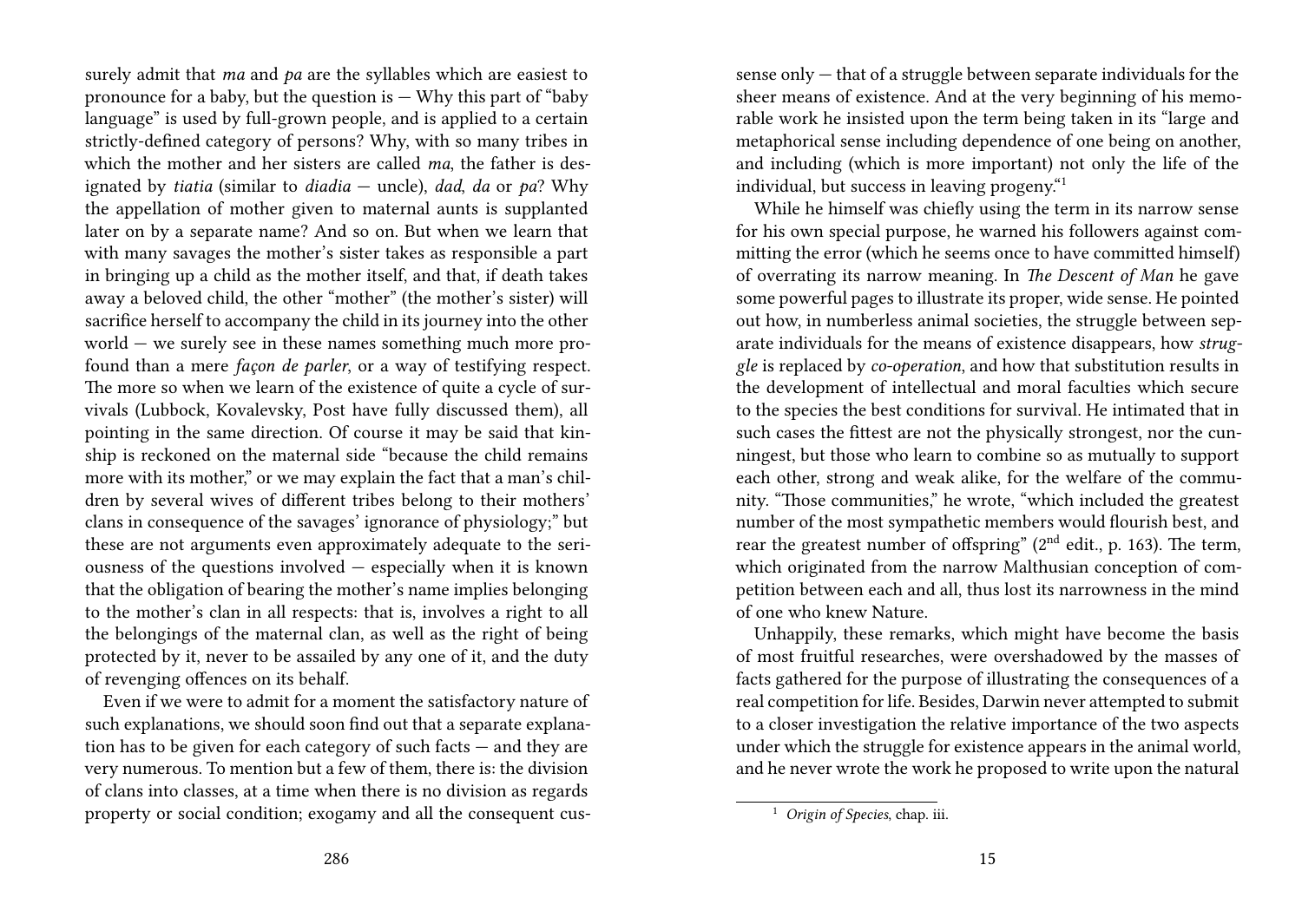surely admit that *ma* and *pa* are the syllables which are easiest to pronounce for a baby, but the question is — Why this part of "baby language" is used by full-grown people, and is applied to a certain strictly-defined category of persons? Why, with so many tribes in which the mother and her sisters are called *ma*, the father is designated by *tiatia* (similar to *diadia* — uncle), *dad*, *da* or *pa*? Why the appellation of mother given to maternal aunts is supplanted later on by a separate name? And so on. But when we learn that with many savages the mother's sister takes as responsible a part in bringing up a child as the mother itself, and that, if death takes away a beloved child, the other "mother" (the mother's sister) will sacrifice herself to accompany the child in its journey into the other world — we surely see in these names something much more profound than a mere *façon de parler*, or a way of testifying respect. The more so when we learn of the existence of quite a cycle of survivals (Lubbock, Kovalevsky, Post have fully discussed them), all pointing in the same direction. Of course it may be said that kinship is reckoned on the maternal side "because the child remains more with its mother," or we may explain the fact that a man's children by several wives of different tribes belong to their mothers' clans in consequence of the savages' ignorance of physiology;" but these are not arguments even approximately adequate to the seriousness of the questions involved — especially when it is known that the obligation of bearing the mother's name implies belonging to the mother's clan in all respects: that is, involves a right to all the belongings of the maternal clan, as well as the right of being protected by it, never to be assailed by any one of it, and the duty of revenging offences on its behalf.

Even if we were to admit for a moment the satisfactory nature of such explanations, we should soon find out that a separate explanation has to be given for each category of such facts — and they are very numerous. To mention but a few of them, there is: the division of clans into classes, at a time when there is no division as regards property or social condition; exogamy and all the consequent cus-

sense only — that of a struggle between separate individuals for the sheer means of existence. And at the very beginning of his memorable work he insisted upon the term being taken in its "large and metaphorical sense including dependence of one being on another, and including (which is more important) not only the life of the individual, but success in leaving progeny."[1]

While he himself was chiefly using the term in its narrow sense for his own special purpose, he warned his followers against committing the error (which he seems once to have committed himself) of overrating its narrow meaning. In *The Descent of Man* he gave some powerful pages to illustrate its proper, wide sense. He pointed out how, in numberless animal societies, the struggle between separate individuals for the means of existence disappears, how *struggle* is replaced by *co-operation*, and how that substitution results in the development of intellectual and moral faculties which secure to the species the best conditions for survival. He intimated that in such cases the fittest are not the physically strongest, nor the cunningest, but those who learn to combine so as mutually to support each other, strong and weak alike, for the welfare of the community. "Those communities," he wrote, "which included the greatest number of the most sympathetic members would flourish best, and rear the greatest number of offspring" (2nd edit., p. 163). The term, which originated from the narrow Malthusian conception of competition between each and all, thus lost its narrowness in the mind of one who knew Nature.

Unhappily, these remarks, which might have become the basis of most fruitful researches, were overshadowed by the masses of facts gathered for the purpose of illustrating the consequences of a real competition for life. Besides, Darwin never attempted to submit to a closer investigation the relative importance of the two aspects under which the struggle for existence appears in the animal world, and he never wrote the work he proposed to write upon the natural

[1] *Origin of Species*, chap. iii.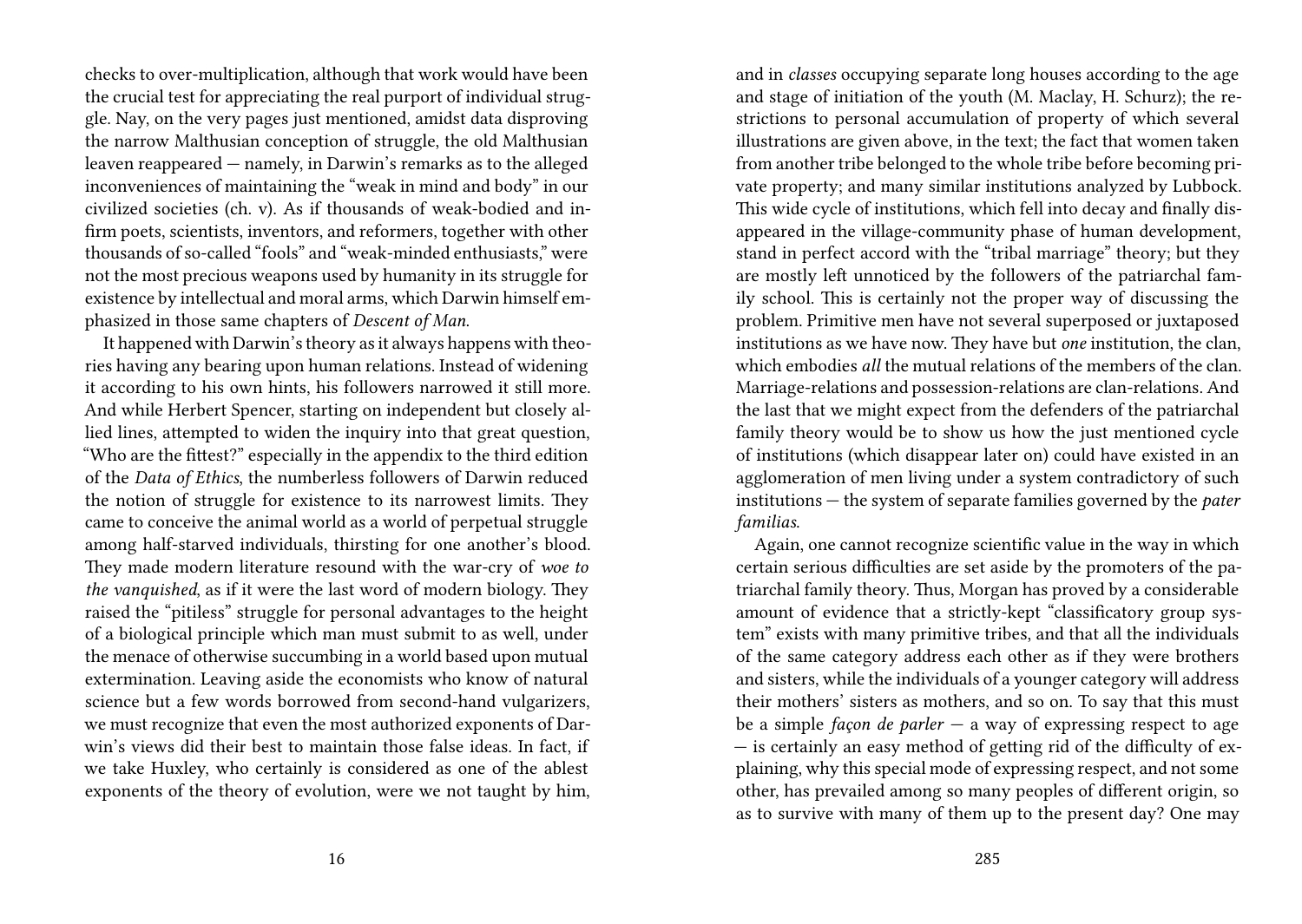checks to over-multiplication, although that work would have been the crucial test for appreciating the real purport of individual struggle. Nay, on the very pages just mentioned, amidst data disproving the narrow Malthusian conception of struggle, the old Malthusian leaven reappeared — namely, in Darwin's remarks as to the alleged inconveniences of maintaining the "weak in mind and body" in our civilized societies (ch. v). As if thousands of weak-bodied and infirm poets, scientists, inventors, and reformers, together with other thousands of so-called "fools" and "weak-minded enthusiasts," were not the most precious weapons used by humanity in its struggle for existence by intellectual and moral arms, which Darwin himself emphasized in those same chapters of *Descent of Man*.

It happened with Darwin's theory as it always happens with theories having any bearing upon human relations. Instead of widening it according to his own hints, his followers narrowed it still more. And while Herbert Spencer, starting on independent but closely allied lines, attempted to widen the inquiry into that great question, "Who are the fittest?" especially in the appendix to the third edition of the *Data of Ethics*, the numberless followers of Darwin reduced the notion of struggle for existence to its narrowest limits. They came to conceive the animal world as a world of perpetual struggle among half-starved individuals, thirsting for one another's blood. They made modern literature resound with the war-cry of *woe to the vanquished*, as if it were the last word of modern biology. They raised the "pitiless" struggle for personal advantages to the height of a biological principle which man must submit to as well, under the menace of otherwise succumbing in a world based upon mutual extermination. Leaving aside the economists who know of natural science but a few words borrowed from second-hand vulgarizers, we must recognize that even the most authorized exponents of Darwin's views did their best to maintain those false ideas. In fact, if we take Huxley, who certainly is considered as one of the ablest exponents of the theory of evolution, were we not taught by him,

and in *classes* occupying separate long houses according to the age and stage of initiation of the youth (M. Maclay, H. Schurz); the restrictions to personal accumulation of property of which several illustrations are given above, in the text; the fact that women taken from another tribe belonged to the whole tribe before becoming private property; and many similar institutions analyzed by Lubbock. This wide cycle of institutions, which fell into decay and finally disappeared in the village-community phase of human development, stand in perfect accord with the "tribal marriage" theory; but they are mostly left unnoticed by the followers of the patriarchal family school. This is certainly not the proper way of discussing the problem. Primitive men have not several superposed or juxtaposed institutions as we have now. They have but *one* institution, the clan, which embodies *all* the mutual relations of the members of the clan. Marriage-relations and possession-relations are clan-relations. And the last that we might expect from the defenders of the patriarchal family theory would be to show us how the just mentioned cycle of institutions (which disappear later on) could have existed in an agglomeration of men living under a system contradictory of such institutions — the system of separate families governed by the *pater familias*.

Again, one cannot recognize scientific value in the way in which certain serious difficulties are set aside by the promoters of the patriarchal family theory. Thus, Morgan has proved by a considerable amount of evidence that a strictly-kept "classificatory group system" exists with many primitive tribes, and that all the individuals of the same category address each other as if they were brothers and sisters, while the individuals of a younger category will address their mothers' sisters as mothers, and so on. To say that this must be a simple *façon de parler* — a way of expressing respect to age — is certainly an easy method of getting rid of the difficulty of explaining, why this special mode of expressing respect, and not some other, has prevailed among so many peoples of different origin, so as to survive with many of them up to the present day? One may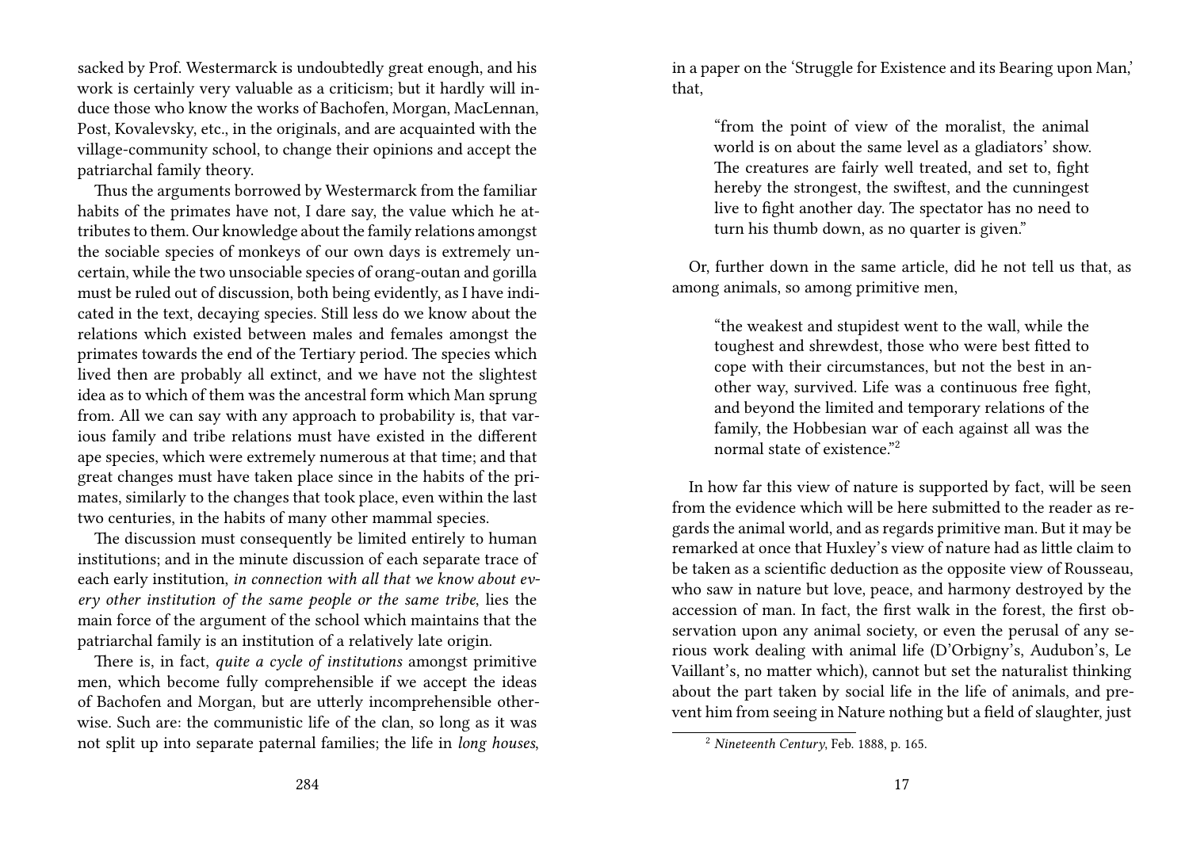sacked by Prof. Westermarck is undoubtedly great enough, and his work is certainly very valuable as a criticism; but it hardly will induce those who know the works of Bachofen, Morgan, MacLennan, Post, Kovalevsky, etc., in the originals, and are acquainted with the village-community school, to change their opinions and accept the patriarchal family theory.

Thus the arguments borrowed by Westermarck from the familiar habits of the primates have not, I dare say, the value which he attributes to them. Our knowledge about the family relations amongst the sociable species of monkeys of our own days is extremely uncertain, while the two unsociable species of orang-outan and gorilla must be ruled out of discussion, both being evidently, as I have indicated in the text, decaying species. Still less do we know about the relations which existed between males and females amongst the primates towards the end of the Tertiary period. The species which lived then are probably all extinct, and we have not the slightest idea as to which of them was the ancestral form which Man sprung from. All we can say with any approach to probability is, that various family and tribe relations must have existed in the different ape species, which were extremely numerous at that time; and that great changes must have taken place since in the habits of the primates, similarly to the changes that took place, even within the last two centuries, in the habits of many other mammal species.

The discussion must consequently be limited entirely to human institutions; and in the minute discussion of each separate trace of each early institution, *in connection with all that we know about every other institution of the same people or the same tribe*, lies the main force of the argument of the school which maintains that the patriarchal family is an institution of a relatively late origin.

There is, in fact, *quite a cycle of institutions* amongst primitive men, which become fully comprehensible if we accept the ideas of Bachofen and Morgan, but are utterly incomprehensible otherwise. Such are: the communistic life of the clan, so long as it was not split up into separate paternal families; the life in *long houses*,

in a paper on the 'Struggle for Existence and its Bearing upon Man,' that,

> "from the point of view of the moralist, the animal world is on about the same level as a gladiators' show. The creatures are fairly well treated, and set to, fight hereby the strongest, the swiftest, and the cunningest live to fight another day. The spectator has no need to turn his thumb down, as no quarter is given."

Or, further down in the same article, did he not tell us that, as among animals, so among primitive men,

> "the weakest and stupidest went to the wall, while the toughest and shrewdest, those who were best fitted to cope with their circumstances, but not the best in another way, survived. Life was a continuous free fight, and beyond the limited and temporary relations of the family, the Hobbesian war of each against all was the normal state of existence."[2]

In how far this view of nature is supported by fact, will be seen from the evidence which will be here submitted to the reader as regards the animal world, and as regards primitive man. But it may be remarked at once that Huxley's view of nature had as little claim to be taken as a scientific deduction as the opposite view of Rousseau, who saw in nature but love, peace, and harmony destroyed by the accession of man. In fact, the first walk in the forest, the first observation upon any animal society, or even the perusal of any serious work dealing with animal life (D'Orbigny's, Audubon's, Le Vaillant's, no matter which), cannot but set the naturalist thinking about the part taken by social life in the life of animals, and prevent him from seeing in Nature nothing but a field of slaughter, just

[2] *Nineteenth Century*, Feb. 1888, p. 165.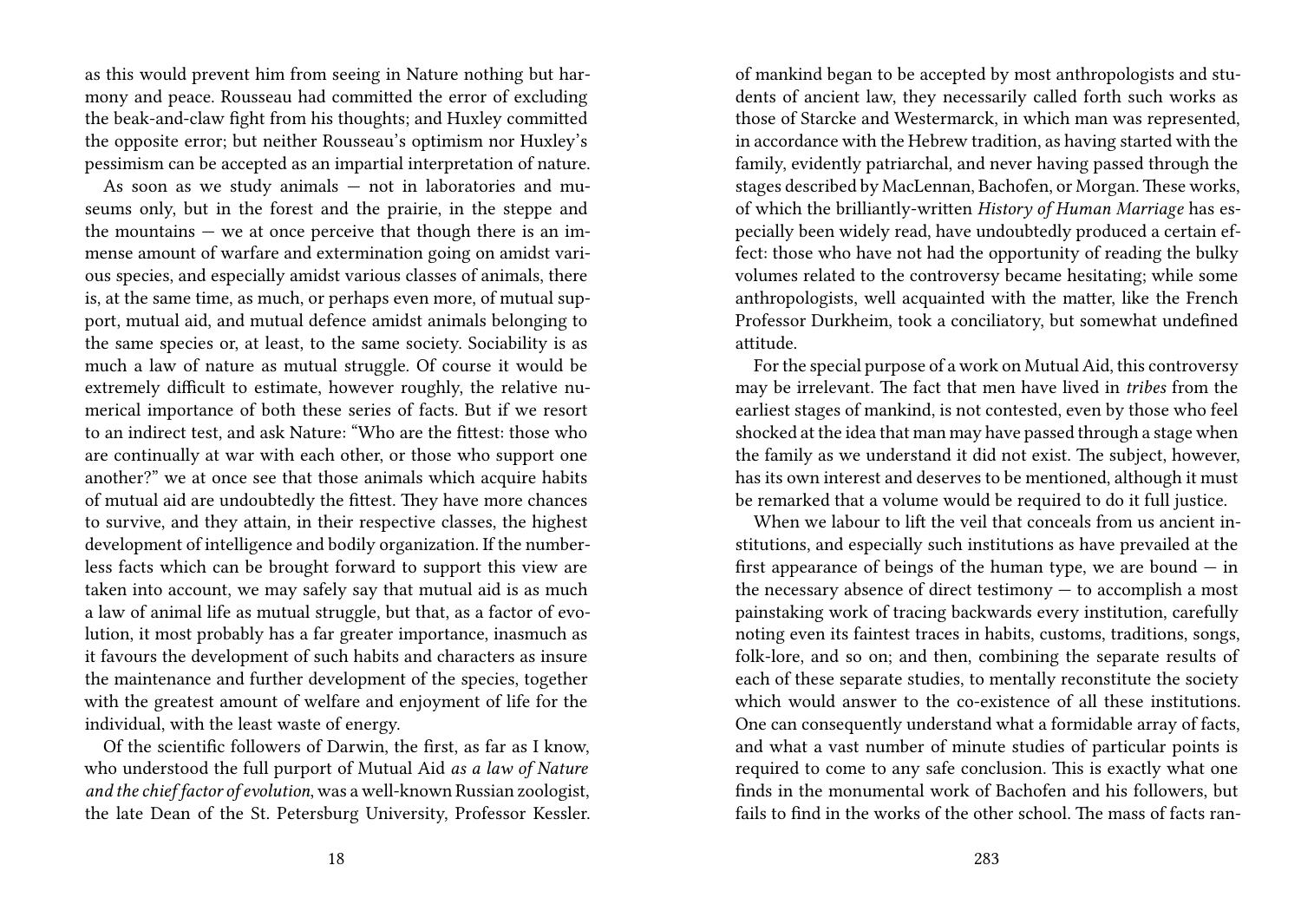as this would prevent him from seeing in Nature nothing but harmony and peace. Rousseau had committed the error of excluding the beak-and-claw fight from his thoughts; and Huxley committed the opposite error; but neither Rousseau's optimism nor Huxley's pessimism can be accepted as an impartial interpretation of nature.

As soon as we study animals — not in laboratories and museums only, but in the forest and the prairie, in the steppe and the mountains — we at once perceive that though there is an immense amount of warfare and extermination going on amidst various species, and especially amidst various classes of animals, there is, at the same time, as much, or perhaps even more, of mutual support, mutual aid, and mutual defence amidst animals belonging to the same species or, at least, to the same society. Sociability is as much a law of nature as mutual struggle. Of course it would be extremely difficult to estimate, however roughly, the relative numerical importance of both these series of facts. But if we resort to an indirect test, and ask Nature: "Who are the fittest: those who are continually at war with each other, or those who support one another?" we at once see that those animals which acquire habits of mutual aid are undoubtedly the fittest. They have more chances to survive, and they attain, in their respective classes, the highest development of intelligence and bodily organization. If the numberless facts which can be brought forward to support this view are taken into account, we may safely say that mutual aid is as much a law of animal life as mutual struggle, but that, as a factor of evolution, it most probably has a far greater importance, inasmuch as it favours the development of such habits and characters as insure the maintenance and further development of the species, together with the greatest amount of welfare and enjoyment of life for the individual, with the least waste of energy.

Of the scientific followers of Darwin, the first, as far as I know, who understood the full purport of Mutual Aid *as a law of Nature and the chief factor of evolution*, was a well-known Russian zoologist, the late Dean of the St. Petersburg University, Professor Kessler.

of mankind began to be accepted by most anthropologists and students of ancient law, they necessarily called forth such works as those of Starcke and Westermarck, in which man was represented, in accordance with the Hebrew tradition, as having started with the family, evidently patriarchal, and never having passed through the stages described by MacLennan, Bachofen, or Morgan. These works, of which the brilliantly-written *History of Human Marriage* has especially been widely read, have undoubtedly produced a certain effect: those who have not had the opportunity of reading the bulky volumes related to the controversy became hesitating; while some anthropologists, well acquainted with the matter, like the French Professor Durkheim, took a conciliatory, but somewhat undefined attitude.

For the special purpose of a work on Mutual Aid, this controversy may be irrelevant. The fact that men have lived in *tribes* from the earliest stages of mankind, is not contested, even by those who feel shocked at the idea that man may have passed through a stage when the family as we understand it did not exist. The subject, however, has its own interest and deserves to be mentioned, although it must be remarked that a volume would be required to do it full justice.

When we labour to lift the veil that conceals from us ancient institutions, and especially such institutions as have prevailed at the first appearance of beings of the human type, we are bound — in the necessary absence of direct testimony — to accomplish a most painstaking work of tracing backwards every institution, carefully noting even its faintest traces in habits, customs, traditions, songs, folk-lore, and so on; and then, combining the separate results of each of these separate studies, to mentally reconstitute the society which would answer to the co-existence of all these institutions. One can consequently understand what a formidable array of facts, and what a vast number of minute studies of particular points is required to come to any safe conclusion. This is exactly what one finds in the monumental work of Bachofen and his followers, but fails to find in the works of the other school. The mass of facts ran-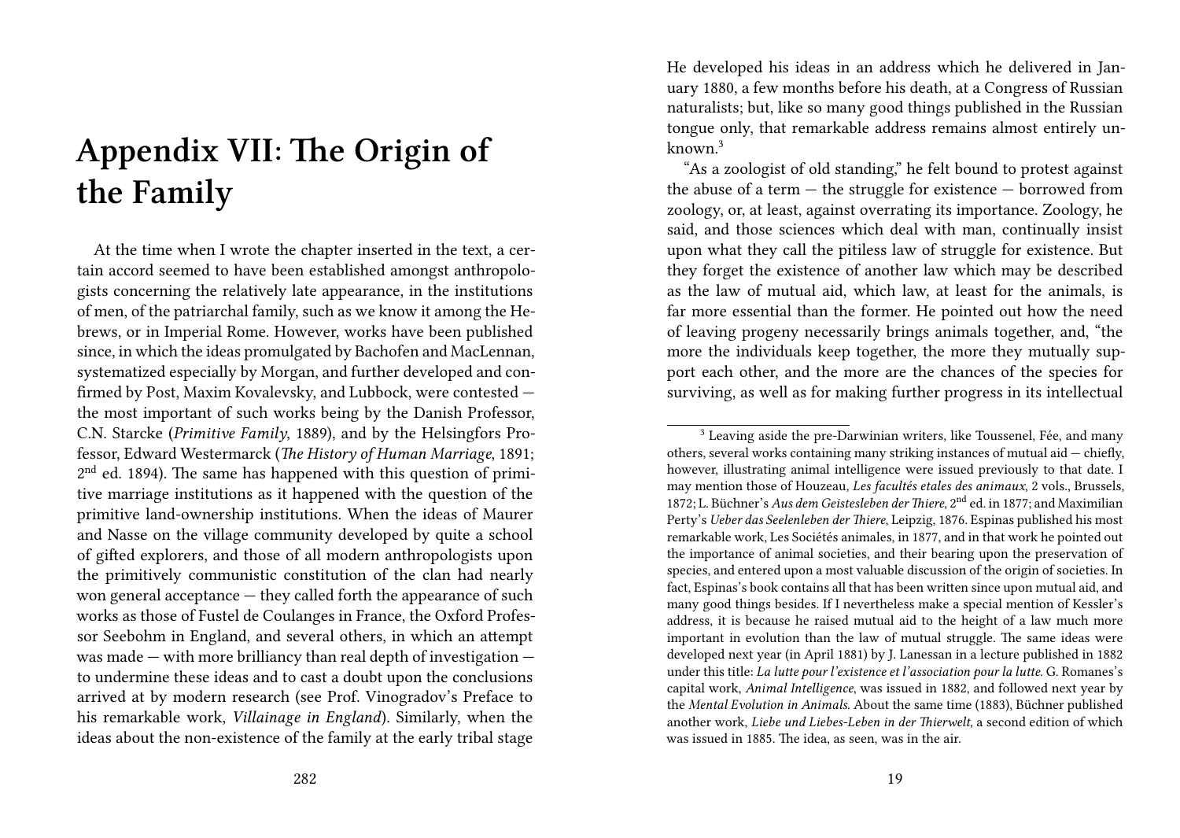# Appendix VII: The Origin of the Family

At the time when I wrote the chapter inserted in the text, a certain accord seemed to have been established amongst anthropologists concerning the relatively late appearance, in the institutions of men, of the patriarchal family, such as we know it among the Hebrews, or in Imperial Rome. However, works have been published since, in which the ideas promulgated by Bachofen and MacLennan, systematized especially by Morgan, and further developed and confirmed by Post, Maxim Kovalevsky, and Lubbock, were contested — the most important of such works being by the Danish Professor, C.N. Starcke (*Primitive Family*, 1889), and by the Helsingfors Professor, Edward Westermarck (*The History of Human Marriage*, 1891; 2nd ed. 1894). The same has happened with this question of primitive marriage institutions as it happened with the question of the primitive land-ownership institutions. When the ideas of Maurer and Nasse on the village community developed by quite a school of gifted explorers, and those of all modern anthropologists upon the primitively communistic constitution of the clan had nearly won general acceptance — they called forth the appearance of such works as those of Fustel de Coulanges in France, the Oxford Professor Seebohm in England, and several others, in which an attempt was made — with more brilliancy than real depth of investigation — to undermine these ideas and to cast a doubt upon the conclusions arrived at by modern research (see Prof. Vinogradov's Preface to his remarkable work, *Villainage in England*). Similarly, when the ideas about the non-existence of the family at the early tribal stage

He developed his ideas in an address which he delivered in January 1880, a few months before his death, at a Congress of Russian naturalists; but, like so many good things published in the Russian tongue only, that remarkable address remains almost entirely unknown.[3]

"As a zoologist of old standing," he felt bound to protest against the abuse of a term — the struggle for existence — borrowed from zoology, or, at least, against overrating its importance. Zoology, he said, and those sciences which deal with man, continually insist upon what they call the pitiless law of struggle for existence. But they forget the existence of another law which may be described as the law of mutual aid, which law, at least for the animals, is far more essential than the former. He pointed out how the need of leaving progeny necessarily brings animals together, and, "the more the individuals keep together, the more they mutually support each other, and the more are the chances of the species for surviving, as well as for making further progress in its intellectual

[3] Leaving aside the pre-Darwinian writers, like Toussenel, Fée, and many others, several works containing many striking instances of mutual aid — chiefly, however, illustrating animal intelligence were issued previously to that date. I may mention those of Houzeau, *Les facultés etales des animaux*, 2 vols., Brussels, 1872; L. Büchner's *Aus dem Geistesleben der Thiere*, 2nd ed. in 1877; and Maximilian Perty's *Ueber das Seelenleben der Thiere*, Leipzig, 1876. Espinas published his most remarkable work, Les Sociétés animales, in 1877, and in that work he pointed out the importance of animal societies, and their bearing upon the preservation of species, and entered upon a most valuable discussion of the origin of societies. In fact, Espinas's book contains all that has been written since upon mutual aid, and many good things besides. If I nevertheless make a special mention of Kessler's address, it is because he raised mutual aid to the height of a law much more important in evolution than the law of mutual struggle. The same ideas were developed next year (in April 1881) by J. Lanessan in a lecture published in 1882 under this title: *La lutte pour l'existence et l'association pour la lutte.* G. Romanes's capital work, *Animal Intelligence*, was issued in 1882, and followed next year by the *Mental Evolution in Animals.* About the same time (1883), Büchner published another work, *Liebe und Liebes-Leben in der Thierwelt*, a second edition of which was issued in 1885. The idea, as seen, was in the air.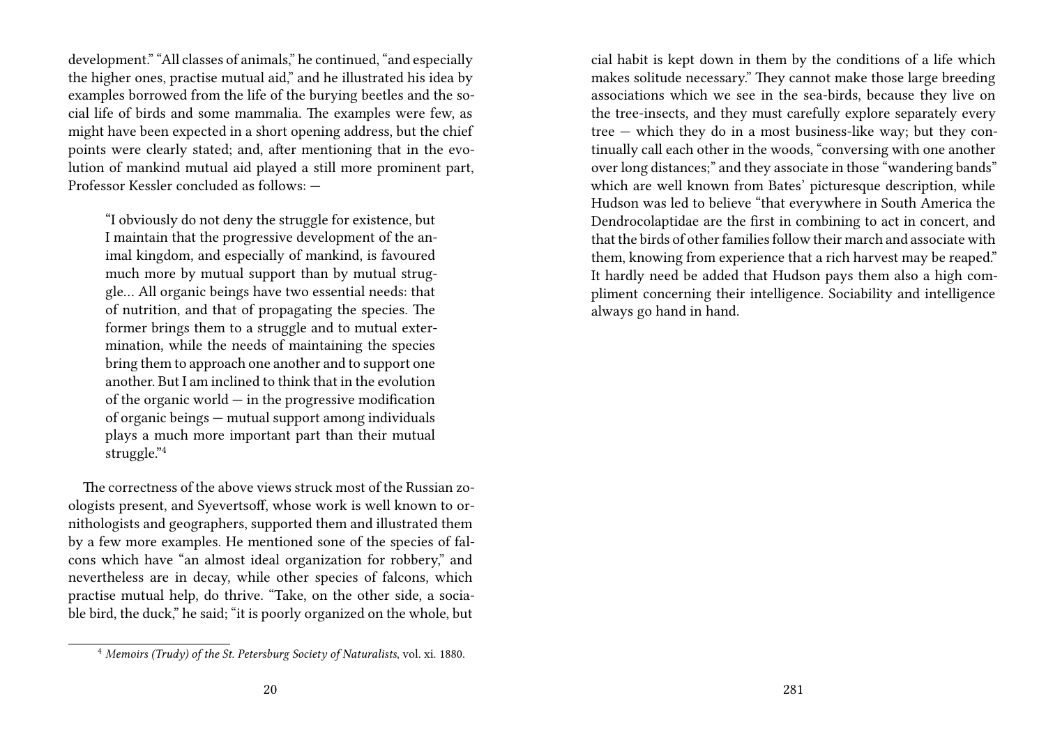development." "All classes of animals," he continued, "and especially the higher ones, practise mutual aid," and he illustrated his idea by examples borrowed from the life of the burying beetles and the social life of birds and some mammalia. The examples were few, as might have been expected in a short opening address, but the chief points were clearly stated; and, after mentioning that in the evolution of mankind mutual aid played a still more prominent part, Professor Kessler concluded as follows: —

> "I obviously do not deny the struggle for existence, but I maintain that the progressive development of the animal kingdom, and especially of mankind, is favoured much more by mutual support than by mutual struggle… All organic beings have two essential needs: that of nutrition, and that of propagating the species. The former brings them to a struggle and to mutual extermination, while the needs of maintaining the species bring them to approach one another and to support one another. But I am inclined to think that in the evolution of the organic world — in the progressive modification of organic beings — mutual support among individuals plays a much more important part than their mutual struggle."[4]

The correctness of the above views struck most of the Russian zoologists present, and Syevertsoff, whose work is well known to ornithologists and geographers, supported them and illustrated them by a few more examples. He mentioned sone of the species of falcons which have "an almost ideal organization for robbery," and nevertheless are in decay, while other species of falcons, which practise mutual help, do thrive. "Take, on the other side, a sociable bird, the duck," he said; "it is poorly organized on the whole, but

[4] *Memoirs (Trudy) of the St. Petersburg Society of Naturalists*, vol. xi. 1880.

cial habit is kept down in them by the conditions of a life which makes solitude necessary." They cannot make those large breeding associations which we see in the sea-birds, because they live on the tree-insects, and they must carefully explore separately every tree — which they do in a most business-like way; but they continually call each other in the woods, "conversing with one another over long distances;" and they associate in those "wandering bands" which are well known from Bates' picturesque description, while Hudson was led to believe "that everywhere in South America the Dendrocolaptidae are the first in combining to act in concert, and that the birds of other families follow their march and associate with them, knowing from experience that a rich harvest may be reaped." It hardly need be added that Hudson pays them also a high compliment concerning their intelligence. Sociability and intelligence always go hand in hand.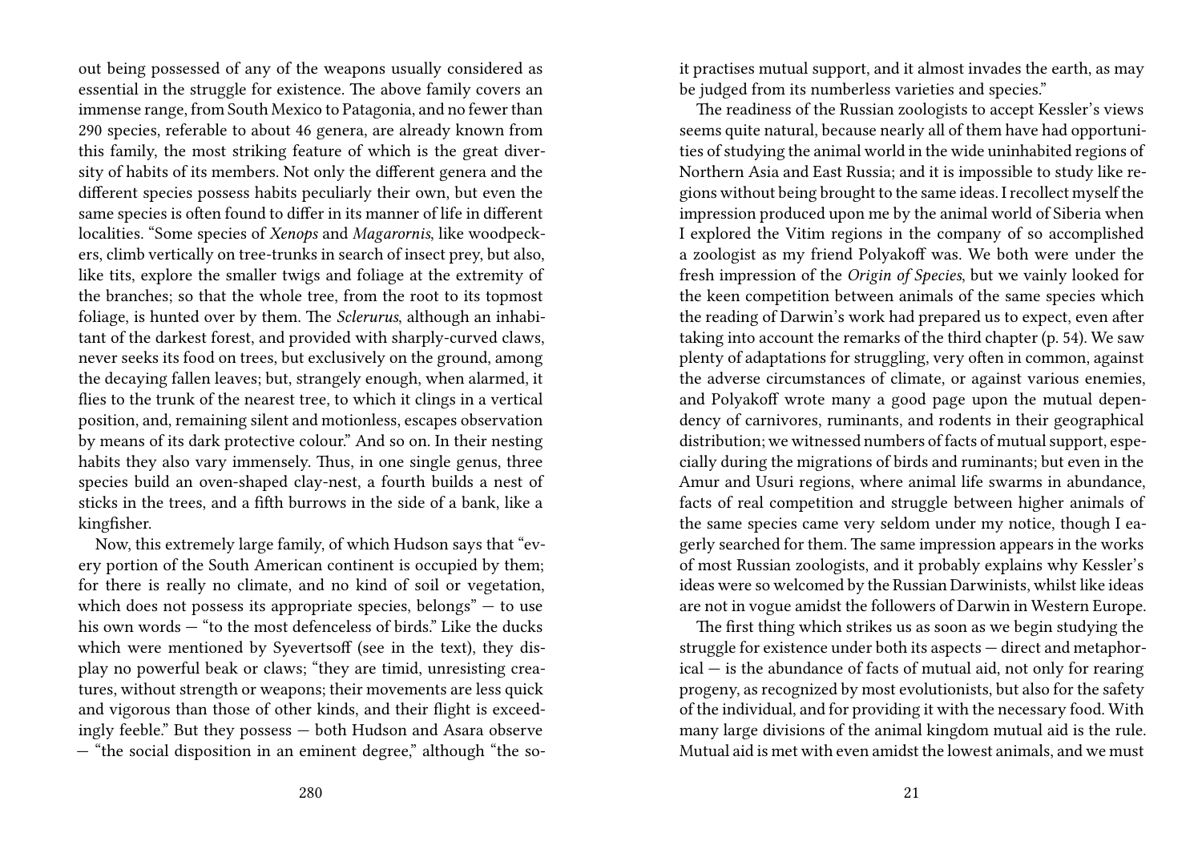out being possessed of any of the weapons usually considered as essential in the struggle for existence. The above family covers an immense range, from South Mexico to Patagonia, and no fewer than 290 species, referable to about 46 genera, are already known from this family, the most striking feature of which is the great diversity of habits of its members. Not only the different genera and the different species possess habits peculiarly their own, but even the same species is often found to differ in its manner of life in different localities. "Some species of *Xenops* and *Magarornis*, like woodpeckers, climb vertically on tree-trunks in search of insect prey, but also, like tits, explore the smaller twigs and foliage at the extremity of the branches; so that the whole tree, from the root to its topmost foliage, is hunted over by them. The *Sclerurus*, although an inhabitant of the darkest forest, and provided with sharply-curved claws, never seeks its food on trees, but exclusively on the ground, among the decaying fallen leaves; but, strangely enough, when alarmed, it flies to the trunk of the nearest tree, to which it clings in a vertical position, and, remaining silent and motionless, escapes observation by means of its dark protective colour." And so on. In their nesting habits they also vary immensely. Thus, in one single genus, three species build an oven-shaped clay-nest, a fourth builds a nest of sticks in the trees, and a fifth burrows in the side of a bank, like a kingfisher.

Now, this extremely large family, of which Hudson says that "every portion of the South American continent is occupied by them; for there is really no climate, and no kind of soil or vegetation, which does not possess its appropriate species, belongs" — to use his own words — "to the most defenceless of birds." Like the ducks which were mentioned by Syevertsoff (see in the text), they display no powerful beak or claws; "they are timid, unresisting creatures, without strength or weapons; their movements are less quick and vigorous than those of other kinds, and their flight is exceedingly feeble." But they possess — both Hudson and Asara observe — "the social disposition in an eminent degree," although "the so-

it practises mutual support, and it almost invades the earth, as may be judged from its numberless varieties and species."

The readiness of the Russian zoologists to accept Kessler's views seems quite natural, because nearly all of them have had opportunities of studying the animal world in the wide uninhabited regions of Northern Asia and East Russia; and it is impossible to study like regions without being brought to the same ideas. I recollect myself the impression produced upon me by the animal world of Siberia when I explored the Vitim regions in the company of so accomplished a zoologist as my friend Polyakoff was. We both were under the fresh impression of the *Origin of Species*, but we vainly looked for the keen competition between animals of the same species which the reading of Darwin's work had prepared us to expect, even after taking into account the remarks of the third chapter (p. 54). We saw plenty of adaptations for struggling, very often in common, against the adverse circumstances of climate, or against various enemies, and Polyakoff wrote many a good page upon the mutual dependency of carnivores, ruminants, and rodents in their geographical distribution; we witnessed numbers of facts of mutual support, especially during the migrations of birds and ruminants; but even in the Amur and Usuri regions, where animal life swarms in abundance, facts of real competition and struggle between higher animals of the same species came very seldom under my notice, though I eagerly searched for them. The same impression appears in the works of most Russian zoologists, and it probably explains why Kessler's ideas were so welcomed by the Russian Darwinists, whilst like ideas are not in vogue amidst the followers of Darwin in Western Europe.

The first thing which strikes us as soon as we begin studying the struggle for existence under both its aspects — direct and metaphorical — is the abundance of facts of mutual aid, not only for rearing progeny, as recognized by most evolutionists, but also for the safety of the individual, and for providing it with the necessary food. With many large divisions of the animal kingdom mutual aid is the rule. Mutual aid is met with even amidst the lowest animals, and we must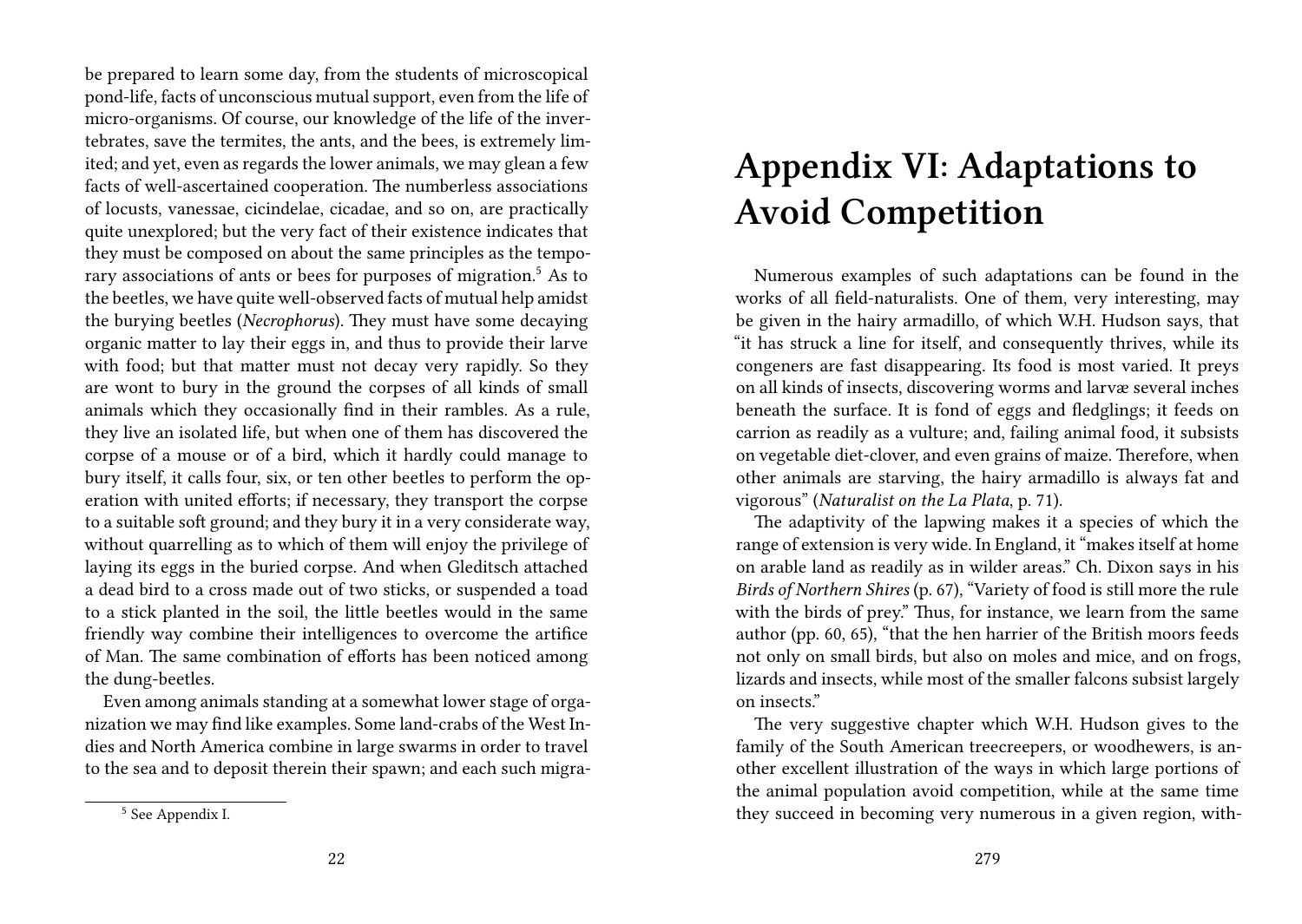be prepared to learn some day, from the students of microscopical pond-life, facts of unconscious mutual support, even from the life of micro-organisms. Of course, our knowledge of the life of the invertebrates, save the termites, the ants, and the bees, is extremely limited; and yet, even as regards the lower animals, we may glean a few facts of well-ascertained cooperation. The numberless associations of locusts, vanessae, cicindelae, cicadae, and so on, are practically quite unexplored; but the very fact of their existence indicates that they must be composed on about the same principles as the temporary associations of ants or bees for purposes of migration.[5] As to the beetles, we have quite well-observed facts of mutual help amidst the burying beetles (*Necrophorus*). They must have some decaying organic matter to lay their eggs in, and thus to provide their larve with food; but that matter must not decay very rapidly. So they are wont to bury in the ground the corpses of all kinds of small animals which they occasionally find in their rambles. As a rule, they live an isolated life, but when one of them has discovered the corpse of a mouse or of a bird, which it hardly could manage to bury itself, it calls four, six, or ten other beetles to perform the operation with united efforts; if necessary, they transport the corpse to a suitable soft ground; and they bury it in a very considerate way, without quarrelling as to which of them will enjoy the privilege of laying its eggs in the buried corpse. And when Gleditsch attached a dead bird to a cross made out of two sticks, or suspended a toad to a stick planted in the soil, the little beetles would in the same friendly way combine their intelligences to overcome the artifice of Man. The same combination of efforts has been noticed among the dung-beetles.

Even among animals standing at a somewhat lower stage of organization we may find like examples. Some land-crabs of the West Indies and North America combine in large swarms in order to travel to the sea and to deposit therein their spawn; and each such migra-

[5] See Appendix I.

# Appendix VI: Adaptations to Avoid Competition

Numerous examples of such adaptations can be found in the works of all field-naturalists. One of them, very interesting, may be given in the hairy armadillo, of which W.H. Hudson says, that "it has struck a line for itself, and consequently thrives, while its congeners are fast disappearing. Its food is most varied. It preys on all kinds of insects, discovering worms and larvæ several inches beneath the surface. It is fond of eggs and fledglings; it feeds on carrion as readily as a vulture; and, failing animal food, it subsists on vegetable diet-clover, and even grains of maize. Therefore, when other animals are starving, the hairy armadillo is always fat and vigorous" (*Naturalist on the La Plata*, p. 71).

The adaptivity of the lapwing makes it a species of which the range of extension is very wide. In England, it "makes itself at home on arable land as readily as in wilder areas." Ch. Dixon says in his *Birds of Northern Shires* (p. 67), "Variety of food is still more the rule with the birds of prey." Thus, for instance, we learn from the same author (pp. 60, 65), "that the hen harrier of the British moors feeds not only on small birds, but also on moles and mice, and on frogs, lizards and insects, while most of the smaller falcons subsist largely on insects."

The very suggestive chapter which W.H. Hudson gives to the family of the South American treecreepers, or woodhewers, is another excellent illustration of the ways in which large portions of the animal population avoid competition, while at the same time they succeed in becoming very numerous in a given region, with-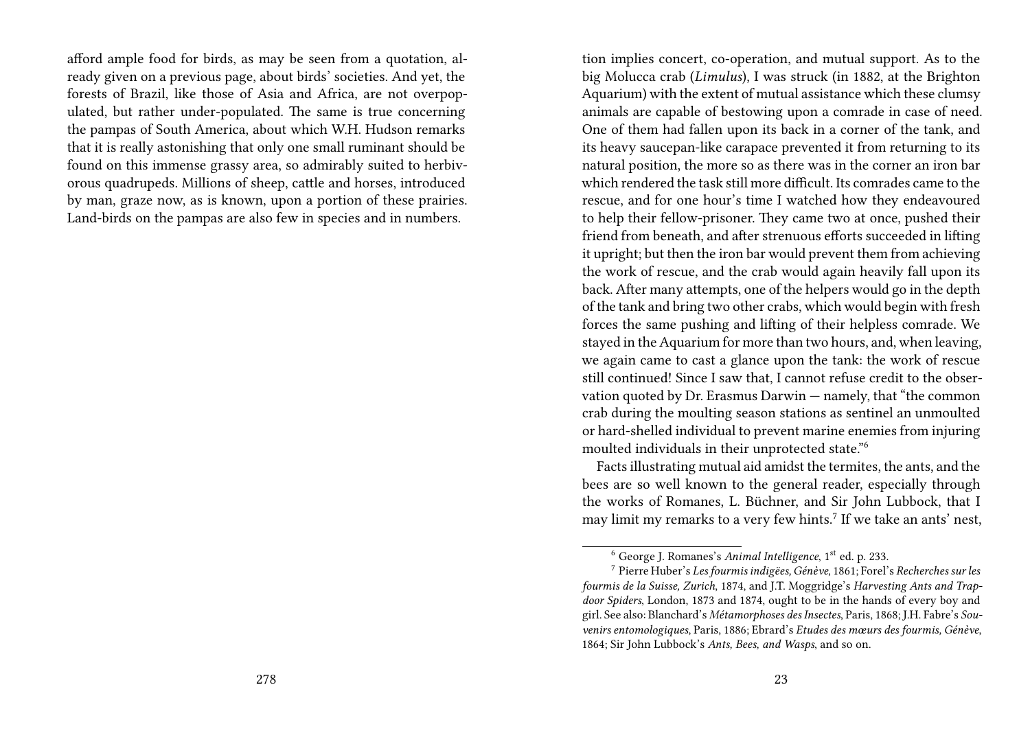afford ample food for birds, as may be seen from a quotation, already given on a previous page, about birds' societies. And yet, the forests of Brazil, like those of Asia and Africa, are not overpopulated, but rather under-populated. The same is true concerning the pampas of South America, about which W.H. Hudson remarks that it is really astonishing that only one small ruminant should be found on this immense grassy area, so admirably suited to herbivorous quadrupeds. Millions of sheep, cattle and horses, introduced by man, graze now, as is known, upon a portion of these prairies. Land-birds on the pampas are also few in species and in numbers.

tion implies concert, co-operation, and mutual support. As to the big Molucca crab (*Limulus*), I was struck (in 1882, at the Brighton Aquarium) with the extent of mutual assistance which these clumsy animals are capable of bestowing upon a comrade in case of need. One of them had fallen upon its back in a corner of the tank, and its heavy saucepan-like carapace prevented it from returning to its natural position, the more so as there was in the corner an iron bar which rendered the task still more difficult. Its comrades came to the rescue, and for one hour's time I watched how they endeavoured to help their fellow-prisoner. They came two at once, pushed their friend from beneath, and after strenuous efforts succeeded in lifting it upright; but then the iron bar would prevent them from achieving the work of rescue, and the crab would again heavily fall upon its back. After many attempts, one of the helpers would go in the depth of the tank and bring two other crabs, which would begin with fresh forces the same pushing and lifting of their helpless comrade. We stayed in the Aquarium for more than two hours, and, when leaving, we again came to cast a glance upon the tank: the work of rescue still continued! Since I saw that, I cannot refuse credit to the observation quoted by Dr. Erasmus Darwin — namely, that "the common crab during the moulting season stations as sentinel an unmoulted or hard-shelled individual to prevent marine enemies from injuring moulted individuals in their unprotected state."[6]

Facts illustrating mutual aid amidst the termites, the ants, and the bees are so well known to the general reader, especially through the works of Romanes, L. Büchner, and Sir John Lubbock, that I may limit my remarks to a very few hints.[7] If we take an ants' nest,

---

[6] George J. Romanes's *Animal Intelligence*, 1st ed. p. 233.

[7] Pierre Huber's *Les fourmis indigëes, Génève*, 1861; Forel's *Recherches sur les fourmis de la Suisse, Zurich*, 1874, and J.T. Moggridge's *Harvesting Ants and Trapdoor Spiders*, London, 1873 and 1874, ought to be in the hands of every boy and girl. See also: Blanchard's *Métamorphoses des Insectes*, Paris, 1868; J.H. Fabre's *Souvenirs entomologiques*, Paris, 1886; Ebrard's *Etudes des mœurs des fourmis, Génève*, 1864; Sir John Lubbock's *Ants, Bees, and Wasps*, and so on.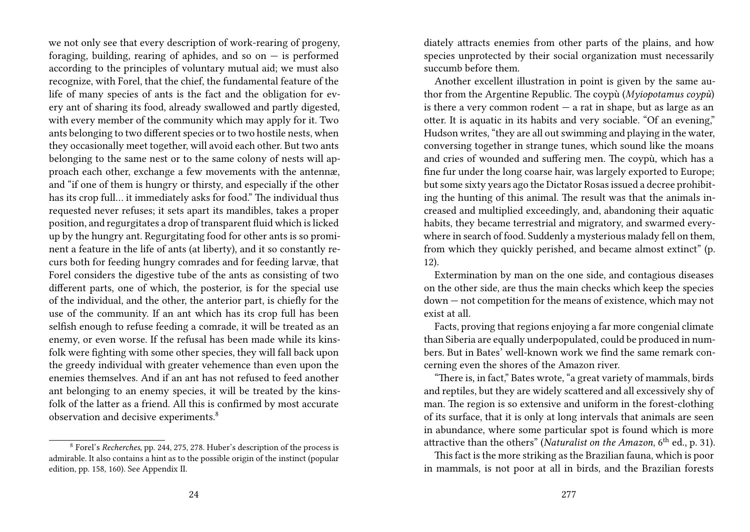we not only see that every description of work-rearing of progeny, foraging, building, rearing of aphides, and so on — is performed according to the principles of voluntary mutual aid; we must also recognize, with Forel, that the chief, the fundamental feature of the life of many species of ants is the fact and the obligation for every ant of sharing its food, already swallowed and partly digested, with every member of the community which may apply for it. Two ants belonging to two different species or to two hostile nests, when they occasionally meet together, will avoid each other. But two ants belonging to the same nest or to the same colony of nests will approach each other, exchange a few movements with the antennæ, and "if one of them is hungry or thirsty, and especially if the other has its crop full… it immediately asks for food." The individual thus requested never refuses; it sets apart its mandibles, takes a proper position, and regurgitates a drop of transparent fluid which is licked up by the hungry ant. Regurgitating food for other ants is so prominent a feature in the life of ants (at liberty), and it so constantly recurs both for feeding hungry comrades and for feeding larvæ, that Forel considers the digestive tube of the ants as consisting of two different parts, one of which, the posterior, is for the special use of the individual, and the other, the anterior part, is chiefly for the use of the community. If an ant which has its crop full has been selfish enough to refuse feeding a comrade, it will be treated as an enemy, or even worse. If the refusal has been made while its kinsfolk were fighting with some other species, they will fall back upon the greedy individual with greater vehemence than even upon the enemies themselves. And if an ant has not refused to feed another ant belonging to an enemy species, it will be treated by the kinsfolk of the latter as a friend. All this is confirmed by most accurate observation and decisive experiments.[8]

[8] Forel's *Recherches*, pp. 244, 275, 278. Huber's description of the process is admirable. It also contains a hint as to the possible origin of the instinct (popular edition, pp. 158, 160). See Appendix II.

diately attracts enemies from other parts of the plains, and how species unprotected by their social organization must necessarily succumb before them.

Another excellent illustration in point is given by the same author from the Argentine Republic. The coypù (*Myiopotamus coypù*) is there a very common rodent — a rat in shape, but as large as an otter. It is aquatic in its habits and very sociable. "Of an evening," Hudson writes, "they are all out swimming and playing in the water, conversing together in strange tunes, which sound like the moans and cries of wounded and suffering men. The coypù, which has a fine fur under the long coarse hair, was largely exported to Europe; but some sixty years ago the Dictator Rosas issued a decree prohibiting the hunting of this animal. The result was that the animals increased and multiplied exceedingly, and, abandoning their aquatic habits, they became terrestrial and migratory, and swarmed everywhere in search of food. Suddenly a mysterious malady fell on them, from which they quickly perished, and became almost extinct" (p. 12).

Extermination by man on the one side, and contagious diseases on the other side, are thus the main checks which keep the species down — not competition for the means of existence, which may not exist at all.

Facts, proving that regions enjoying a far more congenial climate than Siberia are equally underpopulated, could be produced in numbers. But in Bates' well-known work we find the same remark concerning even the shores of the Amazon river.

"There is, in fact," Bates wrote, "a great variety of mammals, birds and reptiles, but they are widely scattered and all excessively shy of man. The region is so extensive and uniform in the forest-clothing of its surface, that it is only at long intervals that animals are seen in abundance, where some particular spot is found which is more attractive than the others" (*Naturalist on the Amazon*, 6th ed., p. 31).

This fact is the more striking as the Brazilian fauna, which is poor in mammals, is not poor at all in birds, and the Brazilian forests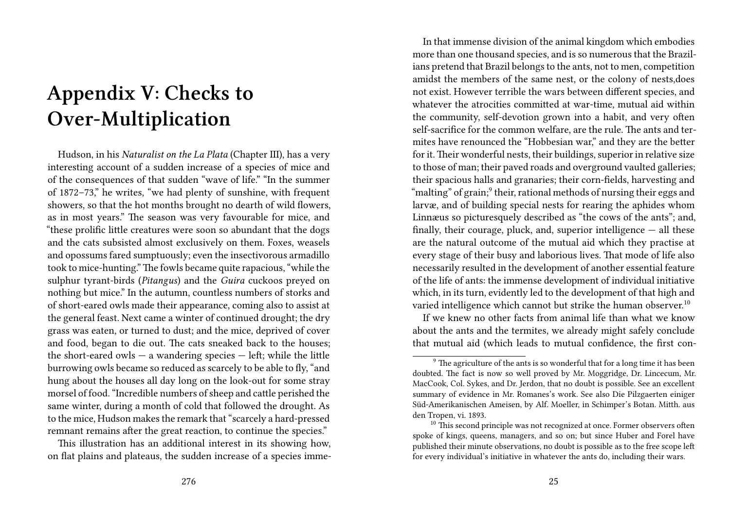# Appendix V: Checks to Over-Multiplication

Hudson, in his *Naturalist on the La Plata* (Chapter III), has a very interesting account of a sudden increase of a species of mice and of the consequences of that sudden "wave of life." "In the summer of 1872–73," he writes, "we had plenty of sunshine, with frequent showers, so that the hot months brought no dearth of wild flowers, as in most years." The season was very favourable for mice, and "these prolific little creatures were soon so abundant that the dogs and the cats subsisted almost exclusively on them. Foxes, weasels and opossums fared sumptuously; even the insectivorous armadillo took to mice-hunting." The fowls became quite rapacious, "while the sulphur tyrant-birds (*Pitangus*) and the *Guira* cuckoos preyed on nothing but mice." In the autumn, countless numbers of storks and of short-eared owls made their appearance, coming also to assist at the general feast. Next came a winter of continued drought; the dry grass was eaten, or turned to dust; and the mice, deprived of cover and food, began to die out. The cats sneaked back to the houses; the short-eared owls — a wandering species — left; while the little burrowing owls became so reduced as scarcely to be able to fly, "and hung about the houses all day long on the look-out for some stray morsel of food. "Incredible numbers of sheep and cattle perished the same winter, during a month of cold that followed the drought. As to the mice, Hudson makes the remark that "scarcely a hard-pressed remnant remains after the great reaction, to continue the species."

This illustration has an additional interest in its showing how, on flat plains and plateaus, the sudden increase of a species imme-

In that immense division of the animal kingdom which embodies more than one thousand species, and is so numerous that the Brazilians pretend that Brazil belongs to the ants, not to men, competition amidst the members of the same nest, or the colony of nests,does not exist. However terrible the wars between different species, and whatever the atrocities committed at war-time, mutual aid within the community, self-devotion grown into a habit, and very often self-sacrifice for the common welfare, are the rule. The ants and termites have renounced the "Hobbesian war," and they are the better for it. Their wonderful nests, their buildings, superior in relative size to those of man; their paved roads and overground vaulted galleries; their spacious halls and granaries; their corn-fields, harvesting and "malting" of grain;[9] their, rational methods of nursing their eggs and larvæ, and of building special nests for rearing the aphides whom Linnæus so picturesquely described as "the cows of the ants"; and, finally, their courage, pluck, and, superior intelligence — all these are the natural outcome of the mutual aid which they practise at every stage of their busy and laborious lives. That mode of life also necessarily resulted in the development of another essential feature of the life of ants: the immense development of individual initiative which, in its turn, evidently led to the development of that high and varied intelligence which cannot but strike the human observer.[10]

If we knew no other facts from animal life than what we know about the ants and the termites, we already might safely conclude that mutual aid (which leads to mutual confidence, the first con-

[9] The agriculture of the ants is so wonderful that for a long time it has been doubted. The fact is now so well proved by Mr. Moggridge, Dr. Lincecum, Mr. MacCook, Col. Sykes, and Dr. Jerdon, that no doubt is possible. See an excellent summary of evidence in Mr. Romanes's work. See also Die Pilzgaerten einiger Süd-Amerikanischen Ameisen, by Alf. Moeller, in Schimper's Botan. Mitth. aus den Tropen, vi. 1893.

[10] This second principle was not recognized at once. Former observers often spoke of kings, queens, managers, and so on; but since Huber and Forel have published their minute observations, no doubt is possible as to the free scope left for every individual's initiative in whatever the ants do, including their wars.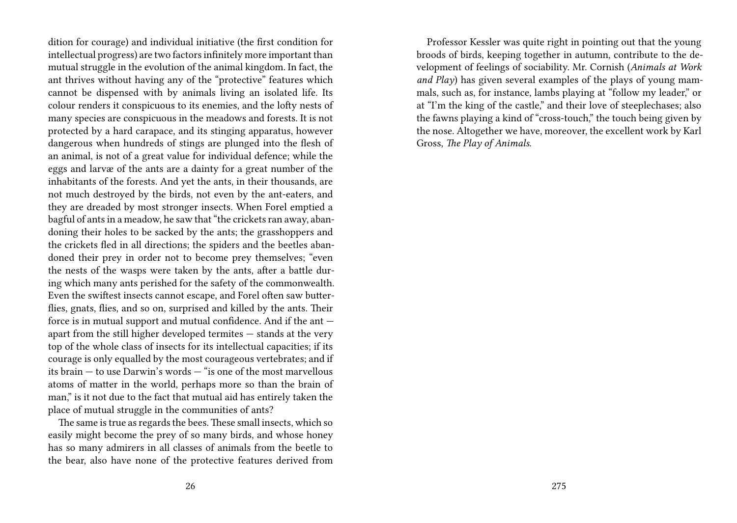dition for courage) and individual initiative (the first condition for intellectual progress) are two factors infinitely more important than mutual struggle in the evolution of the animal kingdom. In fact, the ant thrives without having any of the "protective" features which cannot be dispensed with by animals living an isolated life. Its colour renders it conspicuous to its enemies, and the lofty nests of many species are conspicuous in the meadows and forests. It is not protected by a hard carapace, and its stinging apparatus, however dangerous when hundreds of stings are plunged into the flesh of an animal, is not of a great value for individual defence; while the eggs and larvæ of the ants are a dainty for a great number of the inhabitants of the forests. And yet the ants, in their thousands, are not much destroyed by the birds, not even by the ant-eaters, and they are dreaded by most stronger insects. When Forel emptied a bagful of ants in a meadow, he saw that "the crickets ran away, abandoning their holes to be sacked by the ants; the grasshoppers and the crickets fled in all directions; the spiders and the beetles abandoned their prey in order not to become prey themselves; "even the nests of the wasps were taken by the ants, after a battle during which many ants perished for the safety of the commonwealth. Even the swiftest insects cannot escape, and Forel often saw butterflies, gnats, flies, and so on, surprised and killed by the ants. Their force is in mutual support and mutual confidence. And if the ant — apart from the still higher developed termites — stands at the very top of the whole class of insects for its intellectual capacities; if its courage is only equalled by the most courageous vertebrates; and if its brain — to use Darwin's words — "is one of the most marvellous atoms of matter in the world, perhaps more so than the brain of man," is it not due to the fact that mutual aid has entirely taken the place of mutual struggle in the communities of ants?

The same is true as regards the bees. These small insects, which so easily might become the prey of so many birds, and whose honey has so many admirers in all classes of animals from the beetle to the bear, also have none of the protective features derived from

Professor Kessler was quite right in pointing out that the young broods of birds, keeping together in autumn, contribute to the development of feelings of sociability. Mr. Cornish (*Animals at Work and Play*) has given several examples of the plays of young mammals, such as, for instance, lambs playing at "follow my leader," or at "I'm the king of the castle," and their love of steeplechases; also the fawns playing a kind of "cross-touch," the touch being given by the nose. Altogether we have, moreover, the excellent work by Karl Gross, *The Play of Animals*.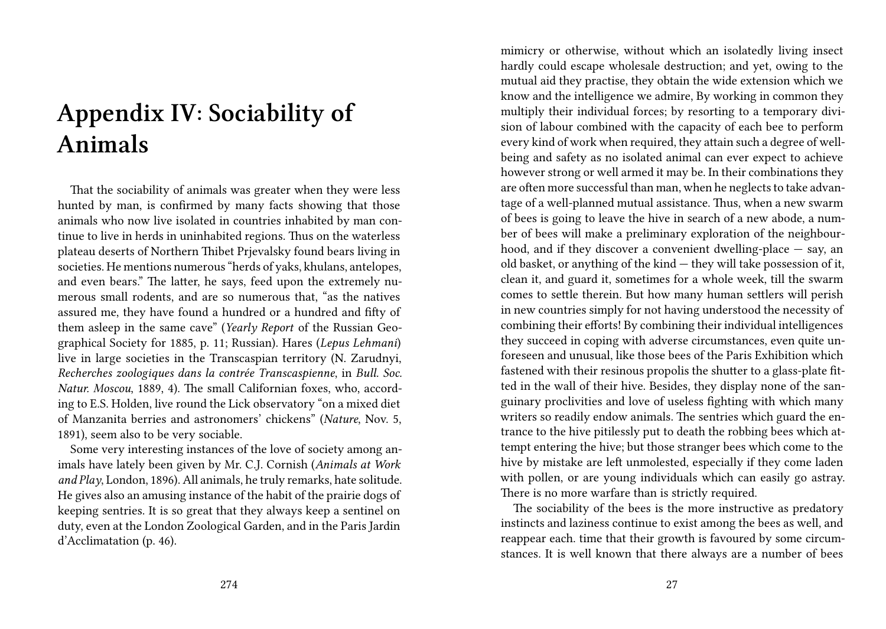# Appendix IV: Sociability of Animals

That the sociability of animals was greater when they were less hunted by man, is confirmed by many facts showing that those animals who now live isolated in countries inhabited by man continue to live in herds in uninhabited regions. Thus on the waterless plateau deserts of Northern Thibet Prjevalsky found bears living in societies. He mentions numerous "herds of yaks, khulans, antelopes, and even bears." The latter, he says, feed upon the extremely numerous small rodents, and are so numerous that, "as the natives assured me, they have found a hundred or a hundred and fifty of them asleep in the same cave" (*Yearly Report* of the Russian Geographical Society for 1885, p. 11; Russian). Hares (*Lepus Lehmani*) live in large societies in the Transcaspian territory (N. Zarudnyi, *Recherches zoologiques dans la contrée Transcaspienne*, in *Bull. Soc. Natur. Moscou*, 1889, 4). The small Californian foxes, who, according to E.S. Holden, live round the Lick observatory "on a mixed diet of Manzanita berries and astronomers' chickens" (*Nature*, Nov. 5, 1891), seem also to be very sociable.

Some very interesting instances of the love of society among animals have lately been given by Mr. C.J. Cornish (*Animals at Work and Play*, London, 1896). All animals, he truly remarks, hate solitude. He gives also an amusing instance of the habit of the prairie dogs of keeping sentries. It is so great that they always keep a sentinel on duty, even at the London Zoological Garden, and in the Paris Jardin d'Acclimatation (p. 46).

mimicry or otherwise, without which an isolatedly living insect hardly could escape wholesale destruction; and yet, owing to the mutual aid they practise, they obtain the wide extension which we know and the intelligence we admire, By working in common they multiply their individual forces; by resorting to a temporary division of labour combined with the capacity of each bee to perform every kind of work when required, they attain such a degree of well-being and safety as no isolated animal can ever expect to achieve however strong or well armed it may be. In their combinations they are often more successful than man, when he neglects to take advantage of a well-planned mutual assistance. Thus, when a new swarm of bees is going to leave the hive in search of a new abode, a number of bees will make a preliminary exploration of the neighbourhood, and if they discover a convenient dwelling-place — say, an old basket, or anything of the kind — they will take possession of it, clean it, and guard it, sometimes for a whole week, till the swarm comes to settle therein. But how many human settlers will perish in new countries simply for not having understood the necessity of combining their efforts! By combining their individual intelligences they succeed in coping with adverse circumstances, even quite unforeseen and unusual, like those bees of the Paris Exhibition which fastened with their resinous propolis the shutter to a glass-plate fitted in the wall of their hive. Besides, they display none of the sanguinary proclivities and love of useless fighting with which many writers so readily endow animals. The sentries which guard the entrance to the hive pitilessly put to death the robbing bees which attempt entering the hive; but those stranger bees which come to the hive by mistake are left unmolested, especially if they come laden with pollen, or are young individuals which can easily go astray. There is no more warfare than is strictly required.

The sociability of the bees is the more instructive as predatory instincts and laziness continue to exist among the bees as well, and reappear each. time that their growth is favoured by some circumstances. It is well known that there always are a number of bees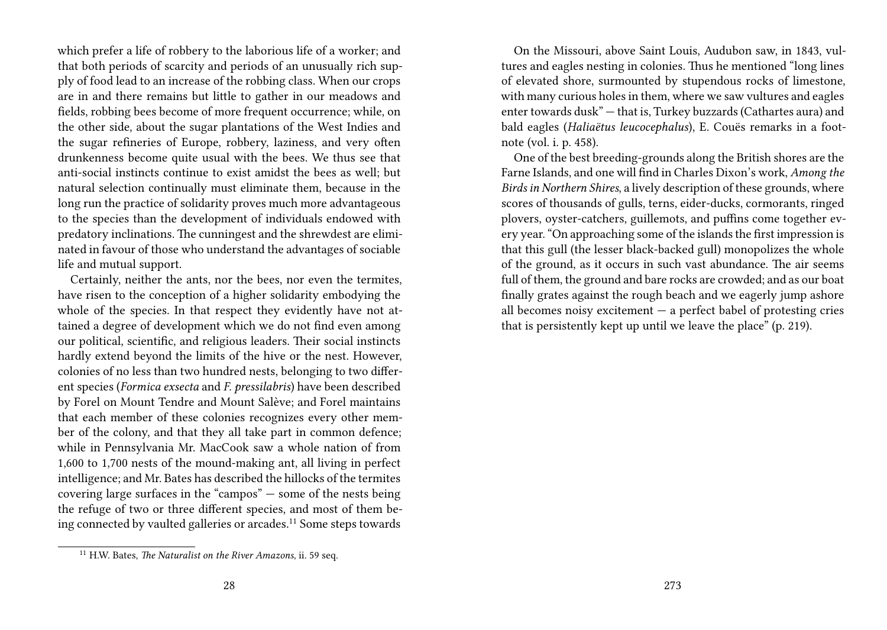which prefer a life of robbery to the laborious life of a worker; and that both periods of scarcity and periods of an unusually rich supply of food lead to an increase of the robbing class. When our crops are in and there remains but little to gather in our meadows and fields, robbing bees become of more frequent occurrence; while, on the other side, about the sugar plantations of the West Indies and the sugar refineries of Europe, robbery, laziness, and very often drunkenness become quite usual with the bees. We thus see that anti-social instincts continue to exist amidst the bees as well; but natural selection continually must eliminate them, because in the long run the practice of solidarity proves much more advantageous to the species than the development of individuals endowed with predatory inclinations. The cunningest and the shrewdest are eliminated in favour of those who understand the advantages of sociable life and mutual support.

Certainly, neither the ants, nor the bees, nor even the termites, have risen to the conception of a higher solidarity embodying the whole of the species. In that respect they evidently have not attained a degree of development which we do not find even among our political, scientific, and religious leaders. Their social instincts hardly extend beyond the limits of the hive or the nest. However, colonies of no less than two hundred nests, belonging to two different species (*Formica exsecta* and *F. pressilabris*) have been described by Forel on Mount Tendre and Mount Salève; and Forel maintains that each member of these colonies recognizes every other member of the colony, and that they all take part in common defence; while in Pennsylvania Mr. MacCook saw a whole nation of from 1,600 to 1,700 nests of the mound-making ant, all living in perfect intelligence; and Mr. Bates has described the hillocks of the termites covering large surfaces in the "campos" — some of the nests being the refuge of two or three different species, and most of them being connected by vaulted galleries or arcades.[11] Some steps towards

[11] H.W. Bates, *The Naturalist on the River Amazons*, ii. 59 seq.

On the Missouri, above Saint Louis, Audubon saw, in 1843, vultures and eagles nesting in colonies. Thus he mentioned "long lines of elevated shore, surmounted by stupendous rocks of limestone, with many curious holes in them, where we saw vultures and eagles enter towards dusk" — that is, Turkey buzzards (Cathartes aura) and bald eagles (*Haliaëtus leucocephalus*), E. Couës remarks in a footnote (vol. i. p. 458).

One of the best breeding-grounds along the British shores are the Farne Islands, and one will find in Charles Dixon's work, *Among the Birds in Northern Shires*, a lively description of these grounds, where scores of thousands of gulls, terns, eider-ducks, cormorants, ringed plovers, oyster-catchers, guillemots, and puffins come together every year. "On approaching some of the islands the first impression is that this gull (the lesser black-backed gull) monopolizes the whole of the ground, as it occurs in such vast abundance. The air seems full of them, the ground and bare rocks are crowded; and as our boat finally grates against the rough beach and we eagerly jump ashore all becomes noisy excitement — a perfect babel of protesting cries that is persistently kept up until we leave the place" (p. 219).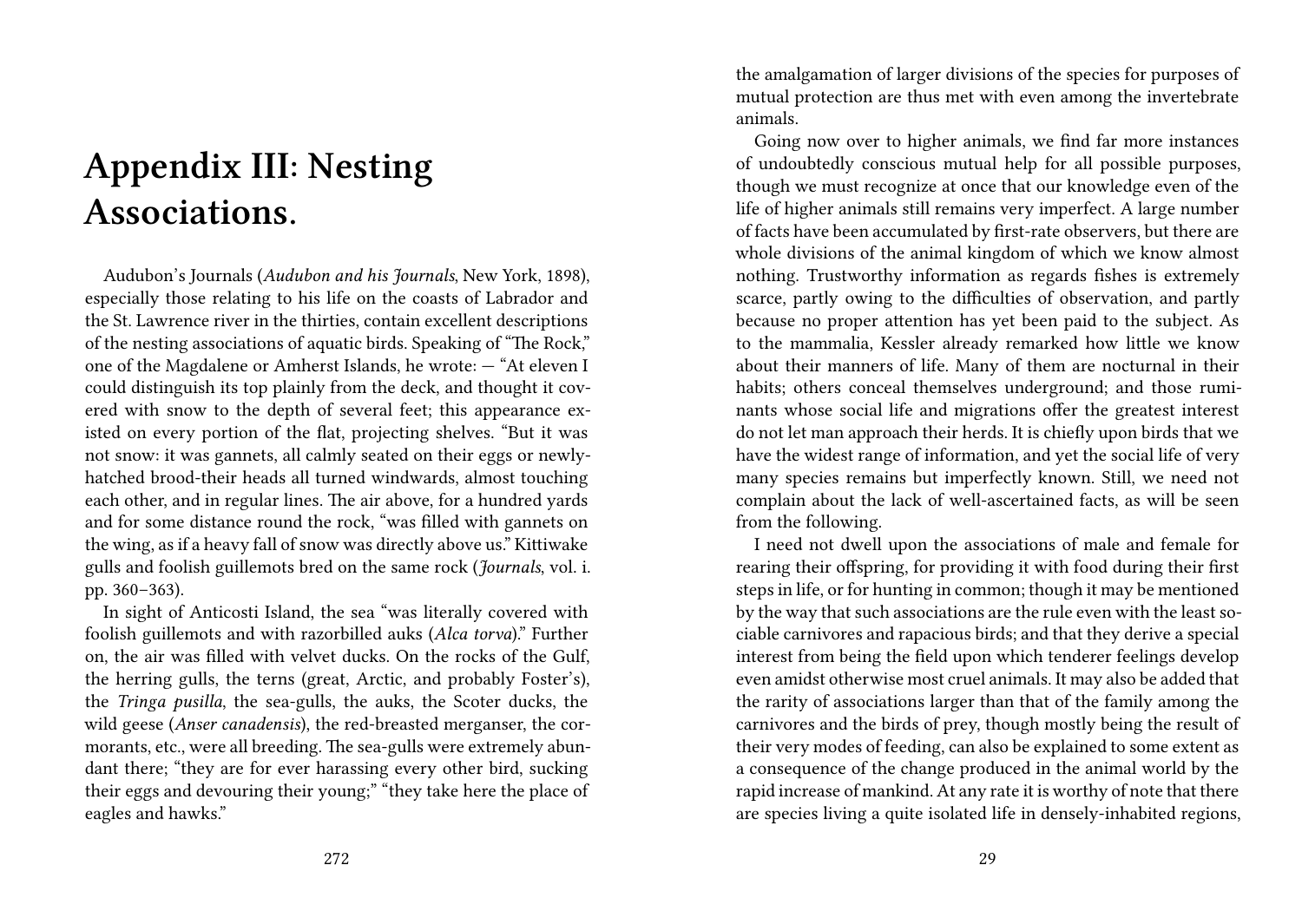# Appendix III: Nesting Associations.

Audubon's Journals (*Audubon and his Journals*, New York, 1898), especially those relating to his life on the coasts of Labrador and the St. Lawrence river in the thirties, contain excellent descriptions of the nesting associations of aquatic birds. Speaking of "The Rock," one of the Magdalene or Amherst Islands, he wrote: — "At eleven I could distinguish its top plainly from the deck, and thought it covered with snow to the depth of several feet; this appearance existed on every portion of the flat, projecting shelves. "But it was not snow: it was gannets, all calmly seated on their eggs or newly-hatched brood-their heads all turned windwards, almost touching each other, and in regular lines. The air above, for a hundred yards and for some distance round the rock, "was filled with gannets on the wing, as if a heavy fall of snow was directly above us." Kittiwake gulls and foolish guillemots bred on the same rock (*Journals*, vol. i. pp. 360–363).

In sight of Anticosti Island, the sea "was literally covered with foolish guillemots and with razorbilled auks (*Alca torva*)." Further on, the air was filled with velvet ducks. On the rocks of the Gulf, the herring gulls, the terns (great, Arctic, and probably Foster's), the *Tringa pusilla*, the sea-gulls, the auks, the Scoter ducks, the wild geese (*Anser canadensis*), the red-breasted merganser, the cormorants, etc., were all breeding. The sea-gulls were extremely abundant there; "they are for ever harassing every other bird, sucking their eggs and devouring their young;" "they take here the place of eagles and hawks."

the amalgamation of larger divisions of the species for purposes of mutual protection are thus met with even among the invertebrate animals.

Going now over to higher animals, we find far more instances of undoubtedly conscious mutual help for all possible purposes, though we must recognize at once that our knowledge even of the life of higher animals still remains very imperfect. A large number of facts have been accumulated by first-rate observers, but there are whole divisions of the animal kingdom of which we know almost nothing. Trustworthy information as regards fishes is extremely scarce, partly owing to the difficulties of observation, and partly because no proper attention has yet been paid to the subject. As to the mammalia, Kessler already remarked how little we know about their manners of life. Many of them are nocturnal in their habits; others conceal themselves underground; and those ruminants whose social life and migrations offer the greatest interest do not let man approach their herds. It is chiefly upon birds that we have the widest range of information, and yet the social life of very many species remains but imperfectly known. Still, we need not complain about the lack of well-ascertained facts, as will be seen from the following.

I need not dwell upon the associations of male and female for rearing their offspring, for providing it with food during their first steps in life, or for hunting in common; though it may be mentioned by the way that such associations are the rule even with the least sociable carnivores and rapacious birds; and that they derive a special interest from being the field upon which tenderer feelings develop even amidst otherwise most cruel animals. It may also be added that the rarity of associations larger than that of the family among the carnivores and the birds of prey, though mostly being the result of their very modes of feeding, can also be explained to some extent as a consequence of the change produced in the animal world by the rapid increase of mankind. At any rate it is worthy of note that there are species living a quite isolated life in densely-inhabited regions,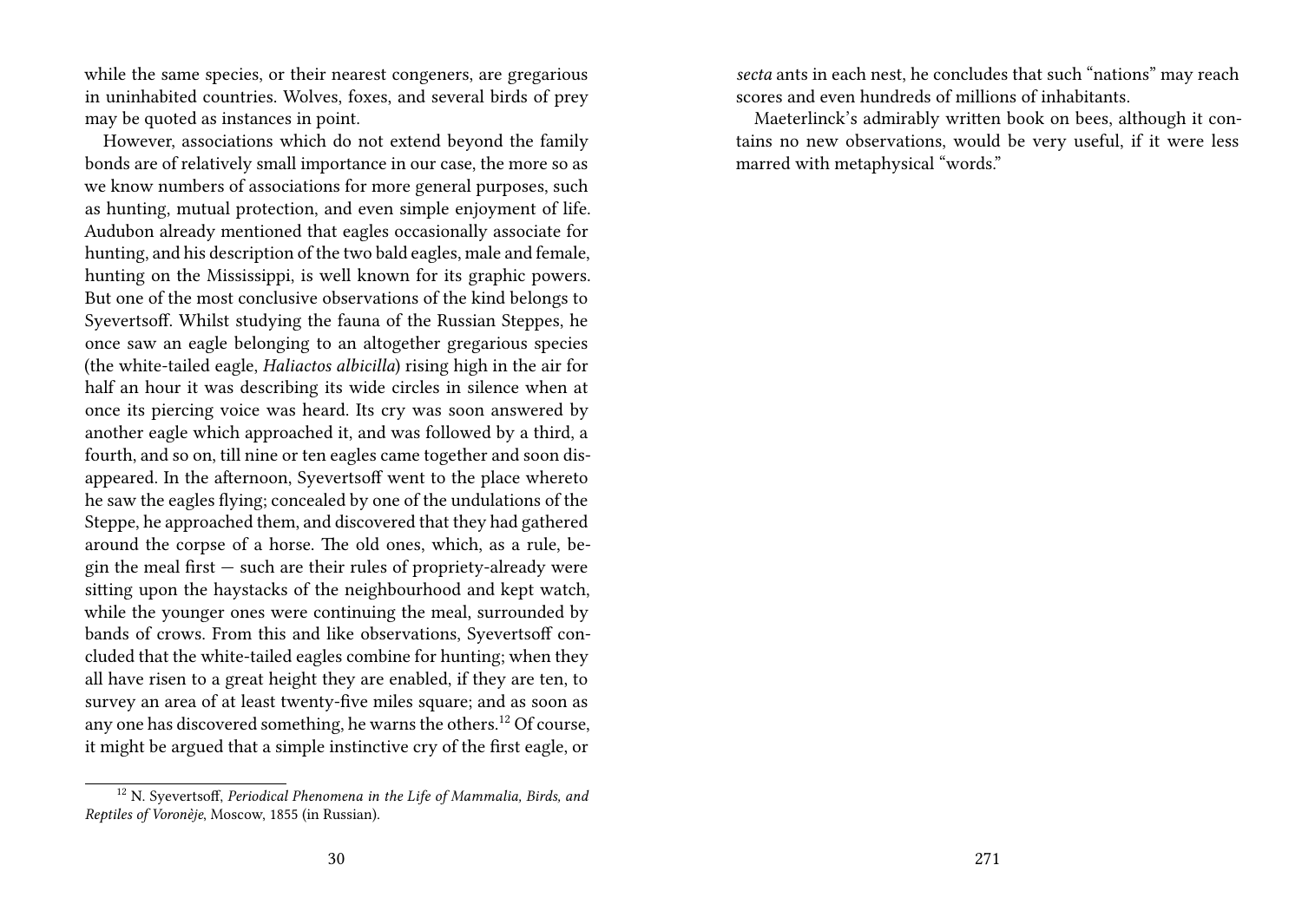while the same species, or their nearest congeners, are gregarious in uninhabited countries. Wolves, foxes, and several birds of prey may be quoted as instances in point.

However, associations which do not extend beyond the family bonds are of relatively small importance in our case, the more so as we know numbers of associations for more general purposes, such as hunting, mutual protection, and even simple enjoyment of life. Audubon already mentioned that eagles occasionally associate for hunting, and his description of the two bald eagles, male and female, hunting on the Mississippi, is well known for its graphic powers. But one of the most conclusive observations of the kind belongs to Syevertsoff. Whilst studying the fauna of the Russian Steppes, he once saw an eagle belonging to an altogether gregarious species (the white-tailed eagle, *Haliactos albicilla*) rising high in the air for half an hour it was describing its wide circles in silence when at once its piercing voice was heard. Its cry was soon answered by another eagle which approached it, and was followed by a third, a fourth, and so on, till nine or ten eagles came together and soon disappeared. In the afternoon, Syevertsoff went to the place whereto he saw the eagles flying; concealed by one of the undulations of the Steppe, he approached them, and discovered that they had gathered around the corpse of a horse. The old ones, which, as a rule, begin the meal first — such are their rules of propriety-already were sitting upon the haystacks of the neighbourhood and kept watch, while the younger ones were continuing the meal, surrounded by bands of crows. From this and like observations, Syevertsoff concluded that the white-tailed eagles combine for hunting; when they all have risen to a great height they are enabled, if they are ten, to survey an area of at least twenty-five miles square; and as soon as any one has discovered something, he warns the others.[12] Of course, it might be argued that a simple instinctive cry of the first eagle, or

[12] N. Syevertsoff, *Periodical Phenomena in the Life of Mammalia, Birds, and Reptiles of Voronèje*, Moscow, 1855 (in Russian).

*secta* ants in each nest, he concludes that such "nations" may reach scores and even hundreds of millions of inhabitants.

Maeterlinck's admirably written book on bees, although it contains no new observations, would be very useful, if it were less marred with metaphysical "words."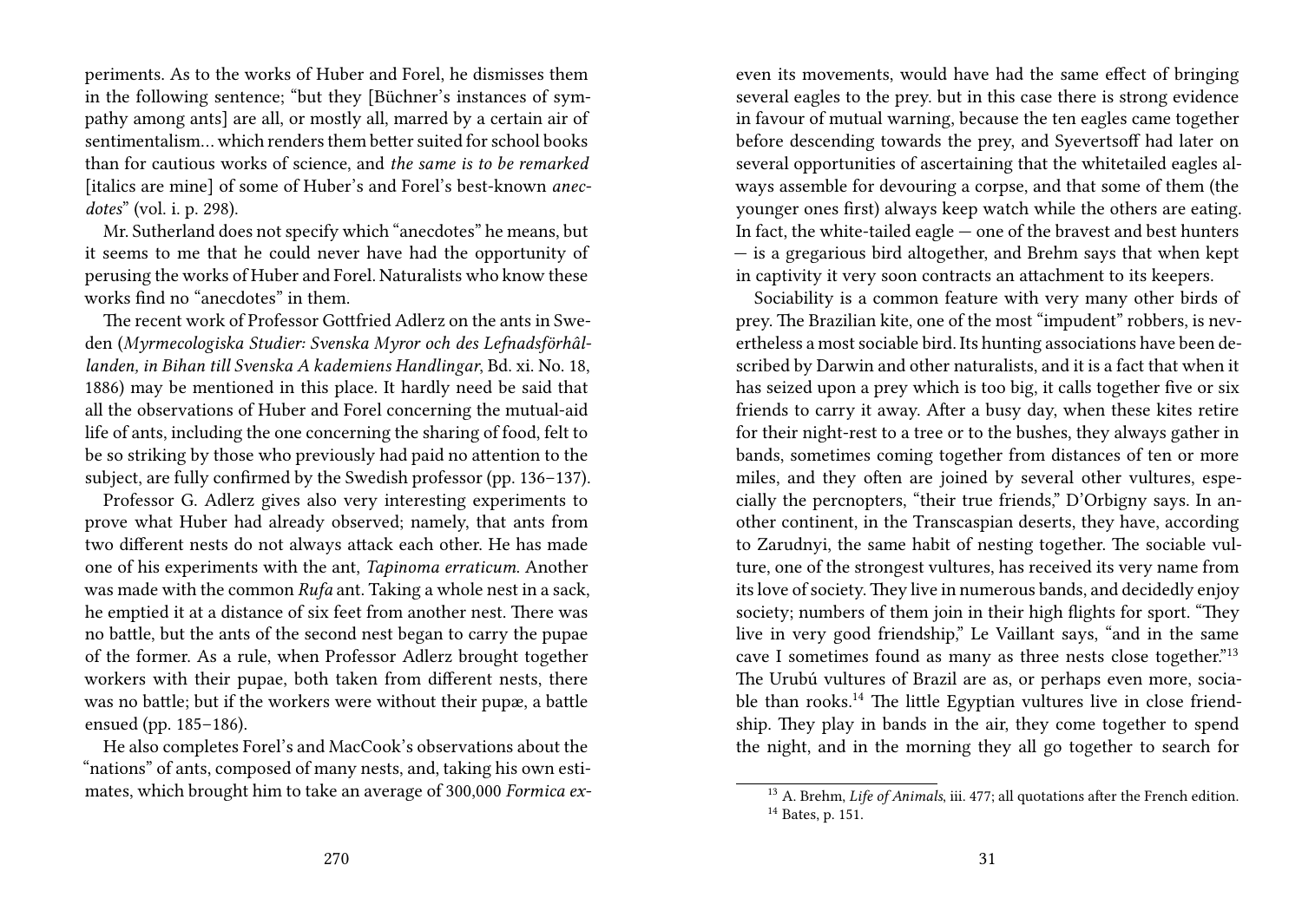periments. As to the works of Huber and Forel, he dismisses them in the following sentence; "but they [Büchner's instances of sympathy among ants] are all, or mostly all, marred by a certain air of sentimentalism… which renders them better suited for school books than for cautious works of science, and *the same is to be remarked* [italics are mine] of some of Huber's and Forel's best-known *anecdotes*" (vol. i. p. 298).

Mr. Sutherland does not specify which "anecdotes" he means, but it seems to me that he could never have had the opportunity of perusing the works of Huber and Forel. Naturalists who know these works find no "anecdotes" in them.

The recent work of Professor Gottfried Adlerz on the ants in Sweden (*Myrmecologiska Studier: Svenska Myror och des Lefnadsförhâllanden, in Bihan till Svenska A kademiens Handlingar*, Bd. xi. No. 18, 1886) may be mentioned in this place. It hardly need be said that all the observations of Huber and Forel concerning the mutual-aid life of ants, including the one concerning the sharing of food, felt to be so striking by those who previously had paid no attention to the subject, are fully confirmed by the Swedish professor (pp. 136–137).

Professor G. Adlerz gives also very interesting experiments to prove what Huber had already observed; namely, that ants from two different nests do not always attack each other. He has made one of his experiments with the ant, *Tapinoma erraticum*. Another was made with the common *Rufa* ant. Taking a whole nest in a sack, he emptied it at a distance of six feet from another nest. There was no battle, but the ants of the second nest began to carry the pupae of the former. As a rule, when Professor Adlerz brought together workers with their pupae, both taken from different nests, there was no battle; but if the workers were without their pupæ, a battle ensued (pp. 185–186).

He also completes Forel's and MacCook's observations about the "nations" of ants, composed of many nests, and, taking his own estimates, which brought him to take an average of 300,000 *Formica ex-*

even its movements, would have had the same effect of bringing several eagles to the prey. but in this case there is strong evidence in favour of mutual warning, because the ten eagles came together before descending towards the prey, and Syevertsoff had later on several opportunities of ascertaining that the whitetailed eagles always assemble for devouring a corpse, and that some of them (the younger ones first) always keep watch while the others are eating. In fact, the white-tailed eagle — one of the bravest and best hunters — is a gregarious bird altogether, and Brehm says that when kept in captivity it very soon contracts an attachment to its keepers.

Sociability is a common feature with very many other birds of prey. The Brazilian kite, one of the most "impudent" robbers, is nevertheless a most sociable bird. Its hunting associations have been described by Darwin and other naturalists, and it is a fact that when it has seized upon a prey which is too big, it calls together five or six friends to carry it away. After a busy day, when these kites retire for their night-rest to a tree or to the bushes, they always gather in bands, sometimes coming together from distances of ten or more miles, and they often are joined by several other vultures, especially the percnopters, "their true friends," D'Orbigny says. In another continent, in the Transcaspian deserts, they have, according to Zarudnyi, the same habit of nesting together. The sociable vulture, one of the strongest vultures, has received its very name from its love of society. They live in numerous bands, and decidedly enjoy society; numbers of them join in their high flights for sport. "They live in very good friendship," Le Vaillant says, "and in the same cave I sometimes found as many as three nests close together."[13] The Urubú vultures of Brazil are as, or perhaps even more, sociable than rooks.[14] The little Egyptian vultures live in close friendship. They play in bands in the air, they come together to spend the night, and in the morning they all go together to search for

[13] A. Brehm, *Life of Animals*, iii. 477; all quotations after the French edition.

[14] Bates, p. 151.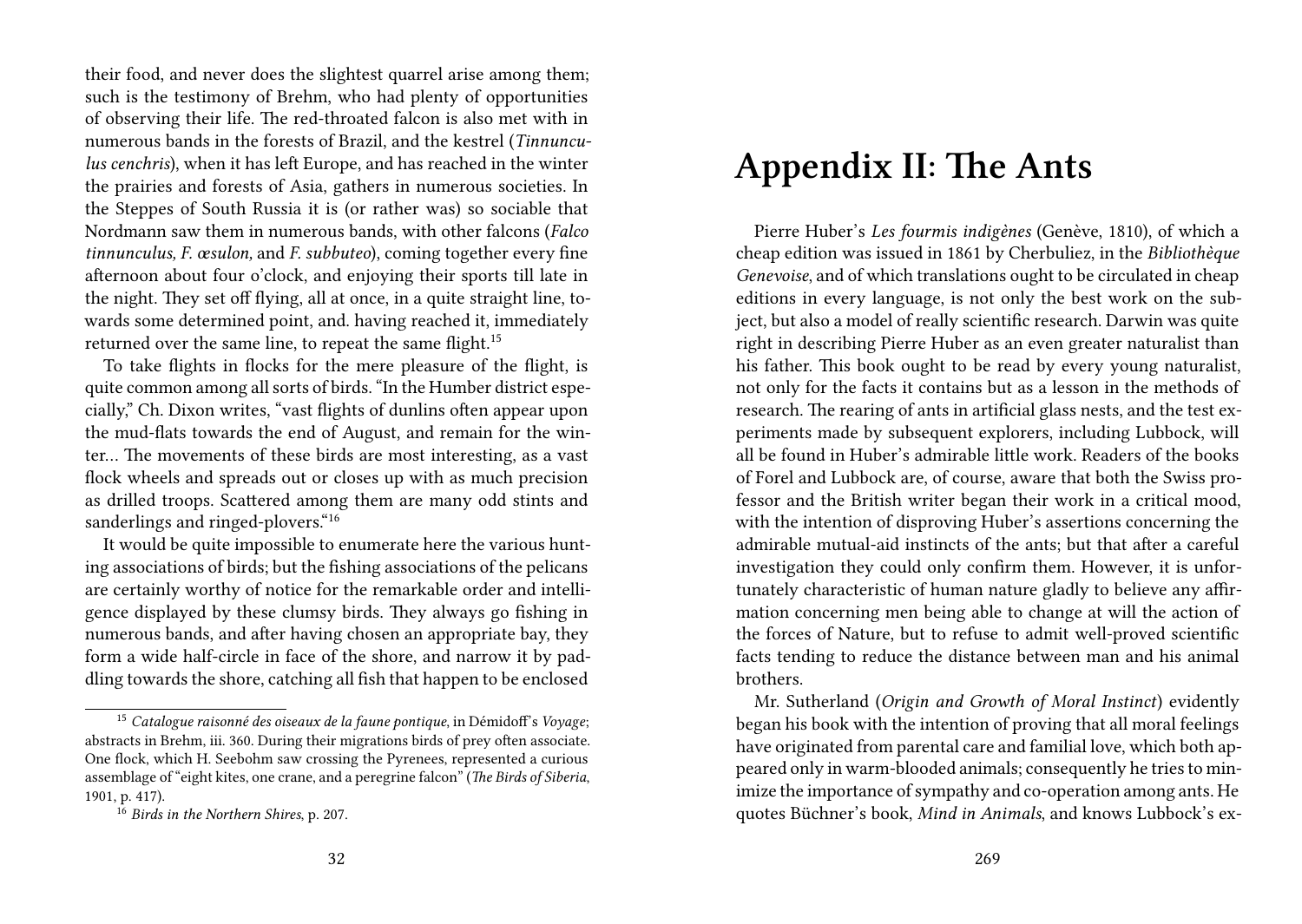their food, and never does the slightest quarrel arise among them; such is the testimony of Brehm, who had plenty of opportunities of observing their life. The red-throated falcon is also met with in numerous bands in the forests of Brazil, and the kestrel (*Tinnunculus cenchris*), when it has left Europe, and has reached in the winter the prairies and forests of Asia, gathers in numerous societies. In the Steppes of South Russia it is (or rather was) so sociable that Nordmann saw them in numerous bands, with other falcons (*Falco tinnunculus, F. æsulon,* and *F. subbuteo*), coming together every fine afternoon about four o'clock, and enjoying their sports till late in the night. They set off flying, all at once, in a quite straight line, towards some determined point, and. having reached it, immediately returned over the same line, to repeat the same flight.[15]

To take flights in flocks for the mere pleasure of the flight, is quite common among all sorts of birds. "In the Humber district especially," Ch. Dixon writes, "vast flights of dunlins often appear upon the mud-flats towards the end of August, and remain for the winter… The movements of these birds are most interesting, as a vast flock wheels and spreads out or closes up with as much precision as drilled troops. Scattered among them are many odd stints and sanderlings and ringed-plovers."[16]

It would be quite impossible to enumerate here the various hunting associations of birds; but the fishing associations of the pelicans are certainly worthy of notice for the remarkable order and intelligence displayed by these clumsy birds. They always go fishing in numerous bands, and after having chosen an appropriate bay, they form a wide half-circle in face of the shore, and narrow it by paddling towards the shore, catching all fish that happen to be enclosed

[15] *Catalogue raisonné des oiseaux de la faune pontique*, in Démidoff's *Voyage*; abstracts in Brehm, iii. 360. During their migrations birds of prey often associate. One flock, which H. Seebohm saw crossing the Pyrenees, represented a curious assemblage of "eight kites, one crane, and a peregrine falcon" (*The Birds of Siberia*, 1901, p. 417).

[16] *Birds in the Northern Shires*, p. 207.

# Appendix II: The Ants

Pierre Huber's *Les fourmis indigènes* (Genève, 1810), of which a cheap edition was issued in 1861 by Cherbuliez, in the *Bibliothèque Genevoise*, and of which translations ought to be circulated in cheap editions in every language, is not only the best work on the subject, but also a model of really scientific research. Darwin was quite right in describing Pierre Huber as an even greater naturalist than his father. This book ought to be read by every young naturalist, not only for the facts it contains but as a lesson in the methods of research. The rearing of ants in artificial glass nests, and the test experiments made by subsequent explorers, including Lubbock, will all be found in Huber's admirable little work. Readers of the books of Forel and Lubbock are, of course, aware that both the Swiss professor and the British writer began their work in a critical mood, with the intention of disproving Huber's assertions concerning the admirable mutual-aid instincts of the ants; but that after a careful investigation they could only confirm them. However, it is unfortunately characteristic of human nature gladly to believe any affirmation concerning men being able to change at will the action of the forces of Nature, but to refuse to admit well-proved scientific facts tending to reduce the distance between man and his animal brothers.

Mr. Sutherland (*Origin and Growth of Moral Instinct*) evidently began his book with the intention of proving that all moral feelings have originated from parental care and familial love, which both appeared only in warm-blooded animals; consequently he tries to minimize the importance of sympathy and co-operation among ants. He quotes Büchner's book, *Mind in Animals*, and knows Lubbock's ex-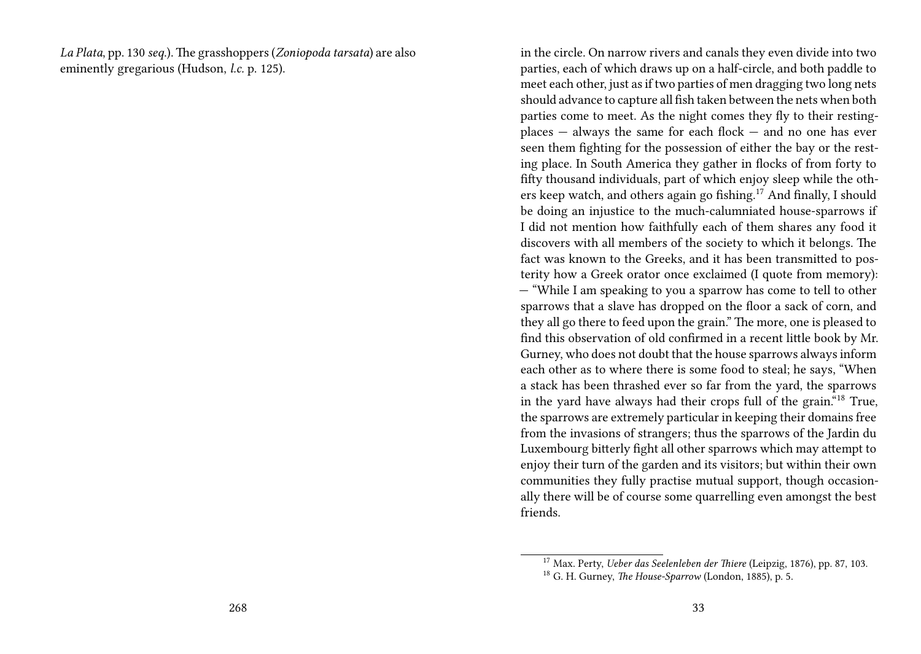*La Plata*, pp. 130 *seq.*). The grasshoppers (*Zoniopoda tarsata*) are also eminently gregarious (Hudson, *l.c.* p. 125).

in the circle. On narrow rivers and canals they even divide into two parties, each of which draws up on a half-circle, and both paddle to meet each other, just as if two parties of men dragging two long nets should advance to capture all fish taken between the nets when both parties come to meet. As the night comes they fly to their resting-places — always the same for each flock — and no one has ever seen them fighting for the possession of either the bay or the resting place. In South America they gather in flocks of from forty to fifty thousand individuals, part of which enjoy sleep while the others keep watch, and others again go fishing.[17] And finally, I should be doing an injustice to the much-calumniated house-sparrows if I did not mention how faithfully each of them shares any food it discovers with all members of the society to which it belongs. The fact was known to the Greeks, and it has been transmitted to posterity how a Greek orator once exclaimed (I quote from memory): — "While I am speaking to you a sparrow has come to tell to other sparrows that a slave has dropped on the floor a sack of corn, and they all go there to feed upon the grain." The more, one is pleased to find this observation of old confirmed in a recent little book by Mr. Gurney, who does not doubt that the house sparrows always inform each other as to where there is some food to steal; he says, "When a stack has been thrashed ever so far from the yard, the sparrows in the yard have always had their crops full of the grain."[18] True, the sparrows are extremely particular in keeping their domains free from the invasions of strangers; thus the sparrows of the Jardin du Luxembourg bitterly fight all other sparrows which may attempt to enjoy their turn of the garden and its visitors; but within their own communities they fully practise mutual support, though occasionally there will be of course some quarrelling even amongst the best friends.

[17] Max. Perty, *Ueber das Seelenleben der Thiere* (Leipzig, 1876), pp. 87, 103.

[18] G. H. Gurney, *The House-Sparrow* (London, 1885), p. 5.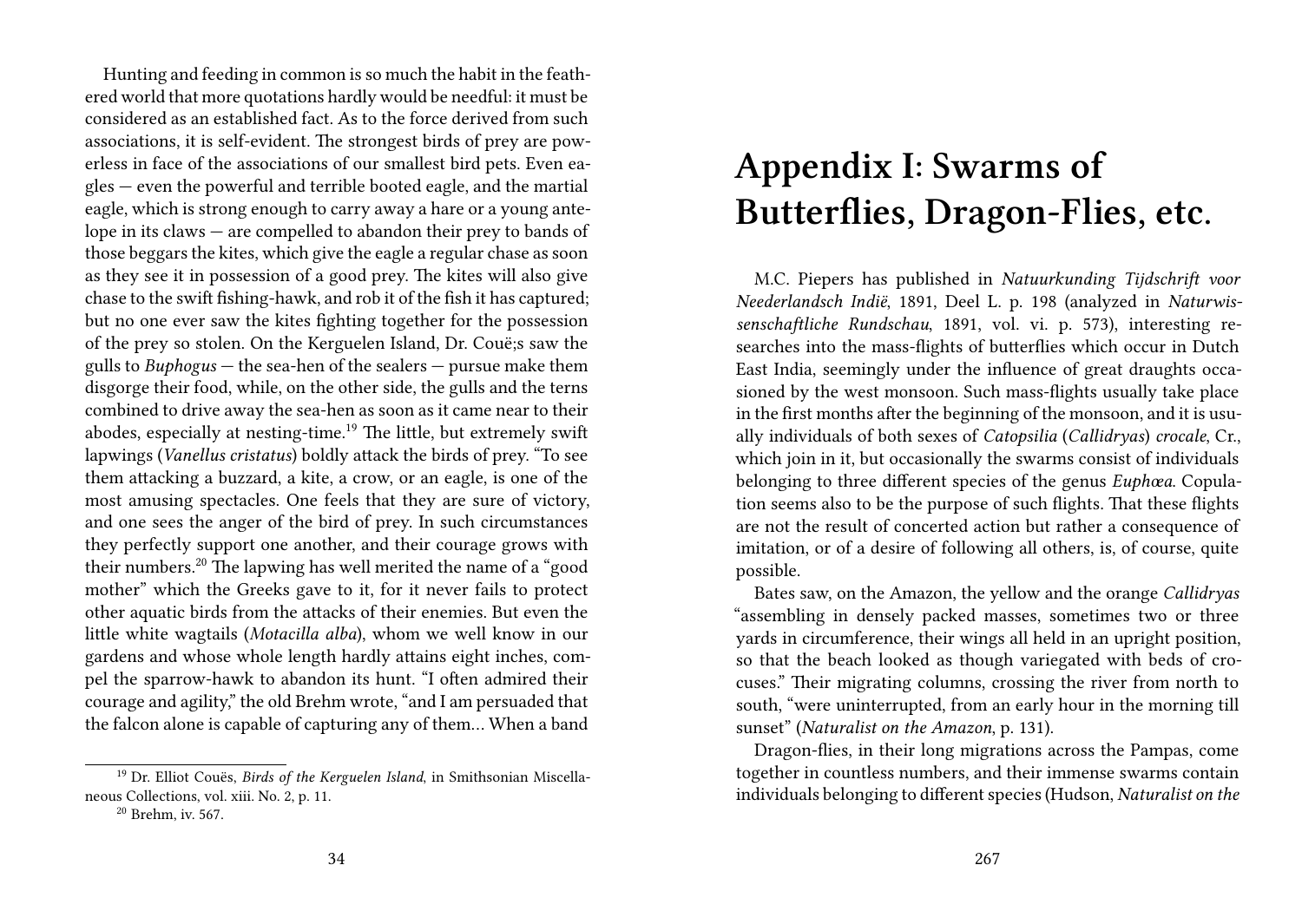Hunting and feeding in common is so much the habit in the feathered world that more quotations hardly would be needful: it must be considered as an established fact. As to the force derived from such associations, it is self-evident. The strongest birds of prey are powerless in face of the associations of our smallest bird pets. Even eagles — even the powerful and terrible booted eagle, and the martial eagle, which is strong enough to carry away a hare or a young antelope in its claws — are compelled to abandon their prey to bands of those beggars the kites, which give the eagle a regular chase as soon as they see it in possession of a good prey. The kites will also give chase to the swift fishing-hawk, and rob it of the fish it has captured; but no one ever saw the kites fighting together for the possession of the prey so stolen. On the Kerguelen Island, Dr. Couë;s saw the gulls to *Buphogus* — the sea-hen of the sealers — pursue make them disgorge their food, while, on the other side, the gulls and the terns combined to drive away the sea-hen as soon as it came near to their abodes, especially at nesting-time.[19] The little, but extremely swift lapwings (*Vanellus cristatus*) boldly attack the birds of prey. "To see them attacking a buzzard, a kite, a crow, or an eagle, is one of the most amusing spectacles. One feels that they are sure of victory, and one sees the anger of the bird of prey. In such circumstances they perfectly support one another, and their courage grows with their numbers.[20] The lapwing has well merited the name of a "good mother" which the Greeks gave to it, for it never fails to protect other aquatic birds from the attacks of their enemies. But even the little white wagtails (*Motacilla alba*), whom we well know in our gardens and whose whole length hardly attains eight inches, compel the sparrow-hawk to abandon its hunt. "I often admired their courage and agility," the old Brehm wrote, "and I am persuaded that the falcon alone is capable of capturing any of them… When a band

[19] Dr. Elliot Couës, *Birds of the Kerguelen Island*, in Smithsonian Miscellaneous Collections, vol. xiii. No. 2, p. 11.

[20] Brehm, iv. 567.

# Appendix I: Swarms of Butterflies, Dragon-Flies, etc.

M.C. Piepers has published in *Natuurkunding Tijdschrift voor Neederlandsch Indië*, 1891, Deel L. p. 198 (analyzed in *Naturwissenschaftliche Rundschau*, 1891, vol. vi. p. 573), interesting researches into the mass-flights of butterflies which occur in Dutch East India, seemingly under the influence of great draughts occasioned by the west monsoon. Such mass-flights usually take place in the first months after the beginning of the monsoon, and it is usually individuals of both sexes of *Catopsilia* (*Callidryas*) *crocale*, Cr., which join in it, but occasionally the swarms consist of individuals belonging to three different species of the genus *Euphœa*. Copulation seems also to be the purpose of such flights. That these flights are not the result of concerted action but rather a consequence of imitation, or of a desire of following all others, is, of course, quite possible.

Bates saw, on the Amazon, the yellow and the orange *Callidryas* "assembling in densely packed masses, sometimes two or three yards in circumference, their wings all held in an upright position, so that the beach looked as though variegated with beds of crocuses." Their migrating columns, crossing the river from north to south, "were uninterrupted, from an early hour in the morning till sunset" (*Naturalist on the Amazon*, p. 131).

Dragon-flies, in their long migrations across the Pampas, come together in countless numbers, and their immense swarms contain individuals belonging to different species (Hudson, *Naturalist on the*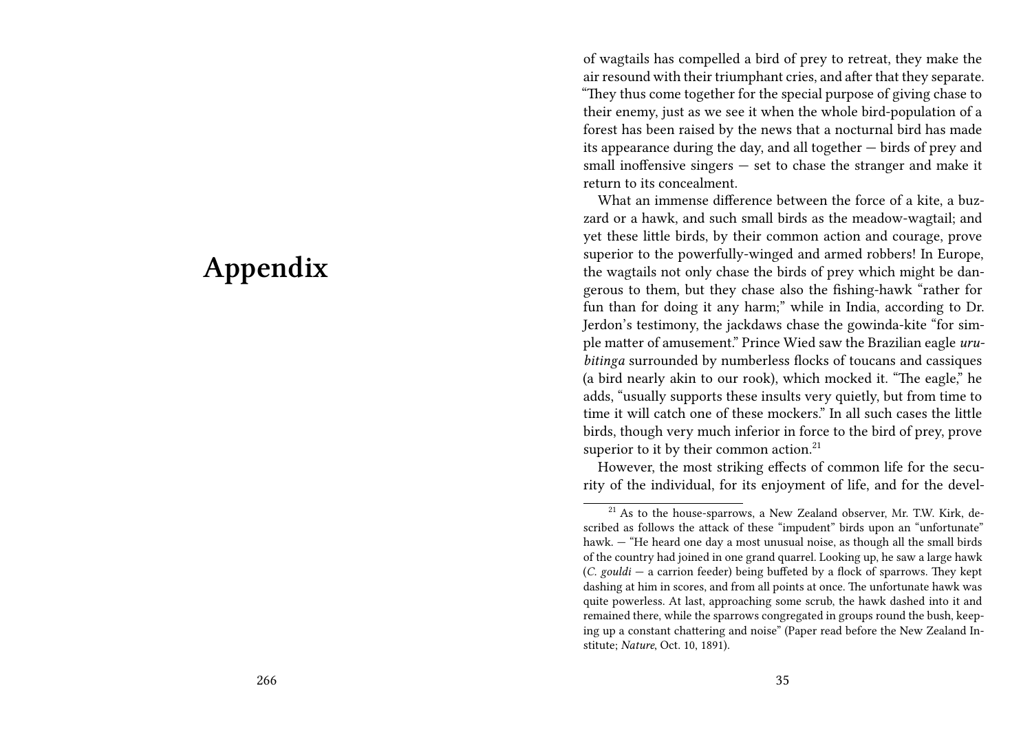# Appendix

of wagtails has compelled a bird of prey to retreat, they make the air resound with their triumphant cries, and after that they separate. "They thus come together for the special purpose of giving chase to their enemy, just as we see it when the whole bird-population of a forest has been raised by the news that a nocturnal bird has made its appearance during the day, and all together — birds of prey and small inoffensive singers — set to chase the stranger and make it return to its concealment.

What an immense difference between the force of a kite, a buzzard or a hawk, and such small birds as the meadow-wagtail; and yet these little birds, by their common action and courage, prove superior to the powerfully-winged and armed robbers! In Europe, the wagtails not only chase the birds of prey which might be dangerous to them, but they chase also the fishing-hawk "rather for fun than for doing it any harm;" while in India, according to Dr. Jerdon's testimony, the jackdaws chase the gowinda-kite "for simple matter of amusement." Prince Wied saw the Brazilian eagle *urubitinga* surrounded by numberless flocks of toucans and cassiques (a bird nearly akin to our rook), which mocked it. "The eagle," he adds, "usually supports these insults very quietly, but from time to time it will catch one of these mockers." In all such cases the little birds, though very much inferior in force to the bird of prey, prove superior to it by their common action.[21]

However, the most striking effects of common life for the security of the individual, for its enjoyment of life, and for the devel-

---

[21] As to the house-sparrows, a New Zealand observer, Mr. T.W. Kirk, described as follows the attack of these "impudent" birds upon an "unfortunate" hawk. — "He heard one day a most unusual noise, as though all the small birds of the country had joined in one grand quarrel. Looking up, he saw a large hawk (*C. gouldi* — a carrion feeder) being buffeted by a flock of sparrows. They kept dashing at him in scores, and from all points at once. The unfortunate hawk was quite powerless. At last, approaching some scrub, the hawk dashed into it and remained there, while the sparrows congregated in groups round the bush, keeping up a constant chattering and noise" (Paper read before the New Zealand Institute; *Nature*, Oct. 10, 1891).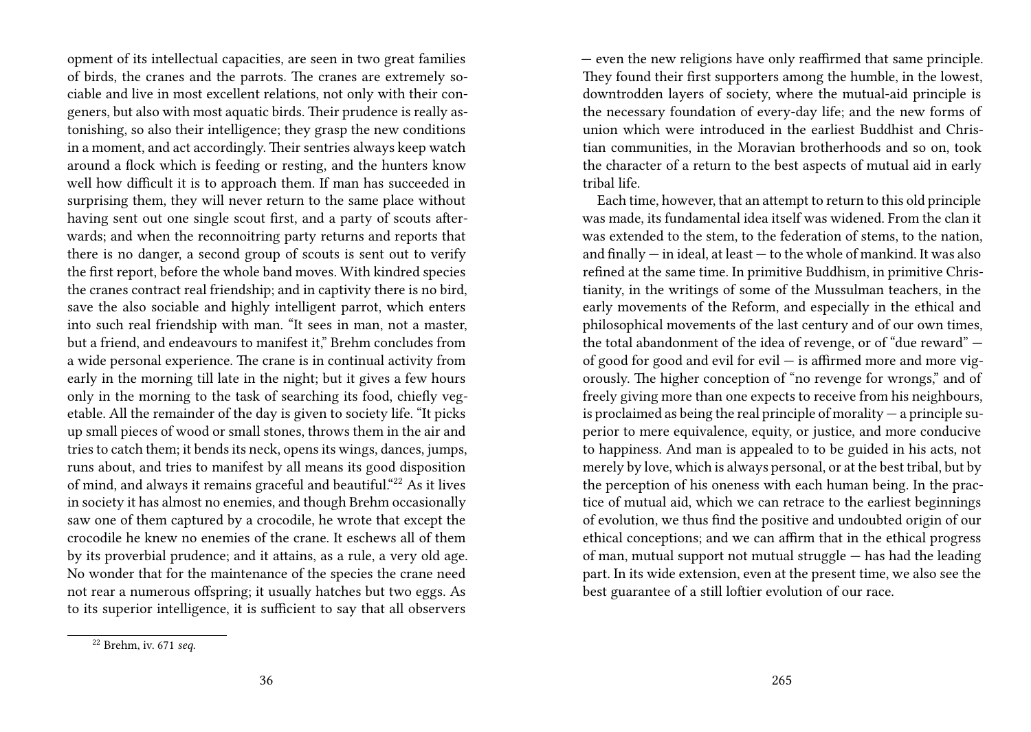opment of its intellectual capacities, are seen in two great families of birds, the cranes and the parrots. The cranes are extremely sociable and live in most excellent relations, not only with their congeners, but also with most aquatic birds. Their prudence is really astonishing, so also their intelligence; they grasp the new conditions in a moment, and act accordingly. Their sentries always keep watch around a flock which is feeding or resting, and the hunters know well how difficult it is to approach them. If man has succeeded in surprising them, they will never return to the same place without having sent out one single scout first, and a party of scouts afterwards; and when the reconnoitring party returns and reports that there is no danger, a second group of scouts is sent out to verify the first report, before the whole band moves. With kindred species the cranes contract real friendship; and in captivity there is no bird, save the also sociable and highly intelligent parrot, which enters into such real friendship with man. "It sees in man, not a master, but a friend, and endeavours to manifest it," Brehm concludes from a wide personal experience. The crane is in continual activity from early in the morning till late in the night; but it gives a few hours only in the morning to the task of searching its food, chiefly vegetable. All the remainder of the day is given to society life. "It picks up small pieces of wood or small stones, throws them in the air and tries to catch them; it bends its neck, opens its wings, dances, jumps, runs about, and tries to manifest by all means its good disposition of mind, and always it remains graceful and beautiful."[22] As it lives in society it has almost no enemies, and though Brehm occasionally saw one of them captured by a crocodile, he wrote that except the crocodile he knew no enemies of the crane. It eschews all of them by its proverbial prudence; and it attains, as a rule, a very old age. No wonder that for the maintenance of the species the crane need not rear a numerous offspring; it usually hatches but two eggs. As to its superior intelligence, it is sufficient to say that all observers

[22] Brehm, iv. 671 *seq.*

— even the new religions have only reaffirmed that same principle. They found their first supporters among the humble, in the lowest, downtrodden layers of society, where the mutual-aid principle is the necessary foundation of every-day life; and the new forms of union which were introduced in the earliest Buddhist and Christian communities, in the Moravian brotherhoods and so on, took the character of a return to the best aspects of mutual aid in early tribal life.

Each time, however, that an attempt to return to this old principle was made, its fundamental idea itself was widened. From the clan it was extended to the stem, to the federation of stems, to the nation, and finally — in ideal, at least — to the whole of mankind. It was also refined at the same time. In primitive Buddhism, in primitive Christianity, in the writings of some of the Mussulman teachers, in the early movements of the Reform, and especially in the ethical and philosophical movements of the last century and of our own times, the total abandonment of the idea of revenge, or of "due reward" — of good for good and evil for evil — is affirmed more and more vigorously. The higher conception of "no revenge for wrongs," and of freely giving more than one expects to receive from his neighbours, is proclaimed as being the real principle of morality — a principle superior to mere equivalence, equity, or justice, and more conducive to happiness. And man is appealed to to be guided in his acts, not merely by love, which is always personal, or at the best tribal, but by the perception of his oneness with each human being. In the practice of mutual aid, which we can retrace to the earliest beginnings of evolution, we thus find the positive and undoubted origin of our ethical conceptions; and we can affirm that in the ethical progress of man, mutual support not mutual struggle — has had the leading part. In its wide extension, even at the present time, we also see the best guarantee of a still loftier evolution of our race.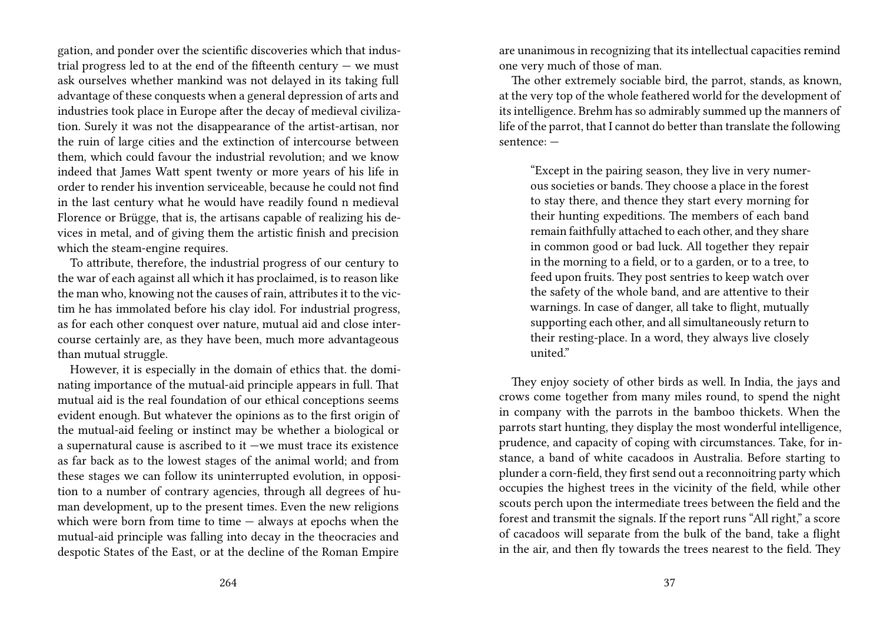gation, and ponder over the scientific discoveries which that industrial progress led to at the end of the fifteenth century — we must ask ourselves whether mankind was not delayed in its taking full advantage of these conquests when a general depression of arts and industries took place in Europe after the decay of medieval civilization. Surely it was not the disappearance of the artist-artisan, nor the ruin of large cities and the extinction of intercourse between them, which could favour the industrial revolution; and we know indeed that James Watt spent twenty or more years of his life in order to render his invention serviceable, because he could not find in the last century what he would have readily found n medieval Florence or Brügge, that is, the artisans capable of realizing his devices in metal, and of giving them the artistic finish and precision which the steam-engine requires.

To attribute, therefore, the industrial progress of our century to the war of each against all which it has proclaimed, is to reason like the man who, knowing not the causes of rain, attributes it to the victim he has immolated before his clay idol. For industrial progress, as for each other conquest over nature, mutual aid and close intercourse certainly are, as they have been, much more advantageous than mutual struggle.

However, it is especially in the domain of ethics that. the dominating importance of the mutual-aid principle appears in full. That mutual aid is the real foundation of our ethical conceptions seems evident enough. But whatever the opinions as to the first origin of the mutual-aid feeling or instinct may be whether a biological or a supernatural cause is ascribed to it —we must trace its existence as far back as to the lowest stages of the animal world; and from these stages we can follow its uninterrupted evolution, in opposition to a number of contrary agencies, through all degrees of human development, up to the present times. Even the new religions which were born from time to time — always at epochs when the mutual-aid principle was falling into decay in the theocracies and despotic States of the East, or at the decline of the Roman Empire

are unanimous in recognizing that its intellectual capacities remind one very much of those of man.

The other extremely sociable bird, the parrot, stands, as known, at the very top of the whole feathered world for the development of its intelligence. Brehm has so admirably summed up the manners of life of the parrot, that I cannot do better than translate the following sentence: —

> "Except in the pairing season, they live in very numerous societies or bands. They choose a place in the forest to stay there, and thence they start every morning for their hunting expeditions. The members of each band remain faithfully attached to each other, and they share in common good or bad luck. All together they repair in the morning to a field, or to a garden, or to a tree, to feed upon fruits. They post sentries to keep watch over the safety of the whole band, and are attentive to their warnings. In case of danger, all take to flight, mutually supporting each other, and all simultaneously return to their resting-place. In a word, they always live closely united."

They enjoy society of other birds as well. In India, the jays and crows come together from many miles round, to spend the night in company with the parrots in the bamboo thickets. When the parrots start hunting, they display the most wonderful intelligence, prudence, and capacity of coping with circumstances. Take, for instance, a band of white cacadoos in Australia. Before starting to plunder a corn-field, they first send out a reconnoitring party which occupies the highest trees in the vicinity of the field, while other scouts perch upon the intermediate trees between the field and the forest and transmit the signals. If the report runs "All right," a score of cacadoos will separate from the bulk of the band, take a flight in the air, and then fly towards the trees nearest to the field. They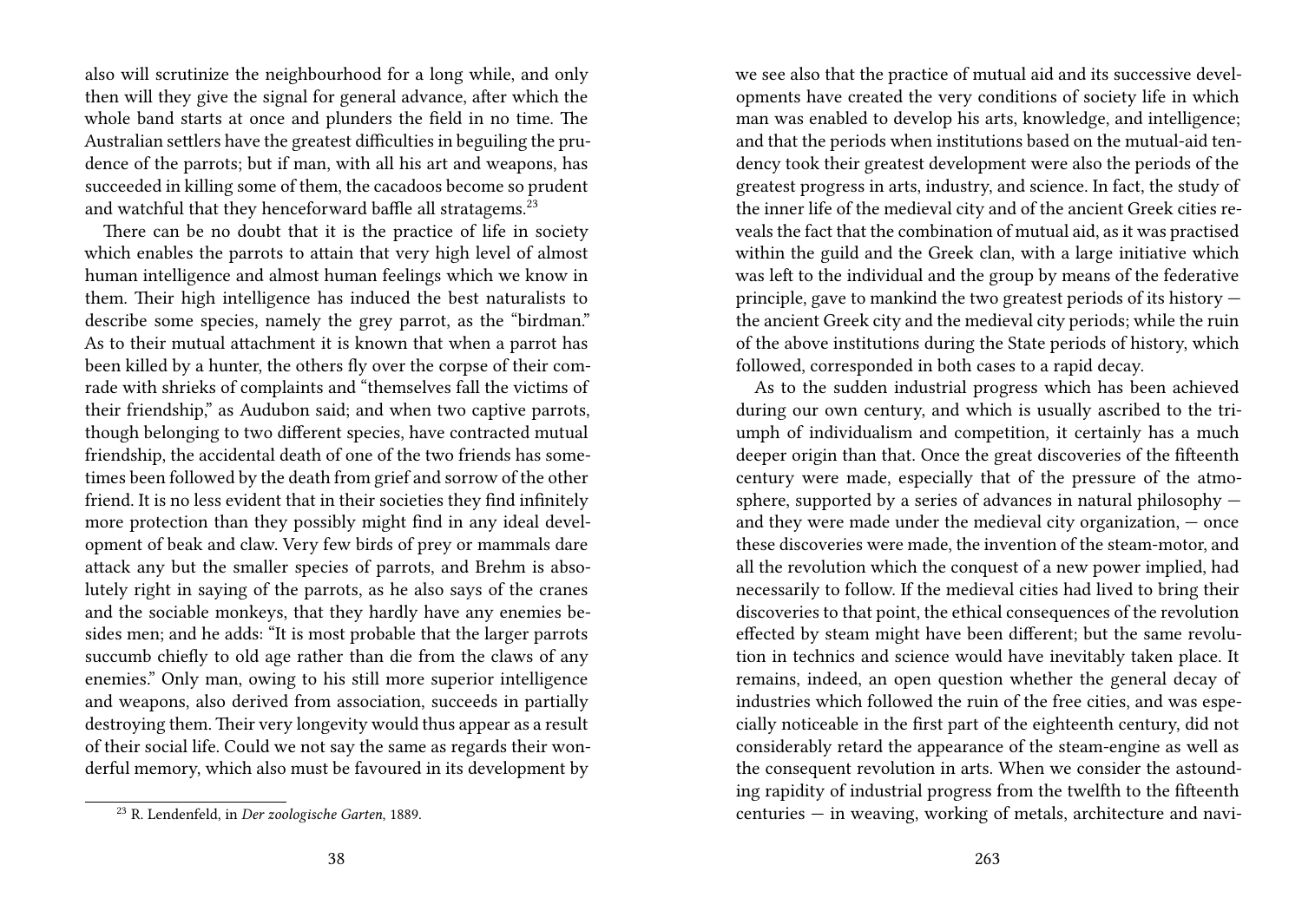also will scrutinize the neighbourhood for a long while, and only then will they give the signal for general advance, after which the whole band starts at once and plunders the field in no time. The Australian settlers have the greatest difficulties in beguiling the prudence of the parrots; but if man, with all his art and weapons, has succeeded in killing some of them, the cacadoos become so prudent and watchful that they henceforward baffle all stratagems.[23]

There can be no doubt that it is the practice of life in society which enables the parrots to attain that very high level of almost human intelligence and almost human feelings which we know in them. Their high intelligence has induced the best naturalists to describe some species, namely the grey parrot, as the "birdman." As to their mutual attachment it is known that when a parrot has been killed by a hunter, the others fly over the corpse of their comrade with shrieks of complaints and "themselves fall the victims of their friendship," as Audubon said; and when two captive parrots, though belonging to two different species, have contracted mutual friendship, the accidental death of one of the two friends has sometimes been followed by the death from grief and sorrow of the other friend. It is no less evident that in their societies they find infinitely more protection than they possibly might find in any ideal development of beak and claw. Very few birds of prey or mammals dare attack any but the smaller species of parrots, and Brehm is absolutely right in saying of the parrots, as he also says of the cranes and the sociable monkeys, that they hardly have any enemies besides men; and he adds: "It is most probable that the larger parrots succumb chiefly to old age rather than die from the claws of any enemies." Only man, owing to his still more superior intelligence and weapons, also derived from association, succeeds in partially destroying them. Their very longevity would thus appear as a result of their social life. Could we not say the same as regards their wonderful memory, which also must be favoured in its development by

[23] R. Lendenfeld, in *Der zoologische Garten*, 1889.

we see also that the practice of mutual aid and its successive developments have created the very conditions of society life in which man was enabled to develop his arts, knowledge, and intelligence; and that the periods when institutions based on the mutual-aid tendency took their greatest development were also the periods of the greatest progress in arts, industry, and science. In fact, the study of the inner life of the medieval city and of the ancient Greek cities reveals the fact that the combination of mutual aid, as it was practised within the guild and the Greek clan, with a large initiative which was left to the individual and the group by means of the federative principle, gave to mankind the two greatest periods of its history — the ancient Greek city and the medieval city periods; while the ruin of the above institutions during the State periods of history, which followed, corresponded in both cases to a rapid decay.

As to the sudden industrial progress which has been achieved during our own century, and which is usually ascribed to the triumph of individualism and competition, it certainly has a much deeper origin than that. Once the great discoveries of the fifteenth century were made, especially that of the pressure of the atmosphere, supported by a series of advances in natural philosophy — and they were made under the medieval city organization, — once these discoveries were made, the invention of the steam-motor, and all the revolution which the conquest of a new power implied, had necessarily to follow. If the medieval cities had lived to bring their discoveries to that point, the ethical consequences of the revolution effected by steam might have been different; but the same revolution in technics and science would have inevitably taken place. It remains, indeed, an open question whether the general decay of industries which followed the ruin of the free cities, and was especially noticeable in the first part of the eighteenth century, did not considerably retard the appearance of the steam-engine as well as the consequent revolution in arts. When we consider the astounding rapidity of industrial progress from the twelfth to the fifteenth centuries — in weaving, working of metals, architecture and navi-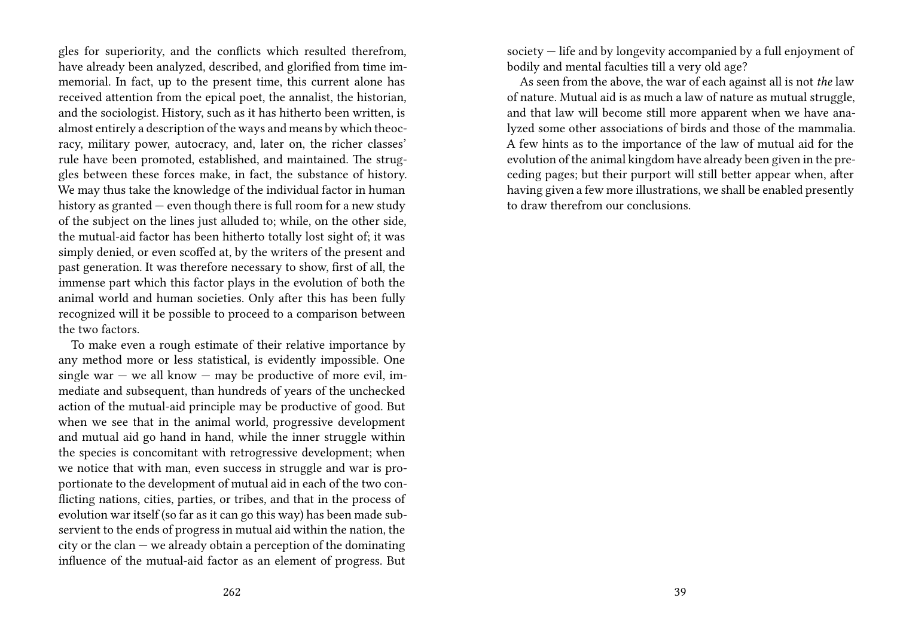gles for superiority, and the conflicts which resulted therefrom, have already been analyzed, described, and glorified from time immemorial. In fact, up to the present time, this current alone has received attention from the epical poet, the annalist, the historian, and the sociologist. History, such as it has hitherto been written, is almost entirely a description of the ways and means by which theocracy, military power, autocracy, and, later on, the richer classes' rule have been promoted, established, and maintained. The struggles between these forces make, in fact, the substance of history. We may thus take the knowledge of the individual factor in human history as granted — even though there is full room for a new study of the subject on the lines just alluded to; while, on the other side, the mutual-aid factor has been hitherto totally lost sight of; it was simply denied, or even scoffed at, by the writers of the present and past generation. It was therefore necessary to show, first of all, the immense part which this factor plays in the evolution of both the animal world and human societies. Only after this has been fully recognized will it be possible to proceed to a comparison between the two factors.

To make even a rough estimate of their relative importance by any method more or less statistical, is evidently impossible. One single war — we all know — may be productive of more evil, immediate and subsequent, than hundreds of years of the unchecked action of the mutual-aid principle may be productive of good. But when we see that in the animal world, progressive development and mutual aid go hand in hand, while the inner struggle within the species is concomitant with retrogressive development; when we notice that with man, even success in struggle and war is proportionate to the development of mutual aid in each of the two conflicting nations, cities, parties, or tribes, and that in the process of evolution war itself (so far as it can go this way) has been made subservient to the ends of progress in mutual aid within the nation, the city or the clan — we already obtain a perception of the dominating influence of the mutual-aid factor as an element of progress. But

society — life and by longevity accompanied by a full enjoyment of bodily and mental faculties till a very old age?

As seen from the above, the war of each against all is not *the* law of nature. Mutual aid is as much a law of nature as mutual struggle, and that law will become still more apparent when we have analyzed some other associations of birds and those of the mammalia. A few hints as to the importance of the law of mutual aid for the evolution of the animal kingdom have already been given in the preceding pages; but their purport will still better appear when, after having given a few more illustrations, we shall be enabled presently to draw therefrom our conclusions.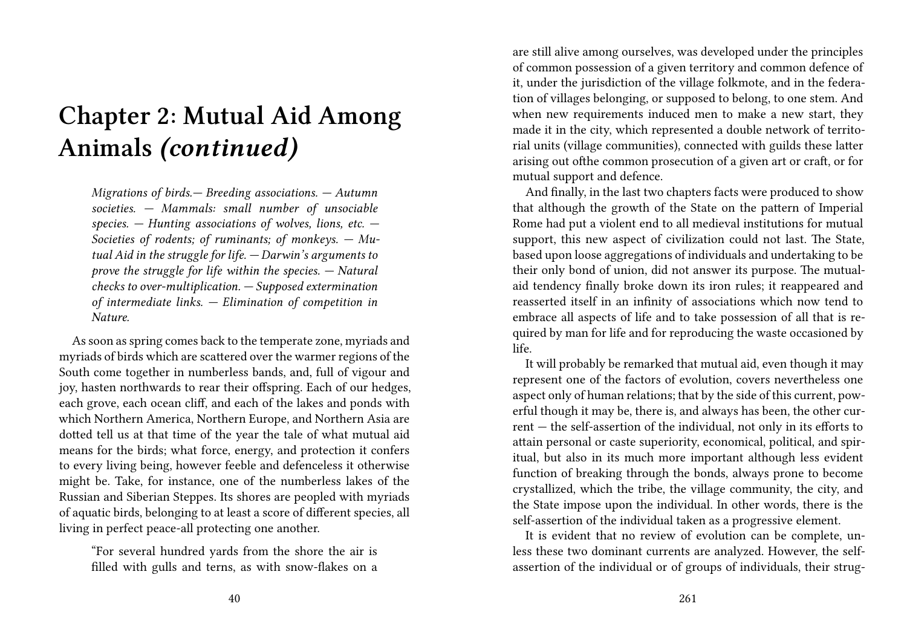# Chapter 2: Mutual Aid Among Animals *(continued)*

> *Migrations of birds.— Breeding associations. — Autumn societies. — Mammals: small number of unsociable species. — Hunting associations of wolves, lions, etc. — Societies of rodents; of ruminants; of monkeys. — Mutual Aid in the struggle for life. — Darwin's arguments to prove the struggle for life within the species. — Natural checks to over-multiplication. — Supposed extermination of intermediate links. — Elimination of competition in Nature.*

As soon as spring comes back to the temperate zone, myriads and myriads of birds which are scattered over the warmer regions of the South come together in numberless bands, and, full of vigour and joy, hasten northwards to rear their offspring. Each of our hedges, each grove, each ocean cliff, and each of the lakes and ponds with which Northern America, Northern Europe, and Northern Asia are dotted tell us at that time of the year the tale of what mutual aid means for the birds; what force, energy, and protection it confers to every living being, however feeble and defenceless it otherwise might be. Take, for instance, one of the numberless lakes of the Russian and Siberian Steppes. Its shores are peopled with myriads of aquatic birds, belonging to at least a score of different species, all living in perfect peace-all protecting one another.

> "For several hundred yards from the shore the air is filled with gulls and terns, as with snow-flakes on a

are still alive among ourselves, was developed under the principles of common possession of a given territory and common defence of it, under the jurisdiction of the village folkmote, and in the federation of villages belonging, or supposed to belong, to one stem. And when new requirements induced men to make a new start, they made it in the city, which represented a double network of territorial units (village communities), connected with guilds these latter arising out ofthe common prosecution of a given art or craft, or for mutual support and defence.

And finally, in the last two chapters facts were produced to show that although the growth of the State on the pattern of Imperial Rome had put a violent end to all medieval institutions for mutual support, this new aspect of civilization could not last. The State, based upon loose aggregations of individuals and undertaking to be their only bond of union, did not answer its purpose. The mutual-aid tendency finally broke down its iron rules; it reappeared and reasserted itself in an infinity of associations which now tend to embrace all aspects of life and to take possession of all that is required by man for life and for reproducing the waste occasioned by life.

It will probably be remarked that mutual aid, even though it may represent one of the factors of evolution, covers nevertheless one aspect only of human relations; that by the side of this current, powerful though it may be, there is, and always has been, the other current — the self-assertion of the individual, not only in its efforts to attain personal or caste superiority, economical, political, and spiritual, but also in its much more important although less evident function of breaking through the bonds, always prone to become crystallized, which the tribe, the village community, the city, and the State impose upon the individual. In other words, there is the self-assertion of the individual taken as a progressive element.

It is evident that no review of evolution can be complete, unless these two dominant currents are analyzed. However, the self-assertion of the individual or of groups of individuals, their strug-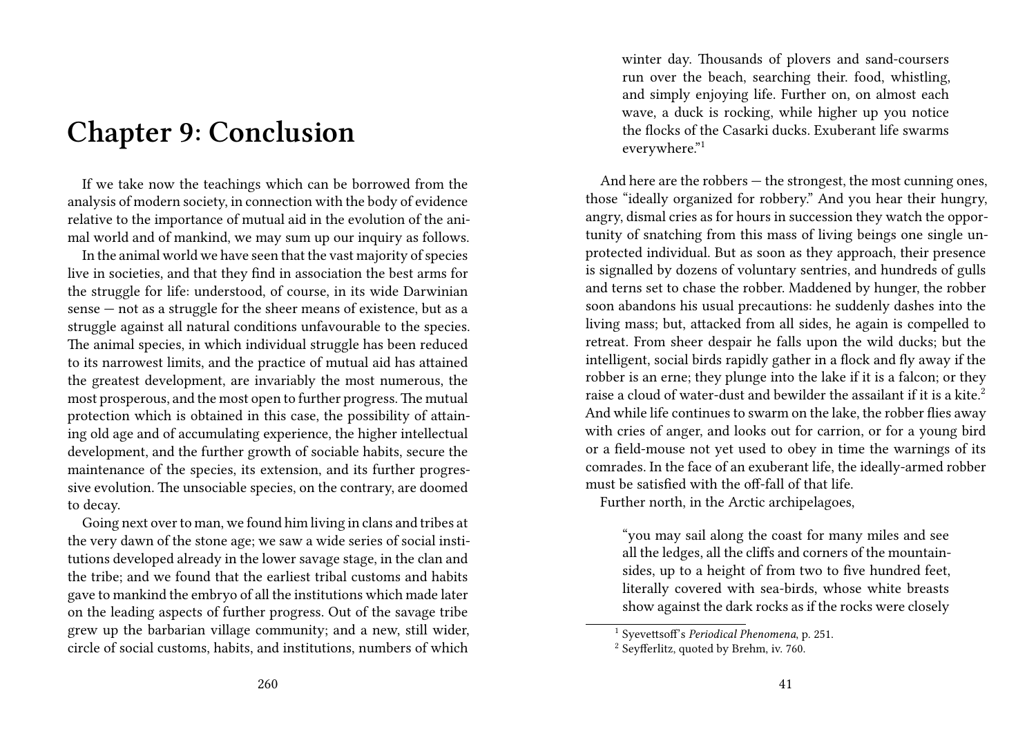# Chapter 9: Conclusion

If we take now the teachings which can be borrowed from the analysis of modern society, in connection with the body of evidence relative to the importance of mutual aid in the evolution of the animal world and of mankind, we may sum up our inquiry as follows.

In the animal world we have seen that the vast majority of species live in societies, and that they find in association the best arms for the struggle for life: understood, of course, in its wide Darwinian sense — not as a struggle for the sheer means of existence, but as a struggle against all natural conditions unfavourable to the species. The animal species, in which individual struggle has been reduced to its narrowest limits, and the practice of mutual aid has attained the greatest development, are invariably the most numerous, the most prosperous, and the most open to further progress. The mutual protection which is obtained in this case, the possibility of attaining old age and of accumulating experience, the higher intellectual development, and the further growth of sociable habits, secure the maintenance of the species, its extension, and its further progressive evolution. The unsociable species, on the contrary, are doomed to decay.

Going next over to man, we found him living in clans and tribes at the very dawn of the stone age; we saw a wide series of social institutions developed already in the lower savage stage, in the clan and the tribe; and we found that the earliest tribal customs and habits gave to mankind the embryo of all the institutions which made later on the leading aspects of further progress. Out of the savage tribe grew up the barbarian village community; and a new, still wider, circle of social customs, habits, and institutions, numbers of which

> winter day. Thousands of plovers and sand-coursers run over the beach, searching their. food, whistling, and simply enjoying life. Further on, on almost each wave, a duck is rocking, while higher up you notice the flocks of the Casarki ducks. Exuberant life swarms everywhere."[1]

And here are the robbers — the strongest, the most cunning ones, those "ideally organized for robbery." And you hear their hungry, angry, dismal cries as for hours in succession they watch the opportunity of snatching from this mass of living beings one single unprotected individual. But as soon as they approach, their presence is signalled by dozens of voluntary sentries, and hundreds of gulls and terns set to chase the robber. Maddened by hunger, the robber soon abandons his usual precautions: he suddenly dashes into the living mass; but, attacked from all sides, he again is compelled to retreat. From sheer despair he falls upon the wild ducks; but the intelligent, social birds rapidly gather in a flock and fly away if the robber is an erne; they plunge into the lake if it is a falcon; or they raise a cloud of water-dust and bewilder the assailant if it is a kite.[2] And while life continues to swarm on the lake, the robber flies away with cries of anger, and looks out for carrion, or for a young bird or a field-mouse not yet used to obey in time the warnings of its comrades. In the face of an exuberant life, the ideally-armed robber must be satisfied with the off-fall of that life.

Further north, in the Arctic archipelagoes,

> "you may sail along the coast for many miles and see all the ledges, all the cliffs and corners of the mountain-sides, up to a height of from two to five hundred feet, literally covered with sea-birds, whose white breasts show against the dark rocks as if the rocks were closely

[1] Syevettsoff's *Periodical Phenomena*, p. 251.

[2] Seyfferlitz, quoted by Brehm, iv. 760.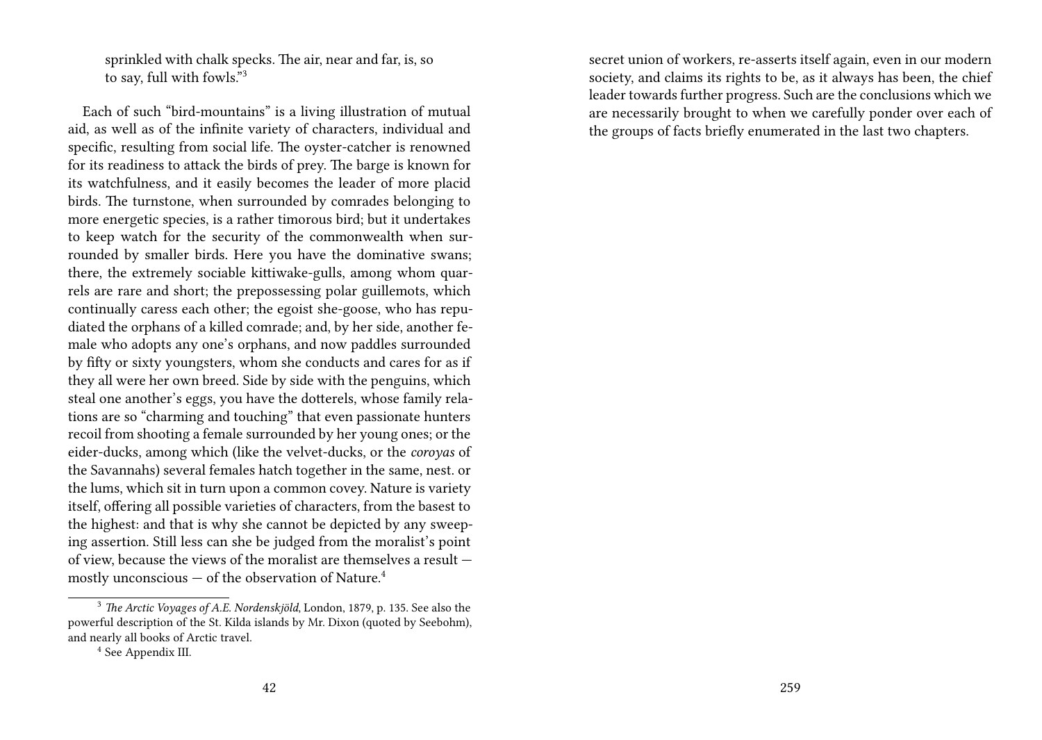sprinkled with chalk specks. The air, near and far, is, so to say, full with fowls."[3]

Each of such "bird-mountains" is a living illustration of mutual aid, as well as of the infinite variety of characters, individual and specific, resulting from social life. The oyster-catcher is renowned for its readiness to attack the birds of prey. The barge is known for its watchfulness, and it easily becomes the leader of more placid birds. The turnstone, when surrounded by comrades belonging to more energetic species, is a rather timorous bird; but it undertakes to keep watch for the security of the commonwealth when surrounded by smaller birds. Here you have the dominative swans; there, the extremely sociable kittiwake-gulls, among whom quarrels are rare and short; the prepossessing polar guillemots, which continually caress each other; the egoist she-goose, who has repudiated the orphans of a killed comrade; and, by her side, another female who adopts any one's orphans, and now paddles surrounded by fifty or sixty youngsters, whom she conducts and cares for as if they all were her own breed. Side by side with the penguins, which steal one another's eggs, you have the dotterels, whose family relations are so "charming and touching" that even passionate hunters recoil from shooting a female surrounded by her young ones; or the eider-ducks, among which (like the velvet-ducks, or the *coroyas* of the Savannahs) several females hatch together in the same, nest. or the lums, which sit in turn upon a common covey. Nature is variety itself, offering all possible varieties of characters, from the basest to the highest: and that is why she cannot be depicted by any sweeping assertion. Still less can she be judged from the moralist's point of view, because the views of the moralist are themselves a result — mostly unconscious — of the observation of Nature.[4]

[3] *The Arctic Voyages of A.E. Nordenskjöld*, London, 1879, p. 135. See also the powerful description of the St. Kilda islands by Mr. Dixon (quoted by Seebohm), and nearly all books of Arctic travel.

[4] See Appendix III.

secret union of workers, re-asserts itself again, even in our modern society, and claims its rights to be, as it always has been, the chief leader towards further progress. Such are the conclusions which we are necessarily brought to when we carefully ponder over each of the groups of facts briefly enumerated in the last two chapters.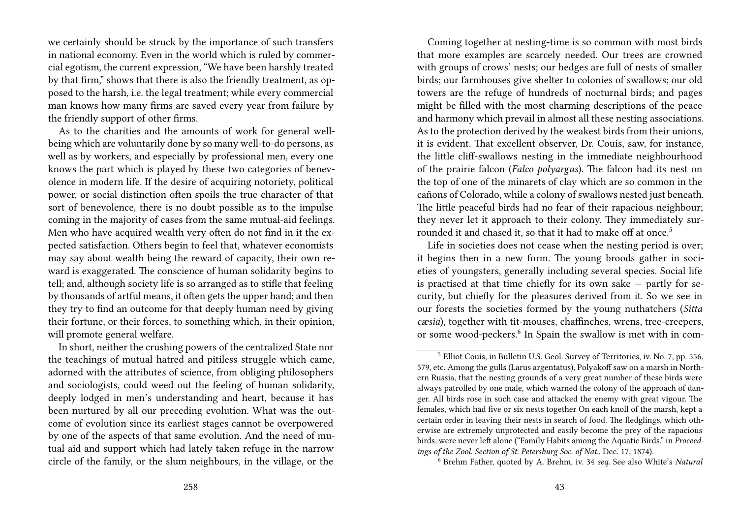we certainly should be struck by the importance of such transfers in national economy. Even in the world which is ruled by commercial egotism, the current expression, "We have been harshly treated by that firm," shows that there is also the friendly treatment, as opposed to the harsh, i.e. the legal treatment; while every commercial man knows how many firms are saved every year from failure by the friendly support of other firms.

As to the charities and the amounts of work for general well-being which are voluntarily done by so many well-to-do persons, as well as by workers, and especially by professional men, every one knows the part which is played by these two categories of benevolence in modern life. If the desire of acquiring notoriety, political power, or social distinction often spoils the true character of that sort of benevolence, there is no doubt possible as to the impulse coming in the majority of cases from the same mutual-aid feelings. Men who have acquired wealth very often do not find in it the expected satisfaction. Others begin to feel that, whatever economists may say about wealth being the reward of capacity, their own reward is exaggerated. The conscience of human solidarity begins to tell; and, although society life is so arranged as to stifle that feeling by thousands of artful means, it often gets the upper hand; and then they try to find an outcome for that deeply human need by giving their fortune, or their forces, to something which, in their opinion, will promote general welfare.

In short, neither the crushing powers of the centralized State nor the teachings of mutual hatred and pitiless struggle which came, adorned with the attributes of science, from obliging philosophers and sociologists, could weed out the feeling of human solidarity, deeply lodged in men's understanding and heart, because it has been nurtured by all our preceding evolution. What was the outcome of evolution since its earliest stages cannot be overpowered by one of the aspects of that same evolution. And the need of mutual aid and support which had lately taken refuge in the narrow circle of the family, or the slum neighbours, in the village, or the

Coming together at nesting-time is so common with most birds that more examples are scarcely needed. Our trees are crowned with groups of crows' nests; our hedges are full of nests of smaller birds; our farmhouses give shelter to colonies of swallows; our old towers are the refuge of hundreds of nocturnal birds; and pages might be filled with the most charming descriptions of the peace and harmony which prevail in almost all these nesting associations. As to the protection derived by the weakest birds from their unions, it is evident. That excellent observer, Dr. Couís, saw, for instance, the little cliff-swallows nesting in the immediate neighbourhood of the prairie falcon (*Falco polyargus*). The falcon had its nest on the top of one of the minarets of clay which are so common in the cañons of Colorado, while a colony of swallows nested just beneath. The little peaceful birds had no fear of their rapacious neighbour; they never let it approach to their colony. They immediately surrounded it and chased it, so that it had to make off at once.[5]

Life in societies does not cease when the nesting period is over; it begins then in a new form. The young broods gather in societies of youngsters, generally including several species. Social life is practised at that time chiefly for its own sake — partly for security, but chiefly for the pleasures derived from it. So we see in our forests the societies formed by the young nuthatchers (*Sitta cæsia*), together with tit-mouses, chaffinches, wrens, tree-creepers, or some wood-peckers.[6] In Spain the swallow is met with in com-

---

[5] Elliot Couís, in Bulletin U.S. Geol. Survey of Territories, iv. No. 7, pp. 556, 579, etc. Among the gulls (Larus argentatus), Polyakoff saw on a marsh in Northern Russia, that the nesting grounds of a very great number of these birds were always patrolled by one male, which warned the colony of the approach of danger. All birds rose in such case and attacked the enemy with great vigour. The females, which had five or six nests together On each knoll of the marsh, kept a certain order in leaving their nests in search of food. The fledglings, which otherwise are extremely unprotected and easily become the prey of the rapacious birds, were never left alone ("Family Habits among the Aquatic Birds," in *Proceedings of the Zool. Section of St. Petersburg Soc. of Nat.*, Dec. 17, 1874).

[6] Brehm Father, quoted by A. Brehm, iv. 34 *seq.* See also White's *Natural*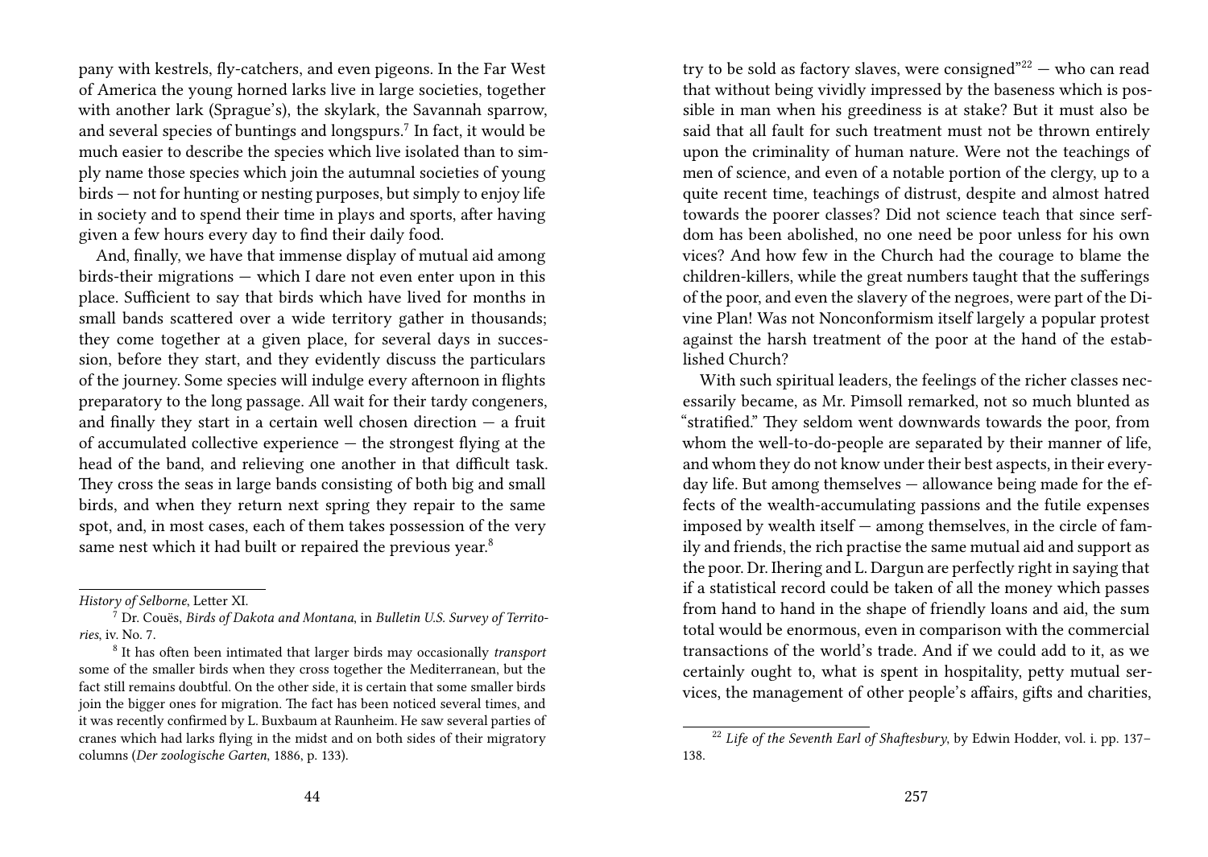pany with kestrels, fly-catchers, and even pigeons. In the Far West of America the young horned larks live in large societies, together with another lark (Sprague's), the skylark, the Savannah sparrow, and several species of buntings and longspurs.[7] In fact, it would be much easier to describe the species which live isolated than to simply name those species which join the autumnal societies of young birds — not for hunting or nesting purposes, but simply to enjoy life in society and to spend their time in plays and sports, after having given a few hours every day to find their daily food.

And, finally, we have that immense display of mutual aid among birds-their migrations — which I dare not even enter upon in this place. Sufficient to say that birds which have lived for months in small bands scattered over a wide territory gather in thousands; they come together at a given place, for several days in succession, before they start, and they evidently discuss the particulars of the journey. Some species will indulge every afternoon in flights preparatory to the long passage. All wait for their tardy congeners, and finally they start in a certain well chosen direction — a fruit of accumulated collective experience — the strongest flying at the head of the band, and relieving one another in that difficult task. They cross the seas in large bands consisting of both big and small birds, and when they return next spring they repair to the same spot, and, in most cases, each of them takes possession of the very same nest which it had built or repaired the previous year.[8]

*History of Selborne*, Letter XI.

[7] Dr. Couës, *Birds of Dakota and Montana*, in *Bulletin U.S. Survey of Territories*, iv. No. 7.

[8] It has often been intimated that larger birds may occasionally *transport* some of the smaller birds when they cross together the Mediterranean, but the fact still remains doubtful. On the other side, it is certain that some smaller birds join the bigger ones for migration. The fact has been noticed several times, and it was recently confirmed by L. Buxbaum at Raunheim. He saw several parties of cranes which had larks flying in the midst and on both sides of their migratory columns (*Der zoologische Garten*, 1886, p. 133).

try to be sold as factory slaves, were consigned"[22] — who can read that without being vividly impressed by the baseness which is possible in man when his greediness is at stake? But it must also be said that all fault for such treatment must not be thrown entirely upon the criminality of human nature. Were not the teachings of men of science, and even of a notable portion of the clergy, up to a quite recent time, teachings of distrust, despite and almost hatred towards the poorer classes? Did not science teach that since serfdom has been abolished, no one need be poor unless for his own vices? And how few in the Church had the courage to blame the children-killers, while the great numbers taught that the sufferings of the poor, and even the slavery of the negroes, were part of the Divine Plan! Was not Nonconformism itself largely a popular protest against the harsh treatment of the poor at the hand of the established Church?

With such spiritual leaders, the feelings of the richer classes necessarily became, as Mr. Pimsoll remarked, not so much blunted as "stratified." They seldom went downwards towards the poor, from whom the well-to-do-people are separated by their manner of life, and whom they do not know under their best aspects, in their everyday life. But among themselves — allowance being made for the effects of the wealth-accumulating passions and the futile expenses imposed by wealth itself — among themselves, in the circle of family and friends, the rich practise the same mutual aid and support as the poor. Dr. Ihering and L. Dargun are perfectly right in saying that if a statistical record could be taken of all the money which passes from hand to hand in the shape of friendly loans and aid, the sum total would be enormous, even in comparison with the commercial transactions of the world's trade. And if we could add to it, as we certainly ought to, what is spent in hospitality, petty mutual services, the management of other people's affairs, gifts and charities,

[22] *Life of the Seventh Earl of Shaftesbury*, by Edwin Hodder, vol. i. pp. 137–138.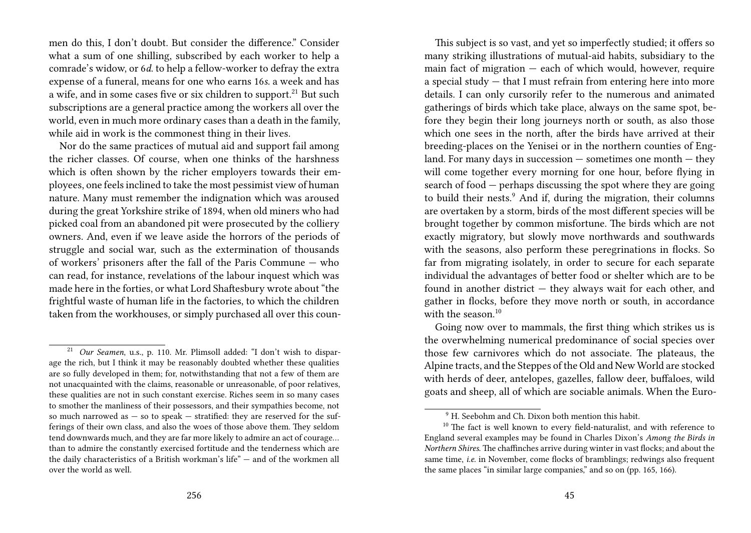men do this, I don't doubt. But consider the difference." Consider what a sum of one shilling, subscribed by each worker to help a comrade's widow, or 6*d.* to help a fellow-worker to defray the extra expense of a funeral, means for one who earns 16*s.* a week and has a wife, and in some cases five or six children to support.[21] But such subscriptions are a general practice among the workers all over the world, even in much more ordinary cases than a death in the family, while aid in work is the commonest thing in their lives.

Nor do the same practices of mutual aid and support fail among the richer classes. Of course, when one thinks of the harshness which is often shown by the richer employers towards their employees, one feels inclined to take the most pessimist view of human nature. Many must remember the indignation which was aroused during the great Yorkshire strike of 1894, when old miners who had picked coal from an abandoned pit were prosecuted by the colliery owners. And, even if we leave aside the horrors of the periods of struggle and social war, such as the extermination of thousands of workers' prisoners after the fall of the Paris Commune — who can read, for instance, revelations of the labour inquest which was made here in the forties, or what Lord Shaftesbury wrote about "the frightful waste of human life in the factories, to which the children taken from the workhouses, or simply purchased all over this coun-

[21] *Our Seamen*, u.s., p. 110. Mr. Plimsoll added: "I don't wish to disparage the rich, but I think it may be reasonably doubted whether these qualities are so fully developed in them; for, notwithstanding that not a few of them are not unacquainted with the claims, reasonable or unreasonable, of poor relatives, these qualities are not in such constant exercise. Riches seem in so many cases to smother the manliness of their possessors, and their sympathies become, not so much narrowed as — so to speak — stratified: they are reserved for the sufferings of their own class, and also the woes of those above them. They seldom tend downwards much, and they are far more likely to admire an act of courage… than to admire the constantly exercised fortitude and the tenderness which are the daily characteristics of a British workman's life" — and of the workmen all over the world as well.

This subject is so vast, and yet so imperfectly studied; it offers so many striking illustrations of mutual-aid habits, subsidiary to the main fact of migration — each of which would, however, require a special study — that I must refrain from entering here into more details. I can only cursorily refer to the numerous and animated gatherings of birds which take place, always on the same spot, before they begin their long journeys north or south, as also those which one sees in the north, after the birds have arrived at their breeding-places on the Yenisei or in the northern counties of England. For many days in succession — sometimes one month — they will come together every morning for one hour, before flying in search of food — perhaps discussing the spot where they are going to build their nests.[9] And if, during the migration, their columns are overtaken by a storm, birds of the most different species will be brought together by common misfortune. The birds which are not exactly migratory, but slowly move northwards and southwards with the seasons, also perform these peregrinations in flocks. So far from migrating isolately, in order to secure for each separate individual the advantages of better food or shelter which are to be found in another district — they always wait for each other, and gather in flocks, before they move north or south, in accordance with the season.[10]

Going now over to mammals, the first thing which strikes us is the overwhelming numerical predominance of social species over those few carnivores which do not associate. The plateaus, the Alpine tracts, and the Steppes of the Old and New World are stocked with herds of deer, antelopes, gazelles, fallow deer, buffaloes, wild goats and sheep, all of which are sociable animals. When the Euro-

[9] H. Seebohm and Ch. Dixon both mention this habit.

[10] The fact is well known to every field-naturalist, and with reference to England several examples may be found in Charles Dixon's *Among the Birds in Northern Shires*. The chaffinches arrive during winter in vast flocks; and about the same time, *i.e.* in November, come flocks of bramblings; redwings also frequent the same places "in similar large companies," and so on (pp. 165, 166).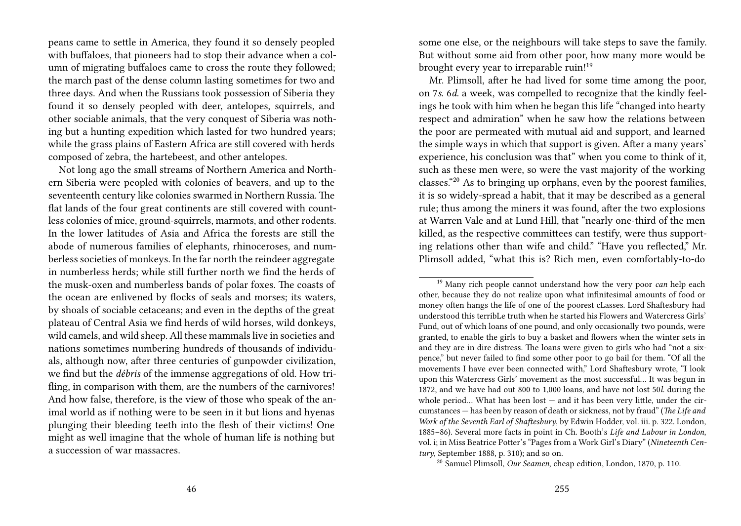peans came to settle in America, they found it so densely peopled with buffaloes, that pioneers had to stop their advance when a column of migrating buffaloes came to cross the route they followed; the march past of the dense column lasting sometimes for two and three days. And when the Russians took possession of Siberia they found it so densely peopled with deer, antelopes, squirrels, and other sociable animals, that the very conquest of Siberia was nothing but a hunting expedition which lasted for two hundred years; while the grass plains of Eastern Africa are still covered with herds composed of zebra, the hartebeest, and other antelopes.

Not long ago the small streams of Northern America and Northern Siberia were peopled with colonies of beavers, and up to the seventeenth century like colonies swarmed in Northern Russia. The flat lands of the four great continents are still covered with countless colonies of mice, ground-squirrels, marmots, and other rodents. In the lower latitudes of Asia and Africa the forests are still the abode of numerous families of elephants, rhinoceroses, and numberless societies of monkeys. In the far north the reindeer aggregate in numberless herds; while still further north we find the herds of the musk-oxen and numberless bands of polar foxes. The coasts of the ocean are enlivened by flocks of seals and morses; its waters, by shoals of sociable cetaceans; and even in the depths of the great plateau of Central Asia we find herds of wild horses, wild donkeys, wild camels, and wild sheep. All these mammals live in societies and nations sometimes numbering hundreds of thousands of individuals, although now, after three centuries of gunpowder civilization, we find but the *débris* of the immense aggregations of old. How trifling, in comparison with them, are the numbers of the carnivores! And how false, therefore, is the view of those who speak of the animal world as if nothing were to be seen in it but lions and hyenas plunging their bleeding teeth into the flesh of their victims! One might as well imagine that the whole of human life is nothing but a succession of war massacres.

some one else, or the neighbours will take steps to save the family. But without some aid from other poor, how many more would be brought every year to irreparable ruin![19]

Mr. Plimsoll, after he had lived for some time among the poor, on 7*s.* 6*d.* a week, was compelled to recognize that the kindly feelings he took with him when he began this life "changed into hearty respect and admiration" when he saw how the relations between the poor are permeated with mutual aid and support, and learned the simple ways in which that support is given. After a many years' experience, his conclusion was that" when you come to think of it, such as these men were, so were the vast majority of the working classes."[20] As to bringing up orphans, even by the poorest families, it is so widely-spread a habit, that it may be described as a general rule; thus among the miners it was found, after the two explosions at Warren Vale and at Lund Hill, that "nearly one-third of the men killed, as the respective committees can testify, were thus supporting relations other than wife and child." "Have you reflected," Mr. Plimsoll added, "what this is? Rich men, even comfortably-to-do

[19] Many rich people cannot understand how the very poor *can* help each other, because they do not realize upon what infinitesimal amounts of food or money often hangs the life of one of the poorest cLasses. Lord Shaftesbury had understood this terribLe truth when he started his Flowers and Watercress Girls' Fund, out of which loans of one pound, and only occasionally two pounds, were granted, to enable the girls to buy a basket and flowers when the winter sets in and they are in dire distress. The loans were given to girls who had "not a sixpence," but never failed to find some other poor to go bail for them. "Of all the movements I have ever been connected with," Lord Shaftesbury wrote, "I look upon this Watercress Girls' movement as the most successful… It was begun in 1872, and we have had out 800 to 1,000 loans, and have not lost 50*l.* during the whole period… What has been lost — and it has been very little, under the circumstances — has been by reason of death or sickness, not by fraud" (*The Life and Work of the Seventh Earl of Shaftesbury*, by Edwin Hodder, vol. iii. p. 322. London, 1885–86). Several more facts in point in Ch. Booth's *Life and Labour in London*, vol. i; in Miss Beatrice Potter's "Pages from a Work Girl's Diary" (*Nineteenth Century*, September 1888, p. 310); and so on.

[20] Samuel Plimsoll, *Our Seamen*, cheap edition, London, 1870, p. 110.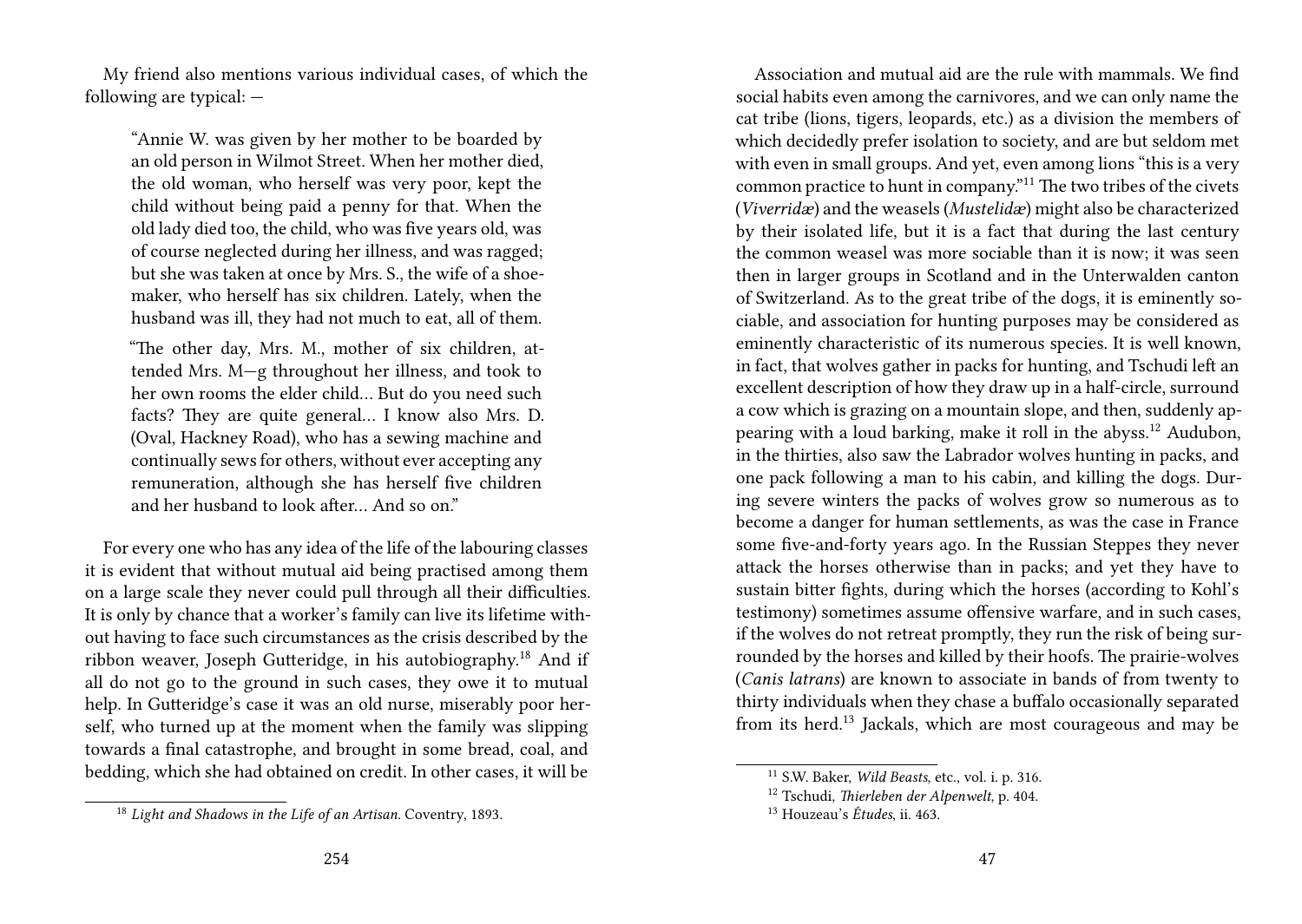My friend also mentions various individual cases, of which the following are typical: —

> "Annie W. was given by her mother to be boarded by an old person in Wilmot Street. When her mother died, the old woman, who herself was very poor, kept the child without being paid a penny for that. When the old lady died too, the child, who was five years old, was of course neglected during her illness, and was ragged; but she was taken at once by Mrs. S., the wife of a shoemaker, who herself has six children. Lately, when the husband was ill, they had not much to eat, all of them.
>
> "The other day, Mrs. M., mother of six children, attended Mrs. M—g throughout her illness, and took to her own rooms the elder child… But do you need such facts? They are quite general… I know also Mrs. D. (Oval, Hackney Road), who has a sewing machine and continually sews for others, without ever accepting any remuneration, although she has herself five children and her husband to look after… And so on."

For every one who has any idea of the life of the labouring classes it is evident that without mutual aid being practised among them on a large scale they never could pull through all their difficulties. It is only by chance that a worker's family can live its lifetime without having to face such circumstances as the crisis described by the ribbon weaver, Joseph Gutteridge, in his autobiography.[18] And if all do not go to the ground in such cases, they owe it to mutual help. In Gutteridge's case it was an old nurse, miserably poor herself, who turned up at the moment when the family was slipping towards a final catastrophe, and brought in some bread, coal, and bedding, which she had obtained on credit. In other cases, it will be

[18] *Light and Shadows in the Life of an Artisan.* Coventry, 1893.

Association and mutual aid are the rule with mammals. We find social habits even among the carnivores, and we can only name the cat tribe (lions, tigers, leopards, etc.) as a division the members of which decidedly prefer isolation to society, and are but seldom met with even in small groups. And yet, even among lions "this is a very common practice to hunt in company."[11] The two tribes of the civets (*Viverridæ*) and the weasels (*Mustelidæ*) might also be characterized by their isolated life, but it is a fact that during the last century the common weasel was more sociable than it is now; it was seen then in larger groups in Scotland and in the Unterwalden canton of Switzerland. As to the great tribe of the dogs, it is eminently sociable, and association for hunting purposes may be considered as eminently characteristic of its numerous species. It is well known, in fact, that wolves gather in packs for hunting, and Tschudi left an excellent description of how they draw up in a half-circle, surround a cow which is grazing on a mountain slope, and then, suddenly appearing with a loud barking, make it roll in the abyss.[12] Audubon, in the thirties, also saw the Labrador wolves hunting in packs, and one pack following a man to his cabin, and killing the dogs. During severe winters the packs of wolves grow so numerous as to become a danger for human settlements, as was the case in France some five-and-forty years ago. In the Russian Steppes they never attack the horses otherwise than in packs; and yet they have to sustain bitter fights, during which the horses (according to Kohl's testimony) sometimes assume offensive warfare, and in such cases, if the wolves do not retreat promptly, they run the risk of being surrounded by the horses and killed by their hoofs. The prairie-wolves (*Canis latrans*) are known to associate in bands of from twenty to thirty individuals when they chase a buffalo occasionally separated from its herd.[13] Jackals, which are most courageous and may be

[11] S.W. Baker, *Wild Beasts*, etc., vol. i. p. 316.

[12] Tschudi, *Thierleben der Alpenwelt*, p. 404.

[13] Houzeau's *Études*, ii. 463.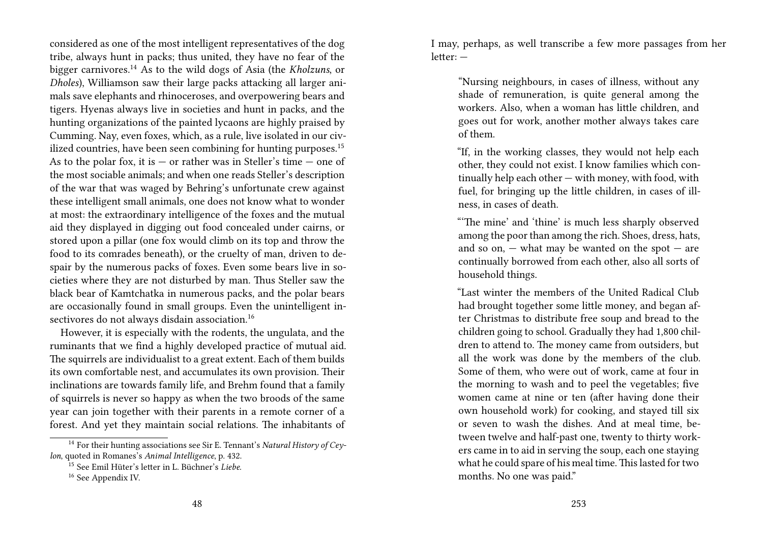considered as one of the most intelligent representatives of the dog tribe, always hunt in packs; thus united, they have no fear of the bigger carnivores.[14] As to the wild dogs of Asia (the *Kholzuns*, or *Dholes*), Williamson saw their large packs attacking all larger animals save elephants and rhinoceroses, and overpowering bears and tigers. Hyenas always live in societies and hunt in packs, and the hunting organizations of the painted lycaons are highly praised by Cumming. Nay, even foxes, which, as a rule, live isolated in our civilized countries, have been seen combining for hunting purposes.[15] As to the polar fox, it is — or rather was in Steller's time — one of the most sociable animals; and when one reads Steller's description of the war that was waged by Behring's unfortunate crew against these intelligent small animals, one does not know what to wonder at most: the extraordinary intelligence of the foxes and the mutual aid they displayed in digging out food concealed under cairns, or stored upon a pillar (one fox would climb on its top and throw the food to its comrades beneath), or the cruelty of man, driven to despair by the numerous packs of foxes. Even some bears live in societies where they are not disturbed by man. Thus Steller saw the black bear of Kamtchatka in numerous packs, and the polar bears are occasionally found in small groups. Even the unintelligent insectivores do not always disdain association.[16]

However, it is especially with the rodents, the ungulata, and the ruminants that we find a highly developed practice of mutual aid. The squirrels are individualist to a great extent. Each of them builds its own comfortable nest, and accumulates its own provision. Their inclinations are towards family life, and Brehm found that a family of squirrels is never so happy as when the two broods of the same year can join together with their parents in a remote corner of a forest. And yet they maintain social relations. The inhabitants of

[14] For their hunting associations see Sir E. Tennant's *Natural History of Ceylon*, quoted in Romanes's *Animal Intelligence*, p. 432.

[15] See Emil Hüter's letter in L. Büchner's *Liebe*.

[16] See Appendix IV.

I may, perhaps, as well transcribe a few more passages from her letter: —

> "Nursing neighbours, in cases of illness, without any shade of remuneration, is quite general among the workers. Also, when a woman has little children, and goes out for work, another mother always takes care of them.
>
> "If, in the working classes, they would not help each other, they could not exist. I know families which continually help each other — with money, with food, with fuel, for bringing up the little children, in cases of illness, in cases of death.
>
> "'The mine' and 'thine' is much less sharply observed among the poor than among the rich. Shoes, dress, hats, and so on, — what may be wanted on the spot — are continually borrowed from each other, also all sorts of household things.
>
> "Last winter the members of the United Radical Club had brought together some little money, and began after Christmas to distribute free soup and bread to the children going to school. Gradually they had 1,800 children to attend to. The money came from outsiders, but all the work was done by the members of the club. Some of them, who were out of work, came at four in the morning to wash and to peel the vegetables; five women came at nine or ten (after having done their own household work) for cooking, and stayed till six or seven to wash the dishes. And at meal time, between twelve and half-past one, twenty to thirty workers came in to aid in serving the soup, each one staying what he could spare of his meal time. This lasted for two months. No one was paid."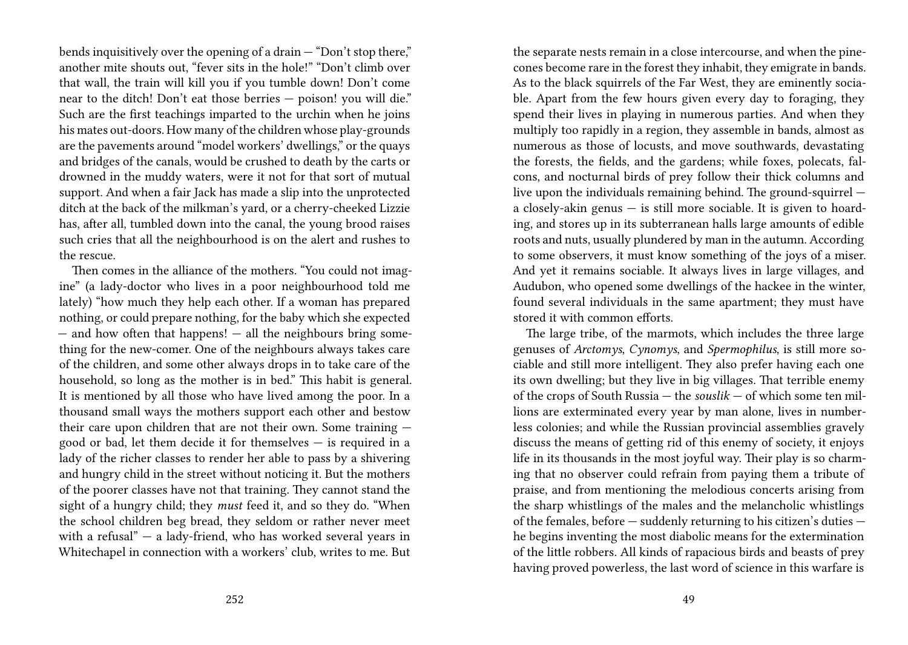bends inquisitively over the opening of a drain — "Don't stop there," another mite shouts out, "fever sits in the hole!" "Don't climb over that wall, the train will kill you if you tumble down! Don't come near to the ditch! Don't eat those berries — poison! you will die." Such are the first teachings imparted to the urchin when he joins his mates out-doors. How many of the children whose play-grounds are the pavements around "model workers' dwellings," or the quays and bridges of the canals, would be crushed to death by the carts or drowned in the muddy waters, were it not for that sort of mutual support. And when a fair Jack has made a slip into the unprotected ditch at the back of the milkman's yard, or a cherry-cheeked Lizzie has, after all, tumbled down into the canal, the young brood raises such cries that all the neighbourhood is on the alert and rushes to the rescue.

Then comes in the alliance of the mothers. "You could not imagine" (a lady-doctor who lives in a poor neighbourhood told me lately) "how much they help each other. If a woman has prepared nothing, or could prepare nothing, for the baby which she expected — and how often that happens! — all the neighbours bring something for the new-comer. One of the neighbours always takes care of the children, and some other always drops in to take care of the household, so long as the mother is in bed." This habit is general. It is mentioned by all those who have lived among the poor. In a thousand small ways the mothers support each other and bestow their care upon children that are not their own. Some training — good or bad, let them decide it for themselves — is required in a lady of the richer classes to render her able to pass by a shivering and hungry child in the street without noticing it. But the mothers of the poorer classes have not that training. They cannot stand the sight of a hungry child; they *must* feed it, and so they do. "When the school children beg bread, they seldom or rather never meet with a refusal" — a lady-friend, who has worked several years in Whitechapel in connection with a workers' club, writes to me. But

the separate nests remain in a close intercourse, and when the pine-cones become rare in the forest they inhabit, they emigrate in bands. As to the black squirrels of the Far West, they are eminently sociable. Apart from the few hours given every day to foraging, they spend their lives in playing in numerous parties. And when they multiply too rapidly in a region, they assemble in bands, almost as numerous as those of locusts, and move southwards, devastating the forests, the fields, and the gardens; while foxes, polecats, falcons, and nocturnal birds of prey follow their thick columns and live upon the individuals remaining behind. The ground-squirrel — a closely-akin genus — is still more sociable. It is given to hoarding, and stores up in its subterranean halls large amounts of edible roots and nuts, usually plundered by man in the autumn. According to some observers, it must know something of the joys of a miser. And yet it remains sociable. It always lives in large villages, and Audubon, who opened some dwellings of the hackee in the winter, found several individuals in the same apartment; they must have stored it with common efforts.

The large tribe, of the marmots, which includes the three large genuses of *Arctomys*, *Cynomys*, and *Spermophilus*, is still more sociable and still more intelligent. They also prefer having each one its own dwelling; but they live in big villages. That terrible enemy of the crops of South Russia — the *souslik* — of which some ten millions are exterminated every year by man alone, lives in numberless colonies; and while the Russian provincial assemblies gravely discuss the means of getting rid of this enemy of society, it enjoys life in its thousands in the most joyful way. Their play is so charming that no observer could refrain from paying them a tribute of praise, and from mentioning the melodious concerts arising from the sharp whistlings of the males and the melancholic whistlings of the females, before — suddenly returning to his citizen's duties — he begins inventing the most diabolic means for the extermination of the little robbers. All kinds of rapacious birds and beasts of prey having proved powerless, the last word of science in this warfare is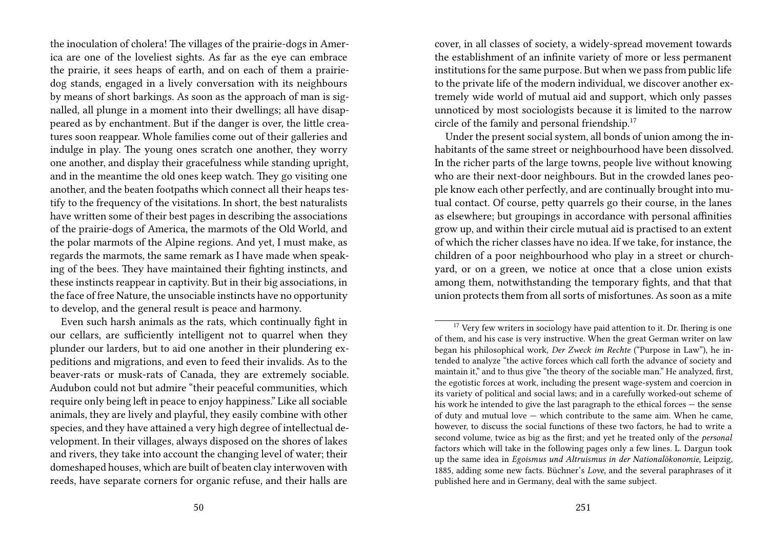the inoculation of cholera! The villages of the prairie-dogs in America are one of the loveliest sights. As far as the eye can embrace the prairie, it sees heaps of earth, and on each of them a prairie-dog stands, engaged in a lively conversation with its neighbours by means of short barkings. As soon as the approach of man is signalled, all plunge in a moment into their dwellings; all have disappeared as by enchantment. But if the danger is over, the little creatures soon reappear. Whole families come out of their galleries and indulge in play. The young ones scratch one another, they worry one another, and display their gracefulness while standing upright, and in the meantime the old ones keep watch. They go visiting one another, and the beaten footpaths which connect all their heaps testify to the frequency of the visitations. In short, the best naturalists have written some of their best pages in describing the associations of the prairie-dogs of America, the marmots of the Old World, and the polar marmots of the Alpine regions. And yet, I must make, as regards the marmots, the same remark as I have made when speaking of the bees. They have maintained their fighting instincts, and these instincts reappear in captivity. But in their big associations, in the face of free Nature, the unsociable instincts have no opportunity to develop, and the general result is peace and harmony.

Even such harsh animals as the rats, which continually fight in our cellars, are sufficiently intelligent not to quarrel when they plunder our larders, but to aid one another in their plundering expeditions and migrations, and even to feed their invalids. As to the beaver-rats or musk-rats of Canada, they are extremely sociable. Audubon could not but admire "their peaceful communities, which require only being left in peace to enjoy happiness." Like all sociable animals, they are lively and playful, they easily combine with other species, and they have attained a very high degree of intellectual development. In their villages, always disposed on the shores of lakes and rivers, they take into account the changing level of water; their domeshaped houses, which are built of beaten clay interwoven with reeds, have separate corners for organic refuse, and their halls are

cover, in all classes of society, a widely-spread movement towards the establishment of an infinite variety of more or less permanent institutions for the same purpose. But when we pass from public life to the private life of the modern individual, we discover another extremely wide world of mutual aid and support, which only passes unnoticed by most sociologists because it is limited to the narrow circle of the family and personal friendship.[17]

Under the present social system, all bonds of union among the inhabitants of the same street or neighbourhood have been dissolved. In the richer parts of the large towns, people live without knowing who are their next-door neighbours. But in the crowded lanes people know each other perfectly, and are continually brought into mutual contact. Of course, petty quarrels go their course, in the lanes as elsewhere; but groupings in accordance with personal affinities grow up, and within their circle mutual aid is practised to an extent of which the richer classes have no idea. If we take, for instance, the children of a poor neighbourhood who play in a street or churchyard, or on a green, we notice at once that a close union exists among them, notwithstanding the temporary fights, and that that union protects them from all sorts of misfortunes. As soon as a mite

[17] Very few writers in sociology have paid attention to it. Dr. Ihering is one of them, and his case is very instructive. When the great German writer on law began his philosophical work, *Der Zweck im Rechte* ("Purpose in Law"), he intended to analyze "the active forces which call forth the advance of society and maintain it," and to thus give "the theory of the sociable man." He analyzed, first, the egotistic forces at work, including the present wage-system and coercion in its variety of political and social laws; and in a carefully worked-out scheme of his work he intended to give the last paragraph to the ethical forces — the sense of duty and mutual love — which contribute to the same aim. When he came, however, to discuss the social functions of these two factors, he had to write a second volume, twice as big as the first; and yet he treated only of the *personal* factors which will take in the following pages only a few lines. L. Dargun took up the same idea in *Egoismus und Altruismus in der Nationalökonomie*, Leipzig, 1885, adding some new facts. Büchner's *Love*, and the several paraphrases of it published here and in Germany, deal with the same subject.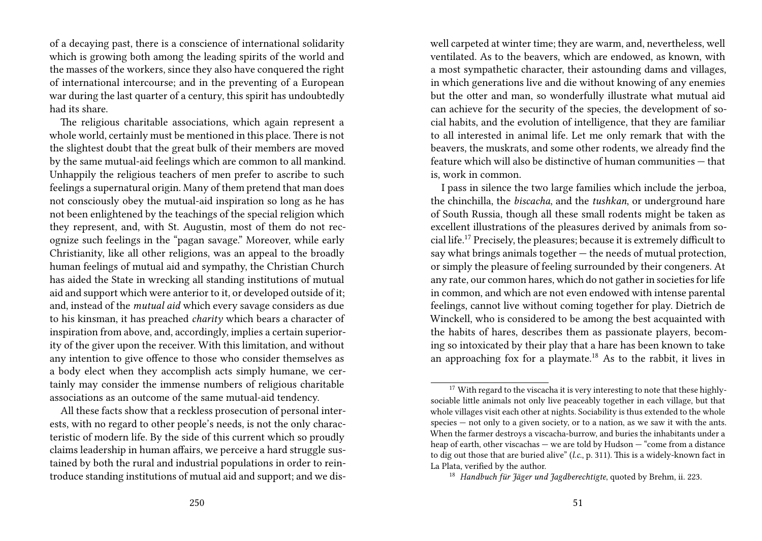of a decaying past, there is a conscience of international solidarity which is growing both among the leading spirits of the world and the masses of the workers, since they also have conquered the right of international intercourse; and in the preventing of a European war during the last quarter of a century, this spirit has undoubtedly had its share.

The religious charitable associations, which again represent a whole world, certainly must be mentioned in this place. There is not the slightest doubt that the great bulk of their members are moved by the same mutual-aid feelings which are common to all mankind. Unhappily the religious teachers of men prefer to ascribe to such feelings a supernatural origin. Many of them pretend that man does not consciously obey the mutual-aid inspiration so long as he has not been enlightened by the teachings of the special religion which they represent, and, with St. Augustin, most of them do not recognize such feelings in the "pagan savage." Moreover, while early Christianity, like all other religions, was an appeal to the broadly human feelings of mutual aid and sympathy, the Christian Church has aided the State in wrecking all standing institutions of mutual aid and support which were anterior to it, or developed outside of it; and, instead of the *mutual aid* which every savage considers as due to his kinsman, it has preached *charity* which bears a character of inspiration from above, and, accordingly, implies a certain superiority of the giver upon the receiver. With this limitation, and without any intention to give offence to those who consider themselves as a body elect when they accomplish acts simply humane, we certainly may consider the immense numbers of religious charitable associations as an outcome of the same mutual-aid tendency.

All these facts show that a reckless prosecution of personal interests, with no regard to other people's needs, is not the only characteristic of modern life. By the side of this current which so proudly claims leadership in human affairs, we perceive a hard struggle sustained by both the rural and industrial populations in order to reintroduce standing institutions of mutual aid and support; and we dis-

well carpeted at winter time; they are warm, and, nevertheless, well ventilated. As to the beavers, which are endowed, as known, with a most sympathetic character, their astounding dams and villages, in which generations live and die without knowing of any enemies but the otter and man, so wonderfully illustrate what mutual aid can achieve for the security of the species, the development of social habits, and the evolution of intelligence, that they are familiar to all interested in animal life. Let me only remark that with the beavers, the muskrats, and some other rodents, we already find the feature which will also be distinctive of human communities — that is, work in common.

I pass in silence the two large families which include the jerboa, the chinchilla, the *biscacha*, and the *tushkan*, or underground hare of South Russia, though all these small rodents might be taken as excellent illustrations of the pleasures derived by animals from social life.[17] Precisely, the pleasures; because it is extremely difficult to say what brings animals together — the needs of mutual protection, or simply the pleasure of feeling surrounded by their congeners. At any rate, our common hares, which do not gather in societies for life in common, and which are not even endowed with intense parental feelings, cannot live without coming together for play. Dietrich de Winckell, who is considered to be among the best acquainted with the habits of hares, describes them as passionate players, becoming so intoxicated by their play that a hare has been known to take an approaching fox for a playmate.[18] As to the rabbit, it lives in

[17] With regard to the viscacha it is very interesting to note that these highly-sociable little animals not only live peaceably together in each village, but that whole villages visit each other at nights. Sociability is thus extended to the whole species — not only to a given society, or to a nation, as we saw it with the ants. When the farmer destroys a viscacha-burrow, and buries the inhabitants under a heap of earth, other viscachas — we are told by Hudson — "come from a distance to dig out those that are buried alive" (*l.c.*, p. 311). This is a widely-known fact in La Plata, verified by the author.

[18] *Handbuch für Jäger und Jagdberechtigte*, quoted by Brehm, ii. 223.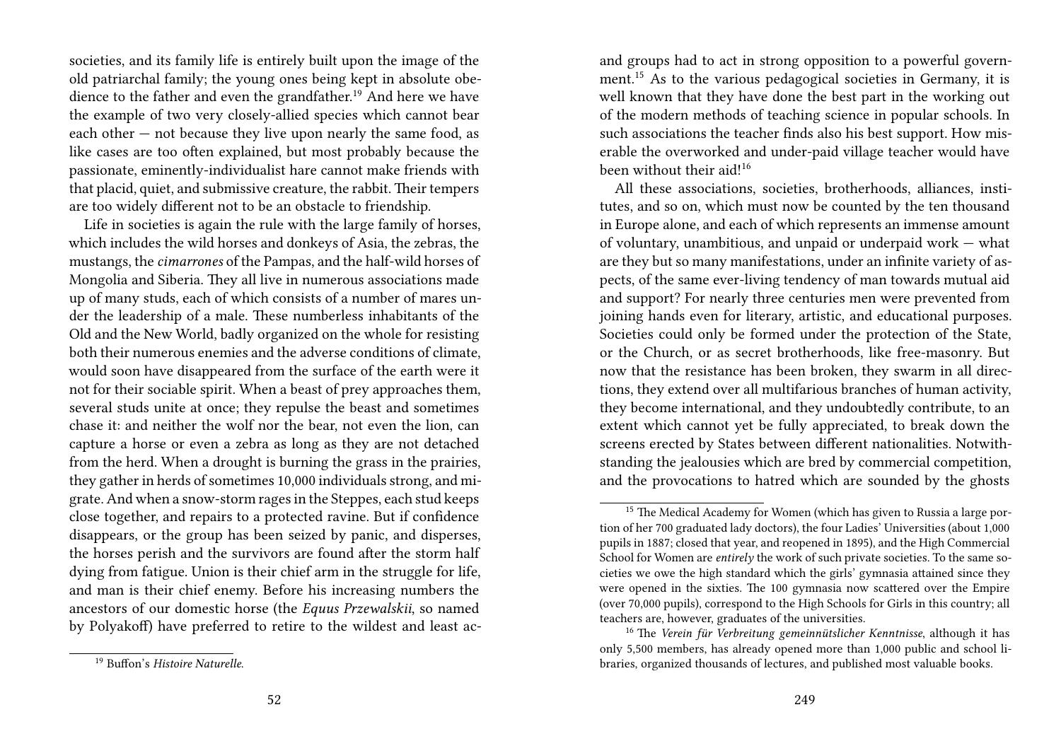societies, and its family life is entirely built upon the image of the old patriarchal family; the young ones being kept in absolute obedience to the father and even the grandfather.[19] And here we have the example of two very closely-allied species which cannot bear each other — not because they live upon nearly the same food, as like cases are too often explained, but most probably because the passionate, eminently-individualist hare cannot make friends with that placid, quiet, and submissive creature, the rabbit. Their tempers are too widely different not to be an obstacle to friendship.

Life in societies is again the rule with the large family of horses, which includes the wild horses and donkeys of Asia, the zebras, the mustangs, the *cimarrones* of the Pampas, and the half-wild horses of Mongolia and Siberia. They all live in numerous associations made up of many studs, each of which consists of a number of mares under the leadership of a male. These numberless inhabitants of the Old and the New World, badly organized on the whole for resisting both their numerous enemies and the adverse conditions of climate, would soon have disappeared from the surface of the earth were it not for their sociable spirit. When a beast of prey approaches them, several studs unite at once; they repulse the beast and sometimes chase it: and neither the wolf nor the bear, not even the lion, can capture a horse or even a zebra as long as they are not detached from the herd. When a drought is burning the grass in the prairies, they gather in herds of sometimes 10,000 individuals strong, and migrate. And when a snow-storm rages in the Steppes, each stud keeps close together, and repairs to a protected ravine. But if confidence disappears, or the group has been seized by panic, and disperses, the horses perish and the survivors are found after the storm half dying from fatigue. Union is their chief arm in the struggle for life, and man is their chief enemy. Before his increasing numbers the ancestors of our domestic horse (the *Equus Przewalskii*, so named by Polyakoff) have preferred to retire to the wildest and least ac-

[19] Buffon's *Histoire Naturelle.*

and groups had to act in strong opposition to a powerful government.[15] As to the various pedagogical societies in Germany, it is well known that they have done the best part in the working out of the modern methods of teaching science in popular schools. In such associations the teacher finds also his best support. How miserable the overworked and under-paid village teacher would have been without their aid![16]

All these associations, societies, brotherhoods, alliances, institutes, and so on, which must now be counted by the ten thousand in Europe alone, and each of which represents an immense amount of voluntary, unambitious, and unpaid or underpaid work — what are they but so many manifestations, under an infinite variety of aspects, of the same ever-living tendency of man towards mutual aid and support? For nearly three centuries men were prevented from joining hands even for literary, artistic, and educational purposes. Societies could only be formed under the protection of the State, or the Church, or as secret brotherhoods, like free-masonry. But now that the resistance has been broken, they swarm in all directions, they extend over all multifarious branches of human activity, they become international, and they undoubtedly contribute, to an extent which cannot yet be fully appreciated, to break down the screens erected by States between different nationalities. Notwithstanding the jealousies which are bred by commercial competition, and the provocations to hatred which are sounded by the ghosts

[15] The Medical Academy for Women (which has given to Russia a large portion of her 700 graduated lady doctors), the four Ladies' Universities (about 1,000 pupils in 1887; closed that year, and reopened in 1895), and the High Commercial School for Women are *entirely* the work of such private societies. To the same societies we owe the high standard which the girls' gymnasia attained since they were opened in the sixties. The 100 gymnasia now scattered over the Empire (over 70,000 pupils), correspond to the High Schools for Girls in this country; all teachers are, however, graduates of the universities.

[16] The *Verein für Verbreitung gemeinnütslicher Kenntnisse*, although it has only 5,500 members, has already opened more than 1,000 public and school libraries, organized thousands of lectures, and published most valuable books.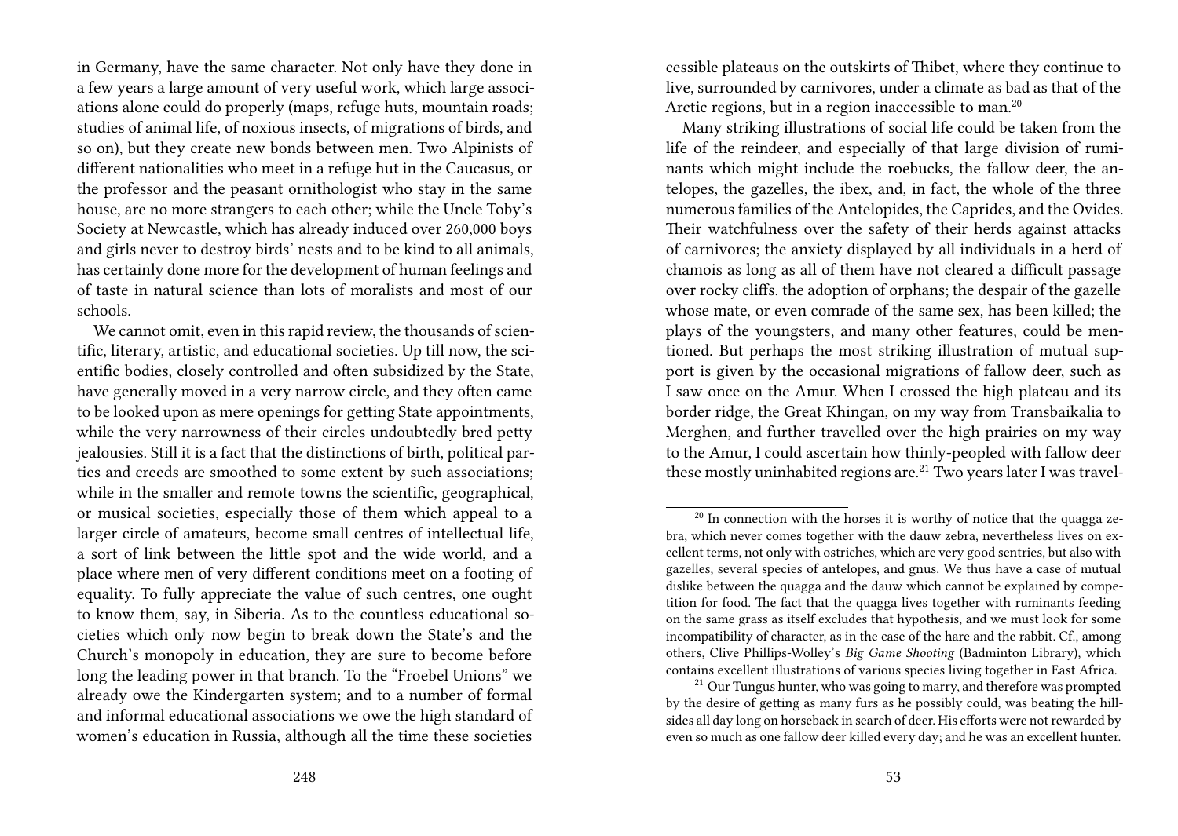in Germany, have the same character. Not only have they done in a few years a large amount of very useful work, which large associations alone could do properly (maps, refuge huts, mountain roads; studies of animal life, of noxious insects, of migrations of birds, and so on), but they create new bonds between men. Two Alpinists of different nationalities who meet in a refuge hut in the Caucasus, or the professor and the peasant ornithologist who stay in the same house, are no more strangers to each other; while the Uncle Toby's Society at Newcastle, which has already induced over 260,000 boys and girls never to destroy birds' nests and to be kind to all animals, has certainly done more for the development of human feelings and of taste in natural science than lots of moralists and most of our schools.

We cannot omit, even in this rapid review, the thousands of scientific, literary, artistic, and educational societies. Up till now, the scientific bodies, closely controlled and often subsidized by the State, have generally moved in a very narrow circle, and they often came to be looked upon as mere openings for getting State appointments, while the very narrowness of their circles undoubtedly bred petty jealousies. Still it is a fact that the distinctions of birth, political parties and creeds are smoothed to some extent by such associations; while in the smaller and remote towns the scientific, geographical, or musical societies, especially those of them which appeal to a larger circle of amateurs, become small centres of intellectual life, a sort of link between the little spot and the wide world, and a place where men of very different conditions meet on a footing of equality. To fully appreciate the value of such centres, one ought to know them, say, in Siberia. As to the countless educational societies which only now begin to break down the State's and the Church's monopoly in education, they are sure to become before long the leading power in that branch. To the "Froebel Unions" we already owe the Kindergarten system; and to a number of formal and informal educational associations we owe the high standard of women's education in Russia, although all the time these societies

cessible plateaus on the outskirts of Thibet, where they continue to live, surrounded by carnivores, under a climate as bad as that of the Arctic regions, but in a region inaccessible to man.[20]

Many striking illustrations of social life could be taken from the life of the reindeer, and especially of that large division of ruminants which might include the roebucks, the fallow deer, the antelopes, the gazelles, the ibex, and, in fact, the whole of the three numerous families of the Antelopides, the Caprides, and the Ovides. Their watchfulness over the safety of their herds against attacks of carnivores; the anxiety displayed by all individuals in a herd of chamois as long as all of them have not cleared a difficult passage over rocky cliffs. the adoption of orphans; the despair of the gazelle whose mate, or even comrade of the same sex, has been killed; the plays of the youngsters, and many other features, could be mentioned. But perhaps the most striking illustration of mutual support is given by the occasional migrations of fallow deer, such as I saw once on the Amur. When I crossed the high plateau and its border ridge, the Great Khingan, on my way from Transbaikalia to Merghen, and further travelled over the high prairies on my way to the Amur, I could ascertain how thinly-peopled with fallow deer these mostly uninhabited regions are.[21] Two years later I was travel-

---

[20] In connection with the horses it is worthy of notice that the quagga zebra, which never comes together with the dauw zebra, nevertheless lives on excellent terms, not only with ostriches, which are very good sentries, but also with gazelles, several species of antelopes, and gnus. We thus have a case of mutual dislike between the quagga and the dauw which cannot be explained by competition for food. The fact that the quagga lives together with ruminants feeding on the same grass as itself excludes that hypothesis, and we must look for some incompatibility of character, as in the case of the hare and the rabbit. Cf., among others, Clive Phillips-Wolley's *Big Game Shooting* (Badminton Library), which contains excellent illustrations of various species living together in East Africa.

[21] Our Tungus hunter, who was going to marry, and therefore was prompted by the desire of getting as many furs as he possibly could, was beating the hillsides all day long on horseback in search of deer. His efforts were not rewarded by even so much as one fallow deer killed every day; and he was an excellent hunter.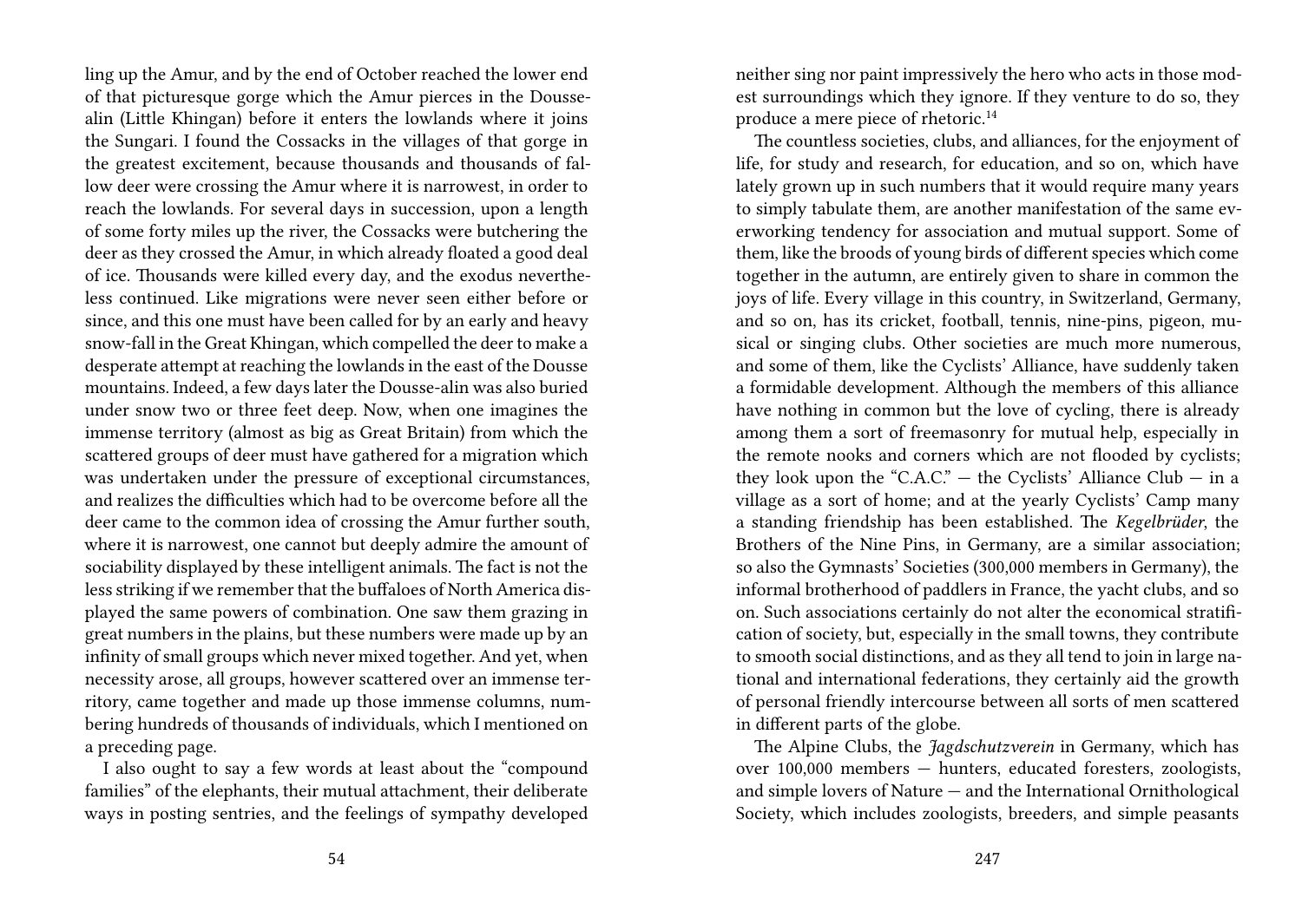ling up the Amur, and by the end of October reached the lower end of that picturesque gorge which the Amur pierces in the Dousse-alin (Little Khingan) before it enters the lowlands where it joins the Sungari. I found the Cossacks in the villages of that gorge in the greatest excitement, because thousands and thousands of fallow deer were crossing the Amur where it is narrowest, in order to reach the lowlands. For several days in succession, upon a length of some forty miles up the river, the Cossacks were butchering the deer as they crossed the Amur, in which already floated a good deal of ice. Thousands were killed every day, and the exodus nevertheless continued. Like migrations were never seen either before or since, and this one must have been called for by an early and heavy snow-fall in the Great Khingan, which compelled the deer to make a desperate attempt at reaching the lowlands in the east of the Dousse mountains. Indeed, a few days later the Dousse-alin was also buried under snow two or three feet deep. Now, when one imagines the immense territory (almost as big as Great Britain) from which the scattered groups of deer must have gathered for a migration which was undertaken under the pressure of exceptional circumstances, and realizes the difficulties which had to be overcome before all the deer came to the common idea of crossing the Amur further south, where it is narrowest, one cannot but deeply admire the amount of sociability displayed by these intelligent animals. The fact is not the less striking if we remember that the buffaloes of North America displayed the same powers of combination. One saw them grazing in great numbers in the plains, but these numbers were made up by an infinity of small groups which never mixed together. And yet, when necessity arose, all groups, however scattered over an immense territory, came together and made up those immense columns, numbering hundreds of thousands of individuals, which I mentioned on a preceding page.

I also ought to say a few words at least about the "compound families" of the elephants, their mutual attachment, their deliberate ways in posting sentries, and the feelings of sympathy developed

neither sing nor paint impressively the hero who acts in those modest surroundings which they ignore. If they venture to do so, they produce a mere piece of rhetoric.[14]

The countless societies, clubs, and alliances, for the enjoyment of life, for study and research, for education, and so on, which have lately grown up in such numbers that it would require many years to simply tabulate them, are another manifestation of the same ever-working tendency for association and mutual support. Some of them, like the broods of young birds of different species which come together in the autumn, are entirely given to share in common the joys of life. Every village in this country, in Switzerland, Germany, and so on, has its cricket, football, tennis, nine-pins, pigeon, musical or singing clubs. Other societies are much more numerous, and some of them, like the Cyclists' Alliance, have suddenly taken a formidable development. Although the members of this alliance have nothing in common but the love of cycling, there is already among them a sort of freemasonry for mutual help, especially in the remote nooks and corners which are not flooded by cyclists; they look upon the "C.A.C." — the Cyclists' Alliance Club — in a village as a sort of home; and at the yearly Cyclists' Camp many a standing friendship has been established. The *Kegelbrüder*, the Brothers of the Nine Pins, in Germany, are a similar association; so also the Gymnasts' Societies (300,000 members in Germany), the informal brotherhood of paddlers in France, the yacht clubs, and so on. Such associations certainly do not alter the economical stratification of society, but, especially in the small towns, they contribute to smooth social distinctions, and as they all tend to join in large national and international federations, they certainly aid the growth of personal friendly intercourse between all sorts of men scattered in different parts of the globe.

The Alpine Clubs, the *Jagdschutzverein* in Germany, which has over 100,000 members — hunters, educated foresters, zoologists, and simple lovers of Nature — and the International Ornithological Society, which includes zoologists, breeders, and simple peasants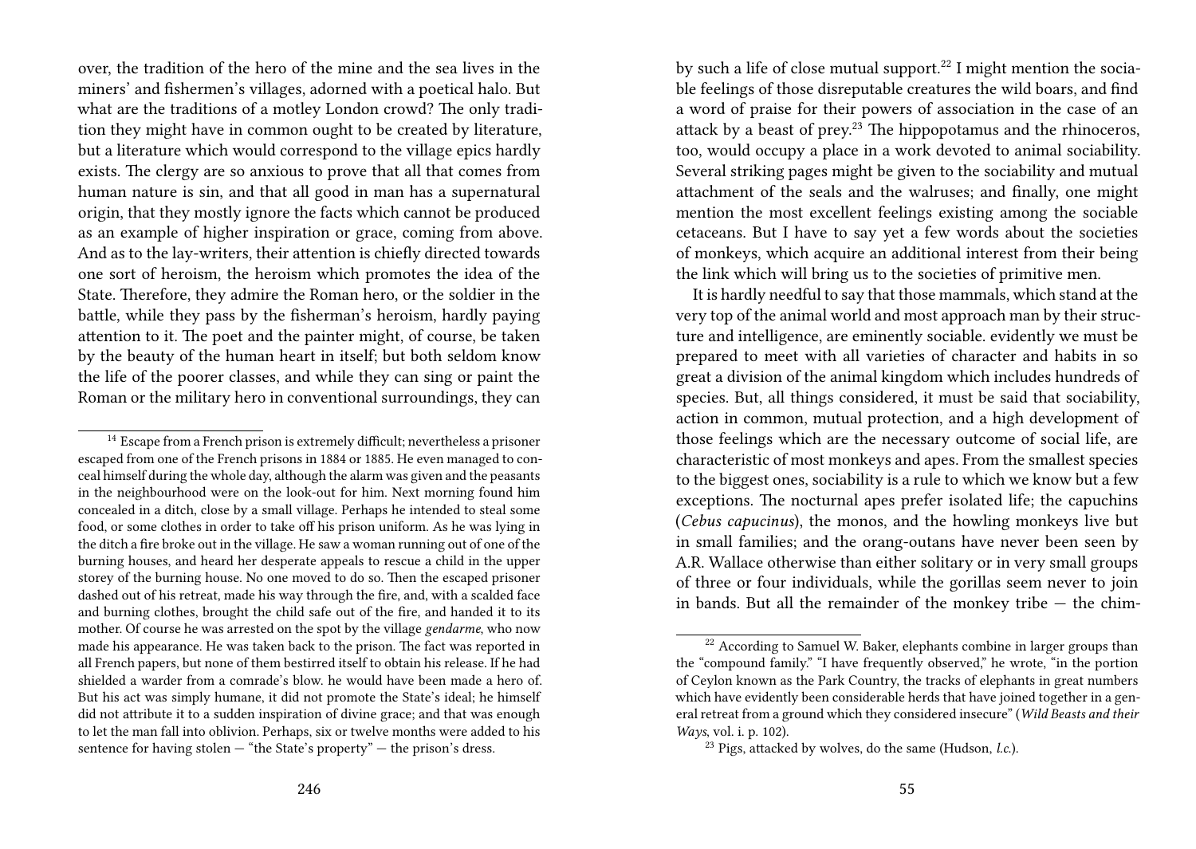over, the tradition of the hero of the mine and the sea lives in the miners' and fishermen's villages, adorned with a poetical halo. But what are the traditions of a motley London crowd? The only tradition they might have in common ought to be created by literature, but a literature which would correspond to the village epics hardly exists. The clergy are so anxious to prove that all that comes from human nature is sin, and that all good in man has a supernatural origin, that they mostly ignore the facts which cannot be produced as an example of higher inspiration or grace, coming from above. And as to the lay-writers, their attention is chiefly directed towards one sort of heroism, the heroism which promotes the idea of the State. Therefore, they admire the Roman hero, or the soldier in the battle, while they pass by the fisherman's heroism, hardly paying attention to it. The poet and the painter might, of course, be taken by the beauty of the human heart in itself; but both seldom know the life of the poorer classes, and while they can sing or paint the Roman or the military hero in conventional surroundings, they can

[14] Escape from a French prison is extremely difficult; nevertheless a prisoner escaped from one of the French prisons in 1884 or 1885. He even managed to conceal himself during the whole day, although the alarm was given and the peasants in the neighbourhood were on the look-out for him. Next morning found him concealed in a ditch, close by a small village. Perhaps he intended to steal some food, or some clothes in order to take off his prison uniform. As he was lying in the ditch a fire broke out in the village. He saw a woman running out of one of the burning houses, and heard her desperate appeals to rescue a child in the upper storey of the burning house. No one moved to do so. Then the escaped prisoner dashed out of his retreat, made his way through the fire, and, with a scalded face and burning clothes, brought the child safe out of the fire, and handed it to its mother. Of course he was arrested on the spot by the village *gendarme*, who now made his appearance. He was taken back to the prison. The fact was reported in all French papers, but none of them bestirred itself to obtain his release. If he had shielded a warder from a comrade's blow. he would have been made a hero of. But his act was simply humane, it did not promote the State's ideal; he himself did not attribute it to a sudden inspiration of divine grace; and that was enough to let the man fall into oblivion. Perhaps, six or twelve months were added to his sentence for having stolen — "the State's property" — the prison's dress.

by such a life of close mutual support.[22] I might mention the sociable feelings of those disreputable creatures the wild boars, and find a word of praise for their powers of association in the case of an attack by a beast of prey.[23] The hippopotamus and the rhinoceros, too, would occupy a place in a work devoted to animal sociability. Several striking pages might be given to the sociability and mutual attachment of the seals and the walruses; and finally, one might mention the most excellent feelings existing among the sociable cetaceans. But I have to say yet a few words about the societies of monkeys, which acquire an additional interest from their being the link which will bring us to the societies of primitive men.

It is hardly needful to say that those mammals, which stand at the very top of the animal world and most approach man by their structure and intelligence, are eminently sociable. evidently we must be prepared to meet with all varieties of character and habits in so great a division of the animal kingdom which includes hundreds of species. But, all things considered, it must be said that sociability, action in common, mutual protection, and a high development of those feelings which are the necessary outcome of social life, are characteristic of most monkeys and apes. From the smallest species to the biggest ones, sociability is a rule to which we know but a few exceptions. The nocturnal apes prefer isolated life; the capuchins (*Cebus capucinus*), the monos, and the howling monkeys live but in small families; and the orang-outans have never been seen by A.R. Wallace otherwise than either solitary or in very small groups of three or four individuals, while the gorillas seem never to join in bands. But all the remainder of the monkey tribe — the chim-

[22] According to Samuel W. Baker, elephants combine in larger groups than the "compound family." "I have frequently observed," he wrote, "in the portion of Ceylon known as the Park Country, the tracks of elephants in great numbers which have evidently been considerable herds that have joined together in a general retreat from a ground which they considered insecure" (*Wild Beasts and their Ways*, vol. i. p. 102).

[23] Pigs, attacked by wolves, do the same (Hudson, *l.c.*).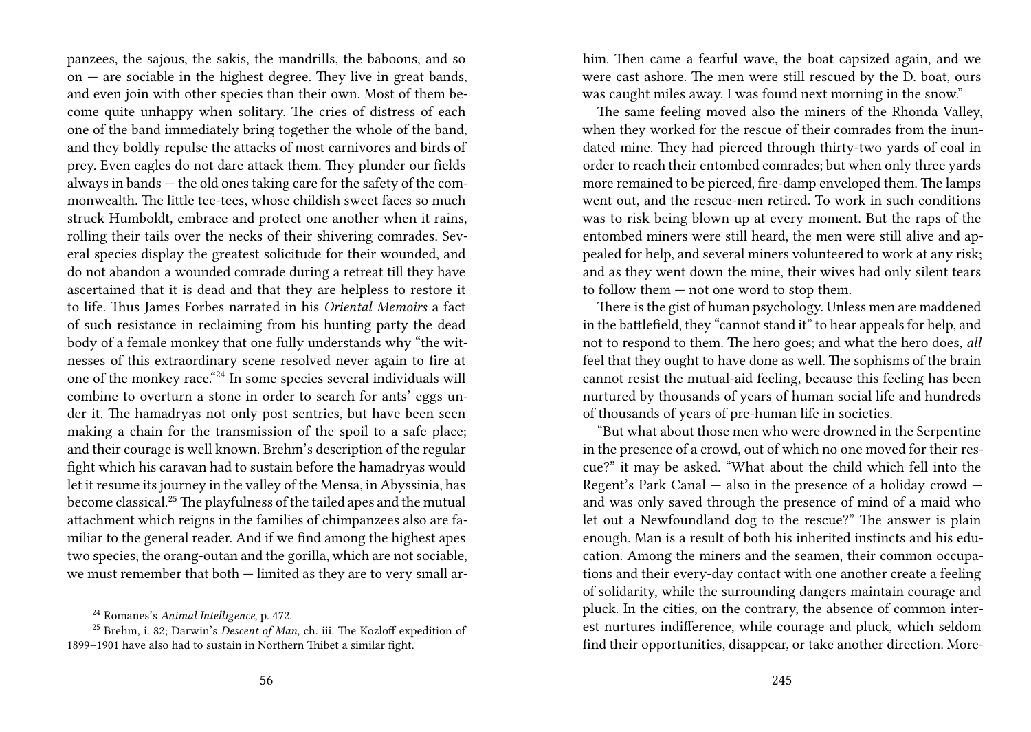panzees, the sajous, the sakis, the mandrills, the baboons, and so on — are sociable in the highest degree. They live in great bands, and even join with other species than their own. Most of them become quite unhappy when solitary. The cries of distress of each one of the band immediately bring together the whole of the band, and they boldly repulse the attacks of most carnivores and birds of prey. Even eagles do not dare attack them. They plunder our fields always in bands — the old ones taking care for the safety of the commonwealth. The little tee-tees, whose childish sweet faces so much struck Humboldt, embrace and protect one another when it rains, rolling their tails over the necks of their shivering comrades. Several species display the greatest solicitude for their wounded, and do not abandon a wounded comrade during a retreat till they have ascertained that it is dead and that they are helpless to restore it to life. Thus James Forbes narrated in his *Oriental Memoirs* a fact of such resistance in reclaiming from his hunting party the dead body of a female monkey that one fully understands why "the witnesses of this extraordinary scene resolved never again to fire at one of the monkey race."[24] In some species several individuals will combine to overturn a stone in order to search for ants' eggs under it. The hamadryas not only post sentries, but have been seen making a chain for the transmission of the spoil to a safe place; and their courage is well known. Brehm's description of the regular fight which his caravan had to sustain before the hamadryas would let it resume its journey in the valley of the Mensa, in Abyssinia, has become classical.[25] The playfulness of the tailed apes and the mutual attachment which reigns in the families of chimpanzees also are familiar to the general reader. And if we find among the highest apes two species, the orang-outan and the gorilla, which are not sociable, we must remember that both — limited as they are to very small ar-

[24] Romanes's *Animal Intelligence*, p. 472.

[25] Brehm, i. 82; Darwin's *Descent of Man*, ch. iii. The Kozloff expedition of 1899–1901 have also had to sustain in Northern Thibet a similar fight.

him. Then came a fearful wave, the boat capsized again, and we were cast ashore. The men were still rescued by the D. boat, ours was caught miles away. I was found next morning in the snow."

The same feeling moved also the miners of the Rhonda Valley, when they worked for the rescue of their comrades from the inundated mine. They had pierced through thirty-two yards of coal in order to reach their entombed comrades; but when only three yards more remained to be pierced, fire-damp enveloped them. The lamps went out, and the rescue-men retired. To work in such conditions was to risk being blown up at every moment. But the raps of the entombed miners were still heard, the men were still alive and appealed for help, and several miners volunteered to work at any risk; and as they went down the mine, their wives had only silent tears to follow them — not one word to stop them.

There is the gist of human psychology. Unless men are maddened in the battlefield, they "cannot stand it" to hear appeals for help, and not to respond to them. The hero goes; and what the hero does, *all* feel that they ought to have done as well. The sophisms of the brain cannot resist the mutual-aid feeling, because this feeling has been nurtured by thousands of years of human social life and hundreds of thousands of years of pre-human life in societies.

"But what about those men who were drowned in the Serpentine in the presence of a crowd, out of which no one moved for their rescue?" it may be asked. "What about the child which fell into the Regent's Park Canal — also in the presence of a holiday crowd — and was only saved through the presence of mind of a maid who let out a Newfoundland dog to the rescue?" The answer is plain enough. Man is a result of both his inherited instincts and his education. Among the miners and the seamen, their common occupations and their every-day contact with one another create a feeling of solidarity, while the surrounding dangers maintain courage and pluck. In the cities, on the contrary, the absence of common interest nurtures indifference, while courage and pluck, which seldom find their opportunities, disappear, or take another direction. More-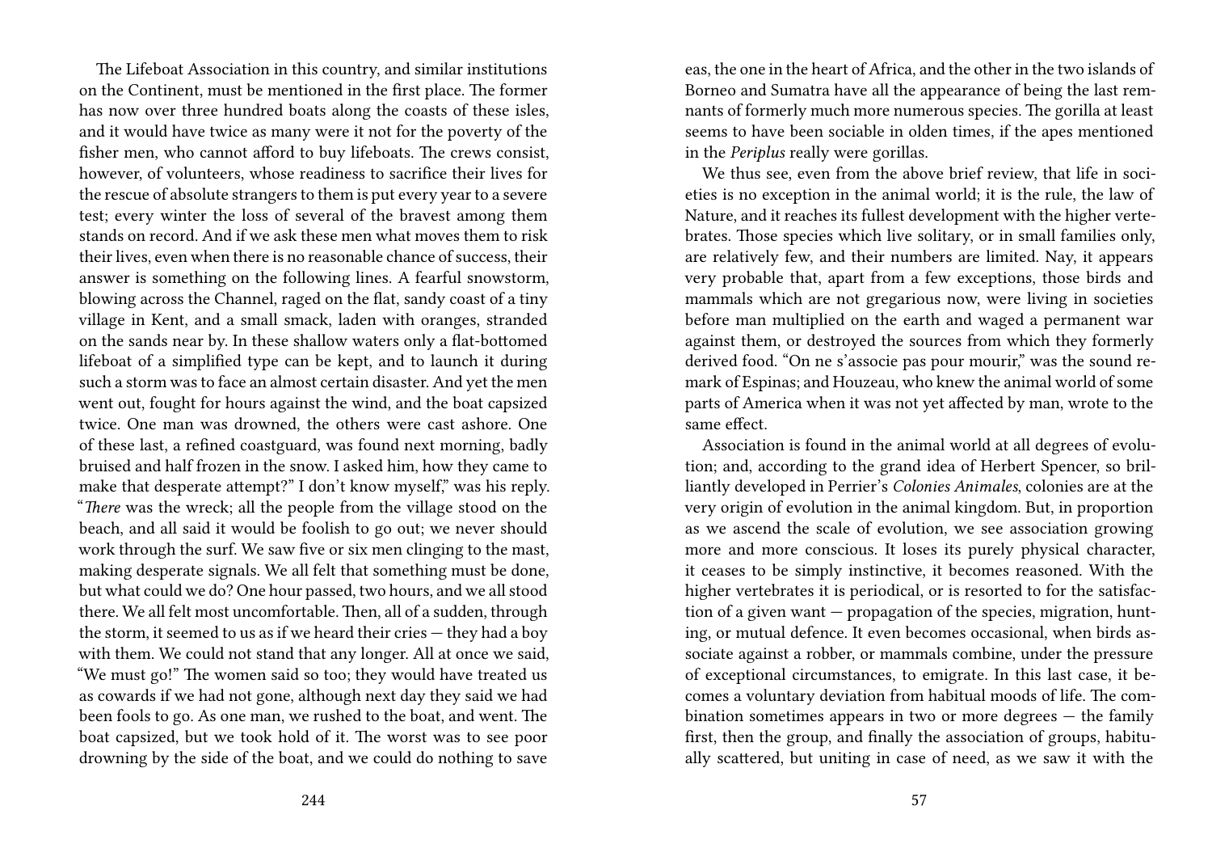The Lifeboat Association in this country, and similar institutions on the Continent, must be mentioned in the first place. The former has now over three hundred boats along the coasts of these isles, and it would have twice as many were it not for the poverty of the fisher men, who cannot afford to buy lifeboats. The crews consist, however, of volunteers, whose readiness to sacrifice their lives for the rescue of absolute strangers to them is put every year to a severe test; every winter the loss of several of the bravest among them stands on record. And if we ask these men what moves them to risk their lives, even when there is no reasonable chance of success, their answer is something on the following lines. A fearful snowstorm, blowing across the Channel, raged on the flat, sandy coast of a tiny village in Kent, and a small smack, laden with oranges, stranded on the sands near by. In these shallow waters only a flat-bottomed lifeboat of a simplified type can be kept, and to launch it during such a storm was to face an almost certain disaster. And yet the men went out, fought for hours against the wind, and the boat capsized twice. One man was drowned, the others were cast ashore. One of these last, a refined coastguard, was found next morning, badly bruised and half frozen in the snow. I asked him, how they came to make that desperate attempt?" I don't know myself," was his reply. "*There* was the wreck; all the people from the village stood on the beach, and all said it would be foolish to go out; we never should work through the surf. We saw five or six men clinging to the mast, making desperate signals. We all felt that something must be done, but what could we do? One hour passed, two hours, and we all stood there. We all felt most uncomfortable. Then, all of a sudden, through the storm, it seemed to us as if we heard their cries — they had a boy with them. We could not stand that any longer. All at once we said, "We must go!" The women said so too; they would have treated us as cowards if we had not gone, although next day they said we had been fools to go. As one man, we rushed to the boat, and went. The boat capsized, but we took hold of it. The worst was to see poor drowning by the side of the boat, and we could do nothing to save

eas, the one in the heart of Africa, and the other in the two islands of Borneo and Sumatra have all the appearance of being the last remnants of formerly much more numerous species. The gorilla at least seems to have been sociable in olden times, if the apes mentioned in the *Periplus* really were gorillas.

We thus see, even from the above brief review, that life in societies is no exception in the animal world; it is the rule, the law of Nature, and it reaches its fullest development with the higher vertebrates. Those species which live solitary, or in small families only, are relatively few, and their numbers are limited. Nay, it appears very probable that, apart from a few exceptions, those birds and mammals which are not gregarious now, were living in societies before man multiplied on the earth and waged a permanent war against them, or destroyed the sources from which they formerly derived food. "On ne s'associe pas pour mourir," was the sound remark of Espinas; and Houzeau, who knew the animal world of some parts of America when it was not yet affected by man, wrote to the same effect.

Association is found in the animal world at all degrees of evolution; and, according to the grand idea of Herbert Spencer, so brilliantly developed in Perrier's *Colonies Animales*, colonies are at the very origin of evolution in the animal kingdom. But, in proportion as we ascend the scale of evolution, we see association growing more and more conscious. It loses its purely physical character, it ceases to be simply instinctive, it becomes reasoned. With the higher vertebrates it is periodical, or is resorted to for the satisfaction of a given want — propagation of the species, migration, hunting, or mutual defence. It even becomes occasional, when birds associate against a robber, or mammals combine, under the pressure of exceptional circumstances, to emigrate. In this last case, it becomes a voluntary deviation from habitual moods of life. The combination sometimes appears in two or more degrees — the family first, then the group, and finally the association of groups, habitually scattered, but uniting in case of need, as we saw it with the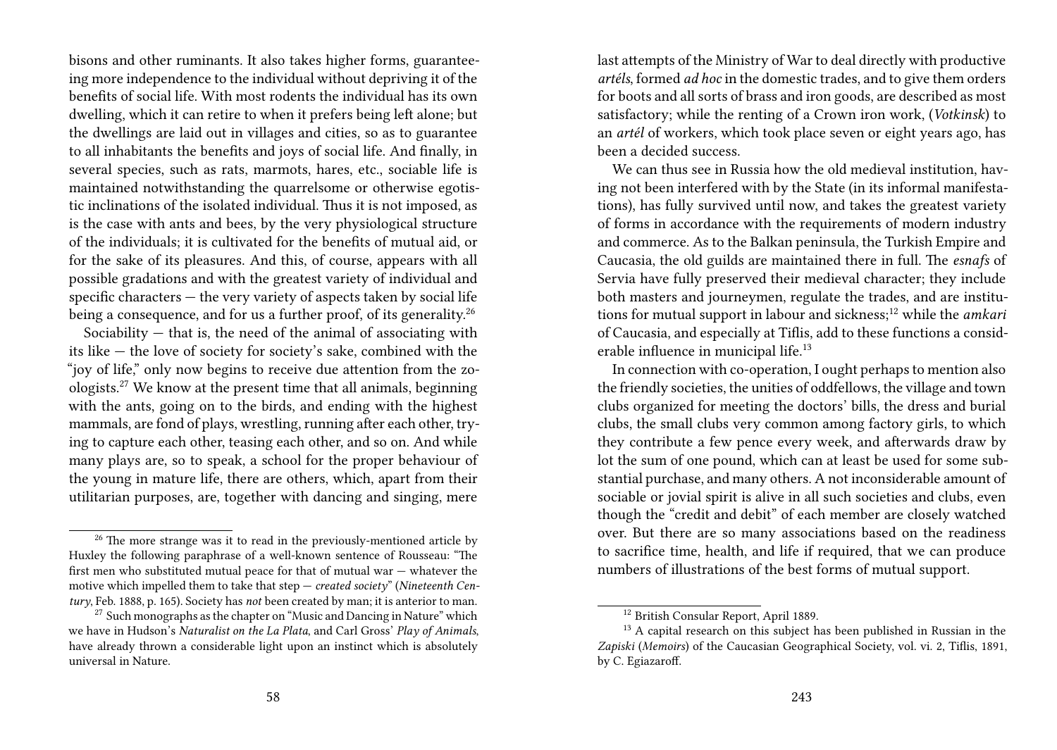bisons and other ruminants. It also takes higher forms, guaranteeing more independence to the individual without depriving it of the benefits of social life. With most rodents the individual has its own dwelling, which it can retire to when it prefers being left alone; but the dwellings are laid out in villages and cities, so as to guarantee to all inhabitants the benefits and joys of social life. And finally, in several species, such as rats, marmots, hares, etc., sociable life is maintained notwithstanding the quarrelsome or otherwise egotistic inclinations of the isolated individual. Thus it is not imposed, as is the case with ants and bees, by the very physiological structure of the individuals; it is cultivated for the benefits of mutual aid, or for the sake of its pleasures. And this, of course, appears with all possible gradations and with the greatest variety of individual and specific characters — the very variety of aspects taken by social life being a consequence, and for us a further proof, of its generality.[26]

Sociability — that is, the need of the animal of associating with its like — the love of society for society's sake, combined with the "joy of life," only now begins to receive due attention from the zoologists.[27] We know at the present time that all animals, beginning with the ants, going on to the birds, and ending with the highest mammals, are fond of plays, wrestling, running after each other, trying to capture each other, teasing each other, and so on. And while many plays are, so to speak, a school for the proper behaviour of the young in mature life, there are others, which, apart from their utilitarian purposes, are, together with dancing and singing, mere

[26] The more strange was it to read in the previously-mentioned article by Huxley the following paraphrase of a well-known sentence of Rousseau: "The first men who substituted mutual peace for that of mutual war — whatever the motive which impelled them to take that step — *created society*" (*Nineteenth Century*, Feb. 1888, p. 165). Society has *not* been created by man; it is anterior to man.

[27] Such monographs as the chapter on "Music and Dancing in Nature" which we have in Hudson's *Naturalist on the La Plata*, and Carl Gross' *Play of Animals*, have already thrown a considerable light upon an instinct which is absolutely universal in Nature.

last attempts of the Ministry of War to deal directly with productive *artéls*, formed *ad hoc* in the domestic trades, and to give them orders for boots and all sorts of brass and iron goods, are described as most satisfactory; while the renting of a Crown iron work, (*Votkinsk*) to an *artél* of workers, which took place seven or eight years ago, has been a decided success.

We can thus see in Russia how the old medieval institution, having not been interfered with by the State (in its informal manifestations), has fully survived until now, and takes the greatest variety of forms in accordance with the requirements of modern industry and commerce. As to the Balkan peninsula, the Turkish Empire and Caucasia, the old guilds are maintained there in full. The *esnafs* of Servia have fully preserved their medieval character; they include both masters and journeymen, regulate the trades, and are institutions for mutual support in labour and sickness;[12] while the *amkari* of Caucasia, and especially at Tiflis, add to these functions a considerable influence in municipal life.[13]

In connection with co-operation, I ought perhaps to mention also the friendly societies, the unities of oddfellows, the village and town clubs organized for meeting the doctors' bills, the dress and burial clubs, the small clubs very common among factory girls, to which they contribute a few pence every week, and afterwards draw by lot the sum of one pound, which can at least be used for some substantial purchase, and many others. A not inconsiderable amount of sociable or jovial spirit is alive in all such societies and clubs, even though the "credit and debit" of each member are closely watched over. But there are so many associations based on the readiness to sacrifice time, health, and life if required, that we can produce numbers of illustrations of the best forms of mutual support.

[12] British Consular Report, April 1889.

[13] A capital research on this subject has been published in Russian in the *Zapiski* (*Memoirs*) of the Caucasian Geographical Society, vol. vi. 2, Tiflis, 1891, by C. Egiazaroff.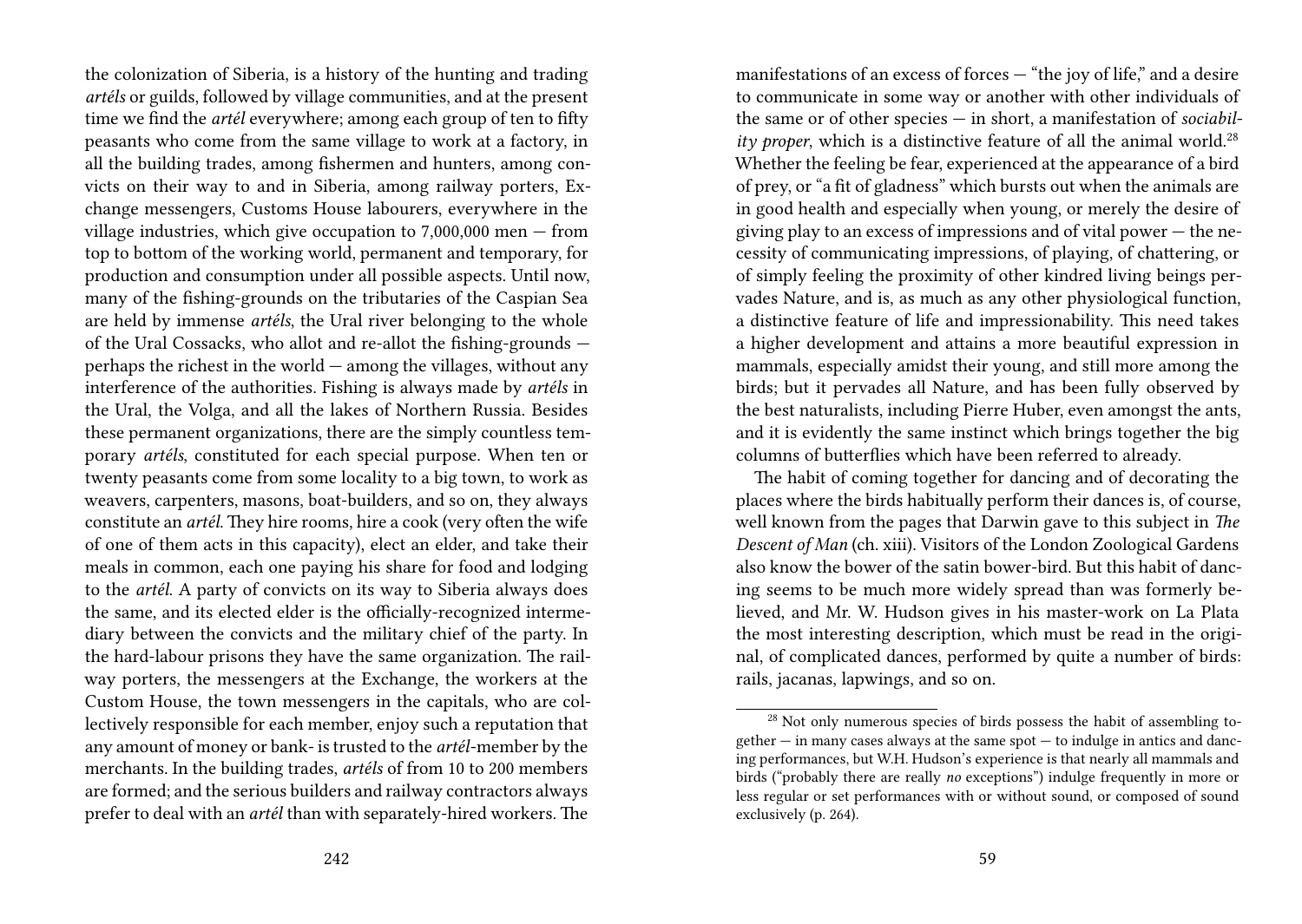the colonization of Siberia, is a history of the hunting and trading *artéls* or guilds, followed by village communities, and at the present time we find the *artél* everywhere; among each group of ten to fifty peasants who come from the same village to work at a factory, in all the building trades, among fishermen and hunters, among convicts on their way to and in Siberia, among railway porters, Exchange messengers, Customs House labourers, everywhere in the village industries, which give occupation to 7,000,000 men — from top to bottom of the working world, permanent and temporary, for production and consumption under all possible aspects. Until now, many of the fishing-grounds on the tributaries of the Caspian Sea are held by immense *artéls*, the Ural river belonging to the whole of the Ural Cossacks, who allot and re-allot the fishing-grounds — perhaps the richest in the world — among the villages, without any interference of the authorities. Fishing is always made by *artéls* in the Ural, the Volga, and all the lakes of Northern Russia. Besides these permanent organizations, there are the simply countless temporary *artéls*, constituted for each special purpose. When ten or twenty peasants come from some locality to a big town, to work as weavers, carpenters, masons, boat-builders, and so on, they always constitute an *artél*. They hire rooms, hire a cook (very often the wife of one of them acts in this capacity), elect an elder, and take their meals in common, each one paying his share for food and lodging to the *artél*. A party of convicts on its way to Siberia always does the same, and its elected elder is the officially-recognized intermediary between the convicts and the military chief of the party. In the hard-labour prisons they have the same organization. The railway porters, the messengers at the Exchange, the workers at the Custom House, the town messengers in the capitals, who are collectively responsible for each member, enjoy such a reputation that any amount of money or bank- is trusted to the *artél*-member by the merchants. In the building trades, *artéls* of from 10 to 200 members are formed; and the serious builders and railway contractors always prefer to deal with an *artél* than with separately-hired workers. The

manifestations of an excess of forces — "the joy of life," and a desire to communicate in some way or another with other individuals of the same or of other species — in short, a manifestation of *sociability proper*, which is a distinctive feature of all the animal world.[28] Whether the feeling be fear, experienced at the appearance of a bird of prey, or "a fit of gladness" which bursts out when the animals are in good health and especially when young, or merely the desire of giving play to an excess of impressions and of vital power — the necessity of communicating impressions, of playing, of chattering, or of simply feeling the proximity of other kindred living beings pervades Nature, and is, as much as any other physiological function, a distinctive feature of life and impressionability. This need takes a higher development and attains a more beautiful expression in mammals, especially amidst their young, and still more among the birds; but it pervades all Nature, and has been fully observed by the best naturalists, including Pierre Huber, even amongst the ants, and it is evidently the same instinct which brings together the big columns of butterflies which have been referred to already.

The habit of coming together for dancing and of decorating the places where the birds habitually perform their dances is, of course, well known from the pages that Darwin gave to this subject in *The Descent of Man* (ch. xiii). Visitors of the London Zoological Gardens also know the bower of the satin bower-bird. But this habit of dancing seems to be much more widely spread than was formerly believed, and Mr. W. Hudson gives in his master-work on La Plata the most interesting description, which must be read in the original, of complicated dances, performed by quite a number of birds: rails, jacanas, lapwings, and so on.

[28] Not only numerous species of birds possess the habit of assembling together — in many cases always at the same spot — to indulge in antics and dancing performances, but W.H. Hudson's experience is that nearly all mammals and birds ("probably there are really *no* exceptions") indulge frequently in more or less regular or set performances with or without sound, or composed of sound exclusively (p. 264).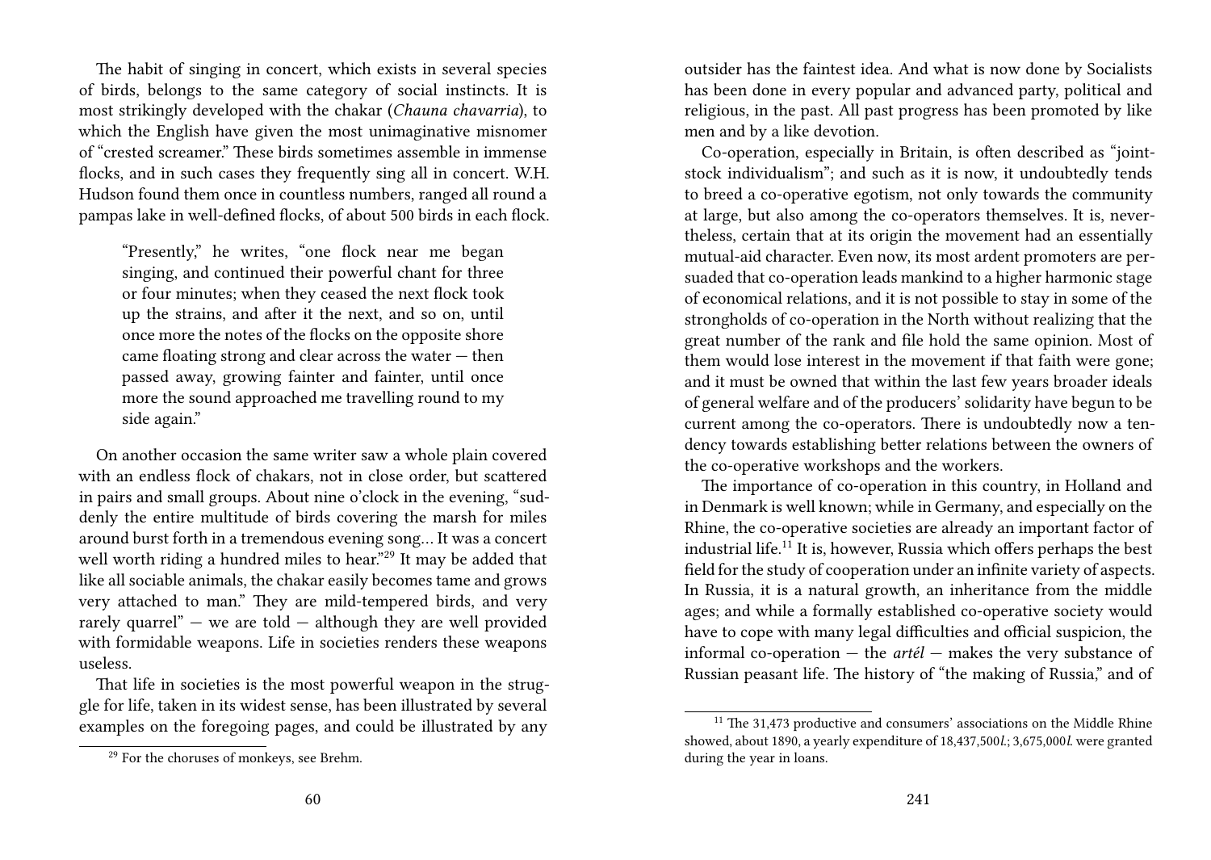The habit of singing in concert, which exists in several species of birds, belongs to the same category of social instincts. It is most strikingly developed with the chakar (*Chauna chavarria*), to which the English have given the most unimaginative misnomer of "crested screamer." These birds sometimes assemble in immense flocks, and in such cases they frequently sing all in concert. W.H. Hudson found them once in countless numbers, ranged all round a pampas lake in well-defined flocks, of about 500 birds in each flock.

> "Presently," he writes, "one flock near me began singing, and continued their powerful chant for three or four minutes; when they ceased the next flock took up the strains, and after it the next, and so on, until once more the notes of the flocks on the opposite shore came floating strong and clear across the water — then passed away, growing fainter and fainter, until once more the sound approached me travelling round to my side again."

On another occasion the same writer saw a whole plain covered with an endless flock of chakars, not in close order, but scattered in pairs and small groups. About nine o'clock in the evening, "suddenly the entire multitude of birds covering the marsh for miles around burst forth in a tremendous evening song… It was a concert well worth riding a hundred miles to hear."[29] It may be added that like all sociable animals, the chakar easily becomes tame and grows very attached to man." They are mild-tempered birds, and very rarely quarrel" — we are told — although they are well provided with formidable weapons. Life in societies renders these weapons useless.

That life in societies is the most powerful weapon in the struggle for life, taken in its widest sense, has been illustrated by several examples on the foregoing pages, and could be illustrated by any

[29] For the choruses of monkeys, see Brehm.

outsider has the faintest idea. And what is now done by Socialists has been done in every popular and advanced party, political and religious, in the past. All past progress has been promoted by like men and by a like devotion.

Co-operation, especially in Britain, is often described as "joint-stock individualism"; and such as it is now, it undoubtedly tends to breed a co-operative egotism, not only towards the community at large, but also among the co-operators themselves. It is, nevertheless, certain that at its origin the movement had an essentially mutual-aid character. Even now, its most ardent promoters are persuaded that co-operation leads mankind to a higher harmonic stage of economical relations, and it is not possible to stay in some of the strongholds of co-operation in the North without realizing that the great number of the rank and file hold the same opinion. Most of them would lose interest in the movement if that faith were gone; and it must be owned that within the last few years broader ideals of general welfare and of the producers' solidarity have begun to be current among the co-operators. There is undoubtedly now a tendency towards establishing better relations between the owners of the co-operative workshops and the workers.

The importance of co-operation in this country, in Holland and in Denmark is well known; while in Germany, and especially on the Rhine, the co-operative societies are already an important factor of industrial life.[11] It is, however, Russia which offers perhaps the best field for the study of cooperation under an infinite variety of aspects. In Russia, it is a natural growth, an inheritance from the middle ages; and while a formally established co-operative society would have to cope with many legal difficulties and official suspicion, the informal co-operation — the *artél* — makes the very substance of Russian peasant life. The history of "the making of Russia," and of

[11] The 31,473 productive and consumers' associations on the Middle Rhine showed, about 1890, a yearly expenditure of 18,437,500*l.*; 3,675,000*l.* were granted during the year in loans.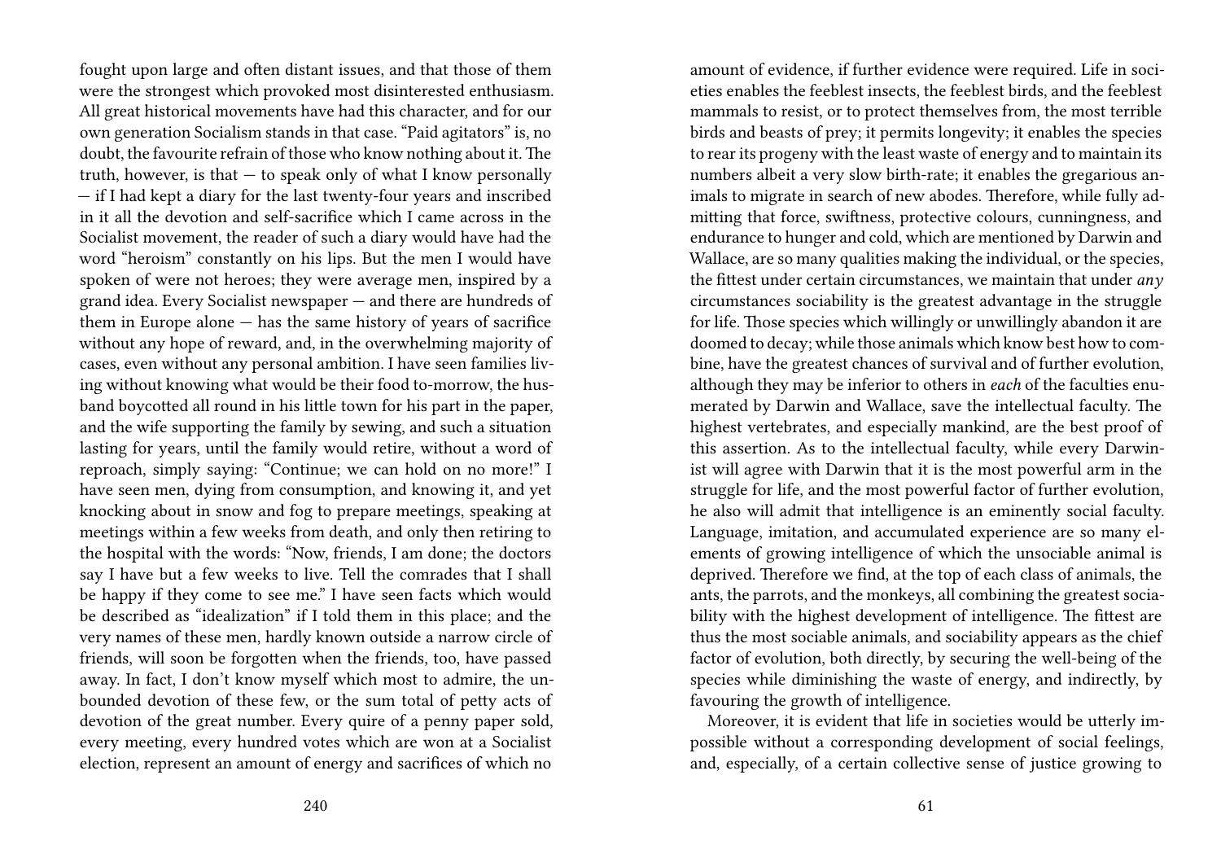fought upon large and often distant issues, and that those of them were the strongest which provoked most disinterested enthusiasm. All great historical movements have had this character, and for our own generation Socialism stands in that case. "Paid agitators" is, no doubt, the favourite refrain of those who know nothing about it. The truth, however, is that — to speak only of what I know personally — if I had kept a diary for the last twenty-four years and inscribed in it all the devotion and self-sacrifice which I came across in the Socialist movement, the reader of such a diary would have had the word "heroism" constantly on his lips. But the men I would have spoken of were not heroes; they were average men, inspired by a grand idea. Every Socialist newspaper — and there are hundreds of them in Europe alone — has the same history of years of sacrifice without any hope of reward, and, in the overwhelming majority of cases, even without any personal ambition. I have seen families living without knowing what would be their food to-morrow, the husband boycotted all round in his little town for his part in the paper, and the wife supporting the family by sewing, and such a situation lasting for years, until the family would retire, without a word of reproach, simply saying: "Continue; we can hold on no more!" I have seen men, dying from consumption, and knowing it, and yet knocking about in snow and fog to prepare meetings, speaking at meetings within a few weeks from death, and only then retiring to the hospital with the words: "Now, friends, I am done; the doctors say I have but a few weeks to live. Tell the comrades that I shall be happy if they come to see me." I have seen facts which would be described as "idealization" if I told them in this place; and the very names of these men, hardly known outside a narrow circle of friends, will soon be forgotten when the friends, too, have passed away. In fact, I don't know myself which most to admire, the unbounded devotion of these few, or the sum total of petty acts of devotion of the great number. Every quire of a penny paper sold, every meeting, every hundred votes which are won at a Socialist election, represent an amount of energy and sacrifices of which no

amount of evidence, if further evidence were required. Life in societies enables the feeblest insects, the feeblest birds, and the feeblest mammals to resist, or to protect themselves from, the most terrible birds and beasts of prey; it permits longevity; it enables the species to rear its progeny with the least waste of energy and to maintain its numbers albeit a very slow birth-rate; it enables the gregarious animals to migrate in search of new abodes. Therefore, while fully admitting that force, swiftness, protective colours, cunningness, and endurance to hunger and cold, which are mentioned by Darwin and Wallace, are so many qualities making the individual, or the species, the fittest under certain circumstances, we maintain that under *any* circumstances sociability is the greatest advantage in the struggle for life. Those species which willingly or unwillingly abandon it are doomed to decay; while those animals which know best how to combine, have the greatest chances of survival and of further evolution, although they may be inferior to others in *each* of the faculties enumerated by Darwin and Wallace, save the intellectual faculty. The highest vertebrates, and especially mankind, are the best proof of this assertion. As to the intellectual faculty, while every Darwinist will agree with Darwin that it is the most powerful arm in the struggle for life, and the most powerful factor of further evolution, he also will admit that intelligence is an eminently social faculty. Language, imitation, and accumulated experience are so many elements of growing intelligence of which the unsociable animal is deprived. Therefore we find, at the top of each class of animals, the ants, the parrots, and the monkeys, all combining the greatest sociability with the highest development of intelligence. The fittest are thus the most sociable animals, and sociability appears as the chief factor of evolution, both directly, by securing the well-being of the species while diminishing the waste of energy, and indirectly, by favouring the growth of intelligence.

Moreover, it is evident that life in societies would be utterly impossible without a corresponding development of social feelings, and, especially, of a certain collective sense of justice growing to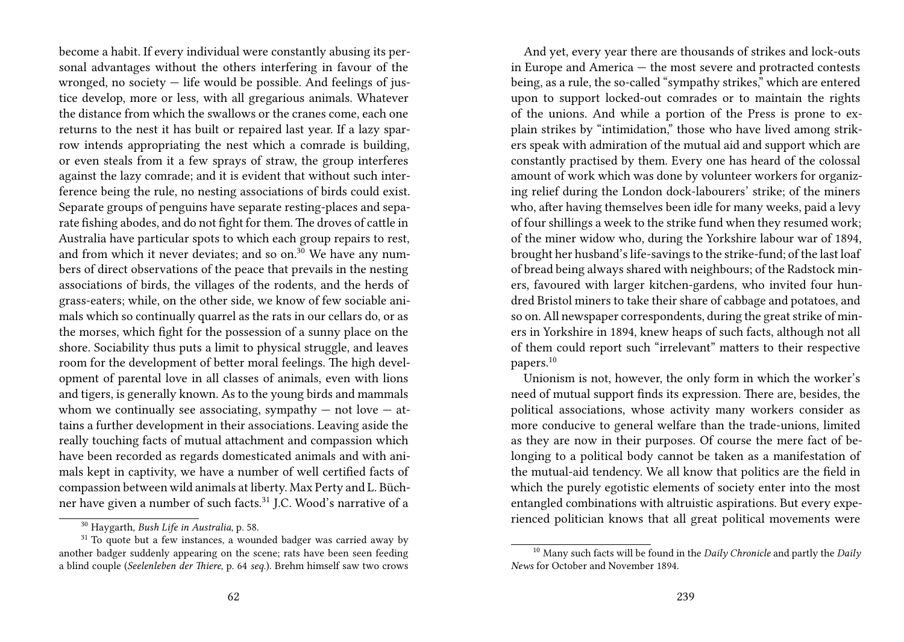become a habit. If every individual were constantly abusing its personal advantages without the others interfering in favour of the wronged, no society — life would be possible. And feelings of justice develop, more or less, with all gregarious animals. Whatever the distance from which the swallows or the cranes come, each one returns to the nest it has built or repaired last year. If a lazy sparrow intends appropriating the nest which a comrade is building, or even steals from it a few sprays of straw, the group interferes against the lazy comrade; and it is evident that without such interference being the rule, no nesting associations of birds could exist. Separate groups of penguins have separate resting-places and separate fishing abodes, and do not fight for them. The droves of cattle in Australia have particular spots to which each group repairs to rest, and from which it never deviates; and so on.[30] We have any numbers of direct observations of the peace that prevails in the nesting associations of birds, the villages of the rodents, and the herds of grass-eaters; while, on the other side, we know of few sociable animals which so continually quarrel as the rats in our cellars do, or as the morses, which fight for the possession of a sunny place on the shore. Sociability thus puts a limit to physical struggle, and leaves room for the development of better moral feelings. The high development of parental love in all classes of animals, even with lions and tigers, is generally known. As to the young birds and mammals whom we continually see associating, sympathy — not love — attains a further development in their associations. Leaving aside the really touching facts of mutual attachment and compassion which have been recorded as regards domesticated animals and with animals kept in captivity, we have a number of well certified facts of compassion between wild animals at liberty. Max Perty and L. Büchner have given a number of such facts.[31] J.C. Wood's narrative of a

[30] Haygarth, *Bush Life in Australia*, p. 58.

[31] To quote but a few instances, a wounded badger was carried away by another badger suddenly appearing on the scene; rats have been seen feeding a blind couple (*Seelenleben der Thiere*, p. 64 *seq*.). Brehm himself saw two crows

And yet, every year there are thousands of strikes and lock-outs in Europe and America — the most severe and protracted contests being, as a rule, the so-called "sympathy strikes," which are entered upon to support locked-out comrades or to maintain the rights of the unions. And while a portion of the Press is prone to explain strikes by "intimidation," those who have lived among strikers speak with admiration of the mutual aid and support which are constantly practised by them. Every one has heard of the colossal amount of work which was done by volunteer workers for organizing relief during the London dock-labourers' strike; of the miners who, after having themselves been idle for many weeks, paid a levy of four shillings a week to the strike fund when they resumed work; of the miner widow who, during the Yorkshire labour war of 1894, brought her husband's life-savings to the strike-fund; of the last loaf of bread being always shared with neighbours; of the Radstock miners, favoured with larger kitchen-gardens, who invited four hundred Bristol miners to take their share of cabbage and potatoes, and so on. All newspaper correspondents, during the great strike of miners in Yorkshire in 1894, knew heaps of such facts, although not all of them could report such "irrelevant" matters to their respective papers.[10]

Unionism is not, however, the only form in which the worker's need of mutual support finds its expression. There are, besides, the political associations, whose activity many workers consider as more conducive to general welfare than the trade-unions, limited as they are now in their purposes. Of course the mere fact of belonging to a political body cannot be taken as a manifestation of the mutual-aid tendency. We all know that politics are the field in which the purely egotistic elements of society enter into the most entangled combinations with altruistic aspirations. But every experienced politician knows that all great political movements were

[10] Many such facts will be found in the *Daily Chronicle* and partly the *Daily News* for October and November 1894.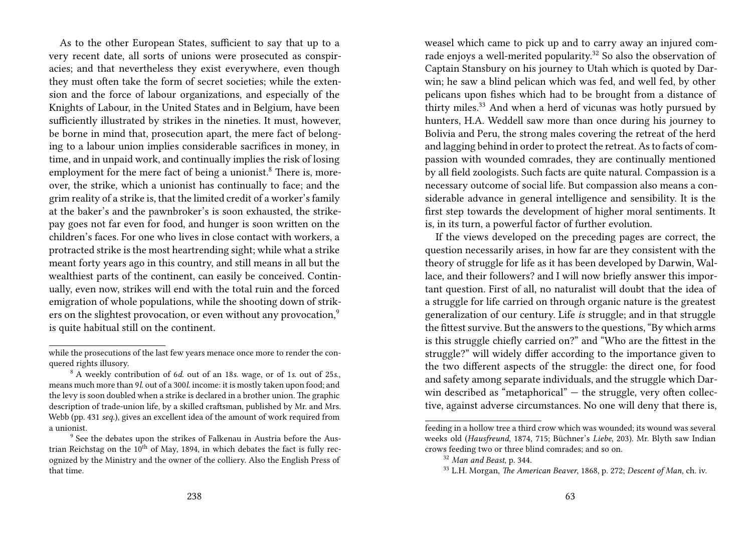As to the other European States, sufficient to say that up to a very recent date, all sorts of unions were prosecuted as conspiracies; and that nevertheless they exist everywhere, even though they must often take the form of secret societies; while the extension and the force of labour organizations, and especially of the Knights of Labour, in the United States and in Belgium, have been sufficiently illustrated by strikes in the nineties. It must, however, be borne in mind that, prosecution apart, the mere fact of belonging to a labour union implies considerable sacrifices in money, in time, and in unpaid work, and continually implies the risk of losing employment for the mere fact of being a unionist.[8] There is, moreover, the strike, which a unionist has continually to face; and the grim reality of a strike is, that the limited credit of a worker's family at the baker's and the pawnbroker's is soon exhausted, the strike-pay goes not far even for food, and hunger is soon written on the children's faces. For one who lives in close contact with workers, a protracted strike is the most heartrending sight; while what a strike meant forty years ago in this country, and still means in all but the wealthiest parts of the continent, can easily be conceived. Continually, even now, strikes will end with the total ruin and the forced emigration of whole populations, while the shooting down of strikers on the slightest provocation, or even without any provocation,[9] is quite habitual still on the continent.

---

while the prosecutions of the last few years menace once more to render the conquered rights illusory.

[8] A weekly contribution of 6*d.* out of an 18*s.* wage, or of 1*s.* out of 25*s.*, means much more than 9*l.* out of a 300*l.* income: it is mostly taken upon food; and the levy is soon doubled when a strike is declared in a brother union. The graphic description of trade-union life, by a skilled craftsman, published by Mr. and Mrs. Webb (pp. 431 *seq.*), gives an excellent idea of the amount of work required from a unionist.

[9] See the debates upon the strikes of Falkenau in Austria before the Austrian Reichstag on the 10th of May, 1894, in which debates the fact is fully recognized by the Ministry and the owner of the colliery. Also the English Press of that time.

weasel which came to pick up and to carry away an injured comrade enjoys a well-merited popularity.[32] So also the observation of Captain Stansbury on his journey to Utah which is quoted by Darwin; he saw a blind pelican which was fed, and well fed, by other pelicans upon fishes which had to be brought from a distance of thirty miles.[33] And when a herd of vicunas was hotly pursued by hunters, H.A. Weddell saw more than once during his journey to Bolivia and Peru, the strong males covering the retreat of the herd and lagging behind in order to protect the retreat. As to facts of compassion with wounded comrades, they are continually mentioned by all field zoologists. Such facts are quite natural. Compassion is a necessary outcome of social life. But compassion also means a considerable advance in general intelligence and sensibility. It is the first step towards the development of higher moral sentiments. It is, in its turn, a powerful factor of further evolution.

If the views developed on the preceding pages are correct, the question necessarily arises, in how far are they consistent with the theory of struggle for life as it has been developed by Darwin, Wallace, and their followers? and I will now briefly answer this important question. First of all, no naturalist will doubt that the idea of a struggle for life carried on through organic nature is the greatest generalization of our century. Life *is* struggle; and in that struggle the fittest survive. But the answers to the questions, "By which arms is this struggle chiefly carried on?" and "Who are the fittest in the struggle?" will widely differ according to the importance given to the two different aspects of the struggle: the direct one, for food and safety among separate individuals, and the struggle which Darwin described as "metaphorical" — the struggle, very often collective, against adverse circumstances. No one will deny that there is,

---

feeding in a hollow tree a third crow which was wounded; its wound was several weeks old (*Hausfreund*, 1874, 715; Büchner's *Liebe*, 203). Mr. Blyth saw Indian crows feeding two or three blind comrades; and so on.

[32] *Man and Beast*, p. 344.

[33] L.H. Morgan, *The American Beaver*, 1868, p. 272; *Descent of Man*, ch. iv.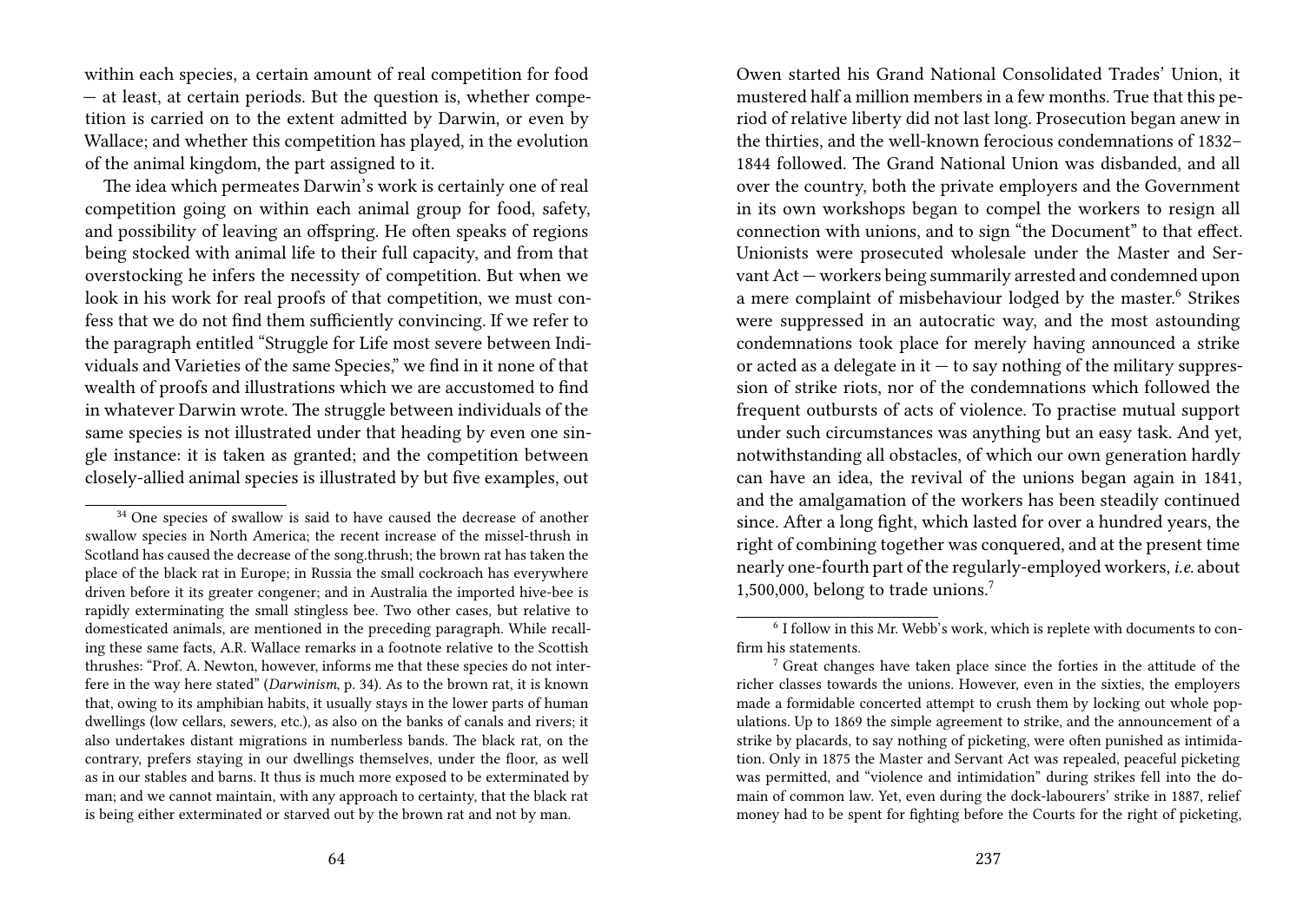within each species, a certain amount of real competition for food — at least, at certain periods. But the question is, whether competition is carried on to the extent admitted by Darwin, or even by Wallace; and whether this competition has played, in the evolution of the animal kingdom, the part assigned to it.

The idea which permeates Darwin's work is certainly one of real competition going on within each animal group for food, safety, and possibility of leaving an offspring. He often speaks of regions being stocked with animal life to their full capacity, and from that overstocking he infers the necessity of competition. But when we look in his work for real proofs of that competition, we must confess that we do not find them sufficiently convincing. If we refer to the paragraph entitled "Struggle for Life most severe between Individuals and Varieties of the same Species," we find in it none of that wealth of proofs and illustrations which we are accustomed to find in whatever Darwin wrote. The struggle between individuals of the same species is not illustrated under that heading by even one single instance: it is taken as granted; and the competition between closely-allied animal species is illustrated by but five examples, out

[34] One species of swallow is said to have caused the decrease of another swallow species in North America; the recent increase of the missel-thrush in Scotland has caused the decrease of the song.thrush; the brown rat has taken the place of the black rat in Europe; in Russia the small cockroach has everywhere driven before it its greater congener; and in Australia the imported hive-bee is rapidly exterminating the small stingless bee. Two other cases, but relative to domesticated animals, are mentioned in the preceding paragraph. While recalling these same facts, A.R. Wallace remarks in a footnote relative to the Scottish thrushes: "Prof. A. Newton, however, informs me that these species do not interfere in the way here stated" (*Darwinism*, p. 34). As to the brown rat, it is known that, owing to its amphibian habits, it usually stays in the lower parts of human dwellings (low cellars, sewers, etc.), as also on the banks of canals and rivers; it also undertakes distant migrations in numberless bands. The black rat, on the contrary, prefers staying in our dwellings themselves, under the floor, as well as in our stables and barns. It thus is much more exposed to be exterminated by man; and we cannot maintain, with any approach to certainty, that the black rat is being either exterminated or starved out by the brown rat and not by man.

Owen started his Grand National Consolidated Trades' Union, it mustered half a million members in a few months. True that this period of relative liberty did not last long. Prosecution began anew in the thirties, and the well-known ferocious condemnations of 1832–1844 followed. The Grand National Union was disbanded, and all over the country, both the private employers and the Government in its own workshops began to compel the workers to resign all connection with unions, and to sign "the Document" to that effect. Unionists were prosecuted wholesale under the Master and Servant Act — workers being summarily arrested and condemned upon a mere complaint of misbehaviour lodged by the master.[6] Strikes were suppressed in an autocratic way, and the most astounding condemnations took place for merely having announced a strike or acted as a delegate in it — to say nothing of the military suppression of strike riots, nor of the condemnations which followed the frequent outbursts of acts of violence. To practise mutual support under such circumstances was anything but an easy task. And yet, notwithstanding all obstacles, of which our own generation hardly can have an idea, the revival of the unions began again in 1841, and the amalgamation of the workers has been steadily continued since. After a long fight, which lasted for over a hundred years, the right of combining together was conquered, and at the present time nearly one-fourth part of the regularly-employed workers, *i.e.* about 1,500,000, belong to trade unions.[7]

[6] I follow in this Mr. Webb's work, which is replete with documents to confirm his statements.

[7] Great changes have taken place since the forties in the attitude of the richer classes towards the unions. However, even in the sixties, the employers made a formidable concerted attempt to crush them by locking out whole populations. Up to 1869 the simple agreement to strike, and the announcement of a strike by placards, to say nothing of picketing, were often punished as intimidation. Only in 1875 the Master and Servant Act was repealed, peaceful picketing was permitted, and "violence and intimidation" during strikes fell into the domain of common law. Yet, even during the dock-labourers' strike in 1887, relief money had to be spent for fighting before the Courts for the right of picketing,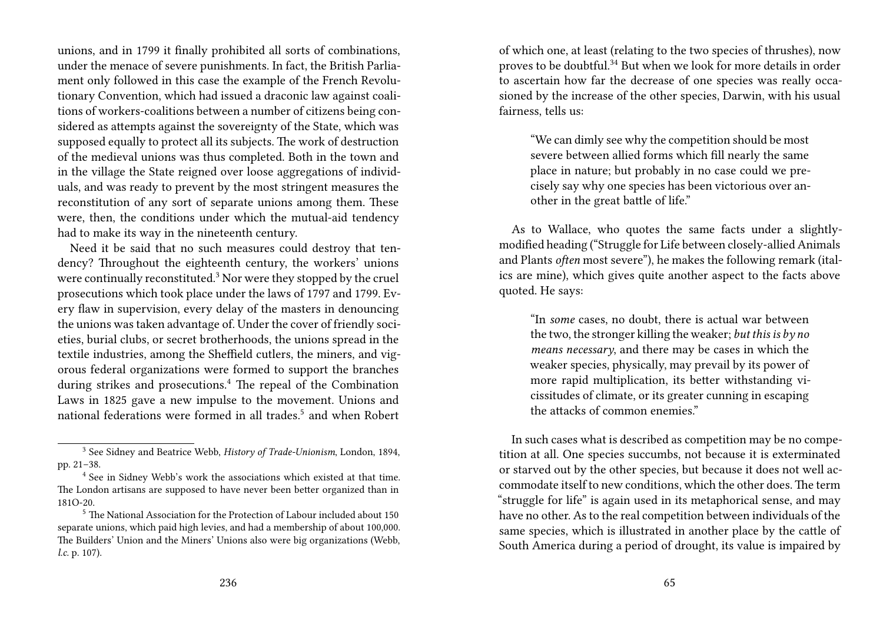unions, and in 1799 it finally prohibited all sorts of combinations, under the menace of severe punishments. In fact, the British Parliament only followed in this case the example of the French Revolutionary Convention, which had issued a draconic law against coalitions of workers-coalitions between a number of citizens being considered as attempts against the sovereignty of the State, which was supposed equally to protect all its subjects. The work of destruction of the medieval unions was thus completed. Both in the town and in the village the State reigned over loose aggregations of individuals, and was ready to prevent by the most stringent measures the reconstitution of any sort of separate unions among them. These were, then, the conditions under which the mutual-aid tendency had to make its way in the nineteenth century.

Need it be said that no such measures could destroy that tendency? Throughout the eighteenth century, the workers' unions were continually reconstituted.[3] Nor were they stopped by the cruel prosecutions which took place under the laws of 1797 and 1799. Every flaw in supervision, every delay of the masters in denouncing the unions was taken advantage of. Under the cover of friendly societies, burial clubs, or secret brotherhoods, the unions spread in the textile industries, among the Sheffield cutlers, the miners, and vigorous federal organizations were formed to support the branches during strikes and prosecutions.[4] The repeal of the Combination Laws in 1825 gave a new impulse to the movement. Unions and national federations were formed in all trades.[5] and when Robert

[3] See Sidney and Beatrice Webb, *History of Trade-Unionism*, London, 1894, pp. 21–38.

[4] See in Sidney Webb's work the associations which existed at that time. The London artisans are supposed to have never been better organized than in 181O-20.

[5] The National Association for the Protection of Labour included about 150 separate unions, which paid high levies, and had a membership of about 100,000. The Builders' Union and the Miners' Unions also were big organizations (Webb, *l.c.* p. 107).

of which one, at least (relating to the two species of thrushes), now proves to be doubtful.[34] But when we look for more details in order to ascertain how far the decrease of one species was really occasioned by the increase of the other species, Darwin, with his usual fairness, tells us:

> "We can dimly see why the competition should be most severe between allied forms which fill nearly the same place in nature; but probably in no case could we precisely say why one species has been victorious over another in the great battle of life."

As to Wallace, who quotes the same facts under a slightly-modified heading ("Struggle for Life between closely-allied Animals and Plants *often* most severe"), he makes the following remark (italics are mine), which gives quite another aspect to the facts above quoted. He says:

> "In *some* cases, no doubt, there is actual war between the two, the stronger killing the weaker; *but this is by no means necessary*, and there may be cases in which the weaker species, physically, may prevail by its power of more rapid multiplication, its better withstanding vicissitudes of climate, or its greater cunning in escaping the attacks of common enemies."

In such cases what is described as competition may be no competition at all. One species succumbs, not because it is exterminated or starved out by the other species, but because it does not well accommodate itself to new conditions, which the other does. The term "struggle for life" is again used in its metaphorical sense, and may have no other. As to the real competition between individuals of the same species, which is illustrated in another place by the cattle of South America during a period of drought, its value is impaired by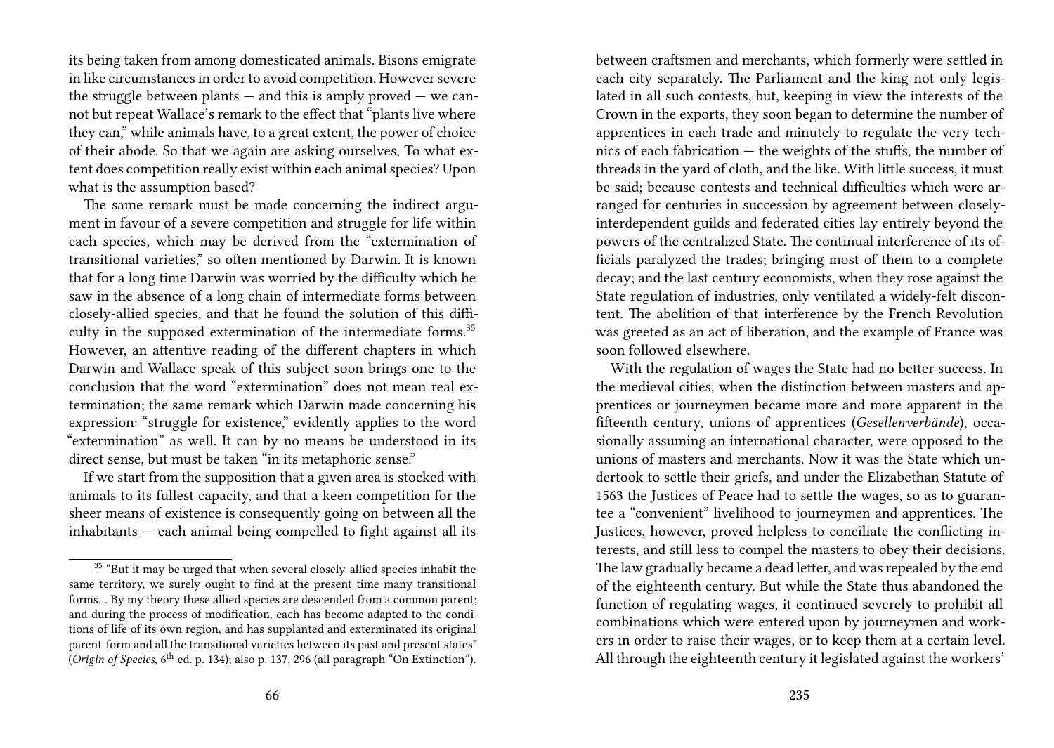its being taken from among domesticated animals. Bisons emigrate in like circumstances in order to avoid competition. However severe the struggle between plants — and this is amply proved — we cannot but repeat Wallace's remark to the effect that "plants live where they can," while animals have, to a great extent, the power of choice of their abode. So that we again are asking ourselves, To what extent does competition really exist within each animal species? Upon what is the assumption based?

The same remark must be made concerning the indirect argument in favour of a severe competition and struggle for life within each species, which may be derived from the "extermination of transitional varieties," so often mentioned by Darwin. It is known that for a long time Darwin was worried by the difficulty which he saw in the absence of a long chain of intermediate forms between closely-allied species, and that he found the solution of this difficulty in the supposed extermination of the intermediate forms.[35] However, an attentive reading of the different chapters in which Darwin and Wallace speak of this subject soon brings one to the conclusion that the word "extermination" does not mean real extermination; the same remark which Darwin made concerning his expression: "struggle for existence," evidently applies to the word "extermination" as well. It can by no means be understood in its direct sense, but must be taken "in its metaphoric sense."

If we start from the supposition that a given area is stocked with animals to its fullest capacity, and that a keen competition for the sheer means of existence is consequently going on between all the inhabitants — each animal being compelled to fight against all its

[35] "But it may be urged that when several closely-allied species inhabit the same territory, we surely ought to find at the present time many transitional forms… By my theory these allied species are descended from a common parent; and during the process of modification, each has become adapted to the conditions of life of its own region, and has supplanted and exterminated its original parent-form and all the transitional varieties between its past and present states" (*Origin of Species*, 6th ed. p. 134); also p. 137, 296 (all paragraph "On Extinction").

between craftsmen and merchants, which formerly were settled in each city separately. The Parliament and the king not only legislated in all such contests, but, keeping in view the interests of the Crown in the exports, they soon began to determine the number of apprentices in each trade and minutely to regulate the very technics of each fabrication — the weights of the stuffs, the number of threads in the yard of cloth, and the like. With little success, it must be said; because contests and technical difficulties which were arranged for centuries in succession by agreement between closely-interdependent guilds and federated cities lay entirely beyond the powers of the centralized State. The continual interference of its officials paralyzed the trades; bringing most of them to a complete decay; and the last century economists, when they rose against the State regulation of industries, only ventilated a widely-felt discontent. The abolition of that interference by the French Revolution was greeted as an act of liberation, and the example of France was soon followed elsewhere.

With the regulation of wages the State had no better success. In the medieval cities, when the distinction between masters and apprentices or journeymen became more and more apparent in the fifteenth century, unions of apprentices (*Gesellenverbände*), occasionally assuming an international character, were opposed to the unions of masters and merchants. Now it was the State which undertook to settle their griefs, and under the Elizabethan Statute of 1563 the Justices of Peace had to settle the wages, so as to guarantee a "convenient" livelihood to journeymen and apprentices. The Justices, however, proved helpless to conciliate the conflicting interests, and still less to compel the masters to obey their decisions. The law gradually became a dead letter, and was repealed by the end of the eighteenth century. But while the State thus abandoned the function of regulating wages, it continued severely to prohibit all combinations which were entered upon by journeymen and workers in order to raise their wages, or to keep them at a certain level. All through the eighteenth century it legislated against the workers'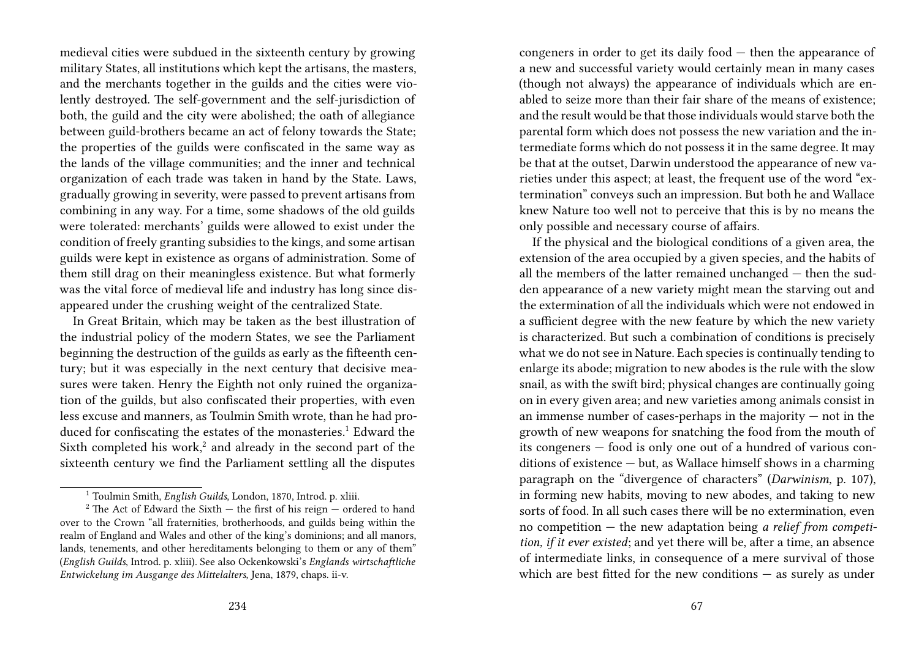medieval cities were subdued in the sixteenth century by growing military States, all institutions which kept the artisans, the masters, and the merchants together in the guilds and the cities were violently destroyed. The self-government and the self-jurisdiction of both, the guild and the city were abolished; the oath of allegiance between guild-brothers became an act of felony towards the State; the properties of the guilds were confiscated in the same way as the lands of the village communities; and the inner and technical organization of each trade was taken in hand by the State. Laws, gradually growing in severity, were passed to prevent artisans from combining in any way. For a time, some shadows of the old guilds were tolerated: merchants' guilds were allowed to exist under the condition of freely granting subsidies to the kings, and some artisan guilds were kept in existence as organs of administration. Some of them still drag on their meaningless existence. But what formerly was the vital force of medieval life and industry has long since disappeared under the crushing weight of the centralized State.

In Great Britain, which may be taken as the best illustration of the industrial policy of the modern States, we see the Parliament beginning the destruction of the guilds as early as the fifteenth century; but it was especially in the next century that decisive measures were taken. Henry the Eighth not only ruined the organization of the guilds, but also confiscated their properties, with even less excuse and manners, as Toulmin Smith wrote, than he had produced for confiscating the estates of the monasteries.[1] Edward the Sixth completed his work,[2] and already in the second part of the sixteenth century we find the Parliament settling all the disputes

[1] Toulmin Smith, *English Guilds*, London, 1870, Introd. p. xliii.

[2] The Act of Edward the Sixth — the first of his reign — ordered to hand over to the Crown "all fraternities, brotherhoods, and guilds being within the realm of England and Wales and other of the king's dominions; and all manors, lands, tenements, and other hereditaments belonging to them or any of them" (*English Guilds*, Introd. p. xliii). See also Ockenkowski's *Englands wirtschaftliche Entwickelung im Ausgange des Mittelalters*, Jena, 1879, chaps. ii-v.

congeners in order to get its daily food — then the appearance of a new and successful variety would certainly mean in many cases (though not always) the appearance of individuals which are enabled to seize more than their fair share of the means of existence; and the result would be that those individuals would starve both the parental form which does not possess the new variation and the intermediate forms which do not possess it in the same degree. It may be that at the outset, Darwin understood the appearance of new varieties under this aspect; at least, the frequent use of the word "extermination" conveys such an impression. But both he and Wallace knew Nature too well not to perceive that this is by no means the only possible and necessary course of affairs.

If the physical and the biological conditions of a given area, the extension of the area occupied by a given species, and the habits of all the members of the latter remained unchanged — then the sudden appearance of a new variety might mean the starving out and the extermination of all the individuals which were not endowed in a sufficient degree with the new feature by which the new variety is characterized. But such a combination of conditions is precisely what we do not see in Nature. Each species is continually tending to enlarge its abode; migration to new abodes is the rule with the slow snail, as with the swift bird; physical changes are continually going on in every given area; and new varieties among animals consist in an immense number of cases-perhaps in the majority — not in the growth of new weapons for snatching the food from the mouth of its congeners — food is only one out of a hundred of various conditions of existence — but, as Wallace himself shows in a charming paragraph on the "divergence of characters" (*Darwinism*, p. 107), in forming new habits, moving to new abodes, and taking to new sorts of food. In all such cases there will be no extermination, even no competition — the new adaptation being *a relief from competition, if it ever existed*; and yet there will be, after a time, an absence of intermediate links, in consequence of a mere survival of those which are best fitted for the new conditions — as surely as under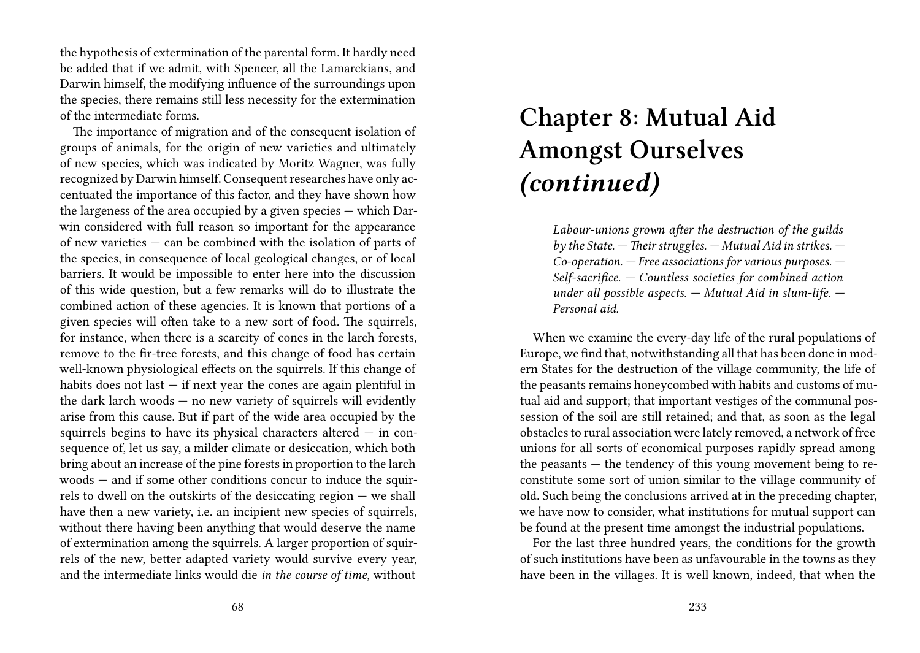the hypothesis of extermination of the parental form. It hardly need be added that if we admit, with Spencer, all the Lamarckians, and Darwin himself, the modifying influence of the surroundings upon the species, there remains still less necessity for the extermination of the intermediate forms.

The importance of migration and of the consequent isolation of groups of animals, for the origin of new varieties and ultimately of new species, which was indicated by Moritz Wagner, was fully recognized by Darwin himself. Consequent researches have only accentuated the importance of this factor, and they have shown how the largeness of the area occupied by a given species — which Darwin considered with full reason so important for the appearance of new varieties — can be combined with the isolation of parts of the species, in consequence of local geological changes, or of local barriers. It would be impossible to enter here into the discussion of this wide question, but a few remarks will do to illustrate the combined action of these agencies. It is known that portions of a given species will often take to a new sort of food. The squirrels, for instance, when there is a scarcity of cones in the larch forests, remove to the fir-tree forests, and this change of food has certain well-known physiological effects on the squirrels. If this change of habits does not last — if next year the cones are again plentiful in the dark larch woods — no new variety of squirrels will evidently arise from this cause. But if part of the wide area occupied by the squirrels begins to have its physical characters altered — in consequence of, let us say, a milder climate or desiccation, which both bring about an increase of the pine forests in proportion to the larch woods — and if some other conditions concur to induce the squirrels to dwell on the outskirts of the desiccating region — we shall have then a new variety, i.e. an incipient new species of squirrels, without there having been anything that would deserve the name of extermination among the squirrels. A larger proportion of squirrels of the new, better adapted variety would survive every year, and the intermediate links would die *in the course of time*, without

# Chapter 8: Mutual Aid Amongst Ourselves *(continued)*

*Labour-unions grown after the destruction of the guilds by the State. — Their struggles. — Mutual Aid in strikes. — Co-operation. — Free associations for various purposes. — Self-sacrifice. — Countless societies for combined action under all possible aspects. — Mutual Aid in slum-life. — Personal aid.*

When we examine the every-day life of the rural populations of Europe, we find that, notwithstanding all that has been done in modern States for the destruction of the village community, the life of the peasants remains honeycombed with habits and customs of mutual aid and support; that important vestiges of the communal possession of the soil are still retained; and that, as soon as the legal obstacles to rural association were lately removed, a network of free unions for all sorts of economical purposes rapidly spread among the peasants — the tendency of this young movement being to reconstitute some sort of union similar to the village community of old. Such being the conclusions arrived at in the preceding chapter, we have now to consider, what institutions for mutual support can be found at the present time amongst the industrial populations.

For the last three hundred years, the conditions for the growth of such institutions have been as unfavourable in the towns as they have been in the villages. It is well known, indeed, that when the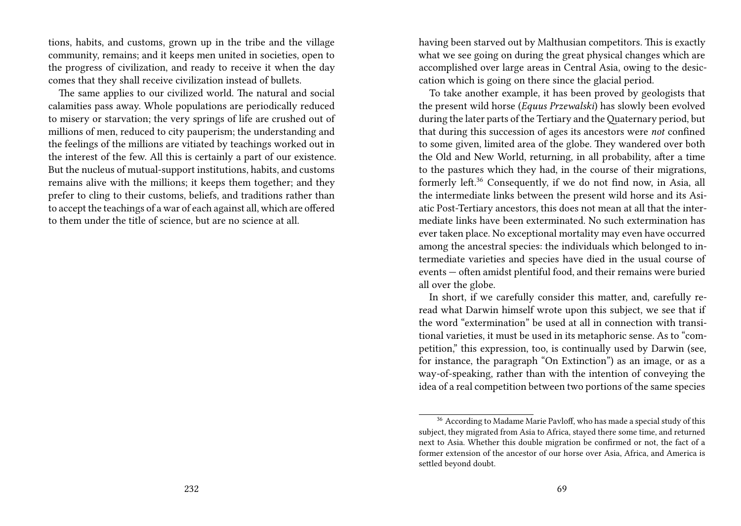tions, habits, and customs, grown up in the tribe and the village community, remains; and it keeps men united in societies, open to the progress of civilization, and ready to receive it when the day comes that they shall receive civilization instead of bullets.

The same applies to our civilized world. The natural and social calamities pass away. Whole populations are periodically reduced to misery or starvation; the very springs of life are crushed out of millions of men, reduced to city pauperism; the understanding and the feelings of the millions are vitiated by teachings worked out in the interest of the few. All this is certainly a part of our existence. But the nucleus of mutual-support institutions, habits, and customs remains alive with the millions; it keeps them together; and they prefer to cling to their customs, beliefs, and traditions rather than to accept the teachings of a war of each against all, which are offered to them under the title of science, but are no science at all.

having been starved out by Malthusian competitors. This is exactly what we see going on during the great physical changes which are accomplished over large areas in Central Asia, owing to the desiccation which is going on there since the glacial period.

To take another example, it has been proved by geologists that the present wild horse (*Equus Przewalski*) has slowly been evolved during the later parts of the Tertiary and the Quaternary period, but that during this succession of ages its ancestors were *not* confined to some given, limited area of the globe. They wandered over both the Old and New World, returning, in all probability, after a time to the pastures which they had, in the course of their migrations, formerly left.[36] Consequently, if we do not find now, in Asia, all the intermediate links between the present wild horse and its Asiatic Post-Tertiary ancestors, this does not mean at all that the intermediate links have been exterminated. No such extermination has ever taken place. No exceptional mortality may even have occurred among the ancestral species: the individuals which belonged to intermediate varieties and species have died in the usual course of events — often amidst plentiful food, and their remains were buried all over the globe.

In short, if we carefully consider this matter, and, carefully re-read what Darwin himself wrote upon this subject, we see that if the word "extermination" be used at all in connection with transitional varieties, it must be used in its metaphoric sense. As to "competition," this expression, too, is continually used by Darwin (see, for instance, the paragraph "On Extinction") as an image, or as a way-of-speaking, rather than with the intention of conveying the idea of a real competition between two portions of the same species

[36] According to Madame Marie Pavloff, who has made a special study of this subject, they migrated from Asia to Africa, stayed there some time, and returned next to Asia. Whether this double migration be confirmed or not, the fact of a former extension of the ancestor of our horse over Asia, Africa, and America is settled beyond doubt.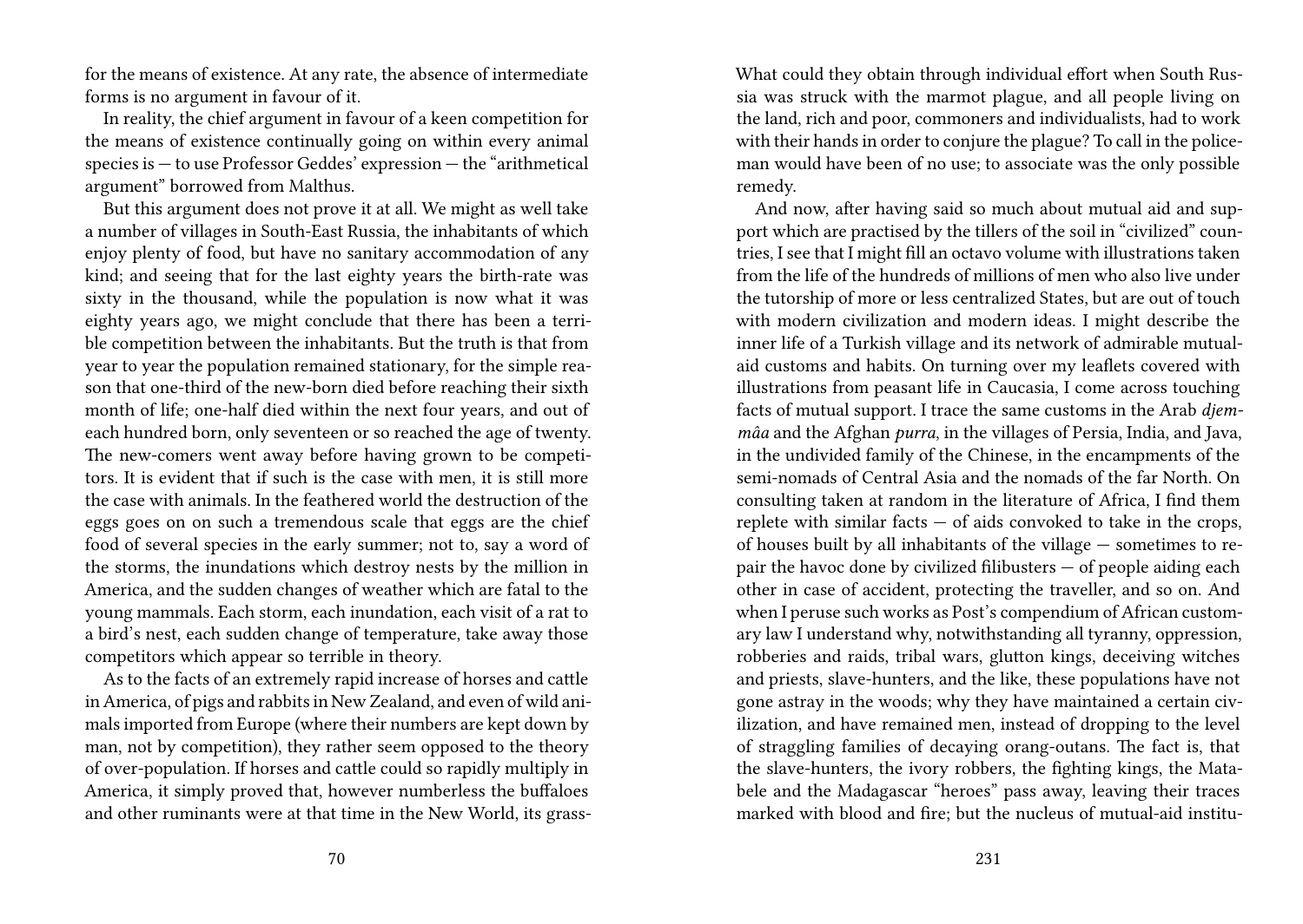for the means of existence. At any rate, the absence of intermediate forms is no argument in favour of it.

In reality, the chief argument in favour of a keen competition for the means of existence continually going on within every animal species is — to use Professor Geddes' expression — the "arithmetical argument" borrowed from Malthus.

But this argument does not prove it at all. We might as well take a number of villages in South-East Russia, the inhabitants of which enjoy plenty of food, but have no sanitary accommodation of any kind; and seeing that for the last eighty years the birth-rate was sixty in the thousand, while the population is now what it was eighty years ago, we might conclude that there has been a terrible competition between the inhabitants. But the truth is that from year to year the population remained stationary, for the simple reason that one-third of the new-born died before reaching their sixth month of life; one-half died within the next four years, and out of each hundred born, only seventeen or so reached the age of twenty. The new-comers went away before having grown to be competitors. It is evident that if such is the case with men, it is still more the case with animals. In the feathered world the destruction of the eggs goes on on such a tremendous scale that eggs are the chief food of several species in the early summer; not to, say a word of the storms, the inundations which destroy nests by the million in America, and the sudden changes of weather which are fatal to the young mammals. Each storm, each inundation, each visit of a rat to a bird's nest, each sudden change of temperature, take away those competitors which appear so terrible in theory.

As to the facts of an extremely rapid increase of horses and cattle in America, of pigs and rabbits in New Zealand, and even of wild animals imported from Europe (where their numbers are kept down by man, not by competition), they rather seem opposed to the theory of over-population. If horses and cattle could so rapidly multiply in America, it simply proved that, however numberless the buffaloes and other ruminants were at that time in the New World, its grass-

What could they obtain through individual effort when South Russia was struck with the marmot plague, and all people living on the land, rich and poor, commoners and individualists, had to work with their hands in order to conjure the plague? To call in the policeman would have been of no use; to associate was the only possible remedy.

And now, after having said so much about mutual aid and support which are practised by the tillers of the soil in "civilized" countries, I see that I might fill an octavo volume with illustrations taken from the life of the hundreds of millions of men who also live under the tutorship of more or less centralized States, but are out of touch with modern civilization and modern ideas. I might describe the inner life of a Turkish village and its network of admirable mutual-aid customs and habits. On turning over my leaflets covered with illustrations from peasant life in Caucasia, I come across touching facts of mutual support. I trace the same customs in the Arab *djemmâa* and the Afghan *purra*, in the villages of Persia, India, and Java, in the undivided family of the Chinese, in the encampments of the semi-nomads of Central Asia and the nomads of the far North. On consulting taken at random in the literature of Africa, I find them replete with similar facts — of aids convoked to take in the crops, of houses built by all inhabitants of the village — sometimes to repair the havoc done by civilized filibusters — of people aiding each other in case of accident, protecting the traveller, and so on. And when I peruse such works as Post's compendium of African customary law I understand why, notwithstanding all tyranny, oppression, robberies and raids, tribal wars, glutton kings, deceiving witches and priests, slave-hunters, and the like, these populations have not gone astray in the woods; why they have maintained a certain civilization, and have remained men, instead of dropping to the level of straggling families of decaying orang-outans. The fact is, that the slave-hunters, the ivory robbers, the fighting kings, the Matabele and the Madagascar "heroes" pass away, leaving their traces marked with blood and fire; but the nucleus of mutual-aid institu-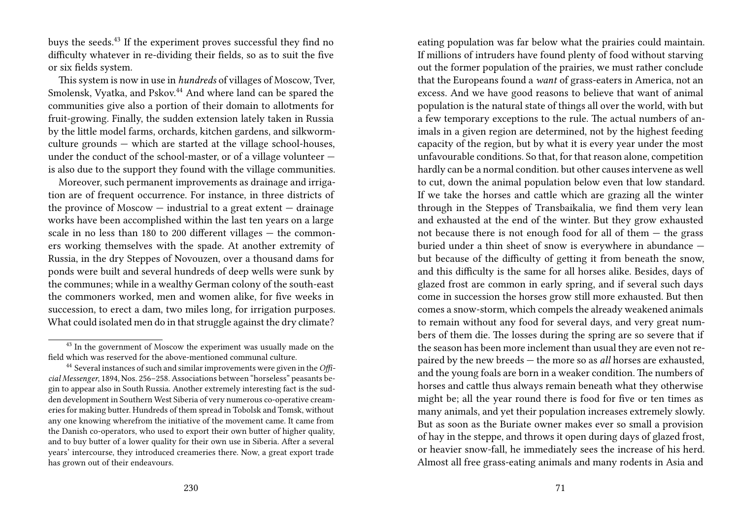buys the seeds.[43] If the experiment proves successful they find no difficulty whatever in re-dividing their fields, so as to suit the five or six fields system.

This system is now in use in *hundreds* of villages of Moscow, Tver, Smolensk, Vyatka, and Pskov.[44] And where land can be spared the communities give also a portion of their domain to allotments for fruit-growing. Finally, the sudden extension lately taken in Russia by the little model farms, orchards, kitchen gardens, and silkworm-culture grounds — which are started at the village school-houses, under the conduct of the school-master, or of a village volunteer — is also due to the support they found with the village communities.

Moreover, such permanent improvements as drainage and irrigation are of frequent occurrence. For instance, in three districts of the province of Moscow — industrial to a great extent — drainage works have been accomplished within the last ten years on a large scale in no less than 180 to 200 different villages — the commoners working themselves with the spade. At another extremity of Russia, in the dry Steppes of Novouzen, over a thousand dams for ponds were built and several hundreds of deep wells were sunk by the communes; while in a wealthy German colony of the south-east the commoners worked, men and women alike, for five weeks in succession, to erect a dam, two miles long, for irrigation purposes. What could isolated men do in that struggle against the dry climate?

[43] In the government of Moscow the experiment was usually made on the field which was reserved for the above-mentioned communal culture.

[44] Several instances of such and similar improvements were given in the *Official Messenger*, 1894, Nos. 256–258. Associations between "horseless" peasants begin to appear also in South Russia. Another extremely interesting fact is the sudden development in Southern West Siberia of very numerous co-operative creameries for making butter. Hundreds of them spread in Tobolsk and Tomsk, without any one knowing wherefrom the initiative of the movement came. It came from the Danish co-operators, who used to export their own butter of higher quality, and to buy butter of a lower quality for their own use in Siberia. After a several years' intercourse, they introduced creameries there. Now, a great export trade has grown out of their endeavours.

eating population was far below what the prairies could maintain. If millions of intruders have found plenty of food without starving out the former population of the prairies, we must rather conclude that the Europeans found a *want* of grass-eaters in America, not an excess. And we have good reasons to believe that want of animal population is the natural state of things all over the world, with but a few temporary exceptions to the rule. The actual numbers of animals in a given region are determined, not by the highest feeding capacity of the region, but by what it is every year under the most unfavourable conditions. So that, for that reason alone, competition hardly can be a normal condition. but other causes intervene as well to cut, down the animal population below even that low standard. If we take the horses and cattle which are grazing all the winter through in the Steppes of Transbaikalia, we find them very lean and exhausted at the end of the winter. But they grow exhausted not because there is not enough food for all of them — the grass buried under a thin sheet of snow is everywhere in abundance — but because of the difficulty of getting it from beneath the snow, and this difficulty is the same for all horses alike. Besides, days of glazed frost are common in early spring, and if several such days come in succession the horses grow still more exhausted. But then comes a snow-storm, which compels the already weakened animals to remain without any food for several days, and very great numbers of them die. The losses during the spring are so severe that if the season has been more inclement than usual they are even not repaired by the new breeds — the more so as *all* horses are exhausted, and the young foals are born in a weaker condition. The numbers of horses and cattle thus always remain beneath what they otherwise might be; all the year round there is food for five or ten times as many animals, and yet their population increases extremely slowly. But as soon as the Buriate owner makes ever so small a provision of hay in the steppe, and throws it open during days of glazed frost, or heavier snow-fall, he immediately sees the increase of his herd. Almost all free grass-eating animals and many rodents in Asia and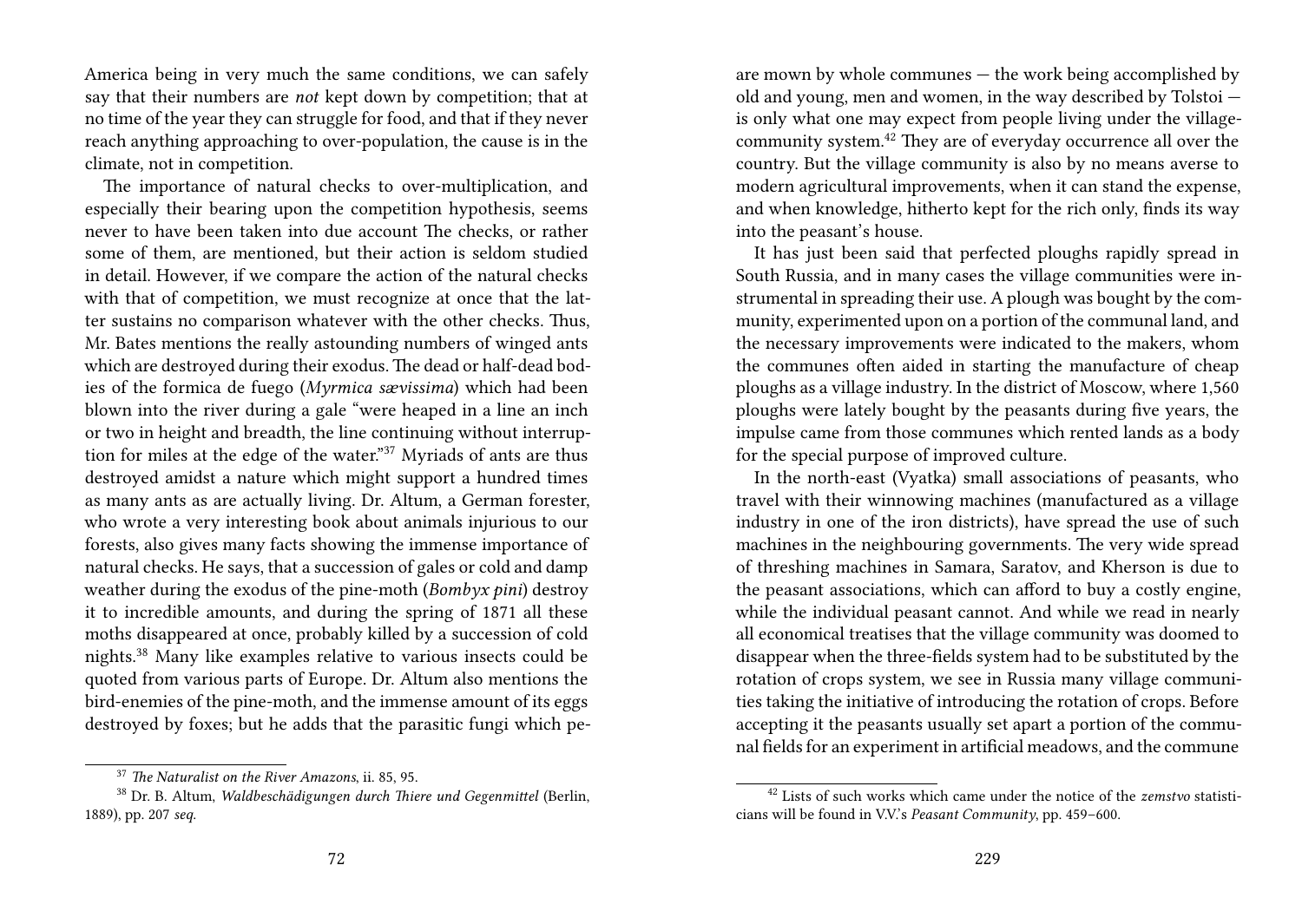America being in very much the same conditions, we can safely say that their numbers are *not* kept down by competition; that at no time of the year they can struggle for food, and that if they never reach anything approaching to over-population, the cause is in the climate, not in competition.

The importance of natural checks to over-multiplication, and especially their bearing upon the competition hypothesis, seems never to have been taken into due account The checks, or rather some of them, are mentioned, but their action is seldom studied in detail. However, if we compare the action of the natural checks with that of competition, we must recognize at once that the latter sustains no comparison whatever with the other checks. Thus, Mr. Bates mentions the really astounding numbers of winged ants which are destroyed during their exodus. The dead or half-dead bodies of the formica de fuego (*Myrmica sævissima*) which had been blown into the river during a gale "were heaped in a line an inch or two in height and breadth, the line continuing without interruption for miles at the edge of the water."[37] Myriads of ants are thus destroyed amidst a nature which might support a hundred times as many ants as are actually living. Dr. Altum, a German forester, who wrote a very interesting book about animals injurious to our forests, also gives many facts showing the immense importance of natural checks. He says, that a succession of gales or cold and damp weather during the exodus of the pine-moth (*Bombyx pini*) destroy it to incredible amounts, and during the spring of 1871 all these moths disappeared at once, probably killed by a succession of cold nights.[38] Many like examples relative to various insects could be quoted from various parts of Europe. Dr. Altum also mentions the bird-enemies of the pine-moth, and the immense amount of its eggs destroyed by foxes; but he adds that the parasitic fungi which pe-

[37] *The Naturalist on the River Amazons*, ii. 85, 95.

[38] Dr. B. Altum, *Waldbeschädigungen durch Thiere und Gegenmittel* (Berlin, 1889), pp. 207 *seq.*

are mown by whole communes — the work being accomplished by old and young, men and women, in the way described by Tolstoi — is only what one may expect from people living under the village-community system.[42] They are of everyday occurrence all over the country. But the village community is also by no means averse to modern agricultural improvements, when it can stand the expense, and when knowledge, hitherto kept for the rich only, finds its way into the peasant's house.

It has just been said that perfected ploughs rapidly spread in South Russia, and in many cases the village communities were instrumental in spreading their use. A plough was bought by the community, experimented upon on a portion of the communal land, and the necessary improvements were indicated to the makers, whom the communes often aided in starting the manufacture of cheap ploughs as a village industry. In the district of Moscow, where 1,560 ploughs were lately bought by the peasants during five years, the impulse came from those communes which rented lands as a body for the special purpose of improved culture.

In the north-east (Vyatka) small associations of peasants, who travel with their winnowing machines (manufactured as a village industry in one of the iron districts), have spread the use of such machines in the neighbouring governments. The very wide spread of threshing machines in Samara, Saratov, and Kherson is due to the peasant associations, which can afford to buy a costly engine, while the individual peasant cannot. And while we read in nearly all economical treatises that the village community was doomed to disappear when the three-fields system had to be substituted by the rotation of crops system, we see in Russia many village communities taking the initiative of introducing the rotation of crops. Before accepting it the peasants usually set apart a portion of the communal fields for an experiment in artificial meadows, and the commune

[42] Lists of such works which came under the notice of the *zemstvo* statisticians will be found in V.V.'s *Peasant Community*, pp. 459–600.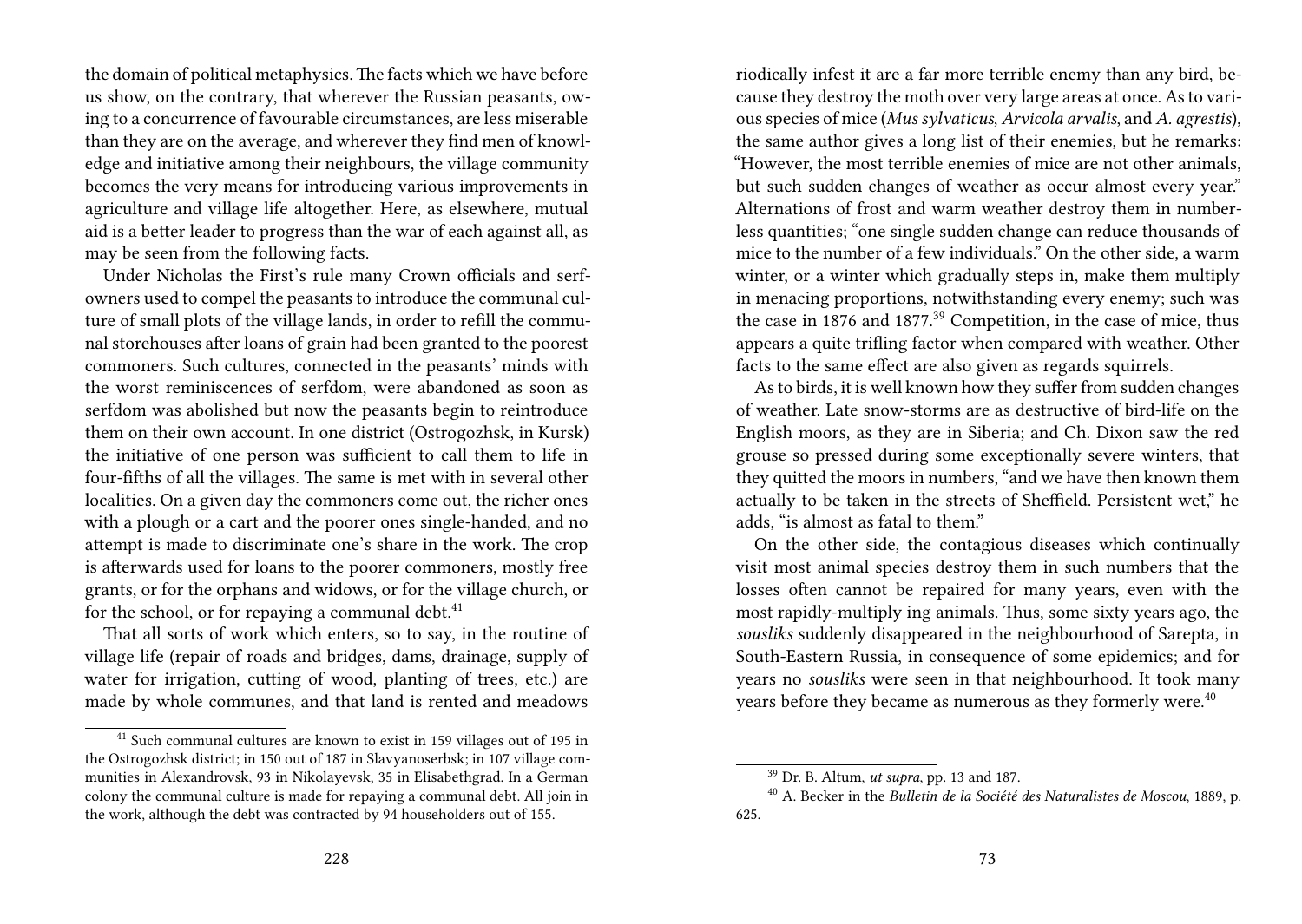the domain of political metaphysics. The facts which we have before us show, on the contrary, that wherever the Russian peasants, owing to a concurrence of favourable circumstances, are less miserable than they are on the average, and wherever they find men of knowledge and initiative among their neighbours, the village community becomes the very means for introducing various improvements in agriculture and village life altogether. Here, as elsewhere, mutual aid is a better leader to progress than the war of each against all, as may be seen from the following facts.

Under Nicholas the First's rule many Crown officials and serf-owners used to compel the peasants to introduce the communal culture of small plots of the village lands, in order to refill the communal storehouses after loans of grain had been granted to the poorest commoners. Such cultures, connected in the peasants' minds with the worst reminiscences of serfdom, were abandoned as soon as serfdom was abolished but now the peasants begin to reintroduce them on their own account. In one district (Ostrogozhsk, in Kursk) the initiative of one person was sufficient to call them to life in four-fifths of all the villages. The same is met with in several other localities. On a given day the commoners come out, the richer ones with a plough or a cart and the poorer ones single-handed, and no attempt is made to discriminate one's share in the work. The crop is afterwards used for loans to the poorer commoners, mostly free grants, or for the orphans and widows, or for the village church, or for the school, or for repaying a communal debt.[41]

That all sorts of work which enters, so to say, in the routine of village life (repair of roads and bridges, dams, drainage, supply of water for irrigation, cutting of wood, planting of trees, etc.) are made by whole communes, and that land is rented and meadows

[41] Such communal cultures are known to exist in 159 villages out of 195 in the Ostrogozhsk district; in 150 out of 187 in Slavyanoserbsk; in 107 village communities in Alexandrovsk, 93 in Nikolayevsk, 35 in Elisabethgrad. In a German colony the communal culture is made for repaying a communal debt. All join in the work, although the debt was contracted by 94 householders out of 155.

riodically infest it are a far more terrible enemy than any bird, because they destroy the moth over very large areas at once. As to various species of mice (*Mus sylvaticus*, *Arvicola arvalis*, and *A. agrestis*), the same author gives a long list of their enemies, but he remarks: "However, the most terrible enemies of mice are not other animals, but such sudden changes of weather as occur almost every year." Alternations of frost and warm weather destroy them in numberless quantities; "one single sudden change can reduce thousands of mice to the number of a few individuals." On the other side, a warm winter, or a winter which gradually steps in, make them multiply in menacing proportions, notwithstanding every enemy; such was the case in 1876 and 1877.[39] Competition, in the case of mice, thus appears a quite trifling factor when compared with weather. Other facts to the same effect are also given as regards squirrels.

As to birds, it is well known how they suffer from sudden changes of weather. Late snow-storms are as destructive of bird-life on the English moors, as they are in Siberia; and Ch. Dixon saw the red grouse so pressed during some exceptionally severe winters, that they quitted the moors in numbers, "and we have then known them actually to be taken in the streets of Sheffield. Persistent wet," he adds, "is almost as fatal to them."

On the other side, the contagious diseases which continually visit most animal species destroy them in such numbers that the losses often cannot be repaired for many years, even with the most rapidly-multiply ing animals. Thus, some sixty years ago, the *sousliks* suddenly disappeared in the neighbourhood of Sarepta, in South-Eastern Russia, in consequence of some epidemics; and for years no *sousliks* were seen in that neighbourhood. It took many years before they became as numerous as they formerly were.[40]

[39] Dr. B. Altum, *ut supra*, pp. 13 and 187.

[40] A. Becker in the *Bulletin de la Société des Naturalistes de Moscou*, 1889, p. 625.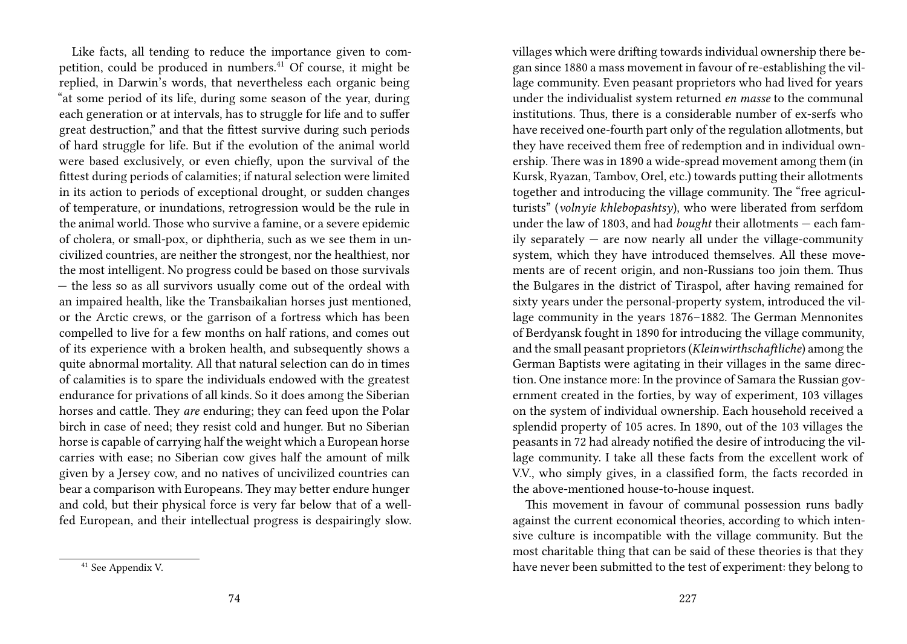Like facts, all tending to reduce the importance given to competition, could be produced in numbers.[41] Of course, it might be replied, in Darwin's words, that nevertheless each organic being "at some period of its life, during some season of the year, during each generation or at intervals, has to struggle for life and to suffer great destruction," and that the fittest survive during such periods of hard struggle for life. But if the evolution of the animal world were based exclusively, or even chiefly, upon the survival of the fittest during periods of calamities; if natural selection were limited in its action to periods of exceptional drought, or sudden changes of temperature, or inundations, retrogression would be the rule in the animal world. Those who survive a famine, or a severe epidemic of cholera, or small-pox, or diphtheria, such as we see them in uncivilized countries, are neither the strongest, nor the healthiest, nor the most intelligent. No progress could be based on those survivals — the less so as all survivors usually come out of the ordeal with an impaired health, like the Transbaikalian horses just mentioned, or the Arctic crews, or the garrison of a fortress which has been compelled to live for a few months on half rations, and comes out of its experience with a broken health, and subsequently shows a quite abnormal mortality. All that natural selection can do in times of calamities is to spare the individuals endowed with the greatest endurance for privations of all kinds. So it does among the Siberian horses and cattle. They *are* enduring; they can feed upon the Polar birch in case of need; they resist cold and hunger. But no Siberian horse is capable of carrying half the weight which a European horse carries with ease; no Siberian cow gives half the amount of milk given by a Jersey cow, and no natives of uncivilized countries can bear a comparison with Europeans. They may better endure hunger and cold, but their physical force is very far below that of a well-fed European, and their intellectual progress is despairingly slow.

[41] See Appendix V.

villages which were drifting towards individual ownership there began since 1880 a mass movement in favour of re-establishing the village community. Even peasant proprietors who had lived for years under the individualist system returned *en masse* to the communal institutions. Thus, there is a considerable number of ex-serfs who have received one-fourth part only of the regulation allotments, but they have received them free of redemption and in individual ownership. There was in 1890 a wide-spread movement among them (in Kursk, Ryazan, Tambov, Orel, etc.) towards putting their allotments together and introducing the village community. The "free agriculturists" (*volnyie khlebopashtsy*), who were liberated from serfdom under the law of 1803, and had *bought* their allotments — each family separately — are now nearly all under the village-community system, which they have introduced themselves. All these movements are of recent origin, and non-Russians too join them. Thus the Bulgares in the district of Tiraspol, after having remained for sixty years under the personal-property system, introduced the village community in the years 1876–1882. The German Mennonites of Berdyansk fought in 1890 for introducing the village community, and the small peasant proprietors (*Kleinwirthschaftliche*) among the German Baptists were agitating in their villages in the same direction. One instance more: In the province of Samara the Russian government created in the forties, by way of experiment, 103 villages on the system of individual ownership. Each household received a splendid property of 105 acres. In 1890, out of the 103 villages the peasants in 72 had already notified the desire of introducing the village community. I take all these facts from the excellent work of V.V., who simply gives, in a classified form, the facts recorded in the above-mentioned house-to-house inquest.

This movement in favour of communal possession runs badly against the current economical theories, according to which intensive culture is incompatible with the village community. But the most charitable thing that can be said of these theories is that they have never been submitted to the test of experiment: they belong to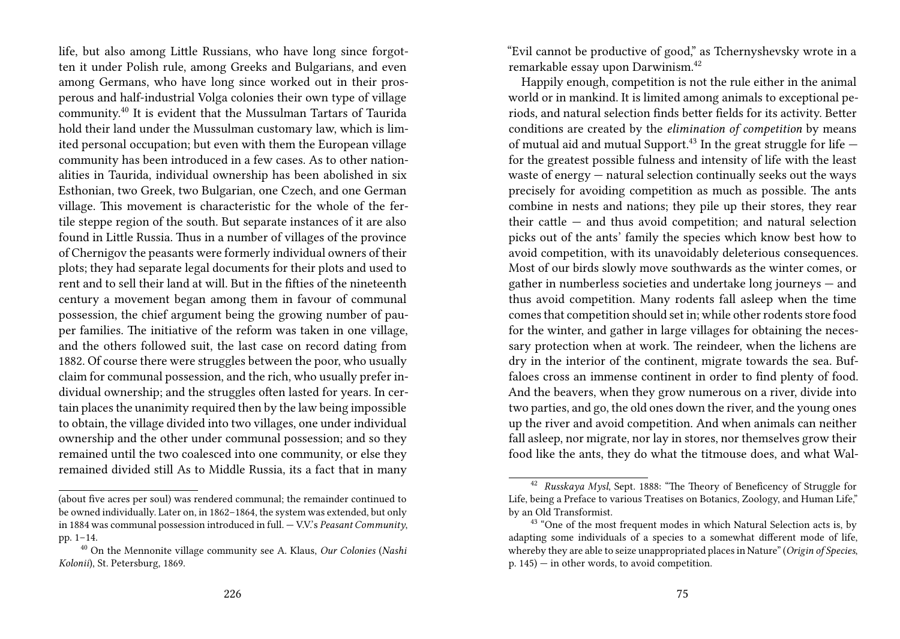life, but also among Little Russians, who have long since forgotten it under Polish rule, among Greeks and Bulgarians, and even among Germans, who have long since worked out in their prosperous and half-industrial Volga colonies their own type of village community.[40] It is evident that the Mussulman Tartars of Taurida hold their land under the Mussulman customary law, which is limited personal occupation; but even with them the European village community has been introduced in a few cases. As to other nationalities in Taurida, individual ownership has been abolished in six Esthonian, two Greek, two Bulgarian, one Czech, and one German village. This movement is characteristic for the whole of the fertile steppe region of the south. But separate instances of it are also found in Little Russia. Thus in a number of villages of the province of Chernigov the peasants were formerly individual owners of their plots; they had separate legal documents for their plots and used to rent and to sell their land at will. But in the fifties of the nineteenth century a movement began among them in favour of communal possession, the chief argument being the growing number of pauper families. The initiative of the reform was taken in one village, and the others followed suit, the last case on record dating from 1882. Of course there were struggles between the poor, who usually claim for communal possession, and the rich, who usually prefer individual ownership; and the struggles often lasted for years. In certain places the unanimity required then by the law being impossible to obtain, the village divided into two villages, one under individual ownership and the other under communal possession; and so they remained until the two coalesced into one community, or else they remained divided still As to Middle Russia, its a fact that in many

(about five acres per soul) was rendered communal; the remainder continued to be owned individually. Later on, in 1862–1864, the system was extended, but only in 1884 was communal possession introduced in full. — V.V.'s *Peasant Community*, pp. 1–14.

[40] On the Mennonite village community see A. Klaus, *Our Colonies* (*Nashi Kolonii*), St. Petersburg, 1869.

"Evil cannot be productive of good," as Tchernyshevsky wrote in a remarkable essay upon Darwinism.[42]

Happily enough, competition is not the rule either in the animal world or in mankind. It is limited among animals to exceptional periods, and natural selection finds better fields for its activity. Better conditions are created by the *elimination of competition* by means of mutual aid and mutual Support.[43] In the great struggle for life — for the greatest possible fulness and intensity of life with the least waste of energy — natural selection continually seeks out the ways precisely for avoiding competition as much as possible. The ants combine in nests and nations; they pile up their stores, they rear their cattle — and thus avoid competition; and natural selection picks out of the ants' family the species which know best how to avoid competition, with its unavoidably deleterious consequences. Most of our birds slowly move southwards as the winter comes, or gather in numberless societies and undertake long journeys — and thus avoid competition. Many rodents fall asleep when the time comes that competition should set in; while other rodents store food for the winter, and gather in large villages for obtaining the necessary protection when at work. The reindeer, when the lichens are dry in the interior of the continent, migrate towards the sea. Buffaloes cross an immense continent in order to find plenty of food. And the beavers, when they grow numerous on a river, divide into two parties, and go, the old ones down the river, and the young ones up the river and avoid competition. And when animals can neither fall asleep, nor migrate, nor lay in stores, nor themselves grow their food like the ants, they do what the titmouse does, and what Wal-

[42] *Russkaya Mysl*, Sept. 1888: "The Theory of Beneficency of Struggle for Life, being a Preface to various Treatises on Botanics, Zoology, and Human Life," by an Old Transformist.

[43] "One of the most frequent modes in which Natural Selection acts is, by adapting some individuals of a species to a somewhat different mode of life, whereby they are able to seize unappropriated places in Nature" (*Origin of Species*, p. 145) — in other words, to avoid competition.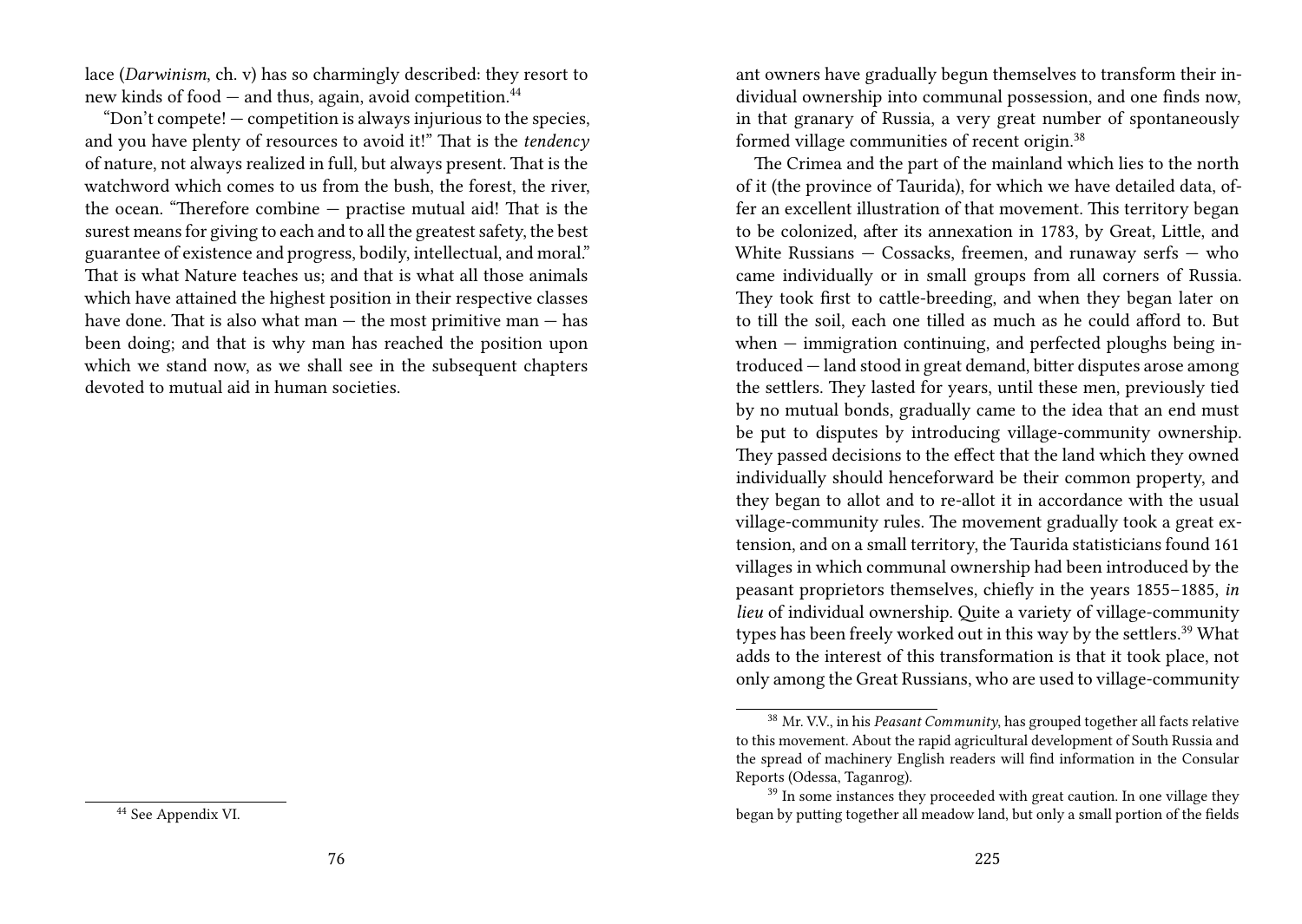lace (*Darwinism*, ch. v) has so charmingly described: they resort to new kinds of food — and thus, again, avoid competition.[44]

"Don't compete! — competition is always injurious to the species, and you have plenty of resources to avoid it!" That is the *tendency* of nature, not always realized in full, but always present. That is the watchword which comes to us from the bush, the forest, the river, the ocean. "Therefore combine — practise mutual aid! That is the surest means for giving to each and to all the greatest safety, the best guarantee of existence and progress, bodily, intellectual, and moral." That is what Nature teaches us; and that is what all those animals which have attained the highest position in their respective classes have done. That is also what man — the most primitive man — has been doing; and that is why man has reached the position upon which we stand now, as we shall see in the subsequent chapters devoted to mutual aid in human societies.

[44] See Appendix VI.

ant owners have gradually begun themselves to transform their individual ownership into communal possession, and one finds now, in that granary of Russia, a very great number of spontaneously formed village communities of recent origin.[38]

The Crimea and the part of the mainland which lies to the north of it (the province of Taurida), for which we have detailed data, offer an excellent illustration of that movement. This territory began to be colonized, after its annexation in 1783, by Great, Little, and White Russians — Cossacks, freemen, and runaway serfs — who came individually or in small groups from all corners of Russia. They took first to cattle-breeding, and when they began later on to till the soil, each one tilled as much as he could afford to. But when — immigration continuing, and perfected ploughs being introduced — land stood in great demand, bitter disputes arose among the settlers. They lasted for years, until these men, previously tied by no mutual bonds, gradually came to the idea that an end must be put to disputes by introducing village-community ownership. They passed decisions to the effect that the land which they owned individually should henceforward be their common property, and they began to allot and to re-allot it in accordance with the usual village-community rules. The movement gradually took a great extension, and on a small territory, the Taurida statisticians found 161 villages in which communal ownership had been introduced by the peasant proprietors themselves, chiefly in the years 1855–1885, *in lieu* of individual ownership. Quite a variety of village-community types has been freely worked out in this way by the settlers.[39] What adds to the interest of this transformation is that it took place, not only among the Great Russians, who are used to village-community

[38] Mr. V.V., in his *Peasant Community*, has grouped together all facts relative to this movement. About the rapid agricultural development of South Russia and the spread of machinery English readers will find information in the Consular Reports (Odessa, Taganrog).

[39] In some instances they proceeded with great caution. In one village they began by putting together all meadow land, but only a small portion of the fields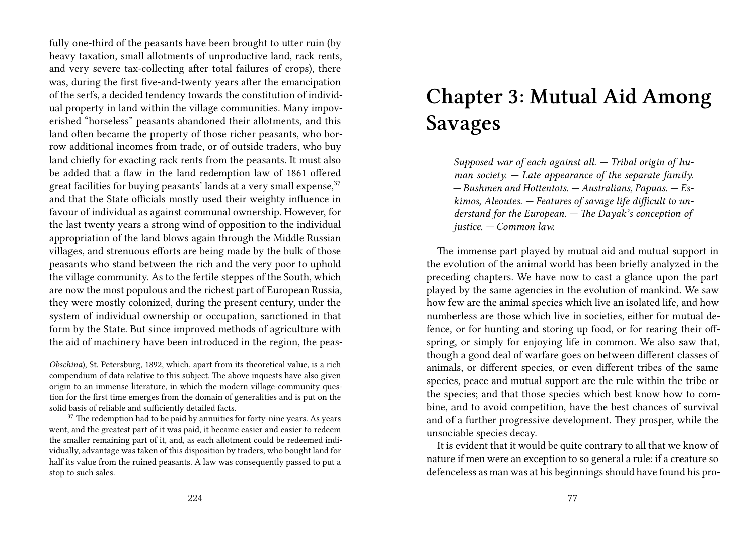fully one-third of the peasants have been brought to utter ruin (by heavy taxation, small allotments of unproductive land, rack rents, and very severe tax-collecting after total failures of crops), there was, during the first five-and-twenty years after the emancipation of the serfs, a decided tendency towards the constitution of individual property in land within the village communities. Many impoverished "horseless" peasants abandoned their allotments, and this land often became the property of those richer peasants, who borrow additional incomes from trade, or of outside traders, who buy land chiefly for exacting rack rents from the peasants. It must also be added that a flaw in the land redemption law of 1861 offered great facilities for buying peasants' lands at a very small expense,[37] and that the State officials mostly used their weighty influence in favour of individual as against communal ownership. However, for the last twenty years a strong wind of opposition to the individual appropriation of the land blows again through the Middle Russian villages, and strenuous efforts are being made by the bulk of those peasants who stand between the rich and the very poor to uphold the village community. As to the fertile steppes of the South, which are now the most populous and the richest part of European Russia, they were mostly colonized, during the present century, under the system of individual ownership or occupation, sanctioned in that form by the State. But since improved methods of agriculture with the aid of machinery have been introduced in the region, the peas-

*Obschina*), St. Petersburg, 1892, which, apart from its theoretical value, is a rich compendium of data relative to this subject. The above inquests have also given origin to an immense literature, in which the modern village-community question for the first time emerges from the domain of generalities and is put on the solid basis of reliable and sufficiently detailed facts.

[37] The redemption had to be paid by annuities for forty-nine years. As years went, and the greatest part of it was paid, it became easier and easier to redeem the smaller remaining part of it, and, as each allotment could be redeemed individually, advantage was taken of this disposition by traders, who bought land for half its value from the ruined peasants. A law was consequently passed to put a stop to such sales.

# Chapter 3: Mutual Aid Among Savages

> *Supposed war of each against all. — Tribal origin of human society. — Late appearance of the separate family. — Bushmen and Hottentots. — Australians, Papuas. — Eskimos, Aleoutes. — Features of savage life difficult to understand for the European. — The Dayak's conception of justice. — Common law.*

The immense part played by mutual aid and mutual support in the evolution of the animal world has been briefly analyzed in the preceding chapters. We have now to cast a glance upon the part played by the same agencies in the evolution of mankind. We saw how few are the animal species which live an isolated life, and how numberless are those which live in societies, either for mutual defence, or for hunting and storing up food, or for rearing their offspring, or simply for enjoying life in common. We also saw that, though a good deal of warfare goes on between different classes of animals, or different species, or even different tribes of the same species, peace and mutual support are the rule within the tribe or the species; and that those species which best know how to combine, and to avoid competition, have the best chances of survival and of a further progressive development. They prosper, while the unsociable species decay.

It is evident that it would be quite contrary to all that we know of nature if men were an exception to so general a rule: if a creature so defenceless as man was at his beginnings should have found his pro-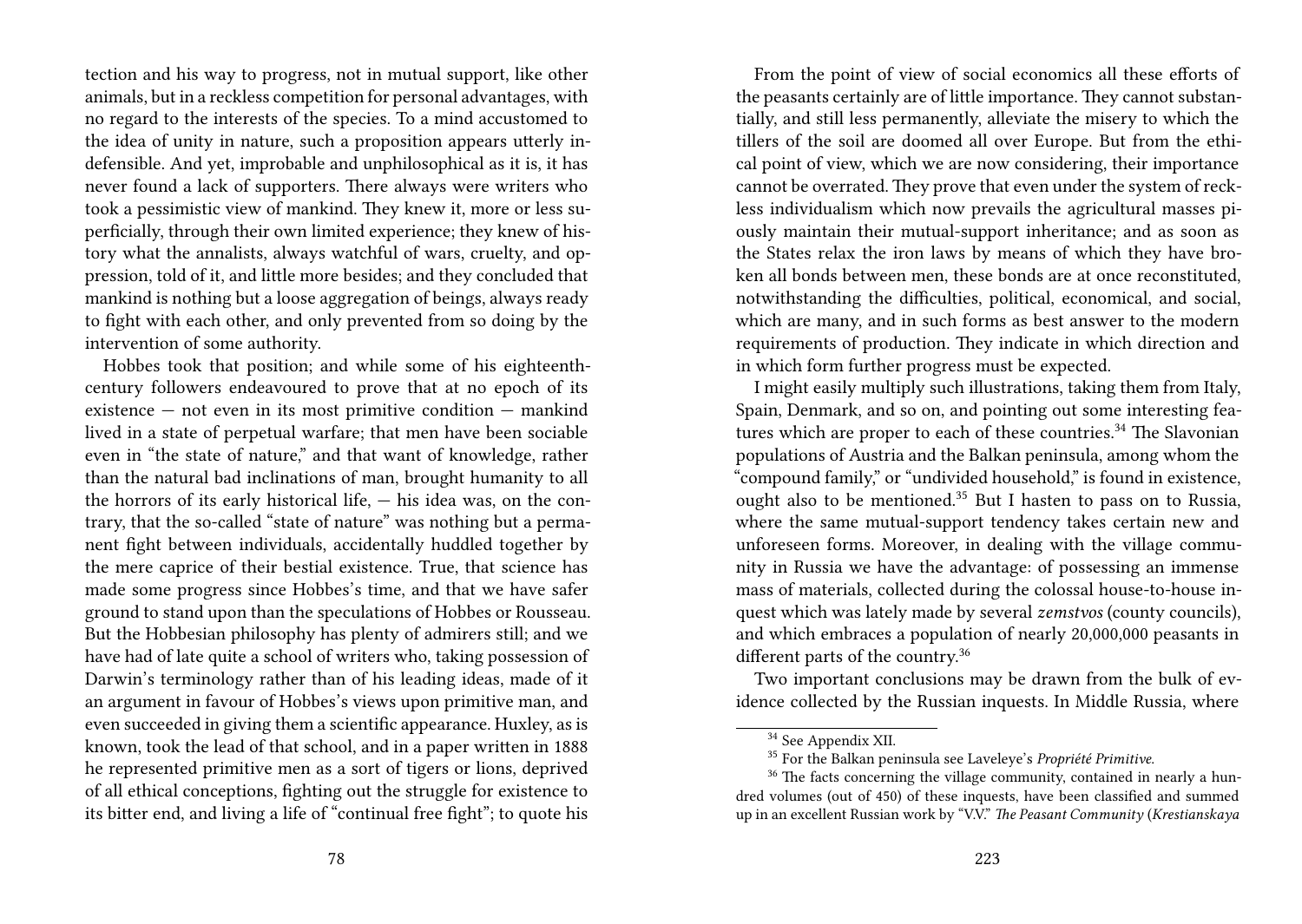tection and his way to progress, not in mutual support, like other animals, but in a reckless competition for personal advantages, with no regard to the interests of the species. To a mind accustomed to the idea of unity in nature, such a proposition appears utterly indefensible. And yet, improbable and unphilosophical as it is, it has never found a lack of supporters. There always were writers who took a pessimistic view of mankind. They knew it, more or less superficially, through their own limited experience; they knew of history what the annalists, always watchful of wars, cruelty, and oppression, told of it, and little more besides; and they concluded that mankind is nothing but a loose aggregation of beings, always ready to fight with each other, and only prevented from so doing by the intervention of some authority.

Hobbes took that position; and while some of his eighteenth-century followers endeavoured to prove that at no epoch of its existence — not even in its most primitive condition — mankind lived in a state of perpetual warfare; that men have been sociable even in "the state of nature," and that want of knowledge, rather than the natural bad inclinations of man, brought humanity to all the horrors of its early historical life, — his idea was, on the contrary, that the so-called "state of nature" was nothing but a permanent fight between individuals, accidentally huddled together by the mere caprice of their bestial existence. True, that science has made some progress since Hobbes's time, and that we have safer ground to stand upon than the speculations of Hobbes or Rousseau. But the Hobbesian philosophy has plenty of admirers still; and we have had of late quite a school of writers who, taking possession of Darwin's terminology rather than of his leading ideas, made of it an argument in favour of Hobbes's views upon primitive man, and even succeeded in giving them a scientific appearance. Huxley, as is known, took the lead of that school, and in a paper written in 1888 he represented primitive men as a sort of tigers or lions, deprived of all ethical conceptions, fighting out the struggle for existence to its bitter end, and living a life of "continual free fight"; to quote his

From the point of view of social economics all these efforts of the peasants certainly are of little importance. They cannot substantially, and still less permanently, alleviate the misery to which the tillers of the soil are doomed all over Europe. But from the ethical point of view, which we are now considering, their importance cannot be overrated. They prove that even under the system of reckless individualism which now prevails the agricultural masses piously maintain their mutual-support inheritance; and as soon as the States relax the iron laws by means of which they have broken all bonds between men, these bonds are at once reconstituted, notwithstanding the difficulties, political, economical, and social, which are many, and in such forms as best answer to the modern requirements of production. They indicate in which direction and in which form further progress must be expected.

I might easily multiply such illustrations, taking them from Italy, Spain, Denmark, and so on, and pointing out some interesting features which are proper to each of these countries.[34] The Slavonian populations of Austria and the Balkan peninsula, among whom the "compound family," or "undivided household," is found in existence, ought also to be mentioned.[35] But I hasten to pass on to Russia, where the same mutual-support tendency takes certain new and unforeseen forms. Moreover, in dealing with the village community in Russia we have the advantage: of possessing an immense mass of materials, collected during the colossal house-to-house inquest which was lately made by several *zemstvos* (county councils), and which embraces a population of nearly 20,000,000 peasants in different parts of the country.[36]

Two important conclusions may be drawn from the bulk of evidence collected by the Russian inquests. In Middle Russia, where

[34] See Appendix XII.

[35] For the Balkan peninsula see Laveleye's *Propriété Primitive.*

[36] The facts concerning the village community, contained in nearly a hundred volumes (out of 450) of these inquests, have been classified and summed up in an excellent Russian work by "V.V." *The Peasant Community* (*Krestianskaya*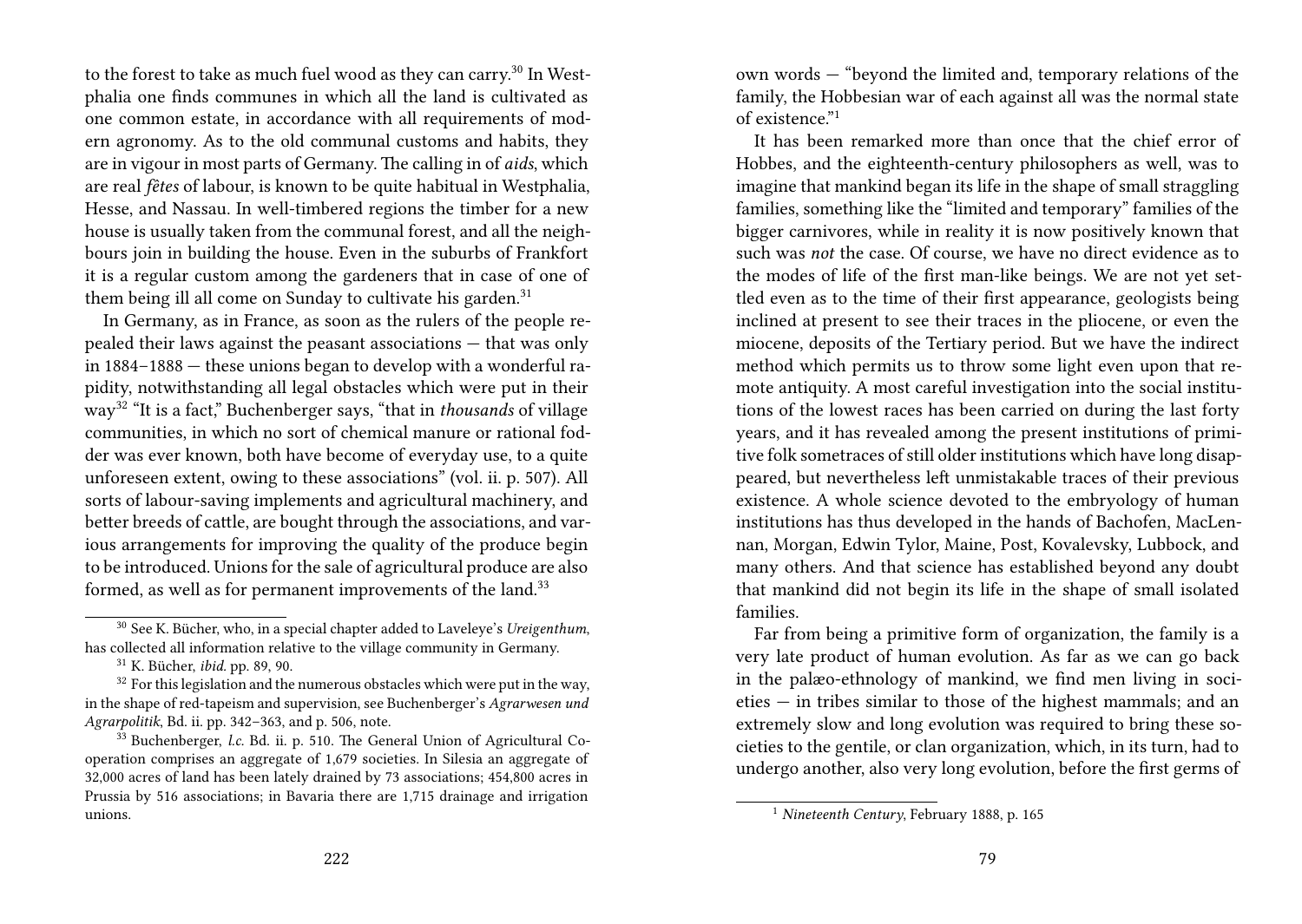to the forest to take as much fuel wood as they can carry.[30] In Westphalia one finds communes in which all the land is cultivated as one common estate, in accordance with all requirements of modern agronomy. As to the old communal customs and habits, they are in vigour in most parts of Germany. The calling in of *aids*, which are real *fêtes* of labour, is known to be quite habitual in Westphalia, Hesse, and Nassau. In well-timbered regions the timber for a new house is usually taken from the communal forest, and all the neighbours join in building the house. Even in the suburbs of Frankfort it is a regular custom among the gardeners that in case of one of them being ill all come on Sunday to cultivate his garden.[31]

In Germany, as in France, as soon as the rulers of the people repealed their laws against the peasant associations — that was only in 1884–1888 — these unions began to develop with a wonderful rapidity, notwithstanding all legal obstacles which were put in their way[32] "It is a fact," Buchenberger says, "that in *thousands* of village communities, in which no sort of chemical manure or rational fodder was ever known, both have become of everyday use, to a quite unforeseen extent, owing to these associations" (vol. ii. p. 507). All sorts of labour-saving implements and agricultural machinery, and better breeds of cattle, are bought through the associations, and various arrangements for improving the quality of the produce begin to be introduced. Unions for the sale of agricultural produce are also formed, as well as for permanent improvements of the land.[33]

[30] See K. Bücher, who, in a special chapter added to Laveleye's *Ureigenthum*, has collected all information relative to the village community in Germany.

[31] K. Bücher, *ibid.* pp. 89, 90.

[32] For this legislation and the numerous obstacles which were put in the way, in the shape of red-tapeism and supervision, see Buchenberger's *Agrarwesen und Agrarpolitik*, Bd. ii. pp. 342–363, and p. 506, note.

[33] Buchenberger, *l.c.* Bd. ii. p. 510. The General Union of Agricultural Cooperation comprises an aggregate of 1,679 societies. In Silesia an aggregate of 32,000 acres of land has been lately drained by 73 associations; 454,800 acres in Prussia by 516 associations; in Bavaria there are 1,715 drainage and irrigation unions.

own words — "beyond the limited and, temporary relations of the family, the Hobbesian war of each against all was the normal state of existence."[1]

It has been remarked more than once that the chief error of Hobbes, and the eighteenth-century philosophers as well, was to imagine that mankind began its life in the shape of small straggling families, something like the "limited and temporary" families of the bigger carnivores, while in reality it is now positively known that such was *not* the case. Of course, we have no direct evidence as to the modes of life of the first man-like beings. We are not yet settled even as to the time of their first appearance, geologists being inclined at present to see their traces in the pliocene, or even the miocene, deposits of the Tertiary period. But we have the indirect method which permits us to throw some light even upon that remote antiquity. A most careful investigation into the social institutions of the lowest races has been carried on during the last forty years, and it has revealed among the present institutions of primitive folk sometraces of still older institutions which have long disappeared, but nevertheless left unmistakable traces of their previous existence. A whole science devoted to the embryology of human institutions has thus developed in the hands of Bachofen, MacLennan, Morgan, Edwin Tylor, Maine, Post, Kovalevsky, Lubbock, and many others. And that science has established beyond any doubt that mankind did not begin its life in the shape of small isolated families.

Far from being a primitive form of organization, the family is a very late product of human evolution. As far as we can go back in the palæo-ethnology of mankind, we find men living in societies — in tribes similar to those of the highest mammals; and an extremely slow and long evolution was required to bring these societies to the gentile, or clan organization, which, in its turn, had to undergo another, also very long evolution, before the first germs of

[1] *Nineteenth Century*, February 1888, p. 165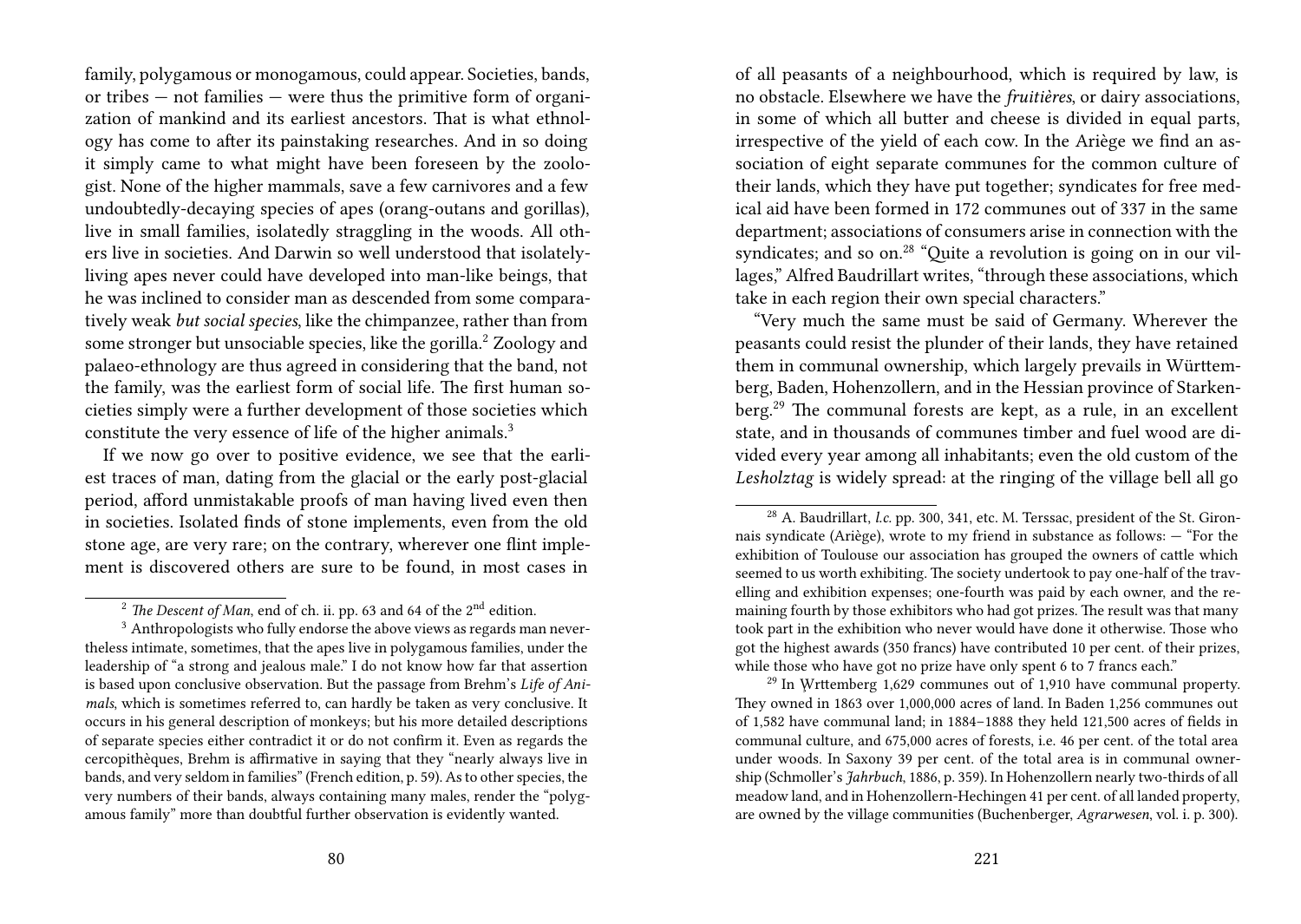family, polygamous or monogamous, could appear. Societies, bands, or tribes — not families — were thus the primitive form of organization of mankind and its earliest ancestors. That is what ethnology has come to after its painstaking researches. And in so doing it simply came to what might have been foreseen by the zoologist. None of the higher mammals, save a few carnivores and a few undoubtedly-decaying species of apes (orang-outans and gorillas), live in small families, isolatedly straggling in the woods. All others live in societies. And Darwin so well understood that isolately-living apes never could have developed into man-like beings, that he was inclined to consider man as descended from some comparatively weak *but social species*, like the chimpanzee, rather than from some stronger but unsociable species, like the gorilla.[2] Zoology and palaeo-ethnology are thus agreed in considering that the band, not the family, was the earliest form of social life. The first human societies simply were a further development of those societies which constitute the very essence of life of the higher animals.[3]

If we now go over to positive evidence, we see that the earliest traces of man, dating from the glacial or the early post-glacial period, afford unmistakable proofs of man having lived even then in societies. Isolated finds of stone implements, even from the old stone age, are very rare; on the contrary, wherever one flint implement is discovered others are sure to be found, in most cases in

[2] *The Descent of Man*, end of ch. ii. pp. 63 and 64 of the 2nd edition.

[3] Anthropologists who fully endorse the above views as regards man nevertheless intimate, sometimes, that the apes live in polygamous families, under the leadership of "a strong and jealous male." I do not know how far that assertion is based upon conclusive observation. But the passage from Brehm's *Life of Animals*, which is sometimes referred to, can hardly be taken as very conclusive. It occurs in his general description of monkeys; but his more detailed descriptions of separate species either contradict it or do not confirm it. Even as regards the cercopithèques, Brehm is affirmative in saying that they "nearly always live in bands, and very seldom in families" (French edition, p. 59). As to other species, the very numbers of their bands, always containing many males, render the "polygamous family" more than doubtful further observation is evidently wanted.

of all peasants of a neighbourhood, which is required by law, is no obstacle. Elsewhere we have the *fruitières*, or dairy associations, in some of which all butter and cheese is divided in equal parts, irrespective of the yield of each cow. In the Ariège we find an association of eight separate communes for the common culture of their lands, which they have put together; syndicates for free medical aid have been formed in 172 communes out of 337 in the same department; associations of consumers arise in connection with the syndicates; and so on.[28] "Quite a revolution is going on in our villages," Alfred Baudrillart writes, "through these associations, which take in each region their own special characters."

"Very much the same must be said of Germany. Wherever the peasants could resist the plunder of their lands, they have retained them in communal ownership, which largely prevails in Württemberg, Baden, Hohenzollern, and in the Hessian province of Starkenberg.[29] The communal forests are kept, as a rule, in an excellent state, and in thousands of communes timber and fuel wood are divided every year among all inhabitants; even the old custom of the *Lesholztag* is widely spread: at the ringing of the village bell all go

[28] A. Baudrillart, *l.c.* pp. 300, 341, etc. M. Terssac, president of the St. Gironnais syndicate (Ariège), wrote to my friend in substance as follows: — "For the exhibition of Toulouse our association has grouped the owners of cattle which seemed to us worth exhibiting. The society undertook to pay one-half of the travelling and exhibition expenses; one-fourth was paid by each owner, and the remaining fourth by those exhibitors who had got prizes. The result was that many took part in the exhibition who never would have done it otherwise. Those who got the highest awards (350 francs) have contributed 10 per cent. of their prizes, while those who have got no prize have only spent 6 to 7 francs each."

[29] In Wrttemberg 1,629 communes out of 1,910 have communal property. They owned in 1863 over 1,000,000 acres of land. In Baden 1,256 communes out of 1,582 have communal land; in 1884–1888 they held 121,500 acres of fields in communal culture, and 675,000 acres of forests, i.e. 46 per cent. of the total area under woods. In Saxony 39 per cent. of the total area is in communal ownership (Schmoller's *Jahrbuch*, 1886, p. 359). In Hohenzollern nearly two-thirds of all meadow land, and in Hohenzollern-Hechingen 41 per cent. of all landed property, are owned by the village communities (Buchenberger, *Agrarwesen*, vol. i. p. 300).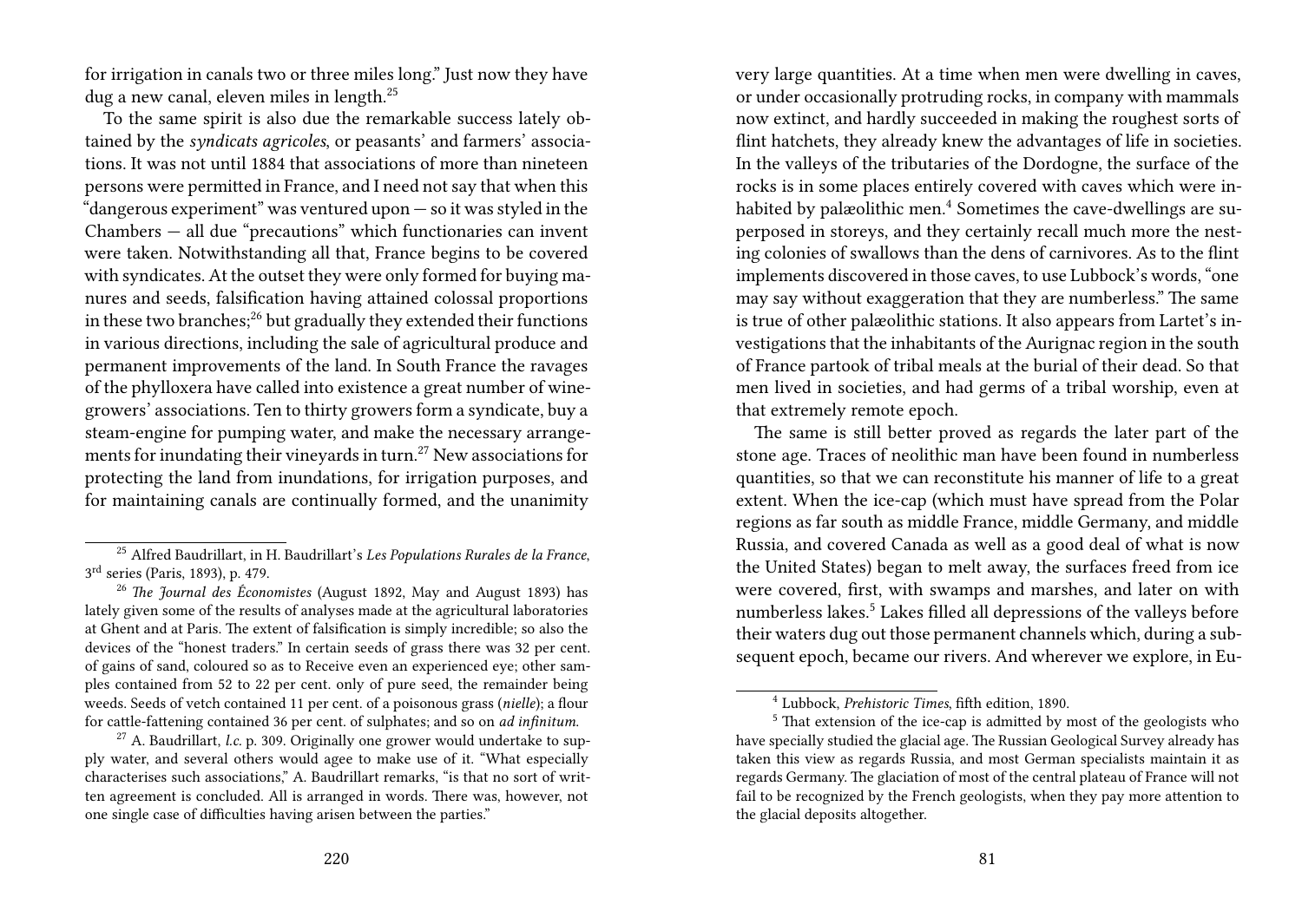for irrigation in canals two or three miles long." Just now they have dug a new canal, eleven miles in length.[25]

To the same spirit is also due the remarkable success lately obtained by the *syndicats agricoles*, or peasants' and farmers' associations. It was not until 1884 that associations of more than nineteen persons were permitted in France, and I need not say that when this "dangerous experiment" was ventured upon — so it was styled in the Chambers — all due "precautions" which functionaries can invent were taken. Notwithstanding all that, France begins to be covered with syndicates. At the outset they were only formed for buying manures and seeds, falsification having attained colossal proportions in these two branches;[26] but gradually they extended their functions in various directions, including the sale of agricultural produce and permanent improvements of the land. In South France the ravages of the phylloxera have called into existence a great number of winegrowers' associations. Ten to thirty growers form a syndicate, buy a steam-engine for pumping water, and make the necessary arrangements for inundating their vineyards in turn.[27] New associations for protecting the land from inundations, for irrigation purposes, and for maintaining canals are continually formed, and the unanimity

[25] Alfred Baudrillart, in H. Baudrillart's *Les Populations Rurales de la France*, 3rd series (Paris, 1893), p. 479.

[26] *The Journal des Économistes* (August 1892, May and August 1893) has lately given some of the results of analyses made at the agricultural laboratories at Ghent and at Paris. The extent of falsification is simply incredible; so also the devices of the "honest traders." In certain seeds of grass there was 32 per cent. of gains of sand, coloured so as to Receive even an experienced eye; other samples contained from 52 to 22 per cent. only of pure seed, the remainder being weeds. Seeds of vetch contained 11 per cent. of a poisonous grass (*nielle*); a flour for cattle-fattening contained 36 per cent. of sulphates; and so on *ad infinitum*.

[27] A. Baudrillart, *l.c.* p. 309. Originally one grower would undertake to supply water, and several others would agee to make use of it. "What especially characterises such associations," A. Baudrillart remarks, "is that no sort of written agreement is concluded. All is arranged in words. There was, however, not one single case of difficulties having arisen between the parties."

very large quantities. At a time when men were dwelling in caves, or under occasionally protruding rocks, in company with mammals now extinct, and hardly succeeded in making the roughest sorts of flint hatchets, they already knew the advantages of life in societies. In the valleys of the tributaries of the Dordogne, the surface of the rocks is in some places entirely covered with caves which were inhabited by palæolithic men.[4] Sometimes the cave-dwellings are superposed in storeys, and they certainly recall much more the nesting colonies of swallows than the dens of carnivores. As to the flint implements discovered in those caves, to use Lubbock's words, "one may say without exaggeration that they are numberless." The same is true of other palæolithic stations. It also appears from Lartet's investigations that the inhabitants of the Aurignac region in the south of France partook of tribal meals at the burial of their dead. So that men lived in societies, and had germs of a tribal worship, even at that extremely remote epoch.

The same is still better proved as regards the later part of the stone age. Traces of neolithic man have been found in numberless quantities, so that we can reconstitute his manner of life to a great extent. When the ice-cap (which must have spread from the Polar regions as far south as middle France, middle Germany, and middle Russia, and covered Canada as well as a good deal of what is now the United States) began to melt away, the surfaces freed from ice were covered, first, with swamps and marshes, and later on with numberless lakes.[5] Lakes filled all depressions of the valleys before their waters dug out those permanent channels which, during a subsequent epoch, became our rivers. And wherever we explore, in Eu-

[4] Lubbock, *Prehistoric Times*, fifth edition, 1890.

[5] That extension of the ice-cap is admitted by most of the geologists who have specially studied the glacial age. The Russian Geological Survey already has taken this view as regards Russia, and most German specialists maintain it as regards Germany. The glaciation of most of the central plateau of France will not fail to be recognized by the French geologists, when they pay more attention to the glacial deposits altogether.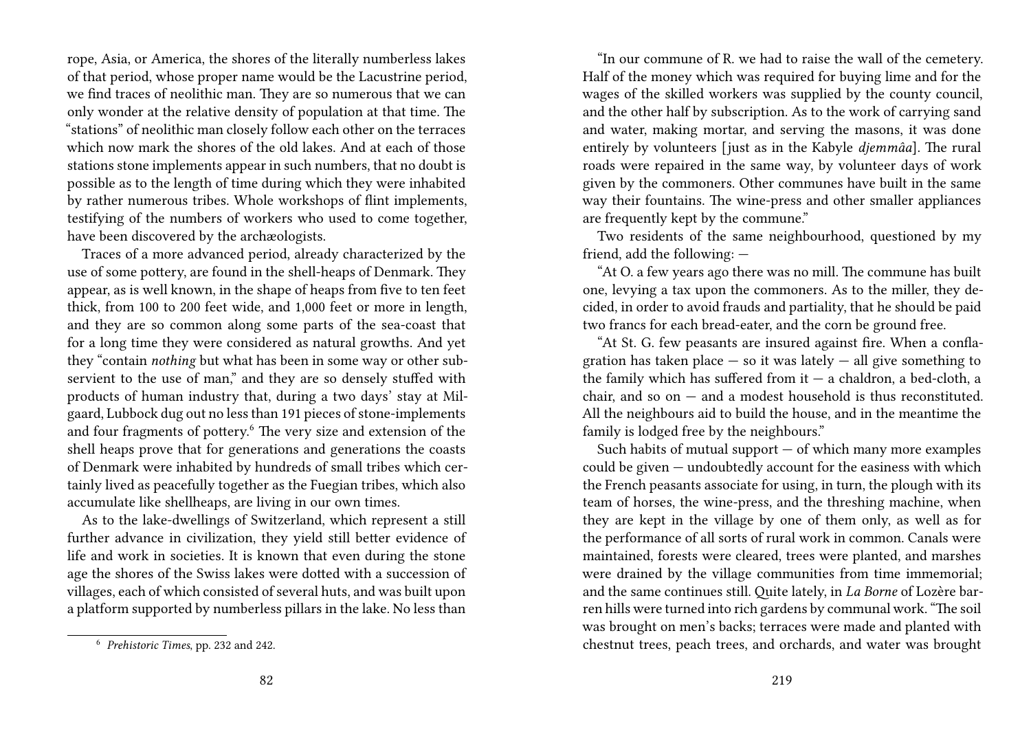rope, Asia, or America, the shores of the literally numberless lakes of that period, whose proper name would be the Lacustrine period, we find traces of neolithic man. They are so numerous that we can only wonder at the relative density of population at that time. The "stations" of neolithic man closely follow each other on the terraces which now mark the shores of the old lakes. And at each of those stations stone implements appear in such numbers, that no doubt is possible as to the length of time during which they were inhabited by rather numerous tribes. Whole workshops of flint implements, testifying of the numbers of workers who used to come together, have been discovered by the archæologists.

Traces of a more advanced period, already characterized by the use of some pottery, are found in the shell-heaps of Denmark. They appear, as is well known, in the shape of heaps from five to ten feet thick, from 100 to 200 feet wide, and 1,000 feet or more in length, and they are so common along some parts of the sea-coast that for a long time they were considered as natural growths. And yet they "contain *nothing* but what has been in some way or other subservient to the use of man," and they are so densely stuffed with products of human industry that, during a two days' stay at Milgaard, Lubbock dug out no less than 191 pieces of stone-implements and four fragments of pottery.[6] The very size and extension of the shell heaps prove that for generations and generations the coasts of Denmark were inhabited by hundreds of small tribes which certainly lived as peacefully together as the Fuegian tribes, which also accumulate like shellheaps, are living in our own times.

As to the lake-dwellings of Switzerland, which represent a still further advance in civilization, they yield still better evidence of life and work in societies. It is known that even during the stone age the shores of the Swiss lakes were dotted with a succession of villages, each of which consisted of several huts, and was built upon a platform supported by numberless pillars in the lake. No less than

[6] *Prehistoric Times*, pp. 232 and 242.

"In our commune of R. we had to raise the wall of the cemetery. Half of the money which was required for buying lime and for the wages of the skilled workers was supplied by the county council, and the other half by subscription. As to the work of carrying sand and water, making mortar, and serving the masons, it was done entirely by volunteers [just as in the Kabyle *djemmâa*]. The rural roads were repaired in the same way, by volunteer days of work given by the commoners. Other communes have built in the same way their fountains. The wine-press and other smaller appliances are frequently kept by the commune."

Two residents of the same neighbourhood, questioned by my friend, add the following: —

"At O. a few years ago there was no mill. The commune has built one, levying a tax upon the commoners. As to the miller, they decided, in order to avoid frauds and partiality, that he should be paid two francs for each bread-eater, and the corn be ground free.

"At St. G. few peasants are insured against fire. When a conflagration has taken place — so it was lately — all give something to the family which has suffered from it — a chaldron, a bed-cloth, a chair, and so on — and a modest household is thus reconstituted. All the neighbours aid to build the house, and in the meantime the family is lodged free by the neighbours."

Such habits of mutual support — of which many more examples could be given — undoubtedly account for the easiness with which the French peasants associate for using, in turn, the plough with its team of horses, the wine-press, and the threshing machine, when they are kept in the village by one of them only, as well as for the performance of all sorts of rural work in common. Canals were maintained, forests were cleared, trees were planted, and marshes were drained by the village communities from time immemorial; and the same continues still. Quite lately, in *La Borne* of Lozère barren hills were turned into rich gardens by communal work. "The soil was brought on men's backs; terraces were made and planted with chestnut trees, peach trees, and orchards, and water was brought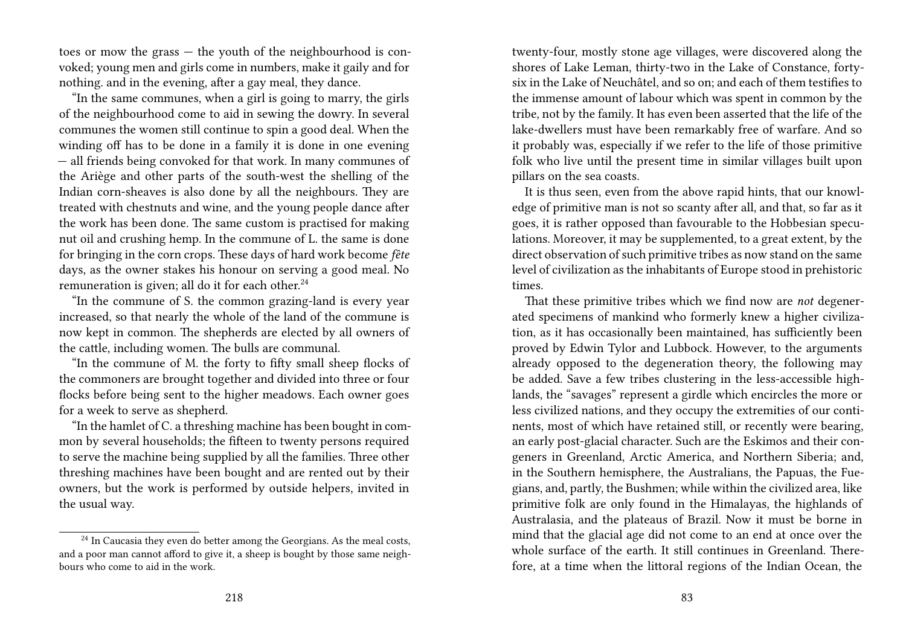toes or mow the grass — the youth of the neighbourhood is convoked; young men and girls come in numbers, make it gaily and for nothing. and in the evening, after a gay meal, they dance.

"In the same communes, when a girl is going to marry, the girls of the neighbourhood come to aid in sewing the dowry. In several communes the women still continue to spin a good deal. When the winding off has to be done in a family it is done in one evening — all friends being convoked for that work. In many communes of the Ariège and other parts of the south-west the shelling of the Indian corn-sheaves is also done by all the neighbours. They are treated with chestnuts and wine, and the young people dance after the work has been done. The same custom is practised for making nut oil and crushing hemp. In the commune of L. the same is done for bringing in the corn crops. These days of hard work become *fête* days, as the owner stakes his honour on serving a good meal. No remuneration is given; all do it for each other.[24]

"In the commune of S. the common grazing-land is every year increased, so that nearly the whole of the land of the commune is now kept in common. The shepherds are elected by all owners of the cattle, including women. The bulls are communal.

"In the commune of M. the forty to fifty small sheep flocks of the commoners are brought together and divided into three or four flocks before being sent to the higher meadows. Each owner goes for a week to serve as shepherd.

"In the hamlet of C. a threshing machine has been bought in common by several households; the fifteen to twenty persons required to serve the machine being supplied by all the families. Three other threshing machines have been bought and are rented out by their owners, but the work is performed by outside helpers, invited in the usual way.

[24] In Caucasia they even do better among the Georgians. As the meal costs, and a poor man cannot afford to give it, a sheep is bought by those same neighbours who come to aid in the work.

twenty-four, mostly stone age villages, were discovered along the shores of Lake Leman, thirty-two in the Lake of Constance, forty-six in the Lake of Neuchâtel, and so on; and each of them testifies to the immense amount of labour which was spent in common by the tribe, not by the family. It has even been asserted that the life of the lake-dwellers must have been remarkably free of warfare. And so it probably was, especially if we refer to the life of those primitive folk who live until the present time in similar villages built upon pillars on the sea coasts.

It is thus seen, even from the above rapid hints, that our knowledge of primitive man is not so scanty after all, and that, so far as it goes, it is rather opposed than favourable to the Hobbesian speculations. Moreover, it may be supplemented, to a great extent, by the direct observation of such primitive tribes as now stand on the same level of civilization as the inhabitants of Europe stood in prehistoric times.

That these primitive tribes which we find now are *not* degenerated specimens of mankind who formerly knew a higher civilization, as it has occasionally been maintained, has sufficiently been proved by Edwin Tylor and Lubbock. However, to the arguments already opposed to the degeneration theory, the following may be added. Save a few tribes clustering in the less-accessible highlands, the "savages" represent a girdle which encircles the more or less civilized nations, and they occupy the extremities of our continents, most of which have retained still, or recently were bearing, an early post-glacial character. Such are the Eskimos and their congeners in Greenland, Arctic America, and Northern Siberia; and, in the Southern hemisphere, the Australians, the Papuas, the Fuegians, and, partly, the Bushmen; while within the civilized area, like primitive folk are only found in the Himalayas, the highlands of Australasia, and the plateaus of Brazil. Now it must be borne in mind that the glacial age did not come to an end at once over the whole surface of the earth. It still continues in Greenland. Therefore, at a time when the littoral regions of the Indian Ocean, the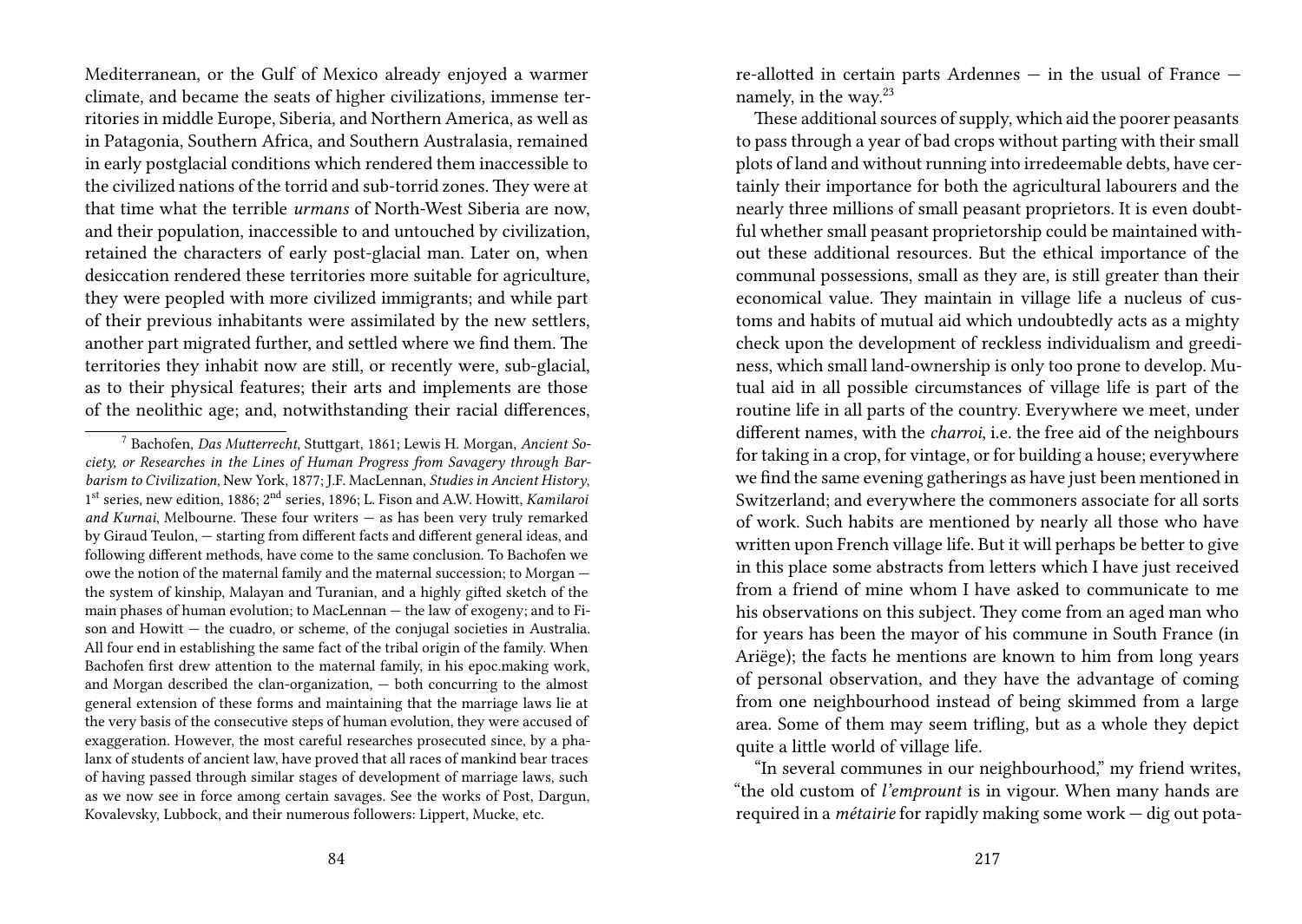Mediterranean, or the Gulf of Mexico already enjoyed a warmer climate, and became the seats of higher civilizations, immense territories in middle Europe, Siberia, and Northern America, as well as in Patagonia, Southern Africa, and Southern Australasia, remained in early postglacial conditions which rendered them inaccessible to the civilized nations of the torrid and sub-torrid zones. They were at that time what the terrible *urmans* of North-West Siberia are now, and their population, inaccessible to and untouched by civilization, retained the characters of early post-glacial man. Later on, when desiccation rendered these territories more suitable for agriculture, they were peopled with more civilized immigrants; and while part of their previous inhabitants were assimilated by the new settlers, another part migrated further, and settled where we find them. The territories they inhabit now are still, or recently were, sub-glacial, as to their physical features; their arts and implements are those of the neolithic age; and, notwithstanding their racial differences,

[7] Bachofen, *Das Mutterrecht*, Stuttgart, 1861; Lewis H. Morgan, *Ancient Society, or Researches in the Lines of Human Progress from Savagery through Barbarism to Civilization*, New York, 1877; J.F. MacLennan, *Studies in Ancient History*, 1st series, new edition, 1886; 2nd series, 1896; L. Fison and A.W. Howitt, *Kamilaroi and Kurnai*, Melbourne. These four writers — as has been very truly remarked by Giraud Teulon, — starting from different facts and different general ideas, and following different methods, have come to the same conclusion. To Bachofen we owe the notion of the maternal family and the maternal succession; to Morgan — the system of kinship, Malayan and Turanian, and a highly gifted sketch of the main phases of human evolution; to MacLennan — the law of exogeny; and to Fison and Howitt — the cuadro, or scheme, of the conjugal societies in Australia. All four end in establishing the same fact of the tribal origin of the family. When Bachofen first drew attention to the maternal family, in his epoc.making work, and Morgan described the clan-organization, — both concurring to the almost general extension of these forms and maintaining that the marriage laws lie at the very basis of the consecutive steps of human evolution, they were accused of exaggeration. However, the most careful researches prosecuted since, by a phalanx of students of ancient law, have proved that all races of mankind bear traces of having passed through similar stages of development of marriage laws, such as we now see in force among certain savages. See the works of Post, Dargun, Kovalevsky, Lubbock, and their numerous followers: Lippert, Mucke, etc.

re-allotted in certain parts Ardennes — in the usual of France — namely, in the way.[23]

These additional sources of supply, which aid the poorer peasants to pass through a year of bad crops without parting with their small plots of land and without running into irredeemable debts, have certainly their importance for both the agricultural labourers and the nearly three millions of small peasant proprietors. It is even doubtful whether small peasant proprietorship could be maintained without these additional resources. But the ethical importance of the communal possessions, small as they are, is still greater than their economical value. They maintain in village life a nucleus of customs and habits of mutual aid which undoubtedly acts as a mighty check upon the development of reckless individualism and greediness, which small land-ownership is only too prone to develop. Mutual aid in all possible circumstances of village life is part of the routine life in all parts of the country. Everywhere we meet, under different names, with the *charroi*, i.e. the free aid of the neighbours for taking in a crop, for vintage, or for building a house; everywhere we find the same evening gatherings as have just been mentioned in Switzerland; and everywhere the commoners associate for all sorts of work. Such habits are mentioned by nearly all those who have written upon French village life. But it will perhaps be better to give in this place some abstracts from letters which I have just received from a friend of mine whom I have asked to communicate to me his observations on this subject. They come from an aged man who for years has been the mayor of his commune in South France (in Ariëge); the facts he mentions are known to him from long years of personal observation, and they have the advantage of coming from one neighbourhood instead of being skimmed from a large area. Some of them may seem trifling, but as a whole they depict quite a little world of village life.

"In several communes in our neighbourhood," my friend writes, "the old custom of *l'emprount* is in vigour. When many hands are required in a *métairie* for rapidly making some work — dig out pota-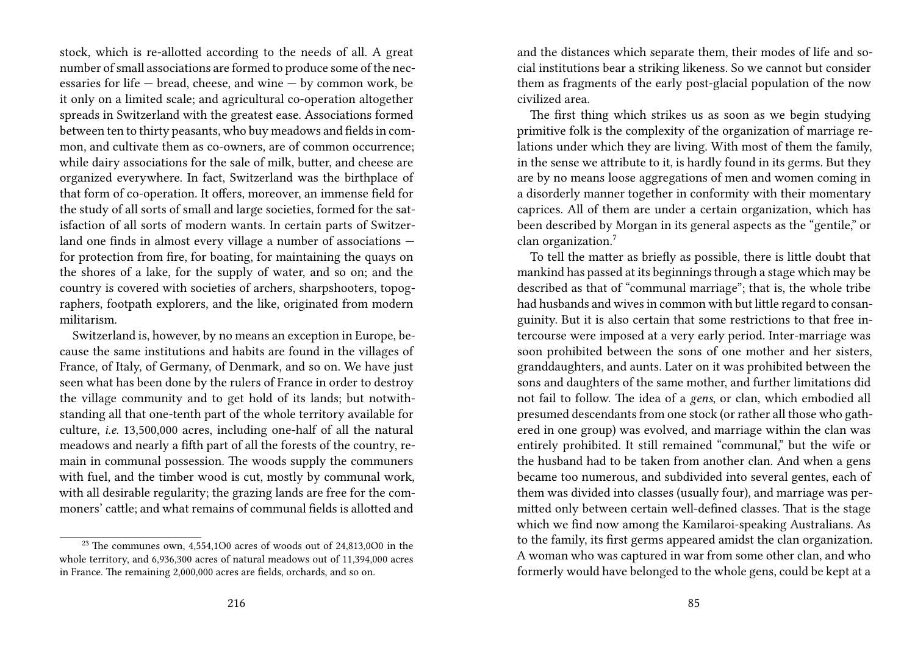stock, which is re-allotted according to the needs of all. A great number of small associations are formed to produce some of the necessaries for life — bread, cheese, and wine — by common work, be it only on a limited scale; and agricultural co-operation altogether spreads in Switzerland with the greatest ease. Associations formed between ten to thirty peasants, who buy meadows and fields in common, and cultivate them as co-owners, are of common occurrence; while dairy associations for the sale of milk, butter, and cheese are organized everywhere. In fact, Switzerland was the birthplace of that form of co-operation. It offers, moreover, an immense field for the study of all sorts of small and large societies, formed for the satisfaction of all sorts of modern wants. In certain parts of Switzerland one finds in almost every village a number of associations — for protection from fire, for boating, for maintaining the quays on the shores of a lake, for the supply of water, and so on; and the country is covered with societies of archers, sharpshooters, topographers, footpath explorers, and the like, originated from modern militarism.

Switzerland is, however, by no means an exception in Europe, because the same institutions and habits are found in the villages of France, of Italy, of Germany, of Denmark, and so on. We have just seen what has been done by the rulers of France in order to destroy the village community and to get hold of its lands; but notwithstanding all that one-tenth part of the whole territory available for culture, *i.e.* 13,500,000 acres, including one-half of all the natural meadows and nearly a fifth part of all the forests of the country, remain in communal possession. The woods supply the communers with fuel, and the timber wood is cut, mostly by communal work, with all desirable regularity; the grazing lands are free for the commoners' cattle; and what remains of communal fields is allotted and

[23] The communes own, 4,554,1O0 acres of woods out of 24,813,0O0 in the whole territory, and 6,936,300 acres of natural meadows out of 11,394,000 acres in France. The remaining 2,000,000 acres are fields, orchards, and so on.

and the distances which separate them, their modes of life and social institutions bear a striking likeness. So we cannot but consider them as fragments of the early post-glacial population of the now civilized area.

The first thing which strikes us as soon as we begin studying primitive folk is the complexity of the organization of marriage relations under which they are living. With most of them the family, in the sense we attribute to it, is hardly found in its germs. But they are by no means loose aggregations of men and women coming in a disorderly manner together in conformity with their momentary caprices. All of them are under a certain organization, which has been described by Morgan in its general aspects as the "gentile," or clan organization.[7]

To tell the matter as briefly as possible, there is little doubt that mankind has passed at its beginnings through a stage which may be described as that of "communal marriage"; that is, the whole tribe had husbands and wives in common with but little regard to consanguinity. But it is also certain that some restrictions to that free intercourse were imposed at a very early period. Inter-marriage was soon prohibited between the sons of one mother and her sisters, granddaughters, and aunts. Later on it was prohibited between the sons and daughters of the same mother, and further limitations did not fail to follow. The idea of a *gens*, or clan, which embodied all presumed descendants from one stock (or rather all those who gathered in one group) was evolved, and marriage within the clan was entirely prohibited. It still remained "communal," but the wife or the husband had to be taken from another clan. And when a gens became too numerous, and subdivided into several gentes, each of them was divided into classes (usually four), and marriage was permitted only between certain well-defined classes. That is the stage which we find now among the Kamilaroi-speaking Australians. As to the family, its first germs appeared amidst the clan organization. A woman who was captured in war from some other clan, and who formerly would have belonged to the whole gens, could be kept at a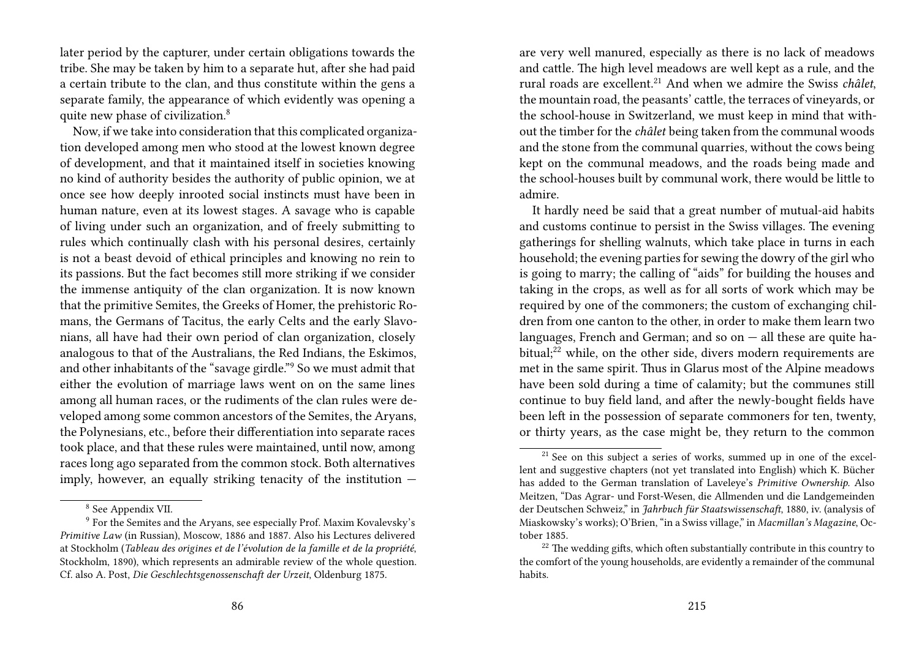later period by the capturer, under certain obligations towards the tribe. She may be taken by him to a separate hut, after she had paid a certain tribute to the clan, and thus constitute within the gens a separate family, the appearance of which evidently was opening a quite new phase of civilization.[8]

Now, if we take into consideration that this complicated organization developed among men who stood at the lowest known degree of development, and that it maintained itself in societies knowing no kind of authority besides the authority of public opinion, we at once see how deeply inrooted social instincts must have been in human nature, even at its lowest stages. A savage who is capable of living under such an organization, and of freely submitting to rules which continually clash with his personal desires, certainly is not a beast devoid of ethical principles and knowing no rein to its passions. But the fact becomes still more striking if we consider the immense antiquity of the clan organization. It is now known that the primitive Semites, the Greeks of Homer, the prehistoric Romans, the Germans of Tacitus, the early Celts and the early Slavonians, all have had their own period of clan organization, closely analogous to that of the Australians, the Red Indians, the Eskimos, and other inhabitants of the "savage girdle."[9] So we must admit that either the evolution of marriage laws went on on the same lines among all human races, or the rudiments of the clan rules were developed among some common ancestors of the Semites, the Aryans, the Polynesians, etc., before their differentiation into separate races took place, and that these rules were maintained, until now, among races long ago separated from the common stock. Both alternatives imply, however, an equally striking tenacity of the institution —

[8] See Appendix VII.

[9] For the Semites and the Aryans, see especially Prof. Maxim Kovalevsky's *Primitive Law* (in Russian), Moscow, 1886 and 1887. Also his Lectures delivered at Stockholm (*Tableau des origines et de l'évolution de la famille et de la propriété*, Stockholm, 1890), which represents an admirable review of the whole question. Cf. also A. Post, *Die Geschlechtsgenossenschaft der Urzeit*, Oldenburg 1875.

are very well manured, especially as there is no lack of meadows and cattle. The high level meadows are well kept as a rule, and the rural roads are excellent.[21] And when we admire the Swiss *châlet*, the mountain road, the peasants' cattle, the terraces of vineyards, or the school-house in Switzerland, we must keep in mind that without the timber for the *châlet* being taken from the communal woods and the stone from the communal quarries, without the cows being kept on the communal meadows, and the roads being made and the school-houses built by communal work, there would be little to admire.

It hardly need be said that a great number of mutual-aid habits and customs continue to persist in the Swiss villages. The evening gatherings for shelling walnuts, which take place in turns in each household; the evening parties for sewing the dowry of the girl who is going to marry; the calling of "aids" for building the houses and taking in the crops, as well as for all sorts of work which may be required by one of the commoners; the custom of exchanging children from one canton to the other, in order to make them learn two languages, French and German; and so on — all these are quite habitual;[22] while, on the other side, divers modern requirements are met in the same spirit. Thus in Glarus most of the Alpine meadows have been sold during a time of calamity; but the communes still continue to buy field land, and after the newly-bought fields have been left in the possession of separate commoners for ten, twenty, or thirty years, as the case might be, they return to the common

[21] See on this subject a series of works, summed up in one of the excellent and suggestive chapters (not yet translated into English) which K. Bücher has added to the German translation of Laveleye's *Primitive Ownership*. Also Meitzen, "Das Agrar- und Forst-Wesen, die Allmenden und die Landgemeinden der Deutschen Schweiz," in *Jahrbuch für Staatswissenschaft*, 1880, iv. (analysis of Miaskowsky's works); O'Brien, "in a Swiss village," in *Macmillan's Magazine*, October 1885.

[22] The wedding gifts, which often substantially contribute in this country to the comfort of the young households, are evidently a remainder of the communal habits.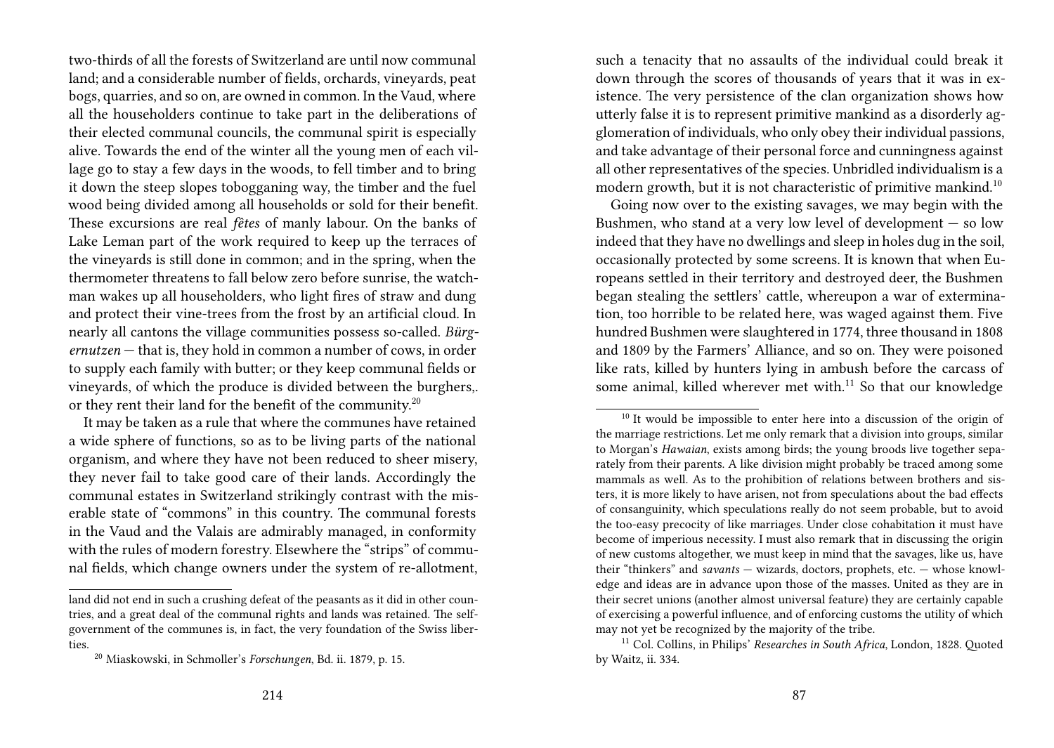two-thirds of all the forests of Switzerland are until now communal land; and a considerable number of fields, orchards, vineyards, peat bogs, quarries, and so on, are owned in common. In the Vaud, where all the householders continue to take part in the deliberations of their elected communal councils, the communal spirit is especially alive. Towards the end of the winter all the young men of each village go to stay a few days in the woods, to fell timber and to bring it down the steep slopes tobogganing way, the timber and the fuel wood being divided among all households or sold for their benefit. These excursions are real *fêtes* of manly labour. On the banks of Lake Leman part of the work required to keep up the terraces of the vineyards is still done in common; and in the spring, when the thermometer threatens to fall below zero before sunrise, the watchman wakes up all householders, who light fires of straw and dung and protect their vine-trees from the frost by an artificial cloud. In nearly all cantons the village communities possess so-called. *Bürgernutzen* — that is, they hold in common a number of cows, in order to supply each family with butter; or they keep communal fields or vineyards, of which the produce is divided between the burghers,. or they rent their land for the benefit of the community.[20]

It may be taken as a rule that where the communes have retained a wide sphere of functions, so as to be living parts of the national organism, and where they have not been reduced to sheer misery, they never fail to take good care of their lands. Accordingly the communal estates in Switzerland strikingly contrast with the miserable state of "commons" in this country. The communal forests in the Vaud and the Valais are admirably managed, in conformity with the rules of modern forestry. Elsewhere the "strips" of communal fields, which change owners under the system of re-allotment,

---

land did not end in such a crushing defeat of the peasants as it did in other countries, and a great deal of the communal rights and lands was retained. The self-government of the communes is, in fact, the very foundation of the Swiss liberties.

[20] Miaskowski, in Schmoller's *Forschungen*, Bd. ii. 1879, p. 15.

---

such a tenacity that no assaults of the individual could break it down through the scores of thousands of years that it was in existence. The very persistence of the clan organization shows how utterly false it is to represent primitive mankind as a disorderly agglomeration of individuals, who only obey their individual passions, and take advantage of their personal force and cunningness against all other representatives of the species. Unbridled individualism is a modern growth, but it is not characteristic of primitive mankind.[10]

Going now over to the existing savages, we may begin with the Bushmen, who stand at a very low level of development — so low indeed that they have no dwellings and sleep in holes dug in the soil, occasionally protected by some screens. It is known that when Europeans settled in their territory and destroyed deer, the Bushmen began stealing the settlers' cattle, whereupon a war of extermination, too horrible to be related here, was waged against them. Five hundred Bushmen were slaughtered in 1774, three thousand in 1808 and 1809 by the Farmers' Alliance, and so on. They were poisoned like rats, killed by hunters lying in ambush before the carcass of some animal, killed wherever met with.[11] So that our knowledge

---

[10] It would be impossible to enter here into a discussion of the origin of the marriage restrictions. Let me only remark that a division into groups, similar to Morgan's *Hawaian*, exists among birds; the young broods live together separately from their parents. A like division might probably be traced among some mammals as well. As to the prohibition of relations between brothers and sisters, it is more likely to have arisen, not from speculations about the bad effects of consanguinity, which speculations really do not seem probable, but to avoid the too-easy precocity of like marriages. Under close cohabitation it must have become of imperious necessity. I must also remark that in discussing the origin of new customs altogether, we must keep in mind that the savages, like us, have their "thinkers" and *savants* — wizards, doctors, prophets, etc. — whose knowledge and ideas are in advance upon those of the masses. United as they are in their secret unions (another almost universal feature) they are certainly capable of exercising a powerful influence, and of enforcing customs the utility of which may not yet be recognized by the majority of the tribe.

[11] Col. Collins, in Philips' *Researches in South Africa*, London, 1828. Quoted by Waitz, ii. 334.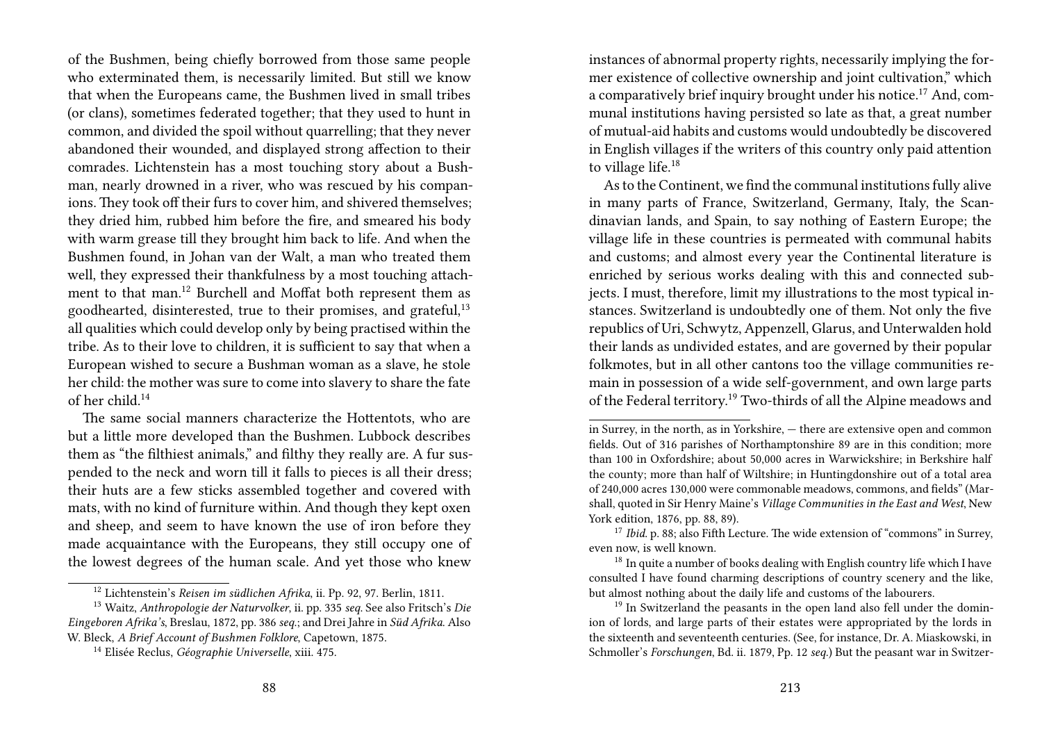of the Bushmen, being chiefly borrowed from those same people who exterminated them, is necessarily limited. But still we know that when the Europeans came, the Bushmen lived in small tribes (or clans), sometimes federated together; that they used to hunt in common, and divided the spoil without quarrelling; that they never abandoned their wounded, and displayed strong affection to their comrades. Lichtenstein has a most touching story about a Bushman, nearly drowned in a river, who was rescued by his companions. They took off their furs to cover him, and shivered themselves; they dried him, rubbed him before the fire, and smeared his body with warm grease till they brought him back to life. And when the Bushmen found, in Johan van der Walt, a man who treated them well, they expressed their thankfulness by a most touching attachment to that man.[12] Burchell and Moffat both represent them as goodhearted, disinterested, true to their promises, and grateful,[13] all qualities which could develop only by being practised within the tribe. As to their love to children, it is sufficient to say that when a European wished to secure a Bushman woman as a slave, he stole her child: the mother was sure to come into slavery to share the fate of her child.[14]

The same social manners characterize the Hottentots, who are but a little more developed than the Bushmen. Lubbock describes them as "the filthiest animals," and filthy they really are. A fur suspended to the neck and worn till it falls to pieces is all their dress; their huts are a few sticks assembled together and covered with mats, with no kind of furniture within. And though they kept oxen and sheep, and seem to have known the use of iron before they made acquaintance with the Europeans, they still occupy one of the lowest degrees of the human scale. And yet those who knew

[12] Lichtenstein's *Reisen im südlichen Afrika*, ii. Pp. 92, 97. Berlin, 1811.

[13] Waitz, *Anthropologie der Naturvolker*, ii. pp. 335 *seq.* See also Fritsch's *Die Eingeboren Afrika's*, Breslau, 1872, pp. 386 *seq.*; and Drei Jahre in *Süd Afrika*. Also W. Bleck, *A Brief Account of Bushmen Folklore*, Capetown, 1875.

[14] Elisée Reclus, *Géographie Universelle*, xiii. 475.

instances of abnormal property rights, necessarily implying the former existence of collective ownership and joint cultivation," which a comparatively brief inquiry brought under his notice.[17] And, communal institutions having persisted so late as that, a great number of mutual-aid habits and customs would undoubtedly be discovered in English villages if the writers of this country only paid attention to village life.[18]

As to the Continent, we find the communal institutions fully alive in many parts of France, Switzerland, Germany, Italy, the Scandinavian lands, and Spain, to say nothing of Eastern Europe; the village life in these countries is permeated with communal habits and customs; and almost every year the Continental literature is enriched by serious works dealing with this and connected subjects. I must, therefore, limit my illustrations to the most typical instances. Switzerland is undoubtedly one of them. Not only the five republics of Uri, Schwytz, Appenzell, Glarus, and Unterwalden hold their lands as undivided estates, and are governed by their popular folkmotes, but in all other cantons too the village communities remain in possession of a wide self-government, and own large parts of the Federal territory.[19] Two-thirds of all the Alpine meadows and

in Surrey, in the north, as in Yorkshire, — there are extensive open and common fields. Out of 316 parishes of Northamptonshire 89 are in this condition; more than 100 in Oxfordshire; about 50,000 acres in Warwickshire; in Berkshire half the county; more than half of Wiltshire; in Huntingdonshire out of a total area of 240,000 acres 130,000 were commonable meadows, commons, and fields" (Marshall, quoted in Sir Henry Maine's *Village Communities in the East and West*, New York edition, 1876, pp. 88, 89).

[17] *Ibid.* p. 88; also Fifth Lecture. The wide extension of "commons" in Surrey, even now, is well known.

[18] In quite a number of books dealing with English country life which I have consulted I have found charming descriptions of country scenery and the like, but almost nothing about the daily life and customs of the labourers.

[19] In Switzerland the peasants in the open land also fell under the dominion of lords, and large parts of their estates were appropriated by the lords in the sixteenth and seventeenth centuries. (See, for instance, Dr. A. Miaskowski, in Schmoller's *Forschungen*, Bd. ii. 1879, Pp. 12 *seq.*) But the peasant war in Switzer-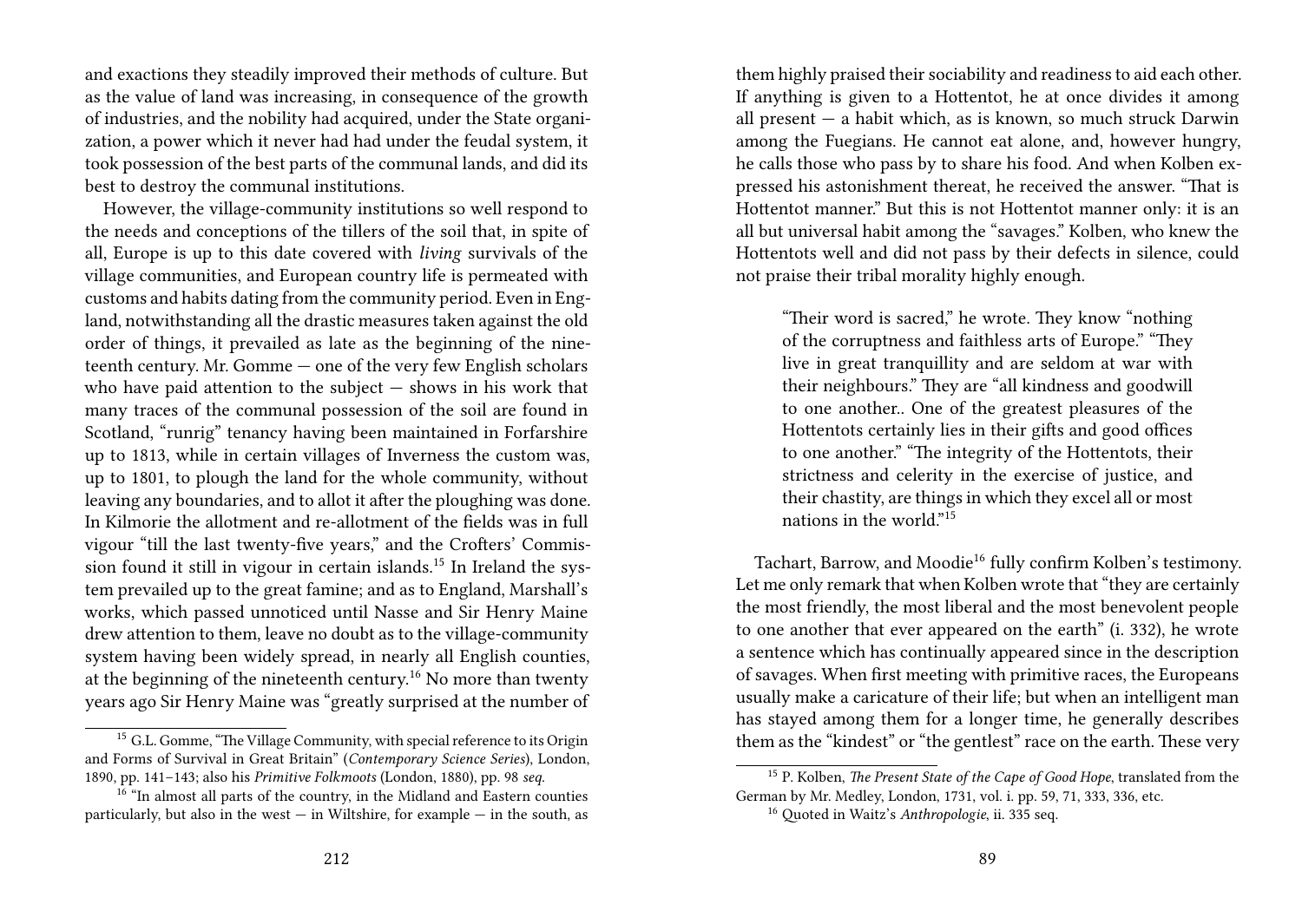and exactions they steadily improved their methods of culture. But as the value of land was increasing, in consequence of the growth of industries, and the nobility had acquired, under the State organization, a power which it never had had under the feudal system, it took possession of the best parts of the communal lands, and did its best to destroy the communal institutions.

However, the village-community institutions so well respond to the needs and conceptions of the tillers of the soil that, in spite of all, Europe is up to this date covered with *living* survivals of the village communities, and European country life is permeated with customs and habits dating from the community period. Even in England, notwithstanding all the drastic measures taken against the old order of things, it prevailed as late as the beginning of the nineteenth century. Mr. Gomme — one of the very few English scholars who have paid attention to the subject — shows in his work that many traces of the communal possession of the soil are found in Scotland, "runrig" tenancy having been maintained in Forfarshire up to 1813, while in certain villages of Inverness the custom was, up to 1801, to plough the land for the whole community, without leaving any boundaries, and to allot it after the ploughing was done. In Kilmorie the allotment and re-allotment of the fields was in full vigour "till the last twenty-five years," and the Crofters' Commission found it still in vigour in certain islands.[15] In Ireland the system prevailed up to the great famine; and as to England, Marshall's works, which passed unnoticed until Nasse and Sir Henry Maine drew attention to them, leave no doubt as to the village-community system having been widely spread, in nearly all English counties, at the beginning of the nineteenth century.[16] No more than twenty years ago Sir Henry Maine was "greatly surprised at the number of

[15] G.L. Gomme, "The Village Community, with special reference to its Origin and Forms of Survival in Great Britain" (*Contemporary Science Series*), London, 1890, pp. 141–143; also his *Primitive Folkmoots* (London, 1880), pp. 98 *seq.*

[16] "In almost all parts of the country, in the Midland and Eastern counties particularly, but also in the west — in Wiltshire, for example — in the south, as

them highly praised their sociability and readiness to aid each other. If anything is given to a Hottentot, he at once divides it among all present — a habit which, as is known, so much struck Darwin among the Fuegians. He cannot eat alone, and, however hungry, he calls those who pass by to share his food. And when Kolben expressed his astonishment thereat, he received the answer. "That is Hottentot manner." But this is not Hottentot manner only: it is an all but universal habit among the "savages." Kolben, who knew the Hottentots well and did not pass by their defects in silence, could not praise their tribal morality highly enough.

> "Their word is sacred," he wrote. They know "nothing of the corruptness and faithless arts of Europe." "They live in great tranquillity and are seldom at war with their neighbours." They are "all kindness and goodwill to one another.. One of the greatest pleasures of the Hottentots certainly lies in their gifts and good offices to one another." "The integrity of the Hottentots, their strictness and celerity in the exercise of justice, and their chastity, are things in which they excel all or most nations in the world."[15]

Tachart, Barrow, and Moodie[16] fully confirm Kolben's testimony. Let me only remark that when Kolben wrote that "they are certainly the most friendly, the most liberal and the most benevolent people to one another that ever appeared on the earth" (i. 332), he wrote a sentence which has continually appeared since in the description of savages. When first meeting with primitive races, the Europeans usually make a caricature of their life; but when an intelligent man has stayed among them for a longer time, he generally describes them as the "kindest" or "the gentlest" race on the earth. These very

[15] P. Kolben, *The Present State of the Cape of Good Hope*, translated from the German by Mr. Medley, London, 1731, vol. i. pp. 59, 71, 333, 336, etc.

[16] Quoted in Waitz's *Anthropologie*, ii. 335 seq.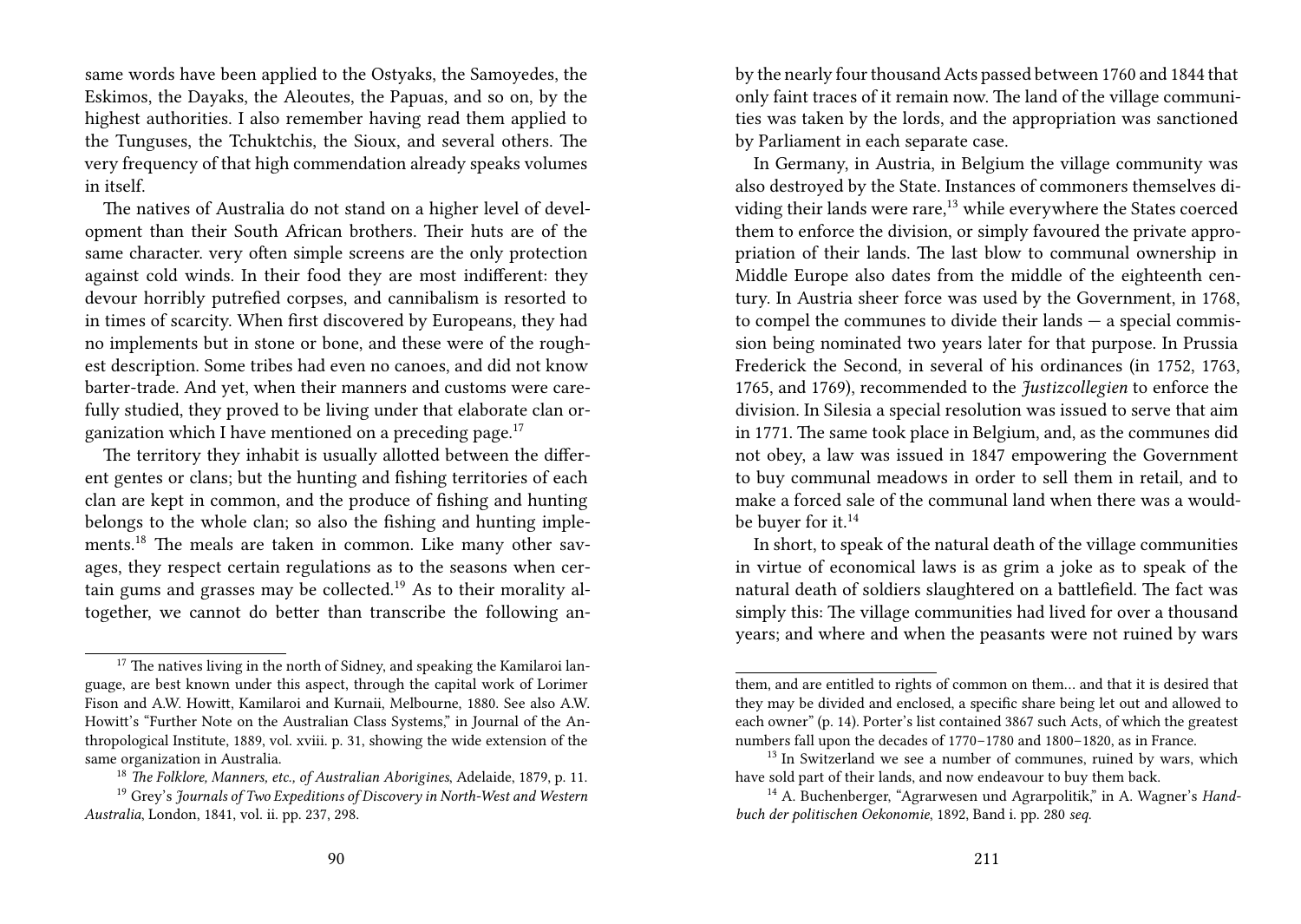same words have been applied to the Ostyaks, the Samoyedes, the Eskimos, the Dayaks, the Aleoutes, the Papuas, and so on, by the highest authorities. I also remember having read them applied to the Tunguses, the Tchuktchis, the Sioux, and several others. The very frequency of that high commendation already speaks volumes in itself.

The natives of Australia do not stand on a higher level of development than their South African brothers. Their huts are of the same character. very often simple screens are the only protection against cold winds. In their food they are most indifferent: they devour horribly putrefied corpses, and cannibalism is resorted to in times of scarcity. When first discovered by Europeans, they had no implements but in stone or bone, and these were of the roughest description. Some tribes had even no canoes, and did not know barter-trade. And yet, when their manners and customs were carefully studied, they proved to be living under that elaborate clan organization which I have mentioned on a preceding page.[17]

The territory they inhabit is usually allotted between the different gentes or clans; but the hunting and fishing territories of each clan are kept in common, and the produce of fishing and hunting belongs to the whole clan; so also the fishing and hunting implements.[18] The meals are taken in common. Like many other savages, they respect certain regulations as to the seasons when certain gums and grasses may be collected.[19] As to their morality altogether, we cannot do better than transcribe the following an-

[17] The natives living in the north of Sidney, and speaking the Kamilaroi language, are best known under this aspect, through the capital work of Lorimer Fison and A.W. Howitt, Kamilaroi and Kurnaii, Melbourne, 1880. See also A.W. Howitt's "Further Note on the Australian Class Systems," in Journal of the Anthropological Institute, 1889, vol. xviii. p. 31, showing the wide extension of the same organization in Australia.

[18] *The Folklore, Manners, etc., of Australian Aborigines*, Adelaide, 1879, p. 11.

[19] Grey's *Journals of Two Expeditions of Discovery in North-West and Western Australia*, London, 1841, vol. ii. pp. 237, 298.

by the nearly four thousand Acts passed between 1760 and 1844 that only faint traces of it remain now. The land of the village communities was taken by the lords, and the appropriation was sanctioned by Parliament in each separate case.

In Germany, in Austria, in Belgium the village community was also destroyed by the State. Instances of commoners themselves dividing their lands were rare,[13] while everywhere the States coerced them to enforce the division, or simply favoured the private appropriation of their lands. The last blow to communal ownership in Middle Europe also dates from the middle of the eighteenth century. In Austria sheer force was used by the Government, in 1768, to compel the communes to divide their lands — a special commission being nominated two years later for that purpose. In Prussia Frederick the Second, in several of his ordinances (in 1752, 1763, 1765, and 1769), recommended to the *Justizcollegien* to enforce the division. In Silesia a special resolution was issued to serve that aim in 1771. The same took place in Belgium, and, as the communes did not obey, a law was issued in 1847 empowering the Government to buy communal meadows in order to sell them in retail, and to make a forced sale of the communal land when there was a would-be buyer for it.[14]

In short, to speak of the natural death of the village communities in virtue of economical laws is as grim a joke as to speak of the natural death of soldiers slaughtered on a battlefield. The fact was simply this: The village communities had lived for over a thousand years; and where and when the peasants were not ruined by wars

them, and are entitled to rights of common on them… and that it is desired that they may be divided and enclosed, a specific share being let out and allowed to each owner" (p. 14). Porter's list contained 3867 such Acts, of which the greatest numbers fall upon the decades of 1770–1780 and 1800–1820, as in France.

[13] In Switzerland we see a number of communes, ruined by wars, which have sold part of their lands, and now endeavour to buy them back.

[14] A. Buchenberger, "Agrarwesen und Agrarpolitik," in A. Wagner's *Handbuch der politischen Oekonomie*, 1892, Band i. pp. 280 *seq.*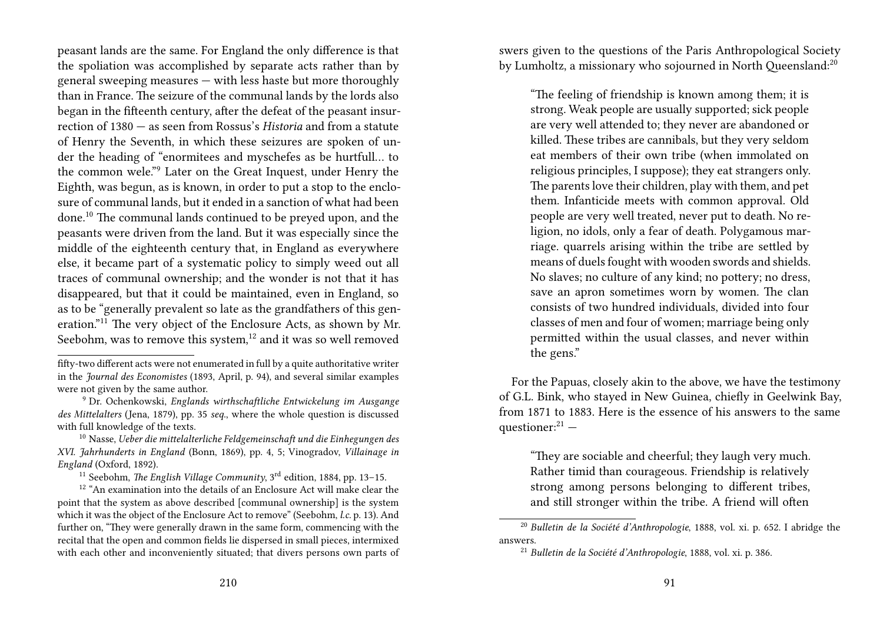peasant lands are the same. For England the only difference is that the spoliation was accomplished by separate acts rather than by general sweeping measures — with less haste but more thoroughly than in France. The seizure of the communal lands by the lords also began in the fifteenth century, after the defeat of the peasant insurrection of 1380 — as seen from Rossus's *Historia* and from a statute of Henry the Seventh, in which these seizures are spoken of under the heading of "enormitees and myschefes as be hurtfull… to the common wele."[9] Later on the Great Inquest, under Henry the Eighth, was begun, as is known, in order to put a stop to the enclosure of communal lands, but it ended in a sanction of what had been done.[10] The communal lands continued to be preyed upon, and the peasants were driven from the land. But it was especially since the middle of the eighteenth century that, in England as everywhere else, it became part of a systematic policy to simply weed out all traces of communal ownership; and the wonder is not that it has disappeared, but that it could be maintained, even in England, so as to be "generally prevalent so late as the grandfathers of this generation."[11] The very object of the Enclosure Acts, as shown by Mr. Seebohm, was to remove this system,[12] and it was so well removed

fifty-two different acts were not enumerated in full by a quite authoritative writer in the *Journal des Economistes* (1893, April, p. 94), and several similar examples were not given by the same author.

[9] Dr. Ochenkowski, *Englands wirthschaftliche Entwickelung im Ausgange des Mittelalters* (Jena, 1879), pp. 35 *seq*., where the whole question is discussed with full knowledge of the texts.

[10] Nasse, *Ueber die mittelalterliche Feldgemeinschaft und die Einhegungen des XVI. Jahrhunderts in England* (Bonn, 1869), pp. 4, 5; Vinogradov, *Villainage in England* (Oxford, 1892).

[11] Seebohm, *The English Village Community*, 3rd edition, 1884, pp. 13–15.

[12] "An examination into the details of an Enclosure Act will make clear the point that the system as above described [communal ownership] is the system which it was the object of the Enclosure Act to remove" (Seebohm, *l.c.* p. 13). And further on, "They were generally drawn in the same form, commencing with the recital that the open and common fields lie dispersed in small pieces, intermixed with each other and inconveniently situated; that divers persons own parts of

swers given to the questions of the Paris Anthropological Society by Lumholtz, a missionary who sojourned in North Queensland:[20]

> "The feeling of friendship is known among them; it is strong. Weak people are usually supported; sick people are very well attended to; they never are abandoned or killed. These tribes are cannibals, but they very seldom eat members of their own tribe (when immolated on religious principles, I suppose); they eat strangers only. The parents love their children, play with them, and pet them. Infanticide meets with common approval. Old people are very well treated, never put to death. No religion, no idols, only a fear of death. Polygamous marriage. quarrels arising within the tribe are settled by means of duels fought with wooden swords and shields. No slaves; no culture of any kind; no pottery; no dress, save an apron sometimes worn by women. The clan consists of two hundred individuals, divided into four classes of men and four of women; marriage being only permitted within the usual classes, and never within the gens."

For the Papuas, closely akin to the above, we have the testimony of G.L. Bink, who stayed in New Guinea, chiefly in Geelwink Bay, from 1871 to 1883. Here is the essence of his answers to the same questioner:[21] —

> "They are sociable and cheerful; they laugh very much. Rather timid than courageous. Friendship is relatively strong among persons belonging to different tribes, and still stronger within the tribe. A friend will often

[20] *Bulletin de la Société d'Anthropologie*, 1888, vol. xi. p. 652. I abridge the answers.

[21] *Bulletin de la Société d'Anthropologie*, 1888, vol. xi. p. 386.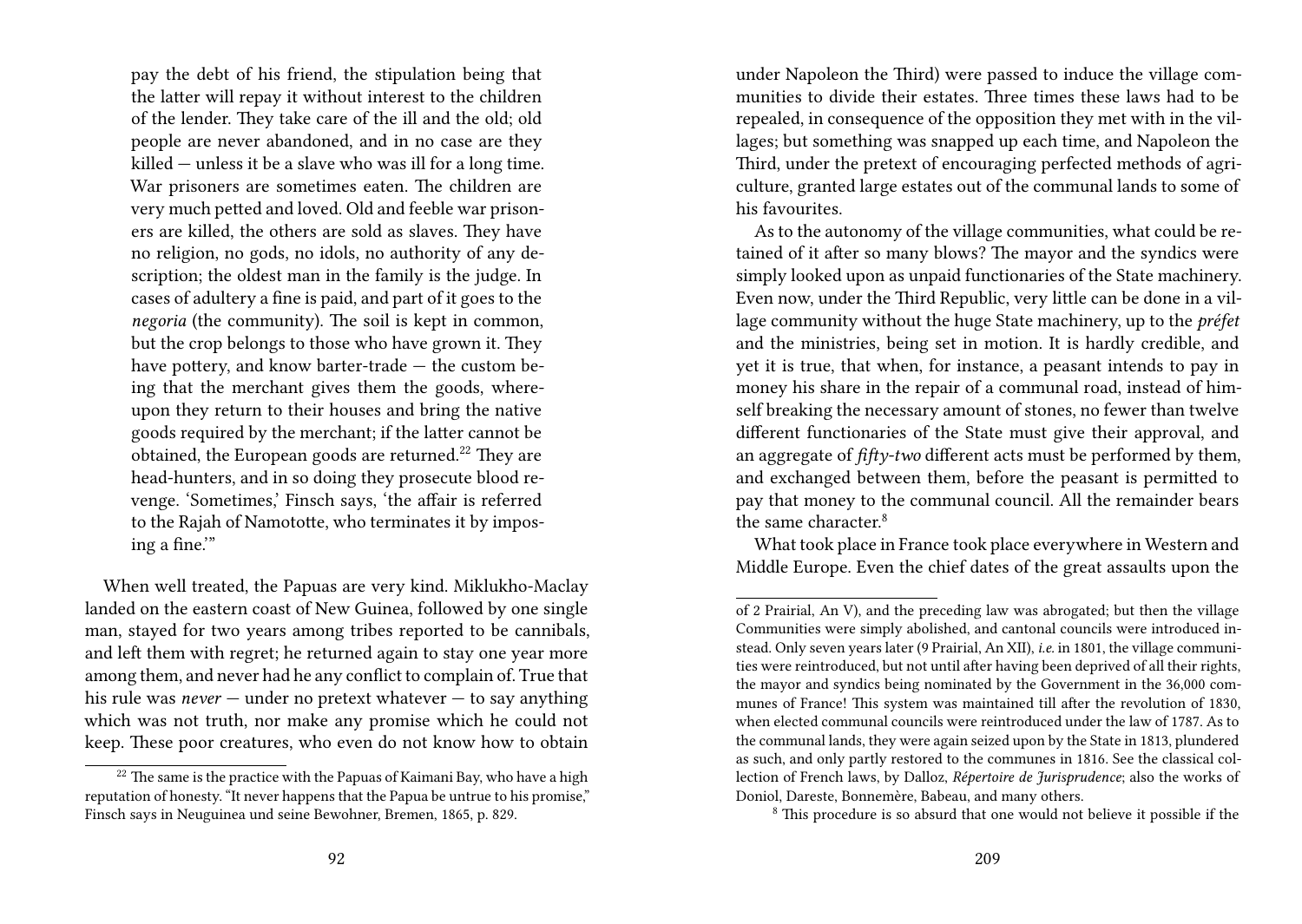pay the debt of his friend, the stipulation being that the latter will repay it without interest to the children of the lender. They take care of the ill and the old; old people are never abandoned, and in no case are they killed — unless it be a slave who was ill for a long time. War prisoners are sometimes eaten. The children are very much petted and loved. Old and feeble war prisoners are killed, the others are sold as slaves. They have no religion, no gods, no idols, no authority of any description; the oldest man in the family is the judge. In cases of adultery a fine is paid, and part of it goes to the *negoria* (the community). The soil is kept in common, but the crop belongs to those who have grown it. They have pottery, and know barter-trade — the custom being that the merchant gives them the goods, whereupon they return to their houses and bring the native goods required by the merchant; if the latter cannot be obtained, the European goods are returned.[22] They are head-hunters, and in so doing they prosecute blood revenge. 'Sometimes,' Finsch says, 'the affair is referred to the Rajah of Namototte, who terminates it by imposing a fine.'"

When well treated, the Papuas are very kind. Miklukho-Maclay landed on the eastern coast of New Guinea, followed by one single man, stayed for two years among tribes reported to be cannibals, and left them with regret; he returned again to stay one year more among them, and never had he any conflict to complain of. True that his rule was *never* — under no pretext whatever — to say anything which was not truth, nor make any promise which he could not keep. These poor creatures, who even do not know how to obtain

[22] The same is the practice with the Papuas of Kaimani Bay, who have a high reputation of honesty. "It never happens that the Papua be untrue to his promise," Finsch says in Neuguinea und seine Bewohner, Bremen, 1865, p. 829.

under Napoleon the Third) were passed to induce the village communities to divide their estates. Three times these laws had to be repealed, in consequence of the opposition they met with in the villages; but something was snapped up each time, and Napoleon the Third, under the pretext of encouraging perfected methods of agriculture, granted large estates out of the communal lands to some of his favourites.

As to the autonomy of the village communities, what could be retained of it after so many blows? The mayor and the syndics were simply looked upon as unpaid functionaries of the State machinery. Even now, under the Third Republic, very little can be done in a village community without the huge State machinery, up to the *préfet* and the ministries, being set in motion. It is hardly credible, and yet it is true, that when, for instance, a peasant intends to pay in money his share in the repair of a communal road, instead of himself breaking the necessary amount of stones, no fewer than twelve different functionaries of the State must give their approval, and an aggregate of *fifty-two* different acts must be performed by them, and exchanged between them, before the peasant is permitted to pay that money to the communal council. All the remainder bears the same character.[8]

What took place in France took place everywhere in Western and Middle Europe. Even the chief dates of the great assaults upon the

of 2 Prairial, An V), and the preceding law was abrogated; but then the village Communities were simply abolished, and cantonal councils were introduced instead. Only seven years later (9 Prairial, An XII), *i.e.* in 1801, the village communities were reintroduced, but not until after having been deprived of all their rights, the mayor and syndics being nominated by the Government in the 36,000 communes of France! This system was maintained till after the revolution of 1830, when elected communal councils were reintroduced under the law of 1787. As to the communal lands, they were again seized upon by the State in 1813, plundered as such, and only partly restored to the communes in 1816. See the classical collection of French laws, by Dalloz, *Répertoire de Jurisprudence*; also the works of Doniol, Dareste, Bonnemère, Babeau, and many others.

[8] This procedure is so absurd that one would not believe it possible if the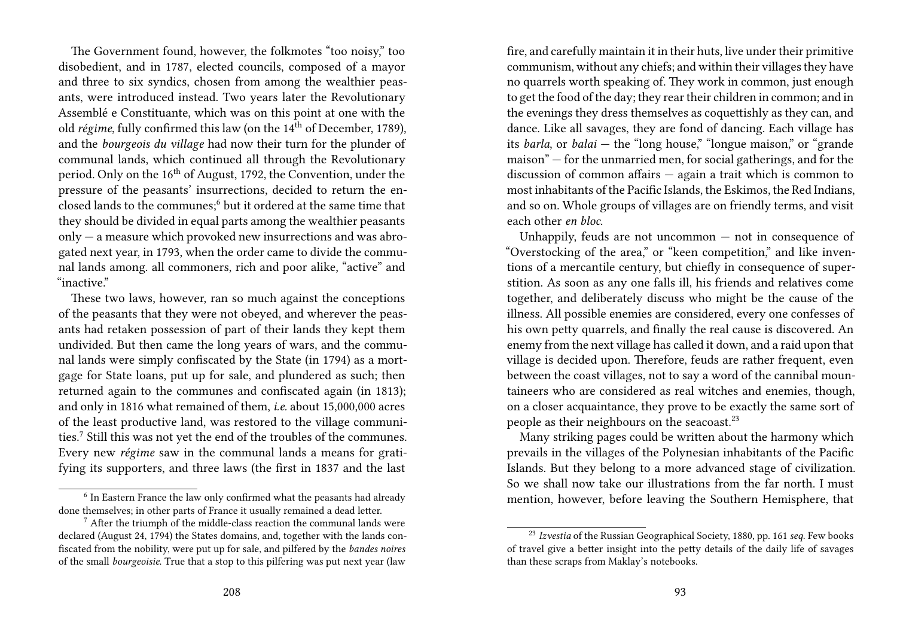The Government found, however, the folkmotes "too noisy," too disobedient, and in 1787, elected councils, composed of a mayor and three to six syndics, chosen from among the wealthier peasants, were introduced instead. Two years later the Revolutionary Assemblé e Constituante, which was on this point at one with the old *régime*, fully confirmed this law (on the 14th of December, 1789), and the *bourgeois du village* had now their turn for the plunder of communal lands, which continued all through the Revolutionary period. Only on the 16th of August, 1792, the Convention, under the pressure of the peasants' insurrections, decided to return the enclosed lands to the communes;[6] but it ordered at the same time that they should be divided in equal parts among the wealthier peasants only — a measure which provoked new insurrections and was abrogated next year, in 1793, when the order came to divide the communal lands among. all commoners, rich and poor alike, "active" and "inactive."

These two laws, however, ran so much against the conceptions of the peasants that they were not obeyed, and wherever the peasants had retaken possession of part of their lands they kept them undivided. But then came the long years of wars, and the communal lands were simply confiscated by the State (in 1794) as a mortgage for State loans, put up for sale, and plundered as such; then returned again to the communes and confiscated again (in 1813); and only in 1816 what remained of them, *i.e.* about 15,000,000 acres of the least productive land, was restored to the village communities.[7] Still this was not yet the end of the troubles of the communes. Every new *régime* saw in the communal lands a means for gratifying its supporters, and three laws (the first in 1837 and the last

[6] In Eastern France the law only confirmed what the peasants had already done themselves; in other parts of France it usually remained a dead letter.

[7] After the triumph of the middle-class reaction the communal lands were declared (August 24, 1794) the States domains, and, together with the lands confiscated from the nobility, were put up for sale, and pilfered by the *bandes noires* of the small *bourgeoisie*. True that a stop to this pilfering was put next year (law

fire, and carefully maintain it in their huts, live under their primitive communism, without any chiefs; and within their villages they have no quarrels worth speaking of. They work in common, just enough to get the food of the day; they rear their children in common; and in the evenings they dress themselves as coquettishly as they can, and dance. Like all savages, they are fond of dancing. Each village has its *barla*, or *balai* — the "long house," "longue maison," or "grande maison" — for the unmarried men, for social gatherings, and for the discussion of common affairs — again a trait which is common to most inhabitants of the Pacific Islands, the Eskimos, the Red Indians, and so on. Whole groups of villages are on friendly terms, and visit each other *en bloc*.

Unhappily, feuds are not uncommon — not in consequence of "Overstocking of the area," or "keen competition," and like inventions of a mercantile century, but chiefly in consequence of superstition. As soon as any one falls ill, his friends and relatives come together, and deliberately discuss who might be the cause of the illness. All possible enemies are considered, every one confesses of his own petty quarrels, and finally the real cause is discovered. An enemy from the next village has called it down, and a raid upon that village is decided upon. Therefore, feuds are rather frequent, even between the coast villages, not to say a word of the cannibal mountaineers who are considered as real witches and enemies, though, on a closer acquaintance, they prove to be exactly the same sort of people as their neighbours on the seacoast.[23]

Many striking pages could be written about the harmony which prevails in the villages of the Polynesian inhabitants of the Pacific Islands. But they belong to a more advanced stage of civilization. So we shall now take our illustrations from the far north. I must mention, however, before leaving the Southern Hemisphere, that

[23] *Izvestia* of the Russian Geographical Society, 1880, pp. 161 *seq.* Few books of travel give a better insight into the petty details of the daily life of savages than these scraps from Maklay's notebooks.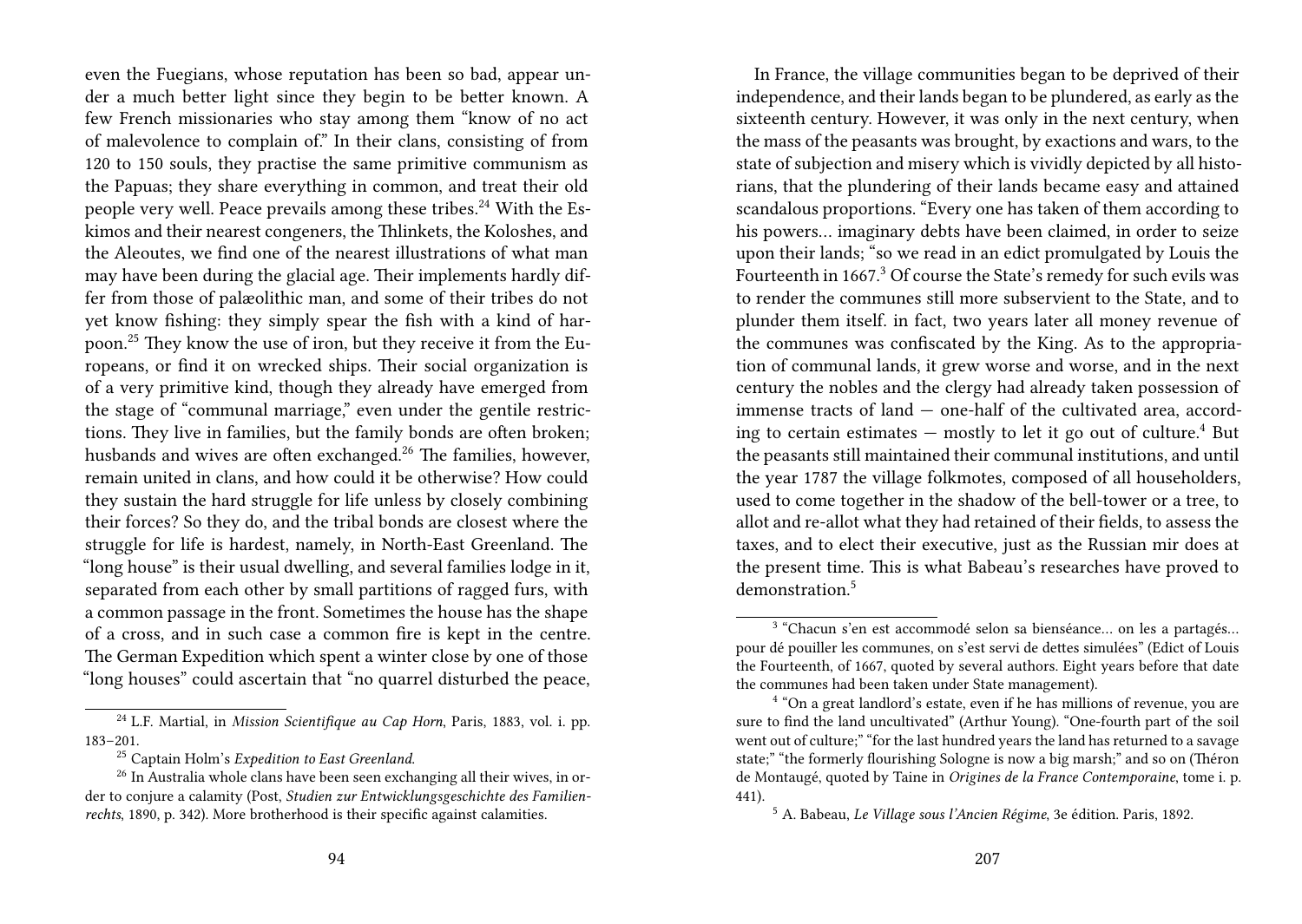even the Fuegians, whose reputation has been so bad, appear under a much better light since they begin to be better known. A few French missionaries who stay among them "know of no act of malevolence to complain of." In their clans, consisting of from 120 to 150 souls, they practise the same primitive communism as the Papuas; they share everything in common, and treat their old people very well. Peace prevails among these tribes.[24] With the Eskimos and their nearest congeners, the Thlinkets, the Koloshes, and the Aleoutes, we find one of the nearest illustrations of what man may have been during the glacial age. Their implements hardly differ from those of palæolithic man, and some of their tribes do not yet know fishing: they simply spear the fish with a kind of harpoon.[25] They know the use of iron, but they receive it from the Europeans, or find it on wrecked ships. Their social organization is of a very primitive kind, though they already have emerged from the stage of "communal marriage," even under the gentile restrictions. They live in families, but the family bonds are often broken; husbands and wives are often exchanged.[26] The families, however, remain united in clans, and how could it be otherwise? How could they sustain the hard struggle for life unless by closely combining their forces? So they do, and the tribal bonds are closest where the struggle for life is hardest, namely, in North-East Greenland. The "long house" is their usual dwelling, and several families lodge in it, separated from each other by small partitions of ragged furs, with a common passage in the front. Sometimes the house has the shape of a cross, and in such case a common fire is kept in the centre. The German Expedition which spent a winter close by one of those "long houses" could ascertain that "no quarrel disturbed the peace,

[24] L.F. Martial, in *Mission Scientifique au Cap Horn*, Paris, 1883, vol. i. pp. 183–201.

[25] Captain Holm's *Expedition to East Greenland*.

[26] In Australia whole clans have been seen exchanging all their wives, in order to conjure a calamity (Post, *Studien zur Entwicklungsgeschichte des Familienrechts*, 1890, p. 342). More brotherhood is their specific against calamities.

In France, the village communities began to be deprived of their independence, and their lands began to be plundered, as early as the sixteenth century. However, it was only in the next century, when the mass of the peasants was brought, by exactions and wars, to the state of subjection and misery which is vividly depicted by all historians, that the plundering of their lands became easy and attained scandalous proportions. "Every one has taken of them according to his powers… imaginary debts have been claimed, in order to seize upon their lands; "so we read in an edict promulgated by Louis the Fourteenth in 1667.[3] Of course the State's remedy for such evils was to render the communes still more subservient to the State, and to plunder them itself. in fact, two years later all money revenue of the communes was confiscated by the King. As to the appropriation of communal lands, it grew worse and worse, and in the next century the nobles and the clergy had already taken possession of immense tracts of land — one-half of the cultivated area, according to certain estimates — mostly to let it go out of culture.[4] But the peasants still maintained their communal institutions, and until the year 1787 the village folkmotes, composed of all householders, used to come together in the shadow of the bell-tower or a tree, to allot and re-allot what they had retained of their fields, to assess the taxes, and to elect their executive, just as the Russian mir does at the present time. This is what Babeau's researches have proved to demonstration.[5]

[3] "Chacun s'en est accommodé selon sa bienséance… on les a partagés… pour dé pouiller les communes, on s'est servi de dettes simulées" (Edict of Louis the Fourteenth, of 1667, quoted by several authors. Eight years before that date the communes had been taken under State management).

[4] "On a great landlord's estate, even if he has millions of revenue, you are sure to find the land uncultivated" (Arthur Young). "One-fourth part of the soil went out of culture;" "for the last hundred years the land has returned to a savage state;" "the formerly flourishing Sologne is now a big marsh;" and so on (Théron de Montaugé, quoted by Taine in *Origines de la France Contemporaine*, tome i. p. 441).

[5] A. Babeau, *Le Village sous l'Ancien Régime*, 3e édition. Paris, 1892.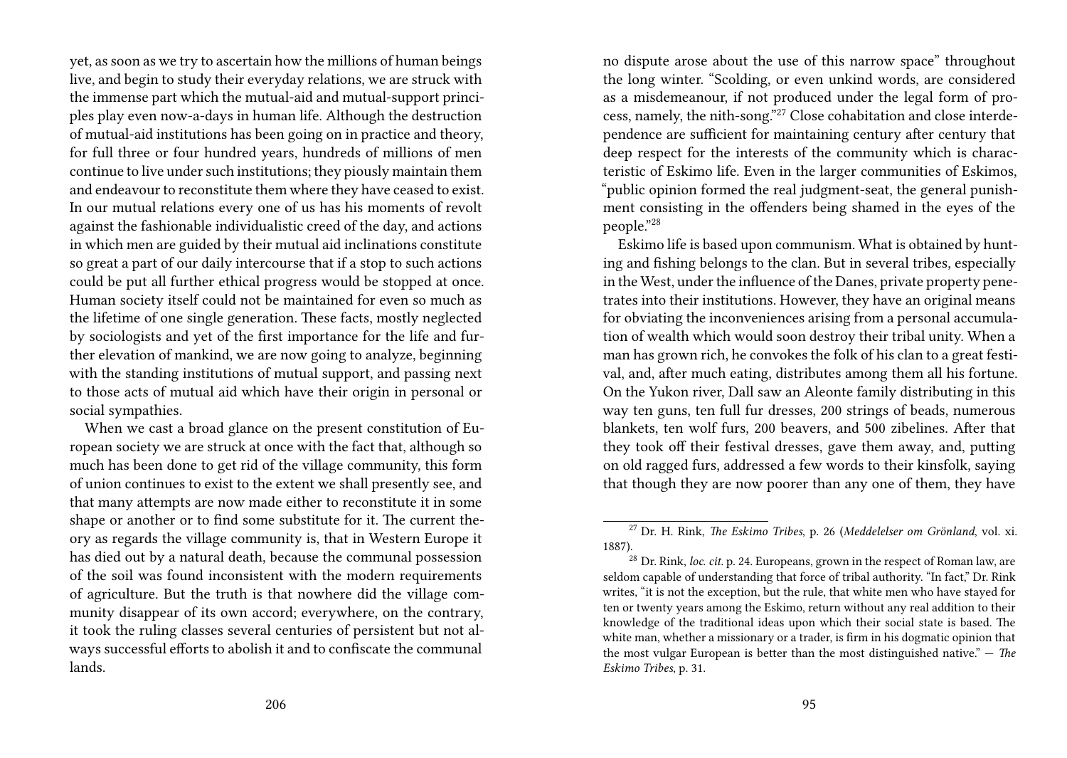yet, as soon as we try to ascertain how the millions of human beings live, and begin to study their everyday relations, we are struck with the immense part which the mutual-aid and mutual-support principles play even now-a-days in human life. Although the destruction of mutual-aid institutions has been going on in practice and theory, for full three or four hundred years, hundreds of millions of men continue to live under such institutions; they piously maintain them and endeavour to reconstitute them where they have ceased to exist. In our mutual relations every one of us has his moments of revolt against the fashionable individualistic creed of the day, and actions in which men are guided by their mutual aid inclinations constitute so great a part of our daily intercourse that if a stop to such actions could be put all further ethical progress would be stopped at once. Human society itself could not be maintained for even so much as the lifetime of one single generation. These facts, mostly neglected by sociologists and yet of the first importance for the life and further elevation of mankind, we are now going to analyze, beginning with the standing institutions of mutual support, and passing next to those acts of mutual aid which have their origin in personal or social sympathies.

When we cast a broad glance on the present constitution of European society we are struck at once with the fact that, although so much has been done to get rid of the village community, this form of union continues to exist to the extent we shall presently see, and that many attempts are now made either to reconstitute it in some shape or another or to find some substitute for it. The current theory as regards the village community is, that in Western Europe it has died out by a natural death, because the communal possession of the soil was found inconsistent with the modern requirements of agriculture. But the truth is that nowhere did the village community disappear of its own accord; everywhere, on the contrary, it took the ruling classes several centuries of persistent but not always successful efforts to abolish it and to confiscate the communal lands.

no dispute arose about the use of this narrow space" throughout the long winter. "Scolding, or even unkind words, are considered as a misdemeanour, if not produced under the legal form of process, namely, the nith-song."[27] Close cohabitation and close interdependence are sufficient for maintaining century after century that deep respect for the interests of the community which is characteristic of Eskimo life. Even in the larger communities of Eskimos, "public opinion formed the real judgment-seat, the general punishment consisting in the offenders being shamed in the eyes of the people."[28]

Eskimo life is based upon communism. What is obtained by hunting and fishing belongs to the clan. But in several tribes, especially in the West, under the influence of the Danes, private property penetrates into their institutions. However, they have an original means for obviating the inconveniences arising from a personal accumulation of wealth which would soon destroy their tribal unity. When a man has grown rich, he convokes the folk of his clan to a great festival, and, after much eating, distributes among them all his fortune. On the Yukon river, Dall saw an Aleonte family distributing in this way ten guns, ten full fur dresses, 200 strings of beads, numerous blankets, ten wolf furs, 200 beavers, and 500 zibelines. After that they took off their festival dresses, gave them away, and, putting on old ragged furs, addressed a few words to their kinsfolk, saying that though they are now poorer than any one of them, they have

[27] Dr. H. Rink, *The Eskimo Tribes*, p. 26 (*Meddelelser om Grönland*, vol. xi. 1887).

[28] Dr. Rink, *loc. cit.* p. 24. Europeans, grown in the respect of Roman law, are seldom capable of understanding that force of tribal authority. "In fact," Dr. Rink writes, "it is not the exception, but the rule, that white men who have stayed for ten or twenty years among the Eskimo, return without any real addition to their knowledge of the traditional ideas upon which their social state is based. The white man, whether a missionary or a trader, is firm in his dogmatic opinion that the most vulgar European is better than the most distinguished native." — *The Eskimo Tribes*, p. 31.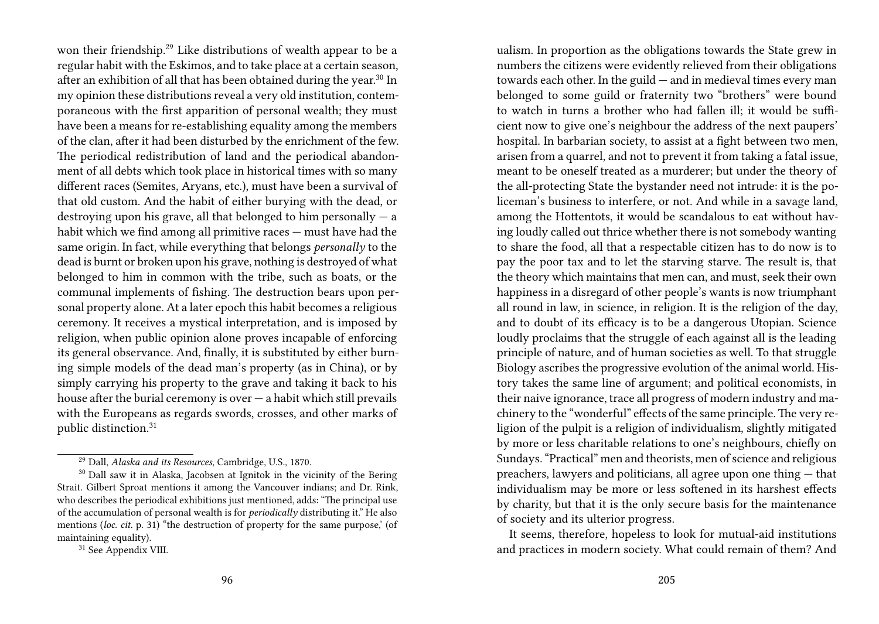won their friendship.[29] Like distributions of wealth appear to be a regular habit with the Eskimos, and to take place at a certain season, after an exhibition of all that has been obtained during the year.[30] In my opinion these distributions reveal a very old institution, contemporaneous with the first apparition of personal wealth; they must have been a means for re-establishing equality among the members of the clan, after it had been disturbed by the enrichment of the few. The periodical redistribution of land and the periodical abandonment of all debts which took place in historical times with so many different races (Semites, Aryans, etc.), must have been a survival of that old custom. And the habit of either burying with the dead, or destroying upon his grave, all that belonged to him personally — a habit which we find among all primitive races — must have had the same origin. In fact, while everything that belongs *personally* to the dead is burnt or broken upon his grave, nothing is destroyed of what belonged to him in common with the tribe, such as boats, or the communal implements of fishing. The destruction bears upon personal property alone. At a later epoch this habit becomes a religious ceremony. It receives a mystical interpretation, and is imposed by religion, when public opinion alone proves incapable of enforcing its general observance. And, finally, it is substituted by either burning simple models of the dead man's property (as in China), or by simply carrying his property to the grave and taking it back to his house after the burial ceremony is over — a habit which still prevails with the Europeans as regards swords, crosses, and other marks of public distinction.[31]

[29] Dall, *Alaska and its Resources*, Cambridge, U.S., 1870.

[30] Dall saw it in Alaska, Jacobsen at Ignitok in the vicinity of the Bering Strait. Gilbert Sproat mentions it among the Vancouver indians; and Dr. Rink, who describes the periodical exhibitions just mentioned, adds: "The principal use of the accumulation of personal wealth is for *periodically* distributing it." He also mentions (*loc. cit.* p. 31) "the destruction of property for the same purpose,' (of maintaining equality).

[31] See Appendix VIII.

ualism. In proportion as the obligations towards the State grew in numbers the citizens were evidently relieved from their obligations towards each other. In the guild — and in medieval times every man belonged to some guild or fraternity two "brothers" were bound to watch in turns a brother who had fallen ill; it would be sufficient now to give one's neighbour the address of the next paupers' hospital. In barbarian society, to assist at a fight between two men, arisen from a quarrel, and not to prevent it from taking a fatal issue, meant to be oneself treated as a murderer; but under the theory of the all-protecting State the bystander need not intrude: it is the policeman's business to interfere, or not. And while in a savage land, among the Hottentots, it would be scandalous to eat without having loudly called out thrice whether there is not somebody wanting to share the food, all that a respectable citizen has to do now is to pay the poor tax and to let the starving starve. The result is, that the theory which maintains that men can, and must, seek their own happiness in a disregard of other people's wants is now triumphant all round in law, in science, in religion. It is the religion of the day, and to doubt of its efficacy is to be a dangerous Utopian. Science loudly proclaims that the struggle of each against all is the leading principle of nature, and of human societies as well. To that struggle Biology ascribes the progressive evolution of the animal world. History takes the same line of argument; and political economists, in their naive ignorance, trace all progress of modern industry and machinery to the "wonderful" effects of the same principle. The very religion of the pulpit is a religion of individualism, slightly mitigated by more or less charitable relations to one's neighbours, chiefly on Sundays. "Practical" men and theorists, men of science and religious preachers, lawyers and politicians, all agree upon one thing — that individualism may be more or less softened in its harshest effects by charity, but that it is the only secure basis for the maintenance of society and its ulterior progress.

It seems, therefore, hopeless to look for mutual-aid institutions and practices in modern society. What could remain of them? And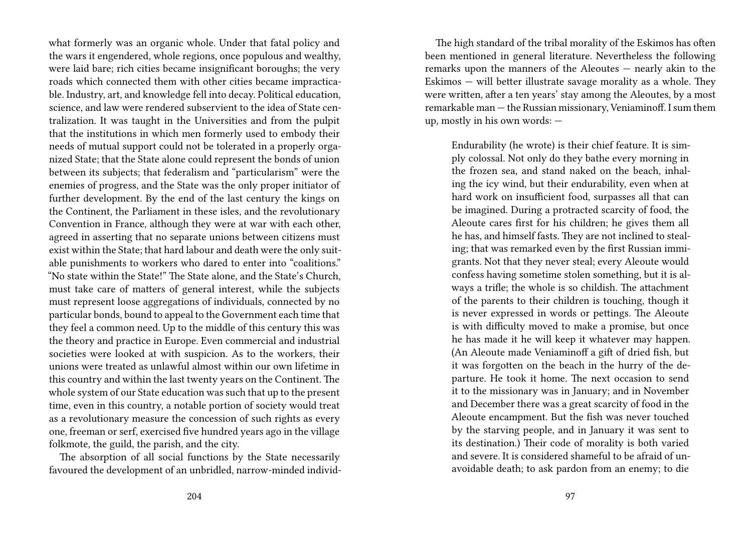what formerly was an organic whole. Under that fatal policy and the wars it engendered, whole regions, once populous and wealthy, were laid bare; rich cities became insignificant boroughs; the very roads which connected them with other cities became impracticable. Industry, art, and knowledge fell into decay. Political education, science, and law were rendered subservient to the idea of State centralization. It was taught in the Universities and from the pulpit that the institutions in which men formerly used to embody their needs of mutual support could not be tolerated in a properly organized State; that the State alone could represent the bonds of union between its subjects; that federalism and "particularism" were the enemies of progress, and the State was the only proper initiator of further development. By the end of the last century the kings on the Continent, the Parliament in these isles, and the revolutionary Convention in France, although they were at war with each other, agreed in asserting that no separate unions between citizens must exist within the State; that hard labour and death were the only suitable punishments to workers who dared to enter into "coalitions." "No state within the State!" The State alone, and the State's Church, must take care of matters of general interest, while the subjects must represent loose aggregations of individuals, connected by no particular bonds, bound to appeal to the Government each time that they feel a common need. Up to the middle of this century this was the theory and practice in Europe. Even commercial and industrial societies were looked at with suspicion. As to the workers, their unions were treated as unlawful almost within our own lifetime in this country and within the last twenty years on the Continent. The whole system of our State education was such that up to the present time, even in this country, a notable portion of society would treat as a revolutionary measure the concession of such rights as every one, freeman or serf, exercised five hundred years ago in the village folkmote, the guild, the parish, and the city.

The absorption of all social functions by the State necessarily favoured the development of an unbridled, narrow-minded individ-

The high standard of the tribal morality of the Eskimos has often been mentioned in general literature. Nevertheless the following remarks upon the manners of the Aleoutes — nearly akin to the Eskimos — will better illustrate savage morality as a whole. They were written, after a ten years' stay among the Aleoutes, by a most remarkable man — the Russian missionary, Veniaminoff. I sum them up, mostly in his own words: —

> Endurability (he wrote) is their chief feature. It is simply colossal. Not only do they bathe every morning in the frozen sea, and stand naked on the beach, inhaling the icy wind, but their endurability, even when at hard work on insufficient food, surpasses all that can be imagined. During a protracted scarcity of food, the Aleoute cares first for his children; he gives them all he has, and himself fasts. They are not inclined to stealing; that was remarked even by the first Russian immigrants. Not that they never steal; every Aleoute would confess having sometime stolen something, but it is always a trifle; the whole is so childish. The attachment of the parents to their children is touching, though it is never expressed in words or pettings. The Aleoute is with difficulty moved to make a promise, but once he has made it he will keep it whatever may happen. (An Aleoute made Veniaminoff a gift of dried fish, but it was forgotten on the beach in the hurry of the departure. He took it home. The next occasion to send it to the missionary was in January; and in November and December there was a great scarcity of food in the Aleoute encampment. But the fish was never touched by the starving people, and in January it was sent to its destination.) Their code of morality is both varied and severe. It is considered shameful to be afraid of unavoidable death; to ask pardon from an enemy; to die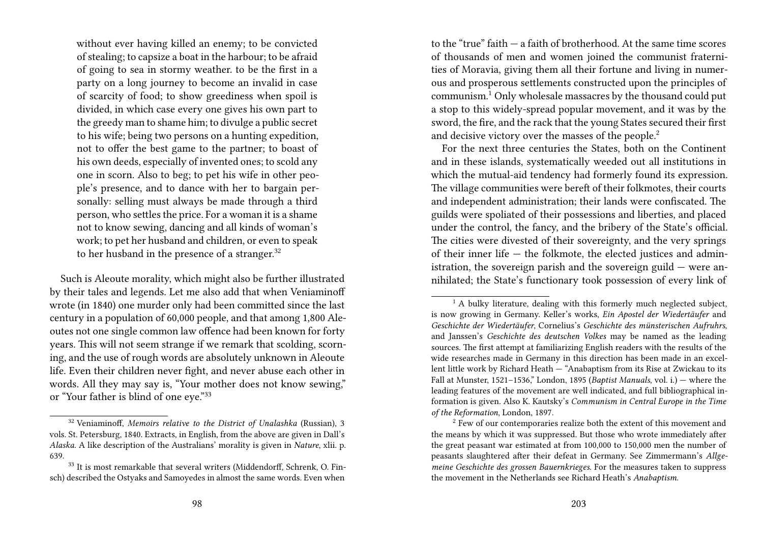without ever having killed an enemy; to be convicted of stealing; to capsize a boat in the harbour; to be afraid of going to sea in stormy weather. to be the first in a party on a long journey to become an invalid in case of scarcity of food; to show greediness when spoil is divided, in which case every one gives his own part to the greedy man to shame him; to divulge a public secret to his wife; being two persons on a hunting expedition, not to offer the best game to the partner; to boast of his own deeds, especially of invented ones; to scold any one in scorn. Also to beg; to pet his wife in other people's presence, and to dance with her to bargain personally: selling must always be made through a third person, who settles the price. For a woman it is a shame not to know sewing, dancing and all kinds of woman's work; to pet her husband and children, or even to speak to her husband in the presence of a stranger.[32]

Such is Aleoute morality, which might also be further illustrated by their tales and legends. Let me also add that when Veniaminoff wrote (in 1840) one murder only had been committed since the last century in a population of 60,000 people, and that among 1,800 Aleoutes not one single common law offence had been known for forty years. This will not seem strange if we remark that scolding, scorning, and the use of rough words are absolutely unknown in Aleoute life. Even their children never fight, and never abuse each other in words. All they may say is, "Your mother does not know sewing," or "Your father is blind of one eye."[33]

[32] Veniaminoff, *Memoirs relative to the District of Unalashka* (Russian), 3 vols. St. Petersburg, 1840. Extracts, in English, from the above are given in Dall's *Alaska*. A like description of the Australians' morality is given in *Nature*, xlii. p. 639.

[33] It is most remarkable that several writers (Middendorff, Schrenk, O. Finsch) described the Ostyaks and Samoyedes in almost the same words. Even when

to the "true" faith — a faith of brotherhood. At the same time scores of thousands of men and women joined the communist fraternities of Moravia, giving them all their fortune and living in numerous and prosperous settlements constructed upon the principles of communism.[1] Only wholesale massacres by the thousand could put a stop to this widely-spread popular movement, and it was by the sword, the fire, and the rack that the young States secured their first and decisive victory over the masses of the people.[2]

For the next three centuries the States, both on the Continent and in these islands, systematically weeded out all institutions in which the mutual-aid tendency had formerly found its expression. The village communities were bereft of their folkmotes, their courts and independent administration; their lands were confiscated. The guilds were spoliated of their possessions and liberties, and placed under the control, the fancy, and the bribery of the State's official. The cities were divested of their sovereignty, and the very springs of their inner life — the folkmote, the elected justices and administration, the sovereign parish and the sovereign guild — were annihilated; the State's functionary took possession of every link of

[1] A bulky literature, dealing with this formerly much neglected subject, is now growing in Germany. Keller's works, *Ein Apostel der Wiedertäufer* and *Geschichte der Wiedertäufer*, Cornelius's *Geschichte des münsterischen Aufruhrs*, and Janssen's *Geschichte des deutschen Volkes* may be named as the leading sources. The first attempt at familiarizing English readers with the results of the wide researches made in Germany in this direction has been made in an excellent little work by Richard Heath — "Anabaptism from its Rise at Zwickau to its Fall at Munster, 1521–1536," London, 1895 (*Baptist Manuals*, vol. i.) — where the leading features of the movement are well indicated, and full bibliographical information is given. Also K. Kautsky's *Communism in Central Europe in the Time of the Reformation*, London, 1897.

[2] Few of our contemporaries realize both the extent of this movement and the means by which it was suppressed. But those who wrote immediately after the great peasant war estimated at from 100,000 to 150,000 men the number of peasants slaughtered after their defeat in Germany. See Zimmermann's *Allgemeine Geschichte des grossen Bauernkrieges*. For the measures taken to suppress the movement in the Netherlands see Richard Heath's *Anabaptism.*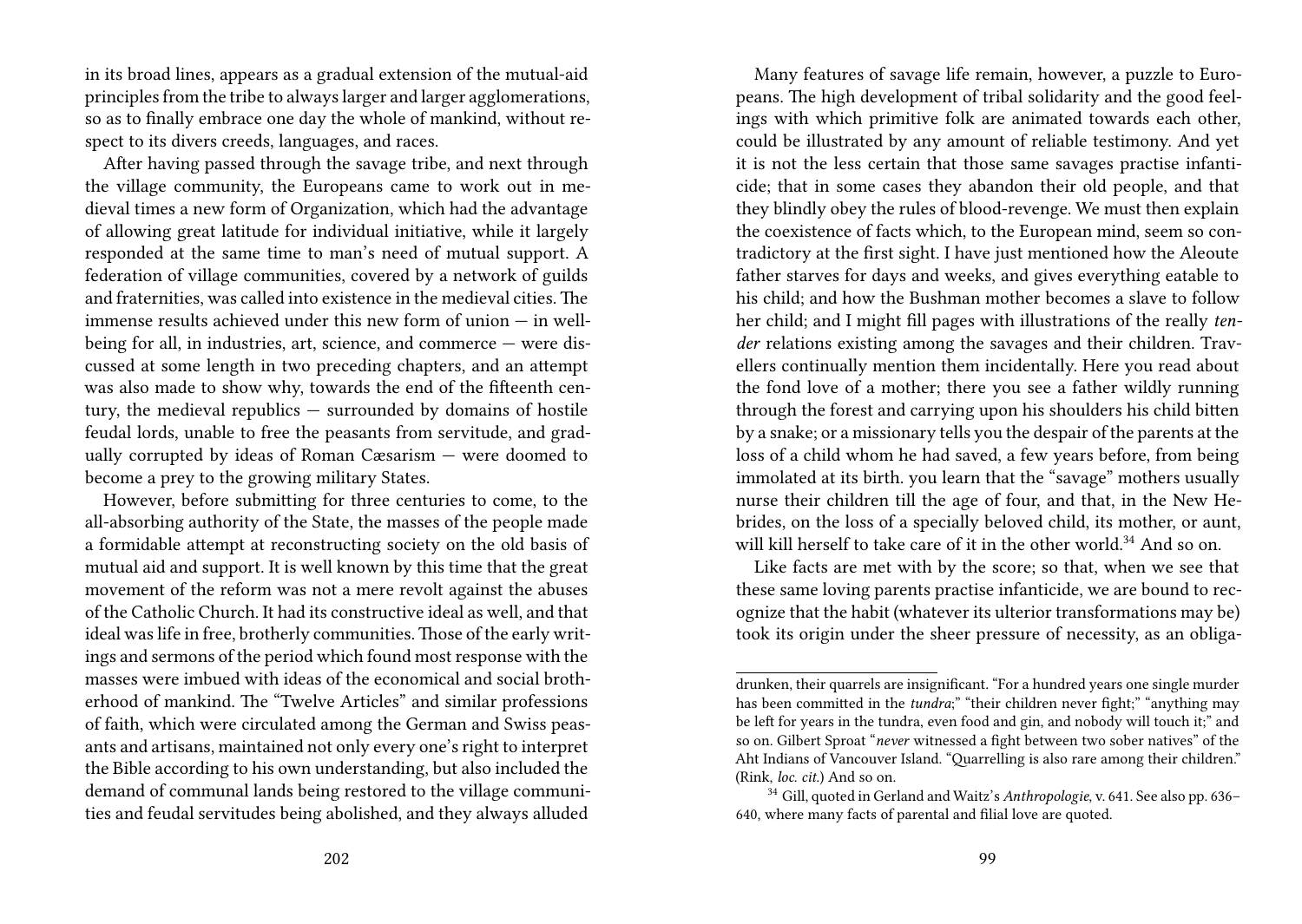in its broad lines, appears as a gradual extension of the mutual-aid principles from the tribe to always larger and larger agglomerations, so as to finally embrace one day the whole of mankind, without respect to its divers creeds, languages, and races.

After having passed through the savage tribe, and next through the village community, the Europeans came to work out in medieval times a new form of Organization, which had the advantage of allowing great latitude for individual initiative, while it largely responded at the same time to man's need of mutual support. A federation of village communities, covered by a network of guilds and fraternities, was called into existence in the medieval cities. The immense results achieved under this new form of union — in well-being for all, in industries, art, science, and commerce — were discussed at some length in two preceding chapters, and an attempt was also made to show why, towards the end of the fifteenth century, the medieval republics — surrounded by domains of hostile feudal lords, unable to free the peasants from servitude, and gradually corrupted by ideas of Roman Cæsarism — were doomed to become a prey to the growing military States.

However, before submitting for three centuries to come, to the all-absorbing authority of the State, the masses of the people made a formidable attempt at reconstructing society on the old basis of mutual aid and support. It is well known by this time that the great movement of the reform was not a mere revolt against the abuses of the Catholic Church. It had its constructive ideal as well, and that ideal was life in free, brotherly communities. Those of the early writings and sermons of the period which found most response with the masses were imbued with ideas of the economical and social brotherhood of mankind. The "Twelve Articles" and similar professions of faith, which were circulated among the German and Swiss peasants and artisans, maintained not only every one's right to interpret the Bible according to his own understanding, but also included the demand of communal lands being restored to the village communities and feudal servitudes being abolished, and they always alluded

Many features of savage life remain, however, a puzzle to Europeans. The high development of tribal solidarity and the good feelings with which primitive folk are animated towards each other, could be illustrated by any amount of reliable testimony. And yet it is not the less certain that those same savages practise infanticide; that in some cases they abandon their old people, and that they blindly obey the rules of blood-revenge. We must then explain the coexistence of facts which, to the European mind, seem so contradictory at the first sight. I have just mentioned how the Aleoute father starves for days and weeks, and gives everything eatable to his child; and how the Bushman mother becomes a slave to follow her child; and I might fill pages with illustrations of the really *tender* relations existing among the savages and their children. Travellers continually mention them incidentally. Here you read about the fond love of a mother; there you see a father wildly running through the forest and carrying upon his shoulders his child bitten by a snake; or a missionary tells you the despair of the parents at the loss of a child whom he had saved, a few years before, from being immolated at its birth. you learn that the "savage" mothers usually nurse their children till the age of four, and that, in the New Hebrides, on the loss of a specially beloved child, its mother, or aunt, will kill herself to take care of it in the other world.[34] And so on.

Like facts are met with by the score; so that, when we see that these same loving parents practise infanticide, we are bound to recognize that the habit (whatever its ulterior transformations may be) took its origin under the sheer pressure of necessity, as an obliga-

drunken, their quarrels are insignificant. "For a hundred years one single murder has been committed in the *tundra*;" "their children never fight;" "anything may be left for years in the tundra, even food and gin, and nobody will touch it;" and so on. Gilbert Sproat "*never* witnessed a fight between two sober natives" of the Aht Indians of Vancouver Island. "Quarrelling is also rare among their children." (Rink, *loc. cit.*) And so on.

[34] Gill, quoted in Gerland and Waitz's *Anthropologie*, v. 641. See also pp. 636–640, where many facts of parental and filial love are quoted.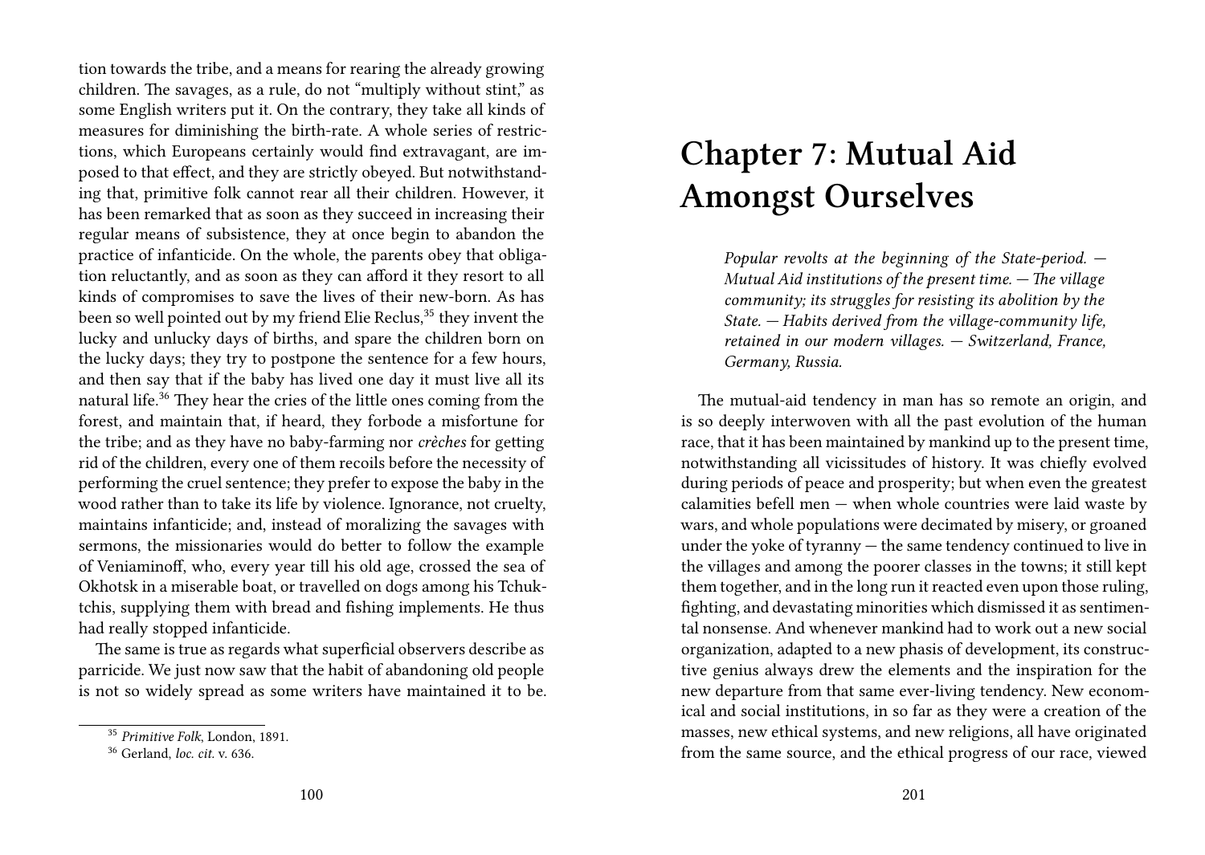tion towards the tribe, and a means for rearing the already growing children. The savages, as a rule, do not "multiply without stint," as some English writers put it. On the contrary, they take all kinds of measures for diminishing the birth-rate. A whole series of restrictions, which Europeans certainly would find extravagant, are imposed to that effect, and they are strictly obeyed. But notwithstanding that, primitive folk cannot rear all their children. However, it has been remarked that as soon as they succeed in increasing their regular means of subsistence, they at once begin to abandon the practice of infanticide. On the whole, the parents obey that obligation reluctantly, and as soon as they can afford it they resort to all kinds of compromises to save the lives of their new-born. As has been so well pointed out by my friend Elie Reclus,[35] they invent the lucky and unlucky days of births, and spare the children born on the lucky days; they try to postpone the sentence for a few hours, and then say that if the baby has lived one day it must live all its natural life.[36] They hear the cries of the little ones coming from the forest, and maintain that, if heard, they forbode a misfortune for the tribe; and as they have no baby-farming nor *crèches* for getting rid of the children, every one of them recoils before the necessity of performing the cruel sentence; they prefer to expose the baby in the wood rather than to take its life by violence. Ignorance, not cruelty, maintains infanticide; and, instead of moralizing the savages with sermons, the missionaries would do better to follow the example of Veniaminoff, who, every year till his old age, crossed the sea of Okhotsk in a miserable boat, or travelled on dogs among his Tchuktchis, supplying them with bread and fishing implements. He thus had really stopped infanticide.

The same is true as regards what superficial observers describe as parricide. We just now saw that the habit of abandoning old people is not so widely spread as some writers have maintained it to be.

[35] *Primitive Folk*, London, 1891.

[36] Gerland, *loc. cit.* v. 636.

# Chapter 7: Mutual Aid Amongst Ourselves

> *Popular revolts at the beginning of the State-period. — Mutual Aid institutions of the present time. — The village community; its struggles for resisting its abolition by the State. — Habits derived from the village-community life, retained in our modern villages. — Switzerland, France, Germany, Russia.*

The mutual-aid tendency in man has so remote an origin, and is so deeply interwoven with all the past evolution of the human race, that it has been maintained by mankind up to the present time, notwithstanding all vicissitudes of history. It was chiefly evolved during periods of peace and prosperity; but when even the greatest calamities befell men — when whole countries were laid waste by wars, and whole populations were decimated by misery, or groaned under the yoke of tyranny — the same tendency continued to live in the villages and among the poorer classes in the towns; it still kept them together, and in the long run it reacted even upon those ruling, fighting, and devastating minorities which dismissed it as sentimental nonsense. And whenever mankind had to work out a new social organization, adapted to a new phasis of development, its constructive genius always drew the elements and the inspiration for the new departure from that same ever-living tendency. New economical and social institutions, in so far as they were a creation of the masses, new ethical systems, and new religions, all have originated from the same source, and the ethical progress of our race, viewed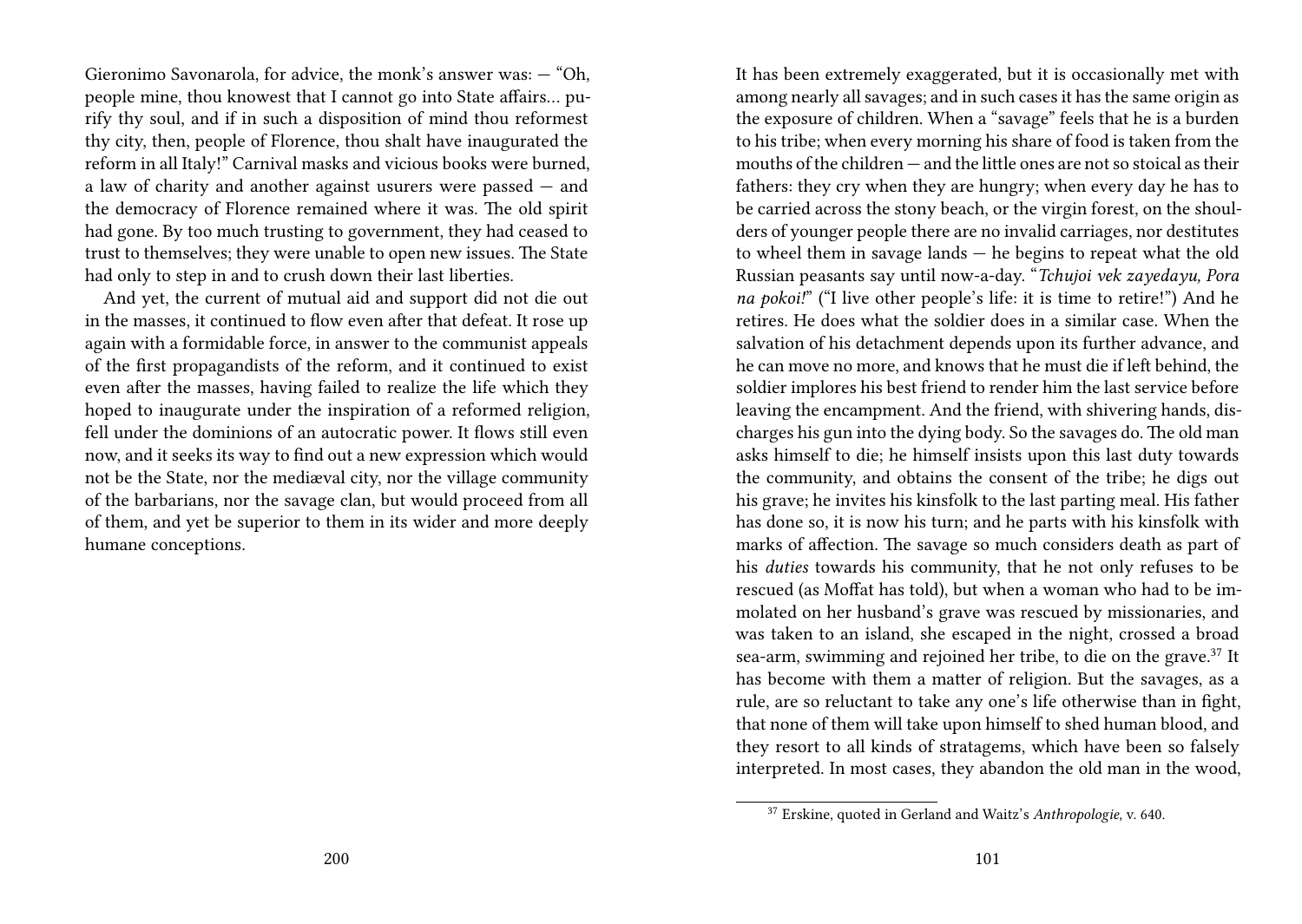Gieronimo Savonarola, for advice, the monk's answer was: — "Oh, people mine, thou knowest that I cannot go into State affairs… purify thy soul, and if in such a disposition of mind thou reformest thy city, then, people of Florence, thou shalt have inaugurated the reform in all Italy!" Carnival masks and vicious books were burned, a law of charity and another against usurers were passed — and the democracy of Florence remained where it was. The old spirit had gone. By too much trusting to government, they had ceased to trust to themselves; they were unable to open new issues. The State had only to step in and to crush down their last liberties.

And yet, the current of mutual aid and support did not die out in the masses, it continued to flow even after that defeat. It rose up again with a formidable force, in answer to the communist appeals of the first propagandists of the reform, and it continued to exist even after the masses, having failed to realize the life which they hoped to inaugurate under the inspiration of a reformed religion, fell under the dominions of an autocratic power. It flows still even now, and it seeks its way to find out a new expression which would not be the State, nor the mediæval city, nor the village community of the barbarians, nor the savage clan, but would proceed from all of them, and yet be superior to them in its wider and more deeply humane conceptions.

It has been extremely exaggerated, but it is occasionally met with among nearly all savages; and in such cases it has the same origin as the exposure of children. When a "savage" feels that he is a burden to his tribe; when every morning his share of food is taken from the mouths of the children — and the little ones are not so stoical as their fathers: they cry when they are hungry; when every day he has to be carried across the stony beach, or the virgin forest, on the shoulders of younger people there are no invalid carriages, nor destitutes to wheel them in savage lands — he begins to repeat what the old Russian peasants say until now-a-day. "*Tchujoi vek zayedayu, Pora na pokoi!*" ("I live other people's life: it is time to retire!") And he retires. He does what the soldier does in a similar case. When the salvation of his detachment depends upon its further advance, and he can move no more, and knows that he must die if left behind, the soldier implores his best friend to render him the last service before leaving the encampment. And the friend, with shivering hands, discharges his gun into the dying body. So the savages do. The old man asks himself to die; he himself insists upon this last duty towards the community, and obtains the consent of the tribe; he digs out his grave; he invites his kinsfolk to the last parting meal. His father has done so, it is now his turn; and he parts with his kinsfolk with marks of affection. The savage so much considers death as part of his *duties* towards his community, that he not only refuses to be rescued (as Moffat has told), but when a woman who had to be immolated on her husband's grave was rescued by missionaries, and was taken to an island, she escaped in the night, crossed a broad sea-arm, swimming and rejoined her tribe, to die on the grave.[37] It has become with them a matter of religion. But the savages, as a rule, are so reluctant to take any one's life otherwise than in fight, that none of them will take upon himself to shed human blood, and they resort to all kinds of stratagems, which have been so falsely interpreted. In most cases, they abandon the old man in the wood,

[37] Erskine, quoted in Gerland and Waitz's *Anthropologie*, v. 640.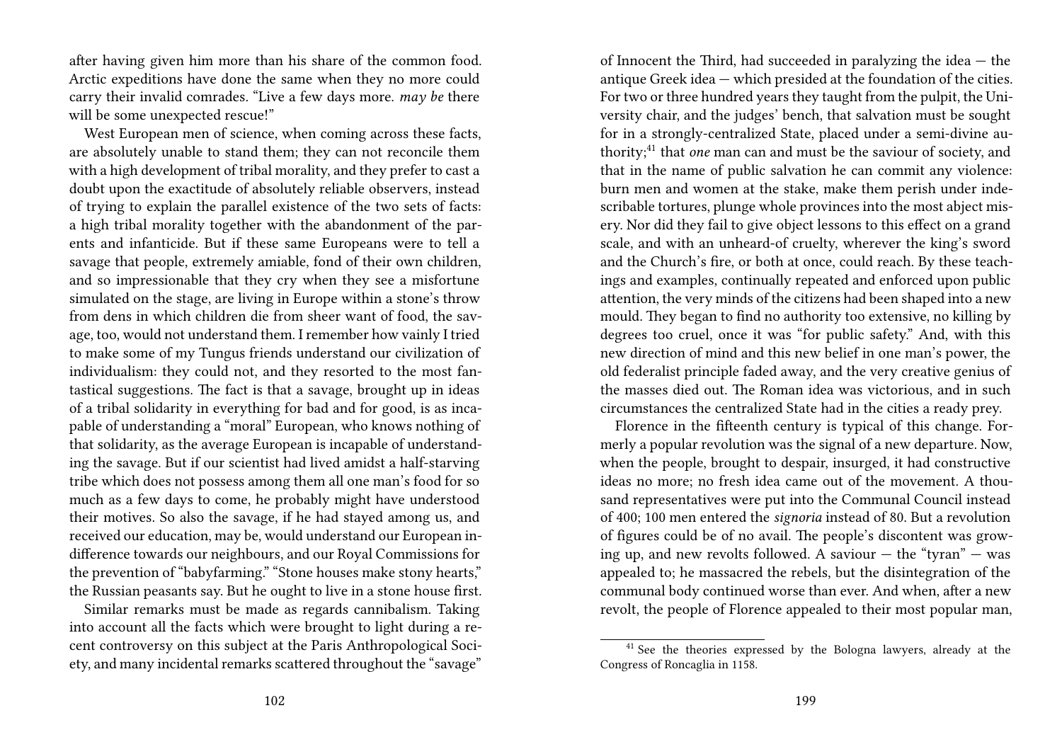after having given him more than his share of the common food. Arctic expeditions have done the same when they no more could carry their invalid comrades. "Live a few days more. *may be* there will be some unexpected rescue!"

West European men of science, when coming across these facts, are absolutely unable to stand them; they can not reconcile them with a high development of tribal morality, and they prefer to cast a doubt upon the exactitude of absolutely reliable observers, instead of trying to explain the parallel existence of the two sets of facts: a high tribal morality together with the abandonment of the parents and infanticide. But if these same Europeans were to tell a savage that people, extremely amiable, fond of their own children, and so impressionable that they cry when they see a misfortune simulated on the stage, are living in Europe within a stone's throw from dens in which children die from sheer want of food, the savage, too, would not understand them. I remember how vainly I tried to make some of my Tungus friends understand our civilization of individualism: they could not, and they resorted to the most fantastical suggestions. The fact is that a savage, brought up in ideas of a tribal solidarity in everything for bad and for good, is as incapable of understanding a "moral" European, who knows nothing of that solidarity, as the average European is incapable of understanding the savage. But if our scientist had lived amidst a half-starving tribe which does not possess among them all one man's food for so much as a few days to come, he probably might have understood their motives. So also the savage, if he had stayed among us, and received our education, may be, would understand our European indifference towards our neighbours, and our Royal Commissions for the prevention of "babyfarming." "Stone houses make stony hearts," the Russian peasants say. But he ought to live in a stone house first.

Similar remarks must be made as regards cannibalism. Taking into account all the facts which were brought to light during a recent controversy on this subject at the Paris Anthropological Society, and many incidental remarks scattered throughout the "savage"

of Innocent the Third, had succeeded in paralyzing the idea — the antique Greek idea — which presided at the foundation of the cities. For two or three hundred years they taught from the pulpit, the University chair, and the judges' bench, that salvation must be sought for in a strongly-centralized State, placed under a semi-divine authority;[41] that *one* man can and must be the saviour of society, and that in the name of public salvation he can commit any violence: burn men and women at the stake, make them perish under indescribable tortures, plunge whole provinces into the most abject misery. Nor did they fail to give object lessons to this effect on a grand scale, and with an unheard-of cruelty, wherever the king's sword and the Church's fire, or both at once, could reach. By these teachings and examples, continually repeated and enforced upon public attention, the very minds of the citizens had been shaped into a new mould. They began to find no authority too extensive, no killing by degrees too cruel, once it was "for public safety." And, with this new direction of mind and this new belief in one man's power, the old federalist principle faded away, and the very creative genius of the masses died out. The Roman idea was victorious, and in such circumstances the centralized State had in the cities a ready prey.

Florence in the fifteenth century is typical of this change. Formerly a popular revolution was the signal of a new departure. Now, when the people, brought to despair, insurged, it had constructive ideas no more; no fresh idea came out of the movement. A thousand representatives were put into the Communal Council instead of 400; 100 men entered the *signoria* instead of 80. But a revolution of figures could be of no avail. The people's discontent was growing up, and new revolts followed. A saviour — the "tyran" — was appealed to; he massacred the rebels, but the disintegration of the communal body continued worse than ever. And when, after a new revolt, the people of Florence appealed to their most popular man,

[41] See the theories expressed by the Bologna lawyers, already at the Congress of Roncaglia in 1158.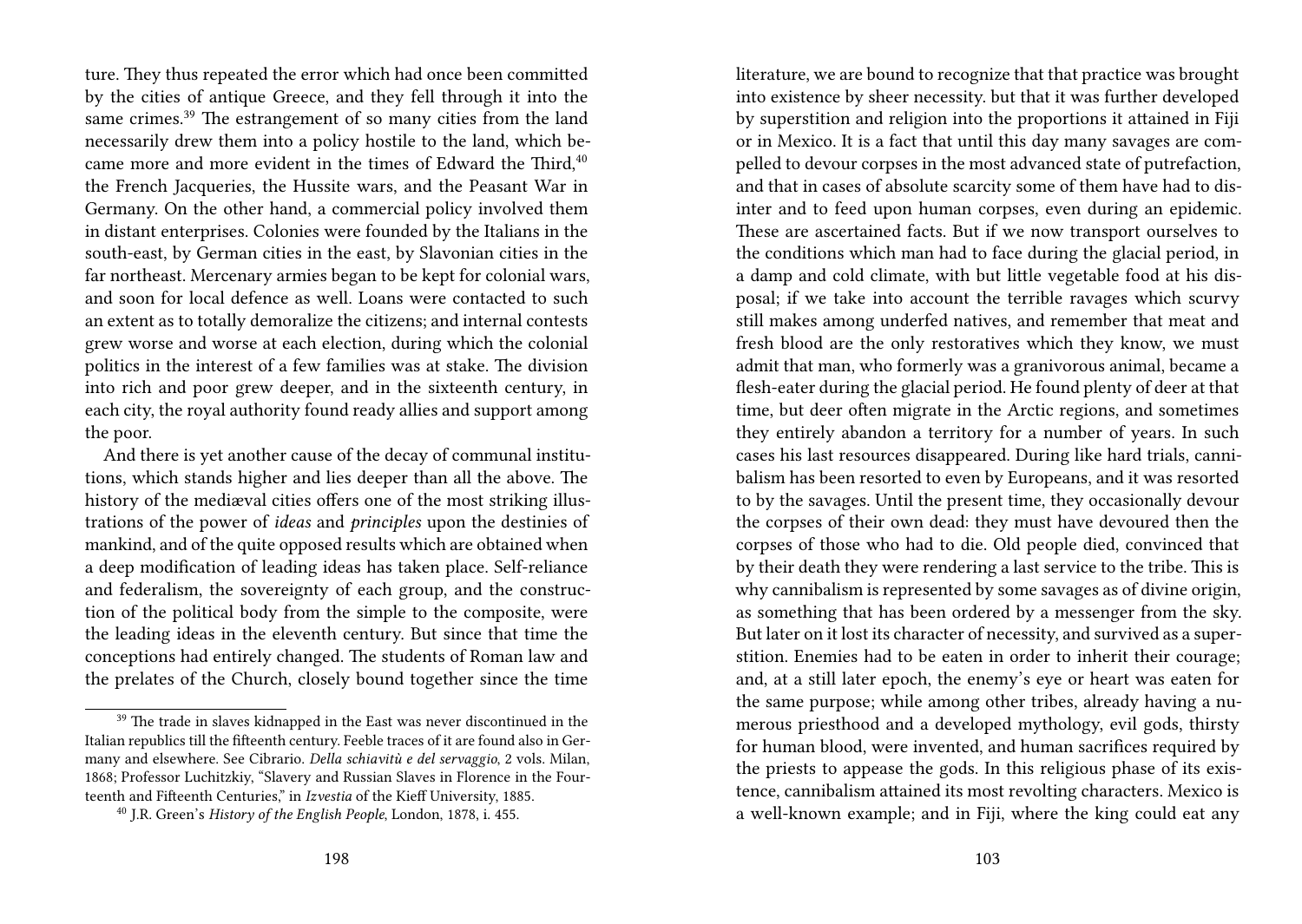ture. They thus repeated the error which had once been committed by the cities of antique Greece, and they fell through it into the same crimes.[39] The estrangement of so many cities from the land necessarily drew them into a policy hostile to the land, which became more and more evident in the times of Edward the Third,[40] the French Jacqueries, the Hussite wars, and the Peasant War in Germany. On the other hand, a commercial policy involved them in distant enterprises. Colonies were founded by the Italians in the south-east, by German cities in the east, by Slavonian cities in the far northeast. Mercenary armies began to be kept for colonial wars, and soon for local defence as well. Loans were contacted to such an extent as to totally demoralize the citizens; and internal contests grew worse and worse at each election, during which the colonial politics in the interest of a few families was at stake. The division into rich and poor grew deeper, and in the sixteenth century, in each city, the royal authority found ready allies and support among the poor.

And there is yet another cause of the decay of communal institutions, which stands higher and lies deeper than all the above. The history of the mediæval cities offers one of the most striking illustrations of the power of *ideas* and *principles* upon the destinies of mankind, and of the quite opposed results which are obtained when a deep modification of leading ideas has taken place. Self-reliance and federalism, the sovereignty of each group, and the construction of the political body from the simple to the composite, were the leading ideas in the eleventh century. But since that time the conceptions had entirely changed. The students of Roman law and the prelates of the Church, closely bound together since the time

[39] The trade in slaves kidnapped in the East was never discontinued in the Italian republics till the fifteenth century. Feeble traces of it are found also in Germany and elsewhere. See Cibrario. *Della schiavitù e del servaggio*, 2 vols. Milan, 1868; Professor Luchitzkiy, "Slavery and Russian Slaves in Florence in the Fourteenth and Fifteenth Centuries," in *Izvestia* of the Kieff University, 1885.

[40] J.R. Green's *History of the English People*, London, 1878, i. 455.

literature, we are bound to recognize that that practice was brought into existence by sheer necessity. but that it was further developed by superstition and religion into the proportions it attained in Fiji or in Mexico. It is a fact that until this day many savages are compelled to devour corpses in the most advanced state of putrefaction, and that in cases of absolute scarcity some of them have had to disinter and to feed upon human corpses, even during an epidemic. These are ascertained facts. But if we now transport ourselves to the conditions which man had to face during the glacial period, in a damp and cold climate, with but little vegetable food at his disposal; if we take into account the terrible ravages which scurvy still makes among underfed natives, and remember that meat and fresh blood are the only restoratives which they know, we must admit that man, who formerly was a granivorous animal, became a flesh-eater during the glacial period. He found plenty of deer at that time, but deer often migrate in the Arctic regions, and sometimes they entirely abandon a territory for a number of years. In such cases his last resources disappeared. During like hard trials, cannibalism has been resorted to even by Europeans, and it was resorted to by the savages. Until the present time, they occasionally devour the corpses of their own dead: they must have devoured then the corpses of those who had to die. Old people died, convinced that by their death they were rendering a last service to the tribe. This is why cannibalism is represented by some savages as of divine origin, as something that has been ordered by a messenger from the sky. But later on it lost its character of necessity, and survived as a superstition. Enemies had to be eaten in order to inherit their courage; and, at a still later epoch, the enemy's eye or heart was eaten for the same purpose; while among other tribes, already having a numerous priesthood and a developed mythology, evil gods, thirsty for human blood, were invented, and human sacrifices required by the priests to appease the gods. In this religious phase of its existence, cannibalism attained its most revolting characters. Mexico is a well-known example; and in Fiji, where the king could eat any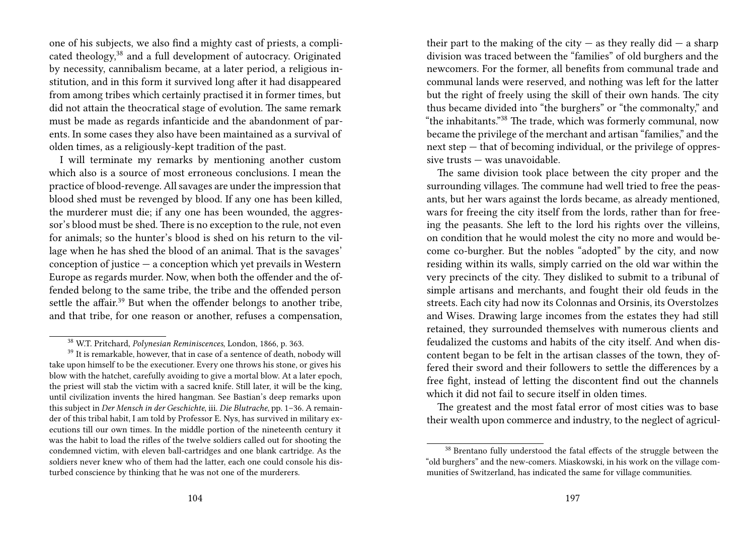one of his subjects, we also find a mighty cast of priests, a complicated theology,[38] and a full development of autocracy. Originated by necessity, cannibalism became, at a later period, a religious institution, and in this form it survived long after it had disappeared from among tribes which certainly practised it in former times, but did not attain the theocratical stage of evolution. The same remark must be made as regards infanticide and the abandonment of parents. In some cases they also have been maintained as a survival of olden times, as a religiously-kept tradition of the past.

I will terminate my remarks by mentioning another custom which also is a source of most erroneous conclusions. I mean the practice of blood-revenge. All savages are under the impression that blood shed must be revenged by blood. If any one has been killed, the murderer must die; if any one has been wounded, the aggressor's blood must be shed. There is no exception to the rule, not even for animals; so the hunter's blood is shed on his return to the village when he has shed the blood of an animal. That is the savages' conception of justice — a conception which yet prevails in Western Europe as regards murder. Now, when both the offender and the offended belong to the same tribe, the tribe and the offended person settle the affair.[39] But when the offender belongs to another tribe, and that tribe, for one reason or another, refuses a compensation,

[38] W.T. Pritchard, *Polynesian Reminiscences*, London, 1866, p. 363.

[39] It is remarkable, however, that in case of a sentence of death, nobody will take upon himself to be the executioner. Every one throws his stone, or gives his blow with the hatchet, carefully avoiding to give a mortal blow. At a later epoch, the priest will stab the victim with a sacred knife. Still later, it will be the king, until civilization invents the hired hangman. See Bastian's deep remarks upon this subject in *Der Mensch in der Geschichte*, iii. *Die Blutrache*, pp. 1–36. A remainder of this tribal habit, I am told by Professor E. Nys, has survived in military executions till our own times. In the middle portion of the nineteenth century it was the habit to load the rifles of the twelve soldiers called out for shooting the condemned victim, with eleven ball-cartridges and one blank cartridge. As the soldiers never knew who of them had the latter, each one could console his disturbed conscience by thinking that he was not one of the murderers.

their part to the making of the city — as they really did — a sharp division was traced between the "families" of old burghers and the newcomers. For the former, all benefits from communal trade and communal lands were reserved, and nothing was left for the latter but the right of freely using the skill of their own hands. The city thus became divided into "the burghers" or "the commonalty," and "the inhabitants."[38] The trade, which was formerly communal, now became the privilege of the merchant and artisan "families," and the next step — that of becoming individual, or the privilege of oppressive trusts — was unavoidable.

The same division took place between the city proper and the surrounding villages. The commune had well tried to free the peasants, but her wars against the lords became, as already mentioned, wars for freeing the city itself from the lords, rather than for freeing the peasants. She left to the lord his rights over the villeins, on condition that he would molest the city no more and would become co-burgher. But the nobles "adopted" by the city, and now residing within its walls, simply carried on the old war within the very precincts of the city. They disliked to submit to a tribunal of simple artisans and merchants, and fought their old feuds in the streets. Each city had now its Colonnas and Orsinis, its Overstolzes and Wises. Drawing large incomes from the estates they had still retained, they surrounded themselves with numerous clients and feudalized the customs and habits of the city itself. And when discontent began to be felt in the artisan classes of the town, they offered their sword and their followers to settle the differences by a free fight, instead of letting the discontent find out the channels which it did not fail to secure itself in olden times.

The greatest and the most fatal error of most cities was to base their wealth upon commerce and industry, to the neglect of agricul-

[38] Brentano fully understood the fatal effects of the struggle between the "old burghers" and the new-comers. Miaskowski, in his work on the village communities of Switzerland, has indicated the same for village communities.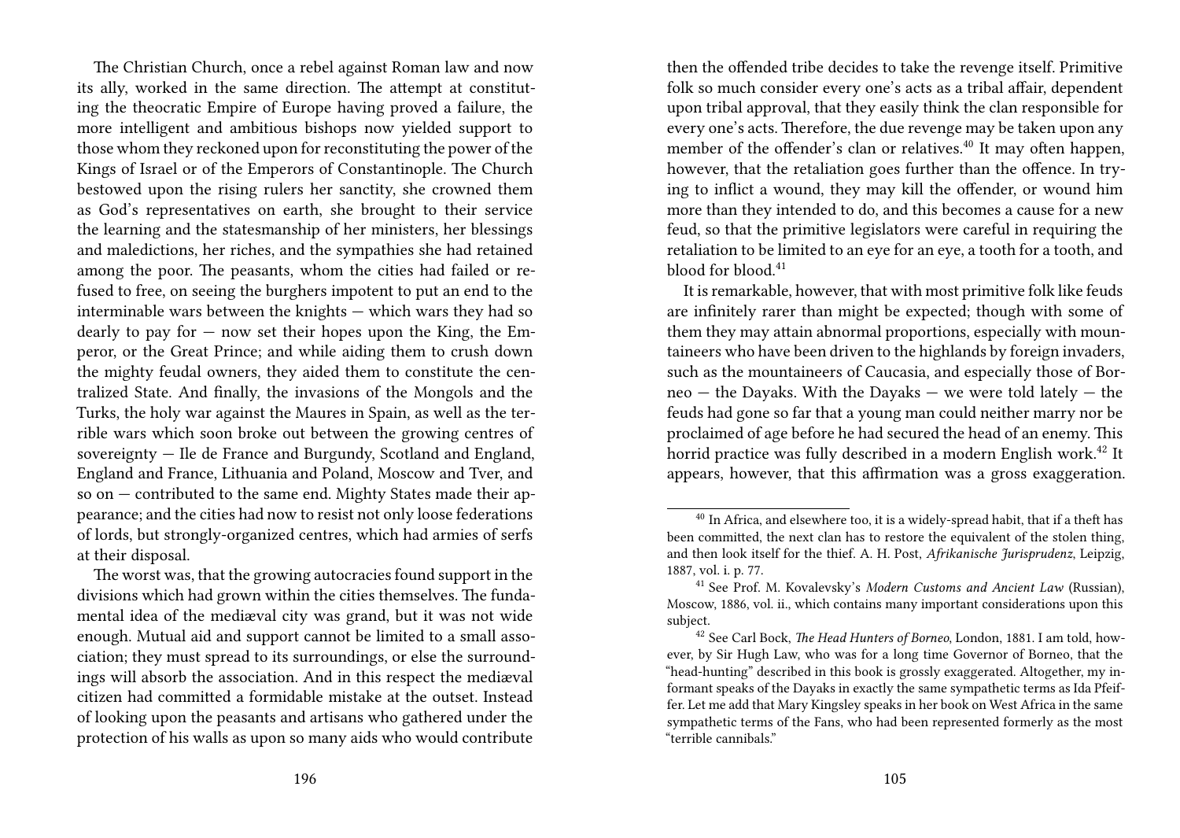The Christian Church, once a rebel against Roman law and now its ally, worked in the same direction. The attempt at constituting the theocratic Empire of Europe having proved a failure, the more intelligent and ambitious bishops now yielded support to those whom they reckoned upon for reconstituting the power of the Kings of Israel or of the Emperors of Constantinople. The Church bestowed upon the rising rulers her sanctity, she crowned them as God's representatives on earth, she brought to their service the learning and the statesmanship of her ministers, her blessings and maledictions, her riches, and the sympathies she had retained among the poor. The peasants, whom the cities had failed or refused to free, on seeing the burghers impotent to put an end to the interminable wars between the knights — which wars they had so dearly to pay for — now set their hopes upon the King, the Emperor, or the Great Prince; and while aiding them to crush down the mighty feudal owners, they aided them to constitute the centralized State. And finally, the invasions of the Mongols and the Turks, the holy war against the Maures in Spain, as well as the terrible wars which soon broke out between the growing centres of sovereignty — Ile de France and Burgundy, Scotland and England, England and France, Lithuania and Poland, Moscow and Tver, and so on — contributed to the same end. Mighty States made their appearance; and the cities had now to resist not only loose federations of lords, but strongly-organized centres, which had armies of serfs at their disposal.

The worst was, that the growing autocracies found support in the divisions which had grown within the cities themselves. The fundamental idea of the mediæval city was grand, but it was not wide enough. Mutual aid and support cannot be limited to a small association; they must spread to its surroundings, or else the surroundings will absorb the association. And in this respect the mediæval citizen had committed a formidable mistake at the outset. Instead of looking upon the peasants and artisans who gathered under the protection of his walls as upon so many aids who would contribute

then the offended tribe decides to take the revenge itself. Primitive folk so much consider every one's acts as a tribal affair, dependent upon tribal approval, that they easily think the clan responsible for every one's acts. Therefore, the due revenge may be taken upon any member of the offender's clan or relatives.[40] It may often happen, however, that the retaliation goes further than the offence. In trying to inflict a wound, they may kill the offender, or wound him more than they intended to do, and this becomes a cause for a new feud, so that the primitive legislators were careful in requiring the retaliation to be limited to an eye for an eye, a tooth for a tooth, and blood for blood.[41]

It is remarkable, however, that with most primitive folk like feuds are infinitely rarer than might be expected; though with some of them they may attain abnormal proportions, especially with mountaineers who have been driven to the highlands by foreign invaders, such as the mountaineers of Caucasia, and especially those of Borneo — the Dayaks. With the Dayaks — we were told lately — the feuds had gone so far that a young man could neither marry nor be proclaimed of age before he had secured the head of an enemy. This horrid practice was fully described in a modern English work.[42] It appears, however, that this affirmation was a gross exaggeration.

---

[40] In Africa, and elsewhere too, it is a widely-spread habit, that if a theft has been committed, the next clan has to restore the equivalent of the stolen thing, and then look itself for the thief. A. H. Post, *Afrikanische Jurisprudenz*, Leipzig, 1887, vol. i. p. 77.

[41] See Prof. M. Kovalevsky's *Modern Customs and Ancient Law* (Russian), Moscow, 1886, vol. ii., which contains many important considerations upon this subject.

[42] See Carl Bock, *The Head Hunters of Borneo*, London, 1881. I am told, however, by Sir Hugh Law, who was for a long time Governor of Borneo, that the "head-hunting" described in this book is grossly exaggerated. Altogether, my informant speaks of the Dayaks in exactly the same sympathetic terms as Ida Pfeiffer. Let me add that Mary Kingsley speaks in her book on West Africa in the same sympathetic terms of the Fans, who had been represented formerly as the most "terrible cannibals."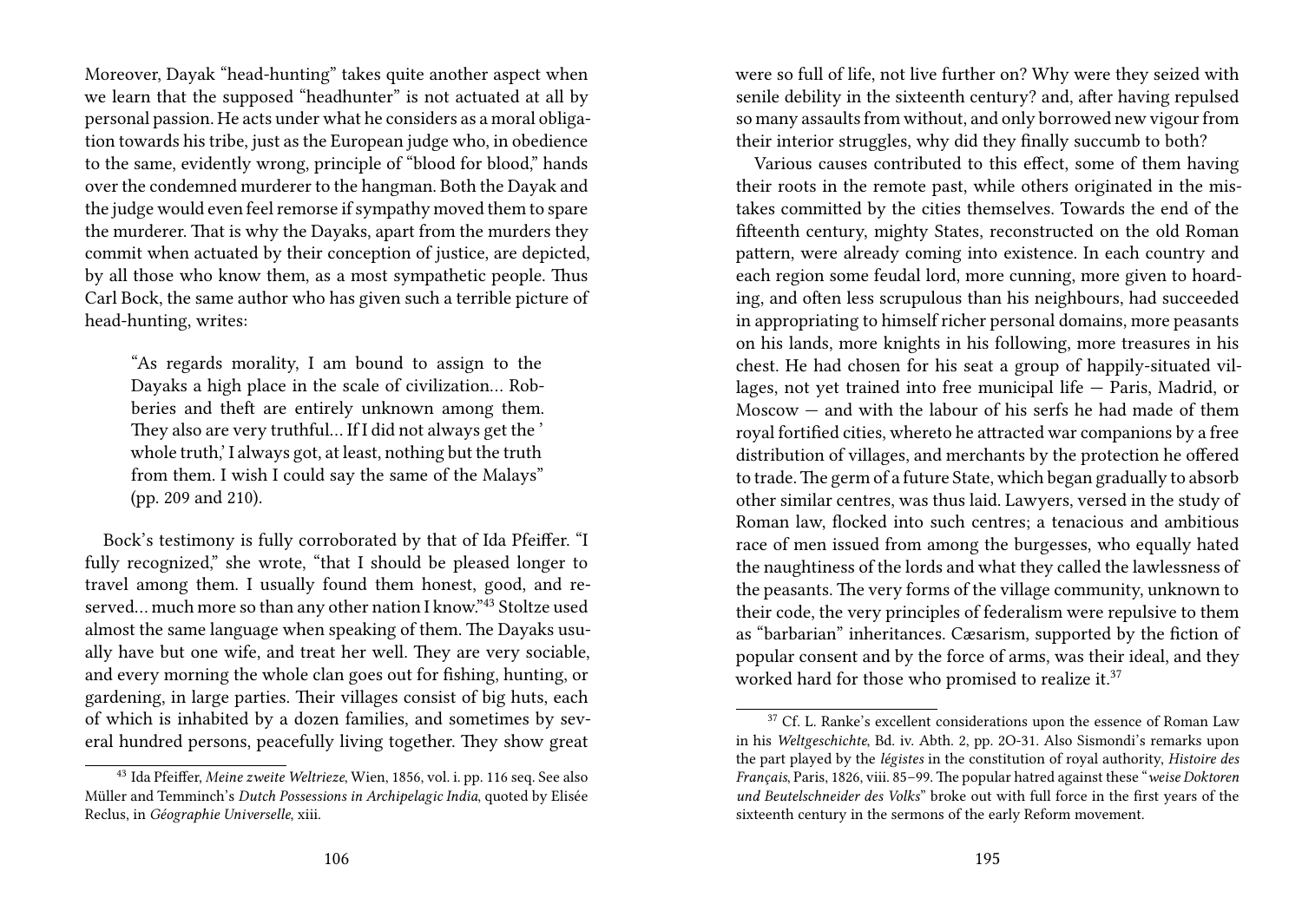Moreover, Dayak "head-hunting" takes quite another aspect when we learn that the supposed "headhunter" is not actuated at all by personal passion. He acts under what he considers as a moral obligation towards his tribe, just as the European judge who, in obedience to the same, evidently wrong, principle of "blood for blood," hands over the condemned murderer to the hangman. Both the Dayak and the judge would even feel remorse if sympathy moved them to spare the murderer. That is why the Dayaks, apart from the murders they commit when actuated by their conception of justice, are depicted, by all those who know them, as a most sympathetic people. Thus Carl Bock, the same author who has given such a terrible picture of head-hunting, writes:

> "As regards morality, I am bound to assign to the Dayaks a high place in the scale of civilization… Robberies and theft are entirely unknown among them. They also are very truthful… If I did not always get the ' whole truth,' I always got, at least, nothing but the truth from them. I wish I could say the same of the Malays" (pp. 209 and 210).

Bock's testimony is fully corroborated by that of Ida Pfeiffer. "I fully recognized," she wrote, "that I should be pleased longer to travel among them. I usually found them honest, good, and reserved… much more so than any other nation I know."[43] Stoltze used almost the same language when speaking of them. The Dayaks usually have but one wife, and treat her well. They are very sociable, and every morning the whole clan goes out for fishing, hunting, or gardening, in large parties. Their villages consist of big huts, each of which is inhabited by a dozen families, and sometimes by several hundred persons, peacefully living together. They show great

[43] Ida Pfeiffer, *Meine zweite Weltrieze*, Wien, 1856, vol. i. pp. 116 seq. See also Müller and Temminch's *Dutch Possessions in Archipelagic India*, quoted by Elisée Reclus, in *Géographie Universelle*, xiii.

were so full of life, not live further on? Why were they seized with senile debility in the sixteenth century? and, after having repulsed so many assaults from without, and only borrowed new vigour from their interior struggles, why did they finally succumb to both?

Various causes contributed to this effect, some of them having their roots in the remote past, while others originated in the mistakes committed by the cities themselves. Towards the end of the fifteenth century, mighty States, reconstructed on the old Roman pattern, were already coming into existence. In each country and each region some feudal lord, more cunning, more given to hoarding, and often less scrupulous than his neighbours, had succeeded in appropriating to himself richer personal domains, more peasants on his lands, more knights in his following, more treasures in his chest. He had chosen for his seat a group of happily-situated villages, not yet trained into free municipal life — Paris, Madrid, or Moscow — and with the labour of his serfs he had made of them royal fortified cities, whereto he attracted war companions by a free distribution of villages, and merchants by the protection he offered to trade. The germ of a future State, which began gradually to absorb other similar centres, was thus laid. Lawyers, versed in the study of Roman law, flocked into such centres; a tenacious and ambitious race of men issued from among the burgesses, who equally hated the naughtiness of the lords and what they called the lawlessness of the peasants. The very forms of the village community, unknown to their code, the very principles of federalism were repulsive to them as "barbarian" inheritances. Cæsarism, supported by the fiction of popular consent and by the force of arms, was their ideal, and they worked hard for those who promised to realize it.[37]

[37] Cf. L. Ranke's excellent considerations upon the essence of Roman Law in his *Weltgeschichte*, Bd. iv. Abth. 2, pp. 2O-31. Also Sismondi's remarks upon the part played by the *légistes* in the constitution of royal authority, *Histoire des Français*, Paris, 1826, viii. 85–99. The popular hatred against these "*weise Doktoren und Beutelschneider des Volks*" broke out with full force in the first years of the sixteenth century in the sermons of the early Reform movement.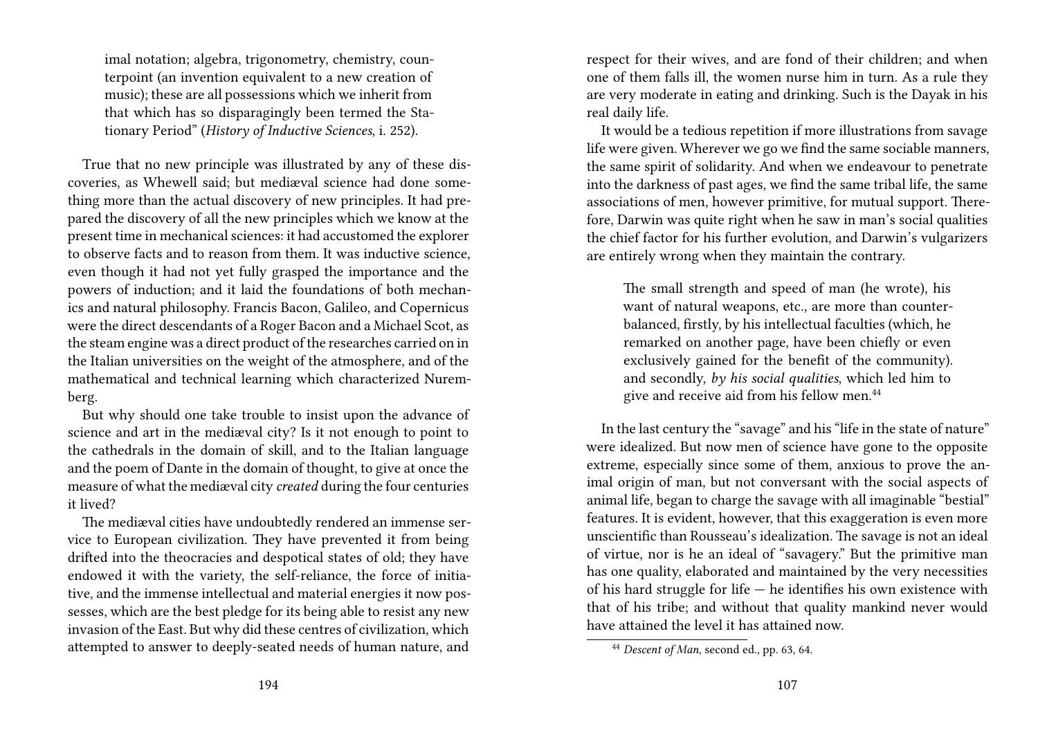imal notation; algebra, trigonometry, chemistry, counterpoint (an invention equivalent to a new creation of music); these are all possessions which we inherit from that which has so disparagingly been termed the Stationary Period" (*History of Inductive Sciences*, i. 252).

True that no new principle was illustrated by any of these discoveries, as Whewell said; but mediæval science had done something more than the actual discovery of new principles. It had prepared the discovery of all the new principles which we know at the present time in mechanical sciences: it had accustomed the explorer to observe facts and to reason from them. It was inductive science, even though it had not yet fully grasped the importance and the powers of induction; and it laid the foundations of both mechanics and natural philosophy. Francis Bacon, Galileo, and Copernicus were the direct descendants of a Roger Bacon and a Michael Scot, as the steam engine was a direct product of the researches carried on in the Italian universities on the weight of the atmosphere, and of the mathematical and technical learning which characterized Nuremberg.

But why should one take trouble to insist upon the advance of science and art in the mediæval city? Is it not enough to point to the cathedrals in the domain of skill, and to the Italian language and the poem of Dante in the domain of thought, to give at once the measure of what the mediæval city *created* during the four centuries it lived?

The mediæval cities have undoubtedly rendered an immense service to European civilization. They have prevented it from being drifted into the theocracies and despotical states of old; they have endowed it with the variety, the self-reliance, the force of initiative, and the immense intellectual and material energies it now possesses, which are the best pledge for its being able to resist any new invasion of the East. But why did these centres of civilization, which attempted to answer to deeply-seated needs of human nature, and

respect for their wives, and are fond of their children; and when one of them falls ill, the women nurse him in turn. As a rule they are very moderate in eating and drinking. Such is the Dayak in his real daily life.

It would be a tedious repetition if more illustrations from savage life were given. Wherever we go we find the same sociable manners, the same spirit of solidarity. And when we endeavour to penetrate into the darkness of past ages, we find the same tribal life, the same associations of men, however primitive, for mutual support. Therefore, Darwin was quite right when he saw in man's social qualities the chief factor for his further evolution, and Darwin's vulgarizers are entirely wrong when they maintain the contrary.

> The small strength and speed of man (he wrote), his want of natural weapons, etc., are more than counterbalanced, firstly, by his intellectual faculties (which, he remarked on another page, have been chiefly or even exclusively gained for the benefit of the community). and secondly, *by his social qualities*, which led him to give and receive aid from his fellow men.[44]

In the last century the "savage" and his "life in the state of nature" were idealized. But now men of science have gone to the opposite extreme, especially since some of them, anxious to prove the animal origin of man, but not conversant with the social aspects of animal life, began to charge the savage with all imaginable "bestial" features. It is evident, however, that this exaggeration is even more unscientific than Rousseau's idealization. The savage is not an ideal of virtue, nor is he an ideal of "savagery." But the primitive man has one quality, elaborated and maintained by the very necessities of his hard struggle for life — he identifies his own existence with that of his tribe; and without that quality mankind never would have attained the level it has attained now.

[44] *Descent of Man*, second ed., pp. 63, 64.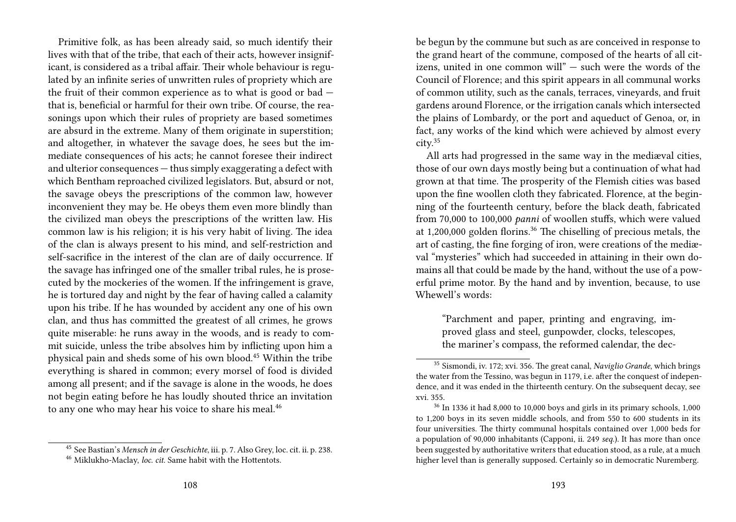Primitive folk, as has been already said, so much identify their lives with that of the tribe, that each of their acts, however insignificant, is considered as a tribal affair. Their whole behaviour is regulated by an infinite series of unwritten rules of propriety which are the fruit of their common experience as to what is good or bad — that is, beneficial or harmful for their own tribe. Of course, the reasonings upon which their rules of propriety are based sometimes are absurd in the extreme. Many of them originate in superstition; and altogether, in whatever the savage does, he sees but the immediate consequences of his acts; he cannot foresee their indirect and ulterior consequences — thus simply exaggerating a defect with which Bentham reproached civilized legislators. But, absurd or not, the savage obeys the prescriptions of the common law, however inconvenient they may be. He obeys them even more blindly than the civilized man obeys the prescriptions of the written law. His common law is his religion; it is his very habit of living. The idea of the clan is always present to his mind, and self-restriction and self-sacrifice in the interest of the clan are of daily occurrence. If the savage has infringed one of the smaller tribal rules, he is prosecuted by the mockeries of the women. If the infringement is grave, he is tortured day and night by the fear of having called a calamity upon his tribe. If he has wounded by accident any one of his own clan, and thus has committed the greatest of all crimes, he grows quite miserable: he runs away in the woods, and is ready to commit suicide, unless the tribe absolves him by inflicting upon him a physical pain and sheds some of his own blood.[45] Within the tribe everything is shared in common; every morsel of food is divided among all present; and if the savage is alone in the woods, he does not begin eating before he has loudly shouted thrice an invitation to any one who may hear his voice to share his meal.[46]

[45] See Bastian's *Mensch in der Geschichte*, iii. p. 7. Also Grey, loc. cit. ii. p. 238.

[46] Miklukho-Maclay, *loc. cit.* Same habit with the Hottentots.

be begun by the commune but such as are conceived in response to the grand heart of the commune, composed of the hearts of all citizens, united in one common will" — such were the words of the Council of Florence; and this spirit appears in all communal works of common utility, such as the canals, terraces, vineyards, and fruit gardens around Florence, or the irrigation canals which intersected the plains of Lombardy, or the port and aqueduct of Genoa, or, in fact, any works of the kind which were achieved by almost every city.[35]

All arts had progressed in the same way in the mediæval cities, those of our own days mostly being but a continuation of what had grown at that time. The prosperity of the Flemish cities was based upon the fine woollen cloth they fabricated. Florence, at the beginning of the fourteenth century, before the black death, fabricated from 70,000 to 100,000 *panni* of woollen stuffs, which were valued at 1,200,000 golden florins.[36] The chiselling of precious metals, the art of casting, the fine forging of iron, were creations of the mediæval "mysteries" which had succeeded in attaining in their own domains all that could be made by the hand, without the use of a powerful prime motor. By the hand and by invention, because, to use Whewell's words:

> "Parchment and paper, printing and engraving, improved glass and steel, gunpowder, clocks, telescopes, the mariner's compass, the reformed calendar, the dec-

[35] Sismondi, iv. 172; xvi. 356. The great canal, *Naviglio Grande*, which brings the water from the Tessino, was begun in 1179, i.e. after the conquest of independence, and it was ended in the thirteenth century. On the subsequent decay, see xvi. 355.

[36] In 1336 it had 8,000 to 10,000 boys and girls in its primary schools, 1,000 to 1,200 boys in its seven middle schools, and from 550 to 600 students in its four universities. The thirty communal hospitals contained over 1,000 beds for a population of 90,000 inhabitants (Capponi, ii. 249 *seq.*). It has more than once been suggested by authoritative writers that education stood, as a rule, at a much higher level than is generally supposed. Certainly so in democratic Nuremberg.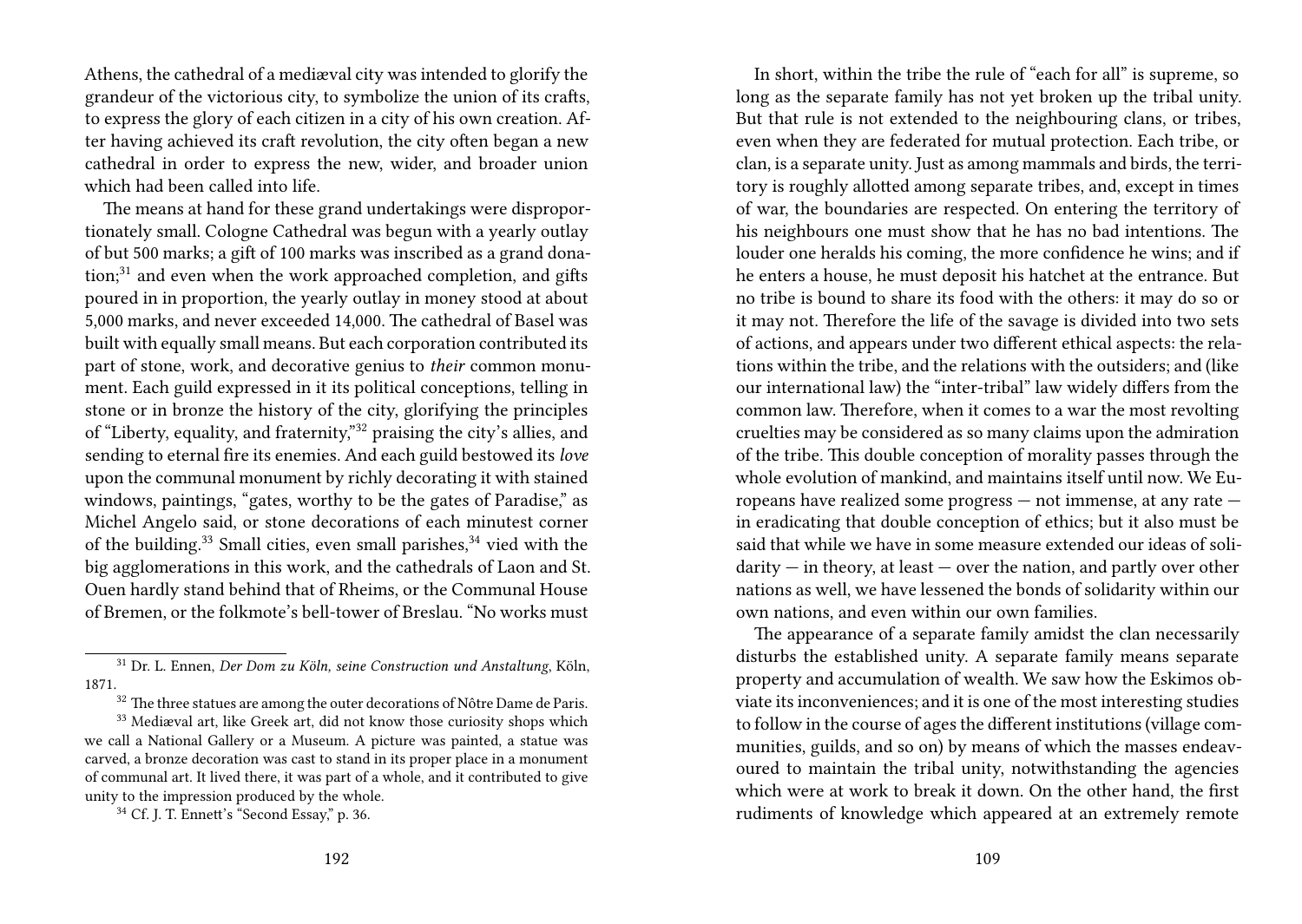Athens, the cathedral of a mediæval city was intended to glorify the grandeur of the victorious city, to symbolize the union of its crafts, to express the glory of each citizen in a city of his own creation. After having achieved its craft revolution, the city often began a new cathedral in order to express the new, wider, and broader union which had been called into life.

The means at hand for these grand undertakings were disproportionately small. Cologne Cathedral was begun with a yearly outlay of but 500 marks; a gift of 100 marks was inscribed as a grand donation;[31] and even when the work approached completion, and gifts poured in in proportion, the yearly outlay in money stood at about 5,000 marks, and never exceeded 14,000. The cathedral of Basel was built with equally small means. But each corporation contributed its part of stone, work, and decorative genius to *their* common monument. Each guild expressed in it its political conceptions, telling in stone or in bronze the history of the city, glorifying the principles of "Liberty, equality, and fraternity,"[32] praising the city's allies, and sending to eternal fire its enemies. And each guild bestowed its *love* upon the communal monument by richly decorating it with stained windows, paintings, "gates, worthy to be the gates of Paradise," as Michel Angelo said, or stone decorations of each minutest corner of the building.[33] Small cities, even small parishes,[34] vied with the big agglomerations in this work, and the cathedrals of Laon and St. Ouen hardly stand behind that of Rheims, or the Communal House of Bremen, or the folkmote's bell-tower of Breslau. "No works must

[31] Dr. L. Ennen, *Der Dom zu Köln, seine Construction und Anstaltung*, Köln, 1871.

[32] The three statues are among the outer decorations of Nôtre Dame de Paris.

[33] Mediæval art, like Greek art, did not know those curiosity shops which we call a National Gallery or a Museum. A picture was painted, a statue was carved, a bronze decoration was cast to stand in its proper place in a monument of communal art. It lived there, it was part of a whole, and it contributed to give unity to the impression produced by the whole.

[34] Cf. J. T. Ennett's "Second Essay," p. 36.

In short, within the tribe the rule of "each for all" is supreme, so long as the separate family has not yet broken up the tribal unity. But that rule is not extended to the neighbouring clans, or tribes, even when they are federated for mutual protection. Each tribe, or clan, is a separate unity. Just as among mammals and birds, the territory is roughly allotted among separate tribes, and, except in times of war, the boundaries are respected. On entering the territory of his neighbours one must show that he has no bad intentions. The louder one heralds his coming, the more confidence he wins; and if he enters a house, he must deposit his hatchet at the entrance. But no tribe is bound to share its food with the others: it may do so or it may not. Therefore the life of the savage is divided into two sets of actions, and appears under two different ethical aspects: the relations within the tribe, and the relations with the outsiders; and (like our international law) the "inter-tribal" law widely differs from the common law. Therefore, when it comes to a war the most revolting cruelties may be considered as so many claims upon the admiration of the tribe. This double conception of morality passes through the whole evolution of mankind, and maintains itself until now. We Europeans have realized some progress — not immense, at any rate — in eradicating that double conception of ethics; but it also must be said that while we have in some measure extended our ideas of solidarity — in theory, at least — over the nation, and partly over other nations as well, we have lessened the bonds of solidarity within our own nations, and even within our own families.

The appearance of a separate family amidst the clan necessarily disturbs the established unity. A separate family means separate property and accumulation of wealth. We saw how the Eskimos obviate its inconveniences; and it is one of the most interesting studies to follow in the course of ages the different institutions (village communities, guilds, and so on) by means of which the masses endeavoured to maintain the tribal unity, notwithstanding the agencies which were at work to break it down. On the other hand, the first rudiments of knowledge which appeared at an extremely remote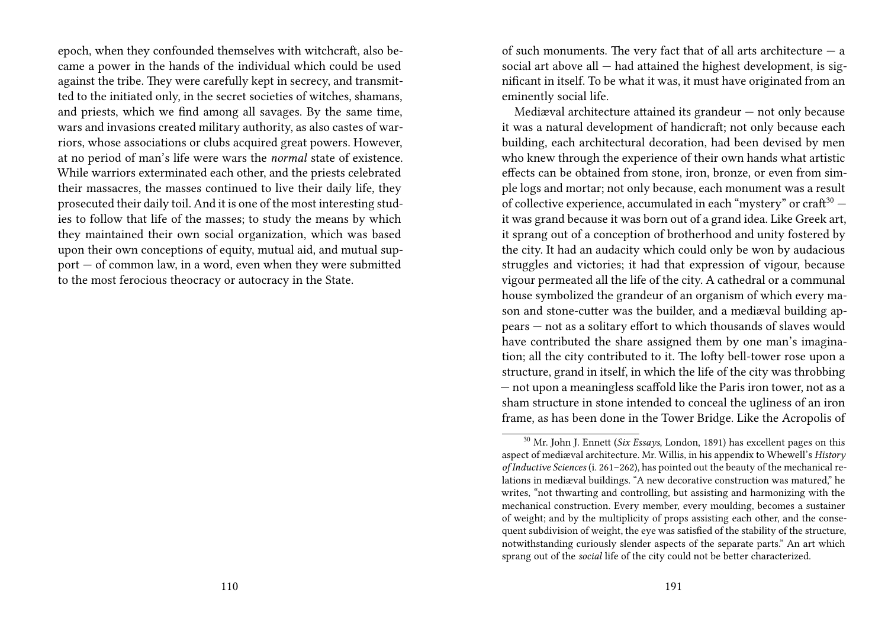epoch, when they confounded themselves with witchcraft, also became a power in the hands of the individual which could be used against the tribe. They were carefully kept in secrecy, and transmitted to the initiated only, in the secret societies of witches, shamans, and priests, which we find among all savages. By the same time, wars and invasions created military authority, as also castes of warriors, whose associations or clubs acquired great powers. However, at no period of man's life were wars the *normal* state of existence. While warriors exterminated each other, and the priests celebrated their massacres, the masses continued to live their daily life, they prosecuted their daily toil. And it is one of the most interesting studies to follow that life of the masses; to study the means by which they maintained their own social organization, which was based upon their own conceptions of equity, mutual aid, and mutual support — of common law, in a word, even when they were submitted to the most ferocious theocracy or autocracy in the State.

of such monuments. The very fact that of all arts architecture — a social art above all — had attained the highest development, is significant in itself. To be what it was, it must have originated from an eminently social life.

Mediæval architecture attained its grandeur — not only because it was a natural development of handicraft; not only because each building, each architectural decoration, had been devised by men who knew through the experience of their own hands what artistic effects can be obtained from stone, iron, bronze, or even from simple logs and mortar; not only because, each monument was a result of collective experience, accumulated in each "mystery" or craft[30] — it was grand because it was born out of a grand idea. Like Greek art, it sprang out of a conception of brotherhood and unity fostered by the city. It had an audacity which could only be won by audacious struggles and victories; it had that expression of vigour, because vigour permeated all the life of the city. A cathedral or a communal house symbolized the grandeur of an organism of which every mason and stone-cutter was the builder, and a mediæval building appears — not as a solitary effort to which thousands of slaves would have contributed the share assigned them by one man's imagination; all the city contributed to it. The lofty bell-tower rose upon a structure, grand in itself, in which the life of the city was throbbing — not upon a meaningless scaffold like the Paris iron tower, not as a sham structure in stone intended to conceal the ugliness of an iron frame, as has been done in the Tower Bridge. Like the Acropolis of

[30] Mr. John J. Ennett (*Six Essays*, London, 1891) has excellent pages on this aspect of mediæval architecture. Mr. Willis, in his appendix to Whewell's *History of Inductive Sciences* (i. 261–262), has pointed out the beauty of the mechanical relations in mediæval buildings. "A new decorative construction was matured," he writes, "not thwarting and controlling, but assisting and harmonizing with the mechanical construction. Every member, every moulding, becomes a sustainer of weight; and by the multiplicity of props assisting each other, and the consequent subdivision of weight, the eye was satisfied of the stability of the structure, notwithstanding curiously slender aspects of the separate parts." An art which sprang out of the *social* life of the city could not be better characterized.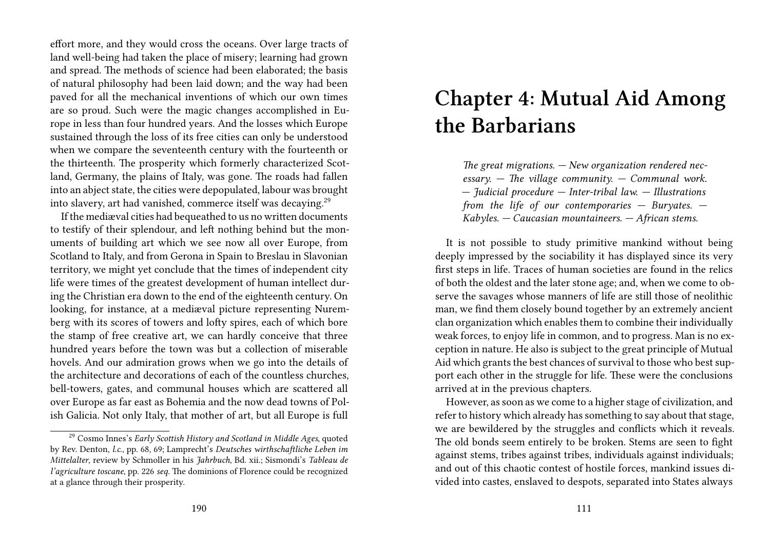effort more, and they would cross the oceans. Over large tracts of land well-being had taken the place of misery; learning had grown and spread. The methods of science had been elaborated; the basis of natural philosophy had been laid down; and the way had been paved for all the mechanical inventions of which our own times are so proud. Such were the magic changes accomplished in Europe in less than four hundred years. And the losses which Europe sustained through the loss of its free cities can only be understood when we compare the seventeenth century with the fourteenth or the thirteenth. The prosperity which formerly characterized Scotland, Germany, the plains of Italy, was gone. The roads had fallen into an abject state, the cities were depopulated, labour was brought into slavery, art had vanished, commerce itself was decaying.[29]

If the mediæval cities had bequeathed to us no written documents to testify of their splendour, and left nothing behind but the monuments of building art which we see now all over Europe, from Scotland to Italy, and from Gerona in Spain to Breslau in Slavonian territory, we might yet conclude that the times of independent city life were times of the greatest development of human intellect during the Christian era down to the end of the eighteenth century. On looking, for instance, at a mediæval picture representing Nuremberg with its scores of towers and lofty spires, each of which bore the stamp of free creative art, we can hardly conceive that three hundred years before the town was but a collection of miserable hovels. And our admiration grows when we go into the details of the architecture and decorations of each of the countless churches, bell-towers, gates, and communal houses which are scattered all over Europe as far east as Bohemia and the now dead towns of Polish Galicia. Not only Italy, that mother of art, but all Europe is full

[29] Cosmo Innes's *Early Scottish History and Scotland in Middle Ages*, quoted by Rev. Denton, *l.c.*, pp. 68, 69; Lamprecht's *Deutsches wirthschaftliche Leben im Mittelalter*, review by Schmoller in his *Jahrbuch*, Bd. xii.; Sismondi's *Tableau de l'agriculture toscane*, pp. 226 *seq.* The dominions of Florence could be recognized at a glance through their prosperity.

# Chapter 4: Mutual Aid Among the Barbarians

> *The great migrations. — New organization rendered necessary. — The village community. — Communal work. — Judicial procedure — Inter-tribal law. — Illustrations from the life of our contemporaries — Buryates. — Kabyles. — Caucasian mountaineers. — African stems.*

It is not possible to study primitive mankind without being deeply impressed by the sociability it has displayed since its very first steps in life. Traces of human societies are found in the relics of both the oldest and the later stone age; and, when we come to observe the savages whose manners of life are still those of neolithic man, we find them closely bound together by an extremely ancient clan organization which enables them to combine their individually weak forces, to enjoy life in common, and to progress. Man is no exception in nature. He also is subject to the great principle of Mutual Aid which grants the best chances of survival to those who best support each other in the struggle for life. These were the conclusions arrived at in the previous chapters.

However, as soon as we come to a higher stage of civilization, and refer to history which already has something to say about that stage, we are bewildered by the struggles and conflicts which it reveals. The old bonds seem entirely to be broken. Stems are seen to fight against stems, tribes against tribes, individuals against individuals; and out of this chaotic contest of hostile forces, mankind issues divided into castes, enslaved to despots, separated into States always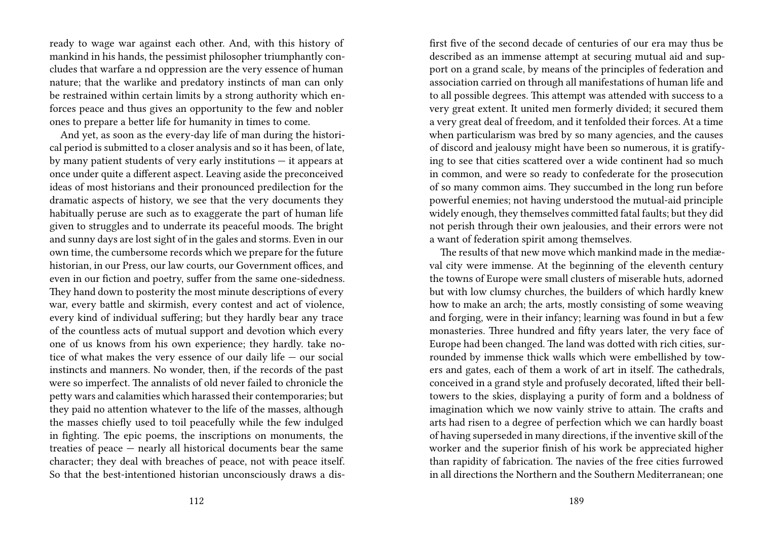ready to wage war against each other. And, with this history of mankind in his hands, the pessimist philosopher triumphantly concludes that warfare a nd oppression are the very essence of human nature; that the warlike and predatory instincts of man can only be restrained within certain limits by a strong authority which enforces peace and thus gives an opportunity to the few and nobler ones to prepare a better life for humanity in times to come.

And yet, as soon as the every-day life of man during the historical period is submitted to a closer analysis and so it has been, of late, by many patient students of very early institutions — it appears at once under quite a different aspect. Leaving aside the preconceived ideas of most historians and their pronounced predilection for the dramatic aspects of history, we see that the very documents they habitually peruse are such as to exaggerate the part of human life given to struggles and to underrate its peaceful moods. The bright and sunny days are lost sight of in the gales and storms. Even in our own time, the cumbersome records which we prepare for the future historian, in our Press, our law courts, our Government offices, and even in our fiction and poetry, suffer from the same one-sidedness. They hand down to posterity the most minute descriptions of every war, every battle and skirmish, every contest and act of violence, every kind of individual suffering; but they hardly bear any trace of the countless acts of mutual support and devotion which every one of us knows from his own experience; they hardly. take notice of what makes the very essence of our daily life — our social instincts and manners. No wonder, then, if the records of the past were so imperfect. The annalists of old never failed to chronicle the petty wars and calamities which harassed their contemporaries; but they paid no attention whatever to the life of the masses, although the masses chiefly used to toil peacefully while the few indulged in fighting. The epic poems, the inscriptions on monuments, the treaties of peace — nearly all historical documents bear the same character; they deal with breaches of peace, not with peace itself. So that the best-intentioned historian unconsciously draws a dis-

first five of the second decade of centuries of our era may thus be described as an immense attempt at securing mutual aid and support on a grand scale, by means of the principles of federation and association carried on through all manifestations of human life and to all possible degrees. This attempt was attended with success to a very great extent. It united men formerly divided; it secured them a very great deal of freedom, and it tenfolded their forces. At a time when particularism was bred by so many agencies, and the causes of discord and jealousy might have been so numerous, it is gratifying to see that cities scattered over a wide continent had so much in common, and were so ready to confederate for the prosecution of so many common aims. They succumbed in the long run before powerful enemies; not having understood the mutual-aid principle widely enough, they themselves committed fatal faults; but they did not perish through their own jealousies, and their errors were not a want of federation spirit among themselves.

The results of that new move which mankind made in the mediæval city were immense. At the beginning of the eleventh century the towns of Europe were small clusters of miserable huts, adorned but with low clumsy churches, the builders of which hardly knew how to make an arch; the arts, mostly consisting of some weaving and forging, were in their infancy; learning was found in but a few monasteries. Three hundred and fifty years later, the very face of Europe had been changed. The land was dotted with rich cities, surrounded by immense thick walls which were embellished by towers and gates, each of them a work of art in itself. The cathedrals, conceived in a grand style and profusely decorated, lifted their bell-towers to the skies, displaying a purity of form and a boldness of imagination which we now vainly strive to attain. The crafts and arts had risen to a degree of perfection which we can hardly boast of having superseded in many directions, if the inventive skill of the worker and the superior finish of his work be appreciated higher than rapidity of fabrication. The navies of the free cities furrowed in all directions the Northern and the Southern Mediterranean; one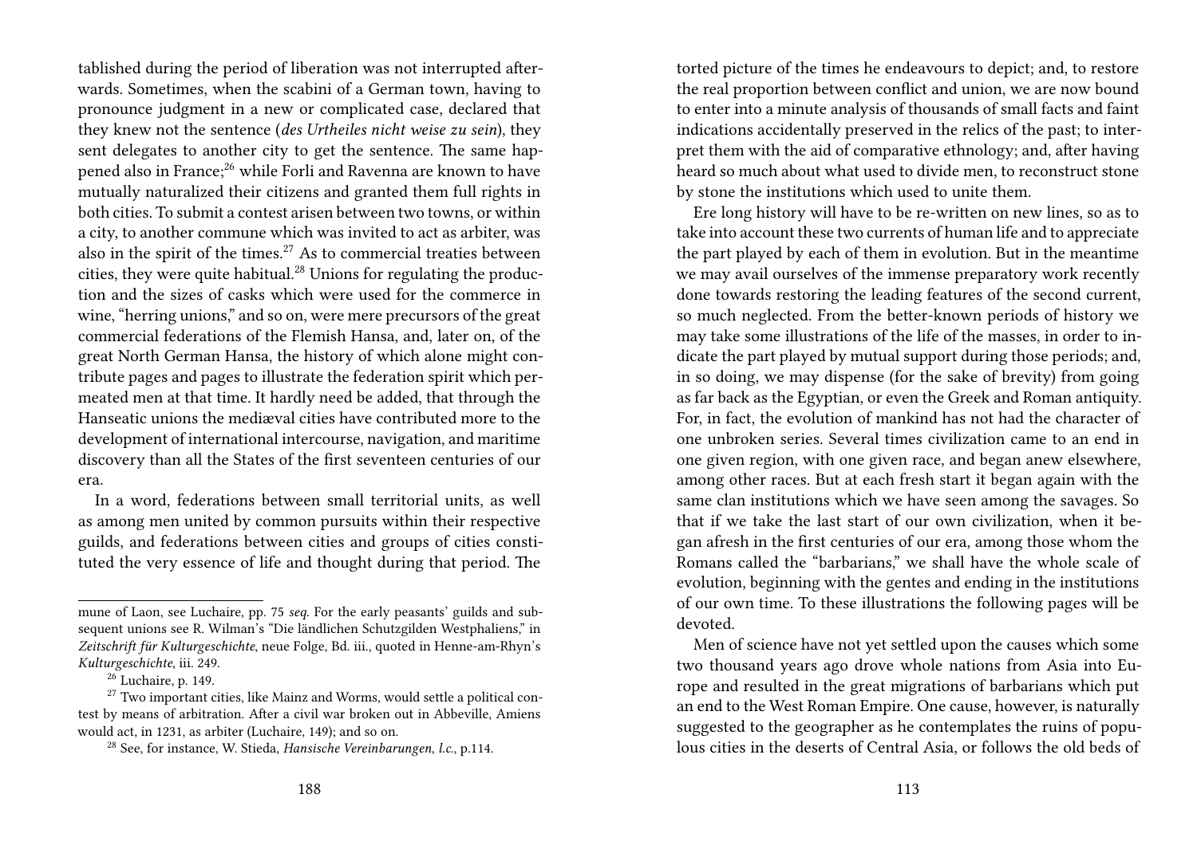tablished during the period of liberation was not interrupted afterwards. Sometimes, when the scabini of a German town, having to pronounce judgment in a new or complicated case, declared that they knew not the sentence (*des Urtheiles nicht weise zu sein*), they sent delegates to another city to get the sentence. The same happened also in France;[26] while Forli and Ravenna are known to have mutually naturalized their citizens and granted them full rights in both cities. To submit a contest arisen between two towns, or within a city, to another commune which was invited to act as arbiter, was also in the spirit of the times.[27] As to commercial treaties between cities, they were quite habitual.[28] Unions for regulating the production and the sizes of casks which were used for the commerce in wine, "herring unions," and so on, were mere precursors of the great commercial federations of the Flemish Hansa, and, later on, of the great North German Hansa, the history of which alone might contribute pages and pages to illustrate the federation spirit which permeated men at that time. It hardly need be added, that through the Hanseatic unions the mediæval cities have contributed more to the development of international intercourse, navigation, and maritime discovery than all the States of the first seventeen centuries of our era.

In a word, federations between small territorial units, as well as among men united by common pursuits within their respective guilds, and federations between cities and groups of cities constituted the very essence of life and thought during that period. The

mune of Laon, see Luchaire, pp. 75 *seq.* For the early peasants' guilds and subsequent unions see R. Wilman's "Die ländlichen Schutzgilden Westphaliens," in *Zeitschrift für Kulturgeschichte*, neue Folge, Bd. iii., quoted in Henne-am-Rhyn's *Kulturgeschichte*, iii. 249.

[26] Luchaire, p. 149.

[27] Two important cities, like Mainz and Worms, would settle a political contest by means of arbitration. After a civil war broken out in Abbeville, Amiens would act, in 1231, as arbiter (Luchaire, 149); and so on.

[28] See, for instance, W. Stieda, *Hansische Vereinbarungen*, *l.c.*, p.114.

torted picture of the times he endeavours to depict; and, to restore the real proportion between conflict and union, we are now bound to enter into a minute analysis of thousands of small facts and faint indications accidentally preserved in the relics of the past; to interpret them with the aid of comparative ethnology; and, after having heard so much about what used to divide men, to reconstruct stone by stone the institutions which used to unite them.

Ere long history will have to be re-written on new lines, so as to take into account these two currents of human life and to appreciate the part played by each of them in evolution. But in the meantime we may avail ourselves of the immense preparatory work recently done towards restoring the leading features of the second current, so much neglected. From the better-known periods of history we may take some illustrations of the life of the masses, in order to indicate the part played by mutual support during those periods; and, in so doing, we may dispense (for the sake of brevity) from going as far back as the Egyptian, or even the Greek and Roman antiquity. For, in fact, the evolution of mankind has not had the character of one unbroken series. Several times civilization came to an end in one given region, with one given race, and began anew elsewhere, among other races. But at each fresh start it began again with the same clan institutions which we have seen among the savages. So that if we take the last start of our own civilization, when it began afresh in the first centuries of our era, among those whom the Romans called the "barbarians," we shall have the whole scale of evolution, beginning with the gentes and ending in the institutions of our own time. To these illustrations the following pages will be devoted.

Men of science have not yet settled upon the causes which some two thousand years ago drove whole nations from Asia into Europe and resulted in the great migrations of barbarians which put an end to the West Roman Empire. One cause, however, is naturally suggested to the geographer as he contemplates the ruins of populous cities in the deserts of Central Asia, or follows the old beds of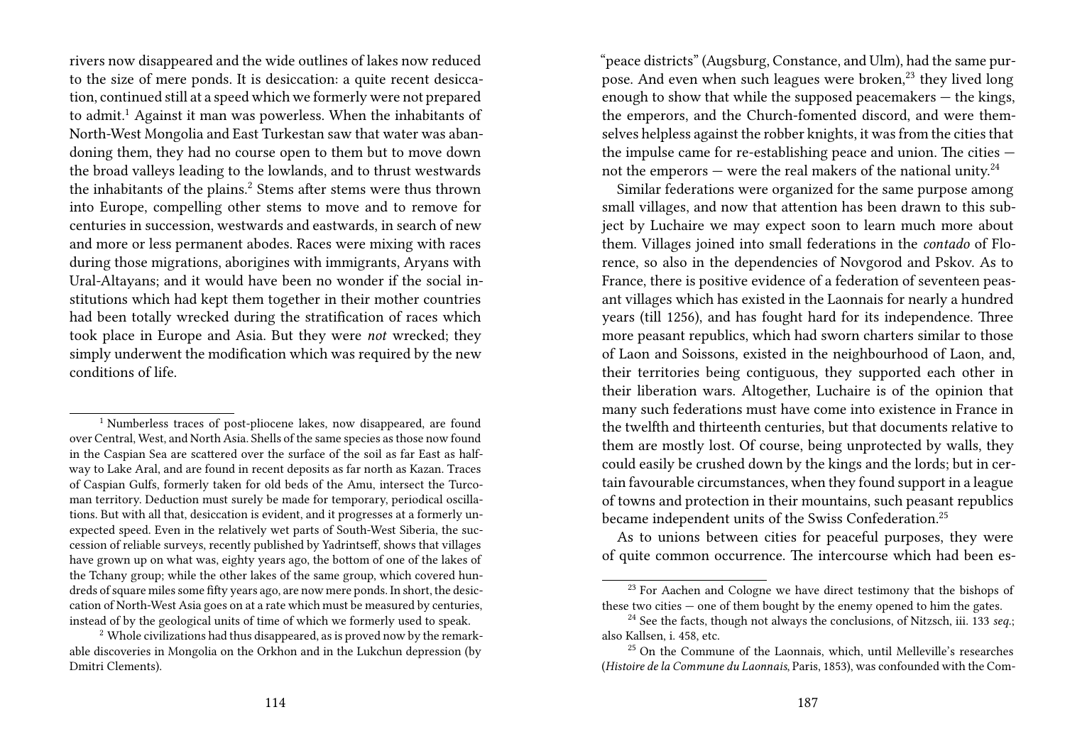rivers now disappeared and the wide outlines of lakes now reduced to the size of mere ponds. It is desiccation: a quite recent desiccation, continued still at a speed which we formerly were not prepared to admit.[1] Against it man was powerless. When the inhabitants of North-West Mongolia and East Turkestan saw that water was abandoning them, they had no course open to them but to move down the broad valleys leading to the lowlands, and to thrust westwards the inhabitants of the plains.[2] Stems after stems were thus thrown into Europe, compelling other stems to move and to remove for centuries in succession, westwards and eastwards, in search of new and more or less permanent abodes. Races were mixing with races during those migrations, aborigines with immigrants, Aryans with Ural-Altayans; and it would have been no wonder if the social institutions which had kept them together in their mother countries had been totally wrecked during the stratification of races which took place in Europe and Asia. But they were *not* wrecked; they simply underwent the modification which was required by the new conditions of life.

[1] Numberless traces of post-pliocene lakes, now disappeared, are found over Central, West, and North Asia. Shells of the same species as those now found in the Caspian Sea are scattered over the surface of the soil as far East as half-way to Lake Aral, and are found in recent deposits as far north as Kazan. Traces of Caspian Gulfs, formerly taken for old beds of the Amu, intersect the Turcoman territory. Deduction must surely be made for temporary, periodical oscillations. But with all that, desiccation is evident, and it progresses at a formerly unexpected speed. Even in the relatively wet parts of South-West Siberia, the succession of reliable surveys, recently published by Yadrintseff, shows that villages have grown up on what was, eighty years ago, the bottom of one of the lakes of the Tchany group; while the other lakes of the same group, which covered hundreds of square miles some fifty years ago, are now mere ponds. In short, the desiccation of North-West Asia goes on at a rate which must be measured by centuries, instead of by the geological units of time of which we formerly used to speak.

[2] Whole civilizations had thus disappeared, as is proved now by the remarkable discoveries in Mongolia on the Orkhon and in the Lukchun depression (by Dmitri Clements).

"peace districts" (Augsburg, Constance, and Ulm), had the same purpose. And even when such leagues were broken,[23] they lived long enough to show that while the supposed peacemakers — the kings, the emperors, and the Church-fomented discord, and were themselves helpless against the robber knights, it was from the cities that the impulse came for re-establishing peace and union. The cities — not the emperors — were the real makers of the national unity.[24]

Similar federations were organized for the same purpose among small villages, and now that attention has been drawn to this subject by Luchaire we may expect soon to learn much more about them. Villages joined into small federations in the *contado* of Florence, so also in the dependencies of Novgorod and Pskov. As to France, there is positive evidence of a federation of seventeen peasant villages which has existed in the Laonnais for nearly a hundred years (till 1256), and has fought hard for its independence. Three more peasant republics, which had sworn charters similar to those of Laon and Soissons, existed in the neighbourhood of Laon, and, their territories being contiguous, they supported each other in their liberation wars. Altogether, Luchaire is of the opinion that many such federations must have come into existence in France in the twelfth and thirteenth centuries, but that documents relative to them are mostly lost. Of course, being unprotected by walls, they could easily be crushed down by the kings and the lords; but in certain favourable circumstances, when they found support in a league of towns and protection in their mountains, such peasant republics became independent units of the Swiss Confederation.[25]

As to unions between cities for peaceful purposes, they were of quite common occurrence. The intercourse which had been es-

[23] For Aachen and Cologne we have direct testimony that the bishops of these two cities — one of them bought by the enemy opened to him the gates.

[24] See the facts, though not always the conclusions, of Nitzsch, iii. 133 *seq.*; also Kallsen, i. 458, etc.

[25] On the Commune of the Laonnais, which, until Melleville's researches (*Histoire de la Commune du Laonnais*, Paris, 1853), was confounded with the Com-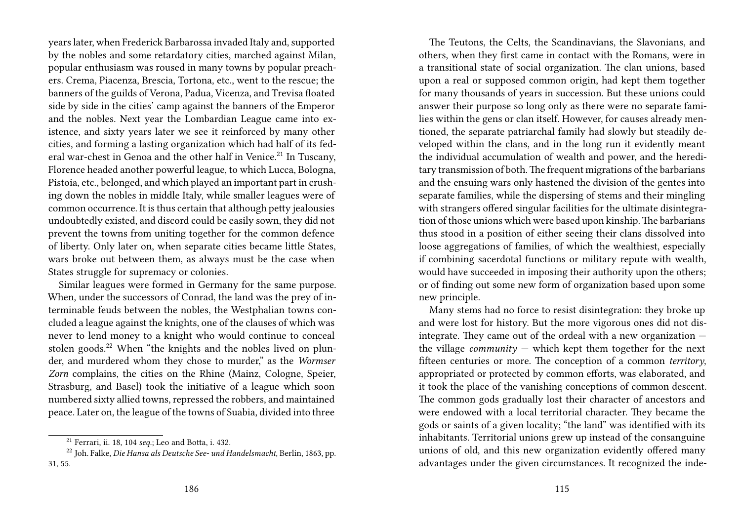years later, when Frederick Barbarossa invaded Italy and, supported by the nobles and some retardatory cities, marched against Milan, popular enthusiasm was roused in many towns by popular preachers. Crema, Piacenza, Brescia, Tortona, etc., went to the rescue; the banners of the guilds of Verona, Padua, Vicenza, and Trevisa floated side by side in the cities' camp against the banners of the Emperor and the nobles. Next year the Lombardian League came into existence, and sixty years later we see it reinforced by many other cities, and forming a lasting organization which had half of its federal war-chest in Genoa and the other half in Venice.[21] In Tuscany, Florence headed another powerful league, to which Lucca, Bologna, Pistoia, etc., belonged, and which played an important part in crushing down the nobles in middle Italy, while smaller leagues were of common occurrence. It is thus certain that although petty jealousies undoubtedly existed, and discord could be easily sown, they did not prevent the towns from uniting together for the common defence of liberty. Only later on, when separate cities became little States, wars broke out between them, as always must be the case when States struggle for supremacy or colonies.

Similar leagues were formed in Germany for the same purpose. When, under the successors of Conrad, the land was the prey of interminable feuds between the nobles, the Westphalian towns concluded a league against the knights, one of the clauses of which was never to lend money to a knight who would continue to conceal stolen goods.[22] When "the knights and the nobles lived on plunder, and murdered whom they chose to murder," as the *Wormser Zorn* complains, the cities on the Rhine (Mainz, Cologne, Speier, Strasburg, and Basel) took the initiative of a league which soon numbered sixty allied towns, repressed the robbers, and maintained peace. Later on, the league of the towns of Suabia, divided into three

[21] Ferrari, ii. 18, 104 *seq.*; Leo and Botta, i. 432.

[22] Joh. Falke, *Die Hansa als Deutsche See- und Handelsmacht*, Berlin, 1863, pp. 31, 55.

The Teutons, the Celts, the Scandinavians, the Slavonians, and others, when they first came in contact with the Romans, were in a transitional state of social organization. The clan unions, based upon a real or supposed common origin, had kept them together for many thousands of years in succession. But these unions could answer their purpose so long only as there were no separate families within the gens or clan itself. However, for causes already mentioned, the separate patriarchal family had slowly but steadily developed within the clans, and in the long run it evidently meant the individual accumulation of wealth and power, and the hereditary transmission of both. The frequent migrations of the barbarians and the ensuing wars only hastened the division of the gentes into separate families, while the dispersing of stems and their mingling with strangers offered singular facilities for the ultimate disintegration of those unions which were based upon kinship. The barbarians thus stood in a position of either seeing their clans dissolved into loose aggregations of families, of which the wealthiest, especially if combining sacerdotal functions or military repute with wealth, would have succeeded in imposing their authority upon the others; or of finding out some new form of organization based upon some new principle.

Many stems had no force to resist disintegration: they broke up and were lost for history. But the more vigorous ones did not disintegrate. They came out of the ordeal with a new organization — the village *community* — which kept them together for the next fifteen centuries or more. The conception of a common *territory*, appropriated or protected by common efforts, was elaborated, and it took the place of the vanishing conceptions of common descent. The common gods gradually lost their character of ancestors and were endowed with a local territorial character. They became the gods or saints of a given locality; "the land" was identified with its inhabitants. Territorial unions grew up instead of the consanguine unions of old, and this new organization evidently offered many advantages under the given circumstances. It recognized the inde-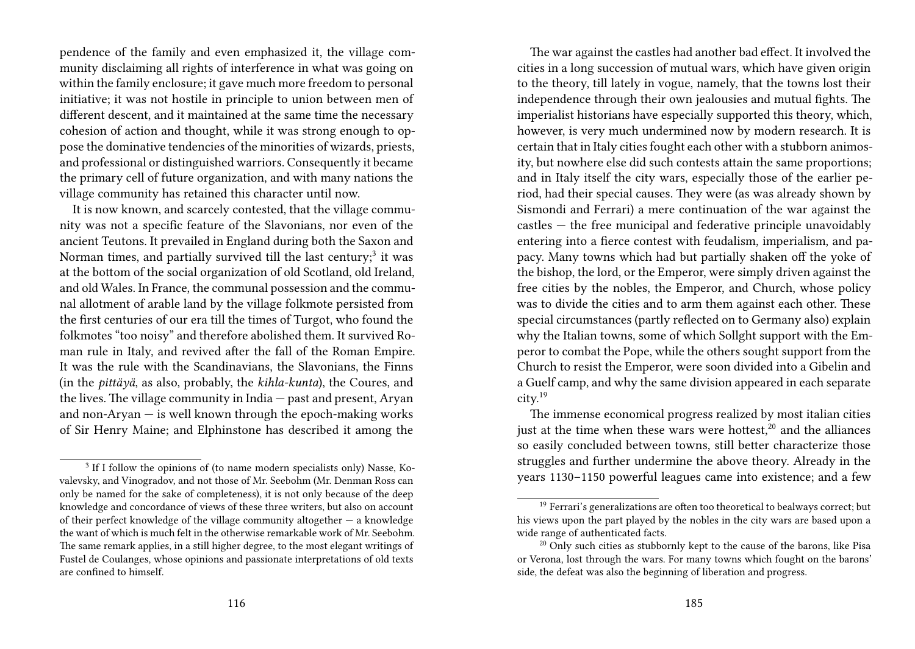pendence of the family and even emphasized it, the village community disclaiming all rights of interference in what was going on within the family enclosure; it gave much more freedom to personal initiative; it was not hostile in principle to union between men of different descent, and it maintained at the same time the necessary cohesion of action and thought, while it was strong enough to oppose the dominative tendencies of the minorities of wizards, priests, and professional or distinguished warriors. Consequently it became the primary cell of future organization, and with many nations the village community has retained this character until now.

It is now known, and scarcely contested, that the village community was not a specific feature of the Slavonians, nor even of the ancient Teutons. It prevailed in England during both the Saxon and Norman times, and partially survived till the last century;[3] it was at the bottom of the social organization of old Scotland, old Ireland, and old Wales. In France, the communal possession and the communal allotment of arable land by the village folkmote persisted from the first centuries of our era till the times of Turgot, who found the folkmotes "too noisy" and therefore abolished them. It survived Roman rule in Italy, and revived after the fall of the Roman Empire. It was the rule with the Scandinavians, the Slavonians, the Finns (in the *pittäyä*, as also, probably, the *kihla-kunta*), the Coures, and the lives. The village community in India — past and present, Aryan and non-Aryan — is well known through the epoch-making works of Sir Henry Maine; and Elphinstone has described it among the

[3] If I follow the opinions of (to name modern specialists only) Nasse, Kovalevsky, and Vinogradov, and not those of Mr. Seebohm (Mr. Denman Ross can only be named for the sake of completeness), it is not only because of the deep knowledge and concordance of views of these three writers, but also on account of their perfect knowledge of the village community altogether — a knowledge the want of which is much felt in the otherwise remarkable work of Mr. Seebohm. The same remark applies, in a still higher degree, to the most elegant writings of Fustel de Coulanges, whose opinions and passionate interpretations of old texts are confined to himself.

The war against the castles had another bad effect. It involved the cities in a long succession of mutual wars, which have given origin to the theory, till lately in vogue, namely, that the towns lost their independence through their own jealousies and mutual fights. The imperialist historians have especially supported this theory, which, however, is very much undermined now by modern research. It is certain that in Italy cities fought each other with a stubborn animosity, but nowhere else did such contests attain the same proportions; and in Italy itself the city wars, especially those of the earlier period, had their special causes. They were (as was already shown by Sismondi and Ferrari) a mere continuation of the war against the castles — the free municipal and federative principle unavoidably entering into a fierce contest with feudalism, imperialism, and papacy. Many towns which had but partially shaken off the yoke of the bishop, the lord, or the Emperor, were simply driven against the free cities by the nobles, the Emperor, and Church, whose policy was to divide the cities and to arm them against each other. These special circumstances (partly reflected on to Germany also) explain why the Italian towns, some of which Sollght support with the Emperor to combat the Pope, while the others sought support from the Church to resist the Emperor, were soon divided into a Gibelin and a Guelf camp, and why the same division appeared in each separate city.[19]

The immense economical progress realized by most italian cities just at the time when these wars were hottest,[20] and the alliances so easily concluded between towns, still better characterize those struggles and further undermine the above theory. Already in the years 1130–1150 powerful leagues came into existence; and a few

[19] Ferrari's generalizations are often too theoretical to bealways correct; but his views upon the part played by the nobles in the city wars are based upon a wide range of authenticated facts.

[20] Only such cities as stubbornly kept to the cause of the barons, like Pisa or Verona, lost through the wars. For many towns which fought on the barons' side, the defeat was also the beginning of liberation and progress.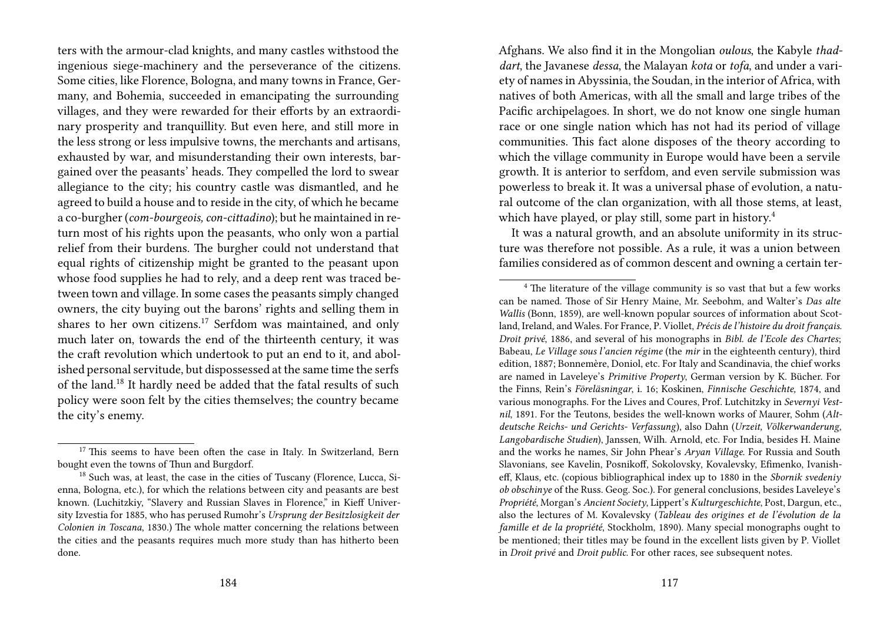ters with the armour-clad knights, and many castles withstood the ingenious siege-machinery and the perseverance of the citizens. Some cities, like Florence, Bologna, and many towns in France, Germany, and Bohemia, succeeded in emancipating the surrounding villages, and they were rewarded for their efforts by an extraordinary prosperity and tranquillity. But even here, and still more in the less strong or less impulsive towns, the merchants and artisans, exhausted by war, and misunderstanding their own interests, bargained over the peasants' heads. They compelled the lord to swear allegiance to the city; his country castle was dismantled, and he agreed to build a house and to reside in the city, of which he became a co-burgher (*com-bourgeois, con-cittadino*); but he maintained in return most of his rights upon the peasants, who only won a partial relief from their burdens. The burgher could not understand that equal rights of citizenship might be granted to the peasant upon whose food supplies he had to rely, and a deep rent was traced between town and village. In some cases the peasants simply changed owners, the city buying out the barons' rights and selling them in shares to her own citizens.[17] Serfdom was maintained, and only much later on, towards the end of the thirteenth century, it was the craft revolution which undertook to put an end to it, and abolished personal servitude, but dispossessed at the same time the serfs of the land.[18] It hardly need be added that the fatal results of such policy were soon felt by the cities themselves; the country became the city's enemy.

[17] This seems to have been often the case in Italy. In Switzerland, Bern bought even the towns of Thun and Burgdorf.

[18] Such was, at least, the case in the cities of Tuscany (Florence, Lucca, Sienna, Bologna, etc.), for which the relations between city and peasants are best known. (Luchitzkiy, "Slavery and Russian Slaves in Florence," in Kieff University Izvestia for 1885, who has perused Rumohr's *Ursprung der Besitzlosigkeit der Colonien in Toscana*, 1830.) The whole matter concerning the relations between the cities and the peasants requires much more study than has hitherto been done.

Afghans. We also find it in the Mongolian *oulous*, the Kabyle *thaddart*, the Javanese *dessa*, the Malayan *kota* or *tofa*, and under a variety of names in Abyssinia, the Soudan, in the interior of Africa, with natives of both Americas, with all the small and large tribes of the Pacific archipelagoes. In short, we do not know one single human race or one single nation which has not had its period of village communities. This fact alone disposes of the theory according to which the village community in Europe would have been a servile growth. It is anterior to serfdom, and even servile submission was powerless to break it. It was a universal phase of evolution, a natural outcome of the clan organization, with all those stems, at least, which have played, or play still, some part in history.[4]

It was a natural growth, and an absolute uniformity in its structure was therefore not possible. As a rule, it was a union between families considered as of common descent and owning a certain ter-

[4] The literature of the village community is so vast that but a few works can be named. Those of Sir Henry Maine, Mr. Seebohm, and Walter's *Das alte Wallis* (Bonn, 1859), are well-known popular sources of information about Scotland, Ireland, and Wales. For France, P. Viollet, *Précis de l'histoire du droit français. Droit privé*, 1886, and several of his monographs in *Bibl. de l'Ecole des Chartes*; Babeau, *Le Village sous l'ancien régime* (the *mir* in the eighteenth century), third edition, 1887; Bonnemère, Doniol, etc. For Italy and Scandinavia, the chief works are named in Laveleye's *Primitive Property*, German version by K. Bücher. For the Finns, Rein's *Föreläsningar*, i. 16; Koskinen, *Finnische Geschichte,* 1874, and various monographs. For the Lives and Coures, Prof. Lutchitzky in *Severnyi Vestnil*, 1891. For the Teutons, besides the well-known works of Maurer, Sohm (*Altdeutsche Reichs- und Gerichts- Verfassung*), also Dahn (*Urzeit, Völkerwanderung, Langobardische Studien*), Janssen, Wilh. Arnold, etc. For India, besides H. Maine and the works he names, Sir John Phear's *Aryan Village.* For Russia and South Slavonians, see Kavelin, Posnikoff, Sokolovsky, Kovalevsky, Efimenko, Ivanisheff, Klaus, etc. (copious bibliographical index up to 1880 in the *Sbornik svedeniy ob obschinye* of the Russ. Geog. Soc.). For general conclusions, besides Laveleye's *Propriété*, Morgan's *Ancient Society*, Lippert's *Kulturgeschichte*, Post, Dargun, etc., also the lectures of M. Kovalevsky (*Tableau des origines et de l'évolution de la famille et de la propriété*, Stockholm, 1890). Many special monographs ought to be mentioned; their titles may be found in the excellent lists given by P. Viollet in *Droit privé* and *Droit public.* For other races, see subsequent notes.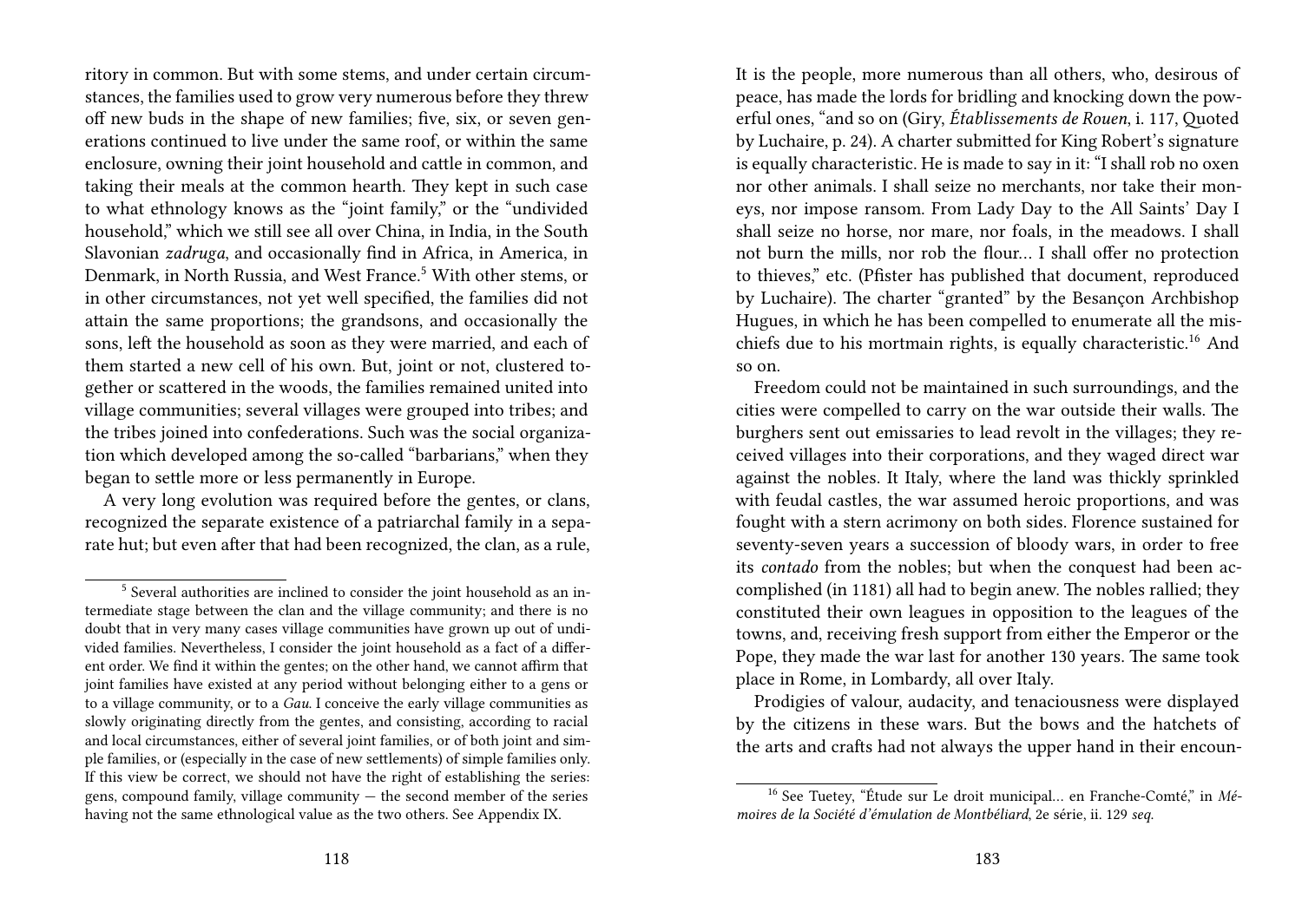ritory in common. But with some stems, and under certain circumstances, the families used to grow very numerous before they threw off new buds in the shape of new families; five, six, or seven generations continued to live under the same roof, or within the same enclosure, owning their joint household and cattle in common, and taking their meals at the common hearth. They kept in such case to what ethnology knows as the "joint family," or the "undivided household," which we still see all over China, in India, in the South Slavonian *zadruga*, and occasionally find in Africa, in America, in Denmark, in North Russia, and West France.[5] With other stems, or in other circumstances, not yet well specified, the families did not attain the same proportions; the grandsons, and occasionally the sons, left the household as soon as they were married, and each of them started a new cell of his own. But, joint or not, clustered together or scattered in the woods, the families remained united into village communities; several villages were grouped into tribes; and the tribes joined into confederations. Such was the social organization which developed among the so-called "barbarians," when they began to settle more or less permanently in Europe.

A very long evolution was required before the gentes, or clans, recognized the separate existence of a patriarchal family in a separate hut; but even after that had been recognized, the clan, as a rule,

[5] Several authorities are inclined to consider the joint household as an intermediate stage between the clan and the village community; and there is no doubt that in very many cases village communities have grown up out of undivided families. Nevertheless, I consider the joint household as a fact of a different order. We find it within the gentes; on the other hand, we cannot affirm that joint families have existed at any period without belonging either to a gens or to a village community, or to a *Gau*. I conceive the early village communities as slowly originating directly from the gentes, and consisting, according to racial and local circumstances, either of several joint families, or of both joint and simple families, or (especially in the case of new settlements) of simple families only. If this view be correct, we should not have the right of establishing the series: gens, compound family, village community — the second member of the series having not the same ethnological value as the two others. See Appendix IX.

It is the people, more numerous than all others, who, desirous of peace, has made the lords for bridling and knocking down the powerful ones, "and so on (Giry, *Établissements de Rouen*, i. 117, Quoted by Luchaire, p. 24). A charter submitted for King Robert's signature is equally characteristic. He is made to say in it: "I shall rob no oxen nor other animals. I shall seize no merchants, nor take their moneys, nor impose ransom. From Lady Day to the All Saints' Day I shall seize no horse, nor mare, nor foals, in the meadows. I shall not burn the mills, nor rob the flour… I shall offer no protection to thieves," etc. (Pfister has published that document, reproduced by Luchaire). The charter "granted" by the Besançon Archbishop Hugues, in which he has been compelled to enumerate all the mischiefs due to his mortmain rights, is equally characteristic.[16] And so on.

Freedom could not be maintained in such surroundings, and the cities were compelled to carry on the war outside their walls. The burghers sent out emissaries to lead revolt in the villages; they received villages into their corporations, and they waged direct war against the nobles. It Italy, where the land was thickly sprinkled with feudal castles, the war assumed heroic proportions, and was fought with a stern acrimony on both sides. Florence sustained for seventy-seven years a succession of bloody wars, in order to free its *contado* from the nobles; but when the conquest had been accomplished (in 1181) all had to begin anew. The nobles rallied; they constituted their own leagues in opposition to the leagues of the towns, and, receiving fresh support from either the Emperor or the Pope, they made the war last for another 130 years. The same took place in Rome, in Lombardy, all over Italy.

Prodigies of valour, audacity, and tenaciousness were displayed by the citizens in these wars. But the bows and the hatchets of the arts and crafts had not always the upper hand in their encoun-

[16] See Tuetey, "Étude sur Le droit municipal… en Franche-Comté," in *Mémoires de la Société d'émulation de Montbéliard*, 2e série, ii. 129 *seq.*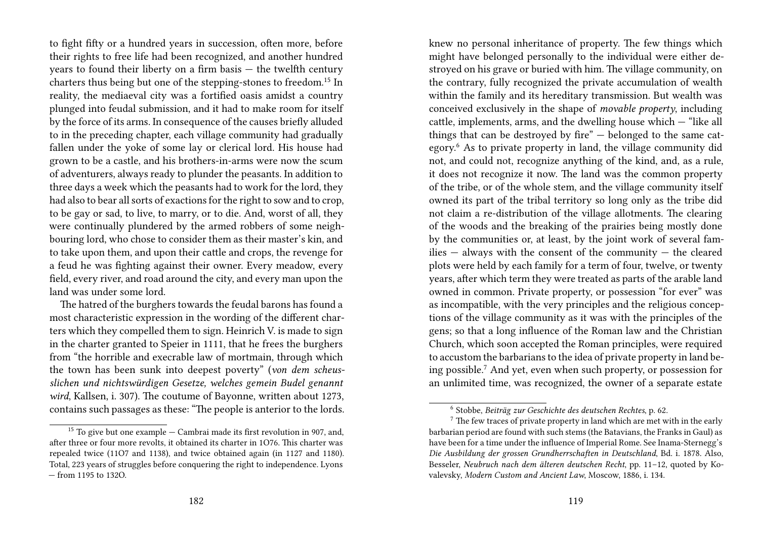to fight fifty or a hundred years in succession, often more, before their rights to free life had been recognized, and another hundred years to found their liberty on a firm basis — the twelfth century charters thus being but one of the stepping-stones to freedom.[15] In reality, the mediaeval city was a fortified oasis amidst a country plunged into feudal submission, and it had to make room for itself by the force of its arms. In consequence of the causes briefly alluded to in the preceding chapter, each village community had gradually fallen under the yoke of some lay or clerical lord. His house had grown to be a castle, and his brothers-in-arms were now the scum of adventurers, always ready to plunder the peasants. In addition to three days a week which the peasants had to work for the lord, they had also to bear all sorts of exactions for the right to sow and to crop, to be gay or sad, to live, to marry, or to die. And, worst of all, they were continually plundered by the armed robbers of some neighbouring lord, who chose to consider them as their master's kin, and to take upon them, and upon their cattle and crops, the revenge for a feud he was fighting against their owner. Every meadow, every field, every river, and road around the city, and every man upon the land was under some lord.

The hatred of the burghers towards the feudal barons has found a most characteristic expression in the wording of the different charters which they compelled them to sign. Heinrich V. is made to sign in the charter granted to Speier in 1111, that he frees the burghers from "the horrible and execrable law of mortmain, through which the town has been sunk into deepest poverty" (*von dem scheusslichen und nichtswürdigen Gesetze, welches gemein Budel genannt wird*, Kallsen, i. 307). The coutume of Bayonne, written about 1273, contains such passages as these: "The people is anterior to the lords.

[15] To give but one example — Cambrai made its first revolution in 907, and, after three or four more revolts, it obtained its charter in 1O76. This charter was repealed twice (11O7 and 1138), and twice obtained again (in 1127 and 1180). Total, 223 years of struggles before conquering the right to independence. Lyons — from 1195 to 132O.

knew no personal inheritance of property. The few things which might have belonged personally to the individual were either destroyed on his grave or buried with him. The village community, on the contrary, fully recognized the private accumulation of wealth within the family and its hereditary transmission. But wealth was conceived exclusively in the shape of *movable property*, including cattle, implements, arms, and the dwelling house which — "like all things that can be destroyed by fire" — belonged to the same category.[6] As to private property in land, the village community did not, and could not, recognize anything of the kind, and, as a rule, it does not recognize it now. The land was the common property of the tribe, or of the whole stem, and the village community itself owned its part of the tribal territory so long only as the tribe did not claim a re-distribution of the village allotments. The clearing of the woods and the breaking of the prairies being mostly done by the communities or, at least, by the joint work of several families — always with the consent of the community — the cleared plots were held by each family for a term of four, twelve, or twenty years, after which term they were treated as parts of the arable land owned in common. Private property, or possession "for ever" was as incompatible, with the very principles and the religious conceptions of the village community as it was with the principles of the gens; so that a long influence of the Roman law and the Christian Church, which soon accepted the Roman principles, were required to accustom the barbarians to the idea of private property in land being possible.[7] And yet, even when such property, or possession for an unlimited time, was recognized, the owner of a separate estate

[6] Stobbe, *Beiträg zur Geschichte des deutschen Rechtes*, p. 62.

[7] The few traces of private property in land which are met with in the early barbarian period are found with such stems (the Batavians, the Franks in Gaul) as have been for a time under the influence of Imperial Rome. See Inama-Sternegg's *Die Ausbildung der grossen Grundherrschaften in Deutschland*, Bd. i. 1878. Also, Besseler, *Neubruch nach dem älteren deutschen Recht*, pp. 11–12, quoted by Kovalevsky, *Modern Custom and Ancient Law*, Moscow, 1886, i. 134.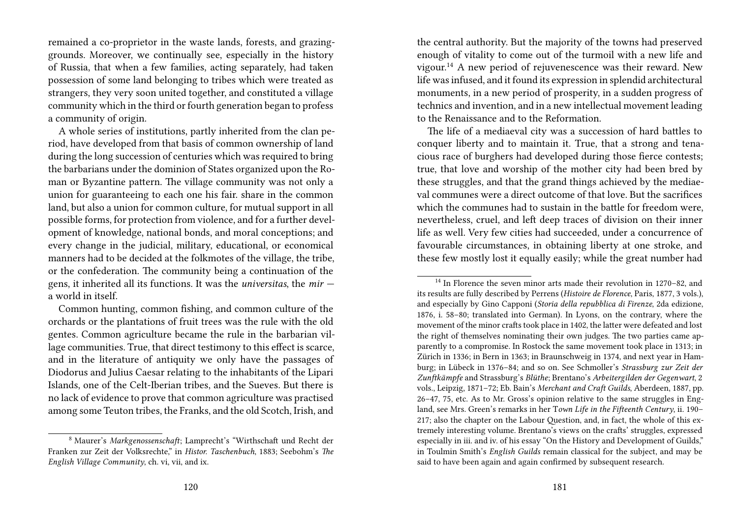remained a co-proprietor in the waste lands, forests, and grazing-grounds. Moreover, we continually see, especially in the history of Russia, that when a few families, acting separately, had taken possession of some land belonging to tribes which were treated as strangers, they very soon united together, and constituted a village community which in the third or fourth generation began to profess a community of origin.

A whole series of institutions, partly inherited from the clan period, have developed from that basis of common ownership of land during the long succession of centuries which was required to bring the barbarians under the dominion of States organized upon the Roman or Byzantine pattern. The village community was not only a union for guaranteeing to each one his fair. share in the common land, but also a union for common culture, for mutual support in all possible forms, for protection from violence, and for a further development of knowledge, national bonds, and moral conceptions; and every change in the judicial, military, educational, or economical manners had to be decided at the folkmotes of the village, the tribe, or the confederation. The community being a continuation of the gens, it inherited all its functions. It was the *universitas*, the *mir* — a world in itself.

Common hunting, common fishing, and common culture of the orchards or the plantations of fruit trees was the rule with the old gentes. Common agriculture became the rule in the barbarian village communities. True, that direct testimony to this effect is scarce, and in the literature of antiquity we only have the passages of Diodorus and Julius Caesar relating to the inhabitants of the Lipari Islands, one of the Celt-Iberian tribes, and the Sueves. But there is no lack of evidence to prove that common agriculture was practised among some Teuton tribes, the Franks, and the old Scotch, Irish, and

[8] Maurer's *Markgenossenschaft*; Lamprecht's "Wirthschaft und Recht der Franken zur Zeit der Volksrechte," in *Histor. Taschenbuch*, 1883; Seebohm's *The English Village Community*, ch. vi, vii, and ix.

the central authority. But the majority of the towns had preserved enough of vitality to come out of the turmoil with a new life and vigour.[14] A new period of rejuvenescence was their reward. New life was infused, and it found its expression in splendid architectural monuments, in a new period of prosperity, in a sudden progress of technics and invention, and in a new intellectual movement leading to the Renaissance and to the Reformation.

The life of a mediaeval city was a succession of hard battles to conquer liberty and to maintain it. True, that a strong and tenacious race of burghers had developed during those fierce contests; true, that love and worship of the mother city had been bred by these struggles, and that the grand things achieved by the mediaeval communes were a direct outcome of that love. But the sacrifices which the communes had to sustain in the battle for freedom were, nevertheless, cruel, and left deep traces of division on their inner life as well. Very few cities had succeeded, under a concurrence of favourable circumstances, in obtaining liberty at one stroke, and these few mostly lost it equally easily; while the great number had

[14] In Florence the seven minor arts made their revolution in 1270–82, and its results are fully described by Perrens (*Histoire de Florence*, Paris, 1877, 3 vols.), and especially by Gino Capponi (*Storia della repubblica di Firenze*, 2da edizione, 1876, i. 58–80; translated into German). In Lyons, on the contrary, where the movement of the minor crafts took place in 1402, the latter were defeated and lost the right of themselves nominating their own judges. The two parties came apparently to a compromise. In Rostock the same movement took place in 1313; in Zürich in 1336; in Bern in 1363; in Braunschweig in 1374, and next year in Hamburg; in Lübeck in 1376–84; and so on. See Schmoller's *Strassburg zur Zeit der Zunftkämpfe* and Strassburg's *Blüthe*; Brentano's *Arbeitergilden der Gegenwart*, 2 vols., Leipzig, 1871–72; Eb. Bain's *Merchant and Craft Guilds*, Aberdeen, 1887, pp. 26–47, 75, etc. As to Mr. Gross's opinion relative to the same struggles in England, see Mrs. Green's remarks in her *Town Life in the Fifteenth Century*, ii. 190–217; also the chapter on the Labour Question, and, in fact, the whole of this extremely interesting volume. Brentano's views on the crafts' struggles, expressed especially in iii. and iv. of his essay "On the History and Development of Guilds," in Toulmin Smith's *English Guilds* remain classical for the subject, and may be said to have been again and again confirmed by subsequent research.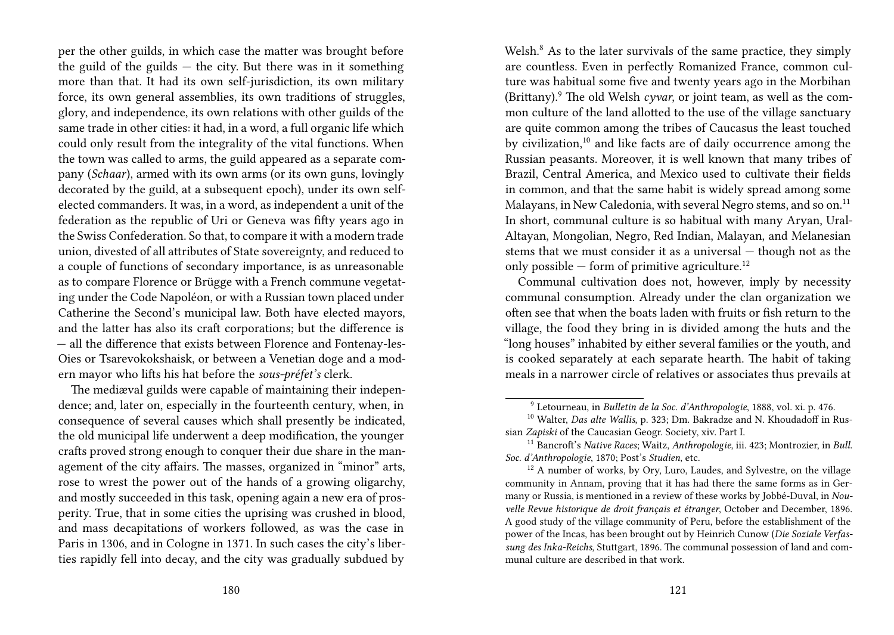per the other guilds, in which case the matter was brought before the guild of the guilds — the city. But there was in it something more than that. It had its own self-jurisdiction, its own military force, its own general assemblies, its own traditions of struggles, glory, and independence, its own relations with other guilds of the same trade in other cities: it had, in a word, a full organic life which could only result from the integrality of the vital functions. When the town was called to arms, the guild appeared as a separate company (*Schaar*), armed with its own arms (or its own guns, lovingly decorated by the guild, at a subsequent epoch), under its own self-elected commanders. It was, in a word, as independent a unit of the federation as the republic of Uri or Geneva was fifty years ago in the Swiss Confederation. So that, to compare it with a modern trade union, divested of all attributes of State sovereignty, and reduced to a couple of functions of secondary importance, is as unreasonable as to compare Florence or Brügge with a French commune vegetating under the Code Napoléon, or with a Russian town placed under Catherine the Second's municipal law. Both have elected mayors, and the latter has also its craft corporations; but the difference is — all the difference that exists between Florence and Fontenay-les-Oies or Tsarevokokshaisk, or between a Venetian doge and a modern mayor who lifts his hat before the *sous-préfet's* clerk.

The mediæval guilds were capable of maintaining their independence; and, later on, especially in the fourteenth century, when, in consequence of several causes which shall presently be indicated, the old municipal life underwent a deep modification, the younger crafts proved strong enough to conquer their due share in the management of the city affairs. The masses, organized in "minor" arts, rose to wrest the power out of the hands of a growing oligarchy, and mostly succeeded in this task, opening again a new era of prosperity. True, that in some cities the uprising was crushed in blood, and mass decapitations of workers followed, as was the case in Paris in 1306, and in Cologne in 1371. In such cases the city's liberties rapidly fell into decay, and the city was gradually subdued by

Welsh.[8] As to the later survivals of the same practice, they simply are countless. Even in perfectly Romanized France, common culture was habitual some five and twenty years ago in the Morbihan (Brittany).[9] The old Welsh *cyvar*, or joint team, as well as the common culture of the land allotted to the use of the village sanctuary are quite common among the tribes of Caucasus the least touched by civilization,[10] and like facts are of daily occurrence among the Russian peasants. Moreover, it is well known that many tribes of Brazil, Central America, and Mexico used to cultivate their fields in common, and that the same habit is widely spread among some Malayans, in New Caledonia, with several Negro stems, and so on.[11] In short, communal culture is so habitual with many Aryan, Ural-Altayan, Mongolian, Negro, Red Indian, Malayan, and Melanesian stems that we must consider it as a universal — though not as the only possible — form of primitive agriculture.[12]

Communal cultivation does not, however, imply by necessity communal consumption. Already under the clan organization we often see that when the boats laden with fruits or fish return to the village, the food they bring in is divided among the huts and the "long houses" inhabited by either several families or the youth, and is cooked separately at each separate hearth. The habit of taking meals in a narrower circle of relatives or associates thus prevails at

[9] Letourneau, in *Bulletin de la Soc. d'Anthropologie*, 1888, vol. xi. p. 476.

[10] Walter, *Das alte Wallis*, p. 323; Dm. Bakradze and N. Khoudadoff in Russian *Zapiski* of the Caucasian Geogr. Society, xiv. Part I.

[11] Bancroft's *Native Races*; Waitz, *Anthropologie*, iii. 423; Montrozier, in *Bull. Soc. d'Anthropologie*, 1870; Post's *Studien*, etc.

[12] A number of works, by Ory, Luro, Laudes, and Sylvestre, on the village community in Annam, proving that it has had there the same forms as in Germany or Russia, is mentioned in a review of these works by Jobbé-Duval, in *Nouvelle Revue historique de droit français et étranger*, October and December, 1896. A good study of the village community of Peru, before the establishment of the power of the Incas, has been brought out by Heinrich Cunow (*Die Soziale Verfassung des Inka-Reichs*, Stuttgart, 1896. The communal possession of land and communal culture are described in that work.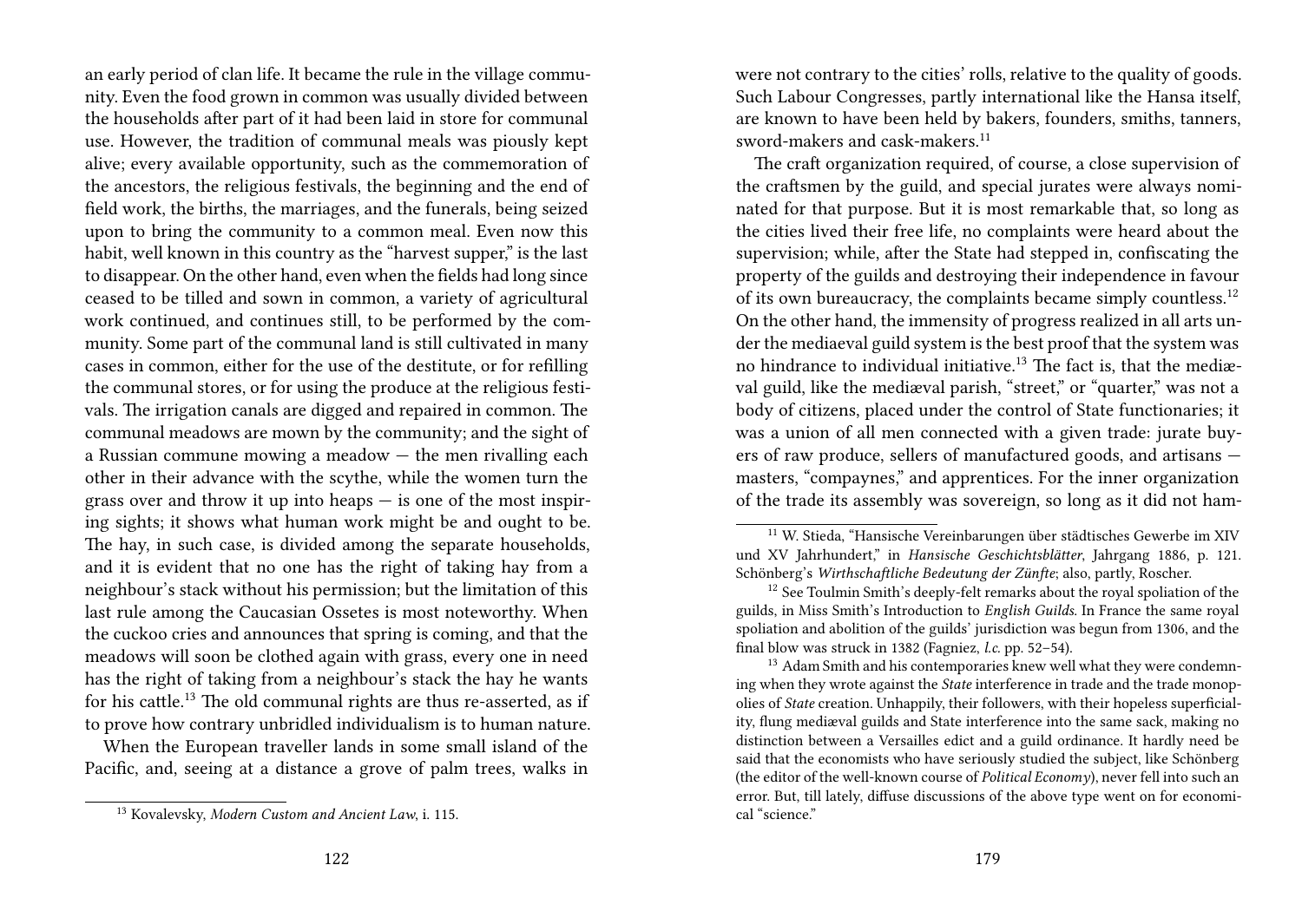an early period of clan life. It became the rule in the village community. Even the food grown in common was usually divided between the households after part of it had been laid in store for communal use. However, the tradition of communal meals was piously kept alive; every available opportunity, such as the commemoration of the ancestors, the religious festivals, the beginning and the end of field work, the births, the marriages, and the funerals, being seized upon to bring the community to a common meal. Even now this habit, well known in this country as the "harvest supper," is the last to disappear. On the other hand, even when the fields had long since ceased to be tilled and sown in common, a variety of agricultural work continued, and continues still, to be performed by the community. Some part of the communal land is still cultivated in many cases in common, either for the use of the destitute, or for refilling the communal stores, or for using the produce at the religious festivals. The irrigation canals are digged and repaired in common. The communal meadows are mown by the community; and the sight of a Russian commune mowing a meadow — the men rivalling each other in their advance with the scythe, while the women turn the grass over and throw it up into heaps — is one of the most inspiring sights; it shows what human work might be and ought to be. The hay, in such case, is divided among the separate households, and it is evident that no one has the right of taking hay from a neighbour's stack without his permission; but the limitation of this last rule among the Caucasian Ossetes is most noteworthy. When the cuckoo cries and announces that spring is coming, and that the meadows will soon be clothed again with grass, every one in need has the right of taking from a neighbour's stack the hay he wants for his cattle.[13] The old communal rights are thus re-asserted, as if to prove how contrary unbridled individualism is to human nature.

When the European traveller lands in some small island of the Pacific, and, seeing at a distance a grove of palm trees, walks in

[13] Kovalevsky, *Modern Custom and Ancient Law*, i. 115.

were not contrary to the cities' rolls, relative to the quality of goods. Such Labour Congresses, partly international like the Hansa itself, are known to have been held by bakers, founders, smiths, tanners, sword-makers and cask-makers.[11]

The craft organization required, of course, a close supervision of the craftsmen by the guild, and special jurates were always nominated for that purpose. But it is most remarkable that, so long as the cities lived their free life, no complaints were heard about the supervision; while, after the State had stepped in, confiscating the property of the guilds and destroying their independence in favour of its own bureaucracy, the complaints became simply countless.[12] On the other hand, the immensity of progress realized in all arts under the mediaeval guild system is the best proof that the system was no hindrance to individual initiative.[13] The fact is, that the mediæval guild, like the mediæval parish, "street," or "quarter," was not a body of citizens, placed under the control of State functionaries; it was a union of all men connected with a given trade: jurate buyers of raw produce, sellers of manufactured goods, and artisans — masters, "compaynes," and apprentices. For the inner organization of the trade its assembly was sovereign, so long as it did not ham-

[11] W. Stieda, "Hansische Vereinbarungen über städtisches Gewerbe im XIV und XV Jahrhundert," in *Hansische Geschichtsblätter*, Jahrgang 1886, p. 121. Schönberg's *Wirthschaftliche Bedeutung der Zünfte*; also, partly, Roscher.

[12] See Toulmin Smith's deeply-felt remarks about the royal spoliation of the guilds, in Miss Smith's Introduction to *English Guilds*. In France the same royal spoliation and abolition of the guilds' jurisdiction was begun from 1306, and the final blow was struck in 1382 (Fagniez, *l.c.* pp. 52–54).

[13] Adam Smith and his contemporaries knew well what they were condemning when they wrote against the *State* interference in trade and the trade monopolies of *State* creation. Unhappily, their followers, with their hopeless superficiality, flung mediæval guilds and State interference into the same sack, making no distinction between a Versailles edict and a guild ordinance. It hardly need be said that the economists who have seriously studied the subject, like Schönberg (the editor of the well-known course of *Political Economy*), never fell into such an error. But, till lately, diffuse discussions of the above type went on for economical "science."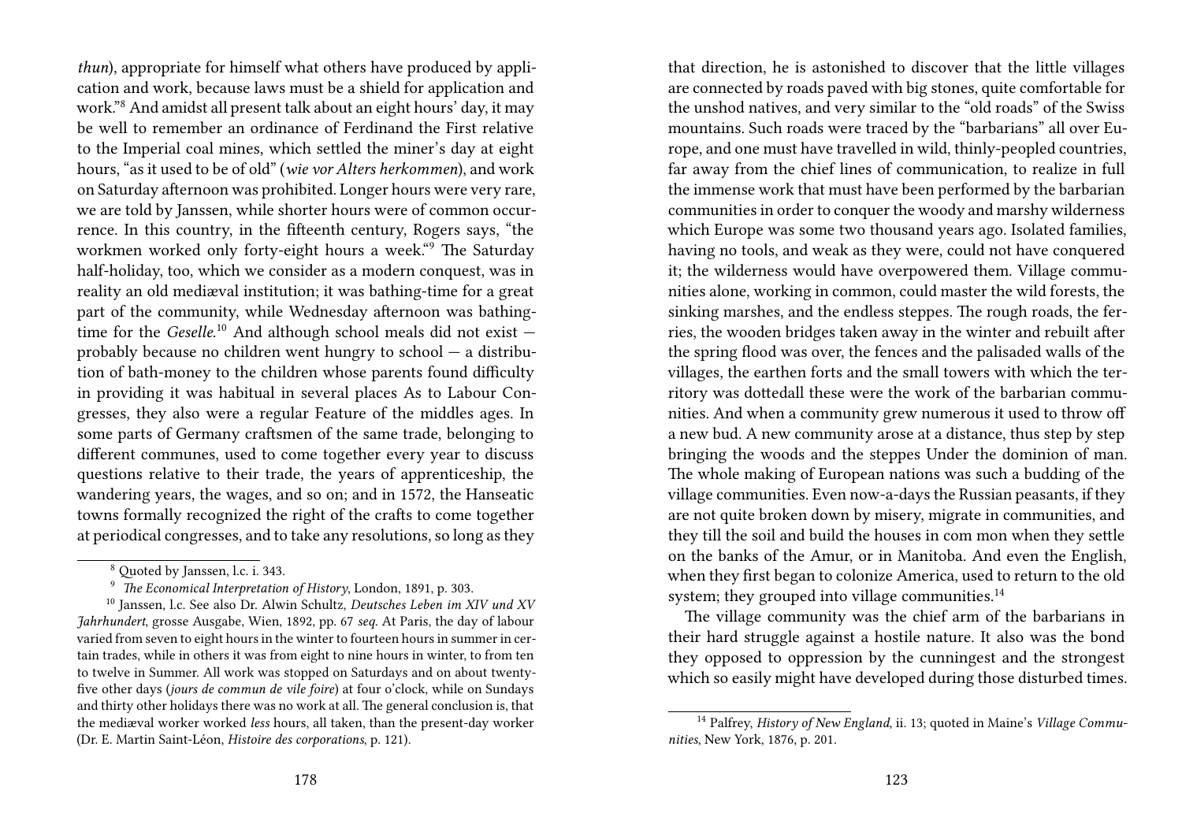*thun*), appropriate for himself what others have produced by application and work, because laws must be a shield for application and work."[8] And amidst all present talk about an eight hours' day, it may be well to remember an ordinance of Ferdinand the First relative to the Imperial coal mines, which settled the miner's day at eight hours, "as it used to be of old" (*wie vor Alters herkommen*), and work on Saturday afternoon was prohibited. Longer hours were very rare, we are told by Janssen, while shorter hours were of common occurrence. In this country, in the fifteenth century, Rogers says, "the workmen worked only forty-eight hours a week."[9] The Saturday half-holiday, too, which we consider as a modern conquest, was in reality an old mediæval institution; it was bathing-time for a great part of the community, while Wednesday afternoon was bathing-time for the *Geselle*.[10] And although school meals did not exist — probably because no children went hungry to school — a distribution of bath-money to the children whose parents found difficulty in providing it was habitual in several places As to Labour Congresses, they also were a regular Feature of the middles ages. In some parts of Germany craftsmen of the same trade, belonging to different communes, used to come together every year to discuss questions relative to their trade, the years of apprenticeship, the wandering years, the wages, and so on; and in 1572, the Hanseatic towns formally recognized the right of the crafts to come together at periodical congresses, and to take any resolutions, so long as they

[8] Quoted by Janssen, l.c. i. 343.

[9] *The Economical Interpretation of History*, London, 1891, p. 303.

[10] Janssen, l.c. See also Dr. Alwin Schultz, *Deutsches Leben im XIV und XV Jahrhundert*, grosse Ausgabe, Wien, 1892, pp. 67 *seq.* At Paris, the day of labour varied from seven to eight hours in the winter to fourteen hours in summer in certain trades, while in others it was from eight to nine hours in winter, to from ten to twelve in Summer. All work was stopped on Saturdays and on about twenty-five other days (*jours de commun de vile foire*) at four o'clock, while on Sundays and thirty other holidays there was no work at all. The general conclusion is, that the mediæval worker worked *less* hours, all taken, than the present-day worker (Dr. E. Martin Saint-Léon, *Histoire des corporations*, p. 121).

that direction, he is astonished to discover that the little villages are connected by roads paved with big stones, quite comfortable for the unshod natives, and very similar to the "old roads" of the Swiss mountains. Such roads were traced by the "barbarians" all over Europe, and one must have travelled in wild, thinly-peopled countries, far away from the chief lines of communication, to realize in full the immense work that must have been performed by the barbarian communities in order to conquer the woody and marshy wilderness which Europe was some two thousand years ago. Isolated families, having no tools, and weak as they were, could not have conquered it; the wilderness would have overpowered them. Village communities alone, working in common, could master the wild forests, the sinking marshes, and the endless steppes. The rough roads, the ferries, the wooden bridges taken away in the winter and rebuilt after the spring flood was over, the fences and the palisaded walls of the villages, the earthen forts and the small towers with which the territory was dottedall these were the work of the barbarian communities. And when a community grew numerous it used to throw off a new bud. A new community arose at a distance, thus step by step bringing the woods and the steppes Under the dominion of man. The whole making of European nations was such a budding of the village communities. Even now-a-days the Russian peasants, if they are not quite broken down by misery, migrate in communities, and they till the soil and build the houses in com mon when they settle on the banks of the Amur, or in Manitoba. And even the English, when they first began to colonize America, used to return to the old system; they grouped into village communities.[14]

The village community was the chief arm of the barbarians in their hard struggle against a hostile nature. It also was the bond they opposed to oppression by the cunningest and the strongest which so easily might have developed during those disturbed times.

[14] Palfrey, *History of New England*, ii. 13; quoted in Maine's *Village Communities*, New York, 1876, p. 201.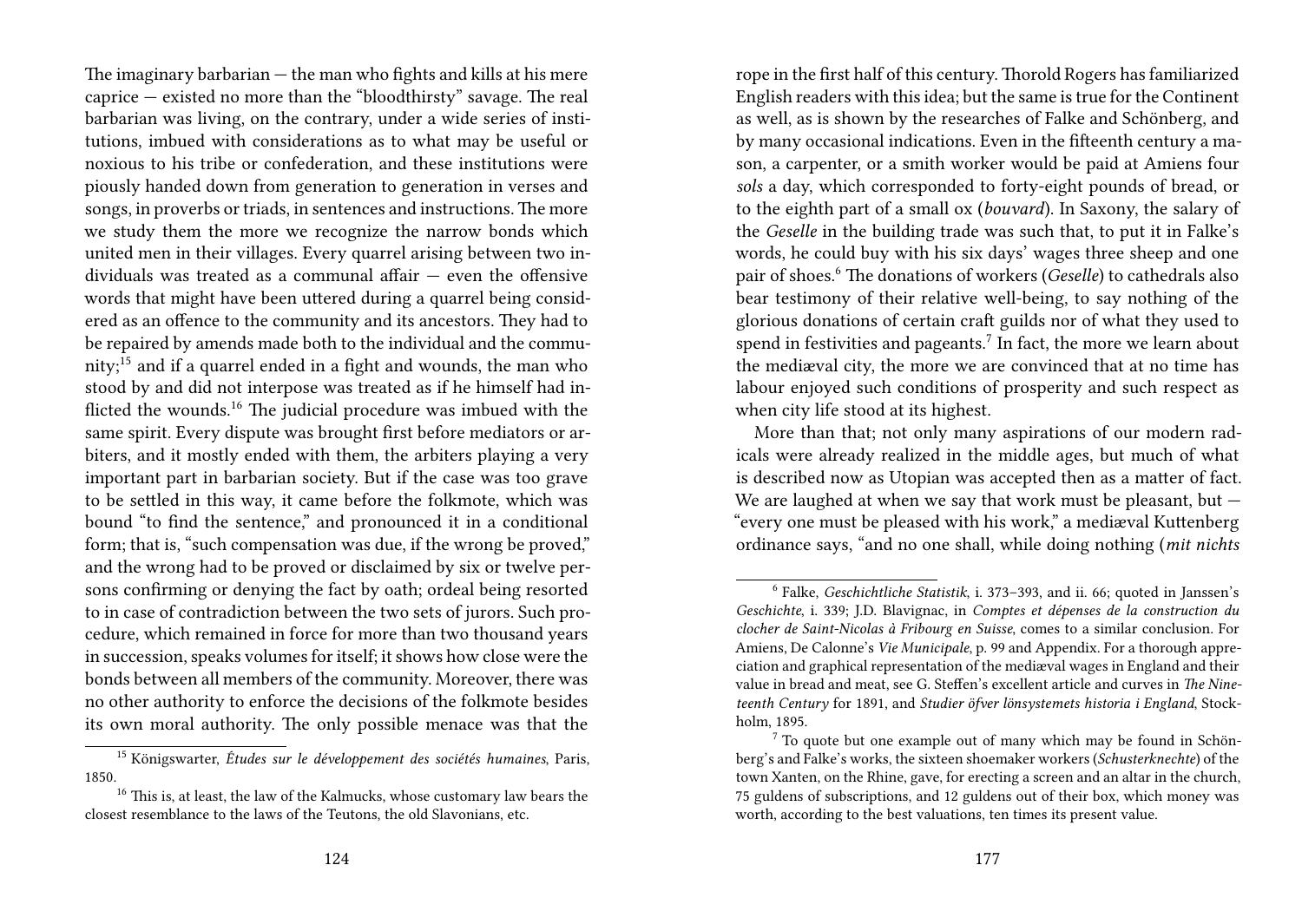The imaginary barbarian — the man who fights and kills at his mere caprice — existed no more than the "bloodthirsty" savage. The real barbarian was living, on the contrary, under a wide series of institutions, imbued with considerations as to what may be useful or noxious to his tribe or confederation, and these institutions were piously handed down from generation to generation in verses and songs, in proverbs or triads, in sentences and instructions. The more we study them the more we recognize the narrow bonds which united men in their villages. Every quarrel arising between two individuals was treated as a communal affair — even the offensive words that might have been uttered during a quarrel being considered as an offence to the community and its ancestors. They had to be repaired by amends made both to the individual and the community;[15] and if a quarrel ended in a fight and wounds, the man who stood by and did not interpose was treated as if he himself had inflicted the wounds.[16] The judicial procedure was imbued with the same spirit. Every dispute was brought first before mediators or arbiters, and it mostly ended with them, the arbiters playing a very important part in barbarian society. But if the case was too grave to be settled in this way, it came before the folkmote, which was bound "to find the sentence," and pronounced it in a conditional form; that is, "such compensation was due, if the wrong be proved," and the wrong had to be proved or disclaimed by six or twelve persons confirming or denying the fact by oath; ordeal being resorted to in case of contradiction between the two sets of jurors. Such procedure, which remained in force for more than two thousand years in succession, speaks volumes for itself; it shows how close were the bonds between all members of the community. Moreover, there was no other authority to enforce the decisions of the folkmote besides its own moral authority. The only possible menace was that the

[15] Königswarter, *Études sur le développement des sociétés humaines*, Paris, 1850.

[16] This is, at least, the law of the Kalmucks, whose customary law bears the closest resemblance to the laws of the Teutons, the old Slavonians, etc.

rope in the first half of this century. Thorold Rogers has familiarized English readers with this idea; but the same is true for the Continent as well, as is shown by the researches of Falke and Schönberg, and by many occasional indications. Even in the fifteenth century a mason, a carpenter, or a smith worker would be paid at Amiens four *sols* a day, which corresponded to forty-eight pounds of bread, or to the eighth part of a small ox (*bouvard*). In Saxony, the salary of the *Geselle* in the building trade was such that, to put it in Falke's words, he could buy with his six days' wages three sheep and one pair of shoes.[6] The donations of workers (*Geselle*) to cathedrals also bear testimony of their relative well-being, to say nothing of the glorious donations of certain craft guilds nor of what they used to spend in festivities and pageants.[7] In fact, the more we learn about the mediæval city, the more we are convinced that at no time has labour enjoyed such conditions of prosperity and such respect as when city life stood at its highest.

More than that; not only many aspirations of our modern radicals were already realized in the middle ages, but much of what is described now as Utopian was accepted then as a matter of fact. We are laughed at when we say that work must be pleasant, but — "every one must be pleased with his work," a mediæval Kuttenberg ordinance says, "and no one shall, while doing nothing (*mit nichts*

[6] Falke, *Geschichtliche Statistik*, i. 373–393, and ii. 66; quoted in Janssen's *Geschichte*, i. 339; J.D. Blavignac, in *Comptes et dépenses de la construction du clocher de Saint-Nicolas à Fribourg en Suisse*, comes to a similar conclusion. For Amiens, De Calonne's *Vie Municipale*, p. 99 and Appendix. For a thorough appreciation and graphical representation of the mediæval wages in England and their value in bread and meat, see G. Steffen's excellent article and curves in *The Nineteenth Century* for 1891, and *Studier öfver lönsystemets historia i England*, Stockholm, 1895.

[7] To quote but one example out of many which may be found in Schönberg's and Falke's works, the sixteen shoemaker workers (*Schusterknechte*) of the town Xanten, on the Rhine, gave, for erecting a screen and an altar in the church, 75 guldens of subscriptions, and 12 guldens out of their box, which money was worth, according to the best valuations, ten times its present value.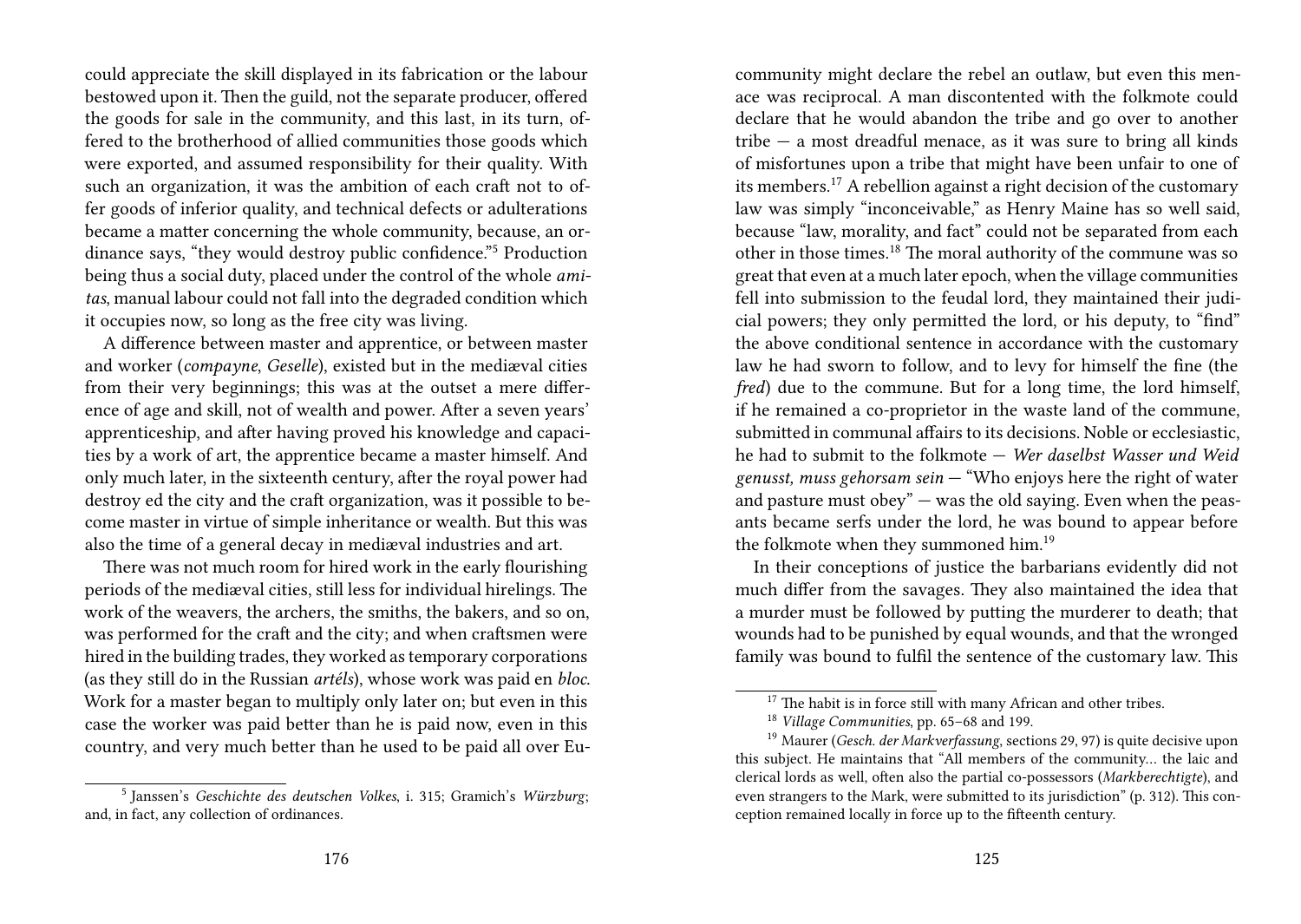could appreciate the skill displayed in its fabrication or the labour bestowed upon it. Then the guild, not the separate producer, offered the goods for sale in the community, and this last, in its turn, offered to the brotherhood of allied communities those goods which were exported, and assumed responsibility for their quality. With such an organization, it was the ambition of each craft not to offer goods of inferior quality, and technical defects or adulterations became a matter concerning the whole community, because, an ordinance says, "they would destroy public confidence."[5] Production being thus a social duty, placed under the control of the whole *amitas*, manual labour could not fall into the degraded condition which it occupies now, so long as the free city was living.

A difference between master and apprentice, or between master and worker (*compayne*, *Geselle*), existed but in the mediæval cities from their very beginnings; this was at the outset a mere difference of age and skill, not of wealth and power. After a seven years' apprenticeship, and after having proved his knowledge and capacities by a work of art, the apprentice became a master himself. And only much later, in the sixteenth century, after the royal power had destroy ed the city and the craft organization, was it possible to become master in virtue of simple inheritance or wealth. But this was also the time of a general decay in mediæval industries and art.

There was not much room for hired work in the early flourishing periods of the mediæval cities, still less for individual hirelings. The work of the weavers, the archers, the smiths, the bakers, and so on, was performed for the craft and the city; and when craftsmen were hired in the building trades, they worked as temporary corporations (as they still do in the Russian *artéls*), whose work was paid en *bloc*. Work for a master began to multiply only later on; but even in this case the worker was paid better than he is paid now, even in this country, and very much better than he used to be paid all over Eu-

[5] Janssen's *Geschichte des deutschen Volkes*, i. 315; Gramich's *Würzburg*; and, in fact, any collection of ordinances.

community might declare the rebel an outlaw, but even this menace was reciprocal. A man discontented with the folkmote could declare that he would abandon the tribe and go over to another tribe — a most dreadful menace, as it was sure to bring all kinds of misfortunes upon a tribe that might have been unfair to one of its members.[17] A rebellion against a right decision of the customary law was simply "inconceivable," as Henry Maine has so well said, because "law, morality, and fact" could not be separated from each other in those times.[18] The moral authority of the commune was so great that even at a much later epoch, when the village communities fell into submission to the feudal lord, they maintained their judicial powers; they only permitted the lord, or his deputy, to "find" the above conditional sentence in accordance with the customary law he had sworn to follow, and to levy for himself the fine (the *fred*) due to the commune. But for a long time, the lord himself, if he remained a co-proprietor in the waste land of the commune, submitted in communal affairs to its decisions. Noble or ecclesiastic, he had to submit to the folkmote — *Wer daselbst Wasser und Weid genusst, muss gehorsam sein* — "Who enjoys here the right of water and pasture must obey" — was the old saying. Even when the peasants became serfs under the lord, he was bound to appear before the folkmote when they summoned him.[19]

In their conceptions of justice the barbarians evidently did not much differ from the savages. They also maintained the idea that a murder must be followed by putting the murderer to death; that wounds had to be punished by equal wounds, and that the wronged family was bound to fulfil the sentence of the customary law. This

[17] The habit is in force still with many African and other tribes.

[18] *Village Communities*, pp. 65–68 and 199.

[19] Maurer (*Gesch. der Markverfassung*, sections 29, 97) is quite decisive upon this subject. He maintains that "All members of the community… the laic and clerical lords as well, often also the partial co-possessors (*Markberechtigte*), and even strangers to the Mark, were submitted to its jurisdiction" (p. 312). This conception remained locally in force up to the fifteenth century.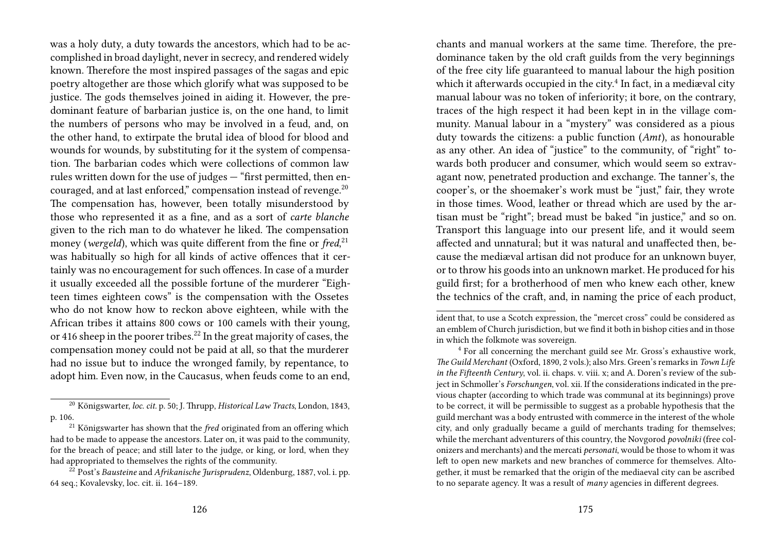was a holy duty, a duty towards the ancestors, which had to be accomplished in broad daylight, never in secrecy, and rendered widely known. Therefore the most inspired passages of the sagas and epic poetry altogether are those which glorify what was supposed to be justice. The gods themselves joined in aiding it. However, the predominant feature of barbarian justice is, on the one hand, to limit the numbers of persons who may be involved in a feud, and, on the other hand, to extirpate the brutal idea of blood for blood and wounds for wounds, by substituting for it the system of compensation. The barbarian codes which were collections of common law rules written down for the use of judges — "first permitted, then encouraged, and at last enforced," compensation instead of revenge.[20] The compensation has, however, been totally misunderstood by those who represented it as a fine, and as a sort of *carte blanche* given to the rich man to do whatever he liked. The compensation money (*wergeld*), which was quite different from the fine or *fred*,[21] was habitually so high for all kinds of active offences that it certainly was no encouragement for such offences. In case of a murder it usually exceeded all the possible fortune of the murderer "Eighteen times eighteen cows" is the compensation with the Ossetes who do not know how to reckon above eighteen, while with the African tribes it attains 800 cows or 100 camels with their young, or 416 sheep in the poorer tribes.[22] In the great majority of cases, the compensation money could not be paid at all, so that the murderer had no issue but to induce the wronged family, by repentance, to adopt him. Even now, in the Caucasus, when feuds come to an end,

[20] Königswarter, *loc. cit.* p. 50; J. Thrupp, *Historical Law Tracts*, London, 1843, p. 106.

[21] Königswarter has shown that the *fred* originated from an offering which had to be made to appease the ancestors. Later on, it was paid to the community, for the breach of peace; and still later to the judge, or king, or lord, when they had appropriated to themselves the rights of the community.

[22] Post's *Bausteine* and *Afrikanische Jurisprudenz*, Oldenburg, 1887, vol. i. pp. 64 seq.; Kovalevsky, loc. cit. ii. 164–189.

chants and manual workers at the same time. Therefore, the predominance taken by the old craft guilds from the very beginnings of the free city life guaranteed to manual labour the high position which it afterwards occupied in the city.[4] In fact, in a mediæval city manual labour was no token of inferiority; it bore, on the contrary, traces of the high respect it had been kept in in the village community. Manual labour in a "mystery" was considered as a pious duty towards the citizens: a public function (*Amt*), as honourable as any other. An idea of "justice" to the community, of "right" towards both producer and consumer, which would seem so extravagant now, penetrated production and exchange. The tanner's, the cooper's, or the shoemaker's work must be "just," fair, they wrote in those times. Wood, leather or thread which are used by the artisan must be "right"; bread must be baked "in justice," and so on. Transport this language into our present life, and it would seem affected and unnatural; but it was natural and unaffected then, because the mediæval artisan did not produce for an unknown buyer, or to throw his goods into an unknown market. He produced for his guild first; for a brotherhood of men who knew each other, knew the technics of the craft, and, in naming the price of each product,

ident that, to use a Scotch expression, the "mercet cross" could be considered as an emblem of Church jurisdiction, but we find it both in bishop cities and in those in which the folkmote was sovereign.

[4] For all concerning the merchant guild see Mr. Gross's exhaustive work, *The Guild Merchant* (Oxford, 1890, 2 vols.); also Mrs. Green's remarks in *Town Life in the Fifteenth Century*, vol. ii. chaps. v. viii. x; and A. Doren's review of the subject in Schmoller's *Forschungen*, vol. xii. If the considerations indicated in the previous chapter (according to which trade was communal at its beginnings) prove to be correct, it will be permissible to suggest as a probable hypothesis that the guild merchant was a body entrusted with commerce in the interest of the whole city, and only gradually became a guild of merchants trading for themselves; while the merchant adventurers of this country, the Novgorod *povolniki* (free colonizers and merchants) and the mercati *personati*, would be those to whom it was left to open new markets and new branches of commerce for themselves. Altogether, it must be remarked that the origin of the mediaeval city can be ascribed to no separate agency. It was a result of *many* agencies in different degrees.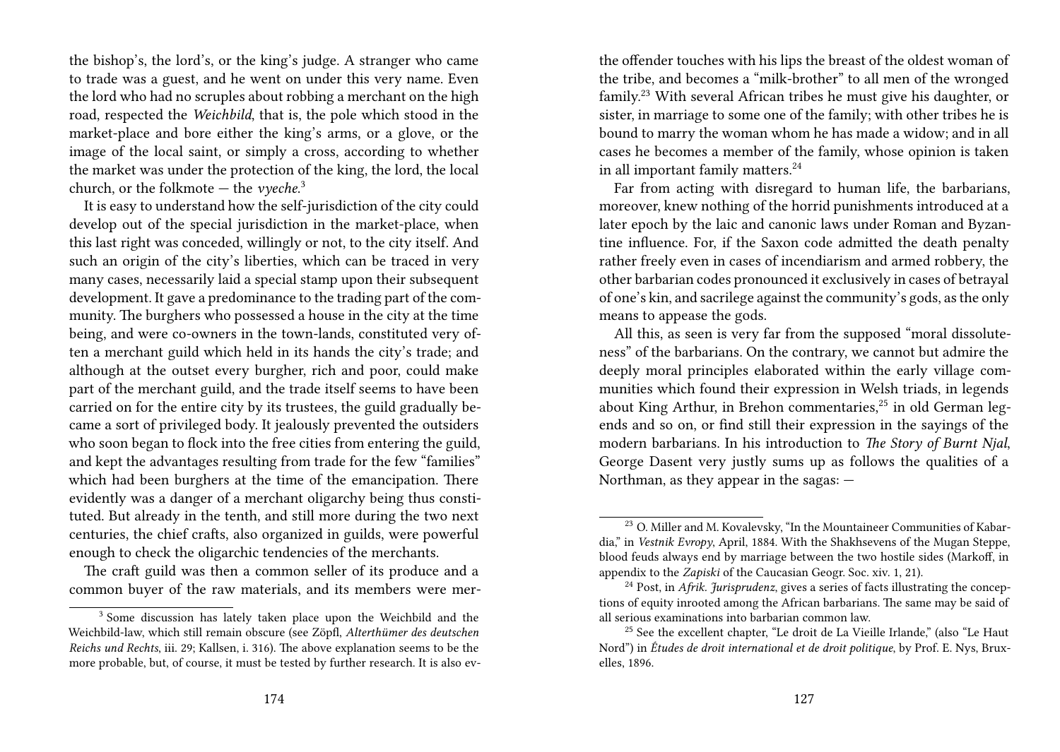the bishop's, the lord's, or the king's judge. A stranger who came to trade was a guest, and he went on under this very name. Even the lord who had no scruples about robbing a merchant on the high road, respected the *Weichbild*, that is, the pole which stood in the market-place and bore either the king's arms, or a glove, or the image of the local saint, or simply a cross, according to whether the market was under the protection of the king, the lord, the local church, or the folkmote — the *vyeche*.[3]

It is easy to understand how the self-jurisdiction of the city could develop out of the special jurisdiction in the market-place, when this last right was conceded, willingly or not, to the city itself. And such an origin of the city's liberties, which can be traced in very many cases, necessarily laid a special stamp upon their subsequent development. It gave a predominance to the trading part of the community. The burghers who possessed a house in the city at the time being, and were co-owners in the town-lands, constituted very often a merchant guild which held in its hands the city's trade; and although at the outset every burgher, rich and poor, could make part of the merchant guild, and the trade itself seems to have been carried on for the entire city by its trustees, the guild gradually became a sort of privileged body. It jealously prevented the outsiders who soon began to flock into the free cities from entering the guild, and kept the advantages resulting from trade for the few "families" which had been burghers at the time of the emancipation. There evidently was a danger of a merchant oligarchy being thus constituted. But already in the tenth, and still more during the two next centuries, the chief crafts, also organized in guilds, were powerful enough to check the oligarchic tendencies of the merchants.

The craft guild was then a common seller of its produce and a common buyer of the raw materials, and its members were mer-

[3] Some discussion has lately taken place upon the Weichbild and the Weichbild-law, which still remain obscure (see Zöpfl, *Alterthümer des deutschen Reichs und Rechts*, iii. 29; Kallsen, i. 316). The above explanation seems to be the more probable, but, of course, it must be tested by further research. It is also ev-

the offender touches with his lips the breast of the oldest woman of the tribe, and becomes a "milk-brother" to all men of the wronged family.[23] With several African tribes he must give his daughter, or sister, in marriage to some one of the family; with other tribes he is bound to marry the woman whom he has made a widow; and in all cases he becomes a member of the family, whose opinion is taken in all important family matters.[24]

Far from acting with disregard to human life, the barbarians, moreover, knew nothing of the horrid punishments introduced at a later epoch by the laic and canonic laws under Roman and Byzantine influence. For, if the Saxon code admitted the death penalty rather freely even in cases of incendiarism and armed robbery, the other barbarian codes pronounced it exclusively in cases of betrayal of one's kin, and sacrilege against the community's gods, as the only means to appease the gods.

All this, as seen is very far from the supposed "moral dissoluteness" of the barbarians. On the contrary, we cannot but admire the deeply moral principles elaborated within the early village communities which found their expression in Welsh triads, in legends about King Arthur, in Brehon commentaries,[25] in old German legends and so on, or find still their expression in the sayings of the modern barbarians. In his introduction to *The Story of Burnt Njal*, George Dasent very justly sums up as follows the qualities of a Northman, as they appear in the sagas: —

[23] O. Miller and M. Kovalevsky, "In the Mountaineer Communities of Kabardia," in *Vestnik Evropy*, April, 1884. With the Shakhsevens of the Mugan Steppe, blood feuds always end by marriage between the two hostile sides (Markoff, in appendix to the *Zapiski* of the Caucasian Geogr. Soc. xiv. 1, 21).

[24] Post, in *Afrik. Jurisprudenz*, gives a series of facts illustrating the conceptions of equity inrooted among the African barbarians. The same may be said of all serious examinations into barbarian common law.

[25] See the excellent chapter, "Le droit de La Vieille Irlande," (also "Le Haut Nord") in *Études de droit international et de droit politique*, by Prof. E. Nys, Bruxelles, 1896.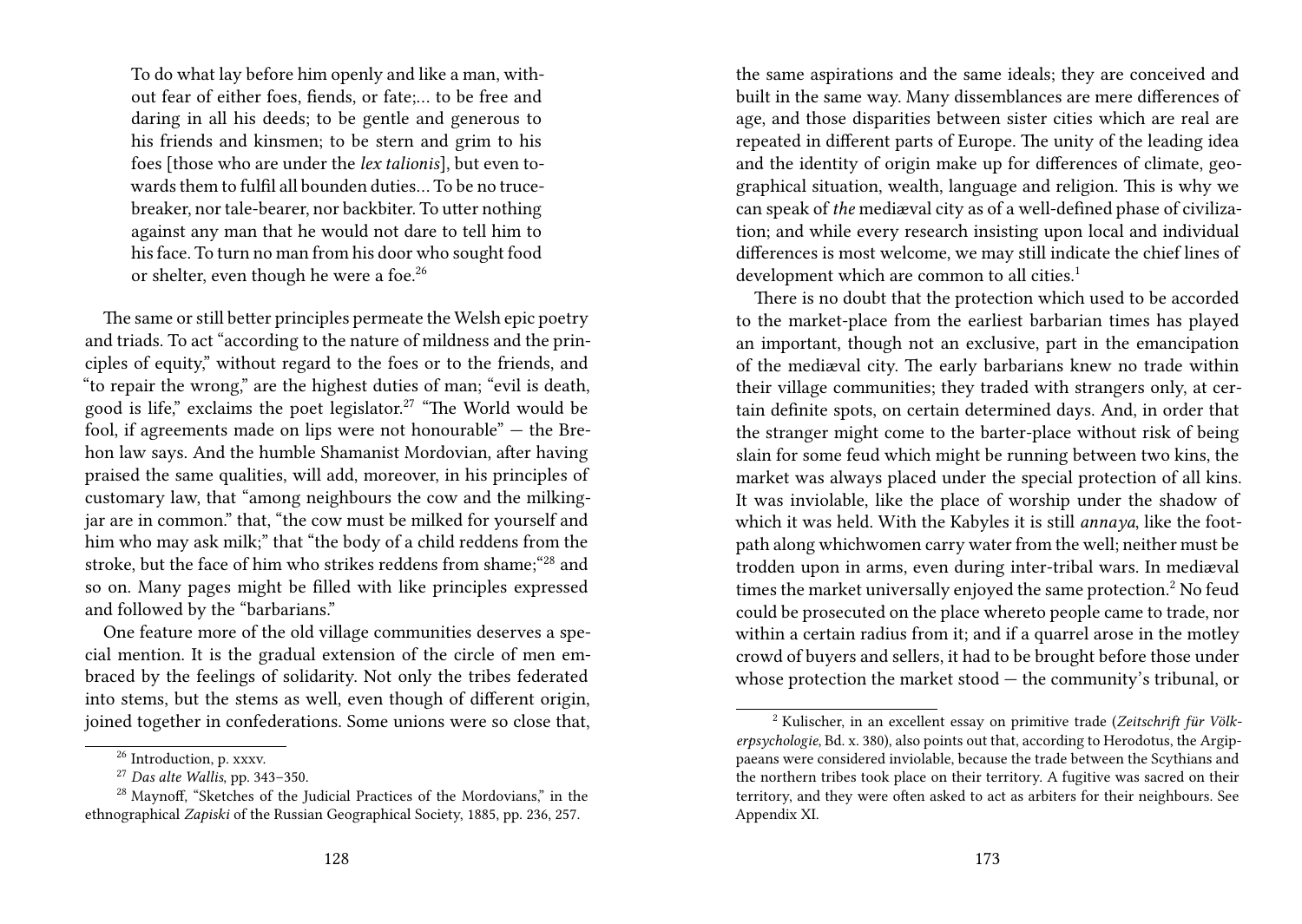> To do what lay before him openly and like a man, without fear of either foes, fiends, or fate;… to be free and daring in all his deeds; to be gentle and generous to his friends and kinsmen; to be stern and grim to his foes [those who are under the *lex talionis*], but even towards them to fulfil all bounden duties… To be no trucebreaker, nor tale-bearer, nor backbiter. To utter nothing against any man that he would not dare to tell him to his face. To turn no man from his door who sought food or shelter, even though he were a foe.[26]

The same or still better principles permeate the Welsh epic poetry and triads. To act "according to the nature of mildness and the principles of equity," without regard to the foes or to the friends, and "to repair the wrong," are the highest duties of man; "evil is death, good is life," exclaims the poet legislator.[27] "The World would be fool, if agreements made on lips were not honourable" — the Brehon law says. And the humble Shamanist Mordovian, after having praised the same qualities, will add, moreover, in his principles of customary law, that "among neighbours the cow and the milking-jar are in common." that, "the cow must be milked for yourself and him who may ask milk;" that "the body of a child reddens from the stroke, but the face of him who strikes reddens from shame;"[28] and so on. Many pages might be filled with like principles expressed and followed by the "barbarians."

One feature more of the old village communities deserves a special mention. It is the gradual extension of the circle of men embraced by the feelings of solidarity. Not only the tribes federated into stems, but the stems as well, even though of different origin, joined together in confederations. Some unions were so close that,

[26] Introduction, p. xxxv.

[27] *Das alte Wallis*, pp. 343–350.

[28] Maynoff, "Sketches of the Judicial Practices of the Mordovians," in the ethnographical *Zapiski* of the Russian Geographical Society, 1885, pp. 236, 257.

the same aspirations and the same ideals; they are conceived and built in the same way. Many dissemblances are mere differences of age, and those disparities between sister cities which are real are repeated in different parts of Europe. The unity of the leading idea and the identity of origin make up for differences of climate, geographical situation, wealth, language and religion. This is why we can speak of *the* mediæval city as of a well-defined phase of civilization; and while every research insisting upon local and individual differences is most welcome, we may still indicate the chief lines of development which are common to all cities.[1]

There is no doubt that the protection which used to be accorded to the market-place from the earliest barbarian times has played an important, though not an exclusive, part in the emancipation of the mediæval city. The early barbarians knew no trade within their village communities; they traded with strangers only, at certain definite spots, on certain determined days. And, in order that the stranger might come to the barter-place without risk of being slain for some feud which might be running between two kins, the market was always placed under the special protection of all kins. It was inviolable, like the place of worship under the shadow of which it was held. With the Kabyles it is still *annaya*, like the footpath along whichwomen carry water from the well; neither must be trodden upon in arms, even during inter-tribal wars. In mediæval times the market universally enjoyed the same protection.[2] No feud could be prosecuted on the place whereto people came to trade, nor within a certain radius from it; and if a quarrel arose in the motley crowd of buyers and sellers, it had to be brought before those under whose protection the market stood — the community's tribunal, or

[2] Kulischer, in an excellent essay on primitive trade (*Zeitschrift für Völkerpsychologie*, Bd. x. 380), also points out that, according to Herodotus, the Argippaeans were considered inviolable, because the trade between the Scythians and the northern tribes took place on their territory. A fugitive was sacred on their territory, and they were often asked to act as arbiters for their neighbours. See Appendix XI.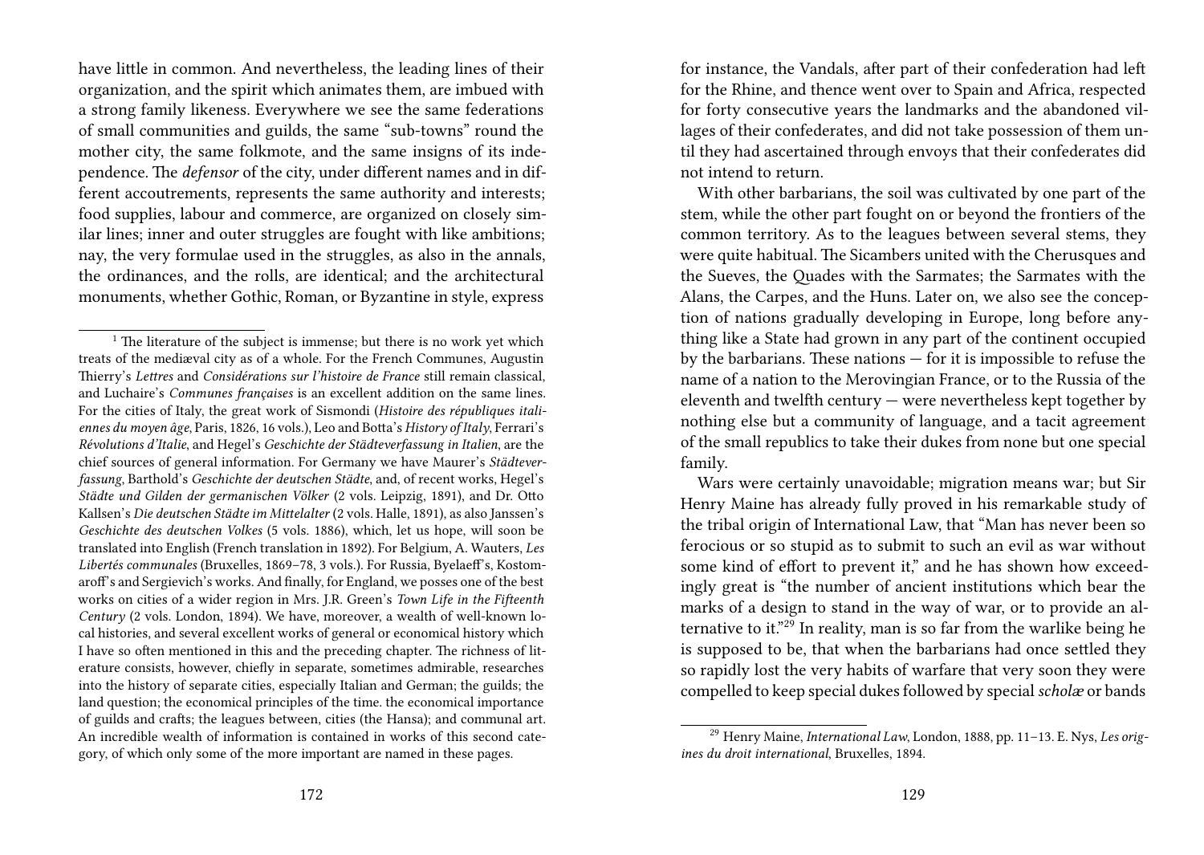have little in common. And nevertheless, the leading lines of their organization, and the spirit which animates them, are imbued with a strong family likeness. Everywhere we see the same federations of small communities and guilds, the same "sub-towns" round the mother city, the same folkmote, and the same insigns of its independence. The *defensor* of the city, under different names and in different accoutrements, represents the same authority and interests; food supplies, labour and commerce, are organized on closely similar lines; inner and outer struggles are fought with like ambitions; nay, the very formulae used in the struggles, as also in the annals, the ordinances, and the rolls, are identical; and the architectural monuments, whether Gothic, Roman, or Byzantine in style, express

[1] The literature of the subject is immense; but there is no work yet which treats of the mediæval city as of a whole. For the French Communes, Augustin Thierry's *Lettres* and *Considérations sur l'histoire de France* still remain classical, and Luchaire's *Communes françaises* is an excellent addition on the same lines. For the cities of Italy, the great work of Sismondi (*Histoire des républiques italiennes du moyen âge*, Paris, 1826, 16 vols.), Leo and Botta's *History of Italy*, Ferrari's *Révolutions d'Italie*, and Hegel's *Geschichte der Städteverfassung in Italien*, are the chief sources of general information. For Germany we have Maurer's *Städteverfassung*, Barthold's *Geschichte der deutschen Städte*, and, of recent works, Hegel's *Städte und Gilden der germanischen Völker* (2 vols. Leipzig, 1891), and Dr. Otto Kallsen's *Die deutschen Städte im Mittelalter* (2 vols. Halle, 1891), as also Janssen's *Geschichte des deutschen Volkes* (5 vols. 1886), which, let us hope, will soon be translated into English (French translation in 1892). For Belgium, A. Wauters, *Les Libertés communales* (Bruxelles, 1869–78, 3 vols.). For Russia, Byelaeff's, Kostomaroff's and Sergievich's works. And finally, for England, we posses one of the best works on cities of a wider region in Mrs. J.R. Green's *Town Life in the Fifteenth Century* (2 vols. London, 1894). We have, moreover, a wealth of well-known local histories, and several excellent works of general or economical history which I have so often mentioned in this and the preceding chapter. The richness of literature consists, however, chiefly in separate, sometimes admirable, researches into the history of separate cities, especially Italian and German; the guilds; the land question; the economical principles of the time. the economical importance of guilds and crafts; the leagues between, cities (the Hansa); and communal art. An incredible wealth of information is contained in works of this second category, of which only some of the more important are named in these pages.

for instance, the Vandals, after part of their confederation had left for the Rhine, and thence went over to Spain and Africa, respected for forty consecutive years the landmarks and the abandoned villages of their confederates, and did not take possession of them until they had ascertained through envoys that their confederates did not intend to return.

With other barbarians, the soil was cultivated by one part of the stem, while the other part fought on or beyond the frontiers of the common territory. As to the leagues between several stems, they were quite habitual. The Sicambers united with the Cherusques and the Sueves, the Quades with the Sarmates; the Sarmates with the Alans, the Carpes, and the Huns. Later on, we also see the conception of nations gradually developing in Europe, long before anything like a State had grown in any part of the continent occupied by the barbarians. These nations — for it is impossible to refuse the name of a nation to the Merovingian France, or to the Russia of the eleventh and twelfth century — were nevertheless kept together by nothing else but a community of language, and a tacit agreement of the small republics to take their dukes from none but one special family.

Wars were certainly unavoidable; migration means war; but Sir Henry Maine has already fully proved in his remarkable study of the tribal origin of International Law, that "Man has never been so ferocious or so stupid as to submit to such an evil as war without some kind of effort to prevent it," and he has shown how exceedingly great is "the number of ancient institutions which bear the marks of a design to stand in the way of war, or to provide an alternative to it."[29] In reality, man is so far from the warlike being he is supposed to be, that when the barbarians had once settled they so rapidly lost the very habits of warfare that very soon they were compelled to keep special dukes followed by special *scholæ* or bands

[29] Henry Maine, *International Law*, London, 1888, pp. 11–13. E. Nys, *Les origines du droit international*, Bruxelles, 1894.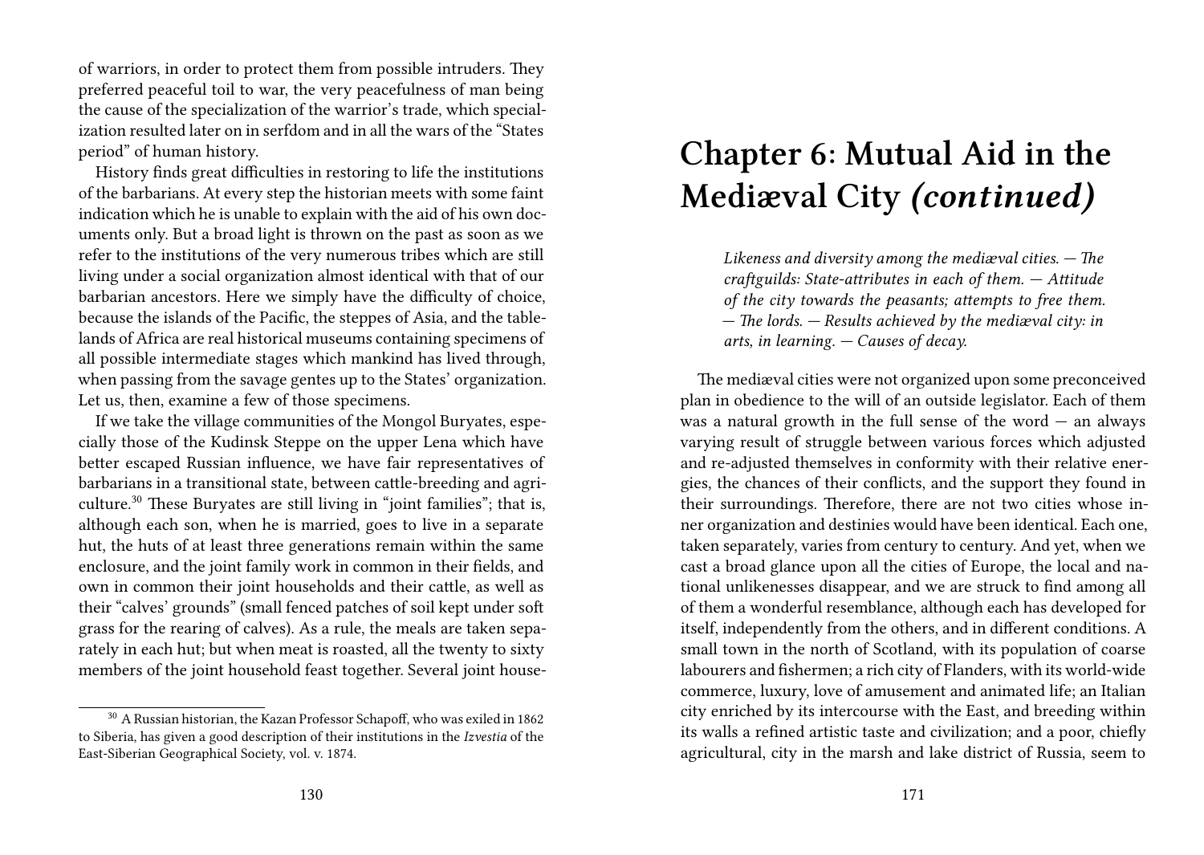of warriors, in order to protect them from possible intruders. They preferred peaceful toil to war, the very peacefulness of man being the cause of the specialization of the warrior's trade, which specialization resulted later on in serfdom and in all the wars of the "States period" of human history.

History finds great difficulties in restoring to life the institutions of the barbarians. At every step the historian meets with some faint indication which he is unable to explain with the aid of his own documents only. But a broad light is thrown on the past as soon as we refer to the institutions of the very numerous tribes which are still living under a social organization almost identical with that of our barbarian ancestors. Here we simply have the difficulty of choice, because the islands of the Pacific, the steppes of Asia, and the tablelands of Africa are real historical museums containing specimens of all possible intermediate stages which mankind has lived through, when passing from the savage gentes up to the States' organization. Let us, then, examine a few of those specimens.

If we take the village communities of the Mongol Buryates, especially those of the Kudinsk Steppe on the upper Lena which have better escaped Russian influence, we have fair representatives of barbarians in a transitional state, between cattle-breeding and agriculture.[30] These Buryates are still living in "joint families"; that is, although each son, when he is married, goes to live in a separate hut, the huts of at least three generations remain within the same enclosure, and the joint family work in common in their fields, and own in common their joint households and their cattle, as well as their "calves' grounds" (small fenced patches of soil kept under soft grass for the rearing of calves). As a rule, the meals are taken separately in each hut; but when meat is roasted, all the twenty to sixty members of the joint household feast together. Several joint house-

[30] A Russian historian, the Kazan Professor Schapoff, who was exiled in 1862 to Siberia, has given a good description of their institutions in the *Izvestia* of the East-Siberian Geographical Society, vol. v. 1874.

# Chapter 6: Mutual Aid in the Mediæval City *(continued)*

> *Likeness and diversity among the mediæval cities. — The craftguilds: State-attributes in each of them. — Attitude of the city towards the peasants; attempts to free them. — The lords. — Results achieved by the mediæval city: in arts, in learning. — Causes of decay.*

The mediæval cities were not organized upon some preconceived plan in obedience to the will of an outside legislator. Each of them was a natural growth in the full sense of the word — an always varying result of struggle between various forces which adjusted and re-adjusted themselves in conformity with their relative energies, the chances of their conflicts, and the support they found in their surroundings. Therefore, there are not two cities whose inner organization and destinies would have been identical. Each one, taken separately, varies from century to century. And yet, when we cast a broad glance upon all the cities of Europe, the local and national unlikenesses disappear, and we are struck to find among all of them a wonderful resemblance, although each has developed for itself, independently from the others, and in different conditions. A small town in the north of Scotland, with its population of coarse labourers and fishermen; a rich city of Flanders, with its world-wide commerce, luxury, love of amusement and animated life; an Italian city enriched by its intercourse with the East, and breeding within its walls a refined artistic taste and civilization; and a poor, chiefly agricultural, city in the marsh and lake district of Russia, seem to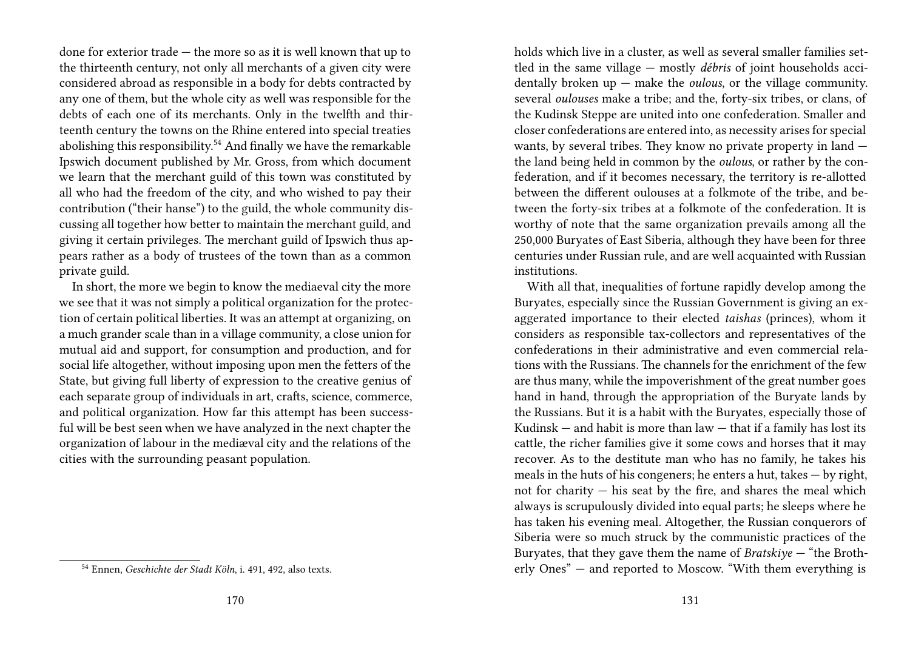done for exterior trade — the more so as it is well known that up to the thirteenth century, not only all merchants of a given city were considered abroad as responsible in a body for debts contracted by any one of them, but the whole city as well was responsible for the debts of each one of its merchants. Only in the twelfth and thirteenth century the towns on the Rhine entered into special treaties abolishing this responsibility.[54] And finally we have the remarkable Ipswich document published by Mr. Gross, from which document we learn that the merchant guild of this town was constituted by all who had the freedom of the city, and who wished to pay their contribution ("their hanse") to the guild, the whole community discussing all together how better to maintain the merchant guild, and giving it certain privileges. The merchant guild of Ipswich thus appears rather as a body of trustees of the town than as a common private guild.

In short, the more we begin to know the mediaeval city the more we see that it was not simply a political organization for the protection of certain political liberties. It was an attempt at organizing, on a much grander scale than in a village community, a close union for mutual aid and support, for consumption and production, and for social life altogether, without imposing upon men the fetters of the State, but giving full liberty of expression to the creative genius of each separate group of individuals in art, crafts, science, commerce, and political organization. How far this attempt has been successful will be best seen when we have analyzed in the next chapter the organization of labour in the mediæval city and the relations of the cities with the surrounding peasant population.

[54] Ennen, *Geschichte der Stadt Köln*, i. 491, 492, also texts.

holds which live in a cluster, as well as several smaller families settled in the same village — mostly *débris* of joint households accidentally broken up — make the *oulous*, or the village community. several *oulouses* make a tribe; and the, forty-six tribes, or clans, of the Kudinsk Steppe are united into one confederation. Smaller and closer confederations are entered into, as necessity arises for special wants, by several tribes. They know no private property in land — the land being held in common by the *oulous*, or rather by the confederation, and if it becomes necessary, the territory is re-allotted between the different oulouses at a folkmote of the tribe, and between the forty-six tribes at a folkmote of the confederation. It is worthy of note that the same organization prevails among all the 250,000 Buryates of East Siberia, although they have been for three centuries under Russian rule, and are well acquainted with Russian institutions.

With all that, inequalities of fortune rapidly develop among the Buryates, especially since the Russian Government is giving an exaggerated importance to their elected *taishas* (princes), whom it considers as responsible tax-collectors and representatives of the confederations in their administrative and even commercial relations with the Russians. The channels for the enrichment of the few are thus many, while the impoverishment of the great number goes hand in hand, through the appropriation of the Buryate lands by the Russians. But it is a habit with the Buryates, especially those of Kudinsk — and habit is more than law — that if a family has lost its cattle, the richer families give it some cows and horses that it may recover. As to the destitute man who has no family, he takes his meals in the huts of his congeners; he enters a hut, takes — by right, not for charity — his seat by the fire, and shares the meal which always is scrupulously divided into equal parts; he sleeps where he has taken his evening meal. Altogether, the Russian conquerors of Siberia were so much struck by the communistic practices of the Buryates, that they gave them the name of *Bratskiye* — "the Brotherly Ones" — and reported to Moscow. "With them everything is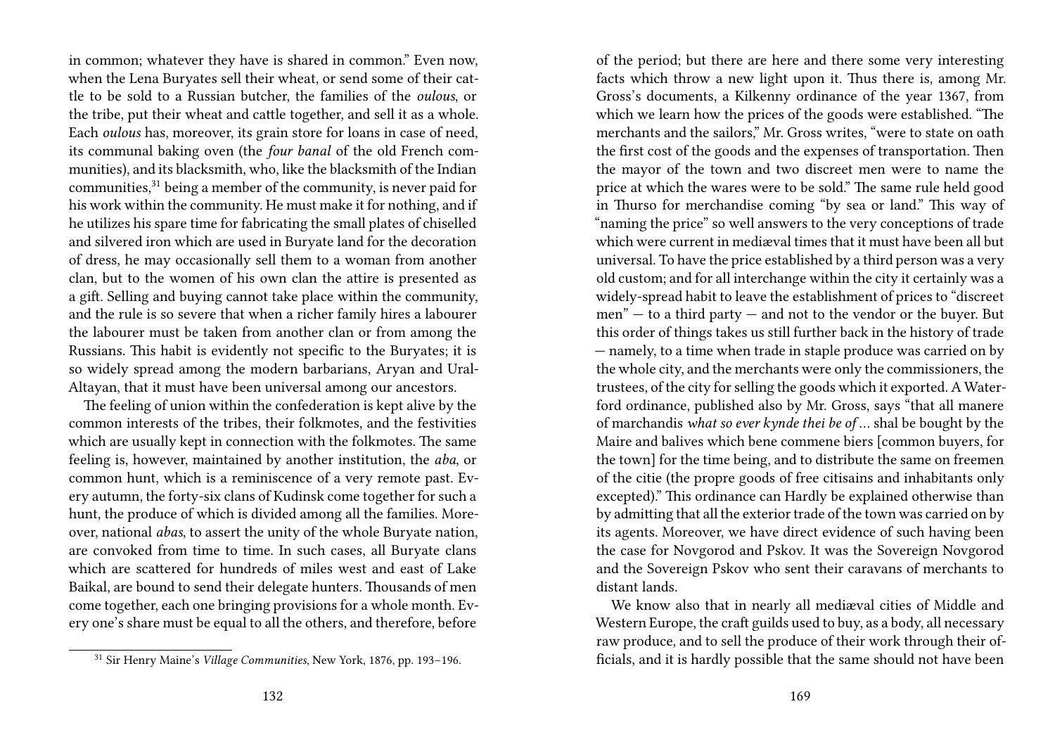in common; whatever they have is shared in common." Even now, when the Lena Buryates sell their wheat, or send some of their cattle to be sold to a Russian butcher, the families of the *oulous*, or the tribe, put their wheat and cattle together, and sell it as a whole. Each *oulous* has, moreover, its grain store for loans in case of need, its communal baking oven (the *four banal* of the old French communities), and its blacksmith, who, like the blacksmith of the Indian communities,[31] being a member of the community, is never paid for his work within the community. He must make it for nothing, and if he utilizes his spare time for fabricating the small plates of chiselled and silvered iron which are used in Buryate land for the decoration of dress, he may occasionally sell them to a woman from another clan, but to the women of his own clan the attire is presented as a gift. Selling and buying cannot take place within the community, and the rule is so severe that when a richer family hires a labourer the labourer must be taken from another clan or from among the Russians. This habit is evidently not specific to the Buryates; it is so widely spread among the modern barbarians, Aryan and Ural-Altayan, that it must have been universal among our ancestors.

The feeling of union within the confederation is kept alive by the common interests of the tribes, their folkmotes, and the festivities which are usually kept in connection with the folkmotes. The same feeling is, however, maintained by another institution, the *aba*, or common hunt, which is a reminiscence of a very remote past. Every autumn, the forty-six clans of Kudinsk come together for such a hunt, the produce of which is divided among all the families. Moreover, national *abas*, to assert the unity of the whole Buryate nation, are convoked from time to time. In such cases, all Buryate clans which are scattered for hundreds of miles west and east of Lake Baikal, are bound to send their delegate hunters. Thousands of men come together, each one bringing provisions for a whole month. Every one's share must be equal to all the others, and therefore, before

[31] Sir Henry Maine's *Village Communities*, New York, 1876, pp. 193–196.

of the period; but there are here and there some very interesting facts which throw a new light upon it. Thus there is, among Mr. Gross's documents, a Kilkenny ordinance of the year 1367, from which we learn how the prices of the goods were established. "The merchants and the sailors," Mr. Gross writes, "were to state on oath the first cost of the goods and the expenses of transportation. Then the mayor of the town and two discreet men were to name the price at which the wares were to be sold." The same rule held good in Thurso for merchandise coming "by sea or land." This way of "naming the price" so well answers to the very conceptions of trade which were current in mediæval times that it must have been all but universal. To have the price established by a third person was a very old custom; and for all interchange within the city it certainly was a widely-spread habit to leave the establishment of prices to "discreet men" — to a third party — and not to the vendor or the buyer. But this order of things takes us still further back in the history of trade — namely, to a time when trade in staple produce was carried on by the whole city, and the merchants were only the commissioners, the trustees, of the city for selling the goods which it exported. A Waterford ordinance, published also by Mr. Gross, says "that all manere of marchandis *what so ever kynde thei be of* … shal be bought by the Maire and balives which bene commene biers [common buyers, for the town] for the time being, and to distribute the same on freemen of the citie (the propre goods of free citisains and inhabitants only excepted)." This ordinance can Hardly be explained otherwise than by admitting that all the exterior trade of the town was carried on by its agents. Moreover, we have direct evidence of such having been the case for Novgorod and Pskov. It was the Sovereign Novgorod and the Sovereign Pskov who sent their caravans of merchants to distant lands.

We know also that in nearly all mediæval cities of Middle and Western Europe, the craft guilds used to buy, as a body, all necessary raw produce, and to sell the produce of their work through their officials, and it is hardly possible that the same should not have been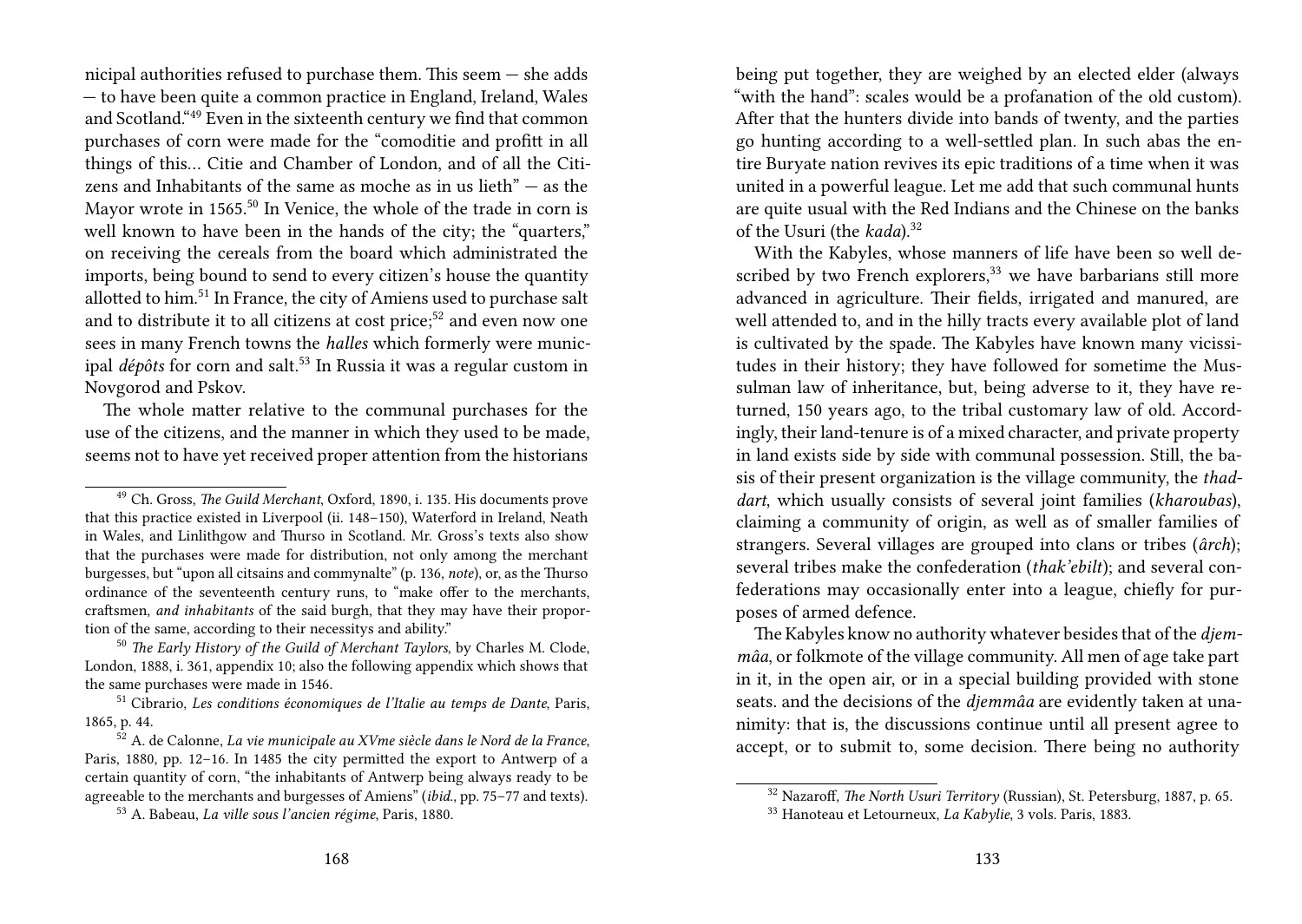nicipal authorities refused to purchase them. This seem — she adds — to have been quite a common practice in England, Ireland, Wales and Scotland."[49] Even in the sixteenth century we find that common purchases of corn were made for the "comoditie and profitt in all things of this… Citie and Chamber of London, and of all the Citizens and Inhabitants of the same as moche as in us lieth" — as the Mayor wrote in 1565.[50] In Venice, the whole of the trade in corn is well known to have been in the hands of the city; the "quarters," on receiving the cereals from the board which administrated the imports, being bound to send to every citizen's house the quantity allotted to him.[51] In France, the city of Amiens used to purchase salt and to distribute it to all citizens at cost price;[52] and even now one sees in many French towns the *halles* which formerly were municipal *dépôts* for corn and salt.[53] In Russia it was a regular custom in Novgorod and Pskov.

The whole matter relative to the communal purchases for the use of the citizens, and the manner in which they used to be made, seems not to have yet received proper attention from the historians

[49] Ch. Gross, *The Guild Merchant*, Oxford, 1890, i. 135. His documents prove that this practice existed in Liverpool (ii. 148–150), Waterford in Ireland, Neath in Wales, and Linlithgow and Thurso in Scotland. Mr. Gross's texts also show that the purchases were made for distribution, not only among the merchant burgesses, but "upon all citsains and commynalte" (p. 136, *note*), or, as the Thurso ordinance of the seventeenth century runs, to "make offer to the merchants, craftsmen, *and inhabitants* of the said burgh, that they may have their proportion of the same, according to their necessitys and ability."

[50] *The Early History of the Guild of Merchant Taylors*, by Charles M. Clode, London, 1888, i. 361, appendix 10; also the following appendix which shows that the same purchases were made in 1546.

[51] Cibrario, *Les conditions économiques de l'Italie au temps de Dante*, Paris, 1865, p. 44.

[52] A. de Calonne, *La vie municipale au XVme siècle dans le Nord de la France*, Paris, 1880, pp. 12–16. In 1485 the city permitted the export to Antwerp of a certain quantity of corn, "the inhabitants of Antwerp being always ready to be agreeable to the merchants and burgesses of Amiens" (*ibid.*, pp. 75–77 and texts).

[53] A. Babeau, *La ville sous l'ancien régime*, Paris, 1880.

being put together, they are weighed by an elected elder (always "with the hand": scales would be a profanation of the old custom). After that the hunters divide into bands of twenty, and the parties go hunting according to a well-settled plan. In such abas the entire Buryate nation revives its epic traditions of a time when it was united in a powerful league. Let me add that such communal hunts are quite usual with the Red Indians and the Chinese on the banks of the Usuri (the *kada*).[32]

With the Kabyles, whose manners of life have been so well described by two French explorers,[33] we have barbarians still more advanced in agriculture. Their fields, irrigated and manured, are well attended to, and in the hilly tracts every available plot of land is cultivated by the spade. The Kabyles have known many vicissitudes in their history; they have followed for sometime the Mussulman law of inheritance, but, being adverse to it, they have returned, 150 years ago, to the tribal customary law of old. Accordingly, their land-tenure is of a mixed character, and private property in land exists side by side with communal possession. Still, the basis of their present organization is the village community, the *thaddart*, which usually consists of several joint families (*kharoubas*), claiming a community of origin, as well as of smaller families of strangers. Several villages are grouped into clans or tribes (*ârch*); several tribes make the confederation (*thak'ebilt*); and several confederations may occasionally enter into a league, chiefly for purposes of armed defence.

The Kabyles know no authority whatever besides that of the *djemmâa*, or folkmote of the village community. All men of age take part in it, in the open air, or in a special building provided with stone seats. and the decisions of the *djemmâa* are evidently taken at unanimity: that is, the discussions continue until all present agree to accept, or to submit to, some decision. There being no authority

[32] Nazaroff, *The North Usuri Territory* (Russian), St. Petersburg, 1887, p. 65.

[33] Hanoteau et Letourneux, *La Kabylie*, 3 vols. Paris, 1883.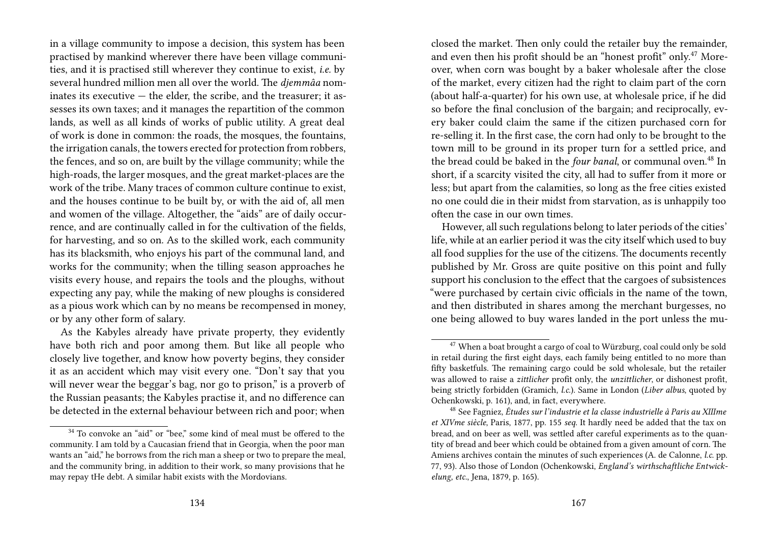in a village community to impose a decision, this system has been practised by mankind wherever there have been village communities, and it is practised still wherever they continue to exist, *i.e.* by several hundred million men all over the world. The *djemmâa* nominates its executive — the elder, the scribe, and the treasurer; it assesses its own taxes; and it manages the repartition of the common lands, as well as all kinds of works of public utility. A great deal of work is done in common: the roads, the mosques, the fountains, the irrigation canals, the towers erected for protection from robbers, the fences, and so on, are built by the village community; while the high-roads, the larger mosques, and the great market-places are the work of the tribe. Many traces of common culture continue to exist, and the houses continue to be built by, or with the aid of, all men and women of the village. Altogether, the "aids" are of daily occurrence, and are continually called in for the cultivation of the fields, for harvesting, and so on. As to the skilled work, each community has its blacksmith, who enjoys his part of the communal land, and works for the community; when the tilling season approaches he visits every house, and repairs the tools and the ploughs, without expecting any pay, while the making of new ploughs is considered as a pious work which can by no means be recompensed in money, or by any other form of salary.

As the Kabyles already have private property, they evidently have both rich and poor among them. But like all people who closely live together, and know how poverty begins, they consider it as an accident which may visit every one. "Don't say that you will never wear the beggar's bag, nor go to prison," is a proverb of the Russian peasants; the Kabyles practise it, and no difference can be detected in the external behaviour between rich and poor; when

[34] To convoke an "aid" or "bee," some kind of meal must be offered to the community. I am told by a Caucasian friend that in Georgia, when the poor man wants an "aid," he borrows from the rich man a sheep or two to prepare the meal, and the community bring, in addition to their work, so many provisions that he may repay tHe debt. A similar habit exists with the Mordovians.

closed the market. Then only could the retailer buy the remainder, and even then his profit should be an "honest profit" only.[47] Moreover, when corn was bought by a baker wholesale after the close of the market, every citizen had the right to claim part of the corn (about half-a-quarter) for his own use, at wholesale price, if he did so before the final conclusion of the bargain; and reciprocally, every baker could claim the same if the citizen purchased corn for re-selling it. In the first case, the corn had only to be brought to the town mill to be ground in its proper turn for a settled price, and the bread could be baked in the *four banal*, or communal oven.[48] In short, if a scarcity visited the city, all had to suffer from it more or less; but apart from the calamities, so long as the free cities existed no one could die in their midst from starvation, as is unhappily too often the case in our own times.

However, all such regulations belong to later periods of the cities' life, while at an earlier period it was the city itself which used to buy all food supplies for the use of the citizens. The documents recently published by Mr. Gross are quite positive on this point and fully support his conclusion to the effect that the cargoes of subsistences "were purchased by certain civic officials in the name of the town, and then distributed in shares among the merchant burgesses, no one being allowed to buy wares landed in the port unless the mu-

[47] When a boat brought a cargo of coal to Würzburg, coal could only be sold in retail during the first eight days, each family being entitled to no more than fifty basketfuls. The remaining cargo could be sold wholesale, but the retailer was allowed to raise a *zittlicher* profit only, the *unzittlicher*, or dishonest profit, being strictly forbidden (Gramich, *l.c.*). Same in London (*Liber albus*, quoted by Ochenkowski, p. 161), and, in fact, everywhere.

[48] See Fagniez, *Études sur l'industrie et la classe industrielle à Paris au XIIIme et XIVme siècle*, Paris, 1877, pp. 155 *seq.* It hardly need be added that the tax on bread, and on beer as well, was settled after careful experiments as to the quantity of bread and beer which could be obtained from a given amount of corn. The Amiens archives contain the minutes of such experiences (A. de Calonne, *l.c.* pp. 77, 93). Also those of London (Ochenkowski, *England's wirthschaftliche Entwickelung, etc.*, Jena, 1879, p. 165).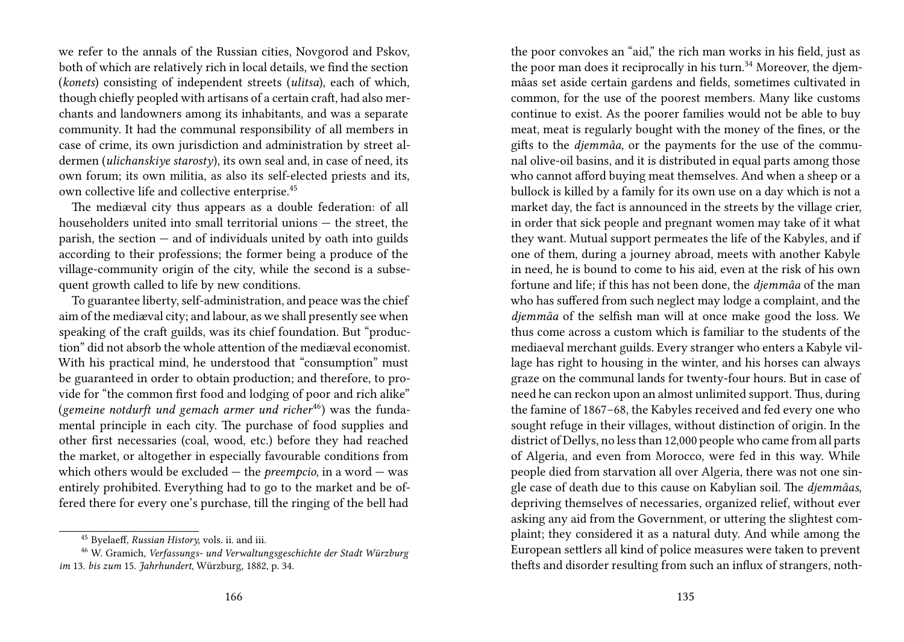we refer to the annals of the Russian cities, Novgorod and Pskov, both of which are relatively rich in local details, we find the section (*konets*) consisting of independent streets (*ulitsa*), each of which, though chiefly peopled with artisans of a certain craft, had also merchants and landowners among its inhabitants, and was a separate community. It had the communal responsibility of all members in case of crime, its own jurisdiction and administration by street aldermen (*ulichanskiye starosty*), its own seal and, in case of need, its own forum; its own militia, as also its self-elected priests and its, own collective life and collective enterprise.[45]

The mediæval city thus appears as a double federation: of all householders united into small territorial unions — the street, the parish, the section — and of individuals united by oath into guilds according to their professions; the former being a produce of the village-community origin of the city, while the second is a subsequent growth called to life by new conditions.

To guarantee liberty, self-administration, and peace was the chief aim of the mediæval city; and labour, as we shall presently see when speaking of the craft guilds, was its chief foundation. But "production" did not absorb the whole attention of the mediæval economist. With his practical mind, he understood that "consumption" must be guaranteed in order to obtain production; and therefore, to provide for "the common first food and lodging of poor and rich alike" (*gemeine notdurft und gemach armer und richer*[46]) was the fundamental principle in each city. The purchase of food supplies and other first necessaries (coal, wood, etc.) before they had reached the market, or altogether in especially favourable conditions from which others would be excluded — the *preempcio*, in a word — was entirely prohibited. Everything had to go to the market and be offered there for every one's purchase, till the ringing of the bell had

[45] Byelaeff, *Russian History,* vols. ii. and iii.

[46] W. Gramich, *Verfassungs- und Verwaltungsgeschichte der Stadt Würzburg im 13. bis zum 15. Jahrhundert*, Würzburg, 1882, p. 34.

the poor convokes an "aid," the rich man works in his field, just as the poor man does it reciprocally in his turn.[34] Moreover, the djemmâas set aside certain gardens and fields, sometimes cultivated in common, for the use of the poorest members. Many like customs continue to exist. As the poorer families would not be able to buy meat, meat is regularly bought with the money of the fines, or the gifts to the *djemmâa*, or the payments for the use of the communal olive-oil basins, and it is distributed in equal parts among those who cannot afford buying meat themselves. And when a sheep or a bullock is killed by a family for its own use on a day which is not a market day, the fact is announced in the streets by the village crier, in order that sick people and pregnant women may take of it what they want. Mutual support permeates the life of the Kabyles, and if one of them, during a journey abroad, meets with another Kabyle in need, he is bound to come to his aid, even at the risk of his own fortune and life; if this has not been done, the *djemmâa* of the man who has suffered from such neglect may lodge a complaint, and the *djemmâa* of the selfish man will at once make good the loss. We thus come across a custom which is familiar to the students of the mediaeval merchant guilds. Every stranger who enters a Kabyle village has right to housing in the winter, and his horses can always graze on the communal lands for twenty-four hours. But in case of need he can reckon upon an almost unlimited support. Thus, during the famine of 1867–68, the Kabyles received and fed every one who sought refuge in their villages, without distinction of origin. In the district of Dellys, no less than 12,000 people who came from all parts of Algeria, and even from Morocco, were fed in this way. While people died from starvation all over Algeria, there was not one single case of death due to this cause on Kabylian soil. The *djemmâas*, depriving themselves of necessaries, organized relief, without ever asking any aid from the Government, or uttering the slightest complaint; they considered it as a natural duty. And while among the European settlers all kind of police measures were taken to prevent thefts and disorder resulting from such an influx of strangers, noth-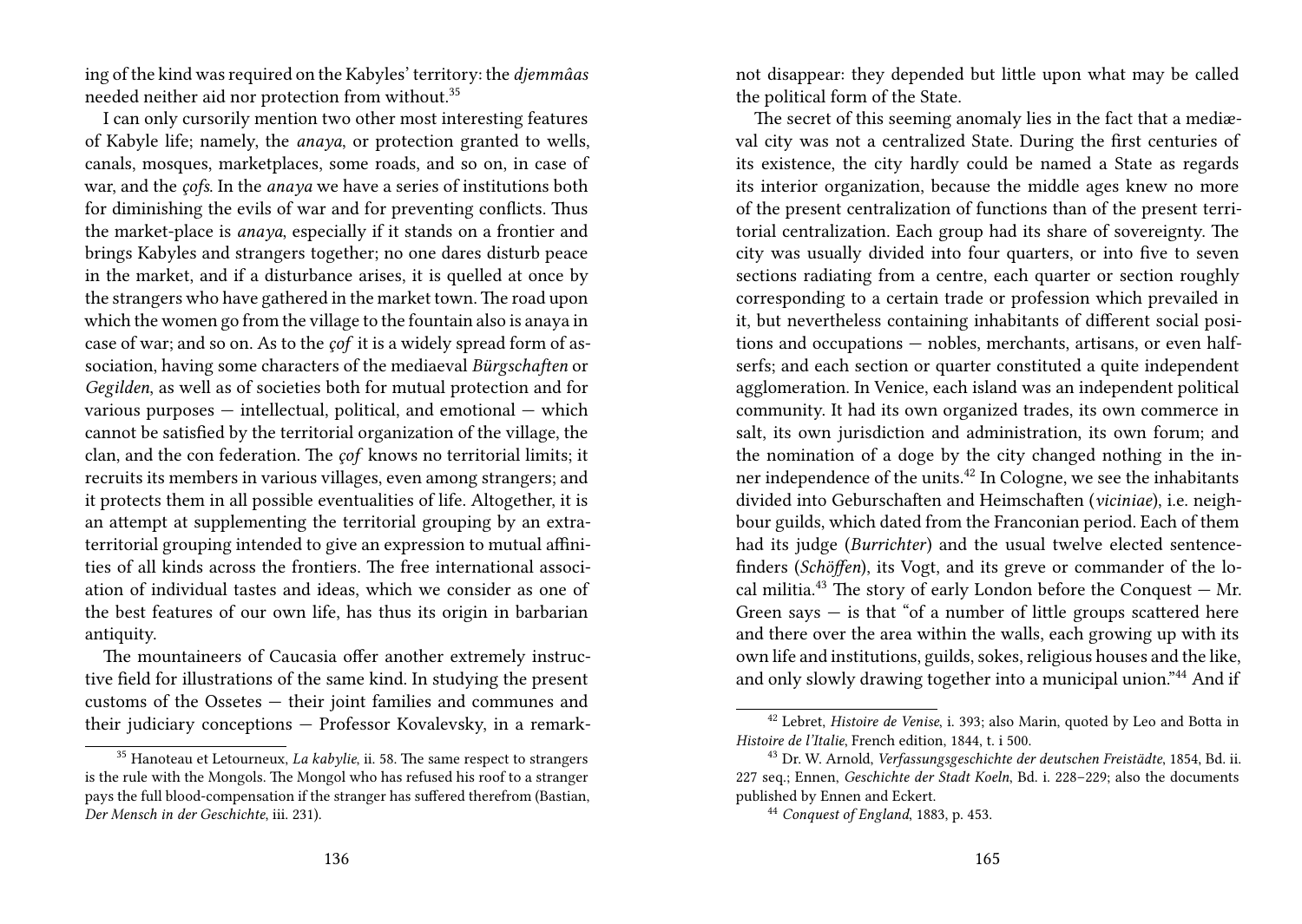ing of the kind was required on the Kabyles' territory: the *djemmâas* needed neither aid nor protection from without.[35]

I can only cursorily mention two other most interesting features of Kabyle life; namely, the *anaya*, or protection granted to wells, canals, mosques, marketplaces, some roads, and so on, in case of war, and the *çofs*. In the *anaya* we have a series of institutions both for diminishing the evils of war and for preventing conflicts. Thus the market-place is *anaya*, especially if it stands on a frontier and brings Kabyles and strangers together; no one dares disturb peace in the market, and if a disturbance arises, it is quelled at once by the strangers who have gathered in the market town. The road upon which the women go from the village to the fountain also is anaya in case of war; and so on. As to the *çof* it is a widely spread form of association, having some characters of the mediaeval *Bürgschaften* or *Gegilden*, as well as of societies both for mutual protection and for various purposes — intellectual, political, and emotional — which cannot be satisfied by the territorial organization of the village, the clan, and the con federation. The *çof* knows no territorial limits; it recruits its members in various villages, even among strangers; and it protects them in all possible eventualities of life. Altogether, it is an attempt at supplementing the territorial grouping by an extra-territorial grouping intended to give an expression to mutual affinities of all kinds across the frontiers. The free international association of individual tastes and ideas, which we consider as one of the best features of our own life, has thus its origin in barbarian antiquity.

The mountaineers of Caucasia offer another extremely instructive field for illustrations of the same kind. In studying the present customs of the Ossetes — their joint families and communes and their judiciary conceptions — Professor Kovalevsky, in a remark-

[35] Hanoteau et Letourneux, *La kabylie*, ii. 58. The same respect to strangers is the rule with the Mongols. The Mongol who has refused his roof to a stranger pays the full blood-compensation if the stranger has suffered therefrom (Bastian, *Der Mensch in der Geschichte*, iii. 231).

not disappear: they depended but little upon what may be called the political form of the State.

The secret of this seeming anomaly lies in the fact that a mediæval city was not a centralized State. During the first centuries of its existence, the city hardly could be named a State as regards its interior organization, because the middle ages knew no more of the present centralization of functions than of the present territorial centralization. Each group had its share of sovereignty. The city was usually divided into four quarters, or into five to seven sections radiating from a centre, each quarter or section roughly corresponding to a certain trade or profession which prevailed in it, but nevertheless containing inhabitants of different social positions and occupations — nobles, merchants, artisans, or even half-serfs; and each section or quarter constituted a quite independent agglomeration. In Venice, each island was an independent political community. It had its own organized trades, its own commerce in salt, its own jurisdiction and administration, its own forum; and the nomination of a doge by the city changed nothing in the inner independence of the units.[42] In Cologne, we see the inhabitants divided into Geburschaften and Heimschaften (*viciniae*), i.e. neighbour guilds, which dated from the Franconian period. Each of them had its judge (*Burrichter*) and the usual twelve elected sentence-finders (*Schöffen*), its Vogt, and its greve or commander of the local militia.[43] The story of early London before the Conquest — Mr. Green says — is that "of a number of little groups scattered here and there over the area within the walls, each growing up with its own life and institutions, guilds, sokes, religious houses and the like, and only slowly drawing together into a municipal union."[44] And if

[42] Lebret, *Histoire de Venise*, i. 393; also Marin, quoted by Leo and Botta in *Histoire de l'Italie*, French edition, 1844, t. i 500.

[43] Dr. W. Arnold, *Verfassungsgeschichte der deutschen Freistädte*, 1854, Bd. ii. 227 seq.; Ennen, *Geschichte der Stadt Koeln*, Bd. i. 228–229; also the documents published by Ennen and Eckert.

[44] *Conquest of England*, 1883, p. 453.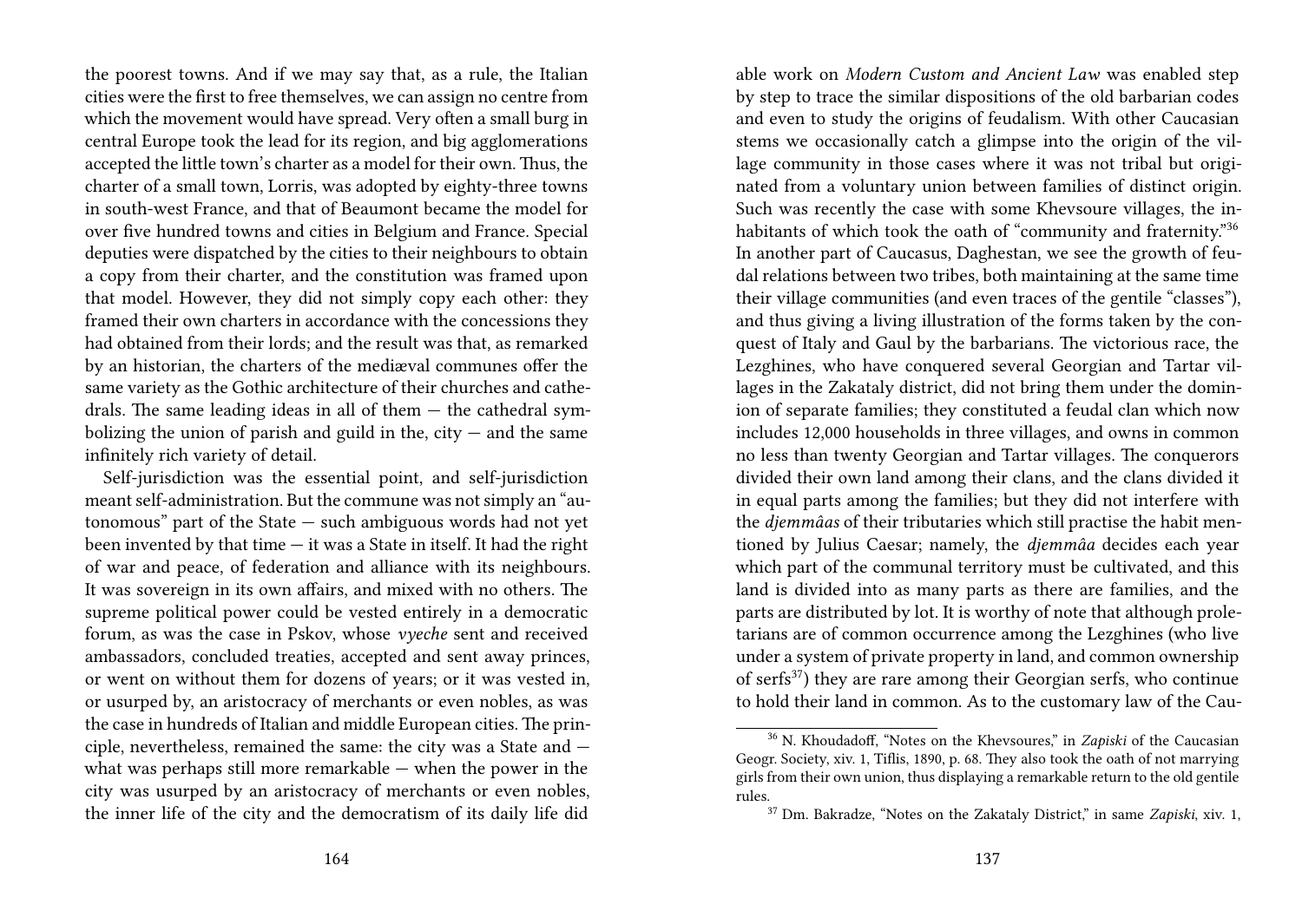the poorest towns. And if we may say that, as a rule, the Italian cities were the first to free themselves, we can assign no centre from which the movement would have spread. Very often a small burg in central Europe took the lead for its region, and big agglomerations accepted the little town's charter as a model for their own. Thus, the charter of a small town, Lorris, was adopted by eighty-three towns in south-west France, and that of Beaumont became the model for over five hundred towns and cities in Belgium and France. Special deputies were dispatched by the cities to their neighbours to obtain a copy from their charter, and the constitution was framed upon that model. However, they did not simply copy each other: they framed their own charters in accordance with the concessions they had obtained from their lords; and the result was that, as remarked by an historian, the charters of the mediæval communes offer the same variety as the Gothic architecture of their churches and cathedrals. The same leading ideas in all of them — the cathedral symbolizing the union of parish and guild in the, city — and the same infinitely rich variety of detail.

Self-jurisdiction was the essential point, and self-jurisdiction meant self-administration. But the commune was not simply an "autonomous" part of the State — such ambiguous words had not yet been invented by that time — it was a State in itself. It had the right of war and peace, of federation and alliance with its neighbours. It was sovereign in its own affairs, and mixed with no others. The supreme political power could be vested entirely in a democratic forum, as was the case in Pskov, whose *vyeche* sent and received ambassadors, concluded treaties, accepted and sent away princes, or went on without them for dozens of years; or it was vested in, or usurped by, an aristocracy of merchants or even nobles, as was the case in hundreds of Italian and middle European cities. The principle, nevertheless, remained the same: the city was a State and — what was perhaps still more remarkable — when the power in the city was usurped by an aristocracy of merchants or even nobles, the inner life of the city and the democratism of its daily life did

able work on *Modern Custom and Ancient Law* was enabled step by step to trace the similar dispositions of the old barbarian codes and even to study the origins of feudalism. With other Caucasian stems we occasionally catch a glimpse into the origin of the village community in those cases where it was not tribal but originated from a voluntary union between families of distinct origin. Such was recently the case with some Khevsoure villages, the inhabitants of which took the oath of "community and fraternity."[36] In another part of Caucasus, Daghestan, we see the growth of feudal relations between two tribes, both maintaining at the same time their village communities (and even traces of the gentile "classes"), and thus giving a living illustration of the forms taken by the conquest of Italy and Gaul by the barbarians. The victorious race, the Lezghines, who have conquered several Georgian and Tartar villages in the Zakataly district, did not bring them under the dominion of separate families; they constituted a feudal clan which now includes 12,000 households in three villages, and owns in common no less than twenty Georgian and Tartar villages. The conquerors divided their own land among their clans, and the clans divided it in equal parts among the families; but they did not interfere with the *djemmâas* of their tributaries which still practise the habit mentioned by Julius Caesar; namely, the *djemmâa* decides each year which part of the communal territory must be cultivated, and this land is divided into as many parts as there are families, and the parts are distributed by lot. It is worthy of note that although proletarians are of common occurrence among the Lezghines (who live under a system of private property in land, and common ownership of serfs[37]) they are rare among their Georgian serfs, who continue to hold their land in common. As to the customary law of the Cau-

---

[36] N. Khoudadoff, "Notes on the Khevsoures," in *Zapiski* of the Caucasian Geogr. Society, xiv. 1, Tiflis, 1890, p. 68. They also took the oath of not marrying girls from their own union, thus displaying a remarkable return to the old gentile rules.

[37] Dm. Bakradze, "Notes on the Zakataly District," in same *Zapiski*, xiv. 1,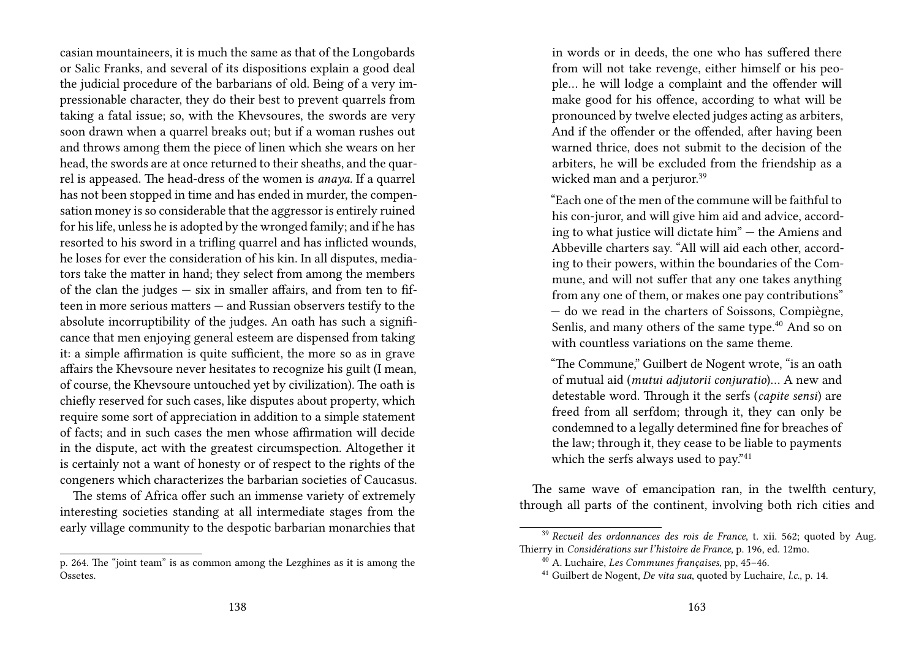casian mountaineers, it is much the same as that of the Longobards or Salic Franks, and several of its dispositions explain a good deal the judicial procedure of the barbarians of old. Being of a very impressionable character, they do their best to prevent quarrels from taking a fatal issue; so, with the Khevsoures, the swords are very soon drawn when a quarrel breaks out; but if a woman rushes out and throws among them the piece of linen which she wears on her head, the swords are at once returned to their sheaths, and the quarrel is appeased. The head-dress of the women is *anaya*. If a quarrel has not been stopped in time and has ended in murder, the compensation money is so considerable that the aggressor is entirely ruined for his life, unless he is adopted by the wronged family; and if he has resorted to his sword in a trifling quarrel and has inflicted wounds, he loses for ever the consideration of his kin. In all disputes, mediators take the matter in hand; they select from among the members of the clan the judges — six in smaller affairs, and from ten to fifteen in more serious matters — and Russian observers testify to the absolute incorruptibility of the judges. An oath has such a significance that men enjoying general esteem are dispensed from taking it: a simple affirmation is quite sufficient, the more so as in grave affairs the Khevsoure never hesitates to recognize his guilt (I mean, of course, the Khevsoure untouched yet by civilization). The oath is chiefly reserved for such cases, like disputes about property, which require some sort of appreciation in addition to a simple statement of facts; and in such cases the men whose affirmation will decide in the dispute, act with the greatest circumspection. Altogether it is certainly not a want of honesty or of respect to the rights of the congeners which characterizes the barbarian societies of Caucasus.

The stems of Africa offer such an immense variety of extremely interesting societies standing at all intermediate stages from the early village community to the despotic barbarian monarchies that

p. 264. The "joint team" is as common among the Lezghines as it is among the Ossetes.

> in words or in deeds, the one who has suffered there from will not take revenge, either himself or his people… he will lodge a complaint and the offender will make good for his offence, according to what will be pronounced by twelve elected judges acting as arbiters, And if the offender or the offended, after having been warned thrice, does not submit to the decision of the arbiters, he will be excluded from the friendship as a wicked man and a perjuror.[39]
>
> "Each one of the men of the commune will be faithful to his con-juror, and will give him aid and advice, according to what justice will dictate him" — the Amiens and Abbeville charters say. "All will aid each other, according to their powers, within the boundaries of the Commune, and will not suffer that any one takes anything from any one of them, or makes one pay contributions" — do we read in the charters of Soissons, Compiègne, Senlis, and many others of the same type.[40] And so on with countless variations on the same theme.
>
> "The Commune," Guilbert de Nogent wrote, "is an oath of mutual aid (*mutui adjutorii conjuratio*)… A new and detestable word. Through it the serfs (*capite sensi*) are freed from all serfdom; through it, they can only be condemned to a legally determined fine for breaches of the law; through it, they cease to be liable to payments which the serfs always used to pay."[41]

The same wave of emancipation ran, in the twelfth century, through all parts of the continent, involving both rich cities and

[39] *Recueil des ordonnances des rois de France*, t. xii. 562; quoted by Aug. Thierry in *Considérations sur l'histoire de France*, p. 196, ed. 12mo.

[40] A. Luchaire, *Les Communes françaises*, pp, 45–46.

[41] Guilbert de Nogent, *De vita sua*, quoted by Luchaire, *l.c.*, p. 14.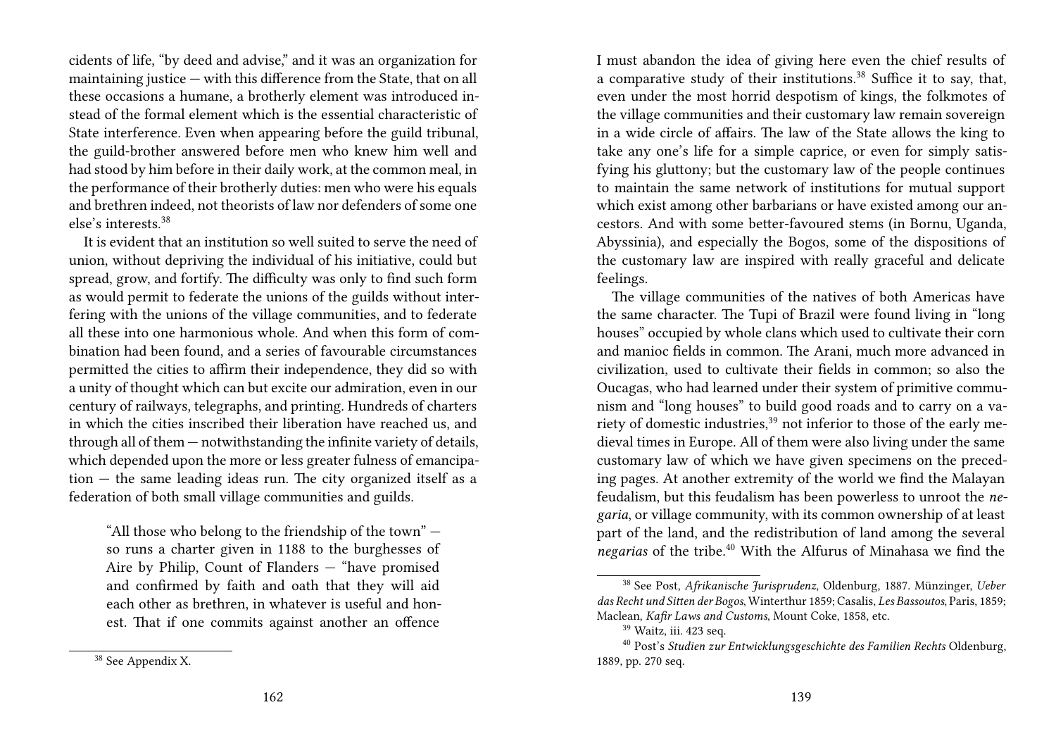cidents of life, "by deed and advise," and it was an organization for maintaining justice — with this difference from the State, that on all these occasions a humane, a brotherly element was introduced instead of the formal element which is the essential characteristic of State interference. Even when appearing before the guild tribunal, the guild-brother answered before men who knew him well and had stood by him before in their daily work, at the common meal, in the performance of their brotherly duties: men who were his equals and brethren indeed, not theorists of law nor defenders of some one else's interests.[38]

It is evident that an institution so well suited to serve the need of union, without depriving the individual of his initiative, could but spread, grow, and fortify. The difficulty was only to find such form as would permit to federate the unions of the guilds without interfering with the unions of the village communities, and to federate all these into one harmonious whole. And when this form of combination had been found, and a series of favourable circumstances permitted the cities to affirm their independence, they did so with a unity of thought which can but excite our admiration, even in our century of railways, telegraphs, and printing. Hundreds of charters in which the cities inscribed their liberation have reached us, and through all of them — notwithstanding the infinite variety of details, which depended upon the more or less greater fulness of emancipation — the same leading ideas run. The city organized itself as a federation of both small village communities and guilds.

> "All those who belong to the friendship of the town" — so runs a charter given in 1188 to the burghesses of Aire by Philip, Count of Flanders — "have promised and confirmed by faith and oath that they will aid each other as brethren, in whatever is useful and honest. That if one commits against another an offence

[38] See Appendix X.

I must abandon the idea of giving here even the chief results of a comparative study of their institutions.[38] Suffice it to say, that, even under the most horrid despotism of kings, the folkmotes of the village communities and their customary law remain sovereign in a wide circle of affairs. The law of the State allows the king to take any one's life for a simple caprice, or even for simply satisfying his gluttony; but the customary law of the people continues to maintain the same network of institutions for mutual support which exist among other barbarians or have existed among our ancestors. And with some better-favoured stems (in Bornu, Uganda, Abyssinia), and especially the Bogos, some of the dispositions of the customary law are inspired with really graceful and delicate feelings.

The village communities of the natives of both Americas have the same character. The Tupi of Brazil were found living in "long houses" occupied by whole clans which used to cultivate their corn and manioc fields in common. The Arani, much more advanced in civilization, used to cultivate their fields in common; so also the Oucagas, who had learned under their system of primitive communism and "long houses" to build good roads and to carry on a variety of domestic industries,[39] not inferior to those of the early medieval times in Europe. All of them were also living under the same customary law of which we have given specimens on the preceding pages. At another extremity of the world we find the Malayan feudalism, but this feudalism has been powerless to unroot the *negaria*, or village community, with its common ownership of at least part of the land, and the redistribution of land among the several *negarias* of the tribe.[40] With the Alfurus of Minahasa we find the

[38] See Post, *Afrikanische Jurisprudenz*, Oldenburg, 1887. Münzinger, *Ueber das Recht und Sitten der Bogos*, Winterthur 1859; Casalis, *Les Bassoutos*, Paris, 1859; Maclean, *Kafir Laws and Customs*, Mount Coke, 1858, etc.

[39] Waitz, iii. 423 seq.

[40] Post's *Studien zur Entwicklungsgeschichte des Familien Rechts* Oldenburg, 1889, pp. 270 seq.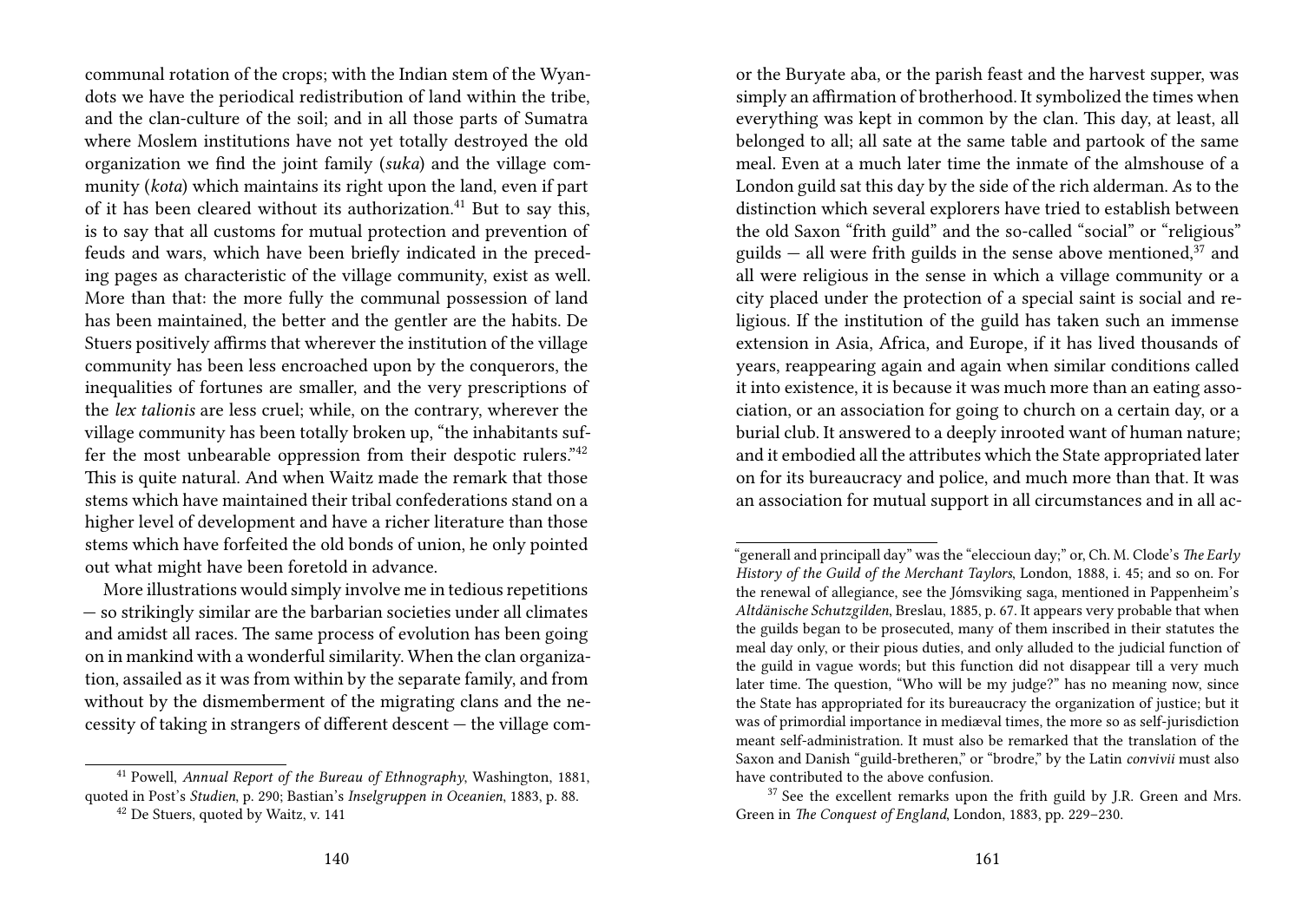communal rotation of the crops; with the Indian stem of the Wyandots we have the periodical redistribution of land within the tribe, and the clan-culture of the soil; and in all those parts of Sumatra where Moslem institutions have not yet totally destroyed the old organization we find the joint family (*suka*) and the village community (*kota*) which maintains its right upon the land, even if part of it has been cleared without its authorization.[41] But to say this, is to say that all customs for mutual protection and prevention of feuds and wars, which have been briefly indicated in the preceding pages as characteristic of the village community, exist as well. More than that: the more fully the communal possession of land has been maintained, the better and the gentler are the habits. De Stuers positively affirms that wherever the institution of the village community has been less encroached upon by the conquerors, the inequalities of fortunes are smaller, and the very prescriptions of the *lex talionis* are less cruel; while, on the contrary, wherever the village community has been totally broken up, "the inhabitants suffer the most unbearable oppression from their despotic rulers."[42] This is quite natural. And when Waitz made the remark that those stems which have maintained their tribal confederations stand on a higher level of development and have a richer literature than those stems which have forfeited the old bonds of union, he only pointed out what might have been foretold in advance.

More illustrations would simply involve me in tedious repetitions — so strikingly similar are the barbarian societies under all climates and amidst all races. The same process of evolution has been going on in mankind with a wonderful similarity. When the clan organization, assailed as it was from within by the separate family, and from without by the dismemberment of the migrating clans and the necessity of taking in strangers of different descent — the village com-

[41] Powell, *Annual Report of the Bureau of Ethnography*, Washington, 1881, quoted in Post's *Studien*, p. 290; Bastian's *Inselgruppen in Oceanien*, 1883, p. 88.

[42] De Stuers, quoted by Waitz, v. 141

or the Buryate aba, or the parish feast and the harvest supper, was simply an affirmation of brotherhood. It symbolized the times when everything was kept in common by the clan. This day, at least, all belonged to all; all sate at the same table and partook of the same meal. Even at a much later time the inmate of the almshouse of a London guild sat this day by the side of the rich alderman. As to the distinction which several explorers have tried to establish between the old Saxon "frith guild" and the so-called "social" or "religious" guilds — all were frith guilds in the sense above mentioned,[37] and all were religious in the sense in which a village community or a city placed under the protection of a special saint is social and religious. If the institution of the guild has taken such an immense extension in Asia, Africa, and Europe, if it has lived thousands of years, reappearing again and again when similar conditions called it into existence, it is because it was much more than an eating association, or an association for going to church on a certain day, or a burial club. It answered to a deeply inrooted want of human nature; and it embodied all the attributes which the State appropriated later on for its bureaucracy and police, and much more than that. It was an association for mutual support in all circumstances and in all ac-

"generall and principall day" was the "eleccioun day;" or, Ch. M. Clode's *The Early History of the Guild of the Merchant Taylors*, London, 1888, i. 45; and so on. For the renewal of allegiance, see the Jómsviking saga, mentioned in Pappenheim's *Altdänische Schutzgilden*, Breslau, 1885, p. 67. It appears very probable that when the guilds began to be prosecuted, many of them inscribed in their statutes the meal day only, or their pious duties, and only alluded to the judicial function of the guild in vague words; but this function did not disappear till a very much later time. The question, "Who will be my judge?" has no meaning now, since the State has appropriated for its bureaucracy the organization of justice; but it was of primordial importance in mediæval times, the more so as self-jurisdiction meant self-administration. It must also be remarked that the translation of the Saxon and Danish "guild-bretheren," or "brodre," by the Latin *convivii* must also have contributed to the above confusion.

[37] See the excellent remarks upon the frith guild by J.R. Green and Mrs. Green in *The Conquest of England*, London, 1883, pp. 229–230.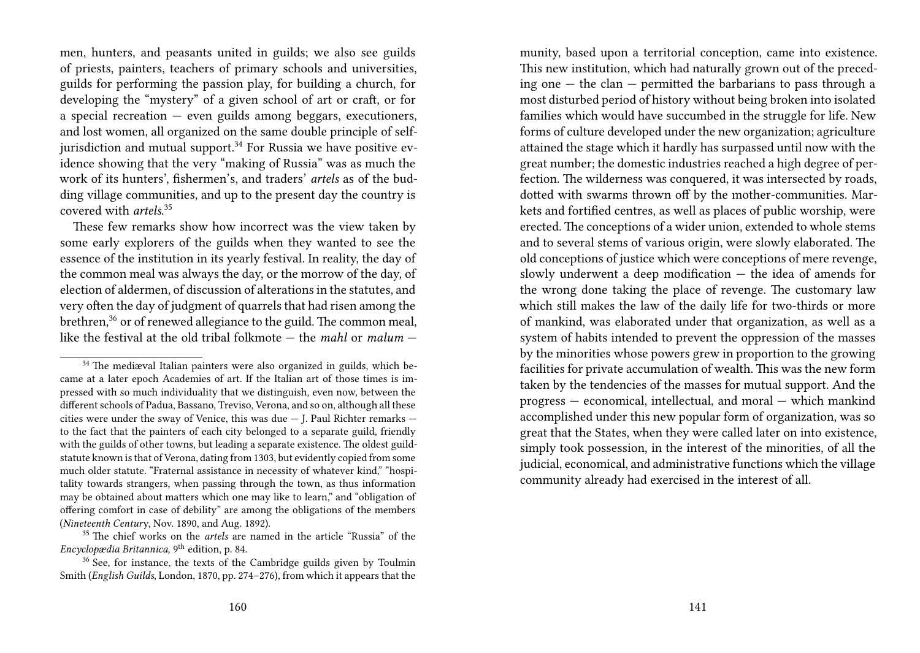men, hunters, and peasants united in guilds; we also see guilds of priests, painters, teachers of primary schools and universities, guilds for performing the passion play, for building a church, for developing the "mystery" of a given school of art or craft, or for a special recreation — even guilds among beggars, executioners, and lost women, all organized on the same double principle of self-jurisdiction and mutual support.[34] For Russia we have positive evidence showing that the very "making of Russia" was as much the work of its hunters', fishermen's, and traders' *artels* as of the budding village communities, and up to the present day the country is covered with *artels*.[35]

These few remarks show how incorrect was the view taken by some early explorers of the guilds when they wanted to see the essence of the institution in its yearly festival. In reality, the day of the common meal was always the day, or the morrow of the day, of election of aldermen, of discussion of alterations in the statutes, and very often the day of judgment of quarrels that had risen among the brethren,[36] or of renewed allegiance to the guild. The common meal, like the festival at the old tribal folkmote — the *mahl* or *malum* —

[34] The mediæval Italian painters were also organized in guilds, which became at a later epoch Academies of art. If the Italian art of those times is impressed with so much individuality that we distinguish, even now, between the different schools of Padua, Bassano, Treviso, Verona, and so on, although all these cities were under the sway of Venice, this was due — J. Paul Richter remarks — to the fact that the painters of each city belonged to a separate guild, friendly with the guilds of other towns, but leading a separate existence. The oldest guild-statute known is that of Verona, dating from 1303, but evidently copied from some much older statute. "Fraternal assistance in necessity of whatever kind," "hospitality towards strangers, when passing through the town, as thus information may be obtained about matters which one may like to learn," and "obligation of offering comfort in case of debility" are among the obligations of the members (*Nineteenth Century*, Nov. 1890, and Aug. 1892).

[35] The chief works on the *artels* are named in the article "Russia" of the *Encyclopædia Britannica,* 9th edition, p. 84.

[36] See, for instance, the texts of the Cambridge guilds given by Toulmin Smith (*English Guilds*, London, 1870, pp. 274–276), from which it appears that the

munity, based upon a territorial conception, came into existence. This new institution, which had naturally grown out of the preceding one — the clan — permitted the barbarians to pass through a most disturbed period of history without being broken into isolated families which would have succumbed in the struggle for life. New forms of culture developed under the new organization; agriculture attained the stage which it hardly has surpassed until now with the great number; the domestic industries reached a high degree of perfection. The wilderness was conquered, it was intersected by roads, dotted with swarms thrown off by the mother-communities. Markets and fortified centres, as well as places of public worship, were erected. The conceptions of a wider union, extended to whole stems and to several stems of various origin, were slowly elaborated. The old conceptions of justice which were conceptions of mere revenge, slowly underwent a deep modification — the idea of amends for the wrong done taking the place of revenge. The customary law which still makes the law of the daily life for two-thirds or more of mankind, was elaborated under that organization, as well as a system of habits intended to prevent the oppression of the masses by the minorities whose powers grew in proportion to the growing facilities for private accumulation of wealth. This was the new form taken by the tendencies of the masses for mutual support. And the progress — economical, intellectual, and moral — which mankind accomplished under this new popular form of organization, was so great that the States, when they were called later on into existence, simply took possession, in the interest of the minorities, of all the judicial, economical, and administrative functions which the village community already had exercised in the interest of all.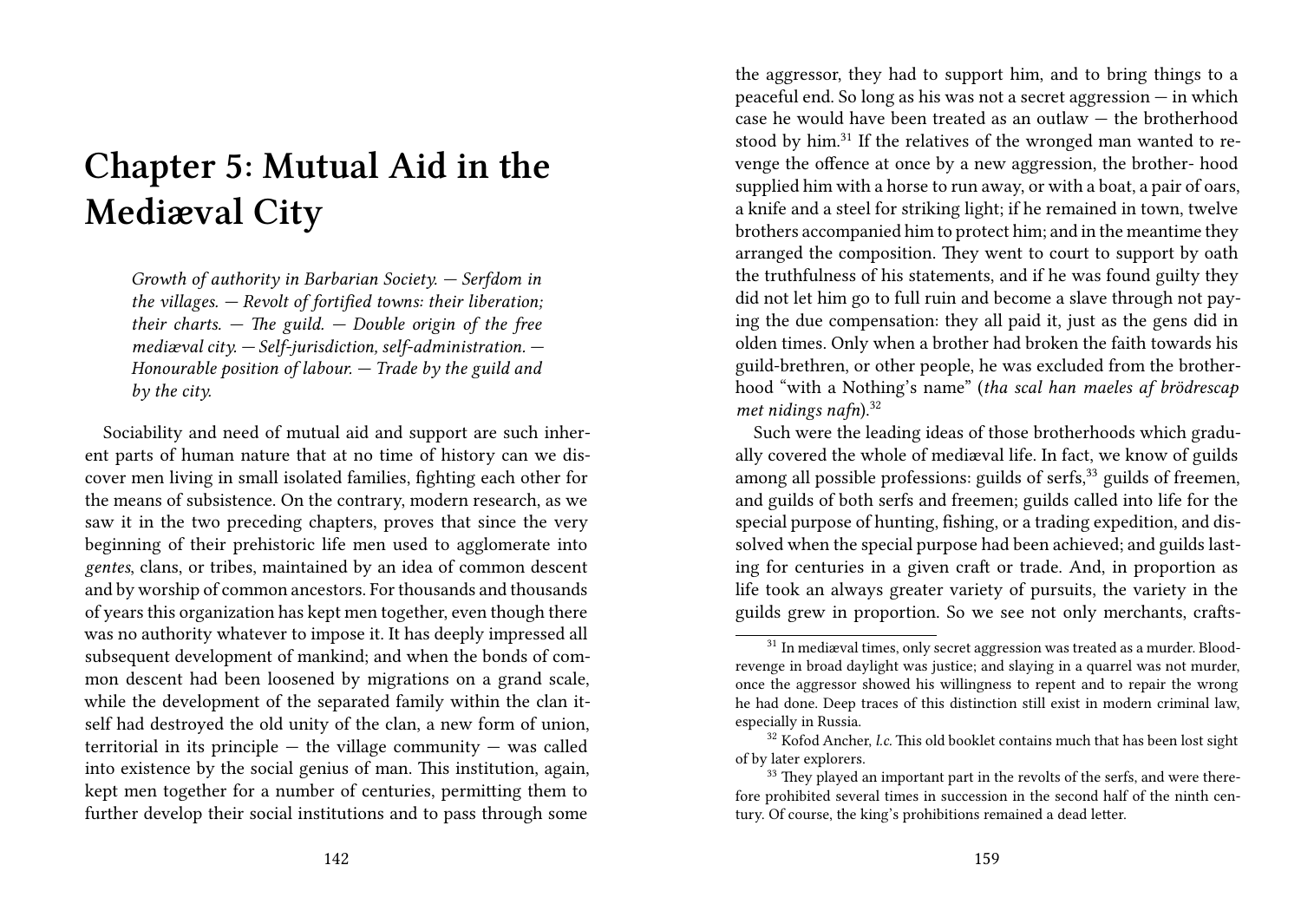# Chapter 5: Mutual Aid in the Mediæval City

*Growth of authority in Barbarian Society. — Serfdom in the villages. — Revolt of fortified towns: their liberation; their charts. — The guild. — Double origin of the free mediæval city. — Self-jurisdiction, self-administration. — Honourable position of labour. — Trade by the guild and by the city.*

Sociability and need of mutual aid and support are such inherent parts of human nature that at no time of history can we discover men living in small isolated families, fighting each other for the means of subsistence. On the contrary, modern research, as we saw it in the two preceding chapters, proves that since the very beginning of their prehistoric life men used to agglomerate into *gentes*, clans, or tribes, maintained by an idea of common descent and by worship of common ancestors. For thousands and thousands of years this organization has kept men together, even though there was no authority whatever to impose it. It has deeply impressed all subsequent development of mankind; and when the bonds of common descent had been loosened by migrations on a grand scale, while the development of the separated family within the clan itself had destroyed the old unity of the clan, a new form of union, territorial in its principle — the village community — was called into existence by the social genius of man. This institution, again, kept men together for a number of centuries, permitting them to further develop their social institutions and to pass through some

the aggressor, they had to support him, and to bring things to a peaceful end. So long as his was not a secret aggression — in which case he would have been treated as an outlaw — the brotherhood stood by him.[31] If the relatives of the wronged man wanted to revenge the offence at once by a new aggression, the brother- hood supplied him with a horse to run away, or with a boat, a pair of oars, a knife and a steel for striking light; if he remained in town, twelve brothers accompanied him to protect him; and in the meantime they arranged the composition. They went to court to support by oath the truthfulness of his statements, and if he was found guilty they did not let him go to full ruin and become a slave through not paying the due compensation: they all paid it, just as the gens did in olden times. Only when a brother had broken the faith towards his guild-brethren, or other people, he was excluded from the brotherhood "with a Nothing's name" (*tha scal han maeles af brödrescap met nidings nafn*).[32]

Such were the leading ideas of those brotherhoods which gradually covered the whole of mediæval life. In fact, we know of guilds among all possible professions: guilds of serfs,[33] guilds of freemen, and guilds of both serfs and freemen; guilds called into life for the special purpose of hunting, fishing, or a trading expedition, and dissolved when the special purpose had been achieved; and guilds lasting for centuries in a given craft or trade. And, in proportion as life took an always greater variety of pursuits, the variety in the guilds grew in proportion. So we see not only merchants, crafts-

[31] In mediæval times, only secret aggression was treated as a murder. Blood-revenge in broad daylight was justice; and slaying in a quarrel was not murder, once the aggressor showed his willingness to repent and to repair the wrong he had done. Deep traces of this distinction still exist in modern criminal law, especially in Russia.

[32] Kofod Ancher, *l.c.* This old booklet contains much that has been lost sight of by later explorers.

[33] They played an important part in the revolts of the serfs, and were therefore prohibited several times in succession in the second half of the ninth century. Of course, the king's prohibitions remained a dead letter.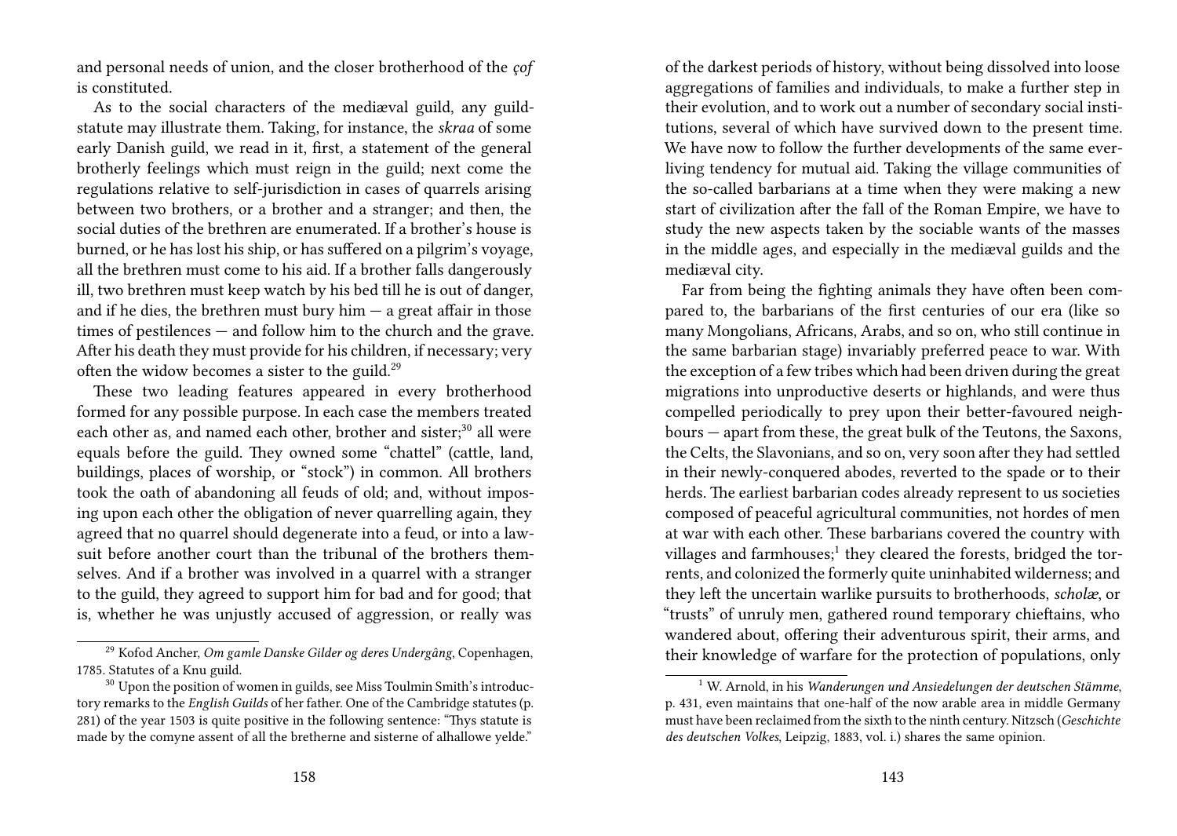and personal needs of union, and the closer brotherhood of the *çof* is constituted.

As to the social characters of the mediæval guild, any guild-statute may illustrate them. Taking, for instance, the *skraa* of some early Danish guild, we read in it, first, a statement of the general brotherly feelings which must reign in the guild; next come the regulations relative to self-jurisdiction in cases of quarrels arising between two brothers, or a brother and a stranger; and then, the social duties of the brethren are enumerated. If a brother's house is burned, or he has lost his ship, or has suffered on a pilgrim's voyage, all the brethren must come to his aid. If a brother falls dangerously ill, two brethren must keep watch by his bed till he is out of danger, and if he dies, the brethren must bury him — a great affair in those times of pestilences — and follow him to the church and the grave. After his death they must provide for his children, if necessary; very often the widow becomes a sister to the guild.[29]

These two leading features appeared in every brotherhood formed for any possible purpose. In each case the members treated each other as, and named each other, brother and sister;[30] all were equals before the guild. They owned some "chattel" (cattle, land, buildings, places of worship, or "stock") in common. All brothers took the oath of abandoning all feuds of old; and, without imposing upon each other the obligation of never quarrelling again, they agreed that no quarrel should degenerate into a feud, or into a lawsuit before another court than the tribunal of the brothers themselves. And if a brother was involved in a quarrel with a stranger to the guild, they agreed to support him for bad and for good; that is, whether he was unjustly accused of aggression, or really was

[29] Kofod Ancher, *Om gamle Danske Gilder og deres Undergâng*, Copenhagen, 1785. Statutes of a Knu guild.

[30] Upon the position of women in guilds, see Miss Toulmin Smith's introductory remarks to the *English Guilds* of her father. One of the Cambridge statutes (p. 281) of the year 1503 is quite positive in the following sentence: "Thys statute is made by the comyne assent of all the bretherne and sisterne of alhallowe yelde."

of the darkest periods of history, without being dissolved into loose aggregations of families and individuals, to make a further step in their evolution, and to work out a number of secondary social institutions, several of which have survived down to the present time. We have now to follow the further developments of the same ever-living tendency for mutual aid. Taking the village communities of the so-called barbarians at a time when they were making a new start of civilization after the fall of the Roman Empire, we have to study the new aspects taken by the sociable wants of the masses in the middle ages, and especially in the mediæval guilds and the mediæval city.

Far from being the fighting animals they have often been compared to, the barbarians of the first centuries of our era (like so many Mongolians, Africans, Arabs, and so on, who still continue in the same barbarian stage) invariably preferred peace to war. With the exception of a few tribes which had been driven during the great migrations into unproductive deserts or highlands, and were thus compelled periodically to prey upon their better-favoured neighbours — apart from these, the great bulk of the Teutons, the Saxons, the Celts, the Slavonians, and so on, very soon after they had settled in their newly-conquered abodes, reverted to the spade or to their herds. The earliest barbarian codes already represent to us societies composed of peaceful agricultural communities, not hordes of men at war with each other. These barbarians covered the country with villages and farmhouses;[1] they cleared the forests, bridged the torrents, and colonized the formerly quite uninhabited wilderness; and they left the uncertain warlike pursuits to brotherhoods, *scholæ*, or "trusts" of unruly men, gathered round temporary chieftains, who wandered about, offering their adventurous spirit, their arms, and their knowledge of warfare for the protection of populations, only

[1] W. Arnold, in his *Wanderungen und Ansiedelungen der deutschen Stämme*, p. 431, even maintains that one-half of the now arable area in middle Germany must have been reclaimed from the sixth to the ninth century. Nitzsch (*Geschichte des deutschen Volkes*, Leipzig, 1883, vol. i.) shares the same opinion.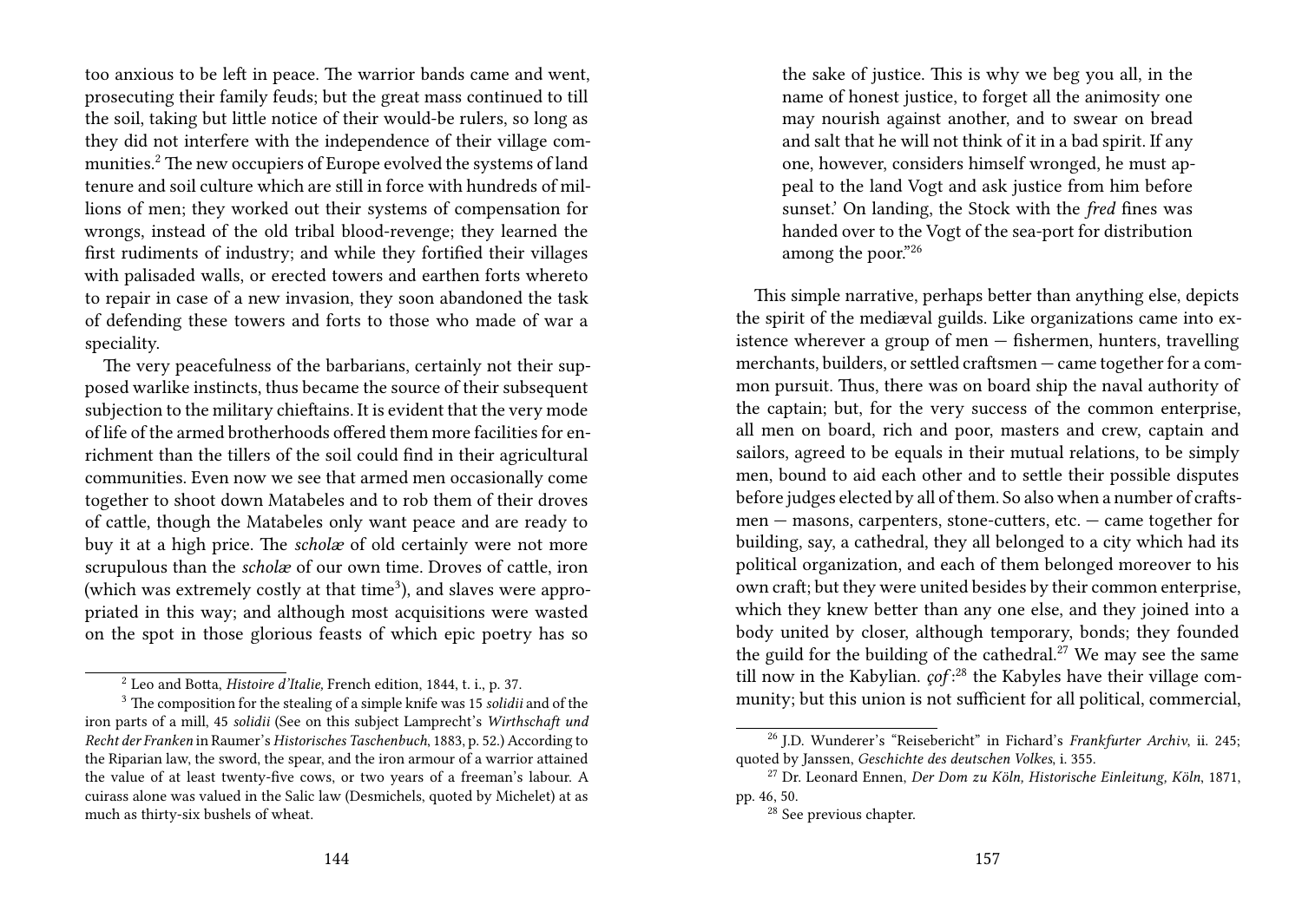too anxious to be left in peace. The warrior bands came and went, prosecuting their family feuds; but the great mass continued to till the soil, taking but little notice of their would-be rulers, so long as they did not interfere with the independence of their village communities.[2] The new occupiers of Europe evolved the systems of land tenure and soil culture which are still in force with hundreds of millions of men; they worked out their systems of compensation for wrongs, instead of the old tribal blood-revenge; they learned the first rudiments of industry; and while they fortified their villages with palisaded walls, or erected towers and earthen forts whereto to repair in case of a new invasion, they soon abandoned the task of defending these towers and forts to those who made of war a speciality.

The very peacefulness of the barbarians, certainly not their supposed warlike instincts, thus became the source of their subsequent subjection to the military chieftains. It is evident that the very mode of life of the armed brotherhoods offered them more facilities for enrichment than the tillers of the soil could find in their agricultural communities. Even now we see that armed men occasionally come together to shoot down Matabeles and to rob them of their droves of cattle, though the Matabeles only want peace and are ready to buy it at a high price. The *scholæ* of old certainly were not more scrupulous than the *scholæ* of our own time. Droves of cattle, iron (which was extremely costly at that time[3]), and slaves were appropriated in this way; and although most acquisitions were wasted on the spot in those glorious feasts of which epic poetry has so

[2] Leo and Botta, *Histoire d'Italie,* French edition, 1844, t. i., p. 37.

[3] The composition for the stealing of a simple knife was 15 *solidii* and of the iron parts of a mill, 45 *solidii* (See on this subject Lamprecht's *Wirthschaft und Recht der Franken* in Raumer's *Historisches Taschenbuch*, 1883, p. 52.) According to the Riparian law, the sword, the spear, and the iron armour of a warrior attained the value of at least twenty-five cows, or two years of a freeman's labour. A cuirass alone was valued in the Salic law (Desmichels, quoted by Michelet) at as much as thirty-six bushels of wheat.

> the sake of justice. This is why we beg you all, in the name of honest justice, to forget all the animosity one may nourish against another, and to swear on bread and salt that he will not think of it in a bad spirit. If any one, however, considers himself wronged, he must appeal to the land Vogt and ask justice from him before sunset.' On landing, the Stock with the *fred* fines was handed over to the Vogt of the sea-port for distribution among the poor."[26]

This simple narrative, perhaps better than anything else, depicts the spirit of the mediæval guilds. Like organizations came into existence wherever a group of men — fishermen, hunters, travelling merchants, builders, or settled craftsmen — came together for a common pursuit. Thus, there was on board ship the naval authority of the captain; but, for the very success of the common enterprise, all men on board, rich and poor, masters and crew, captain and sailors, agreed to be equals in their mutual relations, to be simply men, bound to aid each other and to settle their possible disputes before judges elected by all of them. So also when a number of craftsmen — masons, carpenters, stone-cutters, etc. — came together for building, say, a cathedral, they all belonged to a city which had its political organization, and each of them belonged moreover to his own craft; but they were united besides by their common enterprise, which they knew better than any one else, and they joined into a body united by closer, although temporary, bonds; they founded the guild for the building of the cathedral.[27] We may see the same till now in the Kabylian. *çof*:[28] the Kabyles have their village community; but this union is not sufficient for all political, commercial,

[26] J.D. Wunderer's "Reisebericht" in Fichard's *Frankfurter Archiv*, ii. 245; quoted by Janssen, *Geschichte des deutschen Volkes*, i. 355.

[27] Dr. Leonard Ennen, *Der Dom zu Köln, Historische Einleitung, Köln*, 1871, pp. 46, 50.

[28] See previous chapter.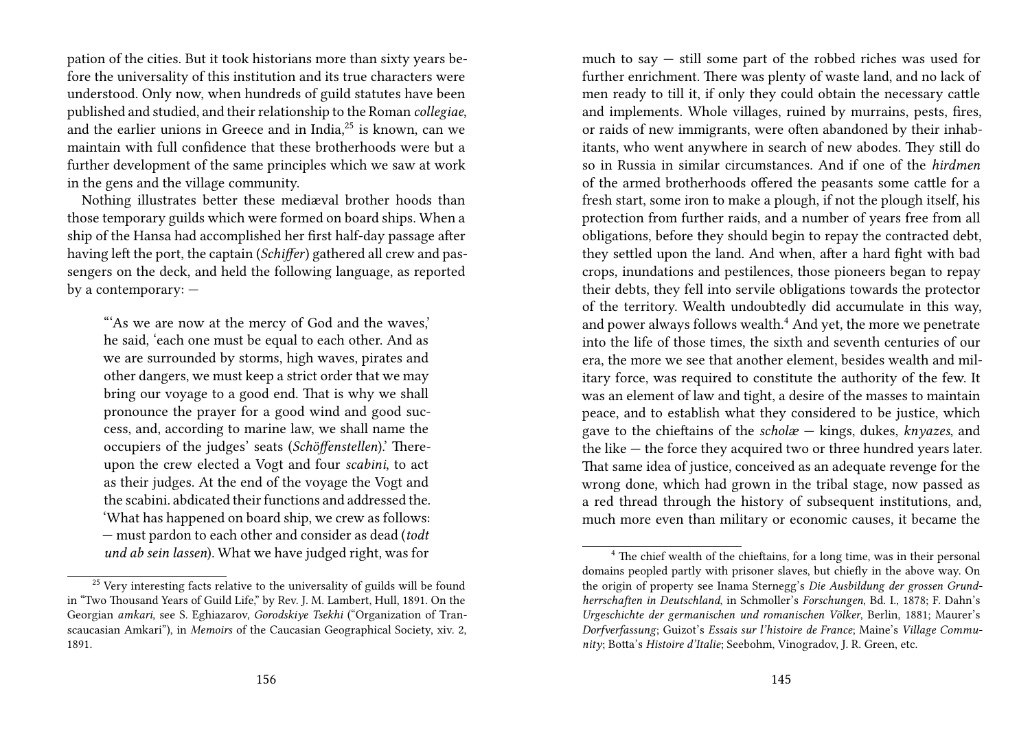pation of the cities. But it took historians more than sixty years before the universality of this institution and its true characters were understood. Only now, when hundreds of guild statutes have been published and studied, and their relationship to the Roman *collegiae*, and the earlier unions in Greece and in India,[25] is known, can we maintain with full confidence that these brotherhoods were but a further development of the same principles which we saw at work in the gens and the village community.

Nothing illustrates better these mediæval brother hoods than those temporary guilds which were formed on board ships. When a ship of the Hansa had accomplished her first half-day passage after having left the port, the captain (*Schiffer*) gathered all crew and passengers on the deck, and held the following language, as reported by a contemporary: —

> "'As we are now at the mercy of God and the waves,' he said, 'each one must be equal to each other. And as we are surrounded by storms, high waves, pirates and other dangers, we must keep a strict order that we may bring our voyage to a good end. That is why we shall pronounce the prayer for a good wind and good success, and, according to marine law, we shall name the occupiers of the judges' seats (*Schöffenstellen*).' Thereupon the crew elected a Vogt and four *scabini*, to act as their judges. At the end of the voyage the Vogt and the scabini. abdicated their functions and addressed the. 'What has happened on board ship, we crew as follows: — must pardon to each other and consider as dead (*todt und ab sein lassen*). What we have judged right, was for

[25] Very interesting facts relative to the universality of guilds will be found in "Two Thousand Years of Guild Life," by Rev. J. M. Lambert, Hull, 1891. On the Georgian *amkari*, see S. Eghiazarov, *Gorodskiye Tsekhi* ("Organization of Transcaucasian Amkari"), in *Memoirs* of the Caucasian Geographical Society, xiv. 2, 1891.

much to say — still some part of the robbed riches was used for further enrichment. There was plenty of waste land, and no lack of men ready to till it, if only they could obtain the necessary cattle and implements. Whole villages, ruined by murrains, pests, fires, or raids of new immigrants, were often abandoned by their inhabitants, who went anywhere in search of new abodes. They still do so in Russia in similar circumstances. And if one of the *hirdmen* of the armed brotherhoods offered the peasants some cattle for a fresh start, some iron to make a plough, if not the plough itself, his protection from further raids, and a number of years free from all obligations, before they should begin to repay the contracted debt, they settled upon the land. And when, after a hard fight with bad crops, inundations and pestilences, those pioneers began to repay their debts, they fell into servile obligations towards the protector of the territory. Wealth undoubtedly did accumulate in this way, and power always follows wealth.[4] And yet, the more we penetrate into the life of those times, the sixth and seventh centuries of our era, the more we see that another element, besides wealth and military force, was required to constitute the authority of the few. It was an element of law and tight, a desire of the masses to maintain peace, and to establish what they considered to be justice, which gave to the chieftains of the *scholæ* — kings, dukes, *knyazes*, and the like — the force they acquired two or three hundred years later. That same idea of justice, conceived as an adequate revenge for the wrong done, which had grown in the tribal stage, now passed as a red thread through the history of subsequent institutions, and, much more even than military or economic causes, it became the

[4] The chief wealth of the chieftains, for a long time, was in their personal domains peopled partly with prisoner slaves, but chiefly in the above way. On the origin of property see Inama Sternegg's *Die Ausbildung der grossen Grundherrschaften in Deutschland*, in Schmoller's *Forschungen*, Bd. I., 1878; F. Dahn's *Urgeschichte der germanischen und romanischen Völker*, Berlin, 1881; Maurer's *Dorfverfassung*; Guizot's *Essais sur l'histoire de France*; Maine's *Village Community*; Botta's *Histoire d'Italie*; Seebohm, Vinogradov, J. R. Green, etc.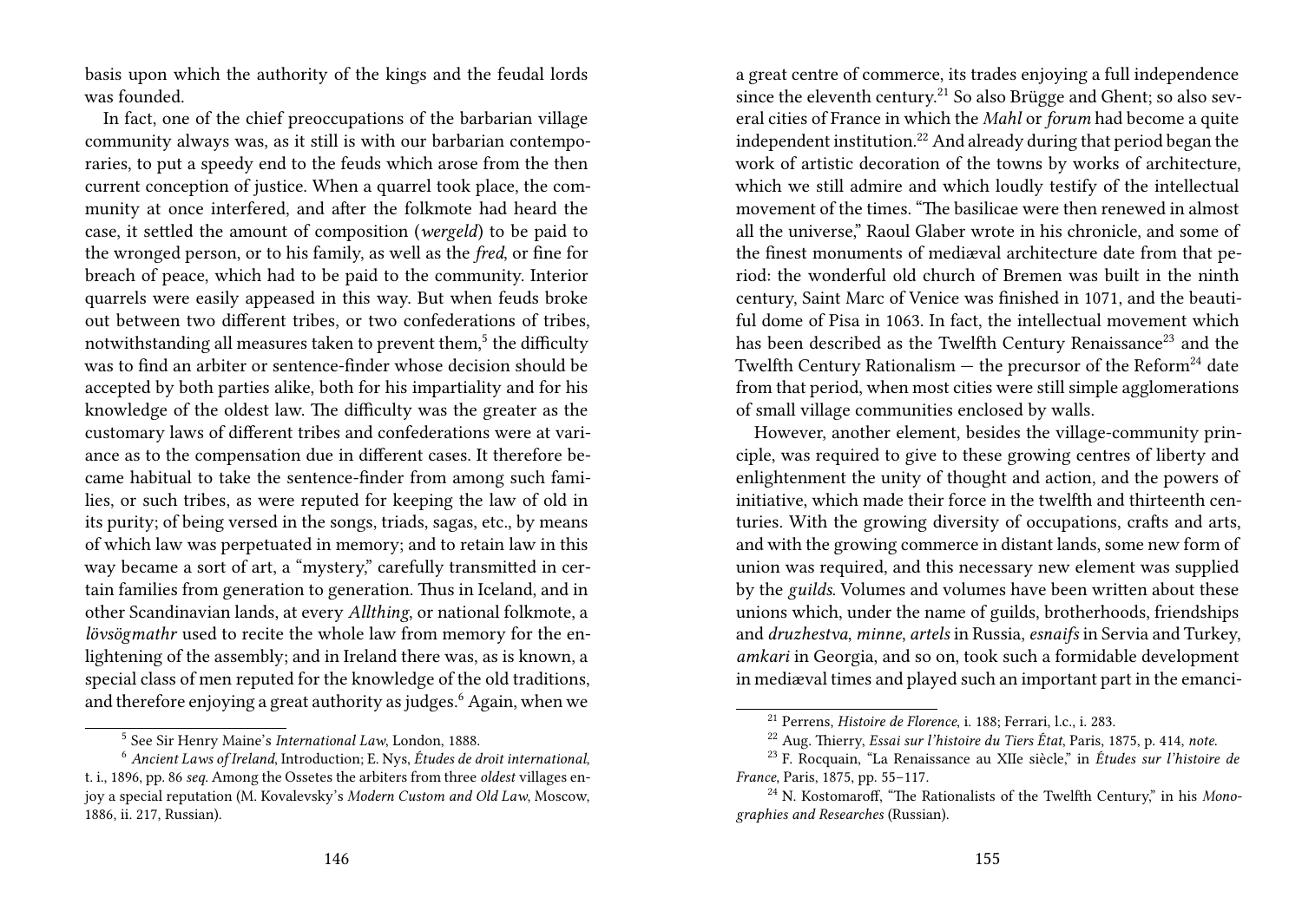basis upon which the authority of the kings and the feudal lords was founded.

In fact, one of the chief preoccupations of the barbarian village community always was, as it still is with our barbarian contemporaries, to put a speedy end to the feuds which arose from the then current conception of justice. When a quarrel took place, the community at once interfered, and after the folkmote had heard the case, it settled the amount of composition (*wergeld*) to be paid to the wronged person, or to his family, as well as the *fred*, or fine for breach of peace, which had to be paid to the community. Interior quarrels were easily appeased in this way. But when feuds broke out between two different tribes, or two confederations of tribes, notwithstanding all measures taken to prevent them,[5] the difficulty was to find an arbiter or sentence-finder whose decision should be accepted by both parties alike, both for his impartiality and for his knowledge of the oldest law. The difficulty was the greater as the customary laws of different tribes and confederations were at variance as to the compensation due in different cases. It therefore became habitual to take the sentence-finder from among such families, or such tribes, as were reputed for keeping the law of old in its purity; of being versed in the songs, triads, sagas, etc., by means of which law was perpetuated in memory; and to retain law in this way became a sort of art, a "mystery," carefully transmitted in certain families from generation to generation. Thus in Iceland, and in other Scandinavian lands, at every *Allthing*, or national folkmote, a *lövsögmathr* used to recite the whole law from memory for the enlightening of the assembly; and in Ireland there was, as is known, a special class of men reputed for the knowledge of the old traditions, and therefore enjoying a great authority as judges.[6] Again, when we

[5] See Sir Henry Maine's *International Law*, London, 1888.

[6] *Ancient Laws of Ireland*, Introduction; E. Nys, *Études de droit international*, t. i., 1896, pp. 86 *seq.* Among the Ossetes the arbiters from three *oldest* villages enjoy a special reputation (M. Kovalevsky's *Modern Custom and Old Law*, Moscow, 1886, ii. 217, Russian).

a great centre of commerce, its trades enjoying a full independence since the eleventh century.[21] So also Brügge and Ghent; so also several cities of France in which the *Mahl* or *forum* had become a quite independent institution.[22] And already during that period began the work of artistic decoration of the towns by works of architecture, which we still admire and which loudly testify of the intellectual movement of the times. "The basilicae were then renewed in almost all the universe," Raoul Glaber wrote in his chronicle, and some of the finest monuments of mediæval architecture date from that period: the wonderful old church of Bremen was built in the ninth century, Saint Marc of Venice was finished in 1071, and the beautiful dome of Pisa in 1063. In fact, the intellectual movement which has been described as the Twelfth Century Renaissance[23] and the Twelfth Century Rationalism — the precursor of the Reform[24] date from that period, when most cities were still simple agglomerations of small village communities enclosed by walls.

However, another element, besides the village-community principle, was required to give to these growing centres of liberty and enlightenment the unity of thought and action, and the powers of initiative, which made their force in the twelfth and thirteenth centuries. With the growing diversity of occupations, crafts and arts, and with the growing commerce in distant lands, some new form of union was required, and this necessary new element was supplied by the *guilds*. Volumes and volumes have been written about these unions which, under the name of guilds, brotherhoods, friendships and *druzhestva*, *minne*, *artels* in Russia, *esnaifs* in Servia and Turkey, *amkari* in Georgia, and so on, took such a formidable development in mediæval times and played such an important part in the emanci-

[21] Perrens, *Histoire de Florence*, i. 188; Ferrari, l.c., i. 283.

[22] Aug. Thierry, *Essai sur l'histoire du Tiers État*, Paris, 1875, p. 414, *note*.

[23] F. Rocquain, "La Renaissance au XIIe siècle," in *Études sur l'histoire de France*, Paris, 1875, pp. 55–117.

[24] N. Kostomaroff, "The Rationalists of the Twelfth Century," in his *Monographies and Researches* (Russian).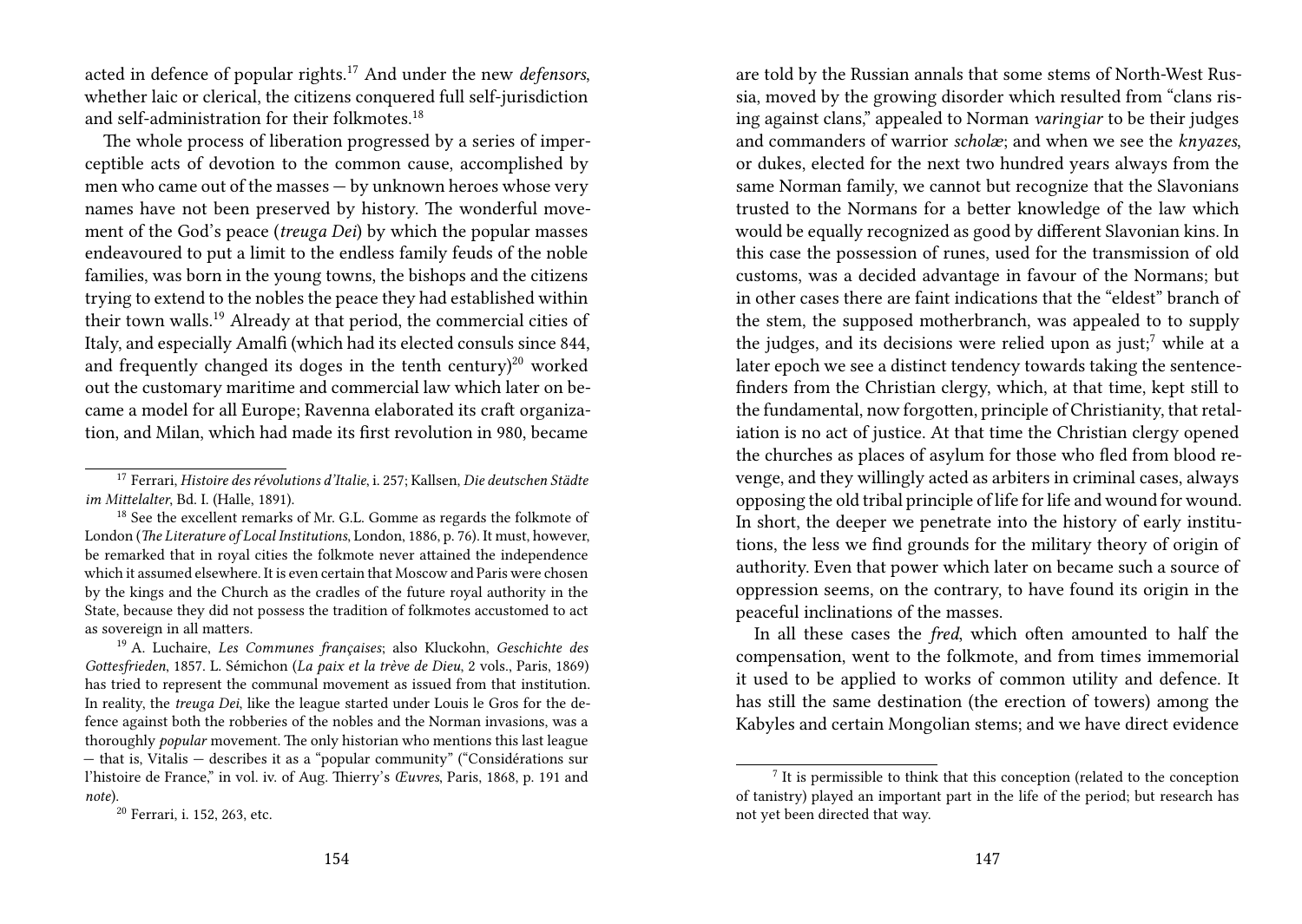acted in defence of popular rights.[17] And under the new *defensors*, whether laic or clerical, the citizens conquered full self-jurisdiction and self-administration for their folkmotes.[18]

The whole process of liberation progressed by a series of imperceptible acts of devotion to the common cause, accomplished by men who came out of the masses — by unknown heroes whose very names have not been preserved by history. The wonderful movement of the God's peace (*treuga Dei*) by which the popular masses endeavoured to put a limit to the endless family feuds of the noble families, was born in the young towns, the bishops and the citizens trying to extend to the nobles the peace they had established within their town walls.[19] Already at that period, the commercial cities of Italy, and especially Amalfi (which had its elected consuls since 844, and frequently changed its doges in the tenth century)[20] worked out the customary maritime and commercial law which later on became a model for all Europe; Ravenna elaborated its craft organization, and Milan, which had made its first revolution in 980, became

[17] Ferrari, *Histoire des révolutions d'Italie*, i. 257; Kallsen, *Die deutschen Städte im Mittelalter*, Bd. I. (Halle, 1891).

[18] See the excellent remarks of Mr. G.L. Gomme as regards the folkmote of London (*The Literature of Local Institutions*, London, 1886, p. 76). It must, however, be remarked that in royal cities the folkmote never attained the independence which it assumed elsewhere. It is even certain that Moscow and Paris were chosen by the kings and the Church as the cradles of the future royal authority in the State, because they did not possess the tradition of folkmotes accustomed to act as sovereign in all matters.

[19] A. Luchaire, *Les Communes françaises*; also Kluckohn, *Geschichte des Gottesfrieden*, 1857. L. Sémichon (*La paix et la trève de Dieu*, 2 vols., Paris, 1869) has tried to represent the communal movement as issued from that institution. In reality, the *treuga Dei*, like the league started under Louis le Gros for the defence against both the robberies of the nobles and the Norman invasions, was a thoroughly *popular* movement. The only historian who mentions this last league — that is, Vitalis — describes it as a "popular community" ("Considérations sur l'histoire de France," in vol. iv. of Aug. Thierry's *Œuvres*, Paris, 1868, p. 191 and *note*).

[20] Ferrari, i. 152, 263, etc.

are told by the Russian annals that some stems of North-West Russia, moved by the growing disorder which resulted from "clans rising against clans," appealed to Norman *varingiar* to be their judges and commanders of warrior *scholæ*; and when we see the *knyazes*, or dukes, elected for the next two hundred years always from the same Norman family, we cannot but recognize that the Slavonians trusted to the Normans for a better knowledge of the law which would be equally recognized as good by different Slavonian kins. In this case the possession of runes, used for the transmission of old customs, was a decided advantage in favour of the Normans; but in other cases there are faint indications that the "eldest" branch of the stem, the supposed motherbranch, was appealed to to supply the judges, and its decisions were relied upon as just;[7] while at a later epoch we see a distinct tendency towards taking the sentence-finders from the Christian clergy, which, at that time, kept still to the fundamental, now forgotten, principle of Christianity, that retaliation is no act of justice. At that time the Christian clergy opened the churches as places of asylum for those who fled from blood revenge, and they willingly acted as arbiters in criminal cases, always opposing the old tribal principle of life for life and wound for wound. In short, the deeper we penetrate into the history of early institutions, the less we find grounds for the military theory of origin of authority. Even that power which later on became such a source of oppression seems, on the contrary, to have found its origin in the peaceful inclinations of the masses.

In all these cases the *fred*, which often amounted to half the compensation, went to the folkmote, and from times immemorial it used to be applied to works of common utility and defence. It has still the same destination (the erection of towers) among the Kabyles and certain Mongolian stems; and we have direct evidence

[7] It is permissible to think that this conception (related to the conception of tanistry) played an important part in the life of the period; but research has not yet been directed that way.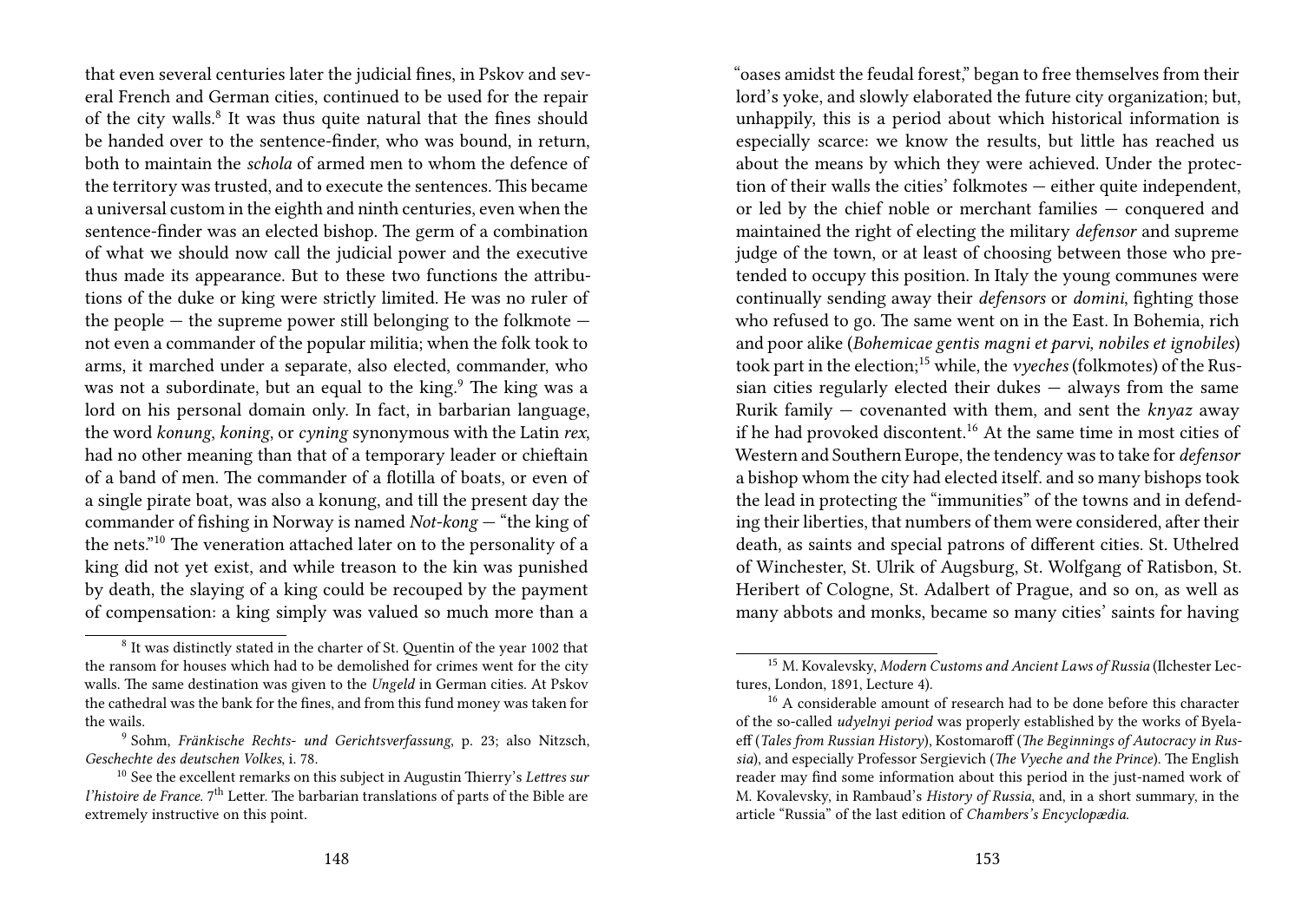that even several centuries later the judicial fines, in Pskov and several French and German cities, continued to be used for the repair of the city walls.[8] It was thus quite natural that the fines should be handed over to the sentence-finder, who was bound, in return, both to maintain the *schola* of armed men to whom the defence of the territory was trusted, and to execute the sentences. This became a universal custom in the eighth and ninth centuries, even when the sentence-finder was an elected bishop. The germ of a combination of what we should now call the judicial power and the executive thus made its appearance. But to these two functions the attributions of the duke or king were strictly limited. He was no ruler of the people — the supreme power still belonging to the folkmote — not even a commander of the popular militia; when the folk took to arms, it marched under a separate, also elected, commander, who was not a subordinate, but an equal to the king.[9] The king was a lord on his personal domain only. In fact, in barbarian language, the word *konung*, *koning*, or *cyning* synonymous with the Latin *rex*, had no other meaning than that of a temporary leader or chieftain of a band of men. The commander of a flotilla of boats, or even of a single pirate boat, was also a konung, and till the present day the commander of fishing in Norway is named *Not-kong* — "the king of the nets."[10] The veneration attached later on to the personality of a king did not yet exist, and while treason to the kin was punished by death, the slaying of a king could be recouped by the payment of compensation: a king simply was valued so much more than a

[8] It was distinctly stated in the charter of St. Quentin of the year 1002 that the ransom for houses which had to be demolished for crimes went for the city walls. The same destination was given to the *Ungeld* in German cities. At Pskov the cathedral was the bank for the fines, and from this fund money was taken for the wails.

[9] Sohm, *Fränkische Rechts- und Gerichtsverfassung*, p. 23; also Nitzsch, *Geschechte des deutschen Volkes*, i. 78.

[10] See the excellent remarks on this subject in Augustin Thierry's *Lettres sur l'histoire de France.* 7[th] Letter. The barbarian translations of parts of the Bible are extremely instructive on this point.

"oases amidst the feudal forest," began to free themselves from their lord's yoke, and slowly elaborated the future city organization; but, unhappily, this is a period about which historical information is especially scarce: we know the results, but little has reached us about the means by which they were achieved. Under the protection of their walls the cities' folkmotes — either quite independent, or led by the chief noble or merchant families — conquered and maintained the right of electing the military *defensor* and supreme judge of the town, or at least of choosing between those who pretended to occupy this position. In Italy the young communes were continually sending away their *defensors* or *domini*, fighting those who refused to go. The same went on in the East. In Bohemia, rich and poor alike (*Bohemicae gentis magni et parvi, nobiles et ignobiles*) took part in the election;[15] while, the *vyeches* (folkmotes) of the Russian cities regularly elected their dukes — always from the same Rurik family — covenanted with them, and sent the *knyaz* away if he had provoked discontent.[16] At the same time in most cities of Western and Southern Europe, the tendency was to take for *defensor* a bishop whom the city had elected itself. and so many bishops took the lead in protecting the "immunities" of the towns and in defending their liberties, that numbers of them were considered, after their death, as saints and special patrons of different cities. St. Uthelred of Winchester, St. Ulrik of Augsburg, St. Wolfgang of Ratisbon, St. Heribert of Cologne, St. Adalbert of Prague, and so on, as well as many abbots and monks, became so many cities' saints for having

[15] M. Kovalevsky, *Modern Customs and Ancient Laws of Russia* (Ilchester Lectures, London, 1891, Lecture 4).

[16] A considerable amount of research had to be done before this character of the so-called *udyelnyi period* was properly established by the works of Byelaeff (*Tales from Russian History*), Kostomaroff (*The Beginnings of Autocracy in Russia*), and especially Professor Sergievich (*The Vyeche and the Prince*). The English reader may find some information about this period in the just-named work of M. Kovalevsky, in Rambaud's *History of Russia*, and, in a short summary, in the article "Russia" of the last edition of *Chambers's Encyclopædia*.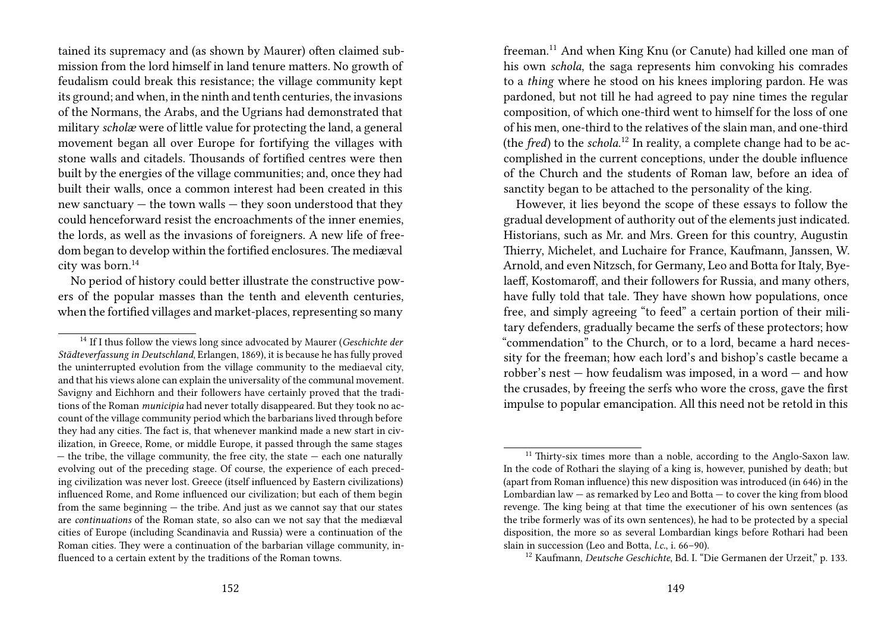tained its supremacy and (as shown by Maurer) often claimed submission from the lord himself in land tenure matters. No growth of feudalism could break this resistance; the village community kept its ground; and when, in the ninth and tenth centuries, the invasions of the Normans, the Arabs, and the Ugrians had demonstrated that military *scholæ* were of little value for protecting the land, a general movement began all over Europe for fortifying the villages with stone walls and citadels. Thousands of fortified centres were then built by the energies of the village communities; and, once they had built their walls, once a common interest had been created in this new sanctuary — the town walls — they soon understood that they could henceforward resist the encroachments of the inner enemies, the lords, as well as the invasions of foreigners. A new life of freedom began to develop within the fortified enclosures. The mediæval city was born.[14]

No period of history could better illustrate the constructive powers of the popular masses than the tenth and eleventh centuries, when the fortified villages and market-places, representing so many

[14] If I thus follow the views long since advocated by Maurer (*Geschichte der Städteverfassung in Deutschland*, Erlangen, 1869), it is because he has fully proved the uninterrupted evolution from the village community to the mediaeval city, and that his views alone can explain the universality of the communal movement. Savigny and Eichhorn and their followers have certainly proved that the traditions of the Roman *municipia* had never totally disappeared. But they took no account of the village community period which the barbarians lived through before they had any cities. The fact is, that whenever mankind made a new start in civilization, in Greece, Rome, or middle Europe, it passed through the same stages — the tribe, the village community, the free city, the state — each one naturally evolving out of the preceding stage. Of course, the experience of each preceding civilization was never lost. Greece (itself influenced by Eastern civilizations) influenced Rome, and Rome influenced our civilization; but each of them begin from the same beginning — the tribe. And just as we cannot say that our states are *continuations* of the Roman state, so also can we not say that the mediæval cities of Europe (including Scandinavia and Russia) were a continuation of the Roman cities. They were a continuation of the barbarian village community, influenced to a certain extent by the traditions of the Roman towns.

freeman.[11] And when King Knu (or Canute) had killed one man of his own *schola*, the saga represents him convoking his comrades to a *thing* where he stood on his knees imploring pardon. He was pardoned, but not till he had agreed to pay nine times the regular composition, of which one-third went to himself for the loss of one of his men, one-third to the relatives of the slain man, and one-third (the *fred*) to the *schola*.[12] In reality, a complete change had to be accomplished in the current conceptions, under the double influence of the Church and the students of Roman law, before an idea of sanctity began to be attached to the personality of the king.

However, it lies beyond the scope of these essays to follow the gradual development of authority out of the elements just indicated. Historians, such as Mr. and Mrs. Green for this country, Augustin Thierry, Michelet, and Luchaire for France, Kaufmann, Janssen, W. Arnold, and even Nitzsch, for Germany, Leo and Botta for Italy, Byelaeff, Kostomaroff, and their followers for Russia, and many others, have fully told that tale. They have shown how populations, once free, and simply agreeing "to feed" a certain portion of their military defenders, gradually became the serfs of these protectors; how "commendation" to the Church, or to a lord, became a hard necessity for the freeman; how each lord's and bishop's castle became a robber's nest — how feudalism was imposed, in a word — and how the crusades, by freeing the serfs who wore the cross, gave the first impulse to popular emancipation. All this need not be retold in this

[11] Thirty-six times more than a noble, according to the Anglo-Saxon law. In the code of Rothari the slaying of a king is, however, punished by death; but (apart from Roman influence) this new disposition was introduced (in 646) in the Lombardian law — as remarked by Leo and Botta — to cover the king from blood revenge. The king being at that time the executioner of his own sentences (as the tribe formerly was of its own sentences), he had to be protected by a special disposition, the more so as several Lombardian kings before Rothari had been slain in succession (Leo and Botta, *l.c.*, i. 66–90).

[12] Kaufmann, *Deutsche Geschichte*, Bd. I. "Die Germanen der Urzeit," p. 133.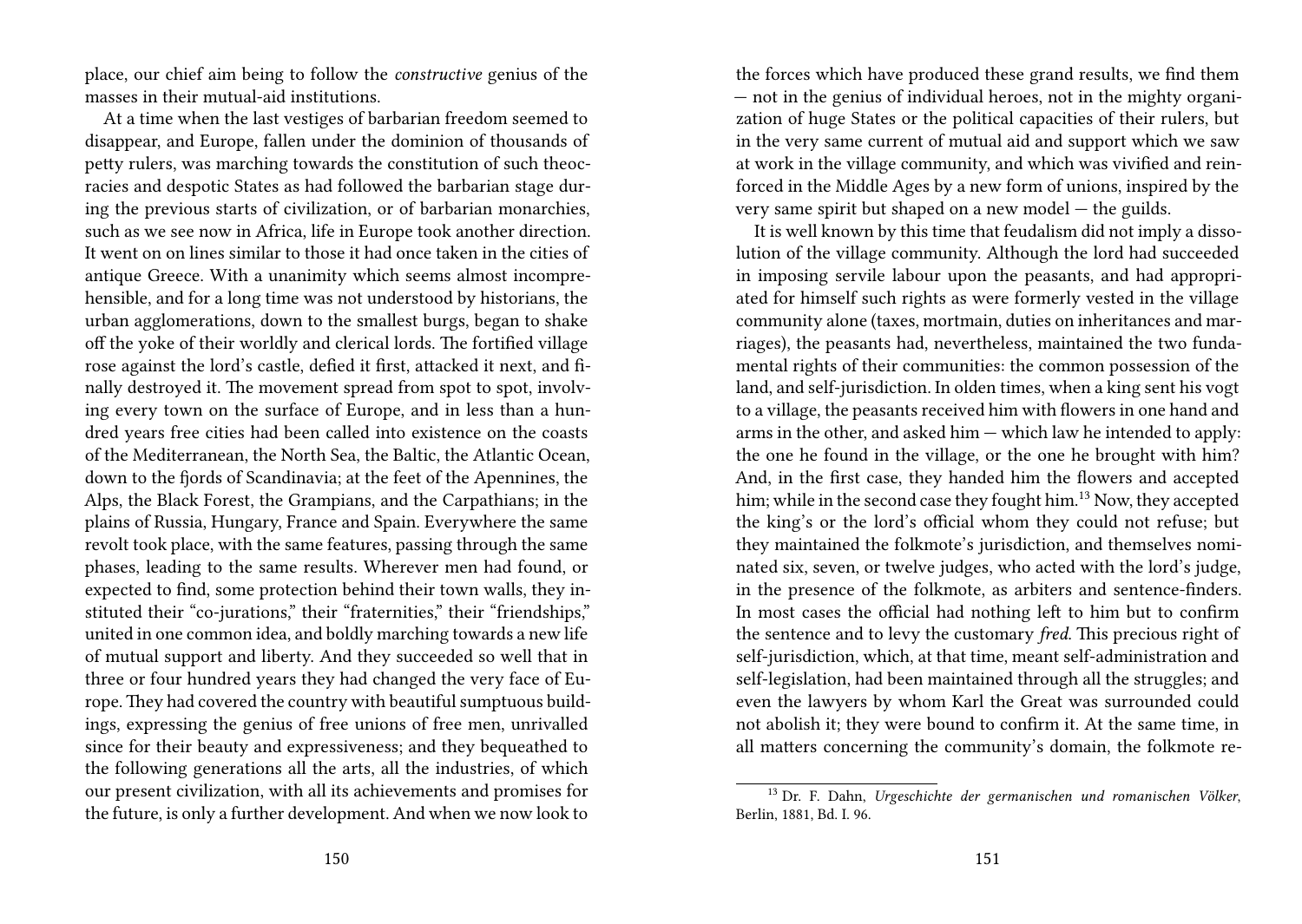place, our chief aim being to follow the *constructive* genius of the masses in their mutual-aid institutions.

At a time when the last vestiges of barbarian freedom seemed to disappear, and Europe, fallen under the dominion of thousands of petty rulers, was marching towards the constitution of such theocracies and despotic States as had followed the barbarian stage during the previous starts of civilization, or of barbarian monarchies, such as we see now in Africa, life in Europe took another direction. It went on on lines similar to those it had once taken in the cities of antique Greece. With a unanimity which seems almost incomprehensible, and for a long time was not understood by historians, the urban agglomerations, down to the smallest burgs, began to shake off the yoke of their worldly and clerical lords. The fortified village rose against the lord's castle, defied it first, attacked it next, and finally destroyed it. The movement spread from spot to spot, involving every town on the surface of Europe, and in less than a hundred years free cities had been called into existence on the coasts of the Mediterranean, the North Sea, the Baltic, the Atlantic Ocean, down to the fjords of Scandinavia; at the feet of the Apennines, the Alps, the Black Forest, the Grampians, and the Carpathians; in the plains of Russia, Hungary, France and Spain. Everywhere the same revolt took place, with the same features, passing through the same phases, leading to the same results. Wherever men had found, or expected to find, some protection behind their town walls, they instituted their "co-jurations," their "fraternities," their "friendships," united in one common idea, and boldly marching towards a new life of mutual support and liberty. And they succeeded so well that in three or four hundred years they had changed the very face of Europe. They had covered the country with beautiful sumptuous buildings, expressing the genius of free unions of free men, unrivalled since for their beauty and expressiveness; and they bequeathed to the following generations all the arts, all the industries, of which our present civilization, with all its achievements and promises for the future, is only a further development. And when we now look to the forces which have produced these grand results, we find them — not in the genius of individual heroes, not in the mighty organization of huge States or the political capacities of their rulers, but in the very same current of mutual aid and support which we saw at work in the village community, and which was vivified and reinforced in the Middle Ages by a new form of unions, inspired by the very same spirit but shaped on a new model — the guilds.

It is well known by this time that feudalism did not imply a dissolution of the village community. Although the lord had succeeded in imposing servile labour upon the peasants, and had appropriated for himself such rights as were formerly vested in the village community alone (taxes, mortmain, duties on inheritances and marriages), the peasants had, nevertheless, maintained the two fundamental rights of their communities: the common possession of the land, and self-jurisdiction. In olden times, when a king sent his vogt to a village, the peasants received him with flowers in one hand and arms in the other, and asked him — which law he intended to apply: the one he found in the village, or the one he brought with him? And, in the first case, they handed him the flowers and accepted him; while in the second case they fought him.[13] Now, they accepted the king's or the lord's official whom they could not refuse; but they maintained the folkmote's jurisdiction, and themselves nominated six, seven, or twelve judges, who acted with the lord's judge, in the presence of the folkmote, as arbiters and sentence-finders. In most cases the official had nothing left to him but to confirm the sentence and to levy the customary *fred*. This precious right of self-jurisdiction, which, at that time, meant self-administration and self-legislation, had been maintained through all the struggles; and even the lawyers by whom Karl the Great was surrounded could not abolish it; they were bound to confirm it. At the same time, in all matters concerning the community's domain, the folkmote re-

[13] Dr. F. Dahn, *Urgeschichte der germanischen und romanischen Völker*, Berlin, 1881, Bd. I. 96.